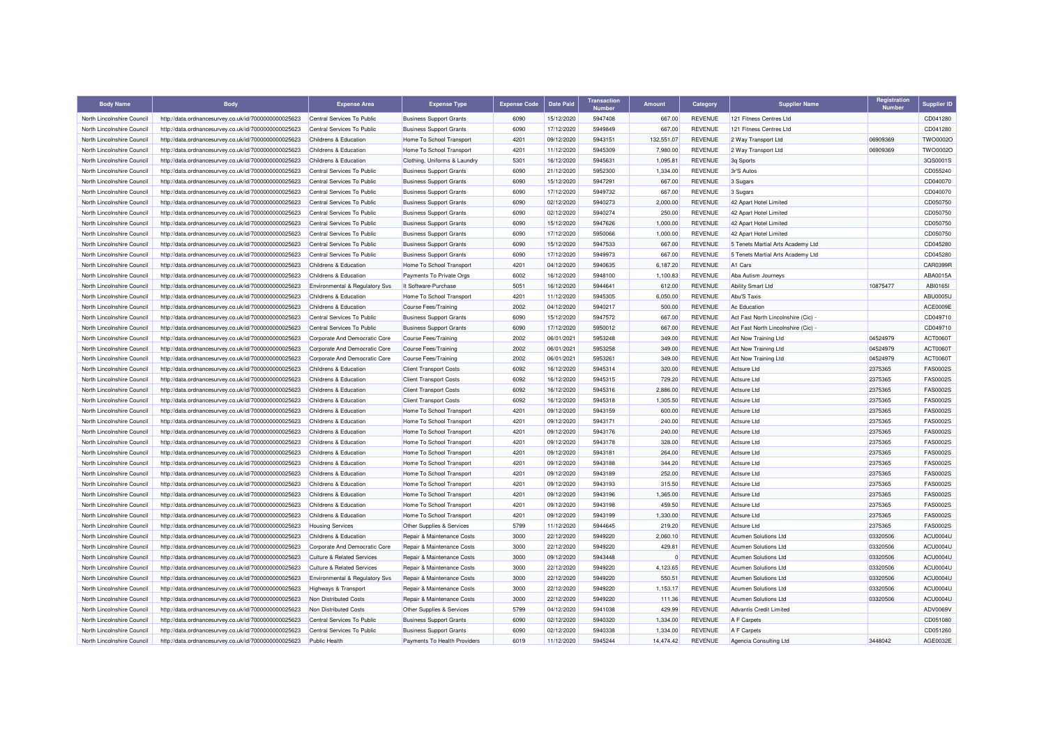| Body Name | Body | Expense Area | Expense Type | Expense Code | Date Paid | Transaction Number | Amount | Category | Supplier Name | Registration Number | Supplier ID |
|---|---|---|---|---|---|---|---|---|---|---|---|
| North Lincolnshire Council | http://data.ordnancesurvey.co.uk/id/7000000000025623 | Central Services To Public | Business Support Grants | 6090 | 15/12/2020 | 5947408 | 667.00 | REVENUE | 121 Fitness Centres Ltd | | CD041280 |
| North Lincolnshire Council | http://data.ordnancesurvey.co.uk/id/7000000000025623 | Central Services To Public | Business Support Grants | 6090 | 17/12/2020 | 5949849 | 667.00 | REVENUE | 121 Fitness Centres Ltd | | CD041280 |
| North Lincolnshire Council | http://data.ordnancesurvey.co.uk/id/7000000000025623 | Childrens & Education | Home To School Transport | 4201 | 09/12/2020 | 5943151 | 132,551.07 | REVENUE | 2 Way Transport Ltd | 06909369 | TWO0002O |
| North Lincolnshire Council | http://data.ordnancesurvey.co.uk/id/7000000000025623 | Childrens & Education | Home To School Transport | 4201 | 11/12/2020 | 5945309 | 7,980.00 | REVENUE | 2 Way Transport Ltd | 06909369 | TWO0002O |
| North Lincolnshire Council | http://data.ordnancesurvey.co.uk/id/7000000000025623 | Childrens & Education | Clothing, Uniforms & Laundry | 5301 | 16/12/2020 | 5945631 | 1,095.81 | REVENUE | 3q Sports | | 3QS0001S |
| North Lincolnshire Council | http://data.ordnancesurvey.co.uk/id/7000000000025623 | Central Services To Public | Business Support Grants | 6090 | 21/12/2020 | 5952300 | 1,334.00 | REVENUE | 3r'S Autos | | CD055240 |
| North Lincolnshire Council | http://data.ordnancesurvey.co.uk/id/7000000000025623 | Central Services To Public | Business Support Grants | 6090 | 15/12/2020 | 5947291 | 667.00 | REVENUE | 3 Sugars | | CD040070 |
| North Lincolnshire Council | http://data.ordnancesurvey.co.uk/id/7000000000025623 | Central Services To Public | Business Support Grants | 6090 | 17/12/2020 | 5949732 | 667.00 | REVENUE | 3 Sugars | | CD040070 |
| North Lincolnshire Council | http://data.ordnancesurvey.co.uk/id/7000000000025623 | Central Services To Public | Business Support Grants | 6090 | 02/12/2020 | 5940273 | 2,000.00 | REVENUE | 42 Apart Hotel Limited | | CD050750 |
| North Lincolnshire Council | http://data.ordnancesurvey.co.uk/id/7000000000025623 | Central Services To Public | Business Support Grants | 6090 | 02/12/2020 | 5940274 | 250.00 | REVENUE | 42 Apart Hotel Limited | | CD050750 |
| North Lincolnshire Council | http://data.ordnancesurvey.co.uk/id/7000000000025623 | Central Services To Public | Business Support Grants | 6090 | 15/12/2020 | 5947626 | 1,000.00 | REVENUE | 42 Apart Hotel Limited | | CD050750 |
| North Lincolnshire Council | http://data.ordnancesurvey.co.uk/id/7000000000025623 | Central Services To Public | Business Support Grants | 6090 | 17/12/2020 | 5950066 | 1,000.00 | REVENUE | 42 Apart Hotel Limited | | CD050750 |
| North Lincolnshire Council | http://data.ordnancesurvey.co.uk/id/7000000000025623 | Central Services To Public | Business Support Grants | 6090 | 15/12/2020 | 5947533 | 667.00 | REVENUE | 5 Tenets Martial Arts Academy Ltd | | CD045280 |
| North Lincolnshire Council | http://data.ordnancesurvey.co.uk/id/7000000000025623 | Central Services To Public | Business Support Grants | 6090 | 17/12/2020 | 5949973 | 667.00 | REVENUE | 5 Tenets Martial Arts Academy Ltd | | CD045280 |
| North Lincolnshire Council | http://data.ordnancesurvey.co.uk/id/7000000000025623 | Childrens & Education | Home To School Transport | 4201 | 04/12/2020 | 5940635 | 6,187.20 | REVENUE | A1 Cars | | CAR0399R |
| North Lincolnshire Council | http://data.ordnancesurvey.co.uk/id/7000000000025623 | Childrens & Education | Payments To Private Orgs | 6002 | 16/12/2020 | 5948100 | 1,100.83 | REVENUE | Aba Autism Journeys | | ABA0015A |
| North Lincolnshire Council | http://data.ordnancesurvey.co.uk/id/7000000000025623 | Environmental & Regulatory Svs | It Software-Purchase | 5051 | 16/12/2020 | 5944641 | 612.00 | REVENUE | Ability Smart Ltd | 10875477 | ABI0165I |
| North Lincolnshire Council | http://data.ordnancesurvey.co.uk/id/7000000000025623 | Childrens & Education | Home To School Transport | 4201 | 11/12/2020 | 5945305 | 6,050.00 | REVENUE | Abu'S Taxis | | ABU0005U |
| North Lincolnshire Council | http://data.ordnancesurvey.co.uk/id/7000000000025623 | Childrens & Education | Course Fees/Training | 2002 | 04/12/2020 | 5940217 | 500.00 | REVENUE | Ac Education | | ACE0009E |
| North Lincolnshire Council | http://data.ordnancesurvey.co.uk/id/7000000000025623 | Central Services To Public | Business Support Grants | 6090 | 15/12/2020 | 5947572 | 667.00 | REVENUE | Act Fast North Lincolnshire (Cic) - | | CD049710 |
| North Lincolnshire Council | http://data.ordnancesurvey.co.uk/id/7000000000025623 | Central Services To Public | Business Support Grants | 6090 | 17/12/2020 | 5950012 | 667.00 | REVENUE | Act Fast North Lincolnshire (Cic) - | | CD049710 |
| North Lincolnshire Council | http://data.ordnancesurvey.co.uk/id/7000000000025623 | Corporate And Democratic Core | Course Fees/Training | 2002 | 06/01/2021 | 5953248 | 349.00 | REVENUE | Act Now Training Ltd | 04524979 | ACT0060T |
| North Lincolnshire Council | http://data.ordnancesurvey.co.uk/id/7000000000025623 | Corporate And Democratic Core | Course Fees/Training | 2002 | 06/01/2021 | 5953258 | 349.00 | REVENUE | Act Now Training Ltd | 04524979 | ACT0060T |
| North Lincolnshire Council | http://data.ordnancesurvey.co.uk/id/7000000000025623 | Corporate And Democratic Core | Course Fees/Training | 2002 | 06/01/2021 | 5953261 | 349.00 | REVENUE | Act Now Training Ltd | 04524979 | ACT0060T |
| North Lincolnshire Council | http://data.ordnancesurvey.co.uk/id/7000000000025623 | Childrens & Education | Client Transport Costs | 6092 | 16/12/2020 | 5945314 | 320.00 | REVENUE | Actsure Ltd | 2375365 | FAS0002S |
| North Lincolnshire Council | http://data.ordnancesurvey.co.uk/id/7000000000025623 | Childrens & Education | Client Transport Costs | 6092 | 16/12/2020 | 5945315 | 729.20 | REVENUE | Actsure Ltd | 2375365 | FAS0002S |
| North Lincolnshire Council | http://data.ordnancesurvey.co.uk/id/7000000000025623 | Childrens & Education | Client Transport Costs | 6092 | 16/12/2020 | 5945316 | 2,886.00 | REVENUE | Actsure Ltd | 2375365 | FAS0002S |
| North Lincolnshire Council | http://data.ordnancesurvey.co.uk/id/7000000000025623 | Childrens & Education | Client Transport Costs | 6092 | 16/12/2020 | 5945318 | 1,305.50 | REVENUE | Actsure Ltd | 2375365 | FAS0002S |
| North Lincolnshire Council | http://data.ordnancesurvey.co.uk/id/7000000000025623 | Childrens & Education | Home To School Transport | 4201 | 09/12/2020 | 5943159 | 600.00 | REVENUE | Actsure Ltd | 2375365 | FAS0002S |
| North Lincolnshire Council | http://data.ordnancesurvey.co.uk/id/7000000000025623 | Childrens & Education | Home To School Transport | 4201 | 09/12/2020 | 5943171 | 240.00 | REVENUE | Actsure Ltd | 2375365 | FAS0002S |
| North Lincolnshire Council | http://data.ordnancesurvey.co.uk/id/7000000000025623 | Childrens & Education | Home To School Transport | 4201 | 09/12/2020 | 5943176 | 240.00 | REVENUE | Actsure Ltd | 2375365 | FAS0002S |
| North Lincolnshire Council | http://data.ordnancesurvey.co.uk/id/7000000000025623 | Childrens & Education | Home To School Transport | 4201 | 09/12/2020 | 5943178 | 328.00 | REVENUE | Actsure Ltd | 2375365 | FAS0002S |
| North Lincolnshire Council | http://data.ordnancesurvey.co.uk/id/7000000000025623 | Childrens & Education | Home To School Transport | 4201 | 09/12/2020 | 5943181 | 264.00 | REVENUE | Actsure Ltd | 2375365 | FAS0002S |
| North Lincolnshire Council | http://data.ordnancesurvey.co.uk/id/7000000000025623 | Childrens & Education | Home To School Transport | 4201 | 09/12/2020 | 5943188 | 344.20 | REVENUE | Actsure Ltd | 2375365 | FAS0002S |
| North Lincolnshire Council | http://data.ordnancesurvey.co.uk/id/7000000000025623 | Childrens & Education | Home To School Transport | 4201 | 09/12/2020 | 5943189 | 252.00 | REVENUE | Actsure Ltd | 2375365 | FAS0002S |
| North Lincolnshire Council | http://data.ordnancesurvey.co.uk/id/7000000000025623 | Childrens & Education | Home To School Transport | 4201 | 09/12/2020 | 5943193 | 315.50 | REVENUE | Actsure Ltd | 2375365 | FAS0002S |
| North Lincolnshire Council | http://data.ordnancesurvey.co.uk/id/7000000000025623 | Childrens & Education | Home To School Transport | 4201 | 09/12/2020 | 5943196 | 1,365.00 | REVENUE | Actsure Ltd | 2375365 | FAS0002S |
| North Lincolnshire Council | http://data.ordnancesurvey.co.uk/id/7000000000025623 | Childrens & Education | Home To School Transport | 4201 | 09/12/2020 | 5943198 | 459.50 | REVENUE | Actsure Ltd | 2375365 | FAS0002S |
| North Lincolnshire Council | http://data.ordnancesurvey.co.uk/id/7000000000025623 | Childrens & Education | Home To School Transport | 4201 | 09/12/2020 | 5943199 | 1,330.00 | REVENUE | Actsure Ltd | 2375365 | FAS0002S |
| North Lincolnshire Council | http://data.ordnancesurvey.co.uk/id/7000000000025623 | Housing Services | Other Supplies & Services | 5799 | 11/12/2020 | 5944645 | 219.20 | REVENUE | Actsure Ltd | 2375365 | FAS0002S |
| North Lincolnshire Council | http://data.ordnancesurvey.co.uk/id/7000000000025623 | Childrens & Education | Repair & Maintenance Costs | 3000 | 22/12/2020 | 5949220 | 2,060.10 | REVENUE | Acumen Solutions Ltd | 03320506 | ACU0004U |
| North Lincolnshire Council | http://data.ordnancesurvey.co.uk/id/7000000000025623 | Corporate And Democratic Core | Repair & Maintenance Costs | 3000 | 22/12/2020 | 5949220 | 429.81 | REVENUE | Acumen Solutions Ltd | 03320506 | ACU0004U |
| North Lincolnshire Council | http://data.ordnancesurvey.co.uk/id/7000000000025623 | Culture & Related Services | Repair & Maintenance Costs | 3000 | 09/12/2020 | 5943448 | 0 | REVENUE | Acumen Solutions Ltd | 03320506 | ACU0004U |
| North Lincolnshire Council | http://data.ordnancesurvey.co.uk/id/7000000000025623 | Culture & Related Services | Repair & Maintenance Costs | 3000 | 22/12/2020 | 5949220 | 4,123.65 | REVENUE | Acumen Solutions Ltd | 03320506 | ACU0004U |
| North Lincolnshire Council | http://data.ordnancesurvey.co.uk/id/7000000000025623 | Environmental & Regulatory Svs | Repair & Maintenance Costs | 3000 | 22/12/2020 | 5949220 | 550.51 | REVENUE | Acumen Solutions Ltd | 03320506 | ACU0004U |
| North Lincolnshire Council | http://data.ordnancesurvey.co.uk/id/7000000000025623 | Highways & Transport | Repair & Maintenance Costs | 3000 | 22/12/2020 | 5949220 | 1,153.17 | REVENUE | Acumen Solutions Ltd | 03320506 | ACU0004U |
| North Lincolnshire Council | http://data.ordnancesurvey.co.uk/id/7000000000025623 | Non Distributed Costs | Repair & Maintenance Costs | 3000 | 22/12/2020 | 5949220 | 111.36 | REVENUE | Acumen Solutions Ltd | 03320506 | ACU0004U |
| North Lincolnshire Council | http://data.ordnancesurvey.co.uk/id/7000000000025623 | Non Distributed Costs | Other Supplies & Services | 5799 | 04/12/2020 | 5941038 | 429.99 | REVENUE | Advantis Credit Limited | | ADV0069V |
| North Lincolnshire Council | http://data.ordnancesurvey.co.uk/id/7000000000025623 | Central Services To Public | Business Support Grants | 6090 | 02/12/2020 | 5940320 | 1,334.00 | REVENUE | A F Carpets | | CD051080 |
| North Lincolnshire Council | http://data.ordnancesurvey.co.uk/id/7000000000025623 | Central Services To Public | Business Support Grants | 6090 | 02/12/2020 | 5940338 | 1,334.00 | REVENUE | A F Carpets | | CD051260 |
| North Lincolnshire Council | http://data.ordnancesurvey.co.uk/id/7000000000025623 | Public Health | Payments To Health Providers | 6019 | 11/12/2020 | 5945244 | 14,474.42 | REVENUE | Agencia Consulting Ltd | 3448042 | AGE0032E |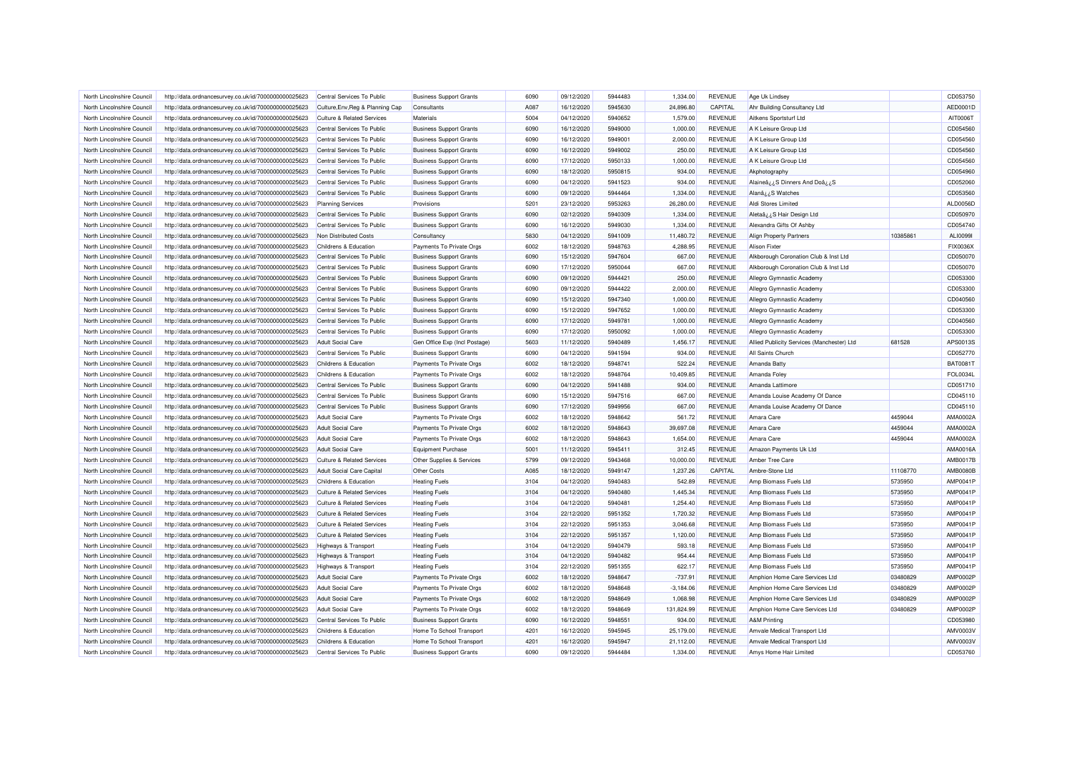| | | | | | | | | | | | |
|---|---|---|---|---|---|---|---|---|---|---|---|
| North Lincolnshire Council | http://data.ordnancesurvey.co.uk/id/7000000000025623 | Central Services To Public | Business Support Grants | 6090 | 09/12/2020 | 5944483 | 1,334.00 | REVENUE | Age Uk Lindsey | | CD053750 |
| North Lincolnshire Council | http://data.ordnancesurvey.co.uk/id/7000000000025623 | Culture,Env,Reg & Planning Cap | Consultants | A087 | 16/12/2020 | 5945630 | 24,896.80 | CAPITAL | Ahr Building Consultancy Ltd | | AED0001D |
| North Lincolnshire Council | http://data.ordnancesurvey.co.uk/id/7000000000025623 | Culture & Related Services | Materials | 5004 | 04/12/2020 | 5940652 | 1,579.00 | REVENUE | Aitkens Sportsturf Ltd | | AIT0006T |
| North Lincolnshire Council | http://data.ordnancesurvey.co.uk/id/7000000000025623 | Central Services To Public | Business Support Grants | 6090 | 16/12/2020 | 5949000 | 1,000.00 | REVENUE | A K Leisure Group Ltd | | CD054560 |
| North Lincolnshire Council | http://data.ordnancesurvey.co.uk/id/7000000000025623 | Central Services To Public | Business Support Grants | 6090 | 16/12/2020 | 5949001 | 2,000.00 | REVENUE | A K Leisure Group Ltd | | CD054560 |
| North Lincolnshire Council | http://data.ordnancesurvey.co.uk/id/7000000000025623 | Central Services To Public | Business Support Grants | 6090 | 16/12/2020 | 5949002 | 250.00 | REVENUE | A K Leisure Group Ltd | | CD054560 |
| North Lincolnshire Council | http://data.ordnancesurvey.co.uk/id/7000000000025623 | Central Services To Public | Business Support Grants | 6090 | 17/12/2020 | 5950133 | 1,000.00 | REVENUE | A K Leisure Group Ltd | | CD054560 |
| North Lincolnshire Council | http://data.ordnancesurvey.co.uk/id/7000000000025623 | Central Services To Public | Business Support Grants | 6090 | 18/12/2020 | 5950815 | 934.00 | REVENUE | Akphotography | | CD054960 |
| North Lincolnshire Council | http://data.ordnancesurvey.co.uk/id/7000000000025623 | Central Services To Public | Business Support Grants | 6090 | 04/12/2020 | 5941523 | 934.00 | REVENUE | Alaineâ¿¿S Dinners And Doâ¿¿S | | CD052060 |
| North Lincolnshire Council | http://data.ordnancesurvey.co.uk/id/7000000000025623 | Central Services To Public | Business Support Grants | 6090 | 09/12/2020 | 5944464 | 1,334.00 | REVENUE | Alanâ¿¿S Watches | | CD053560 |
| North Lincolnshire Council | http://data.ordnancesurvey.co.uk/id/7000000000025623 | Planning Services | Provisions | 5201 | 23/12/2020 | 5953263 | 26,280.00 | REVENUE | Aldi Stores Limited | | ALD0056D |
| North Lincolnshire Council | http://data.ordnancesurvey.co.uk/id/7000000000025623 | Central Services To Public | Business Support Grants | 6090 | 02/12/2020 | 5940309 | 1,334.00 | REVENUE | Aletaâ¿¿S Hair Design Ltd | | CD050970 |
| North Lincolnshire Council | http://data.ordnancesurvey.co.uk/id/7000000000025623 | Central Services To Public | Business Support Grants | 6090 | 16/12/2020 | 5949030 | 1,334.00 | REVENUE | Alexandra Gifts Of Ashby | | CD054740 |
| North Lincolnshire Council | http://data.ordnancesurvey.co.uk/id/7000000000025623 | Non Distributed Costs | Consultancy | 5830 | 04/12/2020 | 5941009 | 11,480.72 | REVENUE | Align Property Partners | 10385861 | ALI0099I |
| North Lincolnshire Council | http://data.ordnancesurvey.co.uk/id/7000000000025623 | Childrens & Education | Payments To Private Orgs | 6002 | 18/12/2020 | 5948763 | 4,288.95 | REVENUE | Alison Fixter | | FIX0036X |
| North Lincolnshire Council | http://data.ordnancesurvey.co.uk/id/7000000000025623 | Central Services To Public | Business Support Grants | 6090 | 15/12/2020 | 5947604 | 667.00 | REVENUE | Alkborough Coronation Club & Inst Ltd | | CD050070 |
| North Lincolnshire Council | http://data.ordnancesurvey.co.uk/id/7000000000025623 | Central Services To Public | Business Support Grants | 6090 | 17/12/2020 | 5950044 | 667.00 | REVENUE | Alkborough Coronation Club & Inst Ltd | | CD050070 |
| North Lincolnshire Council | http://data.ordnancesurvey.co.uk/id/7000000000025623 | Central Services To Public | Business Support Grants | 6090 | 09/12/2020 | 5944421 | 250.00 | REVENUE | Allegro Gymnastic Academy | | CD053300 |
| North Lincolnshire Council | http://data.ordnancesurvey.co.uk/id/7000000000025623 | Central Services To Public | Business Support Grants | 6090 | 09/12/2020 | 5944422 | 2,000.00 | REVENUE | Allegro Gymnastic Academy | | CD053300 |
| North Lincolnshire Council | http://data.ordnancesurvey.co.uk/id/7000000000025623 | Central Services To Public | Business Support Grants | 6090 | 15/12/2020 | 5947340 | 1,000.00 | REVENUE | Allegro Gymnastic Academy | | CD040560 |
| North Lincolnshire Council | http://data.ordnancesurvey.co.uk/id/7000000000025623 | Central Services To Public | Business Support Grants | 6090 | 15/12/2020 | 5947652 | 1,000.00 | REVENUE | Allegro Gymnastic Academy | | CD053300 |
| North Lincolnshire Council | http://data.ordnancesurvey.co.uk/id/7000000000025623 | Central Services To Public | Business Support Grants | 6090 | 17/12/2020 | 5949781 | 1,000.00 | REVENUE | Allegro Gymnastic Academy | | CD040560 |
| North Lincolnshire Council | http://data.ordnancesurvey.co.uk/id/7000000000025623 | Central Services To Public | Business Support Grants | 6090 | 17/12/2020 | 5950092 | 1,000.00 | REVENUE | Allegro Gymnastic Academy | | CD053300 |
| North Lincolnshire Council | http://data.ordnancesurvey.co.uk/id/7000000000025623 | Adult Social Care | Gen Office Exp (Incl Postage) | 5603 | 11/12/2020 | 5940489 | 1,456.17 | REVENUE | Allied Publicity Services (Manchester) Ltd | 681528 | APS0013S |
| North Lincolnshire Council | http://data.ordnancesurvey.co.uk/id/7000000000025623 | Central Services To Public | Business Support Grants | 6090 | 04/12/2020 | 5941594 | 934.00 | REVENUE | All Saints Church | | CD052770 |
| North Lincolnshire Council | http://data.ordnancesurvey.co.uk/id/7000000000025623 | Childrens & Education | Payments To Private Orgs | 6002 | 18/12/2020 | 5948741 | 522.24 | REVENUE | Amanda Batty | | BAT0081T |
| North Lincolnshire Council | http://data.ordnancesurvey.co.uk/id/7000000000025623 | Childrens & Education | Payments To Private Orgs | 6002 | 18/12/2020 | 5948764 | 10,409.85 | REVENUE | Amanda Foley | | FOL0034L |
| North Lincolnshire Council | http://data.ordnancesurvey.co.uk/id/7000000000025623 | Central Services To Public | Business Support Grants | 6090 | 04/12/2020 | 5941488 | 934.00 | REVENUE | Amanda Lattimore | | CD051710 |
| North Lincolnshire Council | http://data.ordnancesurvey.co.uk/id/7000000000025623 | Central Services To Public | Business Support Grants | 6090 | 15/12/2020 | 5947516 | 667.00 | REVENUE | Amanda Louise Academy Of Dance | | CD045110 |
| North Lincolnshire Council | http://data.ordnancesurvey.co.uk/id/7000000000025623 | Central Services To Public | Business Support Grants | 6090 | 17/12/2020 | 5949956 | 667.00 | REVENUE | Amanda Louise Academy Of Dance | | CD045110 |
| North Lincolnshire Council | http://data.ordnancesurvey.co.uk/id/7000000000025623 | Adult Social Care | Payments To Private Orgs | 6002 | 18/12/2020 | 5948642 | 561.72 | REVENUE | Amara Care | 4459044 | AMA0002A |
| North Lincolnshire Council | http://data.ordnancesurvey.co.uk/id/7000000000025623 | Adult Social Care | Payments To Private Orgs | 6002 | 18/12/2020 | 5948643 | 39,697.08 | REVENUE | Amara Care | 4459044 | AMA0002A |
| North Lincolnshire Council | http://data.ordnancesurvey.co.uk/id/7000000000025623 | Adult Social Care | Payments To Private Orgs | 6002 | 18/12/2020 | 5948643 | 1,654.00 | REVENUE | Amara Care | 4459044 | AMA0002A |
| North Lincolnshire Council | http://data.ordnancesurvey.co.uk/id/7000000000025623 | Adult Social Care | Equipment Purchase | 5001 | 11/12/2020 | 5945411 | 312.45 | REVENUE | Amazon Payments Uk Ltd | | AMA0016A |
| North Lincolnshire Council | http://data.ordnancesurvey.co.uk/id/7000000000025623 | Culture & Related Services | Other Supplies & Services | 5799 | 09/12/2020 | 5943468 | 10,000.00 | REVENUE | Amber Tree Care | | AMB0017B |
| North Lincolnshire Council | http://data.ordnancesurvey.co.uk/id/7000000000025623 | Adult Social Care Capital | Other Costs | A085 | 18/12/2020 | 5949147 | 1,237.26 | CAPITAL | Ambre-Stone Ltd | 11108770 | AMB0080B |
| North Lincolnshire Council | http://data.ordnancesurvey.co.uk/id/7000000000025623 | Childrens & Education | Heating Fuels | 3104 | 04/12/2020 | 5940483 | 542.89 | REVENUE | Amp Biomass Fuels Ltd | 5735950 | AMP0041P |
| North Lincolnshire Council | http://data.ordnancesurvey.co.uk/id/7000000000025623 | Culture & Related Services | Heating Fuels | 3104 | 04/12/2020 | 5940480 | 1,445.34 | REVENUE | Amp Biomass Fuels Ltd | 5735950 | AMP0041P |
| North Lincolnshire Council | http://data.ordnancesurvey.co.uk/id/7000000000025623 | Culture & Related Services | Heating Fuels | 3104 | 04/12/2020 | 5940481 | 1,254.40 | REVENUE | Amp Biomass Fuels Ltd | 5735950 | AMP0041P |
| North Lincolnshire Council | http://data.ordnancesurvey.co.uk/id/7000000000025623 | Culture & Related Services | Heating Fuels | 3104 | 22/12/2020 | 5951352 | 1,720.32 | REVENUE | Amp Biomass Fuels Ltd | 5735950 | AMP0041P |
| North Lincolnshire Council | http://data.ordnancesurvey.co.uk/id/7000000000025623 | Culture & Related Services | Heating Fuels | 3104 | 22/12/2020 | 5951353 | 3,046.68 | REVENUE | Amp Biomass Fuels Ltd | 5735950 | AMP0041P |
| North Lincolnshire Council | http://data.ordnancesurvey.co.uk/id/7000000000025623 | Culture & Related Services | Heating Fuels | 3104 | 22/12/2020 | 5951357 | 1,120.00 | REVENUE | Amp Biomass Fuels Ltd | 5735950 | AMP0041P |
| North Lincolnshire Council | http://data.ordnancesurvey.co.uk/id/7000000000025623 | Highways & Transport | Heating Fuels | 3104 | 04/12/2020 | 5940479 | 593.18 | REVENUE | Amp Biomass Fuels Ltd | 5735950 | AMP0041P |
| North Lincolnshire Council | http://data.ordnancesurvey.co.uk/id/7000000000025623 | Highways & Transport | Heating Fuels | 3104 | 04/12/2020 | 5940482 | 954.44 | REVENUE | Amp Biomass Fuels Ltd | 5735950 | AMP0041P |
| North Lincolnshire Council | http://data.ordnancesurvey.co.uk/id/7000000000025623 | Highways & Transport | Heating Fuels | 3104 | 22/12/2020 | 5951355 | 622.17 | REVENUE | Amp Biomass Fuels Ltd | 5735950 | AMP0041P |
| North Lincolnshire Council | http://data.ordnancesurvey.co.uk/id/7000000000025623 | Adult Social Care | Payments To Private Orgs | 6002 | 18/12/2020 | 5948647 | -737.91 | REVENUE | Amphion Home Care Services Ltd | 03480829 | AMP0002P |
| North Lincolnshire Council | http://data.ordnancesurvey.co.uk/id/7000000000025623 | Adult Social Care | Payments To Private Orgs | 6002 | 18/12/2020 | 5948648 | -3,184.06 | REVENUE | Amphion Home Care Services Ltd | 03480829 | AMP0002P |
| North Lincolnshire Council | http://data.ordnancesurvey.co.uk/id/7000000000025623 | Adult Social Care | Payments To Private Orgs | 6002 | 18/12/2020 | 5948649 | 1,068.98 | REVENUE | Amphion Home Care Services Ltd | 03480829 | AMP0002P |
| North Lincolnshire Council | http://data.ordnancesurvey.co.uk/id/7000000000025623 | Adult Social Care | Payments To Private Orgs | 6002 | 18/12/2020 | 5948649 | 131,824.99 | REVENUE | Amphion Home Care Services Ltd | 03480829 | AMP0002P |
| North Lincolnshire Council | http://data.ordnancesurvey.co.uk/id/7000000000025623 | Central Services To Public | Business Support Grants | 6090 | 16/12/2020 | 5948551 | 934.00 | REVENUE | A&M Printing | | CD053980 |
| North Lincolnshire Council | http://data.ordnancesurvey.co.uk/id/7000000000025623 | Childrens & Education | Home To School Transport | 4201 | 16/12/2020 | 5945945 | 25,179.00 | REVENUE | Amvale Medical Transport Ltd | | AMV0003V |
| North Lincolnshire Council | http://data.ordnancesurvey.co.uk/id/7000000000025623 | Childrens & Education | Home To School Transport | 4201 | 16/12/2020 | 5945947 | 21,112.00 | REVENUE | Amvale Medical Transport Ltd | | AMV0003V |
| North Lincolnshire Council | http://data.ordnancesurvey.co.uk/id/7000000000025623 | Central Services To Public | Business Support Grants | 6090 | 09/12/2020 | 5944484 | 1,334.00 | REVENUE | Amys Home Hair Limited | | CD053760 |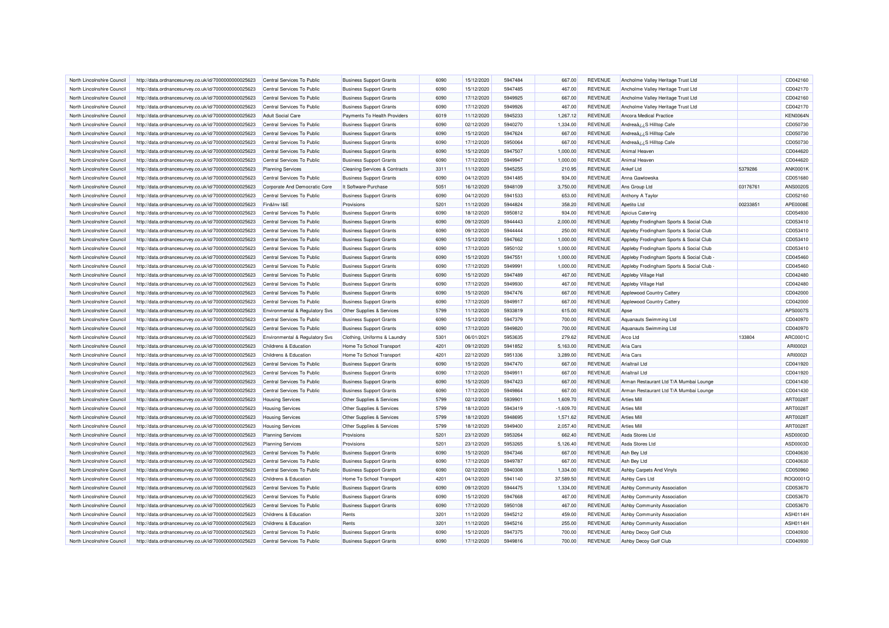| North Lincolnshire Council | http://data.ordnancesurvey.co.uk/id/7000000000025623 | Central Services To Public | Business Support Grants | 6090 | 15/12/2020 | 5947484 | 667.00 | REVENUE | Ancholme Valley Heritage Trust Ltd | | CD042160 |
|---|---|---|---|---|---|---|---|---|---|---|---|
| North Lincolnshire Council | http://data.ordnancesurvey.co.uk/id/7000000000025623 | Central Services To Public | Business Support Grants | 6090 | 15/12/2020 | 5947485 | 467.00 | REVENUE | Ancholme Valley Heritage Trust Ltd | | CD042170 |
| North Lincolnshire Council | http://data.ordnancesurvey.co.uk/id/7000000000025623 | Central Services To Public | Business Support Grants | 6090 | 17/12/2020 | 5949925 | 667.00 | REVENUE | Ancholme Valley Heritage Trust Ltd | | CD042160 |
| North Lincolnshire Council | http://data.ordnancesurvey.co.uk/id/7000000000025623 | Central Services To Public | Business Support Grants | 6090 | 17/12/2020 | 5949926 | 467.00 | REVENUE | Ancholme Valley Heritage Trust Ltd | | CD042170 |
| North Lincolnshire Council | http://data.ordnancesurvey.co.uk/id/7000000000025623 | Adult Social Care | Payments To Health Providers | 6019 | 11/12/2020 | 5945233 | 1,267.12 | REVENUE | Ancora Medical Practice | | KEN0064N |
| North Lincolnshire Council | http://data.ordnancesurvey.co.uk/id/7000000000025623 | Central Services To Public | Business Support Grants | 6090 | 02/12/2020 | 5940270 | 1,334.00 | REVENUE | Andreaâ¿¿S Hilltop Cafe | | CD050730 |
| North Lincolnshire Council | http://data.ordnancesurvey.co.uk/id/7000000000025623 | Central Services To Public | Business Support Grants | 6090 | 15/12/2020 | 5947624 | 667.00 | REVENUE | Andreaâ¿¿S Hilltop Cafe | | CD050730 |
| North Lincolnshire Council | http://data.ordnancesurvey.co.uk/id/7000000000025623 | Central Services To Public | Business Support Grants | 6090 | 17/12/2020 | 5950064 | 667.00 | REVENUE | Andreaâ¿¿S Hilltop Cafe | | CD050730 |
| North Lincolnshire Council | http://data.ordnancesurvey.co.uk/id/7000000000025623 | Central Services To Public | Business Support Grants | 6090 | 15/12/2020 | 5947507 | 1,000.00 | REVENUE | Animal Heaven | | CD044620 |
| North Lincolnshire Council | http://data.ordnancesurvey.co.uk/id/7000000000025623 | Central Services To Public | Business Support Grants | 6090 | 17/12/2020 | 5949947 | 1,000.00 | REVENUE | Animal Heaven | | CD044620 |
| North Lincolnshire Council | http://data.ordnancesurvey.co.uk/id/7000000000025623 | Planning Services | Cleaning Services & Contracts | 3311 | 11/12/2020 | 5945255 | 210.95 | REVENUE | Ankef Ltd | 5379286 | ANK0001K |
| North Lincolnshire Council | http://data.ordnancesurvey.co.uk/id/7000000000025623 | Central Services To Public | Business Support Grants | 6090 | 04/12/2020 | 5941485 | 934.00 | REVENUE | Anna Gawlowska | | CD051680 |
| North Lincolnshire Council | http://data.ordnancesurvey.co.uk/id/7000000000025623 | Corporate And Democratic Core | It Software-Purchase | 5051 | 16/12/2020 | 5948109 | 3,750.00 | REVENUE | Ans Group Ltd | 03176761 | ANS0020S |
| North Lincolnshire Council | http://data.ordnancesurvey.co.uk/id/7000000000025623 | Central Services To Public | Business Support Grants | 6090 | 04/12/2020 | 5941533 | 653.00 | REVENUE | Anthony A Taylor | | CD052160 |
| North Lincolnshire Council | http://data.ordnancesurvey.co.uk/id/7000000000025623 | Fin&Inv I&E | Provisions | 5201 | 11/12/2020 | 5944824 | 358.20 | REVENUE | Apetito Ltd | 00233851 | APE0008E |
| North Lincolnshire Council | http://data.ordnancesurvey.co.uk/id/7000000000025623 | Central Services To Public | Business Support Grants | 6090 | 18/12/2020 | 5950812 | 934.00 | REVENUE | Apicius Catering | | CD054930 |
| North Lincolnshire Council | http://data.ordnancesurvey.co.uk/id/7000000000025623 | Central Services To Public | Business Support Grants | 6090 | 09/12/2020 | 5944443 | 2,000.00 | REVENUE | Appleby Frodingham Sports & Social Club | | CD053410 |
| North Lincolnshire Council | http://data.ordnancesurvey.co.uk/id/7000000000025623 | Central Services To Public | Business Support Grants | 6090 | 09/12/2020 | 5944444 | 250.00 | REVENUE | Appleby Frodingham Sports & Social Club | | CD053410 |
| North Lincolnshire Council | http://data.ordnancesurvey.co.uk/id/7000000000025623 | Central Services To Public | Business Support Grants | 6090 | 15/12/2020 | 5947662 | 1,000.00 | REVENUE | Appleby Frodingham Sports & Social Club | | CD053410 |
| North Lincolnshire Council | http://data.ordnancesurvey.co.uk/id/7000000000025623 | Central Services To Public | Business Support Grants | 6090 | 17/12/2020 | 5950102 | 1,000.00 | REVENUE | Appleby Frodingham Sports & Social Club | | CD053410 |
| North Lincolnshire Council | http://data.ordnancesurvey.co.uk/id/7000000000025623 | Central Services To Public | Business Support Grants | 6090 | 15/12/2020 | 5947551 | 1,000.00 | REVENUE | Appleby Frodingham Sports & Social Club - | | CD045460 |
| North Lincolnshire Council | http://data.ordnancesurvey.co.uk/id/7000000000025623 | Central Services To Public | Business Support Grants | 6090 | 17/12/2020 | 5949991 | 1,000.00 | REVENUE | Appleby Frodingham Sports & Social Club - | | CD045460 |
| North Lincolnshire Council | http://data.ordnancesurvey.co.uk/id/7000000000025623 | Central Services To Public | Business Support Grants | 6090 | 15/12/2020 | 5947489 | 467.00 | REVENUE | Appleby Village Hall | | CD042480 |
| North Lincolnshire Council | http://data.ordnancesurvey.co.uk/id/7000000000025623 | Central Services To Public | Business Support Grants | 6090 | 17/12/2020 | 5949930 | 467.00 | REVENUE | Appleby Village Hall | | CD042480 |
| North Lincolnshire Council | http://data.ordnancesurvey.co.uk/id/7000000000025623 | Central Services To Public | Business Support Grants | 6090 | 15/12/2020 | 5947476 | 667.00 | REVENUE | Applewood Country Cattery | | CD042000 |
| North Lincolnshire Council | http://data.ordnancesurvey.co.uk/id/7000000000025623 | Central Services To Public | Business Support Grants | 6090 | 17/12/2020 | 5949917 | 667.00 | REVENUE | Applewood Country Cattery | | CD042000 |
| North Lincolnshire Council | http://data.ordnancesurvey.co.uk/id/7000000000025623 | Environmental & Regulatory Svs | Other Supplies & Services | 5799 | 11/12/2020 | 5933819 | 615.00 | REVENUE | Apse | | APS0007S |
| North Lincolnshire Council | http://data.ordnancesurvey.co.uk/id/7000000000025623 | Central Services To Public | Business Support Grants | 6090 | 15/12/2020 | 5947379 | 700.00 | REVENUE | Aquanauts Swimming Ltd | | CD040970 |
| North Lincolnshire Council | http://data.ordnancesurvey.co.uk/id/7000000000025623 | Central Services To Public | Business Support Grants | 6090 | 17/12/2020 | 5949820 | 700.00 | REVENUE | Aquanauts Swimming Ltd | | CD040970 |
| North Lincolnshire Council | http://data.ordnancesurvey.co.uk/id/7000000000025623 | Environmental & Regulatory Svs | Clothing, Uniforms & Laundry | 5301 | 06/01/2021 | 5953635 | 279.62 | REVENUE | Arco Ltd | 133804 | ARC0001C |
| North Lincolnshire Council | http://data.ordnancesurvey.co.uk/id/7000000000025623 | Childrens & Education | Home To School Transport | 4201 | 09/12/2020 | 5941852 | 5,163.00 | REVENUE | Aria Cars | | ARI0002I |
| North Lincolnshire Council | http://data.ordnancesurvey.co.uk/id/7000000000025623 | Childrens & Education | Home To School Transport | 4201 | 22/12/2020 | 5951336 | 3,289.00 | REVENUE | Aria Cars | | ARI0002I |
| North Lincolnshire Council | http://data.ordnancesurvey.co.uk/id/7000000000025623 | Central Services To Public | Business Support Grants | 6090 | 15/12/2020 | 5947470 | 667.00 | REVENUE | Arialtrail Ltd | | CD041920 |
| North Lincolnshire Council | http://data.ordnancesurvey.co.uk/id/7000000000025623 | Central Services To Public | Business Support Grants | 6090 | 17/12/2020 | 5949911 | 667.00 | REVENUE | Arialtrail Ltd | | CD041920 |
| North Lincolnshire Council | http://data.ordnancesurvey.co.uk/id/7000000000025623 | Central Services To Public | Business Support Grants | 6090 | 15/12/2020 | 5947423 | 667.00 | REVENUE | Arman Restaurant Ltd T/A Mumbai Lounge | | CD041430 |
| North Lincolnshire Council | http://data.ordnancesurvey.co.uk/id/7000000000025623 | Central Services To Public | Business Support Grants | 6090 | 17/12/2020 | 5949864 | 667.00 | REVENUE | Arman Restaurant Ltd T/A Mumbai Lounge | | CD041430 |
| North Lincolnshire Council | http://data.ordnancesurvey.co.uk/id/7000000000025623 | Housing Services | Other Supplies & Services | 5799 | 02/12/2020 | 5939901 | 1,609.70 | REVENUE | Arties Mill | | ART0028T |
| North Lincolnshire Council | http://data.ordnancesurvey.co.uk/id/7000000000025623 | Housing Services | Other Supplies & Services | 5799 | 18/12/2020 | 5943419 | -1,609.70 | REVENUE | Arties Mill | | ART0028T |
| North Lincolnshire Council | http://data.ordnancesurvey.co.uk/id/7000000000025623 | Housing Services | Other Supplies & Services | 5799 | 18/12/2020 | 5948695 | 1,571.62 | REVENUE | Arties Mill | | ART0028T |
| North Lincolnshire Council | http://data.ordnancesurvey.co.uk/id/7000000000025623 | Housing Services | Other Supplies & Services | 5799 | 18/12/2020 | 5949400 | 2,057.40 | REVENUE | Arties Mill | | ART0028T |
| North Lincolnshire Council | http://data.ordnancesurvey.co.uk/id/7000000000025623 | Planning Services | Provisions | 5201 | 23/12/2020 | 5953264 | 662.40 | REVENUE | Asda Stores Ltd | | ASD0003D |
| North Lincolnshire Council | http://data.ordnancesurvey.co.uk/id/7000000000025623 | Planning Services | Provisions | 5201 | 23/12/2020 | 5953265 | 5,126.40 | REVENUE | Asda Stores Ltd | | ASD0003D |
| North Lincolnshire Council | http://data.ordnancesurvey.co.uk/id/7000000000025623 | Central Services To Public | Business Support Grants | 6090 | 15/12/2020 | 5947346 | 667.00 | REVENUE | Ash Bey Ltd | | CD040630 |
| North Lincolnshire Council | http://data.ordnancesurvey.co.uk/id/7000000000025623 | Central Services To Public | Business Support Grants | 6090 | 17/12/2020 | 5949787 | 667.00 | REVENUE | Ash Bey Ltd | | CD040630 |
| North Lincolnshire Council | http://data.ordnancesurvey.co.uk/id/7000000000025623 | Central Services To Public | Business Support Grants | 6090 | 02/12/2020 | 5940308 | 1,334.00 | REVENUE | Ashby Carpets And Vinyls | | CD050960 |
| North Lincolnshire Council | http://data.ordnancesurvey.co.uk/id/7000000000025623 | Childrens & Education | Home To School Transport | 4201 | 04/12/2020 | 5941140 | 37,589.50 | REVENUE | Ashby Cars Ltd | | ROQ0001Q |
| North Lincolnshire Council | http://data.ordnancesurvey.co.uk/id/7000000000025623 | Central Services To Public | Business Support Grants | 6090 | 09/12/2020 | 5944475 | 1,334.00 | REVENUE | Ashby Community Association | | CD053670 |
| North Lincolnshire Council | http://data.ordnancesurvey.co.uk/id/7000000000025623 | Central Services To Public | Business Support Grants | 6090 | 15/12/2020 | 5947668 | 467.00 | REVENUE | Ashby Community Association | | CD053670 |
| North Lincolnshire Council | http://data.ordnancesurvey.co.uk/id/7000000000025623 | Central Services To Public | Business Support Grants | 6090 | 17/12/2020 | 5950108 | 467.00 | REVENUE | Ashby Community Association | | CD053670 |
| North Lincolnshire Council | http://data.ordnancesurvey.co.uk/id/7000000000025623 | Childrens & Education | Rents | 3201 | 11/12/2020 | 5945212 | 459.00 | REVENUE | Ashby Community Association | | ASH0114H |
| North Lincolnshire Council | http://data.ordnancesurvey.co.uk/id/7000000000025623 | Childrens & Education | Rents | 3201 | 11/12/2020 | 5945216 | 255.00 | REVENUE | Ashby Community Association | | ASH0114H |
| North Lincolnshire Council | http://data.ordnancesurvey.co.uk/id/7000000000025623 | Central Services To Public | Business Support Grants | 6090 | 15/12/2020 | 5947375 | 700.00 | REVENUE | Ashby Decoy Golf Club | | CD040930 |
| North Lincolnshire Council | http://data.ordnancesurvey.co.uk/id/7000000000025623 | Central Services To Public | Business Support Grants | 6090 | 17/12/2020 | 5949816 | 700.00 | REVENUE | Ashby Decoy Golf Club | | CD040930 |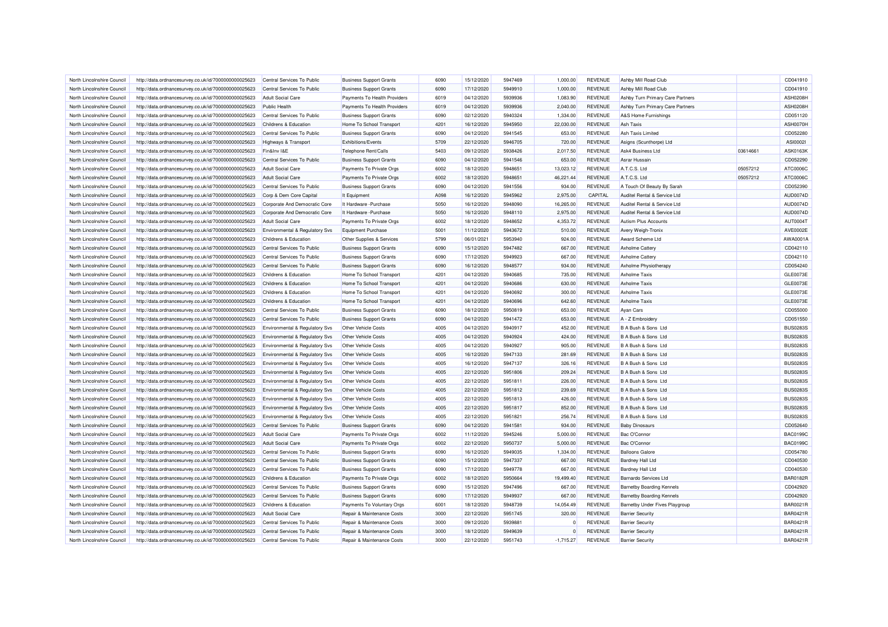| North Lincolnshire Council | http://data.ordnancesurvey.co.uk/id/7000000000025623 | Central Services To Public | Business Support Grants | 6090 | 15/12/2020 | 5947469 | 1,000.00 | REVENUE | Ashby Mill Road Club | | CD041910 |
|---|---|---|---|---|---|---|---|---|---|---|---|
| North Lincolnshire Council | http://data.ordnancesurvey.co.uk/id/7000000000025623 | Central Services To Public | Business Support Grants | 6090 | 17/12/2020 | 5949910 | 1,000.00 | REVENUE | Ashby Mill Road Club | | CD041910 |
| North Lincolnshire Council | http://data.ordnancesurvey.co.uk/id/7000000000025623 | Adult Social Care | Payments To Health Providers | 6019 | 04/12/2020 | 5939936 | 1,083.90 | REVENUE | Ashby Turn Primary Care Partners | | ASH0208H |
| North Lincolnshire Council | http://data.ordnancesurvey.co.uk/id/7000000000025623 | Public Health | Payments To Health Providers | 6019 | 04/12/2020 | 5939936 | 2,040.00 | REVENUE | Ashby Turn Primary Care Partners | | ASH0208H |
| North Lincolnshire Council | http://data.ordnancesurvey.co.uk/id/7000000000025623 | Central Services To Public | Business Support Grants | 6090 | 02/12/2020 | 5940324 | 1,334.00 | REVENUE | A&S Home Furnishings | | CD051120 |
| North Lincolnshire Council | http://data.ordnancesurvey.co.uk/id/7000000000025623 | Childrens & Education | Home To School Transport | 4201 | 16/12/2020 | 5945950 | 22,030.00 | REVENUE | Ash Taxis | | ASH0070H |
| North Lincolnshire Council | http://data.ordnancesurvey.co.uk/id/7000000000025623 | Central Services To Public | Business Support Grants | 6090 | 04/12/2020 | 5941545 | 653.00 | REVENUE | Ash Taxis Limited | | CD052280 |
| North Lincolnshire Council | http://data.ordnancesurvey.co.uk/id/7000000000025623 | Highways & Transport | Exhibitions/Events | 5709 | 22/12/2020 | 5946705 | 720.00 | REVENUE | Asigns (Scunthorpe) Ltd | | ASI0002I |
| North Lincolnshire Council | http://data.ordnancesurvey.co.uk/id/7000000000025623 | Fin&Inv I&E | Telephone Rent/Calls | 5403 | 09/12/2020 | 5938426 | 2,017.50 | REVENUE | Ask4 Business Ltd | 03614661 | ASK0163K |
| North Lincolnshire Council | http://data.ordnancesurvey.co.uk/id/7000000000025623 | Central Services To Public | Business Support Grants | 6090 | 04/12/2020 | 5941546 | 653.00 | REVENUE | Asrar Hussain | | CD052290 |
| North Lincolnshire Council | http://data.ordnancesurvey.co.uk/id/7000000000025623 | Adult Social Care | Payments To Private Orgs | 6002 | 18/12/2020 | 5948651 | 13,023.12 | REVENUE | A.T.C.S. Ltd | 05057212 | ATC0006C |
| North Lincolnshire Council | http://data.ordnancesurvey.co.uk/id/7000000000025623 | Adult Social Care | Payments To Private Orgs | 6002 | 18/12/2020 | 5948651 | 46,221.44 | REVENUE | A.T.C.S. Ltd | 05057212 | ATC0006C |
| North Lincolnshire Council | http://data.ordnancesurvey.co.uk/id/7000000000025623 | Central Services To Public | Business Support Grants | 6090 | 04/12/2020 | 5941556 | 934.00 | REVENUE | A Touch Of Beauty By Sarah | | CD052390 |
| North Lincolnshire Council | http://data.ordnancesurvey.co.uk/id/7000000000025623 | Corp & Dem Core Capital | It Equipment | A098 | 16/12/2020 | 5945962 | 2,975.00 | CAPITAL | Auditel Rental & Service Ltd | | AUD0074D |
| North Lincolnshire Council | http://data.ordnancesurvey.co.uk/id/7000000000025623 | Corporate And Democratic Core | It Hardware - Purchase | 5050 | 16/12/2020 | 5948090 | 16,265.00 | REVENUE | Auditel Rental & Service Ltd | | AUD0074D |
| North Lincolnshire Council | http://data.ordnancesurvey.co.uk/id/7000000000025623 | Corporate And Democratic Core | It Hardware - Purchase | 5050 | 16/12/2020 | 5948110 | 2,975.00 | REVENUE | Auditel Rental & Service Ltd | | AUD0074D |
| North Lincolnshire Council | http://data.ordnancesurvey.co.uk/id/7000000000025623 | Adult Social Care | Payments To Private Orgs | 6002 | 18/12/2020 | 5948652 | 4,353.72 | REVENUE | Autism Plus Accounts | | AUT0004T |
| North Lincolnshire Council | http://data.ordnancesurvey.co.uk/id/7000000000025623 | Environmental & Regulatory Svs | Equipment Purchase | 5001 | 11/12/2020 | 5943672 | 510.00 | REVENUE | Avery Weigh-Tronix | | AVE0002E |
| North Lincolnshire Council | http://data.ordnancesurvey.co.uk/id/7000000000025623 | Childrens & Education | Other Supplies & Services | 5799 | 06/01/2021 | 5953940 | 924.00 | REVENUE | Award Scheme Ltd | | AWA0001A |
| North Lincolnshire Council | http://data.ordnancesurvey.co.uk/id/7000000000025623 | Central Services To Public | Business Support Grants | 6090 | 15/12/2020 | 5947482 | 667.00 | REVENUE | Axholme Cattery | | CD042110 |
| North Lincolnshire Council | http://data.ordnancesurvey.co.uk/id/7000000000025623 | Central Services To Public | Business Support Grants | 6090 | 17/12/2020 | 5949923 | 667.00 | REVENUE | Axholme Cattery | | CD042110 |
| North Lincolnshire Council | http://data.ordnancesurvey.co.uk/id/7000000000025623 | Central Services To Public | Business Support Grants | 6090 | 16/12/2020 | 5948577 | 934.00 | REVENUE | Axholme Physiotherapy | | CD054240 |
| North Lincolnshire Council | http://data.ordnancesurvey.co.uk/id/7000000000025623 | Childrens & Education | Home To School Transport | 4201 | 04/12/2020 | 5940685 | 735.00 | REVENUE | Axholme Taxis | | GLE0073E |
| North Lincolnshire Council | http://data.ordnancesurvey.co.uk/id/7000000000025623 | Childrens & Education | Home To School Transport | 4201 | 04/12/2020 | 5940686 | 630.00 | REVENUE | Axholme Taxis | | GLE0073E |
| North Lincolnshire Council | http://data.ordnancesurvey.co.uk/id/7000000000025623 | Childrens & Education | Home To School Transport | 4201 | 04/12/2020 | 5940692 | 300.00 | REVENUE | Axholme Taxis | | GLE0073E |
| North Lincolnshire Council | http://data.ordnancesurvey.co.uk/id/7000000000025623 | Childrens & Education | Home To School Transport | 4201 | 04/12/2020 | 5940696 | 642.60 | REVENUE | Axholme Taxis | | GLE0073E |
| North Lincolnshire Council | http://data.ordnancesurvey.co.uk/id/7000000000025623 | Central Services To Public | Business Support Grants | 6090 | 18/12/2020 | 5950819 | 653.00 | REVENUE | Ayan Cars | | CD055000 |
| North Lincolnshire Council | http://data.ordnancesurvey.co.uk/id/7000000000025623 | Central Services To Public | Business Support Grants | 6090 | 04/12/2020 | 5941472 | 653.00 | REVENUE | A - Z Embroidery | | CD051550 |
| North Lincolnshire Council | http://data.ordnancesurvey.co.uk/id/7000000000025623 | Environmental & Regulatory Svs | Other Vehicle Costs | 4005 | 04/12/2020 | 5940917 | 452.00 | REVENUE | B A Bush & Sons Ltd | | BUS0283S |
| North Lincolnshire Council | http://data.ordnancesurvey.co.uk/id/7000000000025623 | Environmental & Regulatory Svs | Other Vehicle Costs | 4005 | 04/12/2020 | 5940924 | 424.00 | REVENUE | B A Bush & Sons Ltd | | BUS0283S |
| North Lincolnshire Council | http://data.ordnancesurvey.co.uk/id/7000000000025623 | Environmental & Regulatory Svs | Other Vehicle Costs | 4005 | 04/12/2020 | 5940927 | 905.00 | REVENUE | B A Bush & Sons Ltd | | BUS0283S |
| North Lincolnshire Council | http://data.ordnancesurvey.co.uk/id/7000000000025623 | Environmental & Regulatory Svs | Other Vehicle Costs | 4005 | 16/12/2020 | 5947133 | 281.69 | REVENUE | B A Bush & Sons Ltd | | BUS0283S |
| North Lincolnshire Council | http://data.ordnancesurvey.co.uk/id/7000000000025623 | Environmental & Regulatory Svs | Other Vehicle Costs | 4005 | 16/12/2020 | 5947137 | 326.16 | REVENUE | B A Bush & Sons Ltd | | BUS0283S |
| North Lincolnshire Council | http://data.ordnancesurvey.co.uk/id/7000000000025623 | Environmental & Regulatory Svs | Other Vehicle Costs | 4005 | 22/12/2020 | 5951806 | 209.24 | REVENUE | B A Bush & Sons Ltd | | BUS0283S |
| North Lincolnshire Council | http://data.ordnancesurvey.co.uk/id/7000000000025623 | Environmental & Regulatory Svs | Other Vehicle Costs | 4005 | 22/12/2020 | 5951811 | 226.00 | REVENUE | B A Bush & Sons Ltd | | BUS0283S |
| North Lincolnshire Council | http://data.ordnancesurvey.co.uk/id/7000000000025623 | Environmental & Regulatory Svs | Other Vehicle Costs | 4005 | 22/12/2020 | 5951812 | 239.69 | REVENUE | B A Bush & Sons Ltd | | BUS0283S |
| North Lincolnshire Council | http://data.ordnancesurvey.co.uk/id/7000000000025623 | Environmental & Regulatory Svs | Other Vehicle Costs | 4005 | 22/12/2020 | 5951813 | 426.00 | REVENUE | B A Bush & Sons Ltd | | BUS0283S |
| North Lincolnshire Council | http://data.ordnancesurvey.co.uk/id/7000000000025623 | Environmental & Regulatory Svs | Other Vehicle Costs | 4005 | 22/12/2020 | 5951817 | 852.00 | REVENUE | B A Bush & Sons Ltd | | BUS0283S |
| North Lincolnshire Council | http://data.ordnancesurvey.co.uk/id/7000000000025623 | Environmental & Regulatory Svs | Other Vehicle Costs | 4005 | 22/12/2020 | 5951821 | 256.74 | REVENUE | B A Bush & Sons Ltd | | BUS0283S |
| North Lincolnshire Council | http://data.ordnancesurvey.co.uk/id/7000000000025623 | Central Services To Public | Business Support Grants | 6090 | 04/12/2020 | 5941581 | 934.00 | REVENUE | Baby Dinosaurs | | CD052640 |
| North Lincolnshire Council | http://data.ordnancesurvey.co.uk/id/7000000000025623 | Adult Social Care | Payments To Private Orgs | 6002 | 11/12/2020 | 5945246 | 5,000.00 | REVENUE | Bac O'Connor | | BAC0199C |
| North Lincolnshire Council | http://data.ordnancesurvey.co.uk/id/7000000000025623 | Adult Social Care | Payments To Private Orgs | 6002 | 22/12/2020 | 5950737 | 5,000.00 | REVENUE | Bac O'Connor | | BAC0199C |
| North Lincolnshire Council | http://data.ordnancesurvey.co.uk/id/7000000000025623 | Central Services To Public | Business Support Grants | 6090 | 16/12/2020 | 5949035 | 1,334.00 | REVENUE | Balloons Galore | | CD054780 |
| North Lincolnshire Council | http://data.ordnancesurvey.co.uk/id/7000000000025623 | Central Services To Public | Business Support Grants | 6090 | 15/12/2020 | 5947337 | 667.00 | REVENUE | Bardney Hall Ltd | | CD040530 |
| North Lincolnshire Council | http://data.ordnancesurvey.co.uk/id/7000000000025623 | Central Services To Public | Business Support Grants | 6090 | 17/12/2020 | 5949778 | 667.00 | REVENUE | Bardney Hall Ltd | | CD040530 |
| North Lincolnshire Council | http://data.ordnancesurvey.co.uk/id/7000000000025623 | Childrens & Education | Payments To Private Orgs | 6002 | 18/12/2020 | 5950664 | 19,499.40 | REVENUE | Barnardo Services Ltd | | BAR0182R |
| North Lincolnshire Council | http://data.ordnancesurvey.co.uk/id/7000000000025623 | Central Services To Public | Business Support Grants | 6090 | 15/12/2020 | 5947496 | 667.00 | REVENUE | Barnetby Boarding Kennels | | CD042920 |
| North Lincolnshire Council | http://data.ordnancesurvey.co.uk/id/7000000000025623 | Central Services To Public | Business Support Grants | 6090 | 17/12/2020 | 5949937 | 667.00 | REVENUE | Barnetby Boarding Kennels | | CD042920 |
| North Lincolnshire Council | http://data.ordnancesurvey.co.uk/id/7000000000025623 | Childrens & Education | Payments To Voluntary Orgs | 6001 | 18/12/2020 | 5948739 | 14,054.49 | REVENUE | Barnetby Under Fives Playgroup | | BAR0021R |
| North Lincolnshire Council | http://data.ordnancesurvey.co.uk/id/7000000000025623 | Adult Social Care | Repair & Maintenance Costs | 3000 | 22/12/2020 | 5951745 | 320.00 | REVENUE | Barrier Security | | BAR0421R |
| North Lincolnshire Council | http://data.ordnancesurvey.co.uk/id/7000000000025623 | Central Services To Public | Repair & Maintenance Costs | 3000 | 09/12/2020 | 5939881 | 0 | REVENUE | Barrier Security | | BAR0421R |
| North Lincolnshire Council | http://data.ordnancesurvey.co.uk/id/7000000000025623 | Central Services To Public | Repair & Maintenance Costs | 3000 | 18/12/2020 | 5949639 | 0 | REVENUE | Barrier Security | | BAR0421R |
| North Lincolnshire Council | http://data.ordnancesurvey.co.uk/id/7000000000025623 | Central Services To Public | Repair & Maintenance Costs | 3000 | 22/12/2020 | 5951743 | -1,715.27 | REVENUE | Barrier Security | | BAR0421R |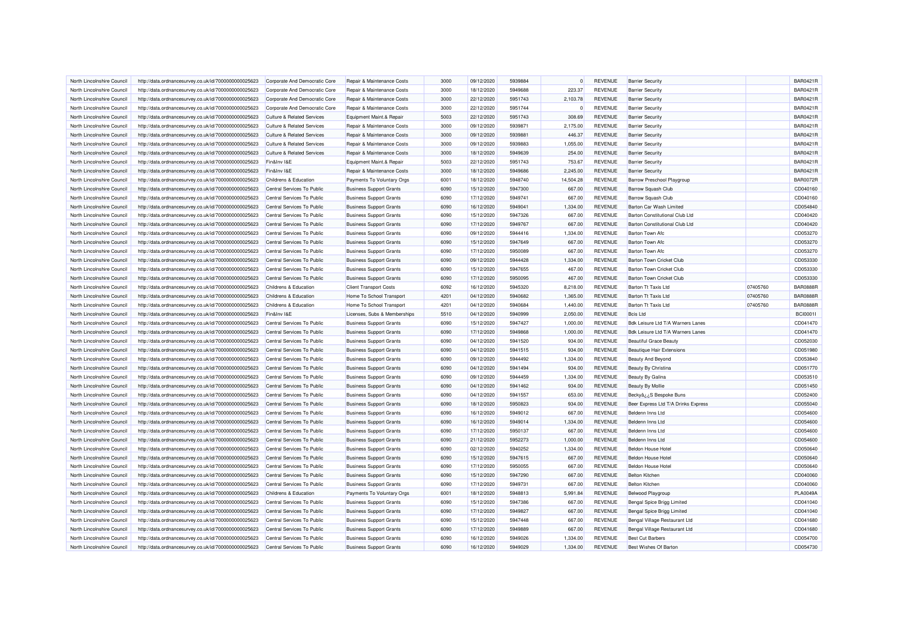| North Lincolnshire Council | http://data.ordnancesurvey.co.uk/id/7000000000025623 | Corporate And Democratic Core | Repair & Maintenance Costs | 3000 | 09/12/2020 | 5939884 | 0 | REVENUE | Barrier Security | | BAR0421R |
|---|---|---|---|---|---|---|---|---|---|---|---|
| North Lincolnshire Council | http://data.ordnancesurvey.co.uk/id/7000000000025623 | Corporate And Democratic Core | Repair & Maintenance Costs | 3000 | 18/12/2020 | 5949688 | 223.37 | REVENUE | Barrier Security | | BAR0421R |
| North Lincolnshire Council | http://data.ordnancesurvey.co.uk/id/7000000000025623 | Corporate And Democratic Core | Repair & Maintenance Costs | 3000 | 22/12/2020 | 5951743 | 2,103.78 | REVENUE | Barrier Security | | BAR0421R |
| North Lincolnshire Council | http://data.ordnancesurvey.co.uk/id/7000000000025623 | Corporate And Democratic Core | Repair & Maintenance Costs | 3000 | 22/12/2020 | 5951744 | 0 | REVENUE | Barrier Security | | BAR0421R |
| North Lincolnshire Council | http://data.ordnancesurvey.co.uk/id/7000000000025623 | Culture & Related Services | Equipment Maint.& Repair | 5003 | 22/12/2020 | 5951743 | 308.69 | REVENUE | Barrier Security | | BAR0421R |
| North Lincolnshire Council | http://data.ordnancesurvey.co.uk/id/7000000000025623 | Culture & Related Services | Repair & Maintenance Costs | 3000 | 09/12/2020 | 5939871 | 2,175.00 | REVENUE | Barrier Security | | BAR0421R |
| North Lincolnshire Council | http://data.ordnancesurvey.co.uk/id/7000000000025623 | Culture & Related Services | Repair & Maintenance Costs | 3000 | 09/12/2020 | 5939881 | 446.37 | REVENUE | Barrier Security | | BAR0421R |
| North Lincolnshire Council | http://data.ordnancesurvey.co.uk/id/7000000000025623 | Culture & Related Services | Repair & Maintenance Costs | 3000 | 09/12/2020 | 5939883 | 1,055.00 | REVENUE | Barrier Security | | BAR0421R |
| North Lincolnshire Council | http://data.ordnancesurvey.co.uk/id/7000000000025623 | Culture & Related Services | Repair & Maintenance Costs | 3000 | 18/12/2020 | 5949639 | 254.00 | REVENUE | Barrier Security | | BAR0421R |
| North Lincolnshire Council | http://data.ordnancesurvey.co.uk/id/7000000000025623 | Fin&Inv I&E | Equipment Maint.& Repair | 5003 | 22/12/2020 | 5951743 | 753.67 | REVENUE | Barrier Security | | BAR0421R |
| North Lincolnshire Council | http://data.ordnancesurvey.co.uk/id/7000000000025623 | Fin&Inv I&E | Repair & Maintenance Costs | 3000 | 18/12/2020 | 5949686 | 2,245.00 | REVENUE | Barrier Security | | BAR0421R |
| North Lincolnshire Council | http://data.ordnancesurvey.co.uk/id/7000000000025623 | Childrens & Education | Payments To Voluntary Orgs | 6001 | 18/12/2020 | 5948740 | 14,504.28 | REVENUE | Barrow Preschool Playgroup | | BAR0072R |
| North Lincolnshire Council | http://data.ordnancesurvey.co.uk/id/7000000000025623 | Central Services To Public | Business Support Grants | 6090 | 15/12/2020 | 5947300 | 667.00 | REVENUE | Barrow Squash Club | | CD040160 |
| North Lincolnshire Council | http://data.ordnancesurvey.co.uk/id/7000000000025623 | Central Services To Public | Business Support Grants | 6090 | 17/12/2020 | 5949741 | 667.00 | REVENUE | Barrow Squash Club | | CD040160 |
| North Lincolnshire Council | http://data.ordnancesurvey.co.uk/id/7000000000025623 | Central Services To Public | Business Support Grants | 6090 | 16/12/2020 | 5949041 | 1,334.00 | REVENUE | Barton Car Wash Limited | | CD054840 |
| North Lincolnshire Council | http://data.ordnancesurvey.co.uk/id/7000000000025623 | Central Services To Public | Business Support Grants | 6090 | 15/12/2020 | 5947326 | 667.00 | REVENUE | Barton Constitutional Club Ltd | | CD040420 |
| North Lincolnshire Council | http://data.ordnancesurvey.co.uk/id/7000000000025623 | Central Services To Public | Business Support Grants | 6090 | 17/12/2020 | 5949767 | 667.00 | REVENUE | Barton Constitutional Club Ltd | | CD040420 |
| North Lincolnshire Council | http://data.ordnancesurvey.co.uk/id/7000000000025623 | Central Services To Public | Business Support Grants | 6090 | 09/12/2020 | 5944416 | 1,334.00 | REVENUE | Barton Town Afc | | CD053270 |
| North Lincolnshire Council | http://data.ordnancesurvey.co.uk/id/7000000000025623 | Central Services To Public | Business Support Grants | 6090 | 15/12/2020 | 5947649 | 667.00 | REVENUE | Barton Town Afc | | CD053270 |
| North Lincolnshire Council | http://data.ordnancesurvey.co.uk/id/7000000000025623 | Central Services To Public | Business Support Grants | 6090 | 17/12/2020 | 5950089 | 667.00 | REVENUE | Barton Town Afc | | CD053270 |
| North Lincolnshire Council | http://data.ordnancesurvey.co.uk/id/7000000000025623 | Central Services To Public | Business Support Grants | 6090 | 09/12/2020 | 5944428 | 1,334.00 | REVENUE | Barton Town Cricket Club | | CD053330 |
| North Lincolnshire Council | http://data.ordnancesurvey.co.uk/id/7000000000025623 | Central Services To Public | Business Support Grants | 6090 | 15/12/2020 | 5947655 | 467.00 | REVENUE | Barton Town Cricket Club | | CD053330 |
| North Lincolnshire Council | http://data.ordnancesurvey.co.uk/id/7000000000025623 | Central Services To Public | Business Support Grants | 6090 | 17/12/2020 | 5950095 | 467.00 | REVENUE | Barton Town Cricket Club | | CD053330 |
| North Lincolnshire Council | http://data.ordnancesurvey.co.uk/id/7000000000025623 | Childrens & Education | Client Transport Costs | 6092 | 16/12/2020 | 5945320 | 8,218.00 | REVENUE | Barton Tt Taxis Ltd | 07405760 | BAR0888R |
| North Lincolnshire Council | http://data.ordnancesurvey.co.uk/id/7000000000025623 | Childrens & Education | Home To School Transport | 4201 | 04/12/2020 | 5940682 | 1,365.00 | REVENUE | Barton Tt Taxis Ltd | 07405760 | BAR0888R |
| North Lincolnshire Council | http://data.ordnancesurvey.co.uk/id/7000000000025623 | Childrens & Education | Home To School Transport | 4201 | 04/12/2020 | 5940684 | 1,440.00 | REVENUE | Barton Tt Taxis Ltd | 07405760 | BAR0888R |
| North Lincolnshire Council | http://data.ordnancesurvey.co.uk/id/7000000000025623 | Fin&Inv I&E | Licenses, Subs & Memberships | 5510 | 04/12/2020 | 5940999 | 2,050.00 | REVENUE | Bcis Ltd | | BCI0001I |
| North Lincolnshire Council | http://data.ordnancesurvey.co.uk/id/7000000000025623 | Central Services To Public | Business Support Grants | 6090 | 15/12/2020 | 5947427 | 1,000.00 | REVENUE | Bdk Leisure Ltd T/A Warners Lanes | | CD041470 |
| North Lincolnshire Council | http://data.ordnancesurvey.co.uk/id/7000000000025623 | Central Services To Public | Business Support Grants | 6090 | 17/12/2020 | 5949868 | 1,000.00 | REVENUE | Bdk Leisure Ltd T/A Warners Lanes | | CD041470 |
| North Lincolnshire Council | http://data.ordnancesurvey.co.uk/id/7000000000025623 | Central Services To Public | Business Support Grants | 6090 | 04/12/2020 | 5941520 | 934.00 | REVENUE | Beautiful Grace Beauty | | CD052030 |
| North Lincolnshire Council | http://data.ordnancesurvey.co.uk/id/7000000000025623 | Central Services To Public | Business Support Grants | 6090 | 04/12/2020 | 5941515 | 934.00 | REVENUE | Beautique Hair Extensions | | CD051980 |
| North Lincolnshire Council | http://data.ordnancesurvey.co.uk/id/7000000000025623 | Central Services To Public | Business Support Grants | 6090 | 09/12/2020 | 5944492 | 1,334.00 | REVENUE | Beauty And Beyond | | CD053840 |
| North Lincolnshire Council | http://data.ordnancesurvey.co.uk/id/7000000000025623 | Central Services To Public | Business Support Grants | 6090 | 04/12/2020 | 5941494 | 934.00 | REVENUE | Beauty By Christina | | CD051770 |
| North Lincolnshire Council | http://data.ordnancesurvey.co.uk/id/7000000000025623 | Central Services To Public | Business Support Grants | 6090 | 09/12/2020 | 5944459 | 1,334.00 | REVENUE | Beauty By Galina | | CD053510 |
| North Lincolnshire Council | http://data.ordnancesurvey.co.uk/id/7000000000025623 | Central Services To Public | Business Support Grants | 6090 | 04/12/2020 | 5941462 | 934.00 | REVENUE | Beauty By Mollie | | CD051450 |
| North Lincolnshire Council | http://data.ordnancesurvey.co.uk/id/7000000000025623 | Central Services To Public | Business Support Grants | 6090 | 04/12/2020 | 5941557 | 653.00 | REVENUE | Beckyâ¿¿S Bespoke Buns | | CD052400 |
| North Lincolnshire Council | http://data.ordnancesurvey.co.uk/id/7000000000025623 | Central Services To Public | Business Support Grants | 6090 | 18/12/2020 | 5950823 | 934.00 | REVENUE | Beer Express Ltd T/A Drinks Express | | CD055040 |
| North Lincolnshire Council | http://data.ordnancesurvey.co.uk/id/7000000000025623 | Central Services To Public | Business Support Grants | 6090 | 16/12/2020 | 5949012 | 667.00 | REVENUE | Beldenn Inns Ltd | | CD054600 |
| North Lincolnshire Council | http://data.ordnancesurvey.co.uk/id/7000000000025623 | Central Services To Public | Business Support Grants | 6090 | 16/12/2020 | 5949014 | 1,334.00 | REVENUE | Beldenn Inns Ltd | | CD054600 |
| North Lincolnshire Council | http://data.ordnancesurvey.co.uk/id/7000000000025623 | Central Services To Public | Business Support Grants | 6090 | 17/12/2020 | 5950137 | 667.00 | REVENUE | Beldenn Inns Ltd | | CD054600 |
| North Lincolnshire Council | http://data.ordnancesurvey.co.uk/id/7000000000025623 | Central Services To Public | Business Support Grants | 6090 | 21/12/2020 | 5952273 | 1,000.00 | REVENUE | Beldenn Inns Ltd | | CD054600 |
| North Lincolnshire Council | http://data.ordnancesurvey.co.uk/id/7000000000025623 | Central Services To Public | Business Support Grants | 6090 | 02/12/2020 | 5940252 | 1,334.00 | REVENUE | Beldon House Hotel | | CD050640 |
| North Lincolnshire Council | http://data.ordnancesurvey.co.uk/id/7000000000025623 | Central Services To Public | Business Support Grants | 6090 | 15/12/2020 | 5947615 | 667.00 | REVENUE | Beldon House Hotel | | CD050640 |
| North Lincolnshire Council | http://data.ordnancesurvey.co.uk/id/7000000000025623 | Central Services To Public | Business Support Grants | 6090 | 17/12/2020 | 5950055 | 667.00 | REVENUE | Beldon House Hotel | | CD050640 |
| North Lincolnshire Council | http://data.ordnancesurvey.co.uk/id/7000000000025623 | Central Services To Public | Business Support Grants | 6090 | 15/12/2020 | 5947290 | 667.00 | REVENUE | Belton Kitchen | | CD040060 |
| North Lincolnshire Council | http://data.ordnancesurvey.co.uk/id/7000000000025623 | Central Services To Public | Business Support Grants | 6090 | 17/12/2020 | 5949731 | 667.00 | REVENUE | Belton Kitchen | | CD040060 |
| North Lincolnshire Council | http://data.ordnancesurvey.co.uk/id/7000000000025623 | Childrens & Education | Payments To Voluntary Orgs | 6001 | 18/12/2020 | 5948813 | 5,991.84 | REVENUE | Belwood Playgroup | | PLA0049A |
| North Lincolnshire Council | http://data.ordnancesurvey.co.uk/id/7000000000025623 | Central Services To Public | Business Support Grants | 6090 | 15/12/2020 | 5947386 | 667.00 | REVENUE | Bengal Spice Brigg Limited | | CD041040 |
| North Lincolnshire Council | http://data.ordnancesurvey.co.uk/id/7000000000025623 | Central Services To Public | Business Support Grants | 6090 | 17/12/2020 | 5949827 | 667.00 | REVENUE | Bengal Spice Brigg Limited | | CD041040 |
| North Lincolnshire Council | http://data.ordnancesurvey.co.uk/id/7000000000025623 | Central Services To Public | Business Support Grants | 6090 | 15/12/2020 | 5947448 | 667.00 | REVENUE | Bengal Village Restaurant Ltd | | CD041680 |
| North Lincolnshire Council | http://data.ordnancesurvey.co.uk/id/7000000000025623 | Central Services To Public | Business Support Grants | 6090 | 17/12/2020 | 5949889 | 667.00 | REVENUE | Bengal Village Restaurant Ltd | | CD041680 |
| North Lincolnshire Council | http://data.ordnancesurvey.co.uk/id/7000000000025623 | Central Services To Public | Business Support Grants | 6090 | 16/12/2020 | 5949026 | 1,334.00 | REVENUE | Best Cut Barbers | | CD054700 |
| North Lincolnshire Council | http://data.ordnancesurvey.co.uk/id/7000000000025623 | Central Services To Public | Business Support Grants | 6090 | 16/12/2020 | 5949029 | 1,334.00 | REVENUE | Best Wishes Of Barton | | CD054730 |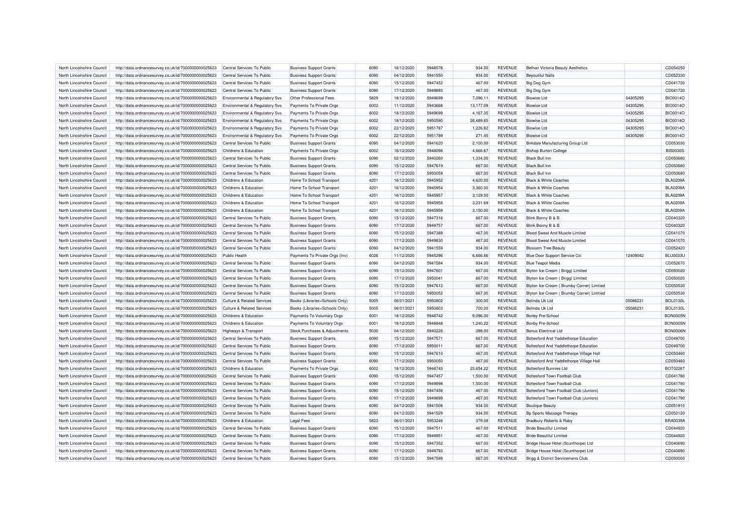| North Lincolnshire Council | http://data.ordnancesurvey.co.uk/id/7000000000025623 | Central Services To Public | Business Support Grants | 6090 | 16/12/2020 | 5948578 | 934.00 | REVENUE | Bethan Victoria Beauty Aesthetics | | CD054250 |
|---|---|---|---|---|---|---|---|---|---|---|---|
| North Lincolnshire Council | http://data.ordnancesurvey.co.uk/id/7000000000025623 | Central Services To Public | Business Support Grants | 6090 | 04/12/2020 | 5941550 | 934.00 | REVENUE | Beyoutiful Nails | | CD052330 |
| North Lincolnshire Council | http://data.ordnancesurvey.co.uk/id/7000000000025623 | Central Services To Public | Business Support Grants | 6090 | 15/12/2020 | 5947452 | 467.00 | REVENUE | Big Dog Gym | | CD041720 |
| North Lincolnshire Council | http://data.ordnancesurvey.co.uk/id/7000000000025623 | Central Services To Public | Business Support Grants | 6090 | 17/12/2020 | 5949893 | 467.00 | REVENUE | Big Dog Gym | | CD041720 |
| North Lincolnshire Council | http://data.ordnancesurvey.co.uk/id/7000000000025623 | Environmental & Regulatory Svs | Other Professional Fees | 5829 | 18/12/2020 | 5949699 | 7,096.11 | REVENUE | Biowise Ltd | 04305295 | BIO0014O |
| North Lincolnshire Council | http://data.ordnancesurvey.co.uk/id/7000000000025623 | Environmental & Regulatory Svs | Payments To Private Orgs | 6002 | 11/12/2020 | 5943668 | 13,177.09 | REVENUE | Biowise Ltd | 04305295 | BIO0014O |
| North Lincolnshire Council | http://data.ordnancesurvey.co.uk/id/7000000000025623 | Environmental & Regulatory Svs | Payments To Private Orgs | 6002 | 18/12/2020 | 5949699 | 4,167.35 | REVENUE | Biowise Ltd | 04305295 | BIO0014O |
| North Lincolnshire Council | http://data.ordnancesurvey.co.uk/id/7000000000025623 | Environmental & Regulatory Svs | Payments To Private Orgs | 6002 | 18/12/2020 | 5950590 | 26,489.65 | REVENUE | Biowise Ltd | 04305295 | BIO0014O |
| North Lincolnshire Council | http://data.ordnancesurvey.co.uk/id/7000000000025623 | Environmental & Regulatory Svs | Payments To Private Orgs | 6002 | 22/12/2020 | 5951787 | 1,226.82 | REVENUE | Biowise Ltd | 04305295 | BIO0014O |
| North Lincolnshire Council | http://data.ordnancesurvey.co.uk/id/7000000000025623 | Environmental & Regulatory Svs | Payments To Private Orgs | 6002 | 22/12/2020 | 5951789 | 271.45 | REVENUE | Biowise Ltd | 04305295 | BIO0014O |
| North Lincolnshire Council | http://data.ordnancesurvey.co.uk/id/7000000000025623 | Central Services To Public | Business Support Grants | 6090 | 04/12/2020 | 5941620 | 2,100.00 | REVENUE | Birkdale Manufacturing Group Ltd | | CD053030 |
| North Lincolnshire Council | http://data.ordnancesurvey.co.uk/id/7000000000025623 | Childrens & Education | Payments To Private Orgs | 6002 | 16/12/2020 | 5948098 | 4,666.67 | REVENUE | Bishop Burton College | | BIS0030S |
| North Lincolnshire Council | http://data.ordnancesurvey.co.uk/id/7000000000025623 | Central Services To Public | Business Support Grants | 6090 | 02/12/2020 | 5940260 | 1,334.00 | REVENUE | Black Bull Inn | | CD050680 |
| North Lincolnshire Council | http://data.ordnancesurvey.co.uk/id/7000000000025623 | Central Services To Public | Business Support Grants | 6090 | 15/12/2020 | 5947619 | 667.00 | REVENUE | Black Bull Inn | | CD050680 |
| North Lincolnshire Council | http://data.ordnancesurvey.co.uk/id/7000000000025623 | Central Services To Public | Business Support Grants | 6090 | 17/12/2020 | 5950059 | 667.00 | REVENUE | Black Bull Inn | | CD050680 |
| North Lincolnshire Council | http://data.ordnancesurvey.co.uk/id/7000000000025623 | Childrens & Education | Home To School Transport | 4201 | 16/12/2020 | 5945952 | 4,620.00 | REVENUE | Black & White Coaches | | BLA0209A |
| North Lincolnshire Council | http://data.ordnancesurvey.co.uk/id/7000000000025623 | Childrens & Education | Home To School Transport | 4201 | 16/12/2020 | 5945954 | 3,360.00 | REVENUE | Black & White Coaches | | BLA0209A |
| North Lincolnshire Council | http://data.ordnancesurvey.co.uk/id/7000000000025623 | Childrens & Education | Home To School Transport | 4201 | 16/12/2020 | 5945957 | 3,129.00 | REVENUE | Black & White Coaches | | BLA0209A |
| North Lincolnshire Council | http://data.ordnancesurvey.co.uk/id/7000000000025623 | Childrens & Education | Home To School Transport | 4201 | 16/12/2020 | 5945958 | 3,231.69 | REVENUE | Black & White Coaches | | BLA0209A |
| North Lincolnshire Council | http://data.ordnancesurvey.co.uk/id/7000000000025623 | Childrens & Education | Home To School Transport | 4201 | 16/12/2020 | 5945959 | 3,150.00 | REVENUE | Black & White Coaches | | BLA0209A |
| North Lincolnshire Council | http://data.ordnancesurvey.co.uk/id/7000000000025623 | Central Services To Public | Business Support Grants | 6090 | 15/12/2020 | 5947316 | 667.00 | REVENUE | Blink Bonny B & B | | CD040320 |
| North Lincolnshire Council | http://data.ordnancesurvey.co.uk/id/7000000000025623 | Central Services To Public | Business Support Grants | 6090 | 17/12/2020 | 5949757 | 667.00 | REVENUE | Blink Bonny B & B | | CD040320 |
| North Lincolnshire Council | http://data.ordnancesurvey.co.uk/id/7000000000025623 | Central Services To Public | Business Support Grants | 6090 | 15/12/2020 | 5947389 | 467.00 | REVENUE | Blood Sweat And Muscle Limited | | CD041070 |
| North Lincolnshire Council | http://data.ordnancesurvey.co.uk/id/7000000000025623 | Central Services To Public | Business Support Grants | 6090 | 17/12/2020 | 5949830 | 467.00 | REVENUE | Blood Sweat And Muscle Limited | | CD041070 |
| North Lincolnshire Council | http://data.ordnancesurvey.co.uk/id/7000000000025623 | Central Services To Public | Business Support Grants | 6090 | 04/12/2020 | 5941559 | 934.00 | REVENUE | Blossom Tree Beauty | | CD052420 |
| North Lincolnshire Council | http://data.ordnancesurvey.co.uk/id/7000000000025623 | Public Health | Payments To Private Orgs (Inv) | 6026 | 11/12/2020 | 5945296 | 6,666.66 | REVENUE | Blue Door Support Service Cic | 12409042 | BLU0033U |
| North Lincolnshire Council | http://data.ordnancesurvey.co.uk/id/7000000000025623 | Central Services To Public | Business Support Grants | 6090 | 04/12/2020 | 5941584 | 934.00 | REVENUE | Blue Teapot Media | | CD052670 |
| North Lincolnshire Council | http://data.ordnancesurvey.co.uk/id/7000000000025623 | Central Services To Public | Business Support Grants | 6090 | 15/12/2020 | 5947601 | 667.00 | REVENUE | Blyton Ice Cream ( Brigg) Limited | | CD050020 |
| North Lincolnshire Council | http://data.ordnancesurvey.co.uk/id/7000000000025623 | Central Services To Public | Business Support Grants | 6090 | 17/12/2020 | 5950041 | 667.00 | REVENUE | Blyton Ice Cream ( Brigg) Limited | | CD050020 |
| North Lincolnshire Council | http://data.ordnancesurvey.co.uk/id/7000000000025623 | Central Services To Public | Business Support Grants | 6090 | 15/12/2020 | 5947612 | 667.00 | REVENUE | Blyton Ice Cream ( Brumby Corner) Limtied | | CD050530 |
| North Lincolnshire Council | http://data.ordnancesurvey.co.uk/id/7000000000025623 | Central Services To Public | Business Support Grants | 6090 | 17/12/2020 | 5950052 | 667.00 | REVENUE | Blyton Ice Cream ( Brumby Corner) Limtied | | CD050530 |
| North Lincolnshire Council | http://data.ordnancesurvey.co.uk/id/7000000000025623 | Culture & Related Services | Books (Libraries+Schools Only) | 5005 | 06/01/2021 | 5950802 | 300.00 | REVENUE | Bolinda Uk Ltd | 05086231 | BOL0130L |
| North Lincolnshire Council | http://data.ordnancesurvey.co.uk/id/7000000000025623 | Culture & Related Services | Books (Libraries+Schools Only) | 5005 | 06/01/2021 | 5950803 | 700.00 | REVENUE | Bolinda Uk Ltd | 05086231 | BOL0130L |
| North Lincolnshire Council | http://data.ordnancesurvey.co.uk/id/7000000000025623 | Childrens & Education | Payments To Voluntary Orgs | 6001 | 18/12/2020 | 5948742 | 9,096.00 | REVENUE | Bonby Pre-School | | BON0005N |
| North Lincolnshire Council | http://data.ordnancesurvey.co.uk/id/7000000000025623 | Childrens & Education | Payments To Voluntary Orgs | 6001 | 18/12/2020 | 5948848 | 1,240.22 | REVENUE | Bonby Pre-School | | BON0005N |
| North Lincolnshire Council | http://data.ordnancesurvey.co.uk/id/7000000000025623 | Highways & Transport | Stock Purchases & Adjustments | 5030 | 04/12/2020 | 5940226 | 398.00 | REVENUE | Bonus Electrical Ltd | | BON0006N |
| North Lincolnshire Council | http://data.ordnancesurvey.co.uk/id/7000000000025623 | Central Services To Public | Business Support Grants | 6090 | 15/12/2020 | 5947571 | 667.00 | REVENUE | Bottesford And Yaddlethorpe Education | | CD049700 |
| North Lincolnshire Council | http://data.ordnancesurvey.co.uk/id/7000000000025623 | Central Services To Public | Business Support Grants | 6090 | 17/12/2020 | 5950011 | 667.00 | REVENUE | Bottesford And Yaddlethorpe Education | | CD049700 |
| North Lincolnshire Council | http://data.ordnancesurvey.co.uk/id/7000000000025623 | Central Services To Public | Business Support Grants | 6090 | 15/12/2020 | 5947610 | 467.00 | REVENUE | Bottesford And Yaddlethorpe Village Hall | | CD050460 |
| North Lincolnshire Council | http://data.ordnancesurvey.co.uk/id/7000000000025623 | Central Services To Public | Business Support Grants | 6090 | 17/12/2020 | 5950050 | 467.00 | REVENUE | Bottesford And Yaddlethorpe Village Hall | | CD050460 |
| North Lincolnshire Council | http://data.ordnancesurvey.co.uk/id/7000000000025623 | Childrens & Education | Payments To Private Orgs | 6002 | 18/12/2020 | 5948743 | 23,654.22 | REVENUE | Bottesford Bunnies Ltd | | BOT0226T |
| North Lincolnshire Council | http://data.ordnancesurvey.co.uk/id/7000000000025623 | Central Services To Public | Business Support Grants | 6090 | 15/12/2020 | 5947457 | 1,500.00 | REVENUE | Bottesford Town Football Club | | CD041780 |
| North Lincolnshire Council | http://data.ordnancesurvey.co.uk/id/7000000000025623 | Central Services To Public | Business Support Grants | 6090 | 17/12/2020 | 5949898 | 1,500.00 | REVENUE | Bottesford Town Football Club | | CD041780 |
| North Lincolnshire Council | http://data.ordnancesurvey.co.uk/id/7000000000025623 | Central Services To Public | Business Support Grants | 6090 | 15/12/2020 | 5947458 | 467.00 | REVENUE | Bottesford Town Football Club (Juniors) | | CD041790 |
| North Lincolnshire Council | http://data.ordnancesurvey.co.uk/id/7000000000025623 | Central Services To Public | Business Support Grants | 6090 | 17/12/2020 | 5949899 | 467.00 | REVENUE | Bottesford Town Football Club (Juniors) | | CD041790 |
| North Lincolnshire Council | http://data.ordnancesurvey.co.uk/id/7000000000025623 | Central Services To Public | Business Support Grants | 6090 | 04/12/2020 | 5941508 | 934.00 | REVENUE | Boutique Beauty | | CD051910 |
| North Lincolnshire Council | http://data.ordnancesurvey.co.uk/id/7000000000025623 | Central Services To Public | Business Support Grants | 6090 | 04/12/2020 | 5941529 | 934.00 | REVENUE | Bp Sports Massage Therapy | | CD052120 |
| North Lincolnshire Council | http://data.ordnancesurvey.co.uk/id/7000000000025623 | Childrens & Education | Legal Fees | 5823 | 06/01/2021 | 5953246 | 379.08 | REVENUE | Bradbury Roberts & Raby | | BRA0039A |
| North Lincolnshire Council | http://data.ordnancesurvey.co.uk/id/7000000000025623 | Central Services To Public | Business Support Grants | 6090 | 15/12/2020 | 5947511 | 467.00 | REVENUE | Bride Beautiful Limited | | CD044920 |
| North Lincolnshire Council | http://data.ordnancesurvey.co.uk/id/7000000000025623 | Central Services To Public | Business Support Grants | 6090 | 17/12/2020 | 5949951 | 467.00 | REVENUE | Bride Beautiful Limited | | CD044920 |
| North Lincolnshire Council | http://data.ordnancesurvey.co.uk/id/7000000000025623 | Central Services To Public | Business Support Grants | 6090 | 15/12/2020 | 5947352 | 667.00 | REVENUE | Bridge House Hotel (Scunthorpe) Ltd | | CD040690 |
| North Lincolnshire Council | http://data.ordnancesurvey.co.uk/id/7000000000025623 | Central Services To Public | Business Support Grants | 6090 | 17/12/2020 | 5949793 | 667.00 | REVENUE | Bridge House Hotel (Scunthorpe) Ltd | | CD040690 |
| North Lincolnshire Council | http://data.ordnancesurvey.co.uk/id/7000000000025623 | Central Services To Public | Business Support Grants | 6090 | 15/12/2020 | 5947599 | 667.00 | REVENUE | Brigg & District Servicemens Club | | CD050000 |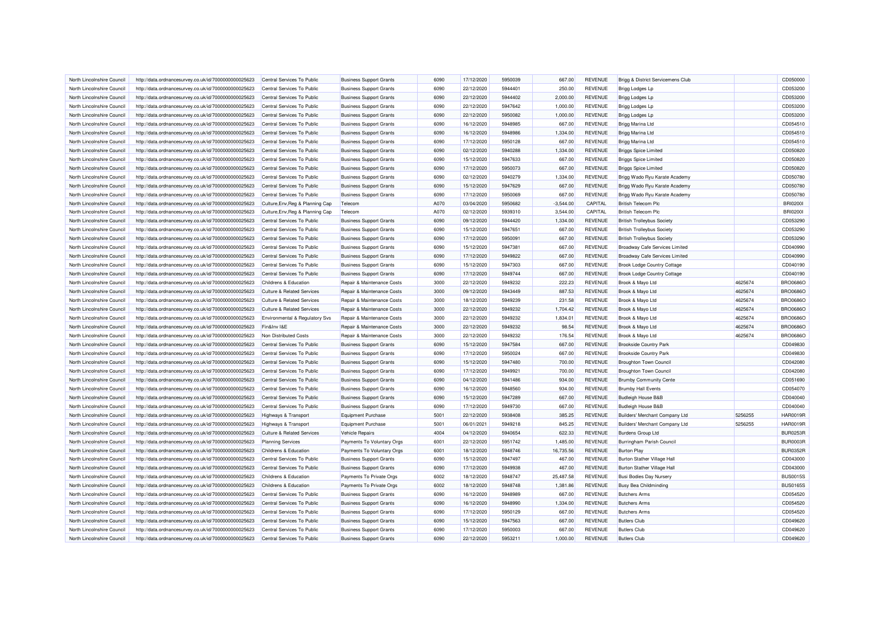| North Lincolnshire Council | http://data.ordnancesurvey.co.uk/id/7000000000025623 | Central Services To Public | Business Support Grants | 6090 | 17/12/2020 | 5950039 | 667.00 | REVENUE | Brigg & District Servicemens Club | | CD050000 |
|---|---|---|---|---|---|---|---|---|---|---|---|
| North Lincolnshire Council | http://data.ordnancesurvey.co.uk/id/7000000000025623 | Central Services To Public | Business Support Grants | 6090 | 22/12/2020 | 5944401 | 250.00 | REVENUE | Brigg Lodges Lp | | CD053200 |
| North Lincolnshire Council | http://data.ordnancesurvey.co.uk/id/7000000000025623 | Central Services To Public | Business Support Grants | 6090 | 22/12/2020 | 5944402 | 2,000.00 | REVENUE | Brigg Lodges Lp | | CD053200 |
| North Lincolnshire Council | http://data.ordnancesurvey.co.uk/id/7000000000025623 | Central Services To Public | Business Support Grants | 6090 | 22/12/2020 | 5947642 | 1,000.00 | REVENUE | Brigg Lodges Lp | | CD053200 |
| North Lincolnshire Council | http://data.ordnancesurvey.co.uk/id/7000000000025623 | Central Services To Public | Business Support Grants | 6090 | 22/12/2020 | 5950082 | 1,000.00 | REVENUE | Brigg Lodges Lp | | CD053200 |
| North Lincolnshire Council | http://data.ordnancesurvey.co.uk/id/7000000000025623 | Central Services To Public | Business Support Grants | 6090 | 16/12/2020 | 5948985 | 667.00 | REVENUE | Brigg Marina Ltd | | CD054510 |
| North Lincolnshire Council | http://data.ordnancesurvey.co.uk/id/7000000000025623 | Central Services To Public | Business Support Grants | 6090 | 16/12/2020 | 5948986 | 1,334.00 | REVENUE | Brigg Marina Ltd | | CD054510 |
| North Lincolnshire Council | http://data.ordnancesurvey.co.uk/id/7000000000025623 | Central Services To Public | Business Support Grants | 6090 | 17/12/2020 | 5950128 | 667.00 | REVENUE | Brigg Marina Ltd | | CD054510 |
| North Lincolnshire Council | http://data.ordnancesurvey.co.uk/id/7000000000025623 | Central Services To Public | Business Support Grants | 6090 | 02/12/2020 | 5940288 | 1,334.00 | REVENUE | Briggs Spice Limited | | CD050820 |
| North Lincolnshire Council | http://data.ordnancesurvey.co.uk/id/7000000000025623 | Central Services To Public | Business Support Grants | 6090 | 15/12/2020 | 5947633 | 667.00 | REVENUE | Briggs Spice Limited | | CD050820 |
| North Lincolnshire Council | http://data.ordnancesurvey.co.uk/id/7000000000025623 | Central Services To Public | Business Support Grants | 6090 | 17/12/2020 | 5950073 | 667.00 | REVENUE | Briggs Spice Limited | | CD050820 |
| North Lincolnshire Council | http://data.ordnancesurvey.co.uk/id/7000000000025623 | Central Services To Public | Business Support Grants | 6090 | 02/12/2020 | 5940279 | 1,334.00 | REVENUE | Brigg Wado Ryu Karate Academy | | CD050780 |
| North Lincolnshire Council | http://data.ordnancesurvey.co.uk/id/7000000000025623 | Central Services To Public | Business Support Grants | 6090 | 15/12/2020 | 5947629 | 667.00 | REVENUE | Brigg Wado Ryu Karate Academy | | CD050780 |
| North Lincolnshire Council | http://data.ordnancesurvey.co.uk/id/7000000000025623 | Central Services To Public | Business Support Grants | 6090 | 17/12/2020 | 5950069 | 667.00 | REVENUE | Brigg Wado Ryu Karate Academy | | CD050780 |
| North Lincolnshire Council | http://data.ordnancesurvey.co.uk/id/7000000000025623 | Culture,Env,Reg & Planning Cap | Telecom | A070 | 03/04/2020 | 5950682 | -3,544.00 | CAPITAL | British Telecom Plc | | BRI0200I |
| North Lincolnshire Council | http://data.ordnancesurvey.co.uk/id/7000000000025623 | Culture,Env,Reg & Planning Cap | Telecom | A070 | 02/12/2020 | 5939310 | 3,544.00 | CAPITAL | British Telecom Plc | | BRI0200I |
| North Lincolnshire Council | http://data.ordnancesurvey.co.uk/id/7000000000025623 | Central Services To Public | Business Support Grants | 6090 | 09/12/2020 | 5944420 | 1,334.00 | REVENUE | British Trolleybus Society | | CD053290 |
| North Lincolnshire Council | http://data.ordnancesurvey.co.uk/id/7000000000025623 | Central Services To Public | Business Support Grants | 6090 | 15/12/2020 | 5947651 | 667.00 | REVENUE | British Trolleybus Society | | CD053290 |
| North Lincolnshire Council | http://data.ordnancesurvey.co.uk/id/7000000000025623 | Central Services To Public | Business Support Grants | 6090 | 17/12/2020 | 5950091 | 667.00 | REVENUE | British Trolleybus Society | | CD053290 |
| North Lincolnshire Council | http://data.ordnancesurvey.co.uk/id/7000000000025623 | Central Services To Public | Business Support Grants | 6090 | 15/12/2020 | 5947381 | 667.00 | REVENUE | Broadway Cafe Services Limited | | CD040990 |
| North Lincolnshire Council | http://data.ordnancesurvey.co.uk/id/7000000000025623 | Central Services To Public | Business Support Grants | 6090 | 17/12/2020 | 5949822 | 667.00 | REVENUE | Broadway Cafe Services Limited | | CD040990 |
| North Lincolnshire Council | http://data.ordnancesurvey.co.uk/id/7000000000025623 | Central Services To Public | Business Support Grants | 6090 | 15/12/2020 | 5947303 | 667.00 | REVENUE | Brook Lodge Country Cottage | | CD040190 |
| North Lincolnshire Council | http://data.ordnancesurvey.co.uk/id/7000000000025623 | Central Services To Public | Business Support Grants | 6090 | 17/12/2020 | 5949744 | 667.00 | REVENUE | Brook Lodge Country Cottage | | CD040190 |
| North Lincolnshire Council | http://data.ordnancesurvey.co.uk/id/7000000000025623 | Childrens & Education | Repair & Maintenance Costs | 3000 | 22/12/2020 | 5949232 | 222.23 | REVENUE | Brook & Mayo Ltd | 4625674 | BRO0686O |
| North Lincolnshire Council | http://data.ordnancesurvey.co.uk/id/7000000000025623 | Culture & Related Services | Repair & Maintenance Costs | 3000 | 09/12/2020 | 5943449 | 887.53 | REVENUE | Brook & Mayo Ltd | 4625674 | BRO0686O |
| North Lincolnshire Council | http://data.ordnancesurvey.co.uk/id/7000000000025623 | Culture & Related Services | Repair & Maintenance Costs | 3000 | 18/12/2020 | 5949239 | 231.58 | REVENUE | Brook & Mayo Ltd | 4625674 | BRO0686O |
| North Lincolnshire Council | http://data.ordnancesurvey.co.uk/id/7000000000025623 | Culture & Related Services | Repair & Maintenance Costs | 3000 | 22/12/2020 | 5949232 | 1,704.42 | REVENUE | Brook & Mayo Ltd | 4625674 | BRO0686O |
| North Lincolnshire Council | http://data.ordnancesurvey.co.uk/id/7000000000025623 | Environmental & Regulatory Svs | Repair & Maintenance Costs | 3000 | 22/12/2020 | 5949232 | 1,834.01 | REVENUE | Brook & Mayo Ltd | 4625674 | BRO0686O |
| North Lincolnshire Council | http://data.ordnancesurvey.co.uk/id/7000000000025623 | Fin&Inv I&E | Repair & Maintenance Costs | 3000 | 22/12/2020 | 5949232 | 98.54 | REVENUE | Brook & Mayo Ltd | 4625674 | BRO0686O |
| North Lincolnshire Council | http://data.ordnancesurvey.co.uk/id/7000000000025623 | Non Distributed Costs | Repair & Maintenance Costs | 3000 | 22/12/2020 | 5949232 | 176.54 | REVENUE | Brook & Mayo Ltd | 4625674 | BRO0686O |
| North Lincolnshire Council | http://data.ordnancesurvey.co.uk/id/7000000000025623 | Central Services To Public | Business Support Grants | 6090 | 15/12/2020 | 5947584 | 667.00 | REVENUE | Brookside Country Park | | CD049830 |
| North Lincolnshire Council | http://data.ordnancesurvey.co.uk/id/7000000000025623 | Central Services To Public | Business Support Grants | 6090 | 17/12/2020 | 5950024 | 667.00 | REVENUE | Brookside Country Park | | CD049830 |
| North Lincolnshire Council | http://data.ordnancesurvey.co.uk/id/7000000000025623 | Central Services To Public | Business Support Grants | 6090 | 15/12/2020 | 5947480 | 700.00 | REVENUE | Broughton Town Council | | CD042080 |
| North Lincolnshire Council | http://data.ordnancesurvey.co.uk/id/7000000000025623 | Central Services To Public | Business Support Grants | 6090 | 17/12/2020 | 5949921 | 700.00 | REVENUE | Broughton Town Council | | CD042080 |
| North Lincolnshire Council | http://data.ordnancesurvey.co.uk/id/7000000000025623 | Central Services To Public | Business Support Grants | 6090 | 04/12/2020 | 5941486 | 934.00 | REVENUE | Brumby Community Cente | | CD051690 |
| North Lincolnshire Council | http://data.ordnancesurvey.co.uk/id/7000000000025623 | Central Services To Public | Business Support Grants | 6090 | 16/12/2020 | 5948560 | 934.00 | REVENUE | Brumby Hall Events | | CD054070 |
| North Lincolnshire Council | http://data.ordnancesurvey.co.uk/id/7000000000025623 | Central Services To Public | Business Support Grants | 6090 | 15/12/2020 | 5947289 | 667.00 | REVENUE | Budleigh House B&B | | CD040040 |
| North Lincolnshire Council | http://data.ordnancesurvey.co.uk/id/7000000000025623 | Central Services To Public | Business Support Grants | 6090 | 17/12/2020 | 5949730 | 667.00 | REVENUE | Budleigh House B&B | | CD040040 |
| North Lincolnshire Council | http://data.ordnancesurvey.co.uk/id/7000000000025623 | Highways & Transport | Equipment Purchase | 5001 | 22/12/2020 | 5938408 | 385.25 | REVENUE | Builders' Merchant Company Ltd | 5256255 | HAR0019R |
| North Lincolnshire Council | http://data.ordnancesurvey.co.uk/id/7000000000025623 | Highways & Transport | Equipment Purchase | 5001 | 06/01/2021 | 5949218 | 845.25 | REVENUE | Builders' Merchant Company Ltd | 5256255 | HAR0019R |
| North Lincolnshire Council | http://data.ordnancesurvey.co.uk/id/7000000000025623 | Culture & Related Services | Vehicle Repairs | 4004 | 04/12/2020 | 5940654 | 622.33 | REVENUE | Burdens Group Ltd | | BUR0253R |
| North Lincolnshire Council | http://data.ordnancesurvey.co.uk/id/7000000000025623 | Planning Services | Payments To Voluntary Orgs | 6001 | 22/12/2020 | 5951742 | 1,485.00 | REVENUE | Burringham Parish Council | | BUR0003R |
| North Lincolnshire Council | http://data.ordnancesurvey.co.uk/id/7000000000025623 | Childrens & Education | Payments To Voluntary Orgs | 6001 | 18/12/2020 | 5948746 | 16,735.56 | REVENUE | Burton Play | | BUR0352R |
| North Lincolnshire Council | http://data.ordnancesurvey.co.uk/id/7000000000025623 | Central Services To Public | Business Support Grants | 6090 | 15/12/2020 | 5947497 | 467.00 | REVENUE | Burton Stather Village Hall | | CD043000 |
| North Lincolnshire Council | http://data.ordnancesurvey.co.uk/id/7000000000025623 | Central Services To Public | Business Support Grants | 6090 | 17/12/2020 | 5949938 | 467.00 | REVENUE | Burton Stather Village Hall | | CD043000 |
| North Lincolnshire Council | http://data.ordnancesurvey.co.uk/id/7000000000025623 | Childrens & Education | Payments To Private Orgs | 6002 | 18/12/2020 | 5948747 | 25,487.58 | REVENUE | Busi Bodies Day Nursery | | BUS0015S |
| North Lincolnshire Council | http://data.ordnancesurvey.co.uk/id/7000000000025623 | Childrens & Education | Payments To Private Orgs | 6002 | 18/12/2020 | 5948748 | 1,381.86 | REVENUE | Busy Bea Childminding | | BUS0165S |
| North Lincolnshire Council | http://data.ordnancesurvey.co.uk/id/7000000000025623 | Central Services To Public | Business Support Grants | 6090 | 16/12/2020 | 5948989 | 667.00 | REVENUE | Butchers Arms | | CD054520 |
| North Lincolnshire Council | http://data.ordnancesurvey.co.uk/id/7000000000025623 | Central Services To Public | Business Support Grants | 6090 | 16/12/2020 | 5948990 | 1,334.00 | REVENUE | Butchers Arms | | CD054520 |
| North Lincolnshire Council | http://data.ordnancesurvey.co.uk/id/7000000000025623 | Central Services To Public | Business Support Grants | 6090 | 17/12/2020 | 5950129 | 667.00 | REVENUE | Butchers Arms | | CD054520 |
| North Lincolnshire Council | http://data.ordnancesurvey.co.uk/id/7000000000025623 | Central Services To Public | Business Support Grants | 6090 | 15/12/2020 | 5947563 | 667.00 | REVENUE | Butlers Club | | CD049620 |
| North Lincolnshire Council | http://data.ordnancesurvey.co.uk/id/7000000000025623 | Central Services To Public | Business Support Grants | 6090 | 17/12/2020 | 5950003 | 667.00 | REVENUE | Butlers Club | | CD049620 |
| North Lincolnshire Council | http://data.ordnancesurvey.co.uk/id/7000000000025623 | Central Services To Public | Business Support Grants | 6090 | 22/12/2020 | 5953211 | 1,000.00 | REVENUE | Butlers Club | | CD049620 |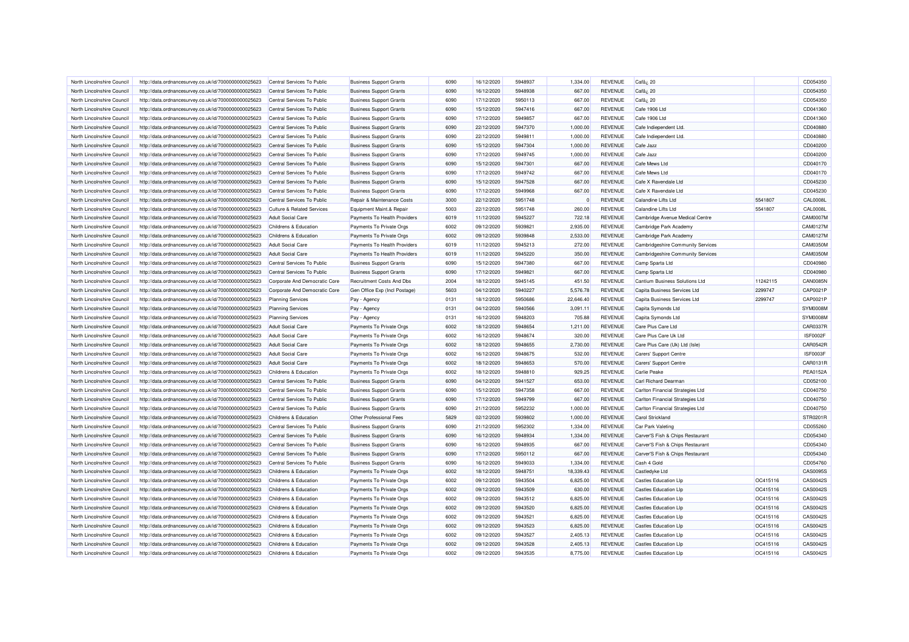| North Lincolnshire Council | http://data.ordnancesurvey.co.uk/id/7000000000025623 | Central Services To Public | Business Support Grants | 6090 | 16/12/2020 | 5948937 | 1,334.00 | REVENUE | Cafã¿ 20 | | CD054350 |
|---|---|---|---|---|---|---|---|---|---|---|---|
| North Lincolnshire Council | http://data.ordnancesurvey.co.uk/id/7000000000025623 | Central Services To Public | Business Support Grants | 6090 | 16/12/2020 | 5948938 | 667.00 | REVENUE | Cafã¿ 20 | | CD054350 |
| North Lincolnshire Council | http://data.ordnancesurvey.co.uk/id/7000000000025623 | Central Services To Public | Business Support Grants | 6090 | 17/12/2020 | 5950113 | 667.00 | REVENUE | Cafã¿ 20 | | CD054350 |
| North Lincolnshire Council | http://data.ordnancesurvey.co.uk/id/7000000000025623 | Central Services To Public | Business Support Grants | 6090 | 15/12/2020 | 5947416 | 667.00 | REVENUE | Cafe 1906 Ltd | | CD041360 |
| North Lincolnshire Council | http://data.ordnancesurvey.co.uk/id/7000000000025623 | Central Services To Public | Business Support Grants | 6090 | 17/12/2020 | 5949857 | 667.00 | REVENUE | Cafe 1906 Ltd | | CD041360 |
| North Lincolnshire Council | http://data.ordnancesurvey.co.uk/id/7000000000025623 | Central Services To Public | Business Support Grants | 6090 | 22/12/2020 | 5947370 | 1,000.00 | REVENUE | Cafe Indiependent Ltd. | | CD040880 |
| North Lincolnshire Council | http://data.ordnancesurvey.co.uk/id/7000000000025623 | Central Services To Public | Business Support Grants | 6090 | 22/12/2020 | 5949811 | 1,000.00 | REVENUE | Cafe Indiependent Ltd. | | CD040880 |
| North Lincolnshire Council | http://data.ordnancesurvey.co.uk/id/7000000000025623 | Central Services To Public | Business Support Grants | 6090 | 15/12/2020 | 5947304 | 1,000.00 | REVENUE | Cafe Jazz | | CD040200 |
| North Lincolnshire Council | http://data.ordnancesurvey.co.uk/id/7000000000025623 | Central Services To Public | Business Support Grants | 6090 | 17/12/2020 | 5949745 | 1,000.00 | REVENUE | Cafe Jazz | | CD040200 |
| North Lincolnshire Council | http://data.ordnancesurvey.co.uk/id/7000000000025623 | Central Services To Public | Business Support Grants | 6090 | 15/12/2020 | 5947301 | 667.00 | REVENUE | Cafe Mews Ltd | | CD040170 |
| North Lincolnshire Council | http://data.ordnancesurvey.co.uk/id/7000000000025623 | Central Services To Public | Business Support Grants | 6090 | 17/12/2020 | 5949742 | 667.00 | REVENUE | Cafe Mews Ltd | | CD040170 |
| North Lincolnshire Council | http://data.ordnancesurvey.co.uk/id/7000000000025623 | Central Services To Public | Business Support Grants | 6090 | 15/12/2020 | 5947528 | 667.00 | REVENUE | Cafe X Ravendale Ltd | | CD045230 |
| North Lincolnshire Council | http://data.ordnancesurvey.co.uk/id/7000000000025623 | Central Services To Public | Business Support Grants | 6090 | 17/12/2020 | 5949968 | 667.00 | REVENUE | Cafe X Ravendale Ltd | | CD045230 |
| North Lincolnshire Council | http://data.ordnancesurvey.co.uk/id/7000000000025623 | Central Services To Public | Repair & Maintenance Costs | 3000 | 22/12/2020 | 5951748 | 0 | REVENUE | Calandine Lifts Ltd | 5541807 | CAL0008L |
| North Lincolnshire Council | http://data.ordnancesurvey.co.uk/id/7000000000025623 | Culture & Related Services | Equipment Maint.& Repair | 5003 | 22/12/2020 | 5951748 | 260.00 | REVENUE | Calandine Lifts Ltd | 5541807 | CAL0008L |
| North Lincolnshire Council | http://data.ordnancesurvey.co.uk/id/7000000000025623 | Adult Social Care | Payments To Health Providers | 6019 | 11/12/2020 | 5945227 | 722.18 | REVENUE | Cambridge Avenue Medical Centre | | CAM0007M |
| North Lincolnshire Council | http://data.ordnancesurvey.co.uk/id/7000000000025623 | Childrens & Education | Payments To Private Orgs | 6002 | 09/12/2020 | 5939821 | 2,935.00 | REVENUE | Cambridge Park Academy | | CAM0127M |
| North Lincolnshire Council | http://data.ordnancesurvey.co.uk/id/7000000000025623 | Childrens & Education | Payments To Private Orgs | 6002 | 09/12/2020 | 5939848 | 2,533.00 | REVENUE | Cambridge Park Academy | | CAM0127M |
| North Lincolnshire Council | http://data.ordnancesurvey.co.uk/id/7000000000025623 | Adult Social Care | Payments To Health Providers | 6019 | 11/12/2020 | 5945213 | 272.00 | REVENUE | Cambridgeshire Community Services | | CAM0350M |
| North Lincolnshire Council | http://data.ordnancesurvey.co.uk/id/7000000000025623 | Adult Social Care | Payments To Health Providers | 6019 | 11/12/2020 | 5945220 | 350.00 | REVENUE | Cambridgeshire Community Services | | CAM0350M |
| North Lincolnshire Council | http://data.ordnancesurvey.co.uk/id/7000000000025623 | Central Services To Public | Business Support Grants | 6090 | 15/12/2020 | 5947380 | 667.00 | REVENUE | Camp Sparta Ltd | | CD040980 |
| North Lincolnshire Council | http://data.ordnancesurvey.co.uk/id/7000000000025623 | Central Services To Public | Business Support Grants | 6090 | 17/12/2020 | 5949821 | 667.00 | REVENUE | Camp Sparta Ltd | | CD040980 |
| North Lincolnshire Council | http://data.ordnancesurvey.co.uk/id/7000000000025623 | Corporate And Democratic Core | Recruitment Costs And Dbs | 2004 | 18/12/2020 | 5945145 | 451.50 | REVENUE | Cantium Business Solutions Ltd | 11242115 | CAN0085N |
| North Lincolnshire Council | http://data.ordnancesurvey.co.uk/id/7000000000025623 | Corporate And Democratic Core | Gen Office Exp (Incl Postage) | 5603 | 04/12/2020 | 5940227 | 5,576.78 | REVENUE | Capita Business Services Ltd | 2299747 | CAP0021P |
| North Lincolnshire Council | http://data.ordnancesurvey.co.uk/id/7000000000025623 | Planning Services | Pay - Agency | 0131 | 18/12/2020 | 5950686 | 22,646.40 | REVENUE | Capita Business Services Ltd | 2299747 | CAP0021P |
| North Lincolnshire Council | http://data.ordnancesurvey.co.uk/id/7000000000025623 | Planning Services | Pay - Agency | 0131 | 04/12/2020 | 5940566 | 3,091.11 | REVENUE | Capita Symonds Ltd | | SYM0008M |
| North Lincolnshire Council | http://data.ordnancesurvey.co.uk/id/7000000000025623 | Planning Services | Pay - Agency | 0131 | 16/12/2020 | 5948203 | 705.88 | REVENUE | Capita Symonds Ltd | | SYM0008M |
| North Lincolnshire Council | http://data.ordnancesurvey.co.uk/id/7000000000025623 | Adult Social Care | Payments To Private Orgs | 6002 | 18/12/2020 | 5948654 | 1,211.00 | REVENUE | Care Plus Care Ltd | | CAR0337R |
| North Lincolnshire Council | http://data.ordnancesurvey.co.uk/id/7000000000025623 | Adult Social Care | Payments To Private Orgs | 6002 | 16/12/2020 | 5948674 | 320.00 | REVENUE | Care Plus Care Uk Ltd | | ISF0002F |
| North Lincolnshire Council | http://data.ordnancesurvey.co.uk/id/7000000000025623 | Adult Social Care | Payments To Private Orgs | 6002 | 18/12/2020 | 5948655 | 2,730.00 | REVENUE | Care Plus Care (Uk) Ltd (Isle) | | CAR0542R |
| North Lincolnshire Council | http://data.ordnancesurvey.co.uk/id/7000000000025623 | Adult Social Care | Payments To Private Orgs | 6002 | 16/12/2020 | 5948675 | 532.00 | REVENUE | Carers' Support Centre | | ISF0003F |
| North Lincolnshire Council | http://data.ordnancesurvey.co.uk/id/7000000000025623 | Adult Social Care | Payments To Private Orgs | 6002 | 18/12/2020 | 5948653 | 570.00 | REVENUE | Carers' Support Centre | | CAR0131R |
| North Lincolnshire Council | http://data.ordnancesurvey.co.uk/id/7000000000025623 | Childrens & Education | Payments To Private Orgs | 6002 | 18/12/2020 | 5948810 | 929.25 | REVENUE | Carlie Peake | | PEA0152A |
| North Lincolnshire Council | http://data.ordnancesurvey.co.uk/id/7000000000025623 | Central Services To Public | Business Support Grants | 6090 | 04/12/2020 | 5941527 | 653.00 | REVENUE | Carl Richard Dearman | | CD052100 |
| North Lincolnshire Council | http://data.ordnancesurvey.co.uk/id/7000000000025623 | Central Services To Public | Business Support Grants | 6090 | 15/12/2020 | 5947358 | 667.00 | REVENUE | Carlton Financial Strategies Ltd | | CD040750 |
| North Lincolnshire Council | http://data.ordnancesurvey.co.uk/id/7000000000025623 | Central Services To Public | Business Support Grants | 6090 | 17/12/2020 | 5949799 | 667.00 | REVENUE | Carlton Financial Strategies Ltd | | CD040750 |
| North Lincolnshire Council | http://data.ordnancesurvey.co.uk/id/7000000000025623 | Central Services To Public | Business Support Grants | 6090 | 21/12/2020 | 5952232 | 1,000.00 | REVENUE | Carlton Financial Strategies Ltd | | CD040750 |
| North Lincolnshire Council | http://data.ordnancesurvey.co.uk/id/7000000000025623 | Childrens & Education | Other Professional Fees | 5829 | 02/12/2020 | 5939802 | 1,000.00 | REVENUE | Carol Strickland | | STR0201R |
| North Lincolnshire Council | http://data.ordnancesurvey.co.uk/id/7000000000025623 | Central Services To Public | Business Support Grants | 6090 | 21/12/2020 | 5952302 | 1,334.00 | REVENUE | Car Park Valeting | | CD055260 |
| North Lincolnshire Council | http://data.ordnancesurvey.co.uk/id/7000000000025623 | Central Services To Public | Business Support Grants | 6090 | 16/12/2020 | 5948934 | 1,334.00 | REVENUE | Carver'S Fish & Chips Restaurant | | CD054340 |
| North Lincolnshire Council | http://data.ordnancesurvey.co.uk/id/7000000000025623 | Central Services To Public | Business Support Grants | 6090 | 16/12/2020 | 5948935 | 667.00 | REVENUE | Carver'S Fish & Chips Restaurant | | CD054340 |
| North Lincolnshire Council | http://data.ordnancesurvey.co.uk/id/7000000000025623 | Central Services To Public | Business Support Grants | 6090 | 17/12/2020 | 5950112 | 667.00 | REVENUE | Carver'S Fish & Chips Restaurant | | CD054340 |
| North Lincolnshire Council | http://data.ordnancesurvey.co.uk/id/7000000000025623 | Central Services To Public | Business Support Grants | 6090 | 16/12/2020 | 5949033 | 1,334.00 | REVENUE | Cash 4 Gold | | CD054760 |
| North Lincolnshire Council | http://data.ordnancesurvey.co.uk/id/7000000000025623 | Childrens & Education | Payments To Private Orgs | 6002 | 18/12/2020 | 5948751 | 18,339.43 | REVENUE | Castledyke Ltd | | CAS0095S |
| North Lincolnshire Council | http://data.ordnancesurvey.co.uk/id/7000000000025623 | Childrens & Education | Payments To Private Orgs | 6002 | 09/12/2020 | 5943504 | 6,825.00 | REVENUE | Castles Education Llp | OC415116 | CAS0042S |
| North Lincolnshire Council | http://data.ordnancesurvey.co.uk/id/7000000000025623 | Childrens & Education | Payments To Private Orgs | 6002 | 09/12/2020 | 5943509 | 630.00 | REVENUE | Castles Education Llp | OC415116 | CAS0042S |
| North Lincolnshire Council | http://data.ordnancesurvey.co.uk/id/7000000000025623 | Childrens & Education | Payments To Private Orgs | 6002 | 09/12/2020 | 5943512 | 6,825.00 | REVENUE | Castles Education Llp | OC415116 | CAS0042S |
| North Lincolnshire Council | http://data.ordnancesurvey.co.uk/id/7000000000025623 | Childrens & Education | Payments To Private Orgs | 6002 | 09/12/2020 | 5943520 | 6,825.00 | REVENUE | Castles Education Llp | OC415116 | CAS0042S |
| North Lincolnshire Council | http://data.ordnancesurvey.co.uk/id/7000000000025623 | Childrens & Education | Payments To Private Orgs | 6002 | 09/12/2020 | 5943521 | 6,825.00 | REVENUE | Castles Education Llp | OC415116 | CAS0042S |
| North Lincolnshire Council | http://data.ordnancesurvey.co.uk/id/7000000000025623 | Childrens & Education | Payments To Private Orgs | 6002 | 09/12/2020 | 5943523 | 6,825.00 | REVENUE | Castles Education Llp | OC415116 | CAS0042S |
| North Lincolnshire Council | http://data.ordnancesurvey.co.uk/id/7000000000025623 | Childrens & Education | Payments To Private Orgs | 6002 | 09/12/2020 | 5943527 | 2,405.13 | REVENUE | Castles Education Llp | OC415116 | CAS0042S |
| North Lincolnshire Council | http://data.ordnancesurvey.co.uk/id/7000000000025623 | Childrens & Education | Payments To Private Orgs | 6002 | 09/12/2020 | 5943528 | 2,405.13 | REVENUE | Castles Education Llp | OC415116 | CAS0042S |
| North Lincolnshire Council | http://data.ordnancesurvey.co.uk/id/7000000000025623 | Childrens & Education | Payments To Private Orgs | 6002 | 09/12/2020 | 5943535 | 8,775.00 | REVENUE | Castles Education Llp | OC415116 | CAS0042S |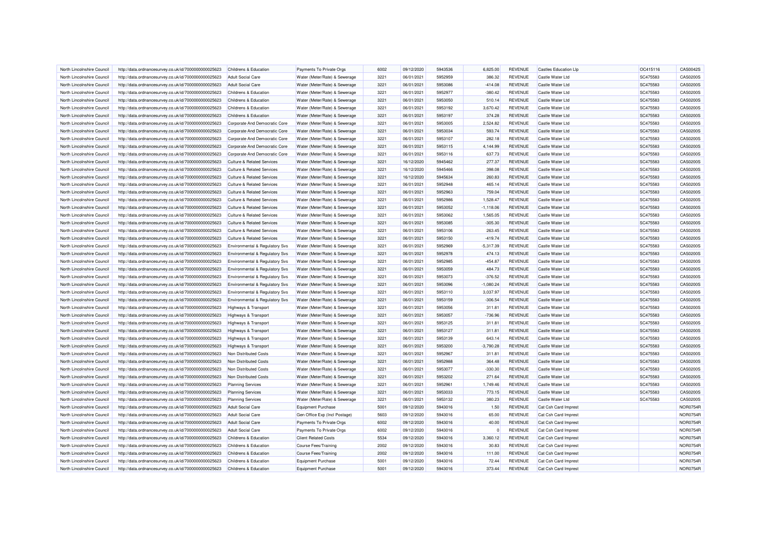| North Lincolnshire Council | http://data.ordnancesurvey.co.uk/id/7000000000025623 | Childrens & Education | Payments To Private Orgs | 6002 | 09/12/2020 | 5943536 | 6,825.00 | REVENUE | Castles Education Llp | OC415116 | CAS0042S |
|---|---|---|---|---|---|---|---|---|---|---|---|
| North Lincolnshire Council | http://data.ordnancesurvey.co.uk/id/7000000000025623 | Adult Social Care | Water (Meter/Rate) & Sewerage | 3221 | 06/01/2021 | 5952959 | 386.32 | REVENUE | Castle Water Ltd | SC475583 | CAS0200S |
| North Lincolnshire Council | http://data.ordnancesurvey.co.uk/id/7000000000025623 | Adult Social Care | Water (Meter/Rate) & Sewerage | 3221 | 06/01/2021 | 5953086 | -414.08 | REVENUE | Castle Water Ltd | SC475583 | CAS0200S |
| North Lincolnshire Council | http://data.ordnancesurvey.co.uk/id/7000000000025623 | Childrens & Education | Water (Meter/Rate) & Sewerage | 3221 | 06/01/2021 | 5952977 | -380.42 | REVENUE | Castle Water Ltd | SC475583 | CAS0200S |
| North Lincolnshire Council | http://data.ordnancesurvey.co.uk/id/7000000000025623 | Childrens & Education | Water (Meter/Rate) & Sewerage | 3221 | 06/01/2021 | 5953050 | 510.14 | REVENUE | Castle Water Ltd | SC475583 | CAS0200S |
| North Lincolnshire Council | http://data.ordnancesurvey.co.uk/id/7000000000025623 | Childrens & Education | Water (Meter/Rate) & Sewerage | 3221 | 06/01/2021 | 5953192 | 3,670.42 | REVENUE | Castle Water Ltd | SC475583 | CAS0200S |
| North Lincolnshire Council | http://data.ordnancesurvey.co.uk/id/7000000000025623 | Childrens & Education | Water (Meter/Rate) & Sewerage | 3221 | 06/01/2021 | 5953197 | 374.28 | REVENUE | Castle Water Ltd | SC475583 | CAS0200S |
| North Lincolnshire Council | http://data.ordnancesurvey.co.uk/id/7000000000025623 | Corporate And Democratic Core | Water (Meter/Rate) & Sewerage | 3221 | 06/01/2021 | 5953005 | 2,524.82 | REVENUE | Castle Water Ltd | SC475583 | CAS0200S |
| North Lincolnshire Council | http://data.ordnancesurvey.co.uk/id/7000000000025623 | Corporate And Democratic Core | Water (Meter/Rate) & Sewerage | 3221 | 06/01/2021 | 5953034 | 593.74 | REVENUE | Castle Water Ltd | SC475583 | CAS0200S |
| North Lincolnshire Council | http://data.ordnancesurvey.co.uk/id/7000000000025623 | Corporate And Democratic Core | Water (Meter/Rate) & Sewerage | 3221 | 06/01/2021 | 5953107 | 282.18 | REVENUE | Castle Water Ltd | SC475583 | CAS0200S |
| North Lincolnshire Council | http://data.ordnancesurvey.co.uk/id/7000000000025623 | Corporate And Democratic Core | Water (Meter/Rate) & Sewerage | 3221 | 06/01/2021 | 5953115 | 4,144.99 | REVENUE | Castle Water Ltd | SC475583 | CAS0200S |
| North Lincolnshire Council | http://data.ordnancesurvey.co.uk/id/7000000000025623 | Corporate And Democratic Core | Water (Meter/Rate) & Sewerage | 3221 | 06/01/2021 | 5953116 | 637.73 | REVENUE | Castle Water Ltd | SC475583 | CAS0200S |
| North Lincolnshire Council | http://data.ordnancesurvey.co.uk/id/7000000000025623 | Culture & Related Services | Water (Meter/Rate) & Sewerage | 3221 | 16/12/2020 | 5945462 | 277.37 | REVENUE | Castle Water Ltd | SC475583 | CAS0200S |
| North Lincolnshire Council | http://data.ordnancesurvey.co.uk/id/7000000000025623 | Culture & Related Services | Water (Meter/Rate) & Sewerage | 3221 | 16/12/2020 | 5945466 | 398.08 | REVENUE | Castle Water Ltd | SC475583 | CAS0200S |
| North Lincolnshire Council | http://data.ordnancesurvey.co.uk/id/7000000000025623 | Culture & Related Services | Water (Meter/Rate) & Sewerage | 3221 | 16/12/2020 | 5945634 | 260.83 | REVENUE | Castle Water Ltd | SC475583 | CAS0200S |
| North Lincolnshire Council | http://data.ordnancesurvey.co.uk/id/7000000000025623 | Culture & Related Services | Water (Meter/Rate) & Sewerage | 3221 | 06/01/2021 | 5952948 | 465.14 | REVENUE | Castle Water Ltd | SC475583 | CAS0200S |
| North Lincolnshire Council | http://data.ordnancesurvey.co.uk/id/7000000000025623 | Culture & Related Services | Water (Meter/Rate) & Sewerage | 3221 | 06/01/2021 | 5952963 | 759.04 | REVENUE | Castle Water Ltd | SC475583 | CAS0200S |
| North Lincolnshire Council | http://data.ordnancesurvey.co.uk/id/7000000000025623 | Culture & Related Services | Water (Meter/Rate) & Sewerage | 3221 | 06/01/2021 | 5952986 | 1,528.47 | REVENUE | Castle Water Ltd | SC475583 | CAS0200S |
| North Lincolnshire Council | http://data.ordnancesurvey.co.uk/id/7000000000025623 | Culture & Related Services | Water (Meter/Rate) & Sewerage | 3221 | 06/01/2021 | 5953052 | -1,118.06 | REVENUE | Castle Water Ltd | SC475583 | CAS0200S |
| North Lincolnshire Council | http://data.ordnancesurvey.co.uk/id/7000000000025623 | Culture & Related Services | Water (Meter/Rate) & Sewerage | 3221 | 06/01/2021 | 5953062 | 1,565.05 | REVENUE | Castle Water Ltd | SC475583 | CAS0200S |
| North Lincolnshire Council | http://data.ordnancesurvey.co.uk/id/7000000000025623 | Culture & Related Services | Water (Meter/Rate) & Sewerage | 3221 | 06/01/2021 | 5953085 | -305.30 | REVENUE | Castle Water Ltd | SC475583 | CAS0200S |
| North Lincolnshire Council | http://data.ordnancesurvey.co.uk/id/7000000000025623 | Culture & Related Services | Water (Meter/Rate) & Sewerage | 3221 | 06/01/2021 | 5953106 | 263.45 | REVENUE | Castle Water Ltd | SC475583 | CAS0200S |
| North Lincolnshire Council | http://data.ordnancesurvey.co.uk/id/7000000000025623 | Culture & Related Services | Water (Meter/Rate) & Sewerage | 3221 | 06/01/2021 | 5953150 | -419.74 | REVENUE | Castle Water Ltd | SC475583 | CAS0200S |
| North Lincolnshire Council | http://data.ordnancesurvey.co.uk/id/7000000000025623 | Environmental & Regulatory Svs | Water (Meter/Rate) & Sewerage | 3221 | 06/01/2021 | 5952969 | -5,317.39 | REVENUE | Castle Water Ltd | SC475583 | CAS0200S |
| North Lincolnshire Council | http://data.ordnancesurvey.co.uk/id/7000000000025623 | Environmental & Regulatory Svs | Water (Meter/Rate) & Sewerage | 3221 | 06/01/2021 | 5952978 | 474.13 | REVENUE | Castle Water Ltd | SC475583 | CAS0200S |
| North Lincolnshire Council | http://data.ordnancesurvey.co.uk/id/7000000000025623 | Environmental & Regulatory Svs | Water (Meter/Rate) & Sewerage | 3221 | 06/01/2021 | 5952985 | -454.87 | REVENUE | Castle Water Ltd | SC475583 | CAS0200S |
| North Lincolnshire Council | http://data.ordnancesurvey.co.uk/id/7000000000025623 | Environmental & Regulatory Svs | Water (Meter/Rate) & Sewerage | 3221 | 06/01/2021 | 5953059 | 484.73 | REVENUE | Castle Water Ltd | SC475583 | CAS0200S |
| North Lincolnshire Council | http://data.ordnancesurvey.co.uk/id/7000000000025623 | Environmental & Regulatory Svs | Water (Meter/Rate) & Sewerage | 3221 | 06/01/2021 | 5953073 | -376.52 | REVENUE | Castle Water Ltd | SC475583 | CAS0200S |
| North Lincolnshire Council | http://data.ordnancesurvey.co.uk/id/7000000000025623 | Environmental & Regulatory Svs | Water (Meter/Rate) & Sewerage | 3221 | 06/01/2021 | 5953096 | -1,080.24 | REVENUE | Castle Water Ltd | SC475583 | CAS0200S |
| North Lincolnshire Council | http://data.ordnancesurvey.co.uk/id/7000000000025623 | Environmental & Regulatory Svs | Water (Meter/Rate) & Sewerage | 3221 | 06/01/2021 | 5953110 | 3,037.97 | REVENUE | Castle Water Ltd | SC475583 | CAS0200S |
| North Lincolnshire Council | http://data.ordnancesurvey.co.uk/id/7000000000025623 | Environmental & Regulatory Svs | Water (Meter/Rate) & Sewerage | 3221 | 06/01/2021 | 5953159 | -306.54 | REVENUE | Castle Water Ltd | SC475583 | CAS0200S |
| North Lincolnshire Council | http://data.ordnancesurvey.co.uk/id/7000000000025623 | Highways & Transport | Water (Meter/Rate) & Sewerage | 3221 | 06/01/2021 | 5953056 | 311.81 | REVENUE | Castle Water Ltd | SC475583 | CAS0200S |
| North Lincolnshire Council | http://data.ordnancesurvey.co.uk/id/7000000000025623 | Highways & Transport | Water (Meter/Rate) & Sewerage | 3221 | 06/01/2021 | 5953057 | -736.96 | REVENUE | Castle Water Ltd | SC475583 | CAS0200S |
| North Lincolnshire Council | http://data.ordnancesurvey.co.uk/id/7000000000025623 | Highways & Transport | Water (Meter/Rate) & Sewerage | 3221 | 06/01/2021 | 5953125 | 311.81 | REVENUE | Castle Water Ltd | SC475583 | CAS0200S |
| North Lincolnshire Council | http://data.ordnancesurvey.co.uk/id/7000000000025623 | Highways & Transport | Water (Meter/Rate) & Sewerage | 3221 | 06/01/2021 | 5953127 | 311.81 | REVENUE | Castle Water Ltd | SC475583 | CAS0200S |
| North Lincolnshire Council | http://data.ordnancesurvey.co.uk/id/7000000000025623 | Highways & Transport | Water (Meter/Rate) & Sewerage | 3221 | 06/01/2021 | 5953139 | 643.14 | REVENUE | Castle Water Ltd | SC475583 | CAS0200S |
| North Lincolnshire Council | http://data.ordnancesurvey.co.uk/id/7000000000025623 | Highways & Transport | Water (Meter/Rate) & Sewerage | 3221 | 06/01/2021 | 5953200 | -3,790.28 | REVENUE | Castle Water Ltd | SC475583 | CAS0200S |
| North Lincolnshire Council | http://data.ordnancesurvey.co.uk/id/7000000000025623 | Non Distributed Costs | Water (Meter/Rate) & Sewerage | 3221 | 06/01/2021 | 5952967 | 311.81 | REVENUE | Castle Water Ltd | SC475583 | CAS0200S |
| North Lincolnshire Council | http://data.ordnancesurvey.co.uk/id/7000000000025623 | Non Distributed Costs | Water (Meter/Rate) & Sewerage | 3221 | 06/01/2021 | 5952968 | 364.48 | REVENUE | Castle Water Ltd | SC475583 | CAS0200S |
| North Lincolnshire Council | http://data.ordnancesurvey.co.uk/id/7000000000025623 | Non Distributed Costs | Water (Meter/Rate) & Sewerage | 3221 | 06/01/2021 | 5953077 | -330.30 | REVENUE | Castle Water Ltd | SC475583 | CAS0200S |
| North Lincolnshire Council | http://data.ordnancesurvey.co.uk/id/7000000000025623 | Non Distributed Costs | Water (Meter/Rate) & Sewerage | 3221 | 06/01/2021 | 5953202 | 271.64 | REVENUE | Castle Water Ltd | SC475583 | CAS0200S |
| North Lincolnshire Council | http://data.ordnancesurvey.co.uk/id/7000000000025623 | Planning Services | Water (Meter/Rate) & Sewerage | 3221 | 06/01/2021 | 5952961 | 1,749.46 | REVENUE | Castle Water Ltd | SC475583 | CAS0200S |
| North Lincolnshire Council | http://data.ordnancesurvey.co.uk/id/7000000000025623 | Planning Services | Water (Meter/Rate) & Sewerage | 3221 | 06/01/2021 | 5953033 | 773.15 | REVENUE | Castle Water Ltd | SC475583 | CAS0200S |
| North Lincolnshire Council | http://data.ordnancesurvey.co.uk/id/7000000000025623 | Planning Services | Water (Meter/Rate) & Sewerage | 3221 | 06/01/2021 | 5953132 | 380.23 | REVENUE | Castle Water Ltd | SC475583 | CAS0200S |
| North Lincolnshire Council | http://data.ordnancesurvey.co.uk/id/7000000000025623 | Adult Social Care | Equipment Purchase | 5001 | 09/12/2020 | 5943016 | 1.50 | REVENUE | Cat Csh Card Imprest | | NOR0754R |
| North Lincolnshire Council | http://data.ordnancesurvey.co.uk/id/7000000000025623 | Adult Social Care | Gen Office Exp (Incl Postage) | 5603 | 09/12/2020 | 5943016 | 65.00 | REVENUE | Cat Csh Card Imprest | | NOR0754R |
| North Lincolnshire Council | http://data.ordnancesurvey.co.uk/id/7000000000025623 | Adult Social Care | Payments To Private Orgs | 6002 | 09/12/2020 | 5943016 | 40.00 | REVENUE | Cat Csh Card Imprest | | NOR0754R |
| North Lincolnshire Council | http://data.ordnancesurvey.co.uk/id/7000000000025623 | Adult Social Care | Payments To Private Orgs | 6002 | 09/12/2020 | 5943016 | 0 | REVENUE | Cat Csh Card Imprest | | NOR0754R |
| North Lincolnshire Council | http://data.ordnancesurvey.co.uk/id/7000000000025623 | Childrens & Education | Client Related Costs | 5534 | 09/12/2020 | 5943016 | 3,360.12 | REVENUE | Cat Csh Card Imprest | | NOR0754R |
| North Lincolnshire Council | http://data.ordnancesurvey.co.uk/id/7000000000025623 | Childrens & Education | Course Fees/Training | 2002 | 09/12/2020 | 5943016 | 30.83 | REVENUE | Cat Csh Card Imprest | | NOR0754R |
| North Lincolnshire Council | http://data.ordnancesurvey.co.uk/id/7000000000025623 | Childrens & Education | Course Fees/Training | 2002 | 09/12/2020 | 5943016 | 111.00 | REVENUE | Cat Csh Card Imprest | | NOR0754R |
| North Lincolnshire Council | http://data.ordnancesurvey.co.uk/id/7000000000025623 | Childrens & Education | Equipment Purchase | 5001 | 09/12/2020 | 5943016 | 72.44 | REVENUE | Cat Csh Card Imprest | | NOR0754R |
| North Lincolnshire Council | http://data.ordnancesurvey.co.uk/id/7000000000025623 | Childrens & Education | Equipment Purchase | 5001 | 09/12/2020 | 5943016 | 373.44 | REVENUE | Cat Csh Card Imprest | | NOR0754R |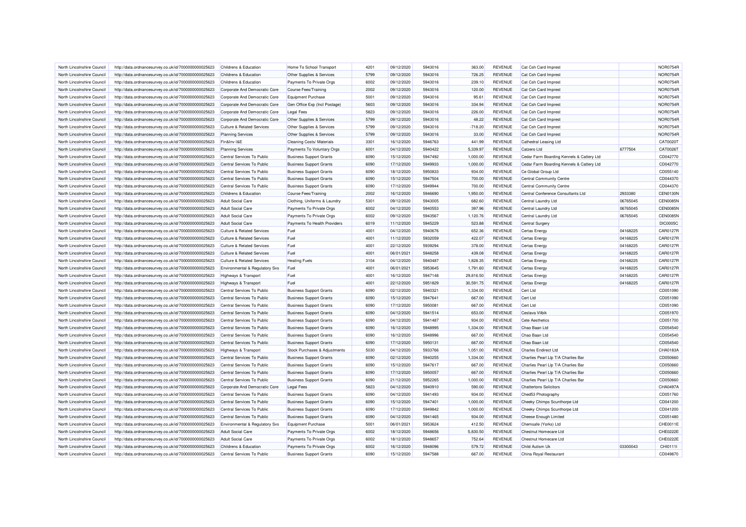| North Lincolnshire Council | http://data.ordnancesurvey.co.uk/id/7000000000025623 | Childrens & Education | Home To School Transport | 4201 | 09/12/2020 | 5943016 | 363.00 | REVENUE | Cat Csh Card Imprest | | NOR0754R |
|---|---|---|---|---|---|---|---|---|---|---|---|
| North Lincolnshire Council | http://data.ordnancesurvey.co.uk/id/7000000000025623 | Childrens & Education | Other Supplies & Services | 5799 | 09/12/2020 | 5943016 | 726.25 | REVENUE | Cat Csh Card Imprest | | NOR0754R |
| North Lincolnshire Council | http://data.ordnancesurvey.co.uk/id/7000000000025623 | Childrens & Education | Payments To Private Orgs | 6002 | 09/12/2020 | 5943016 | 239.10 | REVENUE | Cat Csh Card Imprest | | NOR0754R |
| North Lincolnshire Council | http://data.ordnancesurvey.co.uk/id/7000000000025623 | Corporate And Democratic Core | Course Fees/Training | 2002 | 09/12/2020 | 5943016 | 120.00 | REVENUE | Cat Csh Card Imprest | | NOR0754R |
| North Lincolnshire Council | http://data.ordnancesurvey.co.uk/id/7000000000025623 | Corporate And Democratic Core | Equipment Purchase | 5001 | 09/12/2020 | 5943016 | 95.61 | REVENUE | Cat Csh Card Imprest | | NOR0754R |
| North Lincolnshire Council | http://data.ordnancesurvey.co.uk/id/7000000000025623 | Corporate And Democratic Core | Gen Office Exp (Incl Postage) | 5603 | 09/12/2020 | 5943016 | 334.94 | REVENUE | Cat Csh Card Imprest | | NOR0754R |
| North Lincolnshire Council | http://data.ordnancesurvey.co.uk/id/7000000000025623 | Corporate And Democratic Core | Legal Fees | 5823 | 09/12/2020 | 5943016 | 226.00 | REVENUE | Cat Csh Card Imprest | | NOR0754R |
| North Lincolnshire Council | http://data.ordnancesurvey.co.uk/id/7000000000025623 | Corporate And Democratic Core | Other Supplies & Services | 5799 | 09/12/2020 | 5943016 | 48.22 | REVENUE | Cat Csh Card Imprest | | NOR0754R |
| North Lincolnshire Council | http://data.ordnancesurvey.co.uk/id/7000000000025623 | Culture & Related Services | Other Supplies & Services | 5799 | 09/12/2020 | 5943016 | -718.20 | REVENUE | Cat Csh Card Imprest | | NOR0754R |
| North Lincolnshire Council | http://data.ordnancesurvey.co.uk/id/7000000000025623 | Planning Services | Other Supplies & Services | 5799 | 09/12/2020 | 5943016 | 33.00 | REVENUE | Cat Csh Card Imprest | | NOR0754R |
| North Lincolnshire Council | http://data.ordnancesurvey.co.uk/id/7000000000025623 | Fin&Inv I&E | Cleaning Costs/ Materials | 3301 | 16/12/2020 | 5946763 | 441.99 | REVENUE | Cathedral Leasing Ltd | | CAT0020T |
| North Lincolnshire Council | http://data.ordnancesurvey.co.uk/id/7000000000025623 | Planning Services | Payments To Voluntary Orgs | 6001 | 04/12/2020 | 5940422 | 5,339.97 | REVENUE | Catzero Ltd | 6777504 | CAT0026T |
| North Lincolnshire Council | http://data.ordnancesurvey.co.uk/id/7000000000025623 | Central Services To Public | Business Support Grants | 6090 | 15/12/2020 | 5947492 | 1,000.00 | REVENUE | Cedar Farm Boarding Kennels & Cattery Ltd | | CD042770 |
| North Lincolnshire Council | http://data.ordnancesurvey.co.uk/id/7000000000025623 | Central Services To Public | Business Support Grants | 6090 | 17/12/2020 | 5949933 | 1,000.00 | REVENUE | Cedar Farm Boarding Kennels & Cattery Ltd | | CD042770 |
| North Lincolnshire Council | http://data.ordnancesurvey.co.uk/id/7000000000025623 | Central Services To Public | Business Support Grants | 6090 | 18/12/2020 | 5950833 | 934.00 | REVENUE | Ce Global Group Ltd | | CD055140 |
| North Lincolnshire Council | http://data.ordnancesurvey.co.uk/id/7000000000025623 | Central Services To Public | Business Support Grants | 6090 | 15/12/2020 | 5947504 | 700.00 | REVENUE | Central Community Centre | | CD044370 |
| North Lincolnshire Council | http://data.ordnancesurvey.co.uk/id/7000000000025623 | Central Services To Public | Business Support Grants | 6090 | 17/12/2020 | 5949944 | 700.00 | REVENUE | Central Community Centre | | CD044370 |
| North Lincolnshire Council | http://data.ordnancesurvey.co.uk/id/7000000000025623 | Childrens & Education | Course Fees/Training | 2002 | 16/12/2020 | 5946690 | 1,950.00 | REVENUE | Central Conference Consultants Ltd | 2933380 | CEN0130N |
| North Lincolnshire Council | http://data.ordnancesurvey.co.uk/id/7000000000025623 | Adult Social Care | Clothing, Uniforms & Laundry | 5301 | 09/12/2020 | 5943005 | 682.60 | REVENUE | Central Laundry Ltd | 06765045 | CEN0085N |
| North Lincolnshire Council | http://data.ordnancesurvey.co.uk/id/7000000000025623 | Adult Social Care | Payments To Private Orgs | 6002 | 04/12/2020 | 5940553 | 397.96 | REVENUE | Central Laundry Ltd | 06765045 | CEN0085N |
| North Lincolnshire Council | http://data.ordnancesurvey.co.uk/id/7000000000025623 | Adult Social Care | Payments To Private Orgs | 6002 | 09/12/2020 | 5943567 | 1,120.76 | REVENUE | Central Laundry Ltd | 06765045 | CEN0085N |
| North Lincolnshire Council | http://data.ordnancesurvey.co.uk/id/7000000000025623 | Adult Social Care | Payments To Health Providers | 6019 | 11/12/2020 | 5945229 | 523.88 | REVENUE | Central Surgery | | DIC0005C |
| North Lincolnshire Council | http://data.ordnancesurvey.co.uk/id/7000000000025623 | Culture & Related Services | Fuel | 4001 | 04/12/2020 | 5940676 | 652.36 | REVENUE | Certas Energy | 04168225 | CAR0127R |
| North Lincolnshire Council | http://data.ordnancesurvey.co.uk/id/7000000000025623 | Culture & Related Services | Fuel | 4001 | 11/12/2020 | 5932059 | 422.07 | REVENUE | Certas Energy | 04168225 | CAR0127R |
| North Lincolnshire Council | http://data.ordnancesurvey.co.uk/id/7000000000025623 | Culture & Related Services | Fuel | 4001 | 22/12/2020 | 5939294 | 378.00 | REVENUE | Certas Energy | 04168225 | CAR0127R |
| North Lincolnshire Council | http://data.ordnancesurvey.co.uk/id/7000000000025623 | Culture & Related Services | Fuel | 4001 | 06/01/2021 | 5948258 | 439.08 | REVENUE | Certas Energy | 04168225 | CAR0127R |
| North Lincolnshire Council | http://data.ordnancesurvey.co.uk/id/7000000000025623 | Culture & Related Services | Heating Fuels | 3104 | 04/12/2020 | 5940487 | 1,828.35 | REVENUE | Certas Energy | 04168225 | CAR0127R |
| North Lincolnshire Council | http://data.ordnancesurvey.co.uk/id/7000000000025623 | Environmental & Regulatory Svs | Fuel | 4001 | 06/01/2021 | 5953645 | 1,791.60 | REVENUE | Certas Energy | 04168225 | CAR0127R |
| North Lincolnshire Council | http://data.ordnancesurvey.co.uk/id/7000000000025623 | Highways & Transport | Fuel | 4001 | 16/12/2020 | 5947148 | 29,816.50 | REVENUE | Certas Energy | 04168225 | CAR0127R |
| North Lincolnshire Council | http://data.ordnancesurvey.co.uk/id/7000000000025623 | Highways & Transport | Fuel | 4001 | 22/12/2020 | 5951829 | 30,591.75 | REVENUE | Certas Energy | 04168225 | CAR0127R |
| North Lincolnshire Council | http://data.ordnancesurvey.co.uk/id/7000000000025623 | Central Services To Public | Business Support Grants | 6090 | 02/12/2020 | 5940321 | 1,334.00 | REVENUE | Cert Ltd | | CD051090 |
| North Lincolnshire Council | http://data.ordnancesurvey.co.uk/id/7000000000025623 | Central Services To Public | Business Support Grants | 6090 | 15/12/2020 | 5947641 | 667.00 | REVENUE | Cert Ltd | | CD051090 |
| North Lincolnshire Council | http://data.ordnancesurvey.co.uk/id/7000000000025623 | Central Services To Public | Business Support Grants | 6090 | 17/12/2020 | 5950081 | 667.00 | REVENUE | Cert Ltd | | CD051090 |
| North Lincolnshire Council | http://data.ordnancesurvey.co.uk/id/7000000000025623 | Central Services To Public | Business Support Grants | 6090 | 04/12/2020 | 5941514 | 653.00 | REVENUE | Ceslava Vilbik | | CD051970 |
| North Lincolnshire Council | http://data.ordnancesurvey.co.uk/id/7000000000025623 | Central Services To Public | Business Support Grants | 6090 | 04/12/2020 | 5941487 | 934.00 | REVENUE | Cete Aesthetics | | CD051700 |
| North Lincolnshire Council | http://data.ordnancesurvey.co.uk/id/7000000000025623 | Central Services To Public | Business Support Grants | 6090 | 16/12/2020 | 5948995 | 1,334.00 | REVENUE | Chao Baan Ltd | | CD054540 |
| North Lincolnshire Council | http://data.ordnancesurvey.co.uk/id/7000000000025623 | Central Services To Public | Business Support Grants | 6090 | 16/12/2020 | 5948996 | 667.00 | REVENUE | Chao Baan Ltd | | CD054540 |
| North Lincolnshire Council | http://data.ordnancesurvey.co.uk/id/7000000000025623 | Central Services To Public | Business Support Grants | 6090 | 17/12/2020 | 5950131 | 667.00 | REVENUE | Chao Baan Ltd | | CD054540 |
| North Lincolnshire Council | http://data.ordnancesurvey.co.uk/id/7000000000025623 | Highways & Transport | Stock Purchases & Adjustments | 5030 | 04/12/2020 | 5933766 | 1,051.00 | REVENUE | Charles Endirect Ltd | | CHA0183A |
| North Lincolnshire Council | http://data.ordnancesurvey.co.uk/id/7000000000025623 | Central Services To Public | Business Support Grants | 6090 | 02/12/2020 | 5940255 | 1,334.00 | REVENUE | Charlies Pearl Llp T/A Charlies Bar | | CD050660 |
| North Lincolnshire Council | http://data.ordnancesurvey.co.uk/id/7000000000025623 | Central Services To Public | Business Support Grants | 6090 | 15/12/2020 | 5947617 | 667.00 | REVENUE | Charlies Pearl Llp T/A Charlies Bar | | CD050660 |
| North Lincolnshire Council | http://data.ordnancesurvey.co.uk/id/7000000000025623 | Central Services To Public | Business Support Grants | 6090 | 17/12/2020 | 5950057 | 667.00 | REVENUE | Charlies Pearl Llp T/A Charlies Bar | | CD050660 |
| North Lincolnshire Council | http://data.ordnancesurvey.co.uk/id/7000000000025623 | Central Services To Public | Business Support Grants | 6090 | 21/12/2020 | 5952265 | 1,000.00 | REVENUE | Charlies Pearl Llp T/A Charlies Bar | | CD050660 |
| North Lincolnshire Council | http://data.ordnancesurvey.co.uk/id/7000000000025623 | Corporate And Democratic Core | Legal Fees | 5823 | 04/12/2020 | 5940910 | 590.00 | REVENUE | Chattertons Solicitors | | CHA0497A |
| North Lincolnshire Council | http://data.ordnancesurvey.co.uk/id/7000000000025623 | Central Services To Public | Business Support Grants | 6090 | 04/12/2020 | 5941493 | 934.00 | REVENUE | Ched53 Photography | | CD051760 |
| North Lincolnshire Council | http://data.ordnancesurvey.co.uk/id/7000000000025623 | Central Services To Public | Business Support Grants | 6090 | 15/12/2020 | 5947401 | 1,000.00 | REVENUE | Cheeky Chimps Scunthorpe Ltd | | CD041200 |
| North Lincolnshire Council | http://data.ordnancesurvey.co.uk/id/7000000000025623 | Central Services To Public | Business Support Grants | 6090 | 17/12/2020 | 5949842 | 1,000.00 | REVENUE | Cheeky Chimps Scunthorpe Ltd | | CD041200 |
| North Lincolnshire Council | http://data.ordnancesurvey.co.uk/id/7000000000025623 | Central Services To Public | Business Support Grants | 6090 | 04/12/2020 | 5941465 | 934.00 | REVENUE | Cheese Enough Limited | | CD051480 |
| North Lincolnshire Council | http://data.ordnancesurvey.co.uk/id/7000000000025623 | Environmental & Regulatory Svs | Equipment Purchase | 5001 | 06/01/2021 | 5953624 | 412.50 | REVENUE | Chemsafe (Yorks) Ltd | | CHE0011E |
| North Lincolnshire Council | http://data.ordnancesurvey.co.uk/id/7000000000025623 | Adult Social Care | Payments To Private Orgs | 6002 | 18/12/2020 | 5948656 | 5,830.50 | REVENUE | Chestnut Homecare Ltd | | CHE0222E |
| North Lincolnshire Council | http://data.ordnancesurvey.co.uk/id/7000000000025623 | Adult Social Care | Payments To Private Orgs | 6002 | 18/12/2020 | 5948657 | 752.64 | REVENUE | Chestnut Homecare Ltd | | CHE0222E |
| North Lincolnshire Council | http://data.ordnancesurvey.co.uk/id/7000000000025623 | Childrens & Education | Payments To Private Orgs | 6002 | 16/12/2020 | 5948096 | 579.72 | REVENUE | Child Autism Uk | 03300043 | CHI0111I |
| North Lincolnshire Council | http://data.ordnancesurvey.co.uk/id/7000000000025623 | Central Services To Public | Business Support Grants | 6090 | 15/12/2020 | 5947588 | 667.00 | REVENUE | China Royal Restaurant | | CD049870 |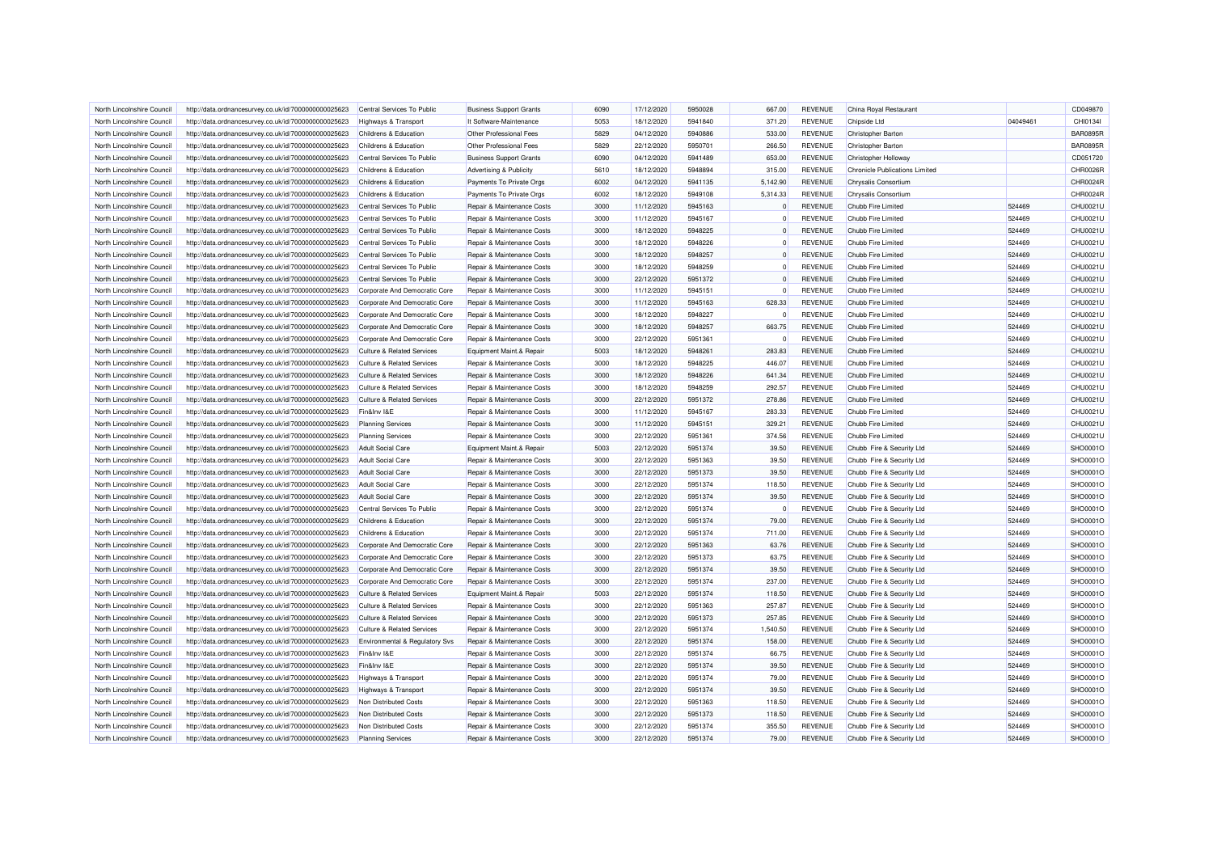| North Lincolnshire Council | http://data.ordnancesurvey.co.uk/id/7000000000025623 | Central Services To Public | Business Support Grants | 6090 | 17/12/2020 | 5950028 | 667.00 | REVENUE | China Royal Restaurant | | CD049870 |
|---|---|---|---|---|---|---|---|---|---|---|---|
| North Lincolnshire Council | http://data.ordnancesurvey.co.uk/id/7000000000025623 | Highways & Transport | It Software-Maintenance | 5053 | 18/12/2020 | 5941840 | 371.20 | REVENUE | Chipside Ltd | 04049461 | CHI0134I |
| North Lincolnshire Council | http://data.ordnancesurvey.co.uk/id/7000000000025623 | Childrens & Education | Other Professional Fees | 5829 | 04/12/2020 | 5940886 | 533.00 | REVENUE | Christopher Barton | | BAR0895R |
| North Lincolnshire Council | http://data.ordnancesurvey.co.uk/id/7000000000025623 | Childrens & Education | Other Professional Fees | 5829 | 22/12/2020 | 5950701 | 266.50 | REVENUE | Christopher Barton | | BAR0895R |
| North Lincolnshire Council | http://data.ordnancesurvey.co.uk/id/7000000000025623 | Central Services To Public | Business Support Grants | 6090 | 04/12/2020 | 5941489 | 653.00 | REVENUE | Christopher Holloway | | CD051720 |
| North Lincolnshire Council | http://data.ordnancesurvey.co.uk/id/7000000000025623 | Childrens & Education | Advertising & Publicity | 5610 | 18/12/2020 | 5948894 | 315.00 | REVENUE | Chronicle Publications Limited | | CHR0026R |
| North Lincolnshire Council | http://data.ordnancesurvey.co.uk/id/7000000000025623 | Childrens & Education | Payments To Private Orgs | 6002 | 04/12/2020 | 5941135 | 5,142.90 | REVENUE | Chrysalis Consortium | | CHR0024R |
| North Lincolnshire Council | http://data.ordnancesurvey.co.uk/id/7000000000025623 | Childrens & Education | Payments To Private Orgs | 6002 | 18/12/2020 | 5949108 | 5,314.33 | REVENUE | Chrysalis Consortium | | CHR0024R |
| North Lincolnshire Council | http://data.ordnancesurvey.co.uk/id/7000000000025623 | Central Services To Public | Repair & Maintenance Costs | 3000 | 11/12/2020 | 5945163 | 0 | REVENUE | Chubb Fire Limited | 524469 | CHU0021U |
| North Lincolnshire Council | http://data.ordnancesurvey.co.uk/id/7000000000025623 | Central Services To Public | Repair & Maintenance Costs | 3000 | 11/12/2020 | 5945167 | 0 | REVENUE | Chubb Fire Limited | 524469 | CHU0021U |
| North Lincolnshire Council | http://data.ordnancesurvey.co.uk/id/7000000000025623 | Central Services To Public | Repair & Maintenance Costs | 3000 | 18/12/2020 | 5948225 | 0 | REVENUE | Chubb Fire Limited | 524469 | CHU0021U |
| North Lincolnshire Council | http://data.ordnancesurvey.co.uk/id/7000000000025623 | Central Services To Public | Repair & Maintenance Costs | 3000 | 18/12/2020 | 5948226 | 0 | REVENUE | Chubb Fire Limited | 524469 | CHU0021U |
| North Lincolnshire Council | http://data.ordnancesurvey.co.uk/id/7000000000025623 | Central Services To Public | Repair & Maintenance Costs | 3000 | 18/12/2020 | 5948257 | 0 | REVENUE | Chubb Fire Limited | 524469 | CHU0021U |
| North Lincolnshire Council | http://data.ordnancesurvey.co.uk/id/7000000000025623 | Central Services To Public | Repair & Maintenance Costs | 3000 | 18/12/2020 | 5948259 | 0 | REVENUE | Chubb Fire Limited | 524469 | CHU0021U |
| North Lincolnshire Council | http://data.ordnancesurvey.co.uk/id/7000000000025623 | Central Services To Public | Repair & Maintenance Costs | 3000 | 22/12/2020 | 5951372 | 0 | REVENUE | Chubb Fire Limited | 524469 | CHU0021U |
| North Lincolnshire Council | http://data.ordnancesurvey.co.uk/id/7000000000025623 | Corporate And Democratic Core | Repair & Maintenance Costs | 3000 | 11/12/2020 | 5945151 | 0 | REVENUE | Chubb Fire Limited | 524469 | CHU0021U |
| North Lincolnshire Council | http://data.ordnancesurvey.co.uk/id/7000000000025623 | Corporate And Democratic Core | Repair & Maintenance Costs | 3000 | 11/12/2020 | 5945163 | 628.33 | REVENUE | Chubb Fire Limited | 524469 | CHU0021U |
| North Lincolnshire Council | http://data.ordnancesurvey.co.uk/id/7000000000025623 | Corporate And Democratic Core | Repair & Maintenance Costs | 3000 | 18/12/2020 | 5948227 | 0 | REVENUE | Chubb Fire Limited | 524469 | CHU0021U |
| North Lincolnshire Council | http://data.ordnancesurvey.co.uk/id/7000000000025623 | Corporate And Democratic Core | Repair & Maintenance Costs | 3000 | 18/12/2020 | 5948257 | 663.75 | REVENUE | Chubb Fire Limited | 524469 | CHU0021U |
| North Lincolnshire Council | http://data.ordnancesurvey.co.uk/id/7000000000025623 | Corporate And Democratic Core | Repair & Maintenance Costs | 3000 | 22/12/2020 | 5951361 | 0 | REVENUE | Chubb Fire Limited | 524469 | CHU0021U |
| North Lincolnshire Council | http://data.ordnancesurvey.co.uk/id/7000000000025623 | Culture & Related Services | Equipment Maint.& Repair | 5003 | 18/12/2020 | 5948261 | 283.83 | REVENUE | Chubb Fire Limited | 524469 | CHU0021U |
| North Lincolnshire Council | http://data.ordnancesurvey.co.uk/id/7000000000025623 | Culture & Related Services | Repair & Maintenance Costs | 3000 | 18/12/2020 | 5948225 | 446.07 | REVENUE | Chubb Fire Limited | 524469 | CHU0021U |
| North Lincolnshire Council | http://data.ordnancesurvey.co.uk/id/7000000000025623 | Culture & Related Services | Repair & Maintenance Costs | 3000 | 18/12/2020 | 5948226 | 641.34 | REVENUE | Chubb Fire Limited | 524469 | CHU0021U |
| North Lincolnshire Council | http://data.ordnancesurvey.co.uk/id/7000000000025623 | Culture & Related Services | Repair & Maintenance Costs | 3000 | 18/12/2020 | 5948259 | 292.57 | REVENUE | Chubb Fire Limited | 524469 | CHU0021U |
| North Lincolnshire Council | http://data.ordnancesurvey.co.uk/id/7000000000025623 | Culture & Related Services | Repair & Maintenance Costs | 3000 | 22/12/2020 | 5951372 | 278.86 | REVENUE | Chubb Fire Limited | 524469 | CHU0021U |
| North Lincolnshire Council | http://data.ordnancesurvey.co.uk/id/7000000000025623 | Fin&Inv I&E | Repair & Maintenance Costs | 3000 | 11/12/2020 | 5945167 | 283.33 | REVENUE | Chubb Fire Limited | 524469 | CHU0021U |
| North Lincolnshire Council | http://data.ordnancesurvey.co.uk/id/7000000000025623 | Planning Services | Repair & Maintenance Costs | 3000 | 11/12/2020 | 5945151 | 329.21 | REVENUE | Chubb Fire Limited | 524469 | CHU0021U |
| North Lincolnshire Council | http://data.ordnancesurvey.co.uk/id/7000000000025623 | Planning Services | Repair & Maintenance Costs | 3000 | 22/12/2020 | 5951361 | 374.56 | REVENUE | Chubb Fire Limited | 524469 | CHU0021U |
| North Lincolnshire Council | http://data.ordnancesurvey.co.uk/id/7000000000025623 | Adult Social Care | Equipment Maint.& Repair | 5003 | 22/12/2020 | 5951374 | 39.50 | REVENUE | Chubb Fire & Security Ltd | 524469 | SHO0001O |
| North Lincolnshire Council | http://data.ordnancesurvey.co.uk/id/7000000000025623 | Adult Social Care | Repair & Maintenance Costs | 3000 | 22/12/2020 | 5951363 | 39.50 | REVENUE | Chubb Fire & Security Ltd | 524469 | SHO0001O |
| North Lincolnshire Council | http://data.ordnancesurvey.co.uk/id/7000000000025623 | Adult Social Care | Repair & Maintenance Costs | 3000 | 22/12/2020 | 5951373 | 39.50 | REVENUE | Chubb Fire & Security Ltd | 524469 | SHO0001O |
| North Lincolnshire Council | http://data.ordnancesurvey.co.uk/id/7000000000025623 | Adult Social Care | Repair & Maintenance Costs | 3000 | 22/12/2020 | 5951374 | 118.50 | REVENUE | Chubb Fire & Security Ltd | 524469 | SHO0001O |
| North Lincolnshire Council | http://data.ordnancesurvey.co.uk/id/7000000000025623 | Adult Social Care | Repair & Maintenance Costs | 3000 | 22/12/2020 | 5951374 | 39.50 | REVENUE | Chubb Fire & Security Ltd | 524469 | SHO0001O |
| North Lincolnshire Council | http://data.ordnancesurvey.co.uk/id/7000000000025623 | Central Services To Public | Repair & Maintenance Costs | 3000 | 22/12/2020 | 5951374 | 0 | REVENUE | Chubb Fire & Security Ltd | 524469 | SHO0001O |
| North Lincolnshire Council | http://data.ordnancesurvey.co.uk/id/7000000000025623 | Childrens & Education | Repair & Maintenance Costs | 3000 | 22/12/2020 | 5951374 | 79.00 | REVENUE | Chubb Fire & Security Ltd | 524469 | SHO0001O |
| North Lincolnshire Council | http://data.ordnancesurvey.co.uk/id/7000000000025623 | Childrens & Education | Repair & Maintenance Costs | 3000 | 22/12/2020 | 5951374 | 711.00 | REVENUE | Chubb Fire & Security Ltd | 524469 | SHO0001O |
| North Lincolnshire Council | http://data.ordnancesurvey.co.uk/id/7000000000025623 | Corporate And Democratic Core | Repair & Maintenance Costs | 3000 | 22/12/2020 | 5951363 | 63.76 | REVENUE | Chubb Fire & Security Ltd | 524469 | SHO0001O |
| North Lincolnshire Council | http://data.ordnancesurvey.co.uk/id/7000000000025623 | Corporate And Democratic Core | Repair & Maintenance Costs | 3000 | 22/12/2020 | 5951373 | 63.75 | REVENUE | Chubb Fire & Security Ltd | 524469 | SHO0001O |
| North Lincolnshire Council | http://data.ordnancesurvey.co.uk/id/7000000000025623 | Corporate And Democratic Core | Repair & Maintenance Costs | 3000 | 22/12/2020 | 5951374 | 39.50 | REVENUE | Chubb Fire & Security Ltd | 524469 | SHO0001O |
| North Lincolnshire Council | http://data.ordnancesurvey.co.uk/id/7000000000025623 | Corporate And Democratic Core | Repair & Maintenance Costs | 3000 | 22/12/2020 | 5951374 | 237.00 | REVENUE | Chubb Fire & Security Ltd | 524469 | SHO0001O |
| North Lincolnshire Council | http://data.ordnancesurvey.co.uk/id/7000000000025623 | Culture & Related Services | Equipment Maint.& Repair | 5003 | 22/12/2020 | 5951374 | 118.50 | REVENUE | Chubb Fire & Security Ltd | 524469 | SHO0001O |
| North Lincolnshire Council | http://data.ordnancesurvey.co.uk/id/7000000000025623 | Culture & Related Services | Repair & Maintenance Costs | 3000 | 22/12/2020 | 5951363 | 257.87 | REVENUE | Chubb Fire & Security Ltd | 524469 | SHO0001O |
| North Lincolnshire Council | http://data.ordnancesurvey.co.uk/id/7000000000025623 | Culture & Related Services | Repair & Maintenance Costs | 3000 | 22/12/2020 | 5951373 | 257.85 | REVENUE | Chubb Fire & Security Ltd | 524469 | SHO0001O |
| North Lincolnshire Council | http://data.ordnancesurvey.co.uk/id/7000000000025623 | Culture & Related Services | Repair & Maintenance Costs | 3000 | 22/12/2020 | 5951374 | 1,540.50 | REVENUE | Chubb Fire & Security Ltd | 524469 | SHO0001O |
| North Lincolnshire Council | http://data.ordnancesurvey.co.uk/id/7000000000025623 | Environmental & Regulatory Svs | Repair & Maintenance Costs | 3000 | 22/12/2020 | 5951374 | 158.00 | REVENUE | Chubb Fire & Security Ltd | 524469 | SHO0001O |
| North Lincolnshire Council | http://data.ordnancesurvey.co.uk/id/7000000000025623 | Fin&Inv I&E | Repair & Maintenance Costs | 3000 | 22/12/2020 | 5951374 | 66.75 | REVENUE | Chubb Fire & Security Ltd | 524469 | SHO0001O |
| North Lincolnshire Council | http://data.ordnancesurvey.co.uk/id/7000000000025623 | Fin&Inv I&E | Repair & Maintenance Costs | 3000 | 22/12/2020 | 5951374 | 39.50 | REVENUE | Chubb Fire & Security Ltd | 524469 | SHO0001O |
| North Lincolnshire Council | http://data.ordnancesurvey.co.uk/id/7000000000025623 | Highways & Transport | Repair & Maintenance Costs | 3000 | 22/12/2020 | 5951374 | 79.00 | REVENUE | Chubb Fire & Security Ltd | 524469 | SHO0001O |
| North Lincolnshire Council | http://data.ordnancesurvey.co.uk/id/7000000000025623 | Highways & Transport | Repair & Maintenance Costs | 3000 | 22/12/2020 | 5951374 | 39.50 | REVENUE | Chubb Fire & Security Ltd | 524469 | SHO0001O |
| North Lincolnshire Council | http://data.ordnancesurvey.co.uk/id/7000000000025623 | Non Distributed Costs | Repair & Maintenance Costs | 3000 | 22/12/2020 | 5951363 | 118.50 | REVENUE | Chubb Fire & Security Ltd | 524469 | SHO0001O |
| North Lincolnshire Council | http://data.ordnancesurvey.co.uk/id/7000000000025623 | Non Distributed Costs | Repair & Maintenance Costs | 3000 | 22/12/2020 | 5951373 | 118.50 | REVENUE | Chubb Fire & Security Ltd | 524469 | SHO0001O |
| North Lincolnshire Council | http://data.ordnancesurvey.co.uk/id/7000000000025623 | Non Distributed Costs | Repair & Maintenance Costs | 3000 | 22/12/2020 | 5951374 | 355.50 | REVENUE | Chubb Fire & Security Ltd | 524469 | SHO0001O |
| North Lincolnshire Council | http://data.ordnancesurvey.co.uk/id/7000000000025623 | Planning Services | Repair & Maintenance Costs | 3000 | 22/12/2020 | 5951374 | 79.00 | REVENUE | Chubb Fire & Security Ltd | 524469 | SHO0001O |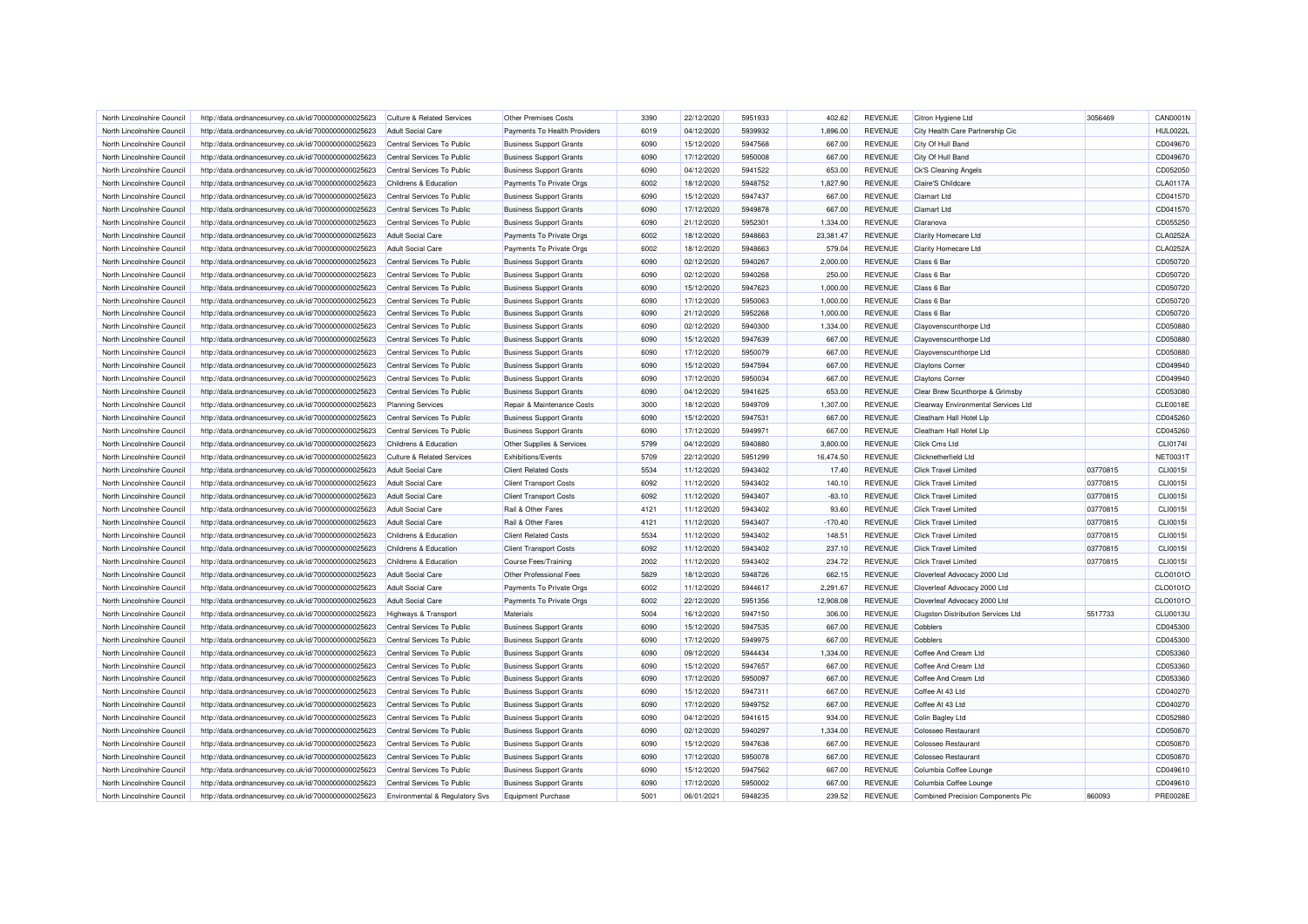| North Lincolnshire Council | http://data.ordnancesurvey.co.uk/id/7000000000025623 | Culture & Related Services | Other Premises Costs | 3390 | 22/12/2020 | 5951933 | 402.62 | REVENUE | Citron Hygiene Ltd | 3056469 | CAN0001N |
|---|---|---|---|---|---|---|---|---|---|---|---|
| North Lincolnshire Council | http://data.ordnancesurvey.co.uk/id/7000000000025623 | Adult Social Care | Payments To Health Providers | 6019 | 04/12/2020 | 5939932 | 1,896.00 | REVENUE | City Health Care Partnership Cic | | HUL0022L |
| North Lincolnshire Council | http://data.ordnancesurvey.co.uk/id/7000000000025623 | Central Services To Public | Business Support Grants | 6090 | 15/12/2020 | 5947568 | 667.00 | REVENUE | City Of Hull Band | | CD049670 |
| North Lincolnshire Council | http://data.ordnancesurvey.co.uk/id/7000000000025623 | Central Services To Public | Business Support Grants | 6090 | 17/12/2020 | 5950008 | 667.00 | REVENUE | City Of Hull Band | | CD049670 |
| North Lincolnshire Council | http://data.ordnancesurvey.co.uk/id/7000000000025623 | Central Services To Public | Business Support Grants | 6090 | 04/12/2020 | 5941522 | 653.00 | REVENUE | Ck'S Cleaning Angels | | CD052050 |
| North Lincolnshire Council | http://data.ordnancesurvey.co.uk/id/7000000000025623 | Childrens & Education | Payments To Private Orgs | 6002 | 18/12/2020 | 5948752 | 1,827.90 | REVENUE | Claire'S Childcare | | CLA0117A |
| North Lincolnshire Council | http://data.ordnancesurvey.co.uk/id/7000000000025623 | Central Services To Public | Business Support Grants | 6090 | 15/12/2020 | 5947437 | 667.00 | REVENUE | Clamart Ltd | | CD041570 |
| North Lincolnshire Council | http://data.ordnancesurvey.co.uk/id/7000000000025623 | Central Services To Public | Business Support Grants | 6090 | 17/12/2020 | 5949878 | 667.00 | REVENUE | Clamart Ltd | | CD041570 |
| North Lincolnshire Council | http://data.ordnancesurvey.co.uk/id/7000000000025623 | Central Services To Public | Business Support Grants | 6090 | 21/12/2020 | 5952301 | 1,334.00 | REVENUE | Claranova | | CD055250 |
| North Lincolnshire Council | http://data.ordnancesurvey.co.uk/id/7000000000025623 | Adult Social Care | Payments To Private Orgs | 6002 | 18/12/2020 | 5948663 | 23,381.47 | REVENUE | Clarity Homecare Ltd | | CLA0252A |
| North Lincolnshire Council | http://data.ordnancesurvey.co.uk/id/7000000000025623 | Adult Social Care | Payments To Private Orgs | 6002 | 18/12/2020 | 5948663 | 579.04 | REVENUE | Clarity Homecare Ltd | | CLA0252A |
| North Lincolnshire Council | http://data.ordnancesurvey.co.uk/id/7000000000025623 | Central Services To Public | Business Support Grants | 6090 | 02/12/2020 | 5940267 | 2,000.00 | REVENUE | Class 6 Bar | | CD050720 |
| North Lincolnshire Council | http://data.ordnancesurvey.co.uk/id/7000000000025623 | Central Services To Public | Business Support Grants | 6090 | 02/12/2020 | 5940268 | 250.00 | REVENUE | Class 6 Bar | | CD050720 |
| North Lincolnshire Council | http://data.ordnancesurvey.co.uk/id/7000000000025623 | Central Services To Public | Business Support Grants | 6090 | 15/12/2020 | 5947623 | 1,000.00 | REVENUE | Class 6 Bar | | CD050720 |
| North Lincolnshire Council | http://data.ordnancesurvey.co.uk/id/7000000000025623 | Central Services To Public | Business Support Grants | 6090 | 17/12/2020 | 5950063 | 1,000.00 | REVENUE | Class 6 Bar | | CD050720 |
| North Lincolnshire Council | http://data.ordnancesurvey.co.uk/id/7000000000025623 | Central Services To Public | Business Support Grants | 6090 | 21/12/2020 | 5952268 | 1,000.00 | REVENUE | Class 6 Bar | | CD050720 |
| North Lincolnshire Council | http://data.ordnancesurvey.co.uk/id/7000000000025623 | Central Services To Public | Business Support Grants | 6090 | 02/12/2020 | 5940300 | 1,334.00 | REVENUE | Clayovenscunthorpe Ltd | | CD050880 |
| North Lincolnshire Council | http://data.ordnancesurvey.co.uk/id/7000000000025623 | Central Services To Public | Business Support Grants | 6090 | 15/12/2020 | 5947639 | 667.00 | REVENUE | Clayovenscunthorpe Ltd | | CD050880 |
| North Lincolnshire Council | http://data.ordnancesurvey.co.uk/id/7000000000025623 | Central Services To Public | Business Support Grants | 6090 | 17/12/2020 | 5950079 | 667.00 | REVENUE | Clayovenscunthorpe Ltd | | CD050880 |
| North Lincolnshire Council | http://data.ordnancesurvey.co.uk/id/7000000000025623 | Central Services To Public | Business Support Grants | 6090 | 15/12/2020 | 5947594 | 667.00 | REVENUE | Claytons Corner | | CD049940 |
| North Lincolnshire Council | http://data.ordnancesurvey.co.uk/id/7000000000025623 | Central Services To Public | Business Support Grants | 6090 | 17/12/2020 | 5950034 | 667.00 | REVENUE | Claytons Corner | | CD049940 |
| North Lincolnshire Council | http://data.ordnancesurvey.co.uk/id/7000000000025623 | Central Services To Public | Business Support Grants | 6090 | 04/12/2020 | 5941625 | 653.00 | REVENUE | Clear Brew Scunthorpe & Grimsby | | CD053080 |
| North Lincolnshire Council | http://data.ordnancesurvey.co.uk/id/7000000000025623 | Planning Services | Repair & Maintenance Costs | 3000 | 18/12/2020 | 5949709 | 1,307.00 | REVENUE | Clearway Environmental Services Ltd | | CLE0018E |
| North Lincolnshire Council | http://data.ordnancesurvey.co.uk/id/7000000000025623 | Central Services To Public | Business Support Grants | 6090 | 15/12/2020 | 5947531 | 667.00 | REVENUE | Cleatham Hall Hotel Llp | | CD045260 |
| North Lincolnshire Council | http://data.ordnancesurvey.co.uk/id/7000000000025623 | Central Services To Public | Business Support Grants | 6090 | 17/12/2020 | 5949971 | 667.00 | REVENUE | Cleatham Hall Hotel Llp | | CD045260 |
| North Lincolnshire Council | http://data.ordnancesurvey.co.uk/id/7000000000025623 | Childrens & Education | Other Supplies & Services | 5799 | 04/12/2020 | 5940880 | 3,800.00 | REVENUE | Click Cms Ltd | | CLI0174I |
| North Lincolnshire Council | http://data.ordnancesurvey.co.uk/id/7000000000025623 | Culture & Related Services | Exhibitions/Events | 5709 | 22/12/2020 | 5951299 | 16,474.50 | REVENUE | Clicknetherfield Ltd | | NET0031T |
| North Lincolnshire Council | http://data.ordnancesurvey.co.uk/id/7000000000025623 | Adult Social Care | Client Related Costs | 5534 | 11/12/2020 | 5943402 | 17.40 | REVENUE | Click Travel Limited | 03770815 | CLI0015I |
| North Lincolnshire Council | http://data.ordnancesurvey.co.uk/id/7000000000025623 | Adult Social Care | Client Transport Costs | 6092 | 11/12/2020 | 5943402 | 140.10 | REVENUE | Click Travel Limited | 03770815 | CLI0015I |
| North Lincolnshire Council | http://data.ordnancesurvey.co.uk/id/7000000000025623 | Adult Social Care | Client Transport Costs | 6092 | 11/12/2020 | 5943407 | -83.10 | REVENUE | Click Travel Limited | 03770815 | CLI0015I |
| North Lincolnshire Council | http://data.ordnancesurvey.co.uk/id/7000000000025623 | Adult Social Care | Rail & Other Fares | 4121 | 11/12/2020 | 5943402 | 93.60 | REVENUE | Click Travel Limited | 03770815 | CLI0015I |
| North Lincolnshire Council | http://data.ordnancesurvey.co.uk/id/7000000000025623 | Adult Social Care | Rail & Other Fares | 4121 | 11/12/2020 | 5943407 | -170.40 | REVENUE | Click Travel Limited | 03770815 | CLI0015I |
| North Lincolnshire Council | http://data.ordnancesurvey.co.uk/id/7000000000025623 | Childrens & Education | Client Related Costs | 5534 | 11/12/2020 | 5943402 | 148.51 | REVENUE | Click Travel Limited | 03770815 | CLI0015I |
| North Lincolnshire Council | http://data.ordnancesurvey.co.uk/id/7000000000025623 | Childrens & Education | Client Transport Costs | 6092 | 11/12/2020 | 5943402 | 237.10 | REVENUE | Click Travel Limited | 03770815 | CLI0015I |
| North Lincolnshire Council | http://data.ordnancesurvey.co.uk/id/7000000000025623 | Childrens & Education | Course Fees/Training | 2002 | 11/12/2020 | 5943402 | 234.72 | REVENUE | Click Travel Limited | 03770815 | CLI0015I |
| North Lincolnshire Council | http://data.ordnancesurvey.co.uk/id/7000000000025623 | Adult Social Care | Other Professional Fees | 5829 | 18/12/2020 | 5948726 | 662.15 | REVENUE | Cloverleaf Advocacy 2000 Ltd | | CLO0101O |
| North Lincolnshire Council | http://data.ordnancesurvey.co.uk/id/7000000000025623 | Adult Social Care | Payments To Private Orgs | 6002 | 11/12/2020 | 5944617 | 2,291.67 | REVENUE | Cloverleaf Advocacy 2000 Ltd | | CLO0101O |
| North Lincolnshire Council | http://data.ordnancesurvey.co.uk/id/7000000000025623 | Adult Social Care | Payments To Private Orgs | 6002 | 22/12/2020 | 5951356 | 12,908.08 | REVENUE | Cloverleaf Advocacy 2000 Ltd | | CLO0101O |
| North Lincolnshire Council | http://data.ordnancesurvey.co.uk/id/7000000000025623 | Highways & Transport | Materials | 5004 | 16/12/2020 | 5947150 | 306.00 | REVENUE | Clugston Distribution Services Ltd | 5517733 | CLU0013U |
| North Lincolnshire Council | http://data.ordnancesurvey.co.uk/id/7000000000025623 | Central Services To Public | Business Support Grants | 6090 | 15/12/2020 | 5947535 | 667.00 | REVENUE | Cobblers | | CD045300 |
| North Lincolnshire Council | http://data.ordnancesurvey.co.uk/id/7000000000025623 | Central Services To Public | Business Support Grants | 6090 | 17/12/2020 | 5949975 | 667.00 | REVENUE | Cobblers | | CD045300 |
| North Lincolnshire Council | http://data.ordnancesurvey.co.uk/id/7000000000025623 | Central Services To Public | Business Support Grants | 6090 | 09/12/2020 | 5944434 | 1,334.00 | REVENUE | Coffee And Cream Ltd | | CD053360 |
| North Lincolnshire Council | http://data.ordnancesurvey.co.uk/id/7000000000025623 | Central Services To Public | Business Support Grants | 6090 | 15/12/2020 | 5947657 | 667.00 | REVENUE | Coffee And Cream Ltd | | CD053360 |
| North Lincolnshire Council | http://data.ordnancesurvey.co.uk/id/7000000000025623 | Central Services To Public | Business Support Grants | 6090 | 17/12/2020 | 5950097 | 667.00 | REVENUE | Coffee And Cream Ltd | | CD053360 |
| North Lincolnshire Council | http://data.ordnancesurvey.co.uk/id/7000000000025623 | Central Services To Public | Business Support Grants | 6090 | 15/12/2020 | 5947311 | 667.00 | REVENUE | Coffee At 43 Ltd | | CD040270 |
| North Lincolnshire Council | http://data.ordnancesurvey.co.uk/id/7000000000025623 | Central Services To Public | Business Support Grants | 6090 | 17/12/2020 | 5949752 | 667.00 | REVENUE | Coffee At 43 Ltd | | CD040270 |
| North Lincolnshire Council | http://data.ordnancesurvey.co.uk/id/7000000000025623 | Central Services To Public | Business Support Grants | 6090 | 04/12/2020 | 5941615 | 934.00 | REVENUE | Colin Bagley Ltd | | CD052980 |
| North Lincolnshire Council | http://data.ordnancesurvey.co.uk/id/7000000000025623 | Central Services To Public | Business Support Grants | 6090 | 02/12/2020 | 5940297 | 1,334.00 | REVENUE | Colosseo Restaurant | | CD050870 |
| North Lincolnshire Council | http://data.ordnancesurvey.co.uk/id/7000000000025623 | Central Services To Public | Business Support Grants | 6090 | 15/12/2020 | 5947638 | 667.00 | REVENUE | Colosseo Restaurant | | CD050870 |
| North Lincolnshire Council | http://data.ordnancesurvey.co.uk/id/7000000000025623 | Central Services To Public | Business Support Grants | 6090 | 17/12/2020 | 5950078 | 667.00 | REVENUE | Colosseo Restaurant | | CD050870 |
| North Lincolnshire Council | http://data.ordnancesurvey.co.uk/id/7000000000025623 | Central Services To Public | Business Support Grants | 6090 | 15/12/2020 | 5947562 | 667.00 | REVENUE | Columbia Coffee Lounge | | CD049610 |
| North Lincolnshire Council | http://data.ordnancesurvey.co.uk/id/7000000000025623 | Central Services To Public | Business Support Grants | 6090 | 17/12/2020 | 5950002 | 667.00 | REVENUE | Columbia Coffee Lounge | | CD049610 |
| North Lincolnshire Council | http://data.ordnancesurvey.co.uk/id/7000000000025623 | Environmental & Regulatory Svs | Equipment Purchase | 5001 | 06/01/2021 | 5948235 | 239.52 | REVENUE | Combined Precision Components Plc | 860093 | PRE0028E |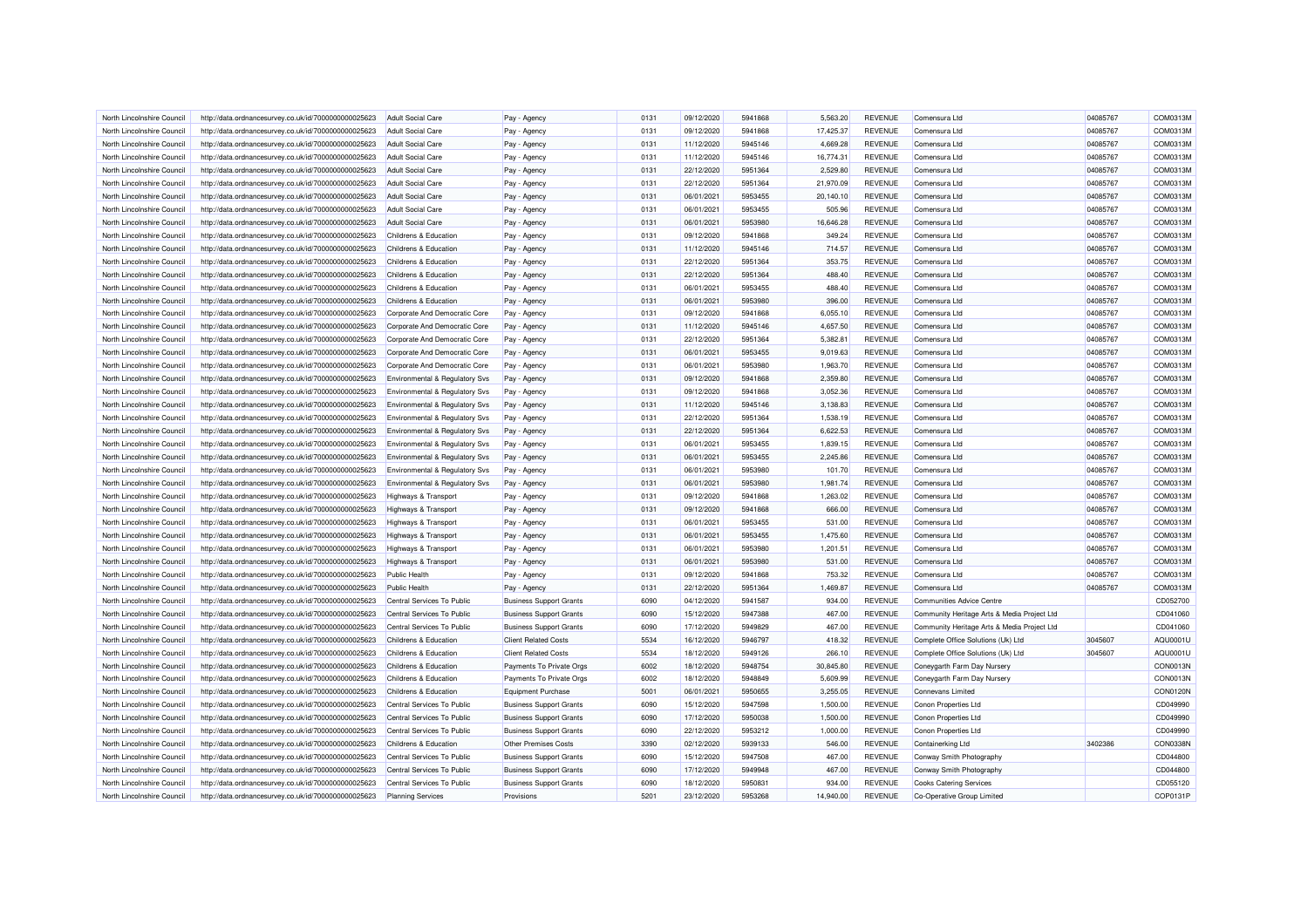| North Lincolnshire Council | http://data.ordnancesurvey.co.uk/id/7000000000025623 | Adult Social Care | Pay - Agency | 0131 | 09/12/2020 | 5941868 | 5,563.20 | REVENUE | Comensura Ltd | 04085767 | COM0313M |
|---|---|---|---|---|---|---|---|---|---|---|---|
| North Lincolnshire Council | http://data.ordnancesurvey.co.uk/id/7000000000025623 | Adult Social Care | Pay - Agency | 0131 | 09/12/2020 | 5941868 | 17,425.37 | REVENUE | Comensura Ltd | 04085767 | COM0313M |
| North Lincolnshire Council | http://data.ordnancesurvey.co.uk/id/7000000000025623 | Adult Social Care | Pay - Agency | 0131 | 11/12/2020 | 5945146 | 4,669.28 | REVENUE | Comensura Ltd | 04085767 | COM0313M |
| North Lincolnshire Council | http://data.ordnancesurvey.co.uk/id/7000000000025623 | Adult Social Care | Pay - Agency | 0131 | 11/12/2020 | 5945146 | 16,774.31 | REVENUE | Comensura Ltd | 04085767 | COM0313M |
| North Lincolnshire Council | http://data.ordnancesurvey.co.uk/id/7000000000025623 | Adult Social Care | Pay - Agency | 0131 | 22/12/2020 | 5951364 | 2,529.80 | REVENUE | Comensura Ltd | 04085767 | COM0313M |
| North Lincolnshire Council | http://data.ordnancesurvey.co.uk/id/7000000000025623 | Adult Social Care | Pay - Agency | 0131 | 22/12/2020 | 5951364 | 21,970.09 | REVENUE | Comensura Ltd | 04085767 | COM0313M |
| North Lincolnshire Council | http://data.ordnancesurvey.co.uk/id/7000000000025623 | Adult Social Care | Pay - Agency | 0131 | 06/01/2021 | 5953455 | 20,140.10 | REVENUE | Comensura Ltd | 04085767 | COM0313M |
| North Lincolnshire Council | http://data.ordnancesurvey.co.uk/id/7000000000025623 | Adult Social Care | Pay - Agency | 0131 | 06/01/2021 | 5953455 | 505.96 | REVENUE | Comensura Ltd | 04085767 | COM0313M |
| North Lincolnshire Council | http://data.ordnancesurvey.co.uk/id/7000000000025623 | Adult Social Care | Pay - Agency | 0131 | 06/01/2021 | 5953980 | 16,646.28 | REVENUE | Comensura Ltd | 04085767 | COM0313M |
| North Lincolnshire Council | http://data.ordnancesurvey.co.uk/id/7000000000025623 | Childrens & Education | Pay - Agency | 0131 | 09/12/2020 | 5941868 | 349.24 | REVENUE | Comensura Ltd | 04085767 | COM0313M |
| North Lincolnshire Council | http://data.ordnancesurvey.co.uk/id/7000000000025623 | Childrens & Education | Pay - Agency | 0131 | 11/12/2020 | 5945146 | 714.57 | REVENUE | Comensura Ltd | 04085767 | COM0313M |
| North Lincolnshire Council | http://data.ordnancesurvey.co.uk/id/7000000000025623 | Childrens & Education | Pay - Agency | 0131 | 22/12/2020 | 5951364 | 353.75 | REVENUE | Comensura Ltd | 04085767 | COM0313M |
| North Lincolnshire Council | http://data.ordnancesurvey.co.uk/id/7000000000025623 | Childrens & Education | Pay - Agency | 0131 | 22/12/2020 | 5951364 | 488.40 | REVENUE | Comensura Ltd | 04085767 | COM0313M |
| North Lincolnshire Council | http://data.ordnancesurvey.co.uk/id/7000000000025623 | Childrens & Education | Pay - Agency | 0131 | 06/01/2021 | 5953455 | 488.40 | REVENUE | Comensura Ltd | 04085767 | COM0313M |
| North Lincolnshire Council | http://data.ordnancesurvey.co.uk/id/7000000000025623 | Childrens & Education | Pay - Agency | 0131 | 06/01/2021 | 5953980 | 396.00 | REVENUE | Comensura Ltd | 04085767 | COM0313M |
| North Lincolnshire Council | http://data.ordnancesurvey.co.uk/id/7000000000025623 | Corporate And Democratic Core | Pay - Agency | 0131 | 09/12/2020 | 5941868 | 6,055.10 | REVENUE | Comensura Ltd | 04085767 | COM0313M |
| North Lincolnshire Council | http://data.ordnancesurvey.co.uk/id/7000000000025623 | Corporate And Democratic Core | Pay - Agency | 0131 | 11/12/2020 | 5945146 | 4,657.50 | REVENUE | Comensura Ltd | 04085767 | COM0313M |
| North Lincolnshire Council | http://data.ordnancesurvey.co.uk/id/7000000000025623 | Corporate And Democratic Core | Pay - Agency | 0131 | 22/12/2020 | 5951364 | 5,382.81 | REVENUE | Comensura Ltd | 04085767 | COM0313M |
| North Lincolnshire Council | http://data.ordnancesurvey.co.uk/id/7000000000025623 | Corporate And Democratic Core | Pay - Agency | 0131 | 06/01/2021 | 5953455 | 9,019.63 | REVENUE | Comensura Ltd | 04085767 | COM0313M |
| North Lincolnshire Council | http://data.ordnancesurvey.co.uk/id/7000000000025623 | Corporate And Democratic Core | Pay - Agency | 0131 | 06/01/2021 | 5953980 | 1,963.70 | REVENUE | Comensura Ltd | 04085767 | COM0313M |
| North Lincolnshire Council | http://data.ordnancesurvey.co.uk/id/7000000000025623 | Environmental & Regulatory Svs | Pay - Agency | 0131 | 09/12/2020 | 5941868 | 2,359.80 | REVENUE | Comensura Ltd | 04085767 | COM0313M |
| North Lincolnshire Council | http://data.ordnancesurvey.co.uk/id/7000000000025623 | Environmental & Regulatory Svs | Pay - Agency | 0131 | 09/12/2020 | 5941868 | 3,052.36 | REVENUE | Comensura Ltd | 04085767 | COM0313M |
| North Lincolnshire Council | http://data.ordnancesurvey.co.uk/id/7000000000025623 | Environmental & Regulatory Svs | Pay - Agency | 0131 | 11/12/2020 | 5945146 | 3,138.83 | REVENUE | Comensura Ltd | 04085767 | COM0313M |
| North Lincolnshire Council | http://data.ordnancesurvey.co.uk/id/7000000000025623 | Environmental & Regulatory Svs | Pay - Agency | 0131 | 22/12/2020 | 5951364 | 1,538.19 | REVENUE | Comensura Ltd | 04085767 | COM0313M |
| North Lincolnshire Council | http://data.ordnancesurvey.co.uk/id/7000000000025623 | Environmental & Regulatory Svs | Pay - Agency | 0131 | 22/12/2020 | 5951364 | 6,622.53 | REVENUE | Comensura Ltd | 04085767 | COM0313M |
| North Lincolnshire Council | http://data.ordnancesurvey.co.uk/id/7000000000025623 | Environmental & Regulatory Svs | Pay - Agency | 0131 | 06/01/2021 | 5953455 | 1,839.15 | REVENUE | Comensura Ltd | 04085767 | COM0313M |
| North Lincolnshire Council | http://data.ordnancesurvey.co.uk/id/7000000000025623 | Environmental & Regulatory Svs | Pay - Agency | 0131 | 06/01/2021 | 5953455 | 2,245.86 | REVENUE | Comensura Ltd | 04085767 | COM0313M |
| North Lincolnshire Council | http://data.ordnancesurvey.co.uk/id/7000000000025623 | Environmental & Regulatory Svs | Pay - Agency | 0131 | 06/01/2021 | 5953980 | 101.70 | REVENUE | Comensura Ltd | 04085767 | COM0313M |
| North Lincolnshire Council | http://data.ordnancesurvey.co.uk/id/7000000000025623 | Environmental & Regulatory Svs | Pay - Agency | 0131 | 06/01/2021 | 5953980 | 1,981.74 | REVENUE | Comensura Ltd | 04085767 | COM0313M |
| North Lincolnshire Council | http://data.ordnancesurvey.co.uk/id/7000000000025623 | Highways & Transport | Pay - Agency | 0131 | 09/12/2020 | 5941868 | 1,263.02 | REVENUE | Comensura Ltd | 04085767 | COM0313M |
| North Lincolnshire Council | http://data.ordnancesurvey.co.uk/id/7000000000025623 | Highways & Transport | Pay - Agency | 0131 | 09/12/2020 | 5941868 | 666.00 | REVENUE | Comensura Ltd | 04085767 | COM0313M |
| North Lincolnshire Council | http://data.ordnancesurvey.co.uk/id/7000000000025623 | Highways & Transport | Pay - Agency | 0131 | 06/01/2021 | 5953455 | 531.00 | REVENUE | Comensura Ltd | 04085767 | COM0313M |
| North Lincolnshire Council | http://data.ordnancesurvey.co.uk/id/7000000000025623 | Highways & Transport | Pay - Agency | 0131 | 06/01/2021 | 5953455 | 1,475.60 | REVENUE | Comensura Ltd | 04085767 | COM0313M |
| North Lincolnshire Council | http://data.ordnancesurvey.co.uk/id/7000000000025623 | Highways & Transport | Pay - Agency | 0131 | 06/01/2021 | 5953980 | 1,201.51 | REVENUE | Comensura Ltd | 04085767 | COM0313M |
| North Lincolnshire Council | http://data.ordnancesurvey.co.uk/id/7000000000025623 | Highways & Transport | Pay - Agency | 0131 | 06/01/2021 | 5953980 | 531.00 | REVENUE | Comensura Ltd | 04085767 | COM0313M |
| North Lincolnshire Council | http://data.ordnancesurvey.co.uk/id/7000000000025623 | Public Health | Pay - Agency | 0131 | 09/12/2020 | 5941868 | 753.32 | REVENUE | Comensura Ltd | 04085767 | COM0313M |
| North Lincolnshire Council | http://data.ordnancesurvey.co.uk/id/7000000000025623 | Public Health | Pay - Agency | 0131 | 22/12/2020 | 5951364 | 1,469.87 | REVENUE | Comensura Ltd | 04085767 | COM0313M |
| North Lincolnshire Council | http://data.ordnancesurvey.co.uk/id/7000000000025623 | Central Services To Public | Business Support Grants | 6090 | 04/12/2020 | 5941587 | 934.00 | REVENUE | Communities Advice Centre | | CD052700 |
| North Lincolnshire Council | http://data.ordnancesurvey.co.uk/id/7000000000025623 | Central Services To Public | Business Support Grants | 6090 | 15/12/2020 | 5947388 | 467.00 | REVENUE | Community Heritage Arts & Media Project Ltd | | CD041060 |
| North Lincolnshire Council | http://data.ordnancesurvey.co.uk/id/7000000000025623 | Central Services To Public | Business Support Grants | 6090 | 17/12/2020 | 5949829 | 467.00 | REVENUE | Community Heritage Arts & Media Project Ltd | | CD041060 |
| North Lincolnshire Council | http://data.ordnancesurvey.co.uk/id/7000000000025623 | Childrens & Education | Client Related Costs | 5534 | 16/12/2020 | 5946797 | 418.32 | REVENUE | Complete Office Solutions (Uk) Ltd | 3045607 | AQU0001U |
| North Lincolnshire Council | http://data.ordnancesurvey.co.uk/id/7000000000025623 | Childrens & Education | Client Related Costs | 5534 | 18/12/2020 | 5949126 | 266.10 | REVENUE | Complete Office Solutions (Uk) Ltd | 3045607 | AQU0001U |
| North Lincolnshire Council | http://data.ordnancesurvey.co.uk/id/7000000000025623 | Childrens & Education | Payments To Private Orgs | 6002 | 18/12/2020 | 5948754 | 30,845.80 | REVENUE | Coneygarth Farm Day Nursery | | CON0013N |
| North Lincolnshire Council | http://data.ordnancesurvey.co.uk/id/7000000000025623 | Childrens & Education | Payments To Private Orgs | 6002 | 18/12/2020 | 5948849 | 5,609.99 | REVENUE | Coneygarth Farm Day Nursery | | CON0013N |
| North Lincolnshire Council | http://data.ordnancesurvey.co.uk/id/7000000000025623 | Childrens & Education | Equipment Purchase | 5001 | 06/01/2021 | 5950655 | 3,255.05 | REVENUE | Connevans Limited | | CON0120N |
| North Lincolnshire Council | http://data.ordnancesurvey.co.uk/id/7000000000025623 | Central Services To Public | Business Support Grants | 6090 | 15/12/2020 | 5947598 | 1,500.00 | REVENUE | Conon Properties Ltd | | CD049990 |
| North Lincolnshire Council | http://data.ordnancesurvey.co.uk/id/7000000000025623 | Central Services To Public | Business Support Grants | 6090 | 17/12/2020 | 5950038 | 1,500.00 | REVENUE | Conon Properties Ltd | | CD049990 |
| North Lincolnshire Council | http://data.ordnancesurvey.co.uk/id/7000000000025623 | Central Services To Public | Business Support Grants | 6090 | 22/12/2020 | 5953212 | 1,000.00 | REVENUE | Conon Properties Ltd | | CD049990 |
| North Lincolnshire Council | http://data.ordnancesurvey.co.uk/id/7000000000025623 | Childrens & Education | Other Premises Costs | 3390 | 02/12/2020 | 5939133 | 546.00 | REVENUE | Containerking Ltd | 3402386 | CON0338N |
| North Lincolnshire Council | http://data.ordnancesurvey.co.uk/id/7000000000025623 | Central Services To Public | Business Support Grants | 6090 | 15/12/2020 | 5947508 | 467.00 | REVENUE | Conway Smith Photography | | CD044800 |
| North Lincolnshire Council | http://data.ordnancesurvey.co.uk/id/7000000000025623 | Central Services To Public | Business Support Grants | 6090 | 17/12/2020 | 5949948 | 467.00 | REVENUE | Conway Smith Photography | | CD044800 |
| North Lincolnshire Council | http://data.ordnancesurvey.co.uk/id/7000000000025623 | Central Services To Public | Business Support Grants | 6090 | 18/12/2020 | 5950831 | 934.00 | REVENUE | Cooks Catering Services | | CD055120 |
| North Lincolnshire Council | http://data.ordnancesurvey.co.uk/id/7000000000025623 | Planning Services | Provisions | 5201 | 23/12/2020 | 5953268 | 14,940.00 | REVENUE | Co-Operative Group Limited | | COP0131P |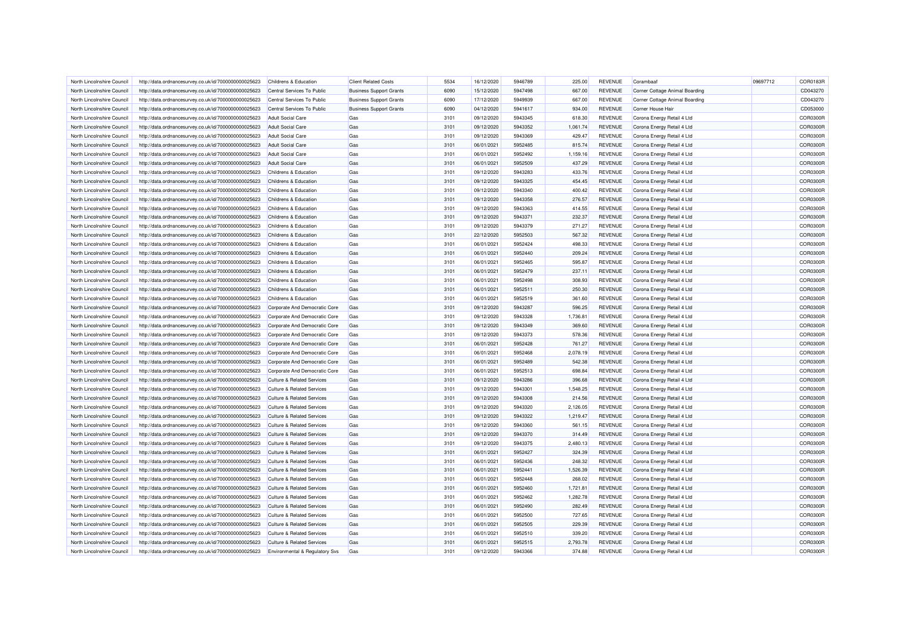| North Lincolnshire Council | http://data.ordnancesurvey.co.uk/id/7000000000025623 | Childrens & Education | Client Related Costs | 5534 | 16/12/2020 | 5946789 | 225.00 | REVENUE | Corambaaf | 09697712 | COR0183R |
|---|---|---|---|---|---|---|---|---|---|---|---|
| North Lincolnshire Council | http://data.ordnancesurvey.co.uk/id/7000000000025623 | Central Services To Public | Business Support Grants | 6090 | 15/12/2020 | 5947498 | 667.00 | REVENUE | Corner Cottage Animal Boarding | | CD043270 |
| North Lincolnshire Council | http://data.ordnancesurvey.co.uk/id/7000000000025623 | Central Services To Public | Business Support Grants | 6090 | 17/12/2020 | 5949939 | 667.00 | REVENUE | Corner Cottage Animal Boarding | | CD043270 |
| North Lincolnshire Council | http://data.ordnancesurvey.co.uk/id/7000000000025623 | Central Services To Public | Business Support Grants | 6090 | 04/12/2020 | 5941617 | 934.00 | REVENUE | Corner House Hair | | CD053000 |
| North Lincolnshire Council | http://data.ordnancesurvey.co.uk/id/7000000000025623 | Adult Social Care | Gas | 3101 | 09/12/2020 | 5943345 | 618.30 | REVENUE | Corona Energy Retail 4 Ltd | | COR0300R |
| North Lincolnshire Council | http://data.ordnancesurvey.co.uk/id/7000000000025623 | Adult Social Care | Gas | 3101 | 09/12/2020 | 5943352 | 1,061.74 | REVENUE | Corona Energy Retail 4 Ltd | | COR0300R |
| North Lincolnshire Council | http://data.ordnancesurvey.co.uk/id/7000000000025623 | Adult Social Care | Gas | 3101 | 09/12/2020 | 5943369 | 429.47 | REVENUE | Corona Energy Retail 4 Ltd | | COR0300R |
| North Lincolnshire Council | http://data.ordnancesurvey.co.uk/id/7000000000025623 | Adult Social Care | Gas | 3101 | 06/01/2021 | 5952485 | 815.74 | REVENUE | Corona Energy Retail 4 Ltd | | COR0300R |
| North Lincolnshire Council | http://data.ordnancesurvey.co.uk/id/7000000000025623 | Adult Social Care | Gas | 3101 | 06/01/2021 | 5952492 | 1,159.16 | REVENUE | Corona Energy Retail 4 Ltd | | COR0300R |
| North Lincolnshire Council | http://data.ordnancesurvey.co.uk/id/7000000000025623 | Adult Social Care | Gas | 3101 | 06/01/2021 | 5952509 | 437.29 | REVENUE | Corona Energy Retail 4 Ltd | | COR0300R |
| North Lincolnshire Council | http://data.ordnancesurvey.co.uk/id/7000000000025623 | Childrens & Education | Gas | 3101 | 09/12/2020 | 5943283 | 433.76 | REVENUE | Corona Energy Retail 4 Ltd | | COR0300R |
| North Lincolnshire Council | http://data.ordnancesurvey.co.uk/id/7000000000025623 | Childrens & Education | Gas | 3101 | 09/12/2020 | 5943325 | 454.45 | REVENUE | Corona Energy Retail 4 Ltd | | COR0300R |
| North Lincolnshire Council | http://data.ordnancesurvey.co.uk/id/7000000000025623 | Childrens & Education | Gas | 3101 | 09/12/2020 | 5943340 | 400.42 | REVENUE | Corona Energy Retail 4 Ltd | | COR0300R |
| North Lincolnshire Council | http://data.ordnancesurvey.co.uk/id/7000000000025623 | Childrens & Education | Gas | 3101 | 09/12/2020 | 5943358 | 276.57 | REVENUE | Corona Energy Retail 4 Ltd | | COR0300R |
| North Lincolnshire Council | http://data.ordnancesurvey.co.uk/id/7000000000025623 | Childrens & Education | Gas | 3101 | 09/12/2020 | 5943363 | 414.55 | REVENUE | Corona Energy Retail 4 Ltd | | COR0300R |
| North Lincolnshire Council | http://data.ordnancesurvey.co.uk/id/7000000000025623 | Childrens & Education | Gas | 3101 | 09/12/2020 | 5943371 | 232.37 | REVENUE | Corona Energy Retail 4 Ltd | | COR0300R |
| North Lincolnshire Council | http://data.ordnancesurvey.co.uk/id/7000000000025623 | Childrens & Education | Gas | 3101 | 09/12/2020 | 5943379 | 271.27 | REVENUE | Corona Energy Retail 4 Ltd | | COR0300R |
| North Lincolnshire Council | http://data.ordnancesurvey.co.uk/id/7000000000025623 | Childrens & Education | Gas | 3101 | 22/12/2020 | 5952503 | 567.32 | REVENUE | Corona Energy Retail 4 Ltd | | COR0300R |
| North Lincolnshire Council | http://data.ordnancesurvey.co.uk/id/7000000000025623 | Childrens & Education | Gas | 3101 | 06/01/2021 | 5952424 | 498.33 | REVENUE | Corona Energy Retail 4 Ltd | | COR0300R |
| North Lincolnshire Council | http://data.ordnancesurvey.co.uk/id/7000000000025623 | Childrens & Education | Gas | 3101 | 06/01/2021 | 5952440 | 209.24 | REVENUE | Corona Energy Retail 4 Ltd | | COR0300R |
| North Lincolnshire Council | http://data.ordnancesurvey.co.uk/id/7000000000025623 | Childrens & Education | Gas | 3101 | 06/01/2021 | 5952465 | 595.87 | REVENUE | Corona Energy Retail 4 Ltd | | COR0300R |
| North Lincolnshire Council | http://data.ordnancesurvey.co.uk/id/7000000000025623 | Childrens & Education | Gas | 3101 | 06/01/2021 | 5952479 | 237.11 | REVENUE | Corona Energy Retail 4 Ltd | | COR0300R |
| North Lincolnshire Council | http://data.ordnancesurvey.co.uk/id/7000000000025623 | Childrens & Education | Gas | 3101 | 06/01/2021 | 5952498 | 308.93 | REVENUE | Corona Energy Retail 4 Ltd | | COR0300R |
| North Lincolnshire Council | http://data.ordnancesurvey.co.uk/id/7000000000025623 | Childrens & Education | Gas | 3101 | 06/01/2021 | 5952511 | 250.30 | REVENUE | Corona Energy Retail 4 Ltd | | COR0300R |
| North Lincolnshire Council | http://data.ordnancesurvey.co.uk/id/7000000000025623 | Childrens & Education | Gas | 3101 | 06/01/2021 | 5952519 | 361.60 | REVENUE | Corona Energy Retail 4 Ltd | | COR0300R |
| North Lincolnshire Council | http://data.ordnancesurvey.co.uk/id/7000000000025623 | Corporate And Democratic Core | Gas | 3101 | 09/12/2020 | 5943287 | 596.25 | REVENUE | Corona Energy Retail 4 Ltd | | COR0300R |
| North Lincolnshire Council | http://data.ordnancesurvey.co.uk/id/7000000000025623 | Corporate And Democratic Core | Gas | 3101 | 09/12/2020 | 5943328 | 1,736.81 | REVENUE | Corona Energy Retail 4 Ltd | | COR0300R |
| North Lincolnshire Council | http://data.ordnancesurvey.co.uk/id/7000000000025623 | Corporate And Democratic Core | Gas | 3101 | 09/12/2020 | 5943349 | 369.60 | REVENUE | Corona Energy Retail 4 Ltd | | COR0300R |
| North Lincolnshire Council | http://data.ordnancesurvey.co.uk/id/7000000000025623 | Corporate And Democratic Core | Gas | 3101 | 09/12/2020 | 5943373 | 578.36 | REVENUE | Corona Energy Retail 4 Ltd | | COR0300R |
| North Lincolnshire Council | http://data.ordnancesurvey.co.uk/id/7000000000025623 | Corporate And Democratic Core | Gas | 3101 | 06/01/2021 | 5952428 | 761.27 | REVENUE | Corona Energy Retail 4 Ltd | | COR0300R |
| North Lincolnshire Council | http://data.ordnancesurvey.co.uk/id/7000000000025623 | Corporate And Democratic Core | Gas | 3101 | 06/01/2021 | 5952468 | 2,078.19 | REVENUE | Corona Energy Retail 4 Ltd | | COR0300R |
| North Lincolnshire Council | http://data.ordnancesurvey.co.uk/id/7000000000025623 | Corporate And Democratic Core | Gas | 3101 | 06/01/2021 | 5952489 | 542.38 | REVENUE | Corona Energy Retail 4 Ltd | | COR0300R |
| North Lincolnshire Council | http://data.ordnancesurvey.co.uk/id/7000000000025623 | Corporate And Democratic Core | Gas | 3101 | 06/01/2021 | 5952513 | 698.84 | REVENUE | Corona Energy Retail 4 Ltd | | COR0300R |
| North Lincolnshire Council | http://data.ordnancesurvey.co.uk/id/7000000000025623 | Culture & Related Services | Gas | 3101 | 09/12/2020 | 5943286 | 396.68 | REVENUE | Corona Energy Retail 4 Ltd | | COR0300R |
| North Lincolnshire Council | http://data.ordnancesurvey.co.uk/id/7000000000025623 | Culture & Related Services | Gas | 3101 | 09/12/2020 | 5943301 | 1,548.25 | REVENUE | Corona Energy Retail 4 Ltd | | COR0300R |
| North Lincolnshire Council | http://data.ordnancesurvey.co.uk/id/7000000000025623 | Culture & Related Services | Gas | 3101 | 09/12/2020 | 5943308 | 214.56 | REVENUE | Corona Energy Retail 4 Ltd | | COR0300R |
| North Lincolnshire Council | http://data.ordnancesurvey.co.uk/id/7000000000025623 | Culture & Related Services | Gas | 3101 | 09/12/2020 | 5943320 | 2,126.05 | REVENUE | Corona Energy Retail 4 Ltd | | COR0300R |
| North Lincolnshire Council | http://data.ordnancesurvey.co.uk/id/7000000000025623 | Culture & Related Services | Gas | 3101 | 09/12/2020 | 5943322 | 1,219.47 | REVENUE | Corona Energy Retail 4 Ltd | | COR0300R |
| North Lincolnshire Council | http://data.ordnancesurvey.co.uk/id/7000000000025623 | Culture & Related Services | Gas | 3101 | 09/12/2020 | 5943360 | 561.15 | REVENUE | Corona Energy Retail 4 Ltd | | COR0300R |
| North Lincolnshire Council | http://data.ordnancesurvey.co.uk/id/7000000000025623 | Culture & Related Services | Gas | 3101 | 09/12/2020 | 5943370 | 314.49 | REVENUE | Corona Energy Retail 4 Ltd | | COR0300R |
| North Lincolnshire Council | http://data.ordnancesurvey.co.uk/id/7000000000025623 | Culture & Related Services | Gas | 3101 | 09/12/2020 | 5943375 | 2,480.13 | REVENUE | Corona Energy Retail 4 Ltd | | COR0300R |
| North Lincolnshire Council | http://data.ordnancesurvey.co.uk/id/7000000000025623 | Culture & Related Services | Gas | 3101 | 06/01/2021 | 5952427 | 324.39 | REVENUE | Corona Energy Retail 4 Ltd | | COR0300R |
| North Lincolnshire Council | http://data.ordnancesurvey.co.uk/id/7000000000025623 | Culture & Related Services | Gas | 3101 | 06/01/2021 | 5952436 | 248.32 | REVENUE | Corona Energy Retail 4 Ltd | | COR0300R |
| North Lincolnshire Council | http://data.ordnancesurvey.co.uk/id/7000000000025623 | Culture & Related Services | Gas | 3101 | 06/01/2021 | 5952441 | 1,526.39 | REVENUE | Corona Energy Retail 4 Ltd | | COR0300R |
| North Lincolnshire Council | http://data.ordnancesurvey.co.uk/id/7000000000025623 | Culture & Related Services | Gas | 3101 | 06/01/2021 | 5952448 | 268.02 | REVENUE | Corona Energy Retail 4 Ltd | | COR0300R |
| North Lincolnshire Council | http://data.ordnancesurvey.co.uk/id/7000000000025623 | Culture & Related Services | Gas | 3101 | 06/01/2021 | 5952460 | 1,721.81 | REVENUE | Corona Energy Retail 4 Ltd | | COR0300R |
| North Lincolnshire Council | http://data.ordnancesurvey.co.uk/id/7000000000025623 | Culture & Related Services | Gas | 3101 | 06/01/2021 | 5952462 | 1,282.78 | REVENUE | Corona Energy Retail 4 Ltd | | COR0300R |
| North Lincolnshire Council | http://data.ordnancesurvey.co.uk/id/7000000000025623 | Culture & Related Services | Gas | 3101 | 06/01/2021 | 5952490 | 282.49 | REVENUE | Corona Energy Retail 4 Ltd | | COR0300R |
| North Lincolnshire Council | http://data.ordnancesurvey.co.uk/id/7000000000025623 | Culture & Related Services | Gas | 3101 | 06/01/2021 | 5952500 | 727.65 | REVENUE | Corona Energy Retail 4 Ltd | | COR0300R |
| North Lincolnshire Council | http://data.ordnancesurvey.co.uk/id/7000000000025623 | Culture & Related Services | Gas | 3101 | 06/01/2021 | 5952505 | 229.39 | REVENUE | Corona Energy Retail 4 Ltd | | COR0300R |
| North Lincolnshire Council | http://data.ordnancesurvey.co.uk/id/7000000000025623 | Culture & Related Services | Gas | 3101 | 06/01/2021 | 5952510 | 339.20 | REVENUE | Corona Energy Retail 4 Ltd | | COR0300R |
| North Lincolnshire Council | http://data.ordnancesurvey.co.uk/id/7000000000025623 | Culture & Related Services | Gas | 3101 | 06/01/2021 | 5952515 | 2,793.78 | REVENUE | Corona Energy Retail 4 Ltd | | COR0300R |
| North Lincolnshire Council | http://data.ordnancesurvey.co.uk/id/7000000000025623 | Environmental & Regulatory Svs | Gas | 3101 | 09/12/2020 | 5943366 | 374.88 | REVENUE | Corona Energy Retail 4 Ltd | | COR0300R |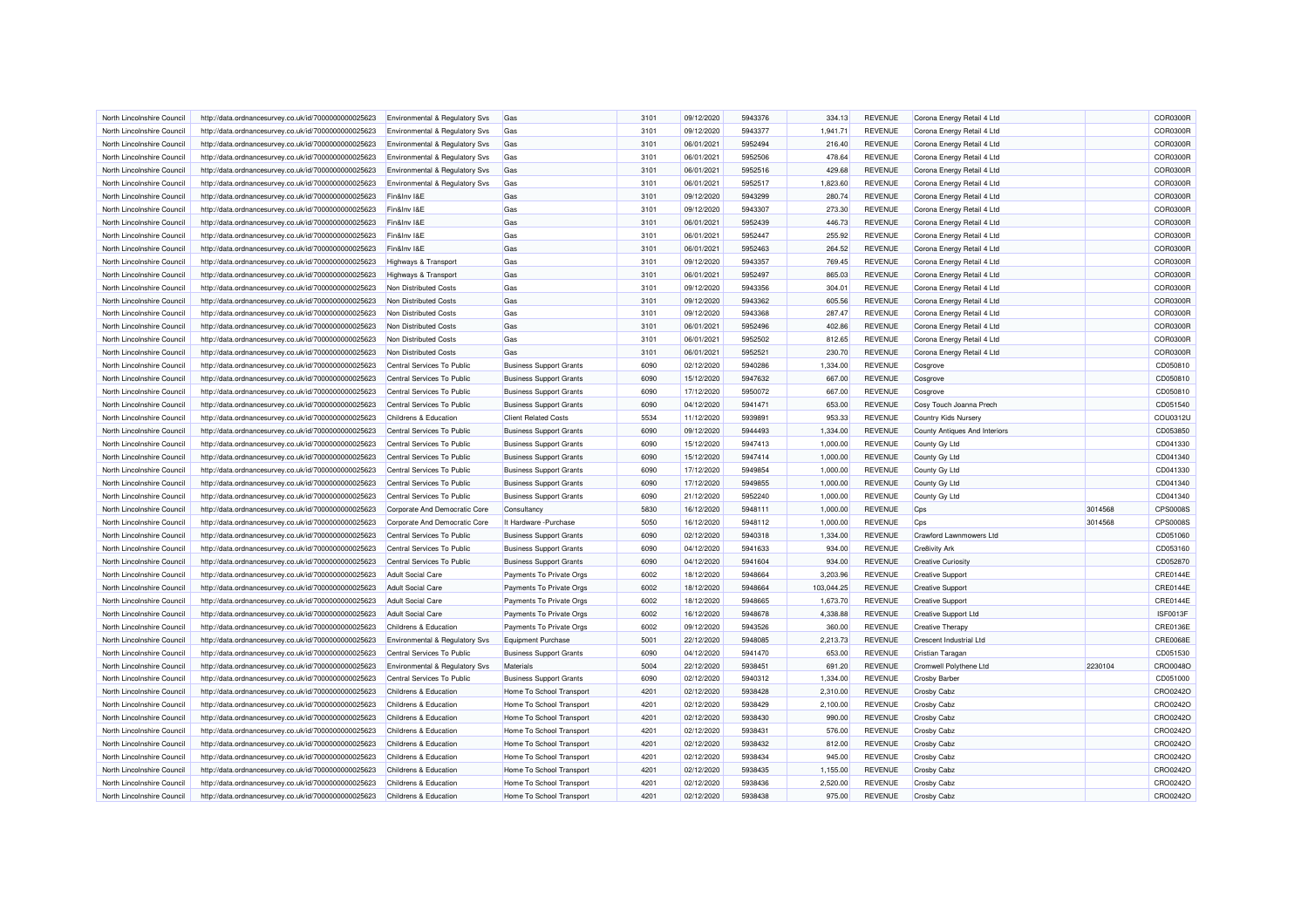| North Lincolnshire Council | http://data.ordnancesurvey.co.uk/id/7000000000025623 | Environmental & Regulatory Svs | Gas | 3101 | 09/12/2020 | 5943376 | 334.13 | REVENUE | Corona Energy Retail 4 Ltd | | COR0300R |
|---|---|---|---|---|---|---|---|---|---|---|---|
| North Lincolnshire Council | http://data.ordnancesurvey.co.uk/id/7000000000025623 | Environmental & Regulatory Svs | Gas | 3101 | 09/12/2020 | 5943377 | 1,941.71 | REVENUE | Corona Energy Retail 4 Ltd | | COR0300R |
| North Lincolnshire Council | http://data.ordnancesurvey.co.uk/id/7000000000025623 | Environmental & Regulatory Svs | Gas | 3101 | 06/01/2021 | 5952494 | 216.40 | REVENUE | Corona Energy Retail 4 Ltd | | COR0300R |
| North Lincolnshire Council | http://data.ordnancesurvey.co.uk/id/7000000000025623 | Environmental & Regulatory Svs | Gas | 3101 | 06/01/2021 | 5952506 | 478.64 | REVENUE | Corona Energy Retail 4 Ltd | | COR0300R |
| North Lincolnshire Council | http://data.ordnancesurvey.co.uk/id/7000000000025623 | Environmental & Regulatory Svs | Gas | 3101 | 06/01/2021 | 5952516 | 429.68 | REVENUE | Corona Energy Retail 4 Ltd | | COR0300R |
| North Lincolnshire Council | http://data.ordnancesurvey.co.uk/id/7000000000025623 | Environmental & Regulatory Svs | Gas | 3101 | 06/01/2021 | 5952517 | 1,823.60 | REVENUE | Corona Energy Retail 4 Ltd | | COR0300R |
| North Lincolnshire Council | http://data.ordnancesurvey.co.uk/id/7000000000025623 | Fin&Inv I&E | Gas | 3101 | 09/12/2020 | 5943299 | 280.74 | REVENUE | Corona Energy Retail 4 Ltd | | COR0300R |
| North Lincolnshire Council | http://data.ordnancesurvey.co.uk/id/7000000000025623 | Fin&Inv I&E | Gas | 3101 | 09/12/2020 | 5943307 | 273.30 | REVENUE | Corona Energy Retail 4 Ltd | | COR0300R |
| North Lincolnshire Council | http://data.ordnancesurvey.co.uk/id/7000000000025623 | Fin&Inv I&E | Gas | 3101 | 06/01/2021 | 5952439 | 446.73 | REVENUE | Corona Energy Retail 4 Ltd | | COR0300R |
| North Lincolnshire Council | http://data.ordnancesurvey.co.uk/id/7000000000025623 | Fin&Inv I&E | Gas | 3101 | 06/01/2021 | 5952447 | 255.92 | REVENUE | Corona Energy Retail 4 Ltd | | COR0300R |
| North Lincolnshire Council | http://data.ordnancesurvey.co.uk/id/7000000000025623 | Fin&Inv I&E | Gas | 3101 | 06/01/2021 | 5952463 | 264.52 | REVENUE | Corona Energy Retail 4 Ltd | | COR0300R |
| North Lincolnshire Council | http://data.ordnancesurvey.co.uk/id/7000000000025623 | Highways & Transport | Gas | 3101 | 09/12/2020 | 5943357 | 769.45 | REVENUE | Corona Energy Retail 4 Ltd | | COR0300R |
| North Lincolnshire Council | http://data.ordnancesurvey.co.uk/id/7000000000025623 | Highways & Transport | Gas | 3101 | 06/01/2021 | 5952497 | 865.03 | REVENUE | Corona Energy Retail 4 Ltd | | COR0300R |
| North Lincolnshire Council | http://data.ordnancesurvey.co.uk/id/7000000000025623 | Non Distributed Costs | Gas | 3101 | 09/12/2020 | 5943356 | 304.01 | REVENUE | Corona Energy Retail 4 Ltd | | COR0300R |
| North Lincolnshire Council | http://data.ordnancesurvey.co.uk/id/7000000000025623 | Non Distributed Costs | Gas | 3101 | 09/12/2020 | 5943362 | 605.56 | REVENUE | Corona Energy Retail 4 Ltd | | COR0300R |
| North Lincolnshire Council | http://data.ordnancesurvey.co.uk/id/7000000000025623 | Non Distributed Costs | Gas | 3101 | 09/12/2020 | 5943368 | 287.47 | REVENUE | Corona Energy Retail 4 Ltd | | COR0300R |
| North Lincolnshire Council | http://data.ordnancesurvey.co.uk/id/7000000000025623 | Non Distributed Costs | Gas | 3101 | 06/01/2021 | 5952496 | 402.86 | REVENUE | Corona Energy Retail 4 Ltd | | COR0300R |
| North Lincolnshire Council | http://data.ordnancesurvey.co.uk/id/7000000000025623 | Non Distributed Costs | Gas | 3101 | 06/01/2021 | 5952502 | 812.65 | REVENUE | Corona Energy Retail 4 Ltd | | COR0300R |
| North Lincolnshire Council | http://data.ordnancesurvey.co.uk/id/7000000000025623 | Non Distributed Costs | Gas | 3101 | 06/01/2021 | 5952521 | 230.70 | REVENUE | Corona Energy Retail 4 Ltd | | COR0300R |
| North Lincolnshire Council | http://data.ordnancesurvey.co.uk/id/7000000000025623 | Central Services To Public | Business Support Grants | 6090 | 02/12/2020 | 5940286 | 1,334.00 | REVENUE | Cosgrove | | CD050810 |
| North Lincolnshire Council | http://data.ordnancesurvey.co.uk/id/7000000000025623 | Central Services To Public | Business Support Grants | 6090 | 15/12/2020 | 5947632 | 667.00 | REVENUE | Cosgrove | | CD050810 |
| North Lincolnshire Council | http://data.ordnancesurvey.co.uk/id/7000000000025623 | Central Services To Public | Business Support Grants | 6090 | 17/12/2020 | 5950072 | 667.00 | REVENUE | Cosgrove | | CD050810 |
| North Lincolnshire Council | http://data.ordnancesurvey.co.uk/id/7000000000025623 | Central Services To Public | Business Support Grants | 6090 | 04/12/2020 | 5941471 | 653.00 | REVENUE | Cosy Touch Joanna Prech | | CD051540 |
| North Lincolnshire Council | http://data.ordnancesurvey.co.uk/id/7000000000025623 | Childrens & Education | Client Related Costs | 5534 | 11/12/2020 | 5939891 | 953.33 | REVENUE | Country Kids Nursery | | COU0312U |
| North Lincolnshire Council | http://data.ordnancesurvey.co.uk/id/7000000000025623 | Central Services To Public | Business Support Grants | 6090 | 09/12/2020 | 5944493 | 1,334.00 | REVENUE | County Antiques And Interiors | | CD053850 |
| North Lincolnshire Council | http://data.ordnancesurvey.co.uk/id/7000000000025623 | Central Services To Public | Business Support Grants | 6090 | 15/12/2020 | 5947413 | 1,000.00 | REVENUE | County Gy Ltd | | CD041330 |
| North Lincolnshire Council | http://data.ordnancesurvey.co.uk/id/7000000000025623 | Central Services To Public | Business Support Grants | 6090 | 15/12/2020 | 5947414 | 1,000.00 | REVENUE | County Gy Ltd | | CD041340 |
| North Lincolnshire Council | http://data.ordnancesurvey.co.uk/id/7000000000025623 | Central Services To Public | Business Support Grants | 6090 | 17/12/2020 | 5949854 | 1,000.00 | REVENUE | County Gy Ltd | | CD041330 |
| North Lincolnshire Council | http://data.ordnancesurvey.co.uk/id/7000000000025623 | Central Services To Public | Business Support Grants | 6090 | 17/12/2020 | 5949855 | 1,000.00 | REVENUE | County Gy Ltd | | CD041340 |
| North Lincolnshire Council | http://data.ordnancesurvey.co.uk/id/7000000000025623 | Central Services To Public | Business Support Grants | 6090 | 21/12/2020 | 5952240 | 1,000.00 | REVENUE | County Gy Ltd | | CD041340 |
| North Lincolnshire Council | http://data.ordnancesurvey.co.uk/id/7000000000025623 | Corporate And Democratic Core | Consultancy | 5830 | 16/12/2020 | 5948111 | 1,000.00 | REVENUE | Cps | 3014568 | CPS0008S |
| North Lincolnshire Council | http://data.ordnancesurvey.co.uk/id/7000000000025623 | Corporate And Democratic Core | It Hardware -Purchase | 5050 | 16/12/2020 | 5948112 | 1,000.00 | REVENUE | Cps | 3014568 | CPS0008S |
| North Lincolnshire Council | http://data.ordnancesurvey.co.uk/id/7000000000025623 | Central Services To Public | Business Support Grants | 6090 | 02/12/2020 | 5940318 | 1,334.00 | REVENUE | Crawford Lawnmowers Ltd | | CD051060 |
| North Lincolnshire Council | http://data.ordnancesurvey.co.uk/id/7000000000025623 | Central Services To Public | Business Support Grants | 6090 | 04/12/2020 | 5941633 | 934.00 | REVENUE | Cre8ivity Ark | | CD053160 |
| North Lincolnshire Council | http://data.ordnancesurvey.co.uk/id/7000000000025623 | Central Services To Public | Business Support Grants | 6090 | 04/12/2020 | 5941604 | 934.00 | REVENUE | Creative Curiosity | | CD052870 |
| North Lincolnshire Council | http://data.ordnancesurvey.co.uk/id/7000000000025623 | Adult Social Care | Payments To Private Orgs | 6002 | 18/12/2020 | 5948664 | 3,203.96 | REVENUE | Creative Support | | CRE0144E |
| North Lincolnshire Council | http://data.ordnancesurvey.co.uk/id/7000000000025623 | Adult Social Care | Payments To Private Orgs | 6002 | 18/12/2020 | 5948664 | 103,044.25 | REVENUE | Creative Support | | CRE0144E |
| North Lincolnshire Council | http://data.ordnancesurvey.co.uk/id/7000000000025623 | Adult Social Care | Payments To Private Orgs | 6002 | 18/12/2020 | 5948665 | 1,673.70 | REVENUE | Creative Support | | CRE0144E |
| North Lincolnshire Council | http://data.ordnancesurvey.co.uk/id/7000000000025623 | Adult Social Care | Payments To Private Orgs | 6002 | 16/12/2020 | 5948678 | 4,338.88 | REVENUE | Creative Support Ltd | | ISF0013F |
| North Lincolnshire Council | http://data.ordnancesurvey.co.uk/id/7000000000025623 | Childrens & Education | Payments To Private Orgs | 6002 | 09/12/2020 | 5943526 | 360.00 | REVENUE | Creative Therapy | | CRE0136E |
| North Lincolnshire Council | http://data.ordnancesurvey.co.uk/id/7000000000025623 | Environmental & Regulatory Svs | Equipment Purchase | 5001 | 22/12/2020 | 5948085 | 2,213.73 | REVENUE | Crescent Industrial Ltd | | CRE0068E |
| North Lincolnshire Council | http://data.ordnancesurvey.co.uk/id/7000000000025623 | Central Services To Public | Business Support Grants | 6090 | 04/12/2020 | 5941470 | 653.00 | REVENUE | Cristian Taragan | | CD051530 |
| North Lincolnshire Council | http://data.ordnancesurvey.co.uk/id/7000000000025623 | Environmental & Regulatory Svs | Materials | 5004 | 22/12/2020 | 5938451 | 691.20 | REVENUE | Cromwell Polythene Ltd | 2230104 | CRO0048O |
| North Lincolnshire Council | http://data.ordnancesurvey.co.uk/id/7000000000025623 | Central Services To Public | Business Support Grants | 6090 | 02/12/2020 | 5940312 | 1,334.00 | REVENUE | Crosby Barber | | CD051000 |
| North Lincolnshire Council | http://data.ordnancesurvey.co.uk/id/7000000000025623 | Childrens & Education | Home To School Transport | 4201 | 02/12/2020 | 5938428 | 2,310.00 | REVENUE | Crosby Cabz | | CRO0242O |
| North Lincolnshire Council | http://data.ordnancesurvey.co.uk/id/7000000000025623 | Childrens & Education | Home To School Transport | 4201 | 02/12/2020 | 5938429 | 2,100.00 | REVENUE | Crosby Cabz | | CRO0242O |
| North Lincolnshire Council | http://data.ordnancesurvey.co.uk/id/7000000000025623 | Childrens & Education | Home To School Transport | 4201 | 02/12/2020 | 5938430 | 990.00 | REVENUE | Crosby Cabz | | CRO0242O |
| North Lincolnshire Council | http://data.ordnancesurvey.co.uk/id/7000000000025623 | Childrens & Education | Home To School Transport | 4201 | 02/12/2020 | 5938431 | 576.00 | REVENUE | Crosby Cabz | | CRO0242O |
| North Lincolnshire Council | http://data.ordnancesurvey.co.uk/id/7000000000025623 | Childrens & Education | Home To School Transport | 4201 | 02/12/2020 | 5938432 | 812.00 | REVENUE | Crosby Cabz | | CRO0242O |
| North Lincolnshire Council | http://data.ordnancesurvey.co.uk/id/7000000000025623 | Childrens & Education | Home To School Transport | 4201 | 02/12/2020 | 5938434 | 945.00 | REVENUE | Crosby Cabz | | CRO0242O |
| North Lincolnshire Council | http://data.ordnancesurvey.co.uk/id/7000000000025623 | Childrens & Education | Home To School Transport | 4201 | 02/12/2020 | 5938435 | 1,155.00 | REVENUE | Crosby Cabz | | CRO0242O |
| North Lincolnshire Council | http://data.ordnancesurvey.co.uk/id/7000000000025623 | Childrens & Education | Home To School Transport | 4201 | 02/12/2020 | 5938436 | 2,520.00 | REVENUE | Crosby Cabz | | CRO0242O |
| North Lincolnshire Council | http://data.ordnancesurvey.co.uk/id/7000000000025623 | Childrens & Education | Home To School Transport | 4201 | 02/12/2020 | 5938438 | 975.00 | REVENUE | Crosby Cabz | | CRO0242O |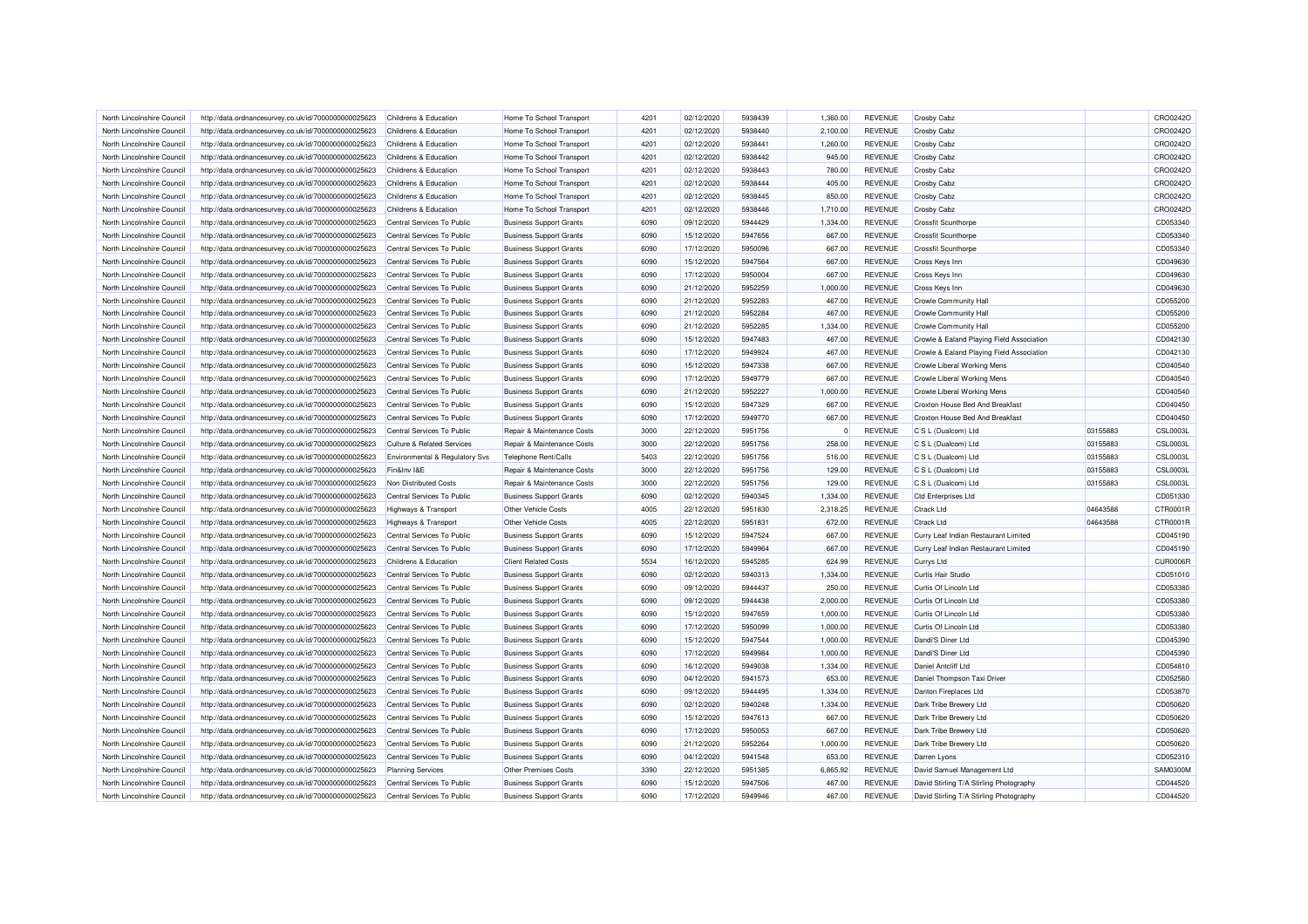| North Lincolnshire Council | http://data.ordnancesurvey.co.uk/id/7000000000025623 | Childrens & Education | Home To School Transport | 4201 | 02/12/2020 | 5938439 | 1,360.00 | REVENUE | Crosby Cabz | | CRO0242O |
|---|---|---|---|---|---|---|---|---|---|---|---|
| North Lincolnshire Council | http://data.ordnancesurvey.co.uk/id/7000000000025623 | Childrens & Education | Home To School Transport | 4201 | 02/12/2020 | 5938440 | 2,100.00 | REVENUE | Crosby Cabz | | CRO0242O |
| North Lincolnshire Council | http://data.ordnancesurvey.co.uk/id/7000000000025623 | Childrens & Education | Home To School Transport | 4201 | 02/12/2020 | 5938441 | 1,260.00 | REVENUE | Crosby Cabz | | CRO0242O |
| North Lincolnshire Council | http://data.ordnancesurvey.co.uk/id/7000000000025623 | Childrens & Education | Home To School Transport | 4201 | 02/12/2020 | 5938442 | 945.00 | REVENUE | Crosby Cabz | | CRO0242O |
| North Lincolnshire Council | http://data.ordnancesurvey.co.uk/id/7000000000025623 | Childrens & Education | Home To School Transport | 4201 | 02/12/2020 | 5938443 | 780.00 | REVENUE | Crosby Cabz | | CRO0242O |
| North Lincolnshire Council | http://data.ordnancesurvey.co.uk/id/7000000000025623 | Childrens & Education | Home To School Transport | 4201 | 02/12/2020 | 5938444 | 405.00 | REVENUE | Crosby Cabz | | CRO0242O |
| North Lincolnshire Council | http://data.ordnancesurvey.co.uk/id/7000000000025623 | Childrens & Education | Home To School Transport | 4201 | 02/12/2020 | 5938445 | 850.00 | REVENUE | Crosby Cabz | | CRO0242O |
| North Lincolnshire Council | http://data.ordnancesurvey.co.uk/id/7000000000025623 | Childrens & Education | Home To School Transport | 4201 | 02/12/2020 | 5938446 | 1,710.00 | REVENUE | Crosby Cabz | | CRO0242O |
| North Lincolnshire Council | http://data.ordnancesurvey.co.uk/id/7000000000025623 | Central Services To Public | Business Support Grants | 6090 | 09/12/2020 | 5944429 | 1,334.00 | REVENUE | Crossfit Scunthorpe | | CD053340 |
| North Lincolnshire Council | http://data.ordnancesurvey.co.uk/id/7000000000025623 | Central Services To Public | Business Support Grants | 6090 | 15/12/2020 | 5947656 | 667.00 | REVENUE | Crossfit Scunthorpe | | CD053340 |
| North Lincolnshire Council | http://data.ordnancesurvey.co.uk/id/7000000000025623 | Central Services To Public | Business Support Grants | 6090 | 17/12/2020 | 5950096 | 667.00 | REVENUE | Crossfit Scunthorpe | | CD053340 |
| North Lincolnshire Council | http://data.ordnancesurvey.co.uk/id/7000000000025623 | Central Services To Public | Business Support Grants | 6090 | 15/12/2020 | 5947564 | 667.00 | REVENUE | Cross Keys Inn | | CD049630 |
| North Lincolnshire Council | http://data.ordnancesurvey.co.uk/id/7000000000025623 | Central Services To Public | Business Support Grants | 6090 | 17/12/2020 | 5950004 | 667.00 | REVENUE | Cross Keys Inn | | CD049630 |
| North Lincolnshire Council | http://data.ordnancesurvey.co.uk/id/7000000000025623 | Central Services To Public | Business Support Grants | 6090 | 21/12/2020 | 5952259 | 1,000.00 | REVENUE | Cross Keys Inn | | CD049630 |
| North Lincolnshire Council | http://data.ordnancesurvey.co.uk/id/7000000000025623 | Central Services To Public | Business Support Grants | 6090 | 21/12/2020 | 5952283 | 467.00 | REVENUE | Crowle Community Hall | | CD055200 |
| North Lincolnshire Council | http://data.ordnancesurvey.co.uk/id/7000000000025623 | Central Services To Public | Business Support Grants | 6090 | 21/12/2020 | 5952284 | 467.00 | REVENUE | Crowle Community Hall | | CD055200 |
| North Lincolnshire Council | http://data.ordnancesurvey.co.uk/id/7000000000025623 | Central Services To Public | Business Support Grants | 6090 | 21/12/2020 | 5952285 | 1,334.00 | REVENUE | Crowle Community Hall | | CD055200 |
| North Lincolnshire Council | http://data.ordnancesurvey.co.uk/id/7000000000025623 | Central Services To Public | Business Support Grants | 6090 | 15/12/2020 | 5947483 | 467.00 | REVENUE | Crowle & Ealand Playing Field Association | | CD042130 |
| North Lincolnshire Council | http://data.ordnancesurvey.co.uk/id/7000000000025623 | Central Services To Public | Business Support Grants | 6090 | 17/12/2020 | 5949924 | 467.00 | REVENUE | Crowle & Ealand Playing Field Association | | CD042130 |
| North Lincolnshire Council | http://data.ordnancesurvey.co.uk/id/7000000000025623 | Central Services To Public | Business Support Grants | 6090 | 15/12/2020 | 5947338 | 667.00 | REVENUE | Crowle Liberal Working Mens | | CD040540 |
| North Lincolnshire Council | http://data.ordnancesurvey.co.uk/id/7000000000025623 | Central Services To Public | Business Support Grants | 6090 | 17/12/2020 | 5949779 | 667.00 | REVENUE | Crowle Liberal Working Mens | | CD040540 |
| North Lincolnshire Council | http://data.ordnancesurvey.co.uk/id/7000000000025623 | Central Services To Public | Business Support Grants | 6090 | 21/12/2020 | 5952227 | 1,000.00 | REVENUE | Crowle Liberal Working Mens | | CD040540 |
| North Lincolnshire Council | http://data.ordnancesurvey.co.uk/id/7000000000025623 | Central Services To Public | Business Support Grants | 6090 | 15/12/2020 | 5947329 | 667.00 | REVENUE | Croxton House Bed And Breakfast | | CD040450 |
| North Lincolnshire Council | http://data.ordnancesurvey.co.uk/id/7000000000025623 | Central Services To Public | Business Support Grants | 6090 | 17/12/2020 | 5949770 | 667.00 | REVENUE | Croxton House Bed And Breakfast | | CD040450 |
| North Lincolnshire Council | http://data.ordnancesurvey.co.uk/id/7000000000025623 | Central Services To Public | Repair & Maintenance Costs | 3000 | 22/12/2020 | 5951756 | 0 | REVENUE | C S L (Dualcom) Ltd | 03155883 | CSL0003L |
| North Lincolnshire Council | http://data.ordnancesurvey.co.uk/id/7000000000025623 | Culture & Related Services | Repair & Maintenance Costs | 3000 | 22/12/2020 | 5951756 | 258.00 | REVENUE | C S L (Dualcom) Ltd | 03155883 | CSL0003L |
| North Lincolnshire Council | http://data.ordnancesurvey.co.uk/id/7000000000025623 | Environmental & Regulatory Svs | Telephone Rent/Calls | 5403 | 22/12/2020 | 5951756 | 516.00 | REVENUE | C S L (Dualcom) Ltd | 03155883 | CSL0003L |
| North Lincolnshire Council | http://data.ordnancesurvey.co.uk/id/7000000000025623 | Fin&Inv I&E | Repair & Maintenance Costs | 3000 | 22/12/2020 | 5951756 | 129.00 | REVENUE | C S L (Dualcom) Ltd | 03155883 | CSL0003L |
| North Lincolnshire Council | http://data.ordnancesurvey.co.uk/id/7000000000025623 | Non Distributed Costs | Repair & Maintenance Costs | 3000 | 22/12/2020 | 5951756 | 129.00 | REVENUE | C S L (Dualcom) Ltd | 03155883 | CSL0003L |
| North Lincolnshire Council | http://data.ordnancesurvey.co.uk/id/7000000000025623 | Central Services To Public | Business Support Grants | 6090 | 02/12/2020 | 5940345 | 1,334.00 | REVENUE | Ctd Enterprises Ltd | | CD051330 |
| North Lincolnshire Council | http://data.ordnancesurvey.co.uk/id/7000000000025623 | Highways & Transport | Other Vehicle Costs | 4005 | 22/12/2020 | 5951830 | 2,318.25 | REVENUE | Ctrack Ltd | 04643588 | CTR0001R |
| North Lincolnshire Council | http://data.ordnancesurvey.co.uk/id/7000000000025623 | Highways & Transport | Other Vehicle Costs | 4005 | 22/12/2020 | 5951831 | 672.00 | REVENUE | Ctrack Ltd | 04643588 | CTR0001R |
| North Lincolnshire Council | http://data.ordnancesurvey.co.uk/id/7000000000025623 | Central Services To Public | Business Support Grants | 6090 | 15/12/2020 | 5947524 | 667.00 | REVENUE | Curry Leaf Indian Restaurant Limited | | CD045190 |
| North Lincolnshire Council | http://data.ordnancesurvey.co.uk/id/7000000000025623 | Central Services To Public | Business Support Grants | 6090 | 17/12/2020 | 5949964 | 667.00 | REVENUE | Curry Leaf Indian Restaurant Limited | | CD045190 |
| North Lincolnshire Council | http://data.ordnancesurvey.co.uk/id/7000000000025623 | Childrens & Education | Client Related Costs | 5534 | 16/12/2020 | 5945285 | 624.99 | REVENUE | Currys Ltd | | CUR0006R |
| North Lincolnshire Council | http://data.ordnancesurvey.co.uk/id/7000000000025623 | Central Services To Public | Business Support Grants | 6090 | 02/12/2020 | 5940313 | 1,334.00 | REVENUE | Curtis Hair Studio | | CD051010 |
| North Lincolnshire Council | http://data.ordnancesurvey.co.uk/id/7000000000025623 | Central Services To Public | Business Support Grants | 6090 | 09/12/2020 | 5944437 | 250.00 | REVENUE | Curtis Of Lincoln Ltd | | CD053380 |
| North Lincolnshire Council | http://data.ordnancesurvey.co.uk/id/7000000000025623 | Central Services To Public | Business Support Grants | 6090 | 09/12/2020 | 5944438 | 2,000.00 | REVENUE | Curtis Of Lincoln Ltd | | CD053380 |
| North Lincolnshire Council | http://data.ordnancesurvey.co.uk/id/7000000000025623 | Central Services To Public | Business Support Grants | 6090 | 15/12/2020 | 5947659 | 1,000.00 | REVENUE | Curtis Of Lincoln Ltd | | CD053380 |
| North Lincolnshire Council | http://data.ordnancesurvey.co.uk/id/7000000000025623 | Central Services To Public | Business Support Grants | 6090 | 17/12/2020 | 5950099 | 1,000.00 | REVENUE | Curtis Of Lincoln Ltd | | CD053380 |
| North Lincolnshire Council | http://data.ordnancesurvey.co.uk/id/7000000000025623 | Central Services To Public | Business Support Grants | 6090 | 15/12/2020 | 5947544 | 1,000.00 | REVENUE | Dandi'S Diner Ltd | | CD045390 |
| North Lincolnshire Council | http://data.ordnancesurvey.co.uk/id/7000000000025623 | Central Services To Public | Business Support Grants | 6090 | 17/12/2020 | 5949984 | 1,000.00 | REVENUE | Dandi'S Diner Ltd | | CD045390 |
| North Lincolnshire Council | http://data.ordnancesurvey.co.uk/id/7000000000025623 | Central Services To Public | Business Support Grants | 6090 | 16/12/2020 | 5949038 | 1,334.00 | REVENUE | Daniel Antcliff Ltd | | CD054810 |
| North Lincolnshire Council | http://data.ordnancesurvey.co.uk/id/7000000000025623 | Central Services To Public | Business Support Grants | 6090 | 04/12/2020 | 5941573 | 653.00 | REVENUE | Daniel Thompson Taxi Driver | | CD052560 |
| North Lincolnshire Council | http://data.ordnancesurvey.co.uk/id/7000000000025623 | Central Services To Public | Business Support Grants | 6090 | 09/12/2020 | 5944495 | 1,334.00 | REVENUE | Danton Fireplaces Ltd | | CD053870 |
| North Lincolnshire Council | http://data.ordnancesurvey.co.uk/id/7000000000025623 | Central Services To Public | Business Support Grants | 6090 | 02/12/2020 | 5940248 | 1,334.00 | REVENUE | Dark Tribe Brewery Ltd | | CD050620 |
| North Lincolnshire Council | http://data.ordnancesurvey.co.uk/id/7000000000025623 | Central Services To Public | Business Support Grants | 6090 | 15/12/2020 | 5947613 | 667.00 | REVENUE | Dark Tribe Brewery Ltd | | CD050620 |
| North Lincolnshire Council | http://data.ordnancesurvey.co.uk/id/7000000000025623 | Central Services To Public | Business Support Grants | 6090 | 17/12/2020 | 5950053 | 667.00 | REVENUE | Dark Tribe Brewery Ltd | | CD050620 |
| North Lincolnshire Council | http://data.ordnancesurvey.co.uk/id/7000000000025623 | Central Services To Public | Business Support Grants | 6090 | 21/12/2020 | 5952264 | 1,000.00 | REVENUE | Dark Tribe Brewery Ltd | | CD050620 |
| North Lincolnshire Council | http://data.ordnancesurvey.co.uk/id/7000000000025623 | Central Services To Public | Business Support Grants | 6090 | 04/12/2020 | 5941548 | 653.00 | REVENUE | Darren Lyons | | CD052310 |
| North Lincolnshire Council | http://data.ordnancesurvey.co.uk/id/7000000000025623 | Planning Services | Other Premises Costs | 3390 | 22/12/2020 | 5951385 | 6,865.92 | REVENUE | David Samuel Management Ltd | | SAM0300M |
| North Lincolnshire Council | http://data.ordnancesurvey.co.uk/id/7000000000025623 | Central Services To Public | Business Support Grants | 6090 | 15/12/2020 | 5947506 | 467.00 | REVENUE | David Stirling T/A Stirling Photography | | CD044520 |
| North Lincolnshire Council | http://data.ordnancesurvey.co.uk/id/7000000000025623 | Central Services To Public | Business Support Grants | 6090 | 17/12/2020 | 5949946 | 467.00 | REVENUE | David Stirling T/A Stirling Photography | | CD044520 |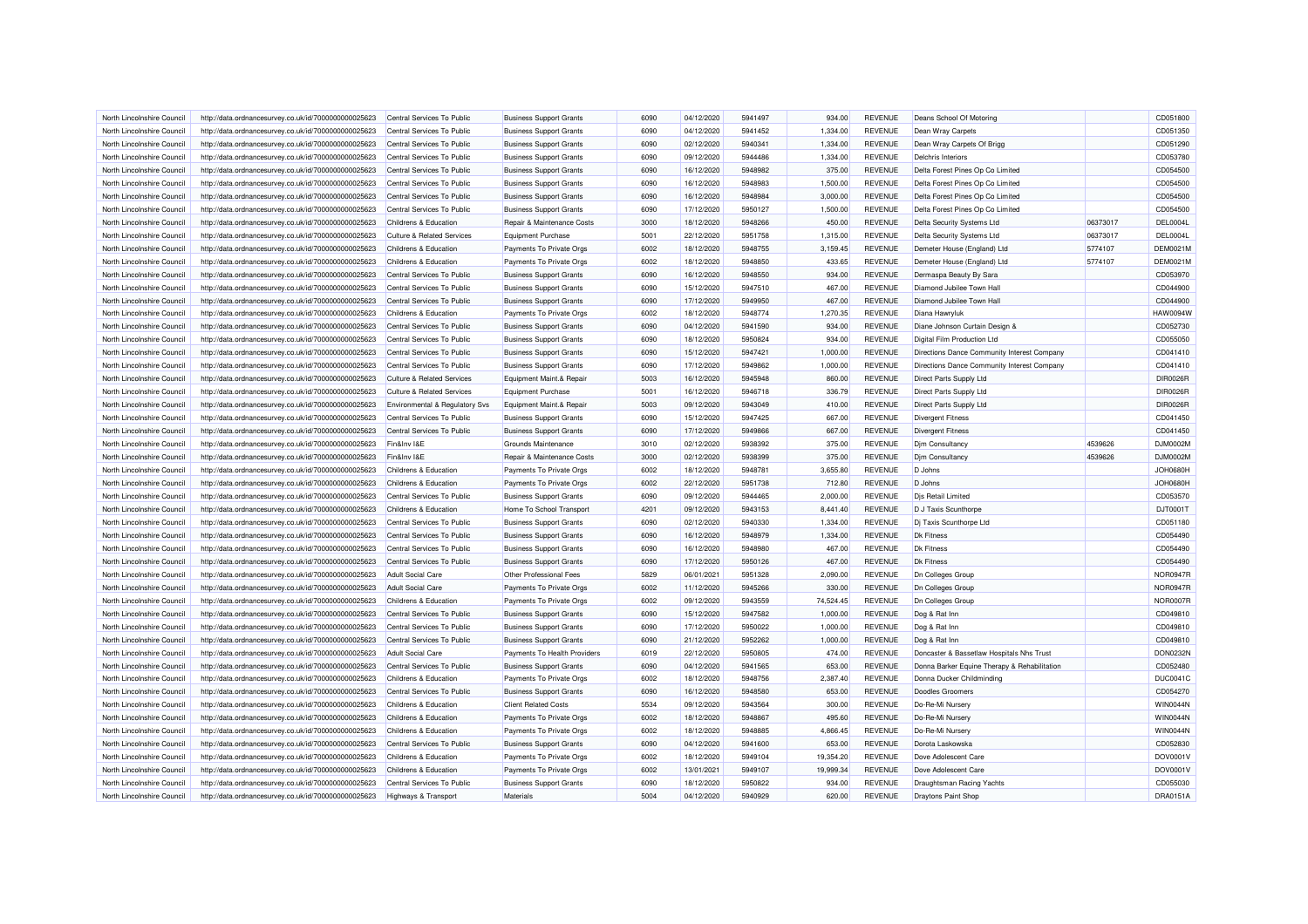| | | | | | | | | | | | |
|---|---|---|---|---|---|---|---|---|---|---|---|
| North Lincolnshire Council | http://data.ordnancesurvey.co.uk/id/7000000000025623 | Central Services To Public | Business Support Grants | 6090 | 04/12/2020 | 5941497 | 934.00 | REVENUE | Deans School Of Motoring | | CD051800 |
| North Lincolnshire Council | http://data.ordnancesurvey.co.uk/id/7000000000025623 | Central Services To Public | Business Support Grants | 6090 | 04/12/2020 | 5941452 | 1,334.00 | REVENUE | Dean Wray Carpets | | CD051350 |
| North Lincolnshire Council | http://data.ordnancesurvey.co.uk/id/7000000000025623 | Central Services To Public | Business Support Grants | 6090 | 02/12/2020 | 5940341 | 1,334.00 | REVENUE | Dean Wray Carpets Of Brigg | | CD051290 |
| North Lincolnshire Council | http://data.ordnancesurvey.co.uk/id/7000000000025623 | Central Services To Public | Business Support Grants | 6090 | 09/12/2020 | 5944486 | 1,334.00 | REVENUE | Delchris Interiors | | CD053780 |
| North Lincolnshire Council | http://data.ordnancesurvey.co.uk/id/7000000000025623 | Central Services To Public | Business Support Grants | 6090 | 16/12/2020 | 5948982 | 375.00 | REVENUE | Delta Forest Pines Op Co Limited | | CD054500 |
| North Lincolnshire Council | http://data.ordnancesurvey.co.uk/id/7000000000025623 | Central Services To Public | Business Support Grants | 6090 | 16/12/2020 | 5948983 | 1,500.00 | REVENUE | Delta Forest Pines Op Co Limited | | CD054500 |
| North Lincolnshire Council | http://data.ordnancesurvey.co.uk/id/7000000000025623 | Central Services To Public | Business Support Grants | 6090 | 16/12/2020 | 5948984 | 3,000.00 | REVENUE | Delta Forest Pines Op Co Limited | | CD054500 |
| North Lincolnshire Council | http://data.ordnancesurvey.co.uk/id/7000000000025623 | Central Services To Public | Business Support Grants | 6090 | 17/12/2020 | 5950127 | 1,500.00 | REVENUE | Delta Forest Pines Op Co Limited | | CD054500 |
| North Lincolnshire Council | http://data.ordnancesurvey.co.uk/id/7000000000025623 | Childrens & Education | Repair & Maintenance Costs | 3000 | 18/12/2020 | 5948266 | 450.00 | REVENUE | Delta Security Systems Ltd | 06373017 | DEL0004L |
| North Lincolnshire Council | http://data.ordnancesurvey.co.uk/id/7000000000025623 | Culture & Related Services | Equipment Purchase | 5001 | 22/12/2020 | 5951758 | 1,315.00 | REVENUE | Delta Security Systems Ltd | 06373017 | DEL0004L |
| North Lincolnshire Council | http://data.ordnancesurvey.co.uk/id/7000000000025623 | Childrens & Education | Payments To Private Orgs | 6002 | 18/12/2020 | 5948755 | 3,159.45 | REVENUE | Demeter House (England) Ltd | 5774107 | DEM0021M |
| North Lincolnshire Council | http://data.ordnancesurvey.co.uk/id/7000000000025623 | Childrens & Education | Payments To Private Orgs | 6002 | 18/12/2020 | 5948850 | 433.65 | REVENUE | Demeter House (England) Ltd | 5774107 | DEM0021M |
| North Lincolnshire Council | http://data.ordnancesurvey.co.uk/id/7000000000025623 | Central Services To Public | Business Support Grants | 6090 | 16/12/2020 | 5948550 | 934.00 | REVENUE | Dermaspa Beauty By Sara | | CD053970 |
| North Lincolnshire Council | http://data.ordnancesurvey.co.uk/id/7000000000025623 | Central Services To Public | Business Support Grants | 6090 | 15/12/2020 | 5947510 | 467.00 | REVENUE | Diamond Jubilee Town Hall | | CD044900 |
| North Lincolnshire Council | http://data.ordnancesurvey.co.uk/id/7000000000025623 | Central Services To Public | Business Support Grants | 6090 | 17/12/2020 | 5949950 | 467.00 | REVENUE | Diamond Jubilee Town Hall | | CD044900 |
| North Lincolnshire Council | http://data.ordnancesurvey.co.uk/id/7000000000025623 | Childrens & Education | Payments To Private Orgs | 6002 | 18/12/2020 | 5948774 | 1,270.35 | REVENUE | Diana Hawryluk | | HAW0094W |
| North Lincolnshire Council | http://data.ordnancesurvey.co.uk/id/7000000000025623 | Central Services To Public | Business Support Grants | 6090 | 04/12/2020 | 5941590 | 934.00 | REVENUE | Diane Johnson Curtain Design & | | CD052730 |
| North Lincolnshire Council | http://data.ordnancesurvey.co.uk/id/7000000000025623 | Central Services To Public | Business Support Grants | 6090 | 18/12/2020 | 5950824 | 934.00 | REVENUE | Digital Film Production Ltd | | CD055050 |
| North Lincolnshire Council | http://data.ordnancesurvey.co.uk/id/7000000000025623 | Central Services To Public | Business Support Grants | 6090 | 15/12/2020 | 5947421 | 1,000.00 | REVENUE | Directions Dance Community Interest Company | | CD041410 |
| North Lincolnshire Council | http://data.ordnancesurvey.co.uk/id/7000000000025623 | Central Services To Public | Business Support Grants | 6090 | 17/12/2020 | 5949862 | 1,000.00 | REVENUE | Directions Dance Community Interest Company | | CD041410 |
| North Lincolnshire Council | http://data.ordnancesurvey.co.uk/id/7000000000025623 | Culture & Related Services | Equipment Maint.& Repair | 5003 | 16/12/2020 | 5945948 | 860.00 | REVENUE | Direct Parts Supply Ltd | | DIR0026R |
| North Lincolnshire Council | http://data.ordnancesurvey.co.uk/id/7000000000025623 | Culture & Related Services | Equipment Purchase | 5001 | 16/12/2020 | 5946718 | 336.79 | REVENUE | Direct Parts Supply Ltd | | DIR0026R |
| North Lincolnshire Council | http://data.ordnancesurvey.co.uk/id/7000000000025623 | Environmental & Regulatory Svs | Equipment Maint.& Repair | 5003 | 09/12/2020 | 5943049 | 410.00 | REVENUE | Direct Parts Supply Ltd | | DIR0026R |
| North Lincolnshire Council | http://data.ordnancesurvey.co.uk/id/7000000000025623 | Central Services To Public | Business Support Grants | 6090 | 15/12/2020 | 5947425 | 667.00 | REVENUE | Divergent Fitness | | CD041450 |
| North Lincolnshire Council | http://data.ordnancesurvey.co.uk/id/7000000000025623 | Central Services To Public | Business Support Grants | 6090 | 17/12/2020 | 5949866 | 667.00 | REVENUE | Divergent Fitness | | CD041450 |
| North Lincolnshire Council | http://data.ordnancesurvey.co.uk/id/7000000000025623 | Fin&Inv I&E | Grounds Maintenance | 3010 | 02/12/2020 | 5938392 | 375.00 | REVENUE | Djm Consultancy | 4539626 | DJM0002M |
| North Lincolnshire Council | http://data.ordnancesurvey.co.uk/id/7000000000025623 | Fin&Inv I&E | Repair & Maintenance Costs | 3000 | 02/12/2020 | 5938399 | 375.00 | REVENUE | Djm Consultancy | 4539626 | DJM0002M |
| North Lincolnshire Council | http://data.ordnancesurvey.co.uk/id/7000000000025623 | Childrens & Education | Payments To Private Orgs | 6002 | 18/12/2020 | 5948781 | 3,655.80 | REVENUE | D Johns | | JOH0680H |
| North Lincolnshire Council | http://data.ordnancesurvey.co.uk/id/7000000000025623 | Childrens & Education | Payments To Private Orgs | 6002 | 22/12/2020 | 5951738 | 712.80 | REVENUE | D Johns | | JOH0680H |
| North Lincolnshire Council | http://data.ordnancesurvey.co.uk/id/7000000000025623 | Central Services To Public | Business Support Grants | 6090 | 09/12/2020 | 5944465 | 2,000.00 | REVENUE | Djs Retail Limited | | CD053570 |
| North Lincolnshire Council | http://data.ordnancesurvey.co.uk/id/7000000000025623 | Childrens & Education | Home To School Transport | 4201 | 09/12/2020 | 5943153 | 8,441.40 | REVENUE | D J Taxis Scunthorpe | | DJT0001T |
| North Lincolnshire Council | http://data.ordnancesurvey.co.uk/id/7000000000025623 | Central Services To Public | Business Support Grants | 6090 | 02/12/2020 | 5940330 | 1,334.00 | REVENUE | Dj Taxis Scunthorpe Ltd | | CD051180 |
| North Lincolnshire Council | http://data.ordnancesurvey.co.uk/id/7000000000025623 | Central Services To Public | Business Support Grants | 6090 | 16/12/2020 | 5948979 | 1,334.00 | REVENUE | Dk Fitness | | CD054490 |
| North Lincolnshire Council | http://data.ordnancesurvey.co.uk/id/7000000000025623 | Central Services To Public | Business Support Grants | 6090 | 16/12/2020 | 5948980 | 467.00 | REVENUE | Dk Fitness | | CD054490 |
| North Lincolnshire Council | http://data.ordnancesurvey.co.uk/id/7000000000025623 | Central Services To Public | Business Support Grants | 6090 | 17/12/2020 | 5950126 | 467.00 | REVENUE | Dk Fitness | | CD054490 |
| North Lincolnshire Council | http://data.ordnancesurvey.co.uk/id/7000000000025623 | Adult Social Care | Other Professional Fees | 5829 | 06/01/2021 | 5951328 | 2,090.00 | REVENUE | Dn Colleges Group | | NOR0947R |
| North Lincolnshire Council | http://data.ordnancesurvey.co.uk/id/7000000000025623 | Adult Social Care | Payments To Private Orgs | 6002 | 11/12/2020 | 5945266 | 330.00 | REVENUE | Dn Colleges Group | | NOR0947R |
| North Lincolnshire Council | http://data.ordnancesurvey.co.uk/id/7000000000025623 | Childrens & Education | Payments To Private Orgs | 6002 | 09/12/2020 | 5943559 | 74,524.45 | REVENUE | Dn Colleges Group | | NOR0007R |
| North Lincolnshire Council | http://data.ordnancesurvey.co.uk/id/7000000000025623 | Central Services To Public | Business Support Grants | 6090 | 15/12/2020 | 5947582 | 1,000.00 | REVENUE | Dog & Rat Inn | | CD049810 |
| North Lincolnshire Council | http://data.ordnancesurvey.co.uk/id/7000000000025623 | Central Services To Public | Business Support Grants | 6090 | 17/12/2020 | 5950022 | 1,000.00 | REVENUE | Dog & Rat Inn | | CD049810 |
| North Lincolnshire Council | http://data.ordnancesurvey.co.uk/id/7000000000025623 | Central Services To Public | Business Support Grants | 6090 | 21/12/2020 | 5952262 | 1,000.00 | REVENUE | Dog & Rat Inn | | CD049810 |
| North Lincolnshire Council | http://data.ordnancesurvey.co.uk/id/7000000000025623 | Adult Social Care | Payments To Health Providers | 6019 | 22/12/2020 | 5950805 | 474.00 | REVENUE | Doncaster & Bassetlaw Hospitals Nhs Trust | | DON0232N |
| North Lincolnshire Council | http://data.ordnancesurvey.co.uk/id/7000000000025623 | Central Services To Public | Business Support Grants | 6090 | 04/12/2020 | 5941565 | 653.00 | REVENUE | Donna Barker Equine Therapy & Rehabilitation | | CD052480 |
| North Lincolnshire Council | http://data.ordnancesurvey.co.uk/id/7000000000025623 | Childrens & Education | Payments To Private Orgs | 6002 | 18/12/2020 | 5948756 | 2,387.40 | REVENUE | Donna Ducker Childminding | | DUC0041C |
| North Lincolnshire Council | http://data.ordnancesurvey.co.uk/id/7000000000025623 | Central Services To Public | Business Support Grants | 6090 | 16/12/2020 | 5948580 | 653.00 | REVENUE | Doodles Groomers | | CD054270 |
| North Lincolnshire Council | http://data.ordnancesurvey.co.uk/id/7000000000025623 | Childrens & Education | Client Related Costs | 5534 | 09/12/2020 | 5943564 | 300.00 | REVENUE | Do-Re-Mi Nursery | | WIN0044N |
| North Lincolnshire Council | http://data.ordnancesurvey.co.uk/id/7000000000025623 | Childrens & Education | Payments To Private Orgs | 6002 | 18/12/2020 | 5948867 | 495.60 | REVENUE | Do-Re-Mi Nursery | | WIN0044N |
| North Lincolnshire Council | http://data.ordnancesurvey.co.uk/id/7000000000025623 | Childrens & Education | Payments To Private Orgs | 6002 | 18/12/2020 | 5948885 | 4,866.45 | REVENUE | Do-Re-Mi Nursery | | WIN0044N |
| North Lincolnshire Council | http://data.ordnancesurvey.co.uk/id/7000000000025623 | Central Services To Public | Business Support Grants | 6090 | 04/12/2020 | 5941600 | 653.00 | REVENUE | Dorota Laskowska | | CD052830 |
| North Lincolnshire Council | http://data.ordnancesurvey.co.uk/id/7000000000025623 | Childrens & Education | Payments To Private Orgs | 6002 | 18/12/2020 | 5949104 | 19,354.20 | REVENUE | Dove Adolescent Care | | DOV0001V |
| North Lincolnshire Council | http://data.ordnancesurvey.co.uk/id/7000000000025623 | Childrens & Education | Payments To Private Orgs | 6002 | 13/01/2021 | 5949107 | 19,999.34 | REVENUE | Dove Adolescent Care | | DOV0001V |
| North Lincolnshire Council | http://data.ordnancesurvey.co.uk/id/7000000000025623 | Central Services To Public | Business Support Grants | 6090 | 18/12/2020 | 5950822 | 934.00 | REVENUE | Draughtsman Racing Yachts | | CD055030 |
| North Lincolnshire Council | http://data.ordnancesurvey.co.uk/id/7000000000025623 | Highways & Transport | Materials | 5004 | 04/12/2020 | 5940929 | 620.00 | REVENUE | Draytons Paint Shop | | DRA0151A |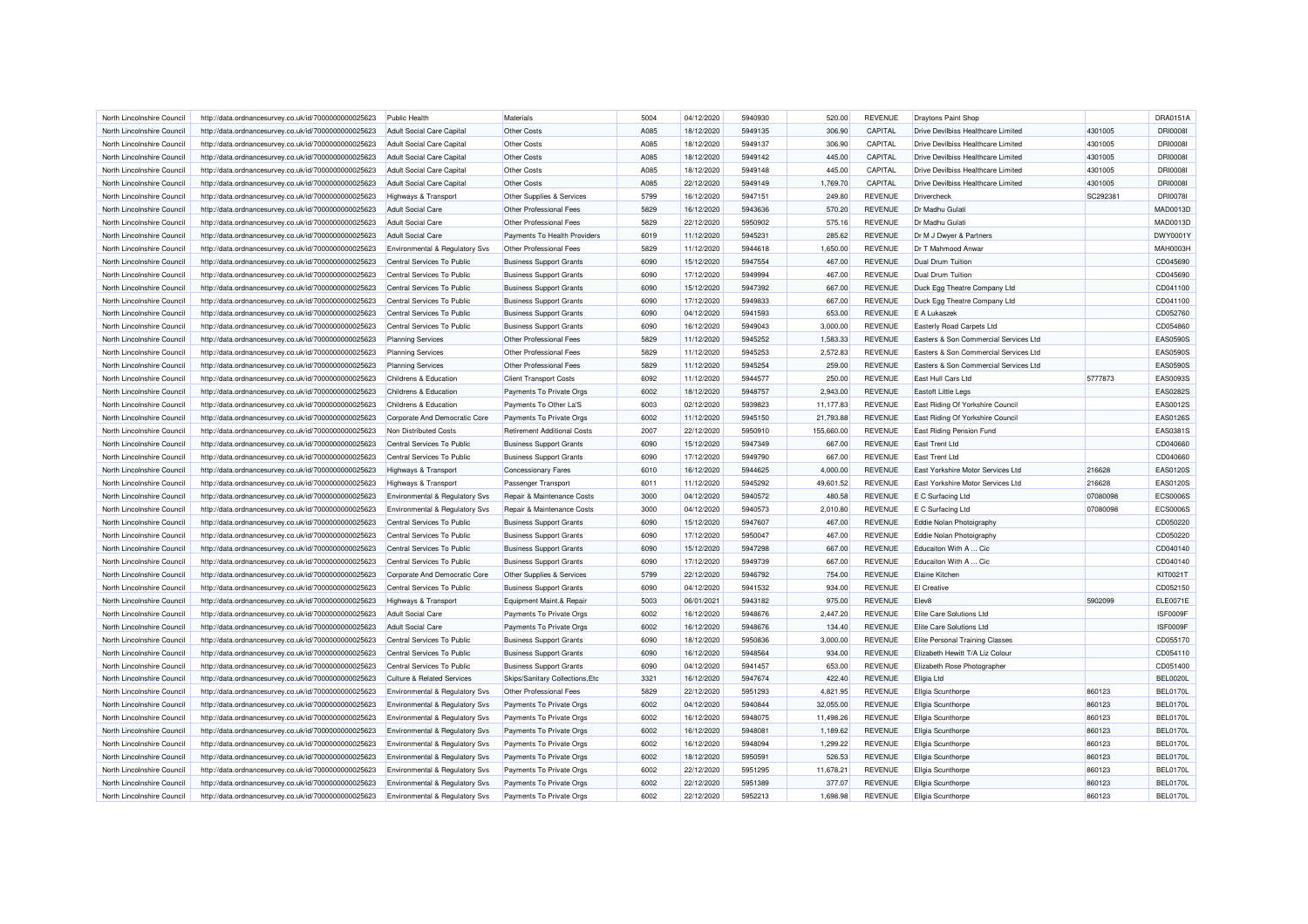| North Lincolnshire Council | http://data.ordnancesurvey.co.uk/id/7000000000025623 | Public Health | Materials | 5004 | 04/12/2020 | 5940930 | 520.00 | REVENUE | Draytons Paint Shop | | DRA0151A |
|---|---|---|---|---|---|---|---|---|---|---|---|
| North Lincolnshire Council | http://data.ordnancesurvey.co.uk/id/7000000000025623 | Adult Social Care Capital | Other Costs | A085 | 18/12/2020 | 5949135 | 306.90 | CAPITAL | Drive Devilbiss Healthcare Limited | 4301005 | DRI0008I |
| North Lincolnshire Council | http://data.ordnancesurvey.co.uk/id/7000000000025623 | Adult Social Care Capital | Other Costs | A085 | 18/12/2020 | 5949137 | 306.90 | CAPITAL | Drive Devilbiss Healthcare Limited | 4301005 | DRI0008I |
| North Lincolnshire Council | http://data.ordnancesurvey.co.uk/id/7000000000025623 | Adult Social Care Capital | Other Costs | A085 | 18/12/2020 | 5949142 | 445.00 | CAPITAL | Drive Devilbiss Healthcare Limited | 4301005 | DRI0008I |
| North Lincolnshire Council | http://data.ordnancesurvey.co.uk/id/7000000000025623 | Adult Social Care Capital | Other Costs | A085 | 18/12/2020 | 5949148 | 445.00 | CAPITAL | Drive Devilbiss Healthcare Limited | 4301005 | DRI0008I |
| North Lincolnshire Council | http://data.ordnancesurvey.co.uk/id/7000000000025623 | Adult Social Care Capital | Other Costs | A085 | 22/12/2020 | 5949149 | 1,769.70 | CAPITAL | Drive Devilbiss Healthcare Limited | 4301005 | DRI0008I |
| North Lincolnshire Council | http://data.ordnancesurvey.co.uk/id/7000000000025623 | Highways & Transport | Other Supplies & Services | 5799 | 16/12/2020 | 5947151 | 249.80 | REVENUE | Drivercheck | SC292381 | DRI0078I |
| North Lincolnshire Council | http://data.ordnancesurvey.co.uk/id/7000000000025623 | Adult Social Care | Other Professional Fees | 5829 | 16/12/2020 | 5943636 | 570.20 | REVENUE | Dr Madhu Gulati | | MAD0013D |
| North Lincolnshire Council | http://data.ordnancesurvey.co.uk/id/7000000000025623 | Adult Social Care | Other Professional Fees | 5829 | 22/12/2020 | 5950902 | 575.16 | REVENUE | Dr Madhu Gulati | | MAD0013D |
| North Lincolnshire Council | http://data.ordnancesurvey.co.uk/id/7000000000025623 | Adult Social Care | Payments To Health Providers | 6019 | 11/12/2020 | 5945231 | 285.62 | REVENUE | Dr M J Dwyer & Partners | | DWY0001Y |
| North Lincolnshire Council | http://data.ordnancesurvey.co.uk/id/7000000000025623 | Environmental & Regulatory Svs | Other Professional Fees | 5829 | 11/12/2020 | 5944618 | 1,650.00 | REVENUE | Dr T Mahmood Anwar | | MAH0003H |
| North Lincolnshire Council | http://data.ordnancesurvey.co.uk/id/7000000000025623 | Central Services To Public | Business Support Grants | 6090 | 15/12/2020 | 5947554 | 467.00 | REVENUE | Dual Drum Tuition | | CD045690 |
| North Lincolnshire Council | http://data.ordnancesurvey.co.uk/id/7000000000025623 | Central Services To Public | Business Support Grants | 6090 | 17/12/2020 | 5949994 | 467.00 | REVENUE | Dual Drum Tuition | | CD045690 |
| North Lincolnshire Council | http://data.ordnancesurvey.co.uk/id/7000000000025623 | Central Services To Public | Business Support Grants | 6090 | 15/12/2020 | 5947392 | 667.00 | REVENUE | Duck Egg Theatre Company Ltd | | CD041100 |
| North Lincolnshire Council | http://data.ordnancesurvey.co.uk/id/7000000000025623 | Central Services To Public | Business Support Grants | 6090 | 17/12/2020 | 5949833 | 667.00 | REVENUE | Duck Egg Theatre Company Ltd | | CD041100 |
| North Lincolnshire Council | http://data.ordnancesurvey.co.uk/id/7000000000025623 | Central Services To Public | Business Support Grants | 6090 | 04/12/2020 | 5941593 | 653.00 | REVENUE | E A Lukaszek | | CD052760 |
| North Lincolnshire Council | http://data.ordnancesurvey.co.uk/id/7000000000025623 | Central Services To Public | Business Support Grants | 6090 | 16/12/2020 | 5949043 | 3,000.00 | REVENUE | Easterly Road Carpets Ltd | | CD054860 |
| North Lincolnshire Council | http://data.ordnancesurvey.co.uk/id/7000000000025623 | Planning Services | Other Professional Fees | 5829 | 11/12/2020 | 5945252 | 1,583.33 | REVENUE | Easters & Son Commercial Services Ltd | | EAS0590S |
| North Lincolnshire Council | http://data.ordnancesurvey.co.uk/id/7000000000025623 | Planning Services | Other Professional Fees | 5829 | 11/12/2020 | 5945253 | 2,572.83 | REVENUE | Easters & Son Commercial Services Ltd | | EAS0590S |
| North Lincolnshire Council | http://data.ordnancesurvey.co.uk/id/7000000000025623 | Planning Services | Other Professional Fees | 5829 | 11/12/2020 | 5945254 | 259.00 | REVENUE | Easters & Son Commercial Services Ltd | | EAS0590S |
| North Lincolnshire Council | http://data.ordnancesurvey.co.uk/id/7000000000025623 | Childrens & Education | Client Transport Costs | 6092 | 11/12/2020 | 5944577 | 250.00 | REVENUE | East Hull Cars Ltd | 5777873 | EAS0093S |
| North Lincolnshire Council | http://data.ordnancesurvey.co.uk/id/7000000000025623 | Childrens & Education | Payments To Private Orgs | 6002 | 18/12/2020 | 5948757 | 2,943.00 | REVENUE | Eastoft Little Legs | | EAS0282S |
| North Lincolnshire Council | http://data.ordnancesurvey.co.uk/id/7000000000025623 | Childrens & Education | Payments To Other La'S | 6003 | 02/12/2020 | 5939823 | 11,177.83 | REVENUE | East Riding Of Yorkshire Council | | EAS0012S |
| North Lincolnshire Council | http://data.ordnancesurvey.co.uk/id/7000000000025623 | Corporate And Democratic Core | Payments To Private Orgs | 6002 | 11/12/2020 | 5945150 | 21,793.88 | REVENUE | East Riding Of Yorkshire Council | | EAS0126S |
| North Lincolnshire Council | http://data.ordnancesurvey.co.uk/id/7000000000025623 | Non Distributed Costs | Retirement Additional Costs | 2007 | 22/12/2020 | 5950910 | 155,660.00 | REVENUE | East Riding Pension Fund | | EAS0381S |
| North Lincolnshire Council | http://data.ordnancesurvey.co.uk/id/7000000000025623 | Central Services To Public | Business Support Grants | 6090 | 15/12/2020 | 5947349 | 667.00 | REVENUE | East Trent Ltd | | CD040660 |
| North Lincolnshire Council | http://data.ordnancesurvey.co.uk/id/7000000000025623 | Central Services To Public | Business Support Grants | 6090 | 17/12/2020 | 5949790 | 667.00 | REVENUE | East Trent Ltd | | CD040660 |
| North Lincolnshire Council | http://data.ordnancesurvey.co.uk/id/7000000000025623 | Highways & Transport | Concessionary Fares | 6010 | 16/12/2020 | 5944625 | 4,000.00 | REVENUE | East Yorkshire Motor Services Ltd | 216628 | EAS0120S |
| North Lincolnshire Council | http://data.ordnancesurvey.co.uk/id/7000000000025623 | Highways & Transport | Passenger Transport | 6011 | 11/12/2020 | 5945292 | 49,601.52 | REVENUE | East Yorkshire Motor Services Ltd | 216628 | EAS0120S |
| North Lincolnshire Council | http://data.ordnancesurvey.co.uk/id/7000000000025623 | Environmental & Regulatory Svs | Repair & Maintenance Costs | 3000 | 04/12/2020 | 5940572 | 480.58 | REVENUE | E C Surfacing Ltd | 07080098 | ECS0006S |
| North Lincolnshire Council | http://data.ordnancesurvey.co.uk/id/7000000000025623 | Environmental & Regulatory Svs | Repair & Maintenance Costs | 3000 | 04/12/2020 | 5940573 | 2,010.80 | REVENUE | E C Surfacing Ltd | 07080098 | ECS0006S |
| North Lincolnshire Council | http://data.ordnancesurvey.co.uk/id/7000000000025623 | Central Services To Public | Business Support Grants | 6090 | 15/12/2020 | 5947607 | 467.00 | REVENUE | Eddie Nolan Photoigraphy | | CD050220 |
| North Lincolnshire Council | http://data.ordnancesurvey.co.uk/id/7000000000025623 | Central Services To Public | Business Support Grants | 6090 | 17/12/2020 | 5950047 | 467.00 | REVENUE | Eddie Nolan Photoigraphy | | CD050220 |
| North Lincolnshire Council | http://data.ordnancesurvey.co.uk/id/7000000000025623 | Central Services To Public | Business Support Grants | 6090 | 15/12/2020 | 5947298 | 667.00 | REVENUE | Educaiton With A ... Cic | | CD040140 |
| North Lincolnshire Council | http://data.ordnancesurvey.co.uk/id/7000000000025623 | Central Services To Public | Business Support Grants | 6090 | 17/12/2020 | 5949739 | 667.00 | REVENUE | Educaiton With A ... Cic | | CD040140 |
| North Lincolnshire Council | http://data.ordnancesurvey.co.uk/id/7000000000025623 | Corporate And Democratic Core | Other Supplies & Services | 5799 | 22/12/2020 | 5946792 | 754.00 | REVENUE | Elaine Kitchen | | KIT0021T |
| North Lincolnshire Council | http://data.ordnancesurvey.co.uk/id/7000000000025623 | Central Services To Public | Business Support Grants | 6090 | 04/12/2020 | 5941532 | 934.00 | REVENUE | El Creative | | CD052150 |
| North Lincolnshire Council | http://data.ordnancesurvey.co.uk/id/7000000000025623 | Highways & Transport | Equipment Maint.& Repair | 5003 | 06/01/2021 | 5943182 | 975.00 | REVENUE | Elev8 | 5902099 | ELE0071E |
| North Lincolnshire Council | http://data.ordnancesurvey.co.uk/id/7000000000025623 | Adult Social Care | Payments To Private Orgs | 6002 | 16/12/2020 | 5948676 | 2,447.20 | REVENUE | Elite Care Solutions Ltd | | ISF0009F |
| North Lincolnshire Council | http://data.ordnancesurvey.co.uk/id/7000000000025623 | Adult Social Care | Payments To Private Orgs | 6002 | 16/12/2020 | 5948676 | 134.40 | REVENUE | Elite Care Solutions Ltd | | ISF0009F |
| North Lincolnshire Council | http://data.ordnancesurvey.co.uk/id/7000000000025623 | Central Services To Public | Business Support Grants | 6090 | 18/12/2020 | 5950836 | 3,000.00 | REVENUE | Elite Personal Training Classes | | CD055170 |
| North Lincolnshire Council | http://data.ordnancesurvey.co.uk/id/7000000000025623 | Central Services To Public | Business Support Grants | 6090 | 16/12/2020 | 5948564 | 934.00 | REVENUE | Elizabeth Hewitt T/A Liz Colour | | CD054110 |
| North Lincolnshire Council | http://data.ordnancesurvey.co.uk/id/7000000000025623 | Central Services To Public | Business Support Grants | 6090 | 04/12/2020 | 5941457 | 653.00 | REVENUE | Elizabeth Rose Photographer | | CD051400 |
| North Lincolnshire Council | http://data.ordnancesurvey.co.uk/id/7000000000025623 | Culture & Related Services | Skips/Sanitary Collections,Etc | 3321 | 16/12/2020 | 5947674 | 422.40 | REVENUE | Ellgia Ltd | | BEL0020L |
| North Lincolnshire Council | http://data.ordnancesurvey.co.uk/id/7000000000025623 | Environmental & Regulatory Svs | Other Professional Fees | 5829 | 22/12/2020 | 5951293 | 4,821.95 | REVENUE | Ellgia Scunthorpe | 860123 | BEL0170L |
| North Lincolnshire Council | http://data.ordnancesurvey.co.uk/id/7000000000025623 | Environmental & Regulatory Svs | Payments To Private Orgs | 6002 | 04/12/2020 | 5940844 | 32,055.00 | REVENUE | Ellgia Scunthorpe | 860123 | BEL0170L |
| North Lincolnshire Council | http://data.ordnancesurvey.co.uk/id/7000000000025623 | Environmental & Regulatory Svs | Payments To Private Orgs | 6002 | 16/12/2020 | 5948075 | 11,498.26 | REVENUE | Ellgia Scunthorpe | 860123 | BEL0170L |
| North Lincolnshire Council | http://data.ordnancesurvey.co.uk/id/7000000000025623 | Environmental & Regulatory Svs | Payments To Private Orgs | 6002 | 16/12/2020 | 5948081 | 1,189.62 | REVENUE | Ellgia Scunthorpe | 860123 | BEL0170L |
| North Lincolnshire Council | http://data.ordnancesurvey.co.uk/id/7000000000025623 | Environmental & Regulatory Svs | Payments To Private Orgs | 6002 | 16/12/2020 | 5948094 | 1,299.22 | REVENUE | Ellgia Scunthorpe | 860123 | BEL0170L |
| North Lincolnshire Council | http://data.ordnancesurvey.co.uk/id/7000000000025623 | Environmental & Regulatory Svs | Payments To Private Orgs | 6002 | 18/12/2020 | 5950591 | 526.53 | REVENUE | Ellgia Scunthorpe | 860123 | BEL0170L |
| North Lincolnshire Council | http://data.ordnancesurvey.co.uk/id/7000000000025623 | Environmental & Regulatory Svs | Payments To Private Orgs | 6002 | 22/12/2020 | 5951295 | 11,678.21 | REVENUE | Ellgia Scunthorpe | 860123 | BEL0170L |
| North Lincolnshire Council | http://data.ordnancesurvey.co.uk/id/7000000000025623 | Environmental & Regulatory Svs | Payments To Private Orgs | 6002 | 22/12/2020 | 5951389 | 377.07 | REVENUE | Ellgia Scunthorpe | 860123 | BEL0170L |
| North Lincolnshire Council | http://data.ordnancesurvey.co.uk/id/7000000000025623 | Environmental & Regulatory Svs | Payments To Private Orgs | 6002 | 22/12/2020 | 5952213 | 1,698.98 | REVENUE | Ellgia Scunthorpe | 860123 | BEL0170L |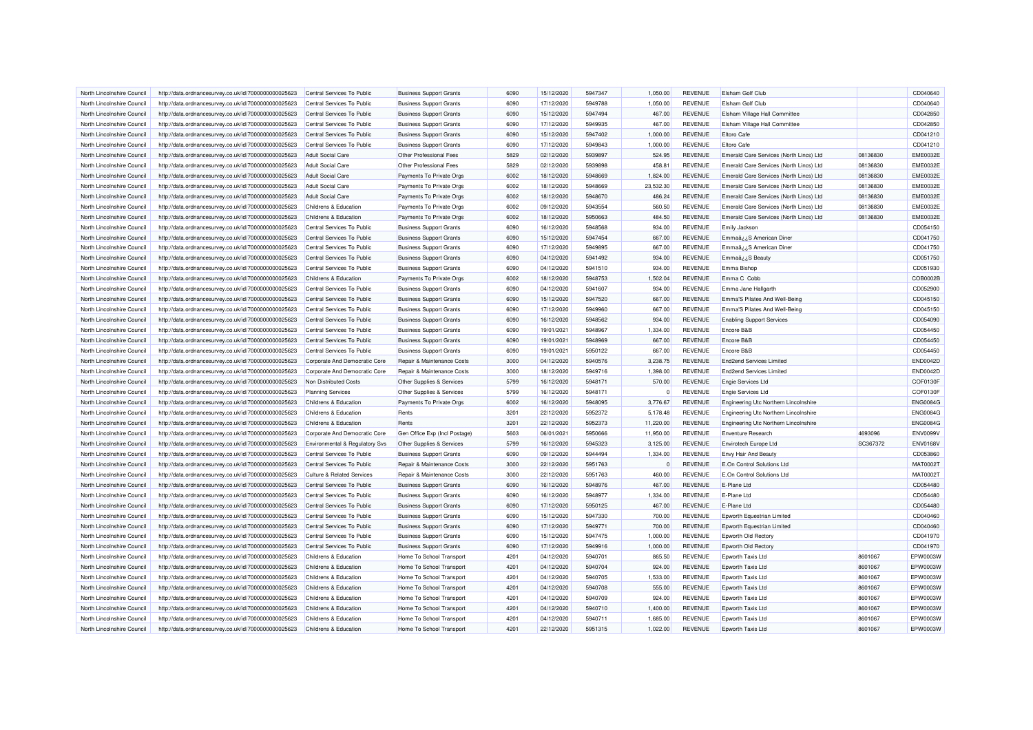| North Lincolnshire Council | http://data.ordnancesurvey.co.uk/id/7000000000025623 | Central Services To Public | Business Support Grants | 6090 | 15/12/2020 | 5947347 | 1,050.00 | REVENUE | Elsham Golf Club | | CD040640 |
|---|---|---|---|---|---|---|---|---|---|---|---|
| North Lincolnshire Council | http://data.ordnancesurvey.co.uk/id/7000000000025623 | Central Services To Public | Business Support Grants | 6090 | 17/12/2020 | 5949788 | 1,050.00 | REVENUE | Elsham Golf Club | | CD040640 |
| North Lincolnshire Council | http://data.ordnancesurvey.co.uk/id/7000000000025623 | Central Services To Public | Business Support Grants | 6090 | 15/12/2020 | 5947494 | 467.00 | REVENUE | Elsham Village Hall Committee | | CD042850 |
| North Lincolnshire Council | http://data.ordnancesurvey.co.uk/id/7000000000025623 | Central Services To Public | Business Support Grants | 6090 | 17/12/2020 | 5949935 | 467.00 | REVENUE | Elsham Village Hall Committee | | CD042850 |
| North Lincolnshire Council | http://data.ordnancesurvey.co.uk/id/7000000000025623 | Central Services To Public | Business Support Grants | 6090 | 15/12/2020 | 5947402 | 1,000.00 | REVENUE | Eltoro Cafe | | CD041210 |
| North Lincolnshire Council | http://data.ordnancesurvey.co.uk/id/7000000000025623 | Central Services To Public | Business Support Grants | 6090 | 17/12/2020 | 5949843 | 1,000.00 | REVENUE | Eltoro Cafe | | CD041210 |
| North Lincolnshire Council | http://data.ordnancesurvey.co.uk/id/7000000000025623 | Adult Social Care | Other Professional Fees | 5829 | 02/12/2020 | 5939897 | 524.95 | REVENUE | Emerald Care Services (North Lincs) Ltd | 08136830 | EME0032E |
| North Lincolnshire Council | http://data.ordnancesurvey.co.uk/id/7000000000025623 | Adult Social Care | Other Professional Fees | 5829 | 02/12/2020 | 5939898 | 458.81 | REVENUE | Emerald Care Services (North Lincs) Ltd | 08136830 | EME0032E |
| North Lincolnshire Council | http://data.ordnancesurvey.co.uk/id/7000000000025623 | Adult Social Care | Payments To Private Orgs | 6002 | 18/12/2020 | 5948669 | 1,824.00 | REVENUE | Emerald Care Services (North Lincs) Ltd | 08136830 | EME0032E |
| North Lincolnshire Council | http://data.ordnancesurvey.co.uk/id/7000000000025623 | Adult Social Care | Payments To Private Orgs | 6002 | 18/12/2020 | 5948669 | 23,532.30 | REVENUE | Emerald Care Services (North Lincs) Ltd | 08136830 | EME0032E |
| North Lincolnshire Council | http://data.ordnancesurvey.co.uk/id/7000000000025623 | Adult Social Care | Payments To Private Orgs | 6002 | 18/12/2020 | 5948670 | 486.24 | REVENUE | Emerald Care Services (North Lincs) Ltd | 08136830 | EME0032E |
| North Lincolnshire Council | http://data.ordnancesurvey.co.uk/id/7000000000025623 | Childrens & Education | Payments To Private Orgs | 6002 | 09/12/2020 | 5943554 | 560.50 | REVENUE | Emerald Care Services (North Lincs) Ltd | 08136830 | EME0032E |
| North Lincolnshire Council | http://data.ordnancesurvey.co.uk/id/7000000000025623 | Childrens & Education | Payments To Private Orgs | 6002 | 18/12/2020 | 5950663 | 484.50 | REVENUE | Emerald Care Services (North Lincs) Ltd | 08136830 | EME0032E |
| North Lincolnshire Council | http://data.ordnancesurvey.co.uk/id/7000000000025623 | Central Services To Public | Business Support Grants | 6090 | 16/12/2020 | 5948568 | 934.00 | REVENUE | Emily Jackson | | CD054150 |
| North Lincolnshire Council | http://data.ordnancesurvey.co.uk/id/7000000000025623 | Central Services To Public | Business Support Grants | 6090 | 15/12/2020 | 5947454 | 667.00 | REVENUE | Emmaâ¿¿S American Diner | | CD041750 |
| North Lincolnshire Council | http://data.ordnancesurvey.co.uk/id/7000000000025623 | Central Services To Public | Business Support Grants | 6090 | 17/12/2020 | 5949895 | 667.00 | REVENUE | Emmaâ¿¿S American Diner | | CD041750 |
| North Lincolnshire Council | http://data.ordnancesurvey.co.uk/id/7000000000025623 | Central Services To Public | Business Support Grants | 6090 | 04/12/2020 | 5941492 | 934.00 | REVENUE | Emmaâ¿¿S Beauty | | CD051750 |
| North Lincolnshire Council | http://data.ordnancesurvey.co.uk/id/7000000000025623 | Central Services To Public | Business Support Grants | 6090 | 04/12/2020 | 5941510 | 934.00 | REVENUE | Emma Bishop | | CD051930 |
| North Lincolnshire Council | http://data.ordnancesurvey.co.uk/id/7000000000025623 | Childrens & Education | Payments To Private Orgs | 6002 | 18/12/2020 | 5948753 | 1,502.04 | REVENUE | Emma C Cobb | | COB0002B |
| North Lincolnshire Council | http://data.ordnancesurvey.co.uk/id/7000000000025623 | Central Services To Public | Business Support Grants | 6090 | 04/12/2020 | 5941607 | 934.00 | REVENUE | Emma Jane Hallgarth | | CD052900 |
| North Lincolnshire Council | http://data.ordnancesurvey.co.uk/id/7000000000025623 | Central Services To Public | Business Support Grants | 6090 | 15/12/2020 | 5947520 | 667.00 | REVENUE | Emma'S Pilates And Well-Being | | CD045150 |
| North Lincolnshire Council | http://data.ordnancesurvey.co.uk/id/7000000000025623 | Central Services To Public | Business Support Grants | 6090 | 17/12/2020 | 5949960 | 667.00 | REVENUE | Emma'S Pilates And Well-Being | | CD045150 |
| North Lincolnshire Council | http://data.ordnancesurvey.co.uk/id/7000000000025623 | Central Services To Public | Business Support Grants | 6090 | 16/12/2020 | 5948562 | 934.00 | REVENUE | Enabling Support Services | | CD054090 |
| North Lincolnshire Council | http://data.ordnancesurvey.co.uk/id/7000000000025623 | Central Services To Public | Business Support Grants | 6090 | 19/01/2021 | 5948967 | 1,334.00 | REVENUE | Encore B&B | | CD054450 |
| North Lincolnshire Council | http://data.ordnancesurvey.co.uk/id/7000000000025623 | Central Services To Public | Business Support Grants | 6090 | 19/01/2021 | 5948969 | 667.00 | REVENUE | Encore B&B | | CD054450 |
| North Lincolnshire Council | http://data.ordnancesurvey.co.uk/id/7000000000025623 | Central Services To Public | Business Support Grants | 6090 | 19/01/2021 | 5950122 | 667.00 | REVENUE | Encore B&B | | CD054450 |
| North Lincolnshire Council | http://data.ordnancesurvey.co.uk/id/7000000000025623 | Corporate And Democratic Core | Repair & Maintenance Costs | 3000 | 04/12/2020 | 5940576 | 3,238.75 | REVENUE | End2end Services Limited | | END0042D |
| North Lincolnshire Council | http://data.ordnancesurvey.co.uk/id/7000000000025623 | Corporate And Democratic Core | Repair & Maintenance Costs | 3000 | 18/12/2020 | 5949716 | 1,398.00 | REVENUE | End2end Services Limited | | END0042D |
| North Lincolnshire Council | http://data.ordnancesurvey.co.uk/id/7000000000025623 | Non Distributed Costs | Other Supplies & Services | 5799 | 16/12/2020 | 5948171 | 570.00 | REVENUE | Engie Services Ltd | | COF0130F |
| North Lincolnshire Council | http://data.ordnancesurvey.co.uk/id/7000000000025623 | Planning Services | Other Supplies & Services | 5799 | 16/12/2020 | 5948171 | 0 | REVENUE | Engie Services Ltd | | COF0130F |
| North Lincolnshire Council | http://data.ordnancesurvey.co.uk/id/7000000000025623 | Childrens & Education | Payments To Private Orgs | 6002 | 16/12/2020 | 5948095 | 3,776.67 | REVENUE | Engineering Utc Northern Lincolnshire | | ENG0084G |
| North Lincolnshire Council | http://data.ordnancesurvey.co.uk/id/7000000000025623 | Childrens & Education | Rents | 3201 | 22/12/2020 | 5952372 | 5,178.48 | REVENUE | Engineering Utc Northern Lincolnshire | | ENG0084G |
| North Lincolnshire Council | http://data.ordnancesurvey.co.uk/id/7000000000025623 | Childrens & Education | Rents | 3201 | 22/12/2020 | 5952373 | 11,220.00 | REVENUE | Engineering Utc Northern Lincolnshire | | ENG0084G |
| North Lincolnshire Council | http://data.ordnancesurvey.co.uk/id/7000000000025623 | Corporate And Democratic Core | Gen Office Exp (Incl Postage) | 5603 | 06/01/2021 | 5950666 | 11,950.00 | REVENUE | Enventure Research | 4693096 | ENV0099V |
| North Lincolnshire Council | http://data.ordnancesurvey.co.uk/id/7000000000025623 | Environmental & Regulatory Svs | Other Supplies & Services | 5799 | 16/12/2020 | 5945323 | 3,125.00 | REVENUE | Envirotech Europe Ltd | SC367372 | ENV0168V |
| North Lincolnshire Council | http://data.ordnancesurvey.co.uk/id/7000000000025623 | Central Services To Public | Business Support Grants | 6090 | 09/12/2020 | 5944494 | 1,334.00 | REVENUE | Envy Hair And Beauty | | CD053860 |
| North Lincolnshire Council | http://data.ordnancesurvey.co.uk/id/7000000000025623 | Central Services To Public | Repair & Maintenance Costs | 3000 | 22/12/2020 | 5951763 | 0 | REVENUE | E.On Control Solutions Ltd | | MAT0002T |
| North Lincolnshire Council | http://data.ordnancesurvey.co.uk/id/7000000000025623 | Culture & Related Services | Repair & Maintenance Costs | 3000 | 22/12/2020 | 5951763 | 460.00 | REVENUE | E.On Control Solutions Ltd | | MAT0002T |
| North Lincolnshire Council | http://data.ordnancesurvey.co.uk/id/7000000000025623 | Central Services To Public | Business Support Grants | 6090 | 16/12/2020 | 5948976 | 467.00 | REVENUE | E-Plane Ltd | | CD054480 |
| North Lincolnshire Council | http://data.ordnancesurvey.co.uk/id/7000000000025623 | Central Services To Public | Business Support Grants | 6090 | 16/12/2020 | 5948977 | 1,334.00 | REVENUE | E-Plane Ltd | | CD054480 |
| North Lincolnshire Council | http://data.ordnancesurvey.co.uk/id/7000000000025623 | Central Services To Public | Business Support Grants | 6090 | 17/12/2020 | 5950125 | 467.00 | REVENUE | E-Plane Ltd | | CD054480 |
| North Lincolnshire Council | http://data.ordnancesurvey.co.uk/id/7000000000025623 | Central Services To Public | Business Support Grants | 6090 | 15/12/2020 | 5947330 | 700.00 | REVENUE | Epworth Equestrian Limited | | CD040460 |
| North Lincolnshire Council | http://data.ordnancesurvey.co.uk/id/7000000000025623 | Central Services To Public | Business Support Grants | 6090 | 17/12/2020 | 5949771 | 700.00 | REVENUE | Epworth Equestrian Limited | | CD040460 |
| North Lincolnshire Council | http://data.ordnancesurvey.co.uk/id/7000000000025623 | Central Services To Public | Business Support Grants | 6090 | 15/12/2020 | 5947475 | 1,000.00 | REVENUE | Epworth Old Rectory | | CD041970 |
| North Lincolnshire Council | http://data.ordnancesurvey.co.uk/id/7000000000025623 | Central Services To Public | Business Support Grants | 6090 | 17/12/2020 | 5949916 | 1,000.00 | REVENUE | Epworth Old Rectory | | CD041970 |
| North Lincolnshire Council | http://data.ordnancesurvey.co.uk/id/7000000000025623 | Childrens & Education | Home To School Transport | 4201 | 04/12/2020 | 5940701 | 865.50 | REVENUE | Epworth Taxis Ltd | 8601067 | EPW0003W |
| North Lincolnshire Council | http://data.ordnancesurvey.co.uk/id/7000000000025623 | Childrens & Education | Home To School Transport | 4201 | 04/12/2020 | 5940704 | 924.00 | REVENUE | Epworth Taxis Ltd | 8601067 | EPW0003W |
| North Lincolnshire Council | http://data.ordnancesurvey.co.uk/id/7000000000025623 | Childrens & Education | Home To School Transport | 4201 | 04/12/2020 | 5940705 | 1,533.00 | REVENUE | Epworth Taxis Ltd | 8601067 | EPW0003W |
| North Lincolnshire Council | http://data.ordnancesurvey.co.uk/id/7000000000025623 | Childrens & Education | Home To School Transport | 4201 | 04/12/2020 | 5940708 | 555.00 | REVENUE | Epworth Taxis Ltd | 8601067 | EPW0003W |
| North Lincolnshire Council | http://data.ordnancesurvey.co.uk/id/7000000000025623 | Childrens & Education | Home To School Transport | 4201 | 04/12/2020 | 5940709 | 924.00 | REVENUE | Epworth Taxis Ltd | 8601067 | EPW0003W |
| North Lincolnshire Council | http://data.ordnancesurvey.co.uk/id/7000000000025623 | Childrens & Education | Home To School Transport | 4201 | 04/12/2020 | 5940710 | 1,400.00 | REVENUE | Epworth Taxis Ltd | 8601067 | EPW0003W |
| North Lincolnshire Council | http://data.ordnancesurvey.co.uk/id/7000000000025623 | Childrens & Education | Home To School Transport | 4201 | 04/12/2020 | 5940711 | 1,685.00 | REVENUE | Epworth Taxis Ltd | 8601067 | EPW0003W |
| North Lincolnshire Council | http://data.ordnancesurvey.co.uk/id/7000000000025623 | Childrens & Education | Home To School Transport | 4201 | 22/12/2020 | 5951315 | 1,022.00 | REVENUE | Epworth Taxis Ltd | 8601067 | EPW0003W |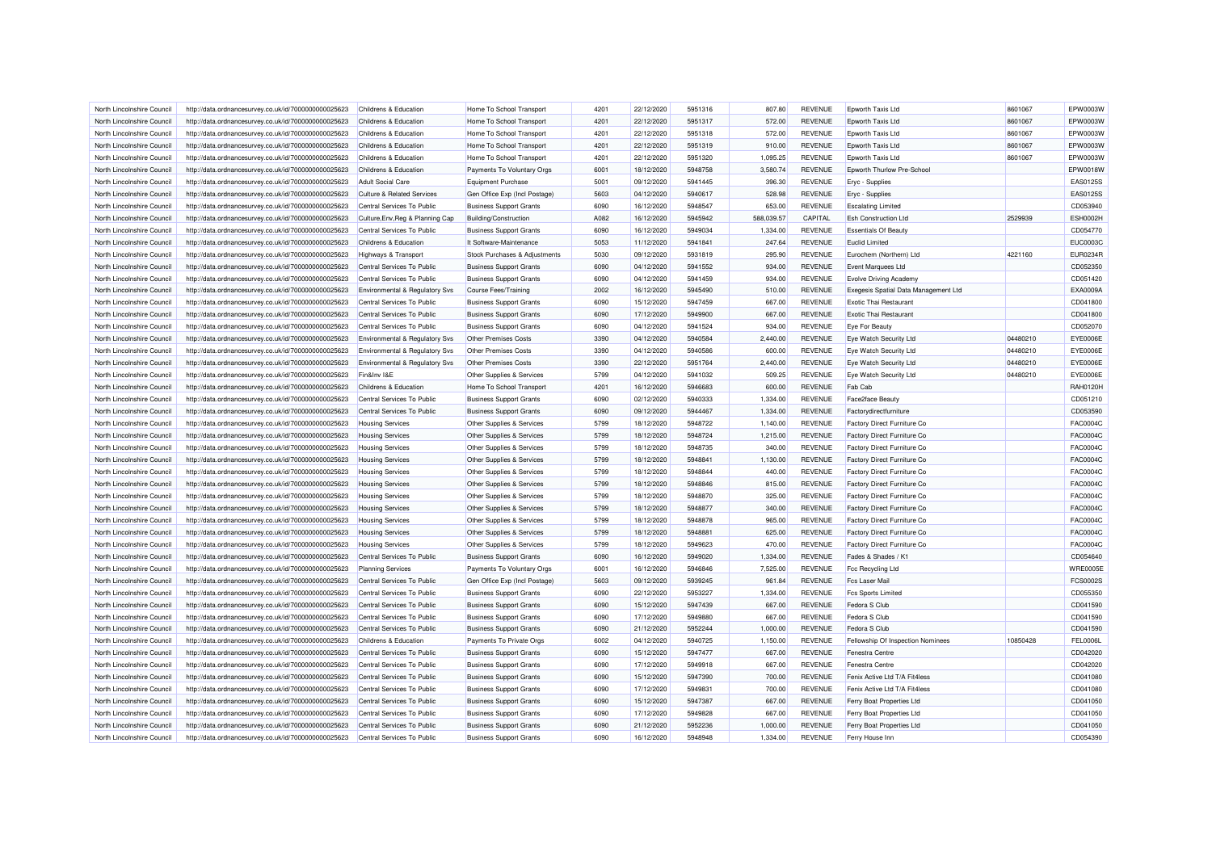| North Lincolnshire Council | http://data.ordnancesurvey.co.uk/id/7000000000025623 | Childrens & Education | Home To School Transport | 4201 | 22/12/2020 | 5951316 | 807.80 | REVENUE | Epworth Taxis Ltd | 8601067 | EPW0003W |
|---|---|---|---|---|---|---|---|---|---|---|---|
| North Lincolnshire Council | http://data.ordnancesurvey.co.uk/id/7000000000025623 | Childrens & Education | Home To School Transport | 4201 | 22/12/2020 | 5951317 | 572.00 | REVENUE | Epworth Taxis Ltd | 8601067 | EPW0003W |
| North Lincolnshire Council | http://data.ordnancesurvey.co.uk/id/7000000000025623 | Childrens & Education | Home To School Transport | 4201 | 22/12/2020 | 5951318 | 572.00 | REVENUE | Epworth Taxis Ltd | 8601067 | EPW0003W |
| North Lincolnshire Council | http://data.ordnancesurvey.co.uk/id/7000000000025623 | Childrens & Education | Home To School Transport | 4201 | 22/12/2020 | 5951319 | 910.00 | REVENUE | Epworth Taxis Ltd | 8601067 | EPW0003W |
| North Lincolnshire Council | http://data.ordnancesurvey.co.uk/id/7000000000025623 | Childrens & Education | Home To School Transport | 4201 | 22/12/2020 | 5951320 | 1,095.25 | REVENUE | Epworth Taxis Ltd | 8601067 | EPW0003W |
| North Lincolnshire Council | http://data.ordnancesurvey.co.uk/id/7000000000025623 | Childrens & Education | Payments To Voluntary Orgs | 6001 | 18/12/2020 | 5948758 | 3,580.74 | REVENUE | Epworth Thurlow Pre-School | | EPW0018W |
| North Lincolnshire Council | http://data.ordnancesurvey.co.uk/id/7000000000025623 | Adult Social Care | Equipment Purchase | 5001 | 09/12/2020 | 5941445 | 396.30 | REVENUE | Eryc - Supplies | | EAS0125S |
| North Lincolnshire Council | http://data.ordnancesurvey.co.uk/id/7000000000025623 | Culture & Related Services | Gen Office Exp (Incl Postage) | 5603 | 04/12/2020 | 5940617 | 528.98 | REVENUE | Eryc - Supplies | | EAS0125S |
| North Lincolnshire Council | http://data.ordnancesurvey.co.uk/id/7000000000025623 | Central Services To Public | Business Support Grants | 6090 | 16/12/2020 | 5948547 | 653.00 | REVENUE | Escalating Limited | | CD053940 |
| North Lincolnshire Council | http://data.ordnancesurvey.co.uk/id/7000000000025623 | Culture,Env,Reg & Planning Cap | Building/Construction | A082 | 16/12/2020 | 5945942 | 588,039.57 | CAPITAL | Esh Construction Ltd | 2529939 | ESH0002H |
| North Lincolnshire Council | http://data.ordnancesurvey.co.uk/id/7000000000025623 | Central Services To Public | Business Support Grants | 6090 | 16/12/2020 | 5949034 | 1,334.00 | REVENUE | Essentials Of Beauty | | CD054770 |
| North Lincolnshire Council | http://data.ordnancesurvey.co.uk/id/7000000000025623 | Childrens & Education | It Software-Maintenance | 5053 | 11/12/2020 | 5941841 | 247.64 | REVENUE | Euclid Limited | | EUC0003C |
| North Lincolnshire Council | http://data.ordnancesurvey.co.uk/id/7000000000025623 | Highways & Transport | Stock Purchases & Adjustments | 5030 | 09/12/2020 | 5931819 | 295.90 | REVENUE | Eurochem (Northern) Ltd | 4221160 | EUR0234R |
| North Lincolnshire Council | http://data.ordnancesurvey.co.uk/id/7000000000025623 | Central Services To Public | Business Support Grants | 6090 | 04/12/2020 | 5941552 | 934.00 | REVENUE | Event Marquees Ltd | | CD052350 |
| North Lincolnshire Council | http://data.ordnancesurvey.co.uk/id/7000000000025623 | Central Services To Public | Business Support Grants | 6090 | 04/12/2020 | 5941459 | 934.00 | REVENUE | Evolve Driving Academy | | CD051420 |
| North Lincolnshire Council | http://data.ordnancesurvey.co.uk/id/7000000000025623 | Environmental & Regulatory Svs | Course Fees/Training | 2002 | 16/12/2020 | 5945490 | 510.00 | REVENUE | Exegesis Spatial Data Management Ltd | | EXA0009A |
| North Lincolnshire Council | http://data.ordnancesurvey.co.uk/id/7000000000025623 | Central Services To Public | Business Support Grants | 6090 | 15/12/2020 | 5947459 | 667.00 | REVENUE | Exotic Thai Restaurant | | CD041800 |
| North Lincolnshire Council | http://data.ordnancesurvey.co.uk/id/7000000000025623 | Central Services To Public | Business Support Grants | 6090 | 17/12/2020 | 5949900 | 667.00 | REVENUE | Exotic Thai Restaurant | | CD041800 |
| North Lincolnshire Council | http://data.ordnancesurvey.co.uk/id/7000000000025623 | Central Services To Public | Business Support Grants | 6090 | 04/12/2020 | 5941524 | 934.00 | REVENUE | Eye For Beauty | | CD052070 |
| North Lincolnshire Council | http://data.ordnancesurvey.co.uk/id/7000000000025623 | Environmental & Regulatory Svs | Other Premises Costs | 3390 | 04/12/2020 | 5940584 | 2,440.00 | REVENUE | Eye Watch Security Ltd | 04480210 | EYE0006E |
| North Lincolnshire Council | http://data.ordnancesurvey.co.uk/id/7000000000025623 | Environmental & Regulatory Svs | Other Premises Costs | 3390 | 04/12/2020 | 5940586 | 600.00 | REVENUE | Eye Watch Security Ltd | 04480210 | EYE0006E |
| North Lincolnshire Council | http://data.ordnancesurvey.co.uk/id/7000000000025623 | Environmental & Regulatory Svs | Other Premises Costs | 3390 | 22/12/2020 | 5951764 | 2,440.00 | REVENUE | Eye Watch Security Ltd | 04480210 | EYE0006E |
| North Lincolnshire Council | http://data.ordnancesurvey.co.uk/id/7000000000025623 | Fin&Inv I&E | Other Supplies & Services | 5799 | 04/12/2020 | 5941032 | 509.25 | REVENUE | Eye Watch Security Ltd | 04480210 | EYE0006E |
| North Lincolnshire Council | http://data.ordnancesurvey.co.uk/id/7000000000025623 | Childrens & Education | Home To School Transport | 4201 | 16/12/2020 | 5946683 | 600.00 | REVENUE | Fab Cab | | RAH0120H |
| North Lincolnshire Council | http://data.ordnancesurvey.co.uk/id/7000000000025623 | Central Services To Public | Business Support Grants | 6090 | 02/12/2020 | 5940333 | 1,334.00 | REVENUE | Face2face Beauty | | CD051210 |
| North Lincolnshire Council | http://data.ordnancesurvey.co.uk/id/7000000000025623 | Central Services To Public | Business Support Grants | 6090 | 09/12/2020 | 5944467 | 1,334.00 | REVENUE | Factorydirectfurniture | | CD053590 |
| North Lincolnshire Council | http://data.ordnancesurvey.co.uk/id/7000000000025623 | Housing Services | Other Supplies & Services | 5799 | 18/12/2020 | 5948722 | 1,140.00 | REVENUE | Factory Direct Furniture Co | | FAC0004C |
| North Lincolnshire Council | http://data.ordnancesurvey.co.uk/id/7000000000025623 | Housing Services | Other Supplies & Services | 5799 | 18/12/2020 | 5948724 | 1,215.00 | REVENUE | Factory Direct Furniture Co | | FAC0004C |
| North Lincolnshire Council | http://data.ordnancesurvey.co.uk/id/7000000000025623 | Housing Services | Other Supplies & Services | 5799 | 18/12/2020 | 5948735 | 340.00 | REVENUE | Factory Direct Furniture Co | | FAC0004C |
| North Lincolnshire Council | http://data.ordnancesurvey.co.uk/id/7000000000025623 | Housing Services | Other Supplies & Services | 5799 | 18/12/2020 | 5948841 | 1,130.00 | REVENUE | Factory Direct Furniture Co | | FAC0004C |
| North Lincolnshire Council | http://data.ordnancesurvey.co.uk/id/7000000000025623 | Housing Services | Other Supplies & Services | 5799 | 18/12/2020 | 5948844 | 440.00 | REVENUE | Factory Direct Furniture Co | | FAC0004C |
| North Lincolnshire Council | http://data.ordnancesurvey.co.uk/id/7000000000025623 | Housing Services | Other Supplies & Services | 5799 | 18/12/2020 | 5948846 | 815.00 | REVENUE | Factory Direct Furniture Co | | FAC0004C |
| North Lincolnshire Council | http://data.ordnancesurvey.co.uk/id/7000000000025623 | Housing Services | Other Supplies & Services | 5799 | 18/12/2020 | 5948870 | 325.00 | REVENUE | Factory Direct Furniture Co | | FAC0004C |
| North Lincolnshire Council | http://data.ordnancesurvey.co.uk/id/7000000000025623 | Housing Services | Other Supplies & Services | 5799 | 18/12/2020 | 5948877 | 340.00 | REVENUE | Factory Direct Furniture Co | | FAC0004C |
| North Lincolnshire Council | http://data.ordnancesurvey.co.uk/id/7000000000025623 | Housing Services | Other Supplies & Services | 5799 | 18/12/2020 | 5948878 | 965.00 | REVENUE | Factory Direct Furniture Co | | FAC0004C |
| North Lincolnshire Council | http://data.ordnancesurvey.co.uk/id/7000000000025623 | Housing Services | Other Supplies & Services | 5799 | 18/12/2020 | 5948881 | 625.00 | REVENUE | Factory Direct Furniture Co | | FAC0004C |
| North Lincolnshire Council | http://data.ordnancesurvey.co.uk/id/7000000000025623 | Housing Services | Other Supplies & Services | 5799 | 18/12/2020 | 5949623 | 470.00 | REVENUE | Factory Direct Furniture Co | | FAC0004C |
| North Lincolnshire Council | http://data.ordnancesurvey.co.uk/id/7000000000025623 | Central Services To Public | Business Support Grants | 6090 | 16/12/2020 | 5949020 | 1,334.00 | REVENUE | Fades & Shades / K1 | | CD054640 |
| North Lincolnshire Council | http://data.ordnancesurvey.co.uk/id/7000000000025623 | Planning Services | Payments To Voluntary Orgs | 6001 | 16/12/2020 | 5946846 | 7,525.00 | REVENUE | Fcc Recycling Ltd | | WRE0005E |
| North Lincolnshire Council | http://data.ordnancesurvey.co.uk/id/7000000000025623 | Central Services To Public | Gen Office Exp (Incl Postage) | 5603 | 09/12/2020 | 5939245 | 961.84 | REVENUE | Fcs Laser Mail | | FCS0002S |
| North Lincolnshire Council | http://data.ordnancesurvey.co.uk/id/7000000000025623 | Central Services To Public | Business Support Grants | 6090 | 22/12/2020 | 5953227 | 1,334.00 | REVENUE | Fcs Sports Limited | | CD055350 |
| North Lincolnshire Council | http://data.ordnancesurvey.co.uk/id/7000000000025623 | Central Services To Public | Business Support Grants | 6090 | 15/12/2020 | 5947439 | 667.00 | REVENUE | Fedora S Club | | CD041590 |
| North Lincolnshire Council | http://data.ordnancesurvey.co.uk/id/7000000000025623 | Central Services To Public | Business Support Grants | 6090 | 17/12/2020 | 5949880 | 667.00 | REVENUE | Fedora S Club | | CD041590 |
| North Lincolnshire Council | http://data.ordnancesurvey.co.uk/id/7000000000025623 | Central Services To Public | Business Support Grants | 6090 | 21/12/2020 | 5952244 | 1,000.00 | REVENUE | Fedora S Club | | CD041590 |
| North Lincolnshire Council | http://data.ordnancesurvey.co.uk/id/7000000000025623 | Childrens & Education | Payments To Private Orgs | 6002 | 04/12/2020 | 5940725 | 1,150.00 | REVENUE | Fellowship Of Inspection Nominees | 10850428 | FEL0006L |
| North Lincolnshire Council | http://data.ordnancesurvey.co.uk/id/7000000000025623 | Central Services To Public | Business Support Grants | 6090 | 15/12/2020 | 5947477 | 667.00 | REVENUE | Fenestra Centre | | CD042020 |
| North Lincolnshire Council | http://data.ordnancesurvey.co.uk/id/7000000000025623 | Central Services To Public | Business Support Grants | 6090 | 17/12/2020 | 5949918 | 667.00 | REVENUE | Fenestra Centre | | CD042020 |
| North Lincolnshire Council | http://data.ordnancesurvey.co.uk/id/7000000000025623 | Central Services To Public | Business Support Grants | 6090 | 15/12/2020 | 5947390 | 700.00 | REVENUE | Fenix Active Ltd T/A Fit4less | | CD041080 |
| North Lincolnshire Council | http://data.ordnancesurvey.co.uk/id/7000000000025623 | Central Services To Public | Business Support Grants | 6090 | 17/12/2020 | 5949831 | 700.00 | REVENUE | Fenix Active Ltd T/A Fit4less | | CD041080 |
| North Lincolnshire Council | http://data.ordnancesurvey.co.uk/id/7000000000025623 | Central Services To Public | Business Support Grants | 6090 | 15/12/2020 | 5947387 | 667.00 | REVENUE | Ferry Boat Properties Ltd | | CD041050 |
| North Lincolnshire Council | http://data.ordnancesurvey.co.uk/id/7000000000025623 | Central Services To Public | Business Support Grants | 6090 | 17/12/2020 | 5949828 | 667.00 | REVENUE | Ferry Boat Properties Ltd | | CD041050 |
| North Lincolnshire Council | http://data.ordnancesurvey.co.uk/id/7000000000025623 | Central Services To Public | Business Support Grants | 6090 | 21/12/2020 | 5952236 | 1,000.00 | REVENUE | Ferry Boat Properties Ltd | | CD041050 |
| North Lincolnshire Council | http://data.ordnancesurvey.co.uk/id/7000000000025623 | Central Services To Public | Business Support Grants | 6090 | 16/12/2020 | 5948948 | 1,334.00 | REVENUE | Ferry House Inn | | CD054390 |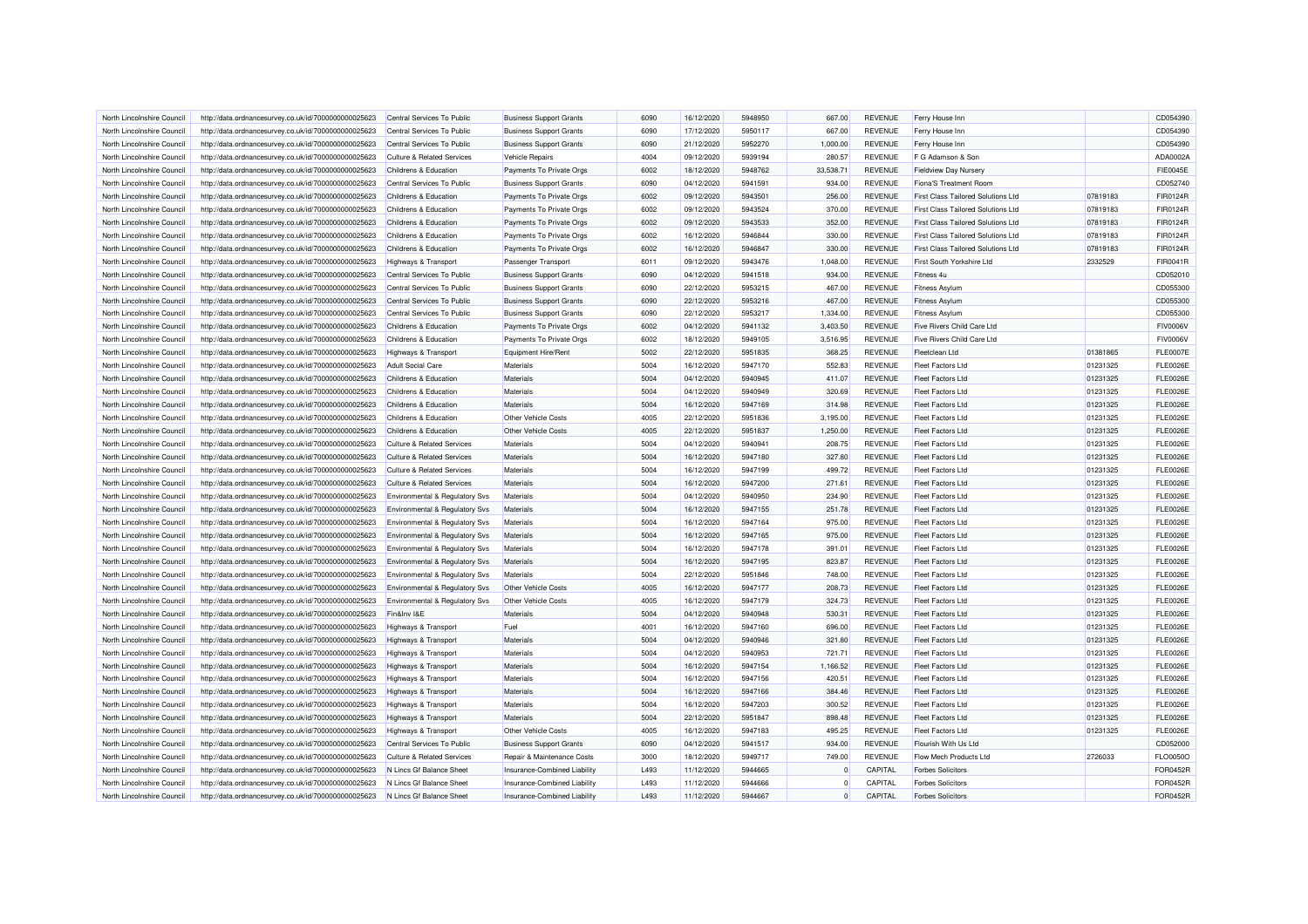| North Lincolnshire Council | http://data.ordnancesurvey.co.uk/id/7000000000025623 | Central Services To Public | Business Support Grants | 6090 | 16/12/2020 | 5948950 | 667.00 | REVENUE | Ferry House Inn | | CD054390 |
|---|---|---|---|---|---|---|---|---|---|---|---|
| North Lincolnshire Council | http://data.ordnancesurvey.co.uk/id/7000000000025623 | Central Services To Public | Business Support Grants | 6090 | 17/12/2020 | 5950117 | 667.00 | REVENUE | Ferry House Inn | | CD054390 |
| North Lincolnshire Council | http://data.ordnancesurvey.co.uk/id/7000000000025623 | Central Services To Public | Business Support Grants | 6090 | 21/12/2020 | 5952270 | 1,000.00 | REVENUE | Ferry House Inn | | CD054390 |
| North Lincolnshire Council | http://data.ordnancesurvey.co.uk/id/7000000000025623 | Culture & Related Services | Vehicle Repairs | 4004 | 09/12/2020 | 5939194 | 280.57 | REVENUE | F G Adamson & Son | | ADA0002A |
| North Lincolnshire Council | http://data.ordnancesurvey.co.uk/id/7000000000025623 | Childrens & Education | Payments To Private Orgs | 6002 | 18/12/2020 | 5948762 | 33,538.71 | REVENUE | Fieldview Day Nursery | | FIE0045E |
| North Lincolnshire Council | http://data.ordnancesurvey.co.uk/id/7000000000025623 | Central Services To Public | Business Support Grants | 6090 | 04/12/2020 | 5941591 | 934.00 | REVENUE | Fiona'S Treatment Room | | CD052740 |
| North Lincolnshire Council | http://data.ordnancesurvey.co.uk/id/7000000000025623 | Childrens & Education | Payments To Private Orgs | 6002 | 09/12/2020 | 5943501 | 256.00 | REVENUE | First Class Tailored Solutions Ltd | 07819183 | FIR0124R |
| North Lincolnshire Council | http://data.ordnancesurvey.co.uk/id/7000000000025623 | Childrens & Education | Payments To Private Orgs | 6002 | 09/12/2020 | 5943524 | 370.00 | REVENUE | First Class Tailored Solutions Ltd | 07819183 | FIR0124R |
| North Lincolnshire Council | http://data.ordnancesurvey.co.uk/id/7000000000025623 | Childrens & Education | Payments To Private Orgs | 6002 | 09/12/2020 | 5943533 | 352.00 | REVENUE | First Class Tailored Solutions Ltd | 07819183 | FIR0124R |
| North Lincolnshire Council | http://data.ordnancesurvey.co.uk/id/7000000000025623 | Childrens & Education | Payments To Private Orgs | 6002 | 16/12/2020 | 5946844 | 330.00 | REVENUE | First Class Tailored Solutions Ltd | 07819183 | FIR0124R |
| North Lincolnshire Council | http://data.ordnancesurvey.co.uk/id/7000000000025623 | Childrens & Education | Payments To Private Orgs | 6002 | 16/12/2020 | 5946847 | 330.00 | REVENUE | First Class Tailored Solutions Ltd | 07819183 | FIR0124R |
| North Lincolnshire Council | http://data.ordnancesurvey.co.uk/id/7000000000025623 | Highways & Transport | Passenger Transport | 6011 | 09/12/2020 | 5943476 | 1,048.00 | REVENUE | First South Yorkshire Ltd | 2332529 | FIR0041R |
| North Lincolnshire Council | http://data.ordnancesurvey.co.uk/id/7000000000025623 | Central Services To Public | Business Support Grants | 6090 | 04/12/2020 | 5941518 | 934.00 | REVENUE | Fitness 4u | | CD052010 |
| North Lincolnshire Council | http://data.ordnancesurvey.co.uk/id/7000000000025623 | Central Services To Public | Business Support Grants | 6090 | 22/12/2020 | 5953215 | 467.00 | REVENUE | Fitness Asylum | | CD055300 |
| North Lincolnshire Council | http://data.ordnancesurvey.co.uk/id/7000000000025623 | Central Services To Public | Business Support Grants | 6090 | 22/12/2020 | 5953216 | 467.00 | REVENUE | Fitness Asylum | | CD055300 |
| North Lincolnshire Council | http://data.ordnancesurvey.co.uk/id/7000000000025623 | Central Services To Public | Business Support Grants | 6090 | 22/12/2020 | 5953217 | 1,334.00 | REVENUE | Fitness Asylum | | CD055300 |
| North Lincolnshire Council | http://data.ordnancesurvey.co.uk/id/7000000000025623 | Childrens & Education | Payments To Private Orgs | 6002 | 04/12/2020 | 5941132 | 3,403.50 | REVENUE | Five Rivers Child Care Ltd | | FIV0006V |
| North Lincolnshire Council | http://data.ordnancesurvey.co.uk/id/7000000000025623 | Childrens & Education | Payments To Private Orgs | 6002 | 18/12/2020 | 5949105 | 3,516.95 | REVENUE | Five Rivers Child Care Ltd | | FIV0006V |
| North Lincolnshire Council | http://data.ordnancesurvey.co.uk/id/7000000000025623 | Highways & Transport | Equipment Hire/Rent | 5002 | 22/12/2020 | 5951835 | 368.25 | REVENUE | Fleetclean Ltd | 01381865 | FLE0007E |
| North Lincolnshire Council | http://data.ordnancesurvey.co.uk/id/7000000000025623 | Adult Social Care | Materials | 5004 | 16/12/2020 | 5947170 | 552.83 | REVENUE | Fleet Factors Ltd | 01231325 | FLE0026E |
| North Lincolnshire Council | http://data.ordnancesurvey.co.uk/id/7000000000025623 | Childrens & Education | Materials | 5004 | 04/12/2020 | 5940945 | 411.07 | REVENUE | Fleet Factors Ltd | 01231325 | FLE0026E |
| North Lincolnshire Council | http://data.ordnancesurvey.co.uk/id/7000000000025623 | Childrens & Education | Materials | 5004 | 04/12/2020 | 5940949 | 320.69 | REVENUE | Fleet Factors Ltd | 01231325 | FLE0026E |
| North Lincolnshire Council | http://data.ordnancesurvey.co.uk/id/7000000000025623 | Childrens & Education | Materials | 5004 | 16/12/2020 | 5947169 | 314.98 | REVENUE | Fleet Factors Ltd | 01231325 | FLE0026E |
| North Lincolnshire Council | http://data.ordnancesurvey.co.uk/id/7000000000025623 | Childrens & Education | Other Vehicle Costs | 4005 | 22/12/2020 | 5951836 | 3,195.00 | REVENUE | Fleet Factors Ltd | 01231325 | FLE0026E |
| North Lincolnshire Council | http://data.ordnancesurvey.co.uk/id/7000000000025623 | Childrens & Education | Other Vehicle Costs | 4005 | 22/12/2020 | 5951837 | 1,250.00 | REVENUE | Fleet Factors Ltd | 01231325 | FLE0026E |
| North Lincolnshire Council | http://data.ordnancesurvey.co.uk/id/7000000000025623 | Culture & Related Services | Materials | 5004 | 04/12/2020 | 5940941 | 208.75 | REVENUE | Fleet Factors Ltd | 01231325 | FLE0026E |
| North Lincolnshire Council | http://data.ordnancesurvey.co.uk/id/7000000000025623 | Culture & Related Services | Materials | 5004 | 16/12/2020 | 5947180 | 327.80 | REVENUE | Fleet Factors Ltd | 01231325 | FLE0026E |
| North Lincolnshire Council | http://data.ordnancesurvey.co.uk/id/7000000000025623 | Culture & Related Services | Materials | 5004 | 16/12/2020 | 5947199 | 499.72 | REVENUE | Fleet Factors Ltd | 01231325 | FLE0026E |
| North Lincolnshire Council | http://data.ordnancesurvey.co.uk/id/7000000000025623 | Culture & Related Services | Materials | 5004 | 16/12/2020 | 5947200 | 271.61 | REVENUE | Fleet Factors Ltd | 01231325 | FLE0026E |
| North Lincolnshire Council | http://data.ordnancesurvey.co.uk/id/7000000000025623 | Environmental & Regulatory Svs | Materials | 5004 | 04/12/2020 | 5940950 | 234.90 | REVENUE | Fleet Factors Ltd | 01231325 | FLE0026E |
| North Lincolnshire Council | http://data.ordnancesurvey.co.uk/id/7000000000025623 | Environmental & Regulatory Svs | Materials | 5004 | 16/12/2020 | 5947155 | 251.78 | REVENUE | Fleet Factors Ltd | 01231325 | FLE0026E |
| North Lincolnshire Council | http://data.ordnancesurvey.co.uk/id/7000000000025623 | Environmental & Regulatory Svs | Materials | 5004 | 16/12/2020 | 5947164 | 975.00 | REVENUE | Fleet Factors Ltd | 01231325 | FLE0026E |
| North Lincolnshire Council | http://data.ordnancesurvey.co.uk/id/7000000000025623 | Environmental & Regulatory Svs | Materials | 5004 | 16/12/2020 | 5947165 | 975.00 | REVENUE | Fleet Factors Ltd | 01231325 | FLE0026E |
| North Lincolnshire Council | http://data.ordnancesurvey.co.uk/id/7000000000025623 | Environmental & Regulatory Svs | Materials | 5004 | 16/12/2020 | 5947178 | 391.01 | REVENUE | Fleet Factors Ltd | 01231325 | FLE0026E |
| North Lincolnshire Council | http://data.ordnancesurvey.co.uk/id/7000000000025623 | Environmental & Regulatory Svs | Materials | 5004 | 16/12/2020 | 5947195 | 823.87 | REVENUE | Fleet Factors Ltd | 01231325 | FLE0026E |
| North Lincolnshire Council | http://data.ordnancesurvey.co.uk/id/7000000000025623 | Environmental & Regulatory Svs | Materials | 5004 | 22/12/2020 | 5951846 | 748.00 | REVENUE | Fleet Factors Ltd | 01231325 | FLE0026E |
| North Lincolnshire Council | http://data.ordnancesurvey.co.uk/id/7000000000025623 | Environmental & Regulatory Svs | Other Vehicle Costs | 4005 | 16/12/2020 | 5947177 | 208.73 | REVENUE | Fleet Factors Ltd | 01231325 | FLE0026E |
| North Lincolnshire Council | http://data.ordnancesurvey.co.uk/id/7000000000025623 | Environmental & Regulatory Svs | Other Vehicle Costs | 4005 | 16/12/2020 | 5947179 | 324.73 | REVENUE | Fleet Factors Ltd | 01231325 | FLE0026E |
| North Lincolnshire Council | http://data.ordnancesurvey.co.uk/id/7000000000025623 | Fin&Inv I&E | Materials | 5004 | 04/12/2020 | 5940948 | 530.31 | REVENUE | Fleet Factors Ltd | 01231325 | FLE0026E |
| North Lincolnshire Council | http://data.ordnancesurvey.co.uk/id/7000000000025623 | Highways & Transport | Fuel | 4001 | 16/12/2020 | 5947160 | 696.00 | REVENUE | Fleet Factors Ltd | 01231325 | FLE0026E |
| North Lincolnshire Council | http://data.ordnancesurvey.co.uk/id/7000000000025623 | Highways & Transport | Materials | 5004 | 04/12/2020 | 5940946 | 321.80 | REVENUE | Fleet Factors Ltd | 01231325 | FLE0026E |
| North Lincolnshire Council | http://data.ordnancesurvey.co.uk/id/7000000000025623 | Highways & Transport | Materials | 5004 | 04/12/2020 | 5940953 | 721.71 | REVENUE | Fleet Factors Ltd | 01231325 | FLE0026E |
| North Lincolnshire Council | http://data.ordnancesurvey.co.uk/id/7000000000025623 | Highways & Transport | Materials | 5004 | 16/12/2020 | 5947154 | 1,166.52 | REVENUE | Fleet Factors Ltd | 01231325 | FLE0026E |
| North Lincolnshire Council | http://data.ordnancesurvey.co.uk/id/7000000000025623 | Highways & Transport | Materials | 5004 | 16/12/2020 | 5947156 | 420.51 | REVENUE | Fleet Factors Ltd | 01231325 | FLE0026E |
| North Lincolnshire Council | http://data.ordnancesurvey.co.uk/id/7000000000025623 | Highways & Transport | Materials | 5004 | 16/12/2020 | 5947166 | 384.46 | REVENUE | Fleet Factors Ltd | 01231325 | FLE0026E |
| North Lincolnshire Council | http://data.ordnancesurvey.co.uk/id/7000000000025623 | Highways & Transport | Materials | 5004 | 16/12/2020 | 5947203 | 300.52 | REVENUE | Fleet Factors Ltd | 01231325 | FLE0026E |
| North Lincolnshire Council | http://data.ordnancesurvey.co.uk/id/7000000000025623 | Highways & Transport | Materials | 5004 | 22/12/2020 | 5951847 | 898.48 | REVENUE | Fleet Factors Ltd | 01231325 | FLE0026E |
| North Lincolnshire Council | http://data.ordnancesurvey.co.uk/id/7000000000025623 | Highways & Transport | Other Vehicle Costs | 4005 | 16/12/2020 | 5947183 | 495.25 | REVENUE | Fleet Factors Ltd | 01231325 | FLE0026E |
| North Lincolnshire Council | http://data.ordnancesurvey.co.uk/id/7000000000025623 | Central Services To Public | Business Support Grants | 6090 | 04/12/2020 | 5941517 | 934.00 | REVENUE | Flourish With Us Ltd | | CD052000 |
| North Lincolnshire Council | http://data.ordnancesurvey.co.uk/id/7000000000025623 | Culture & Related Services | Repair & Maintenance Costs | 3000 | 18/12/2020 | 5949717 | 749.00 | REVENUE | Flow Mech Products Ltd | 2726033 | FLO0050O |
| North Lincolnshire Council | http://data.ordnancesurvey.co.uk/id/7000000000025623 | N Lincs Gf Balance Sheet | Insurance-Combined Liability | L493 | 11/12/2020 | 5944665 | 0 | CAPITAL | Forbes Solicitors | | FOR0452R |
| North Lincolnshire Council | http://data.ordnancesurvey.co.uk/id/7000000000025623 | N Lincs Gf Balance Sheet | Insurance-Combined Liability | L493 | 11/12/2020 | 5944666 | 0 | CAPITAL | Forbes Solicitors | | FOR0452R |
| North Lincolnshire Council | http://data.ordnancesurvey.co.uk/id/7000000000025623 | N Lincs Gf Balance Sheet | Insurance-Combined Liability | L493 | 11/12/2020 | 5944667 | 0 | CAPITAL | Forbes Solicitors | | FOR0452R |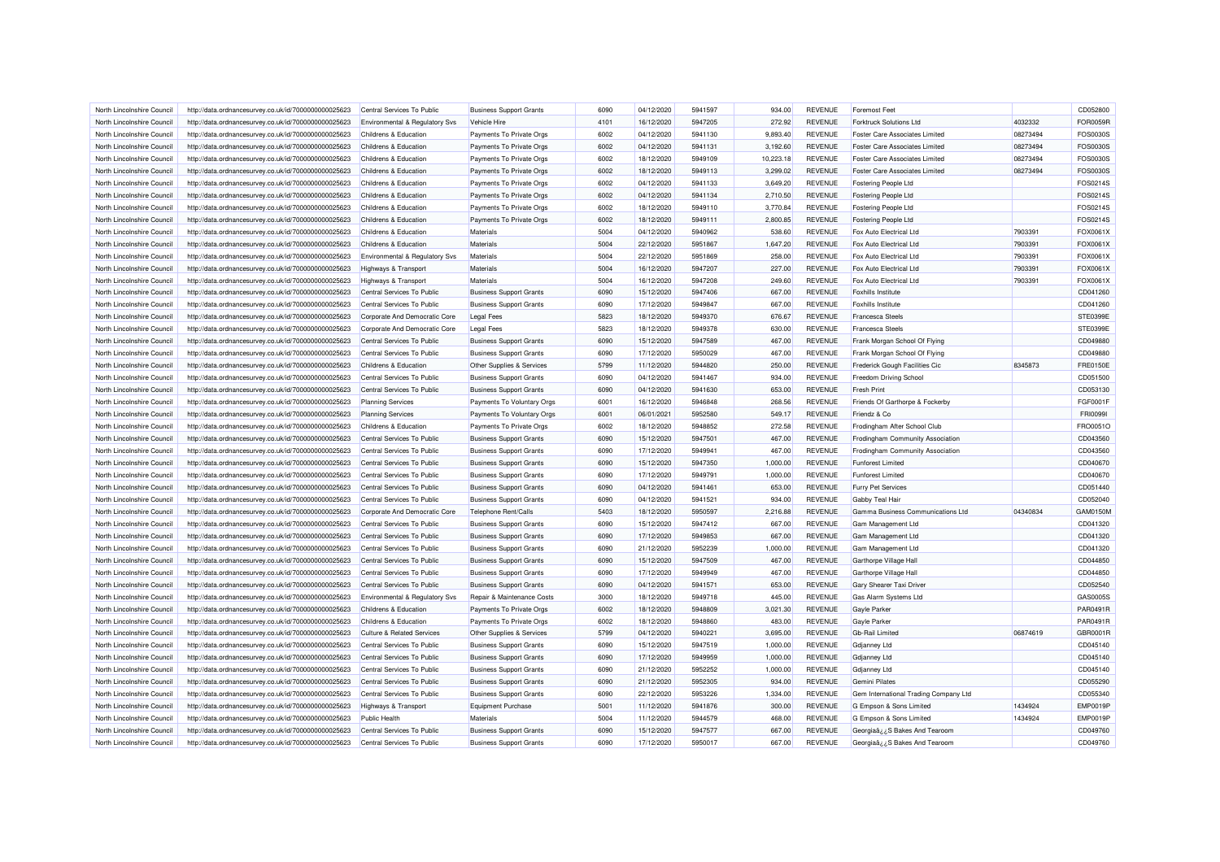| North Lincolnshire Council | http://data.ordnancesurvey.co.uk/id/7000000000025623 | Central Services To Public | Business Support Grants | 6090 | 04/12/2020 | 5941597 | 934.00 | REVENUE | Foremost Feet | | CD052800 |
|---|---|---|---|---|---|---|---|---|---|---|---|
| North Lincolnshire Council | http://data.ordnancesurvey.co.uk/id/7000000000025623 | Environmental & Regulatory Svs | Vehicle Hire | 4101 | 16/12/2020 | 5947205 | 272.92 | REVENUE | Forktruck Solutions Ltd | 4032332 | FOR0059R |
| North Lincolnshire Council | http://data.ordnancesurvey.co.uk/id/7000000000025623 | Childrens & Education | Payments To Private Orgs | 6002 | 04/12/2020 | 5941130 | 9,893.40 | REVENUE | Foster Care Associates Limited | 08273494 | FOS0030S |
| North Lincolnshire Council | http://data.ordnancesurvey.co.uk/id/7000000000025623 | Childrens & Education | Payments To Private Orgs | 6002 | 04/12/2020 | 5941131 | 3,192.60 | REVENUE | Foster Care Associates Limited | 08273494 | FOS0030S |
| North Lincolnshire Council | http://data.ordnancesurvey.co.uk/id/7000000000025623 | Childrens & Education | Payments To Private Orgs | 6002 | 18/12/2020 | 5949109 | 10,223.18 | REVENUE | Foster Care Associates Limited | 08273494 | FOS0030S |
| North Lincolnshire Council | http://data.ordnancesurvey.co.uk/id/7000000000025623 | Childrens & Education | Payments To Private Orgs | 6002 | 18/12/2020 | 5949113 | 3,299.02 | REVENUE | Foster Care Associates Limited | 08273494 | FOS0030S |
| North Lincolnshire Council | http://data.ordnancesurvey.co.uk/id/7000000000025623 | Childrens & Education | Payments To Private Orgs | 6002 | 04/12/2020 | 5941133 | 3,649.20 | REVENUE | Fostering People Ltd | | FOS0214S |
| North Lincolnshire Council | http://data.ordnancesurvey.co.uk/id/7000000000025623 | Childrens & Education | Payments To Private Orgs | 6002 | 04/12/2020 | 5941134 | 2,710.50 | REVENUE | Fostering People Ltd | | FOS0214S |
| North Lincolnshire Council | http://data.ordnancesurvey.co.uk/id/7000000000025623 | Childrens & Education | Payments To Private Orgs | 6002 | 18/12/2020 | 5949110 | 3,770.84 | REVENUE | Fostering People Ltd | | FOS0214S |
| North Lincolnshire Council | http://data.ordnancesurvey.co.uk/id/7000000000025623 | Childrens & Education | Payments To Private Orgs | 6002 | 18/12/2020 | 5949111 | 2,800.85 | REVENUE | Fostering People Ltd | | FOS0214S |
| North Lincolnshire Council | http://data.ordnancesurvey.co.uk/id/7000000000025623 | Childrens & Education | Materials | 5004 | 04/12/2020 | 5940962 | 538.60 | REVENUE | Fox Auto Electrical Ltd | 7903391 | FOX0061X |
| North Lincolnshire Council | http://data.ordnancesurvey.co.uk/id/7000000000025623 | Childrens & Education | Materials | 5004 | 22/12/2020 | 5951867 | 1,647.20 | REVENUE | Fox Auto Electrical Ltd | 7903391 | FOX0061X |
| North Lincolnshire Council | http://data.ordnancesurvey.co.uk/id/7000000000025623 | Environmental & Regulatory Svs | Materials | 5004 | 22/12/2020 | 5951869 | 258.00 | REVENUE | Fox Auto Electrical Ltd | 7903391 | FOX0061X |
| North Lincolnshire Council | http://data.ordnancesurvey.co.uk/id/7000000000025623 | Highways & Transport | Materials | 5004 | 16/12/2020 | 5947207 | 227.00 | REVENUE | Fox Auto Electrical Ltd | 7903391 | FOX0061X |
| North Lincolnshire Council | http://data.ordnancesurvey.co.uk/id/7000000000025623 | Highways & Transport | Materials | 5004 | 16/12/2020 | 5947208 | 249.60 | REVENUE | Fox Auto Electrical Ltd | 7903391 | FOX0061X |
| North Lincolnshire Council | http://data.ordnancesurvey.co.uk/id/7000000000025623 | Central Services To Public | Business Support Grants | 6090 | 15/12/2020 | 5947406 | 667.00 | REVENUE | Foxhills Institute | | CD041260 |
| North Lincolnshire Council | http://data.ordnancesurvey.co.uk/id/7000000000025623 | Central Services To Public | Business Support Grants | 6090 | 17/12/2020 | 5949847 | 667.00 | REVENUE | Foxhills Institute | | CD041260 |
| North Lincolnshire Council | http://data.ordnancesurvey.co.uk/id/7000000000025623 | Corporate And Democratic Core | Legal Fees | 5823 | 18/12/2020 | 5949370 | 676.67 | REVENUE | Francesca Steels | | STE0399E |
| North Lincolnshire Council | http://data.ordnancesurvey.co.uk/id/7000000000025623 | Corporate And Democratic Core | Legal Fees | 5823 | 18/12/2020 | 5949378 | 630.00 | REVENUE | Francesca Steels | | STE0399E |
| North Lincolnshire Council | http://data.ordnancesurvey.co.uk/id/7000000000025623 | Central Services To Public | Business Support Grants | 6090 | 15/12/2020 | 5947589 | 467.00 | REVENUE | Frank Morgan School Of Flying | | CD049880 |
| North Lincolnshire Council | http://data.ordnancesurvey.co.uk/id/7000000000025623 | Central Services To Public | Business Support Grants | 6090 | 17/12/2020 | 5950029 | 467.00 | REVENUE | Frank Morgan School Of Flying | | CD049880 |
| North Lincolnshire Council | http://data.ordnancesurvey.co.uk/id/7000000000025623 | Childrens & Education | Other Supplies & Services | 5799 | 11/12/2020 | 5944820 | 250.00 | REVENUE | Frederick Gough Facilities Cic | 8345873 | FRE0150E |
| North Lincolnshire Council | http://data.ordnancesurvey.co.uk/id/7000000000025623 | Central Services To Public | Business Support Grants | 6090 | 04/12/2020 | 5941467 | 934.00 | REVENUE | Freedom Driving School | | CD051500 |
| North Lincolnshire Council | http://data.ordnancesurvey.co.uk/id/7000000000025623 | Central Services To Public | Business Support Grants | 6090 | 04/12/2020 | 5941630 | 653.00 | REVENUE | Fresh Print | | CD053130 |
| North Lincolnshire Council | http://data.ordnancesurvey.co.uk/id/7000000000025623 | Planning Services | Payments To Voluntary Orgs | 6001 | 16/12/2020 | 5946848 | 268.56 | REVENUE | Friends Of Garthorpe & Fockerby | | FGF0001F |
| North Lincolnshire Council | http://data.ordnancesurvey.co.uk/id/7000000000025623 | Planning Services | Payments To Voluntary Orgs | 6001 | 06/01/2021 | 5952580 | 549.17 | REVENUE | Friendz & Co | | FRI0099I |
| North Lincolnshire Council | http://data.ordnancesurvey.co.uk/id/7000000000025623 | Childrens & Education | Payments To Private Orgs | 6002 | 18/12/2020 | 5948852 | 272.58 | REVENUE | Frodingham After School Club | | FRO0051O |
| North Lincolnshire Council | http://data.ordnancesurvey.co.uk/id/7000000000025623 | Central Services To Public | Business Support Grants | 6090 | 15/12/2020 | 5947501 | 467.00 | REVENUE | Frodingham Community Association | | CD043560 |
| North Lincolnshire Council | http://data.ordnancesurvey.co.uk/id/7000000000025623 | Central Services To Public | Business Support Grants | 6090 | 17/12/2020 | 5949941 | 467.00 | REVENUE | Frodingham Community Association | | CD043560 |
| North Lincolnshire Council | http://data.ordnancesurvey.co.uk/id/7000000000025623 | Central Services To Public | Business Support Grants | 6090 | 15/12/2020 | 5947350 | 1,000.00 | REVENUE | Funforest Limited | | CD040670 |
| North Lincolnshire Council | http://data.ordnancesurvey.co.uk/id/7000000000025623 | Central Services To Public | Business Support Grants | 6090 | 17/12/2020 | 5949791 | 1,000.00 | REVENUE | Funforest Limited | | CD040670 |
| North Lincolnshire Council | http://data.ordnancesurvey.co.uk/id/7000000000025623 | Central Services To Public | Business Support Grants | 6090 | 04/12/2020 | 5941461 | 653.00 | REVENUE | Furry Pet Services | | CD051440 |
| North Lincolnshire Council | http://data.ordnancesurvey.co.uk/id/7000000000025623 | Central Services To Public | Business Support Grants | 6090 | 04/12/2020 | 5941521 | 934.00 | REVENUE | Gabby Teal Hair | | CD052040 |
| North Lincolnshire Council | http://data.ordnancesurvey.co.uk/id/7000000000025623 | Corporate And Democratic Core | Telephone Rent/Calls | 5403 | 18/12/2020 | 5950597 | 2,216.88 | REVENUE | Gamma Business Communications Ltd | 04340834 | GAM0150M |
| North Lincolnshire Council | http://data.ordnancesurvey.co.uk/id/7000000000025623 | Central Services To Public | Business Support Grants | 6090 | 15/12/2020 | 5947412 | 667.00 | REVENUE | Gam Management Ltd | | CD041320 |
| North Lincolnshire Council | http://data.ordnancesurvey.co.uk/id/7000000000025623 | Central Services To Public | Business Support Grants | 6090 | 17/12/2020 | 5949853 | 667.00 | REVENUE | Gam Management Ltd | | CD041320 |
| North Lincolnshire Council | http://data.ordnancesurvey.co.uk/id/7000000000025623 | Central Services To Public | Business Support Grants | 6090 | 21/12/2020 | 5952239 | 1,000.00 | REVENUE | Gam Management Ltd | | CD041320 |
| North Lincolnshire Council | http://data.ordnancesurvey.co.uk/id/7000000000025623 | Central Services To Public | Business Support Grants | 6090 | 15/12/2020 | 5947509 | 467.00 | REVENUE | Garthorpe Village Hall | | CD044850 |
| North Lincolnshire Council | http://data.ordnancesurvey.co.uk/id/7000000000025623 | Central Services To Public | Business Support Grants | 6090 | 17/12/2020 | 5949949 | 467.00 | REVENUE | Garthorpe Village Hall | | CD044850 |
| North Lincolnshire Council | http://data.ordnancesurvey.co.uk/id/7000000000025623 | Central Services To Public | Business Support Grants | 6090 | 04/12/2020 | 5941571 | 653.00 | REVENUE | Gary Shearer Taxi Driver | | CD052540 |
| North Lincolnshire Council | http://data.ordnancesurvey.co.uk/id/7000000000025623 | Environmental & Regulatory Svs | Repair & Maintenance Costs | 3000 | 18/12/2020 | 5949718 | 445.00 | REVENUE | Gas Alarm Systems Ltd | | GAS0005S |
| North Lincolnshire Council | http://data.ordnancesurvey.co.uk/id/7000000000025623 | Childrens & Education | Payments To Private Orgs | 6002 | 18/12/2020 | 5948809 | 3,021.30 | REVENUE | Gayle Parker | | PAR0491R |
| North Lincolnshire Council | http://data.ordnancesurvey.co.uk/id/7000000000025623 | Childrens & Education | Payments To Private Orgs | 6002 | 18/12/2020 | 5948860 | 483.00 | REVENUE | Gayle Parker | | PAR0491R |
| North Lincolnshire Council | http://data.ordnancesurvey.co.uk/id/7000000000025623 | Culture & Related Services | Other Supplies & Services | 5799 | 04/12/2020 | 5940221 | 3,695.00 | REVENUE | Gb-Rail Limited | 06874619 | GBR0001R |
| North Lincolnshire Council | http://data.ordnancesurvey.co.uk/id/7000000000025623 | Central Services To Public | Business Support Grants | 6090 | 15/12/2020 | 5947519 | 1,000.00 | REVENUE | Gdjanney Ltd | | CD045140 |
| North Lincolnshire Council | http://data.ordnancesurvey.co.uk/id/7000000000025623 | Central Services To Public | Business Support Grants | 6090 | 17/12/2020 | 5949959 | 1,000.00 | REVENUE | Gdjanney Ltd | | CD045140 |
| North Lincolnshire Council | http://data.ordnancesurvey.co.uk/id/7000000000025623 | Central Services To Public | Business Support Grants | 6090 | 21/12/2020 | 5952252 | 1,000.00 | REVENUE | Gdjanney Ltd | | CD045140 |
| North Lincolnshire Council | http://data.ordnancesurvey.co.uk/id/7000000000025623 | Central Services To Public | Business Support Grants | 6090 | 21/12/2020 | 5952305 | 934.00 | REVENUE | Gemini Pilates | | CD055290 |
| North Lincolnshire Council | http://data.ordnancesurvey.co.uk/id/7000000000025623 | Central Services To Public | Business Support Grants | 6090 | 22/12/2020 | 5953226 | 1,334.00 | REVENUE | Gem International Trading Company Ltd | | CD055340 |
| North Lincolnshire Council | http://data.ordnancesurvey.co.uk/id/7000000000025623 | Highways & Transport | Equipment Purchase | 5001 | 11/12/2020 | 5941876 | 300.00 | REVENUE | G Empson & Sons Limited | 1434924 | EMP0019P |
| North Lincolnshire Council | http://data.ordnancesurvey.co.uk/id/7000000000025623 | Public Health | Materials | 5004 | 11/12/2020 | 5944579 | 468.00 | REVENUE | G Empson & Sons Limited | 1434924 | EMP0019P |
| North Lincolnshire Council | http://data.ordnancesurvey.co.uk/id/7000000000025623 | Central Services To Public | Business Support Grants | 6090 | 15/12/2020 | 5947577 | 667.00 | REVENUE | Georgiaâ¿¿S Bakes And Tearoom | | CD049760 |
| North Lincolnshire Council | http://data.ordnancesurvey.co.uk/id/7000000000025623 | Central Services To Public | Business Support Grants | 6090 | 17/12/2020 | 5950017 | 667.00 | REVENUE | Georgiaâ¿¿S Bakes And Tearoom | | CD049760 |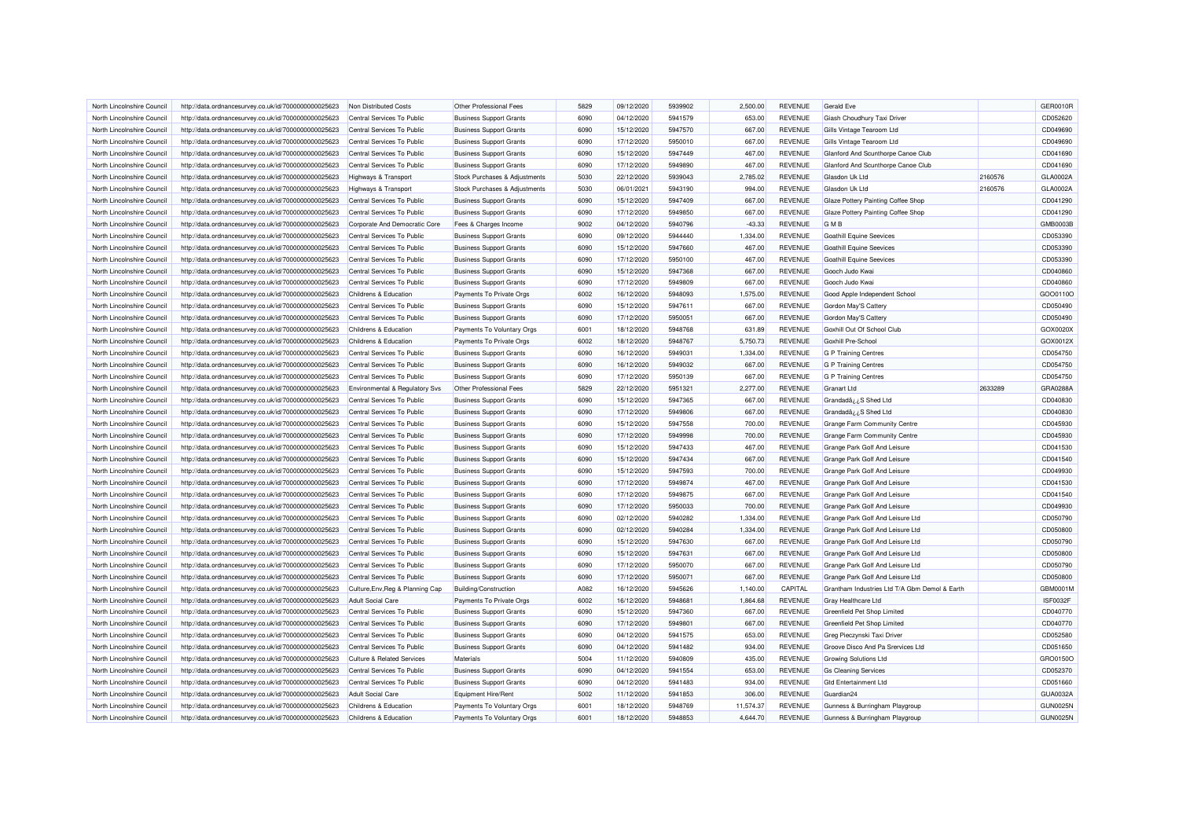| North Lincolnshire Council | http://data.ordnancesurvey.co.uk/id/7000000000025623 | Non Distributed Costs | Other Professional Fees | 5829 | 09/12/2020 | 5939902 | 2,500.00 | REVENUE | Gerald Eve | | GER0010R |
|---|---|---|---|---|---|---|---|---|---|---|---|
| North Lincolnshire Council | http://data.ordnancesurvey.co.uk/id/7000000000025623 | Central Services To Public | Business Support Grants | 6090 | 04/12/2020 | 5941579 | 653.00 | REVENUE | Giash Choudhury Taxi Driver | | CD052620 |
| North Lincolnshire Council | http://data.ordnancesurvey.co.uk/id/7000000000025623 | Central Services To Public | Business Support Grants | 6090 | 15/12/2020 | 5947570 | 667.00 | REVENUE | Gills Vintage Tearoom Ltd | | CD049690 |
| North Lincolnshire Council | http://data.ordnancesurvey.co.uk/id/7000000000025623 | Central Services To Public | Business Support Grants | 6090 | 17/12/2020 | 5950010 | 667.00 | REVENUE | Gills Vintage Tearoom Ltd | | CD049690 |
| North Lincolnshire Council | http://data.ordnancesurvey.co.uk/id/7000000000025623 | Central Services To Public | Business Support Grants | 6090 | 15/12/2020 | 5947449 | 467.00 | REVENUE | Glanford And Scunthorpe Canoe Club | | CD041690 |
| North Lincolnshire Council | http://data.ordnancesurvey.co.uk/id/7000000000025623 | Central Services To Public | Business Support Grants | 6090 | 17/12/2020 | 5949890 | 467.00 | REVENUE | Glanford And Scunthorpe Canoe Club | | CD041690 |
| North Lincolnshire Council | http://data.ordnancesurvey.co.uk/id/7000000000025623 | Highways & Transport | Stock Purchases & Adjustments | 5030 | 22/12/2020 | 5939043 | 2,785.02 | REVENUE | Glasdon Uk Ltd | 2160576 | GLA0002A |
| North Lincolnshire Council | http://data.ordnancesurvey.co.uk/id/7000000000025623 | Highways & Transport | Stock Purchases & Adjustments | 5030 | 06/01/2021 | 5943190 | 994.00 | REVENUE | Glasdon Uk Ltd | 2160576 | GLA0002A |
| North Lincolnshire Council | http://data.ordnancesurvey.co.uk/id/7000000000025623 | Central Services To Public | Business Support Grants | 6090 | 15/12/2020 | 5947409 | 667.00 | REVENUE | Glaze Pottery Painting Coffee Shop | | CD041290 |
| North Lincolnshire Council | http://data.ordnancesurvey.co.uk/id/7000000000025623 | Central Services To Public | Business Support Grants | 6090 | 17/12/2020 | 5949850 | 667.00 | REVENUE | Glaze Pottery Painting Coffee Shop | | CD041290 |
| North Lincolnshire Council | http://data.ordnancesurvey.co.uk/id/7000000000025623 | Corporate And Democratic Core | Fees & Charges Income | 9002 | 04/12/2020 | 5940796 | -43.33 | REVENUE | G M B | | GMB0003B |
| North Lincolnshire Council | http://data.ordnancesurvey.co.uk/id/7000000000025623 | Central Services To Public | Business Support Grants | 6090 | 09/12/2020 | 5944440 | 1,334.00 | REVENUE | Goathill Equine Seevices | | CD053390 |
| North Lincolnshire Council | http://data.ordnancesurvey.co.uk/id/7000000000025623 | Central Services To Public | Business Support Grants | 6090 | 15/12/2020 | 5947660 | 467.00 | REVENUE | Goathill Equine Seevices | | CD053390 |
| North Lincolnshire Council | http://data.ordnancesurvey.co.uk/id/7000000000025623 | Central Services To Public | Business Support Grants | 6090 | 17/12/2020 | 5950100 | 467.00 | REVENUE | Goathill Equine Seevices | | CD053390 |
| North Lincolnshire Council | http://data.ordnancesurvey.co.uk/id/7000000000025623 | Central Services To Public | Business Support Grants | 6090 | 15/12/2020 | 5947368 | 667.00 | REVENUE | Gooch Judo Kwai | | CD040860 |
| North Lincolnshire Council | http://data.ordnancesurvey.co.uk/id/7000000000025623 | Central Services To Public | Business Support Grants | 6090 | 17/12/2020 | 5949809 | 667.00 | REVENUE | Gooch Judo Kwai | | CD040860 |
| North Lincolnshire Council | http://data.ordnancesurvey.co.uk/id/7000000000025623 | Childrens & Education | Payments To Private Orgs | 6002 | 16/12/2020 | 5948093 | 1,575.00 | REVENUE | Good Apple Independent School | | GOO0110O |
| North Lincolnshire Council | http://data.ordnancesurvey.co.uk/id/7000000000025623 | Central Services To Public | Business Support Grants | 6090 | 15/12/2020 | 5947611 | 667.00 | REVENUE | Gordon May'S Cattery | | CD050490 |
| North Lincolnshire Council | http://data.ordnancesurvey.co.uk/id/7000000000025623 | Central Services To Public | Business Support Grants | 6090 | 17/12/2020 | 5950051 | 667.00 | REVENUE | Gordon May'S Cattery | | CD050490 |
| North Lincolnshire Council | http://data.ordnancesurvey.co.uk/id/7000000000025623 | Childrens & Education | Payments To Voluntary Orgs | 6001 | 18/12/2020 | 5948768 | 631.89 | REVENUE | Goxhill Out Of School Club | | GOX0020X |
| North Lincolnshire Council | http://data.ordnancesurvey.co.uk/id/7000000000025623 | Childrens & Education | Payments To Private Orgs | 6002 | 18/12/2020 | 5948767 | 5,750.73 | REVENUE | Goxhill Pre-School | | GOX0012X |
| North Lincolnshire Council | http://data.ordnancesurvey.co.uk/id/7000000000025623 | Central Services To Public | Business Support Grants | 6090 | 16/12/2020 | 5949031 | 1,334.00 | REVENUE | G P Training Centres | | CD054750 |
| North Lincolnshire Council | http://data.ordnancesurvey.co.uk/id/7000000000025623 | Central Services To Public | Business Support Grants | 6090 | 16/12/2020 | 5949032 | 667.00 | REVENUE | G P Training Centres | | CD054750 |
| North Lincolnshire Council | http://data.ordnancesurvey.co.uk/id/7000000000025623 | Central Services To Public | Business Support Grants | 6090 | 17/12/2020 | 5950139 | 667.00 | REVENUE | G P Training Centres | | CD054750 |
| North Lincolnshire Council | http://data.ordnancesurvey.co.uk/id/7000000000025623 | Environmental & Regulatory Svs | Other Professional Fees | 5829 | 22/12/2020 | 5951321 | 2,277.00 | REVENUE | Granart Ltd | 2633289 | GRA0288A |
| North Lincolnshire Council | http://data.ordnancesurvey.co.uk/id/7000000000025623 | Central Services To Public | Business Support Grants | 6090 | 15/12/2020 | 5947365 | 667.00 | REVENUE | Grandadâ¿¿S Shed Ltd | | CD040830 |
| North Lincolnshire Council | http://data.ordnancesurvey.co.uk/id/7000000000025623 | Central Services To Public | Business Support Grants | 6090 | 17/12/2020 | 5949806 | 667.00 | REVENUE | Grandadâ¿¿S Shed Ltd | | CD040830 |
| North Lincolnshire Council | http://data.ordnancesurvey.co.uk/id/7000000000025623 | Central Services To Public | Business Support Grants | 6090 | 15/12/2020 | 5947558 | 700.00 | REVENUE | Grange Farm Community Centre | | CD045930 |
| North Lincolnshire Council | http://data.ordnancesurvey.co.uk/id/7000000000025623 | Central Services To Public | Business Support Grants | 6090 | 17/12/2020 | 5949998 | 700.00 | REVENUE | Grange Farm Community Centre | | CD045930 |
| North Lincolnshire Council | http://data.ordnancesurvey.co.uk/id/7000000000025623 | Central Services To Public | Business Support Grants | 6090 | 15/12/2020 | 5947433 | 467.00 | REVENUE | Grange Park Golf And Leisure | | CD041530 |
| North Lincolnshire Council | http://data.ordnancesurvey.co.uk/id/7000000000025623 | Central Services To Public | Business Support Grants | 6090 | 15/12/2020 | 5947434 | 667.00 | REVENUE | Grange Park Golf And Leisure | | CD041540 |
| North Lincolnshire Council | http://data.ordnancesurvey.co.uk/id/7000000000025623 | Central Services To Public | Business Support Grants | 6090 | 15/12/2020 | 5947593 | 700.00 | REVENUE | Grange Park Golf And Leisure | | CD049930 |
| North Lincolnshire Council | http://data.ordnancesurvey.co.uk/id/7000000000025623 | Central Services To Public | Business Support Grants | 6090 | 17/12/2020 | 5949874 | 467.00 | REVENUE | Grange Park Golf And Leisure | | CD041530 |
| North Lincolnshire Council | http://data.ordnancesurvey.co.uk/id/7000000000025623 | Central Services To Public | Business Support Grants | 6090 | 17/12/2020 | 5949875 | 667.00 | REVENUE | Grange Park Golf And Leisure | | CD041540 |
| North Lincolnshire Council | http://data.ordnancesurvey.co.uk/id/7000000000025623 | Central Services To Public | Business Support Grants | 6090 | 17/12/2020 | 5950033 | 700.00 | REVENUE | Grange Park Golf And Leisure | | CD049930 |
| North Lincolnshire Council | http://data.ordnancesurvey.co.uk/id/7000000000025623 | Central Services To Public | Business Support Grants | 6090 | 02/12/2020 | 5940282 | 1,334.00 | REVENUE | Grange Park Golf And Leisure Ltd | | CD050790 |
| North Lincolnshire Council | http://data.ordnancesurvey.co.uk/id/7000000000025623 | Central Services To Public | Business Support Grants | 6090 | 02/12/2020 | 5940284 | 1,334.00 | REVENUE | Grange Park Golf And Leisure Ltd | | CD050800 |
| North Lincolnshire Council | http://data.ordnancesurvey.co.uk/id/7000000000025623 | Central Services To Public | Business Support Grants | 6090 | 15/12/2020 | 5947630 | 667.00 | REVENUE | Grange Park Golf And Leisure Ltd | | CD050790 |
| North Lincolnshire Council | http://data.ordnancesurvey.co.uk/id/7000000000025623 | Central Services To Public | Business Support Grants | 6090 | 15/12/2020 | 5947631 | 667.00 | REVENUE | Grange Park Golf And Leisure Ltd | | CD050800 |
| North Lincolnshire Council | http://data.ordnancesurvey.co.uk/id/7000000000025623 | Central Services To Public | Business Support Grants | 6090 | 17/12/2020 | 5950070 | 667.00 | REVENUE | Grange Park Golf And Leisure Ltd | | CD050790 |
| North Lincolnshire Council | http://data.ordnancesurvey.co.uk/id/7000000000025623 | Central Services To Public | Business Support Grants | 6090 | 17/12/2020 | 5950071 | 667.00 | REVENUE | Grange Park Golf And Leisure Ltd | | CD050800 |
| North Lincolnshire Council | http://data.ordnancesurvey.co.uk/id/7000000000025623 | Culture,Env,Reg & Planning Cap | Building/Construction | A082 | 16/12/2020 | 5945626 | 1,140.00 | CAPITAL | Grantham Industries Ltd T/A Gbm Demol & Earth | | GBM0001M |
| North Lincolnshire Council | http://data.ordnancesurvey.co.uk/id/7000000000025623 | Adult Social Care | Payments To Private Orgs | 6002 | 16/12/2020 | 5948681 | 1,864.68 | REVENUE | Gray Healthcare Ltd | | ISF0032F |
| North Lincolnshire Council | http://data.ordnancesurvey.co.uk/id/7000000000025623 | Central Services To Public | Business Support Grants | 6090 | 15/12/2020 | 5947360 | 667.00 | REVENUE | Greenfield Pet Shop Limited | | CD040770 |
| North Lincolnshire Council | http://data.ordnancesurvey.co.uk/id/7000000000025623 | Central Services To Public | Business Support Grants | 6090 | 17/12/2020 | 5949801 | 667.00 | REVENUE | Greenfield Pet Shop Limited | | CD040770 |
| North Lincolnshire Council | http://data.ordnancesurvey.co.uk/id/7000000000025623 | Central Services To Public | Business Support Grants | 6090 | 04/12/2020 | 5941575 | 653.00 | REVENUE | Greg Pieczynski Taxi Driver | | CD052580 |
| North Lincolnshire Council | http://data.ordnancesurvey.co.uk/id/7000000000025623 | Central Services To Public | Business Support Grants | 6090 | 04/12/2020 | 5941482 | 934.00 | REVENUE | Groove Disco And Pa Srervices Ltd | | CD051650 |
| North Lincolnshire Council | http://data.ordnancesurvey.co.uk/id/7000000000025623 | Culture & Related Services | Materials | 5004 | 11/12/2020 | 5940809 | 435.00 | REVENUE | Growing Solutions Ltd | | GRO0150O |
| North Lincolnshire Council | http://data.ordnancesurvey.co.uk/id/7000000000025623 | Central Services To Public | Business Support Grants | 6090 | 04/12/2020 | 5941554 | 653.00 | REVENUE | Gs Cleaning Services | | CD052370 |
| North Lincolnshire Council | http://data.ordnancesurvey.co.uk/id/7000000000025623 | Central Services To Public | Business Support Grants | 6090 | 04/12/2020 | 5941483 | 934.00 | REVENUE | Gtd Entertainment Ltd | | CD051660 |
| North Lincolnshire Council | http://data.ordnancesurvey.co.uk/id/7000000000025623 | Adult Social Care | Equipment Hire/Rent | 5002 | 11/12/2020 | 5941853 | 306.00 | REVENUE | Guardian24 | | GUA0032A |
| North Lincolnshire Council | http://data.ordnancesurvey.co.uk/id/7000000000025623 | Childrens & Education | Payments To Voluntary Orgs | 6001 | 18/12/2020 | 5948769 | 11,574.37 | REVENUE | Gunness & Burringham Playgroup | | GUN0025N |
| North Lincolnshire Council | http://data.ordnancesurvey.co.uk/id/7000000000025623 | Childrens & Education | Payments To Voluntary Orgs | 6001 | 18/12/2020 | 5948853 | 4,644.70 | REVENUE | Gunness & Burringham Playgroup | | GUN0025N |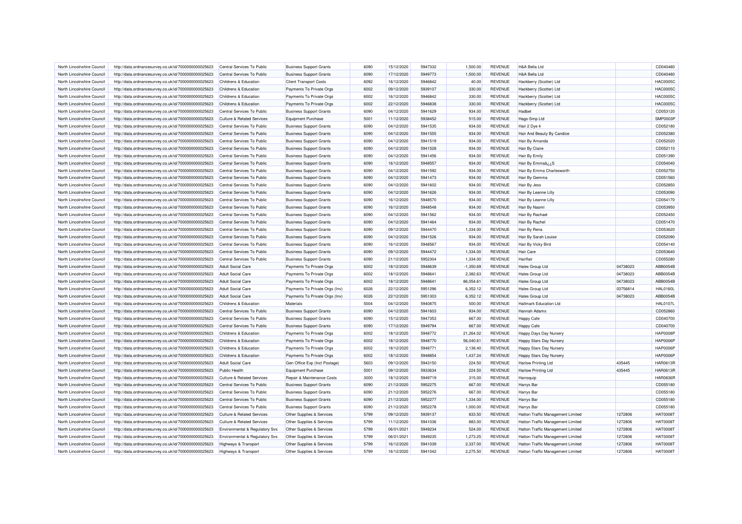| North Lincolnshire Council | http://data.ordnancesurvey.co.uk/id/7000000000025623 | Central Services To Public | Business Support Grants | 6090 | 15/12/2020 | 5947332 | 1,500.00 | REVENUE | H&A Bella Ltd | | CD040480 |
|---|---|---|---|---|---|---|---|---|---|---|---|
| North Lincolnshire Council | http://data.ordnancesurvey.co.uk/id/7000000000025623 | Central Services To Public | Business Support Grants | 6090 | 17/12/2020 | 5949773 | 1,500.00 | REVENUE | H&A Bella Ltd | | CD040480 |
| North Lincolnshire Council | http://data.ordnancesurvey.co.uk/id/7000000000025623 | Childrens & Education | Client Transport Costs | 6092 | 16/12/2020 | 5946842 | 40.00 | REVENUE | Hackberry (Scotter) Ltd | | HAC0005C |
| North Lincolnshire Council | http://data.ordnancesurvey.co.uk/id/7000000000025623 | Childrens & Education | Payments To Private Orgs | 6002 | 09/12/2020 | 5939107 | 330.00 | REVENUE | Hackberry (Scotter) Ltd | | HAC0005C |
| North Lincolnshire Council | http://data.ordnancesurvey.co.uk/id/7000000000025623 | Childrens & Education | Payments To Private Orgs | 6002 | 16/12/2020 | 5946842 | 330.00 | REVENUE | Hackberry (Scotter) Ltd | | HAC0005C |
| North Lincolnshire Council | http://data.ordnancesurvey.co.uk/id/7000000000025623 | Childrens & Education | Payments To Private Orgs | 6002 | 22/12/2020 | 5946838 | 330.00 | REVENUE | Hackberry (Scotter) Ltd | | HAC0005C |
| North Lincolnshire Council | http://data.ordnancesurvey.co.uk/id/7000000000025623 | Central Services To Public | Business Support Grants | 6090 | 04/12/2020 | 5941629 | 934.00 | REVENUE | Hadbet | | CD053120 |
| North Lincolnshire Council | http://data.ordnancesurvey.co.uk/id/7000000000025623 | Culture & Related Services | Equipment Purchase | 5001 | 11/12/2020 | 5938452 | 515.00 | REVENUE | Hags-Smp Ltd | | SMP0003P |
| North Lincolnshire Council | http://data.ordnancesurvey.co.uk/id/7000000000025623 | Central Services To Public | Business Support Grants | 6090 | 04/12/2020 | 5941535 | 934.00 | REVENUE | Hair 2 Dye 4 | | CD052180 |
| North Lincolnshire Council | http://data.ordnancesurvey.co.uk/id/7000000000025623 | Central Services To Public | Business Support Grants | 6090 | 04/12/2020 | 5941555 | 934.00 | REVENUE | Hair And Beauty By Candice | | CD052380 |
| North Lincolnshire Council | http://data.ordnancesurvey.co.uk/id/7000000000025623 | Central Services To Public | Business Support Grants | 6090 | 04/12/2020 | 5941519 | 934.00 | REVENUE | Hair By Amanda | | CD052020 |
| North Lincolnshire Council | http://data.ordnancesurvey.co.uk/id/7000000000025623 | Central Services To Public | Business Support Grants | 6090 | 04/12/2020 | 5941528 | 934.00 | REVENUE | Hair By Claire | | CD052110 |
| North Lincolnshire Council | http://data.ordnancesurvey.co.uk/id/7000000000025623 | Central Services To Public | Business Support Grants | 6090 | 04/12/2020 | 5941456 | 934.00 | REVENUE | Hair By Emily | | CD051390 |
| North Lincolnshire Council | http://data.ordnancesurvey.co.uk/id/7000000000025623 | Central Services To Public | Business Support Grants | 6090 | 16/12/2020 | 5948557 | 934.00 | REVENUE | Hair By Emmaâ¿¿S | | CD054040 |
| North Lincolnshire Council | http://data.ordnancesurvey.co.uk/id/7000000000025623 | Central Services To Public | Business Support Grants | 6090 | 04/12/2020 | 5941592 | 934.00 | REVENUE | Hair By Emma Charlesworth | | CD052750 |
| North Lincolnshire Council | http://data.ordnancesurvey.co.uk/id/7000000000025623 | Central Services To Public | Business Support Grants | 6090 | 04/12/2020 | 5941473 | 934.00 | REVENUE | Hair By Gemma | | CD051560 |
| North Lincolnshire Council | http://data.ordnancesurvey.co.uk/id/7000000000025623 | Central Services To Public | Business Support Grants | 6090 | 04/12/2020 | 5941602 | 934.00 | REVENUE | Hair By Jess | | CD052850 |
| North Lincolnshire Council | http://data.ordnancesurvey.co.uk/id/7000000000025623 | Central Services To Public | Business Support Grants | 6090 | 04/12/2020 | 5941626 | 934.00 | REVENUE | Hair By Leanne Lilly | | CD053090 |
| North Lincolnshire Council | http://data.ordnancesurvey.co.uk/id/7000000000025623 | Central Services To Public | Business Support Grants | 6090 | 16/12/2020 | 5948570 | 934.00 | REVENUE | Hair By Leanne Lilly | | CD054170 |
| North Lincolnshire Council | http://data.ordnancesurvey.co.uk/id/7000000000025623 | Central Services To Public | Business Support Grants | 6090 | 16/12/2020 | 5948548 | 934.00 | REVENUE | Hair By Naomi | | CD053950 |
| North Lincolnshire Council | http://data.ordnancesurvey.co.uk/id/7000000000025623 | Central Services To Public | Business Support Grants | 6090 | 04/12/2020 | 5941562 | 934.00 | REVENUE | Hair By Rachael | | CD052450 |
| North Lincolnshire Council | http://data.ordnancesurvey.co.uk/id/7000000000025623 | Central Services To Public | Business Support Grants | 6090 | 04/12/2020 | 5941464 | 934.00 | REVENUE | Hair By Rachel | | CD051470 |
| North Lincolnshire Council | http://data.ordnancesurvey.co.uk/id/7000000000025623 | Central Services To Public | Business Support Grants | 6090 | 09/12/2020 | 5944470 | 1,334.00 | REVENUE | Hair By Rena | | CD053620 |
| North Lincolnshire Council | http://data.ordnancesurvey.co.uk/id/7000000000025623 | Central Services To Public | Business Support Grants | 6090 | 04/12/2020 | 5941526 | 934.00 | REVENUE | Hair By Sarah Louise | | CD052090 |
| North Lincolnshire Council | http://data.ordnancesurvey.co.uk/id/7000000000025623 | Central Services To Public | Business Support Grants | 6090 | 16/12/2020 | 5948567 | 934.00 | REVENUE | Hair By Vicky Bird | | CD054140 |
| North Lincolnshire Council | http://data.ordnancesurvey.co.uk/id/7000000000025623 | Central Services To Public | Business Support Grants | 6090 | 09/12/2020 | 5944472 | 1,334.00 | REVENUE | Hair Care | | CD053640 |
| North Lincolnshire Council | http://data.ordnancesurvey.co.uk/id/7000000000025623 | Central Services To Public | Business Support Grants | 6090 | 21/12/2020 | 5952304 | 1,334.00 | REVENUE | Hairflair | | CD055280 |
| North Lincolnshire Council | http://data.ordnancesurvey.co.uk/id/7000000000025623 | Adult Social Care | Payments To Private Orgs | 6002 | 18/12/2020 | 5948639 | -1,350.69 | REVENUE | Hales Group Ltd | 04738023 | ABB0054B |
| North Lincolnshire Council | http://data.ordnancesurvey.co.uk/id/7000000000025623 | Adult Social Care | Payments To Private Orgs | 6002 | 18/12/2020 | 5948641 | 2,382.63 | REVENUE | Hales Group Ltd | 04738023 | ABB0054B |
| North Lincolnshire Council | http://data.ordnancesurvey.co.uk/id/7000000000025623 | Adult Social Care | Payments To Private Orgs | 6002 | 18/12/2020 | 5948641 | 86,054.61 | REVENUE | Hales Group Ltd | 04738023 | ABB0054B |
| North Lincolnshire Council | http://data.ordnancesurvey.co.uk/id/7000000000025623 | Adult Social Care | Payments To Private Orgs (Inv) | 6026 | 22/12/2020 | 5951296 | 6,352.12 | REVENUE | Hales Group Ltd | 03756814 | HAL0160L |
| North Lincolnshire Council | http://data.ordnancesurvey.co.uk/id/7000000000025623 | Adult Social Care | Payments To Private Orgs (Inv) | 6026 | 22/12/2020 | 5951303 | 6,352.12 | REVENUE | Hales Group Ltd | 04738023 | ABB0054B |
| North Lincolnshire Council | http://data.ordnancesurvey.co.uk/id/7000000000025623 | Childrens & Education | Materials | 5004 | 04/12/2020 | 5940875 | 500.00 | REVENUE | Hallmark Education Ltd | | HAL0107L |
| North Lincolnshire Council | http://data.ordnancesurvey.co.uk/id/7000000000025623 | Central Services To Public | Business Support Grants | 6090 | 04/12/2020 | 5941603 | 934.00 | REVENUE | Hannah Adams | | CD052860 |
| North Lincolnshire Council | http://data.ordnancesurvey.co.uk/id/7000000000025623 | Central Services To Public | Business Support Grants | 6090 | 15/12/2020 | 5947353 | 667.00 | REVENUE | Happy Cafe | | CD040700 |
| North Lincolnshire Council | http://data.ordnancesurvey.co.uk/id/7000000000025623 | Central Services To Public | Business Support Grants | 6090 | 17/12/2020 | 5949794 | 667.00 | REVENUE | Happy Cafe | | CD040700 |
| North Lincolnshire Council | http://data.ordnancesurvey.co.uk/id/7000000000025623 | Childrens & Education | Payments To Private Orgs | 6002 | 18/12/2020 | 5948772 | 21,264.02 | REVENUE | Happy Days Day Nursery | | HAP0008P |
| North Lincolnshire Council | http://data.ordnancesurvey.co.uk/id/7000000000025623 | Childrens & Education | Payments To Private Orgs | 6002 | 18/12/2020 | 5948770 | 56,040.61 | REVENUE | Happy Stars Day Nursery | | HAP0006P |
| North Lincolnshire Council | http://data.ordnancesurvey.co.uk/id/7000000000025623 | Childrens & Education | Payments To Private Orgs | 6002 | 18/12/2020 | 5948771 | 2,138.40 | REVENUE | Happy Stars Day Nursery | | HAP0006P |
| North Lincolnshire Council | http://data.ordnancesurvey.co.uk/id/7000000000025623 | Childrens & Education | Payments To Private Orgs | 6002 | 18/12/2020 | 5948854 | 1,437.24 | REVENUE | Happy Stars Day Nursery | | HAP0006P |
| North Lincolnshire Council | http://data.ordnancesurvey.co.uk/id/7000000000025623 | Adult Social Care | Gen Office Exp (Incl Postage) | 5603 | 09/12/2020 | 5943150 | 224.50 | REVENUE | Harlow Printing Ltd | 435445 | HAR0613R |
| North Lincolnshire Council | http://data.ordnancesurvey.co.uk/id/7000000000025623 | Public Health | Equipment Purchase | 5001 | 09/12/2020 | 5933634 | 224.50 | REVENUE | Harlow Printing Ltd | 435445 | HAR0613R |
| North Lincolnshire Council | http://data.ordnancesurvey.co.uk/id/7000000000025623 | Culture & Related Services | Repair & Maintenance Costs | 3000 | 18/12/2020 | 5949719 | 315.00 | REVENUE | Harroquip | | HAR0836R |
| North Lincolnshire Council | http://data.ordnancesurvey.co.uk/id/7000000000025623 | Central Services To Public | Business Support Grants | 6090 | 21/12/2020 | 5952275 | 667.00 | REVENUE | Harrys Bar | | CD055180 |
| North Lincolnshire Council | http://data.ordnancesurvey.co.uk/id/7000000000025623 | Central Services To Public | Business Support Grants | 6090 | 21/12/2020 | 5952276 | 667.00 | REVENUE | Harrys Bar | | CD055180 |
| North Lincolnshire Council | http://data.ordnancesurvey.co.uk/id/7000000000025623 | Central Services To Public | Business Support Grants | 6090 | 21/12/2020 | 5952277 | 1,334.00 | REVENUE | Harrys Bar | | CD055180 |
| North Lincolnshire Council | http://data.ordnancesurvey.co.uk/id/7000000000025623 | Central Services To Public | Business Support Grants | 6090 | 21/12/2020 | 5952278 | 1,000.00 | REVENUE | Harrys Bar | | CD055180 |
| North Lincolnshire Council | http://data.ordnancesurvey.co.uk/id/7000000000025623 | Culture & Related Services | Other Supplies & Services | 5799 | 09/12/2020 | 5939137 | 833.50 | REVENUE | Hatton Traffic Management Limited | 1272806 | HAT0008T |
| North Lincolnshire Council | http://data.ordnancesurvey.co.uk/id/7000000000025623 | Culture & Related Services | Other Supplies & Services | 5799 | 11/12/2020 | 5941036 | 883.00 | REVENUE | Hatton Traffic Management Limited | 1272806 | HAT0008T |
| North Lincolnshire Council | http://data.ordnancesurvey.co.uk/id/7000000000025623 | Environmental & Regulatory Svs | Other Supplies & Services | 5799 | 06/01/2021 | 5949234 | 524.00 | REVENUE | Hatton Traffic Management Limited | 1272806 | HAT0008T |
| North Lincolnshire Council | http://data.ordnancesurvey.co.uk/id/7000000000025623 | Environmental & Regulatory Svs | Other Supplies & Services | 5799 | 06/01/2021 | 5949235 | 1,273.25 | REVENUE | Hatton Traffic Management Limited | 1272806 | HAT0008T |
| North Lincolnshire Council | http://data.ordnancesurvey.co.uk/id/7000000000025623 | Highways & Transport | Other Supplies & Services | 5799 | 16/12/2020 | 5941039 | 2,337.00 | REVENUE | Hatton Traffic Management Limited | 1272806 | HAT0008T |
| North Lincolnshire Council | http://data.ordnancesurvey.co.uk/id/7000000000025623 | Highways & Transport | Other Supplies & Services | 5799 | 16/12/2020 | 5941042 | 2,275.50 | REVENUE | Hatton Traffic Management Limited | 1272806 | HAT0008T |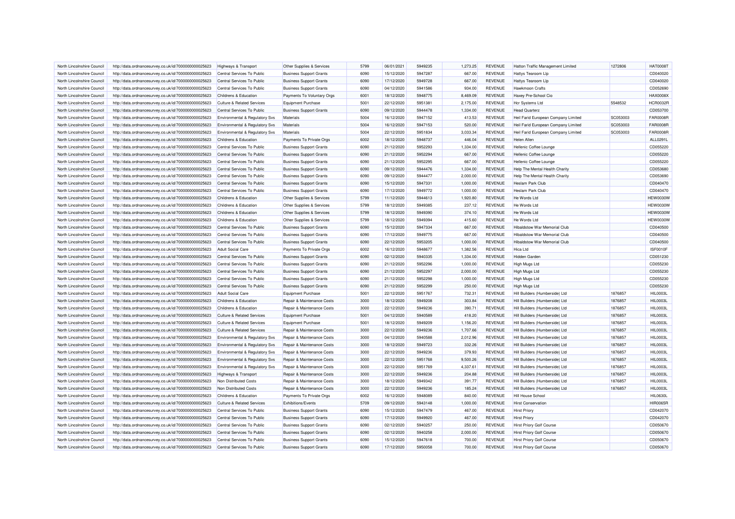| North Lincolnshire Council | http://data.ordnancesurvey.co.uk/id/7000000000025623 | Highways & Transport | Other Supplies & Services | 5799 | 06/01/2021 | 5949235 | 1,273.25 | REVENUE | Hatton Traffic Management Limited | 1272806 | HAT0008T |
|---|---|---|---|---|---|---|---|---|---|---|---|
| North Lincolnshire Council | http://data.ordnancesurvey.co.uk/id/7000000000025623 | Central Services To Public | Business Support Grants | 6090 | 15/12/2020 | 5947287 | 667.00 | REVENUE | Hattys Tearoom Llp | | CD040020 |
| North Lincolnshire Council | http://data.ordnancesurvey.co.uk/id/7000000000025623 | Central Services To Public | Business Support Grants | 6090 | 17/12/2020 | 5949728 | 667.00 | REVENUE | Hattys Tearoom Llp | | CD040020 |
| North Lincolnshire Council | http://data.ordnancesurvey.co.uk/id/7000000000025623 | Central Services To Public | Business Support Grants | 6090 | 04/12/2020 | 5941586 | 934.00 | REVENUE | Hawkmoon Crafts | | CD052690 |
| North Lincolnshire Council | http://data.ordnancesurvey.co.uk/id/7000000000025623 | Childrens & Education | Payments To Voluntary Orgs | 6001 | 18/12/2020 | 5948775 | 8,469.09 | REVENUE | Haxey Pre-School Cio | | HAX0008X |
| North Lincolnshire Council | http://data.ordnancesurvey.co.uk/id/7000000000025623 | Culture & Related Services | Equipment Purchase | 5001 | 22/12/2020 | 5951381 | 2,175.00 | REVENUE | Hcr Systems Ltd | 5548532 | HCR0032R |
| North Lincolnshire Council | http://data.ordnancesurvey.co.uk/id/7000000000025623 | Central Services To Public | Business Support Grants | 6090 | 09/12/2020 | 5944478 | 1,334.00 | REVENUE | Head Quarterz | | CD053700 |
| North Lincolnshire Council | http://data.ordnancesurvey.co.uk/id/7000000000025623 | Environmental & Regulatory Svs | Materials | 5004 | 16/12/2020 | 5947152 | 413.53 | REVENUE | Heil Farid European Company Limited | SC053003 | FAR0008R |
| North Lincolnshire Council | http://data.ordnancesurvey.co.uk/id/7000000000025623 | Environmental & Regulatory Svs | Materials | 5004 | 16/12/2020 | 5947153 | 520.00 | REVENUE | Heil Farid European Company Limited | SC053003 | FAR0008R |
| North Lincolnshire Council | http://data.ordnancesurvey.co.uk/id/7000000000025623 | Environmental & Regulatory Svs | Materials | 5004 | 22/12/2020 | 5951834 | 3,033.34 | REVENUE | Heil Farid European Company Limited | SC053003 | FAR0008R |
| North Lincolnshire Council | http://data.ordnancesurvey.co.uk/id/7000000000025623 | Childrens & Education | Payments To Private Orgs | 6002 | 18/12/2020 | 5948737 | 446.04 | REVENUE | Helen Allen | | ALL0291L |
| North Lincolnshire Council | http://data.ordnancesurvey.co.uk/id/7000000000025623 | Central Services To Public | Business Support Grants | 6090 | 21/12/2020 | 5952293 | 1,334.00 | REVENUE | Hellenic Coffee Lounge | | CD055220 |
| North Lincolnshire Council | http://data.ordnancesurvey.co.uk/id/7000000000025623 | Central Services To Public | Business Support Grants | 6090 | 21/12/2020 | 5952294 | 667.00 | REVENUE | Hellenic Coffee Lounge | | CD055220 |
| North Lincolnshire Council | http://data.ordnancesurvey.co.uk/id/7000000000025623 | Central Services To Public | Business Support Grants | 6090 | 21/12/2020 | 5952295 | 667.00 | REVENUE | Hellenic Coffee Lounge | | CD055220 |
| North Lincolnshire Council | http://data.ordnancesurvey.co.uk/id/7000000000025623 | Central Services To Public | Business Support Grants | 6090 | 09/12/2020 | 5944476 | 1,334.00 | REVENUE | Help The Mental Health Charity | | CD053680 |
| North Lincolnshire Council | http://data.ordnancesurvey.co.uk/id/7000000000025623 | Central Services To Public | Business Support Grants | 6090 | 09/12/2020 | 5944477 | 2,000.00 | REVENUE | Help The Mental Health Charity | | CD053690 |
| North Lincolnshire Council | http://data.ordnancesurvey.co.uk/id/7000000000025623 | Central Services To Public | Business Support Grants | 6090 | 15/12/2020 | 5947331 | 1,000.00 | REVENUE | Heslam Park Club | | CD040470 |
| North Lincolnshire Council | http://data.ordnancesurvey.co.uk/id/7000000000025623 | Central Services To Public | Business Support Grants | 6090 | 17/12/2020 | 5949772 | 1,000.00 | REVENUE | Heslam Park Club | | CD040470 |
| North Lincolnshire Council | http://data.ordnancesurvey.co.uk/id/7000000000025623 | Childrens & Education | Other Supplies & Services | 5799 | 11/12/2020 | 5944613 | 1,920.80 | REVENUE | He Words Ltd | | HEW0030W |
| North Lincolnshire Council | http://data.ordnancesurvey.co.uk/id/7000000000025623 | Childrens & Education | Other Supplies & Services | 5799 | 18/12/2020 | 5949385 | 237.12 | REVENUE | He Words Ltd | | HEW0030W |
| North Lincolnshire Council | http://data.ordnancesurvey.co.uk/id/7000000000025623 | Childrens & Education | Other Supplies & Services | 5799 | 18/12/2020 | 5949390 | 374.10 | REVENUE | He Words Ltd | | HEW0030W |
| North Lincolnshire Council | http://data.ordnancesurvey.co.uk/id/7000000000025623 | Childrens & Education | Other Supplies & Services | 5799 | 18/12/2020 | 5949394 | 415.60 | REVENUE | He Words Ltd | | HEW0030W |
| North Lincolnshire Council | http://data.ordnancesurvey.co.uk/id/7000000000025623 | Central Services To Public | Business Support Grants | 6090 | 15/12/2020 | 5947334 | 667.00 | REVENUE | Hibaldstow War Memorial Club | | CD040500 |
| North Lincolnshire Council | http://data.ordnancesurvey.co.uk/id/7000000000025623 | Central Services To Public | Business Support Grants | 6090 | 17/12/2020 | 5949775 | 667.00 | REVENUE | Hibaldstow War Memorial Club | | CD040500 |
| North Lincolnshire Council | http://data.ordnancesurvey.co.uk/id/7000000000025623 | Central Services To Public | Business Support Grants | 6090 | 22/12/2020 | 5953205 | 1,000.00 | REVENUE | Hibaldstow War Memorial Club | | CD040500 |
| North Lincolnshire Council | http://data.ordnancesurvey.co.uk/id/7000000000025623 | Adult Social Care | Payments To Private Orgs | 6002 | 16/12/2020 | 5948677 | 1,382.56 | REVENUE | Hica Ltd | | ISF0010F |
| North Lincolnshire Council | http://data.ordnancesurvey.co.uk/id/7000000000025623 | Central Services To Public | Business Support Grants | 6090 | 02/12/2020 | 5940335 | 1,334.00 | REVENUE | Hidden Garden | | CD051230 |
| North Lincolnshire Council | http://data.ordnancesurvey.co.uk/id/7000000000025623 | Central Services To Public | Business Support Grants | 6090 | 21/12/2020 | 5952296 | 1,000.00 | REVENUE | High Mugs Ltd | | CD055230 |
| North Lincolnshire Council | http://data.ordnancesurvey.co.uk/id/7000000000025623 | Central Services To Public | Business Support Grants | 6090 | 21/12/2020 | 5952297 | 2,000.00 | REVENUE | High Mugs Ltd | | CD055230 |
| North Lincolnshire Council | http://data.ordnancesurvey.co.uk/id/7000000000025623 | Central Services To Public | Business Support Grants | 6090 | 21/12/2020 | 5952298 | 1,000.00 | REVENUE | High Mugs Ltd | | CD055230 |
| North Lincolnshire Council | http://data.ordnancesurvey.co.uk/id/7000000000025623 | Central Services To Public | Business Support Grants | 6090 | 21/12/2020 | 5952299 | 250.00 | REVENUE | High Mugs Ltd | | CD055230 |
| North Lincolnshire Council | http://data.ordnancesurvey.co.uk/id/7000000000025623 | Adult Social Care | Equipment Purchase | 5001 | 22/12/2020 | 5951767 | 732.31 | REVENUE | Hill Builders (Humberside) Ltd | 1876857 | HIL0003L |
| North Lincolnshire Council | http://data.ordnancesurvey.co.uk/id/7000000000025623 | Childrens & Education | Repair & Maintenance Costs | 3000 | 18/12/2020 | 5949208 | 303.84 | REVENUE | Hill Builders (Humberside) Ltd | 1876857 | HIL0003L |
| North Lincolnshire Council | http://data.ordnancesurvey.co.uk/id/7000000000025623 | Childrens & Education | Repair & Maintenance Costs | 3000 | 22/12/2020 | 5949236 | 390.71 | REVENUE | Hill Builders (Humberside) Ltd | 1876857 | HIL0003L |
| North Lincolnshire Council | http://data.ordnancesurvey.co.uk/id/7000000000025623 | Culture & Related Services | Equipment Purchase | 5001 | 04/12/2020 | 5940589 | 418.20 | REVENUE | Hill Builders (Humberside) Ltd | 1876857 | HIL0003L |
| North Lincolnshire Council | http://data.ordnancesurvey.co.uk/id/7000000000025623 | Culture & Related Services | Equipment Purchase | 5001 | 18/12/2020 | 5949209 | 1,156.20 | REVENUE | Hill Builders (Humberside) Ltd | 1876857 | HIL0003L |
| North Lincolnshire Council | http://data.ordnancesurvey.co.uk/id/7000000000025623 | Culture & Related Services | Repair & Maintenance Costs | 3000 | 22/12/2020 | 5949236 | 1,707.66 | REVENUE | Hill Builders (Humberside) Ltd | 1876857 | HIL0003L |
| North Lincolnshire Council | http://data.ordnancesurvey.co.uk/id/7000000000025623 | Environmental & Regulatory Svs | Repair & Maintenance Costs | 3000 | 04/12/2020 | 5940588 | 2,012.96 | REVENUE | Hill Builders (Humberside) Ltd | 1876857 | HIL0003L |
| North Lincolnshire Council | http://data.ordnancesurvey.co.uk/id/7000000000025623 | Environmental & Regulatory Svs | Repair & Maintenance Costs | 3000 | 18/12/2020 | 5949723 | 332.26 | REVENUE | Hill Builders (Humberside) Ltd | 1876857 | HIL0003L |
| North Lincolnshire Council | http://data.ordnancesurvey.co.uk/id/7000000000025623 | Environmental & Regulatory Svs | Repair & Maintenance Costs | 3000 | 22/12/2020 | 5949236 | 379.93 | REVENUE | Hill Builders (Humberside) Ltd | 1876857 | HIL0003L |
| North Lincolnshire Council | http://data.ordnancesurvey.co.uk/id/7000000000025623 | Environmental & Regulatory Svs | Repair & Maintenance Costs | 3000 | 22/12/2020 | 5951768 | 9,500.26 | REVENUE | Hill Builders (Humberside) Ltd | 1876857 | HIL0003L |
| North Lincolnshire Council | http://data.ordnancesurvey.co.uk/id/7000000000025623 | Environmental & Regulatory Svs | Repair & Maintenance Costs | 3000 | 22/12/2020 | 5951769 | 4,337.61 | REVENUE | Hill Builders (Humberside) Ltd | 1876857 | HIL0003L |
| North Lincolnshire Council | http://data.ordnancesurvey.co.uk/id/7000000000025623 | Highways & Transport | Repair & Maintenance Costs | 3000 | 22/12/2020 | 5949236 | 204.88 | REVENUE | Hill Builders (Humberside) Ltd | 1876857 | HIL0003L |
| North Lincolnshire Council | http://data.ordnancesurvey.co.uk/id/7000000000025623 | Non Distributed Costs | Repair & Maintenance Costs | 3000 | 18/12/2020 | 5949342 | 391.77 | REVENUE | Hill Builders (Humberside) Ltd | 1876857 | HIL0003L |
| North Lincolnshire Council | http://data.ordnancesurvey.co.uk/id/7000000000025623 | Non Distributed Costs | Repair & Maintenance Costs | 3000 | 22/12/2020 | 5949236 | 185.24 | REVENUE | Hill Builders (Humberside) Ltd | 1876857 | HIL0003L |
| North Lincolnshire Council | http://data.ordnancesurvey.co.uk/id/7000000000025623 | Childrens & Education | Payments To Private Orgs | 6002 | 16/12/2020 | 5948089 | 840.00 | REVENUE | Hill House School | | HIL0630L |
| North Lincolnshire Council | http://data.ordnancesurvey.co.uk/id/7000000000025623 | Culture & Related Services | Exhibitions/Events | 5709 | 09/12/2020 | 5943148 | 1,000.00 | REVENUE | Hirst Conservation | | HIR0065R |
| North Lincolnshire Council | http://data.ordnancesurvey.co.uk/id/7000000000025623 | Central Services To Public | Business Support Grants | 6090 | 15/12/2020 | 5947479 | 467.00 | REVENUE | Hirst Priory | | CD042070 |
| North Lincolnshire Council | http://data.ordnancesurvey.co.uk/id/7000000000025623 | Central Services To Public | Business Support Grants | 6090 | 17/12/2020 | 5949920 | 467.00 | REVENUE | Hirst Priory | | CD042070 |
| North Lincolnshire Council | http://data.ordnancesurvey.co.uk/id/7000000000025623 | Central Services To Public | Business Support Grants | 6090 | 02/12/2020 | 5940257 | 250.00 | REVENUE | Hirst Priory Golf Course | | CD050670 |
| North Lincolnshire Council | http://data.ordnancesurvey.co.uk/id/7000000000025623 | Central Services To Public | Business Support Grants | 6090 | 02/12/2020 | 5940258 | 2,000.00 | REVENUE | Hirst Priory Golf Course | | CD050670 |
| North Lincolnshire Council | http://data.ordnancesurvey.co.uk/id/7000000000025623 | Central Services To Public | Business Support Grants | 6090 | 15/12/2020 | 5947618 | 700.00 | REVENUE | Hirst Priory Golf Course | | CD050670 |
| North Lincolnshire Council | http://data.ordnancesurvey.co.uk/id/7000000000025623 | Central Services To Public | Business Support Grants | 6090 | 17/12/2020 | 5950058 | 700.00 | REVENUE | Hirst Priory Golf Course | | CD050670 |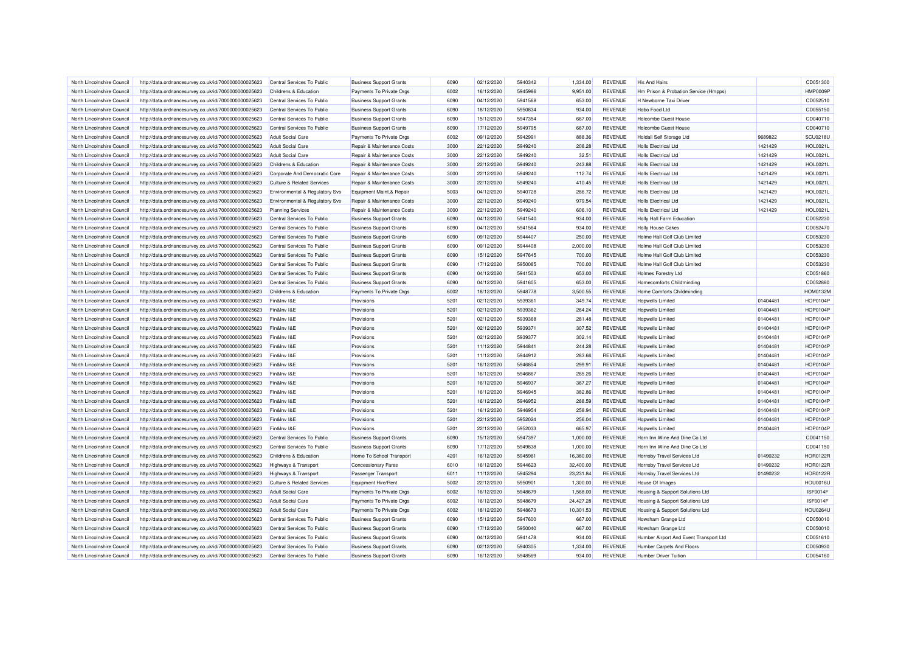| | | | | | | | | | | | |
|---|---|---|---|---|---|---|---|---|---|---|---|
| North Lincolnshire Council | http://data.ordnancesurvey.co.uk/id/7000000000025623 | Central Services To Public | Business Support Grants | 6090 | 02/12/2020 | 5940342 | 1,334.00 | REVENUE | His And Hairs | | CD051300 |
| North Lincolnshire Council | http://data.ordnancesurvey.co.uk/id/7000000000025623 | Childrens & Education | Payments To Private Orgs | 6002 | 16/12/2020 | 5945986 | 9,951.00 | REVENUE | Hm Prison & Probation Service (Hmpps) | | HMP0009P |
| North Lincolnshire Council | http://data.ordnancesurvey.co.uk/id/7000000000025623 | Central Services To Public | Business Support Grants | 6090 | 04/12/2020 | 5941568 | 653.00 | REVENUE | H Newborne Taxi Driver | | CD052510 |
| North Lincolnshire Council | http://data.ordnancesurvey.co.uk/id/7000000000025623 | Central Services To Public | Business Support Grants | 6090 | 18/12/2020 | 5950834 | 934.00 | REVENUE | Hobo Food Ltd | | CD055150 |
| North Lincolnshire Council | http://data.ordnancesurvey.co.uk/id/7000000000025623 | Central Services To Public | Business Support Grants | 6090 | 15/12/2020 | 5947354 | 667.00 | REVENUE | Holcombe Guest House | | CD040710 |
| North Lincolnshire Council | http://data.ordnancesurvey.co.uk/id/7000000000025623 | Central Services To Public | Business Support Grants | 6090 | 17/12/2020 | 5949795 | 667.00 | REVENUE | Holcombe Guest House | | CD040710 |
| North Lincolnshire Council | http://data.ordnancesurvey.co.uk/id/7000000000025623 | Adult Social Care | Payments To Private Orgs | 6002 | 09/12/2020 | 5942991 | 888.36 | REVENUE | Holdall Self Storage Ltd | 9689822 | SCU0218U |
| North Lincolnshire Council | http://data.ordnancesurvey.co.uk/id/7000000000025623 | Adult Social Care | Repair & Maintenance Costs | 3000 | 22/12/2020 | 5949240 | 208.28 | REVENUE | Holls Electrical Ltd | 1421429 | HOL0021L |
| North Lincolnshire Council | http://data.ordnancesurvey.co.uk/id/7000000000025623 | Adult Social Care | Repair & Maintenance Costs | 3000 | 22/12/2020 | 5949240 | 32.51 | REVENUE | Holls Electrical Ltd | 1421429 | HOL0021L |
| North Lincolnshire Council | http://data.ordnancesurvey.co.uk/id/7000000000025623 | Childrens & Education | Repair & Maintenance Costs | 3000 | 22/12/2020 | 5949240 | 243.88 | REVENUE | Holls Electrical Ltd | 1421429 | HOL0021L |
| North Lincolnshire Council | http://data.ordnancesurvey.co.uk/id/7000000000025623 | Corporate And Democratic Core | Repair & Maintenance Costs | 3000 | 22/12/2020 | 5949240 | 112.74 | REVENUE | Holls Electrical Ltd | 1421429 | HOL0021L |
| North Lincolnshire Council | http://data.ordnancesurvey.co.uk/id/7000000000025623 | Culture & Related Services | Repair & Maintenance Costs | 3000 | 22/12/2020 | 5949240 | 410.45 | REVENUE | Holls Electrical Ltd | 1421429 | HOL0021L |
| North Lincolnshire Council | http://data.ordnancesurvey.co.uk/id/7000000000025623 | Environmental & Regulatory Svs | Equipment Maint.& Repair | 5003 | 04/12/2020 | 5940728 | 286.72 | REVENUE | Holls Electrical Ltd | 1421429 | HOL0021L |
| North Lincolnshire Council | http://data.ordnancesurvey.co.uk/id/7000000000025623 | Environmental & Regulatory Svs | Repair & Maintenance Costs | 3000 | 22/12/2020 | 5949240 | 979.54 | REVENUE | Holls Electrical Ltd | 1421429 | HOL0021L |
| North Lincolnshire Council | http://data.ordnancesurvey.co.uk/id/7000000000025623 | Planning Services | Repair & Maintenance Costs | 3000 | 22/12/2020 | 5949240 | 606.10 | REVENUE | Holls Electrical Ltd | 1421429 | HOL0021L |
| North Lincolnshire Council | http://data.ordnancesurvey.co.uk/id/7000000000025623 | Central Services To Public | Business Support Grants | 6090 | 04/12/2020 | 5941540 | 934.00 | REVENUE | Holly Hall Farm Education | | CD052230 |
| North Lincolnshire Council | http://data.ordnancesurvey.co.uk/id/7000000000025623 | Central Services To Public | Business Support Grants | 6090 | 04/12/2020 | 5941564 | 934.00 | REVENUE | Holly House Cakes | | CD052470 |
| North Lincolnshire Council | http://data.ordnancesurvey.co.uk/id/7000000000025623 | Central Services To Public | Business Support Grants | 6090 | 09/12/2020 | 5944407 | 250.00 | REVENUE | Holme Hall Golf Club Limited | | CD053230 |
| North Lincolnshire Council | http://data.ordnancesurvey.co.uk/id/7000000000025623 | Central Services To Public | Business Support Grants | 6090 | 09/12/2020 | 5944408 | 2,000.00 | REVENUE | Holme Hall Golf Club Limited | | CD053230 |
| North Lincolnshire Council | http://data.ordnancesurvey.co.uk/id/7000000000025623 | Central Services To Public | Business Support Grants | 6090 | 15/12/2020 | 5947645 | 700.00 | REVENUE | Holme Hall Golf Club Limited | | CD053230 |
| North Lincolnshire Council | http://data.ordnancesurvey.co.uk/id/7000000000025623 | Central Services To Public | Business Support Grants | 6090 | 17/12/2020 | 5950085 | 700.00 | REVENUE | Holme Hall Golf Club Limited | | CD053230 |
| North Lincolnshire Council | http://data.ordnancesurvey.co.uk/id/7000000000025623 | Central Services To Public | Business Support Grants | 6090 | 04/12/2020 | 5941503 | 653.00 | REVENUE | Holmes Forestry Ltd | | CD051860 |
| North Lincolnshire Council | http://data.ordnancesurvey.co.uk/id/7000000000025623 | Central Services To Public | Business Support Grants | 6090 | 04/12/2020 | 5941605 | 653.00 | REVENUE | Homecomforts Childminding | | CD052880 |
| North Lincolnshire Council | http://data.ordnancesurvey.co.uk/id/7000000000025623 | Childrens & Education | Payments To Private Orgs | 6002 | 18/12/2020 | 5948778 | 3,500.55 | REVENUE | Home Comforts Childminding | | HOM0132M |
| North Lincolnshire Council | http://data.ordnancesurvey.co.uk/id/7000000000025623 | Fin&Inv I&E | Provisions | 5201 | 02/12/2020 | 5939361 | 349.74 | REVENUE | Hopwells Limited | 01404481 | HOP0104P |
| North Lincolnshire Council | http://data.ordnancesurvey.co.uk/id/7000000000025623 | Fin&Inv I&E | Provisions | 5201 | 02/12/2020 | 5939362 | 264.24 | REVENUE | Hopwells Limited | 01404481 | HOP0104P |
| North Lincolnshire Council | http://data.ordnancesurvey.co.uk/id/7000000000025623 | Fin&Inv I&E | Provisions | 5201 | 02/12/2020 | 5939368 | 281.48 | REVENUE | Hopwells Limited | 01404481 | HOP0104P |
| North Lincolnshire Council | http://data.ordnancesurvey.co.uk/id/7000000000025623 | Fin&Inv I&E | Provisions | 5201 | 02/12/2020 | 5939371 | 307.52 | REVENUE | Hopwells Limited | 01404481 | HOP0104P |
| North Lincolnshire Council | http://data.ordnancesurvey.co.uk/id/7000000000025623 | Fin&Inv I&E | Provisions | 5201 | 02/12/2020 | 5939377 | 302.14 | REVENUE | Hopwells Limited | 01404481 | HOP0104P |
| North Lincolnshire Council | http://data.ordnancesurvey.co.uk/id/7000000000025623 | Fin&Inv I&E | Provisions | 5201 | 11/12/2020 | 5944841 | 244.28 | REVENUE | Hopwells Limited | 01404481 | HOP0104P |
| North Lincolnshire Council | http://data.ordnancesurvey.co.uk/id/7000000000025623 | Fin&Inv I&E | Provisions | 5201 | 11/12/2020 | 5944912 | 283.66 | REVENUE | Hopwells Limited | 01404481 | HOP0104P |
| North Lincolnshire Council | http://data.ordnancesurvey.co.uk/id/7000000000025623 | Fin&Inv I&E | Provisions | 5201 | 16/12/2020 | 5946854 | 299.91 | REVENUE | Hopwells Limited | 01404481 | HOP0104P |
| North Lincolnshire Council | http://data.ordnancesurvey.co.uk/id/7000000000025623 | Fin&Inv I&E | Provisions | 5201 | 16/12/2020 | 5946867 | 265.26 | REVENUE | Hopwells Limited | 01404481 | HOP0104P |
| North Lincolnshire Council | http://data.ordnancesurvey.co.uk/id/7000000000025623 | Fin&Inv I&E | Provisions | 5201 | 16/12/2020 | 5946937 | 367.27 | REVENUE | Hopwells Limited | 01404481 | HOP0104P |
| North Lincolnshire Council | http://data.ordnancesurvey.co.uk/id/7000000000025623 | Fin&Inv I&E | Provisions | 5201 | 16/12/2020 | 5946945 | 382.86 | REVENUE | Hopwells Limited | 01404481 | HOP0104P |
| North Lincolnshire Council | http://data.ordnancesurvey.co.uk/id/7000000000025623 | Fin&Inv I&E | Provisions | 5201 | 16/12/2020 | 5946952 | 288.59 | REVENUE | Hopwells Limited | 01404481 | HOP0104P |
| North Lincolnshire Council | http://data.ordnancesurvey.co.uk/id/7000000000025623 | Fin&Inv I&E | Provisions | 5201 | 16/12/2020 | 5946954 | 258.94 | REVENUE | Hopwells Limited | 01404481 | HOP0104P |
| North Lincolnshire Council | http://data.ordnancesurvey.co.uk/id/7000000000025623 | Fin&Inv I&E | Provisions | 5201 | 22/12/2020 | 5952024 | 256.04 | REVENUE | Hopwells Limited | 01404481 | HOP0104P |
| North Lincolnshire Council | http://data.ordnancesurvey.co.uk/id/7000000000025623 | Fin&Inv I&E | Provisions | 5201 | 22/12/2020 | 5952033 | 665.97 | REVENUE | Hopwells Limited | 01404481 | HOP0104P |
| North Lincolnshire Council | http://data.ordnancesurvey.co.uk/id/7000000000025623 | Central Services To Public | Business Support Grants | 6090 | 15/12/2020 | 5947397 | 1,000.00 | REVENUE | Horn Inn Wine And Dine Co Ltd | | CD041150 |
| North Lincolnshire Council | http://data.ordnancesurvey.co.uk/id/7000000000025623 | Central Services To Public | Business Support Grants | 6090 | 17/12/2020 | 5949838 | 1,000.00 | REVENUE | Horn Inn Wine And Dine Co Ltd | | CD041150 |
| North Lincolnshire Council | http://data.ordnancesurvey.co.uk/id/7000000000025623 | Childrens & Education | Home To School Transport | 4201 | 16/12/2020 | 5945961 | 16,380.00 | REVENUE | Hornsby Travel Services Ltd | 01490232 | HOR0122R |
| North Lincolnshire Council | http://data.ordnancesurvey.co.uk/id/7000000000025623 | Highways & Transport | Concessionary Fares | 6010 | 16/12/2020 | 5944623 | 32,400.00 | REVENUE | Hornsby Travel Services Ltd | 01490232 | HOR0122R |
| North Lincolnshire Council | http://data.ordnancesurvey.co.uk/id/7000000000025623 | Highways & Transport | Passenger Transport | 6011 | 11/12/2020 | 5945294 | 23,231.84 | REVENUE | Hornsby Travel Services Ltd | 01490232 | HOR0122R |
| North Lincolnshire Council | http://data.ordnancesurvey.co.uk/id/7000000000025623 | Culture & Related Services | Equipment Hire/Rent | 5002 | 22/12/2020 | 5950901 | 1,300.00 | REVENUE | House Of Images | | HOU0016U |
| North Lincolnshire Council | http://data.ordnancesurvey.co.uk/id/7000000000025623 | Adult Social Care | Payments To Private Orgs | 6002 | 16/12/2020 | 5948679 | 1,568.00 | REVENUE | Housing & Support Solutions Ltd | | ISF0014F |
| North Lincolnshire Council | http://data.ordnancesurvey.co.uk/id/7000000000025623 | Adult Social Care | Payments To Private Orgs | 6002 | 16/12/2020 | 5948679 | 24,427.28 | REVENUE | Housing & Support Solutions Ltd | | ISF0014F |
| North Lincolnshire Council | http://data.ordnancesurvey.co.uk/id/7000000000025623 | Adult Social Care | Payments To Private Orgs | 6002 | 18/12/2020 | 5948673 | 10,301.53 | REVENUE | Housing & Support Solutions Ltd | | HOU0264U |
| North Lincolnshire Council | http://data.ordnancesurvey.co.uk/id/7000000000025623 | Central Services To Public | Business Support Grants | 6090 | 15/12/2020 | 5947600 | 667.00 | REVENUE | Howsham Grange Ltd | | CD050010 |
| North Lincolnshire Council | http://data.ordnancesurvey.co.uk/id/7000000000025623 | Central Services To Public | Business Support Grants | 6090 | 17/12/2020 | 5950040 | 667.00 | REVENUE | Howsham Grange Ltd | | CD050010 |
| North Lincolnshire Council | http://data.ordnancesurvey.co.uk/id/7000000000025623 | Central Services To Public | Business Support Grants | 6090 | 04/12/2020 | 5941478 | 934.00 | REVENUE | Humber Airport And Event Transport Ltd | | CD051610 |
| North Lincolnshire Council | http://data.ordnancesurvey.co.uk/id/7000000000025623 | Central Services To Public | Business Support Grants | 6090 | 02/12/2020 | 5940305 | 1,334.00 | REVENUE | Humber Carpets And Floors | | CD050930 |
| North Lincolnshire Council | http://data.ordnancesurvey.co.uk/id/7000000000025623 | Central Services To Public | Business Support Grants | 6090 | 16/12/2020 | 5948569 | 934.00 | REVENUE | Humber Driver Tuition | | CD054160 |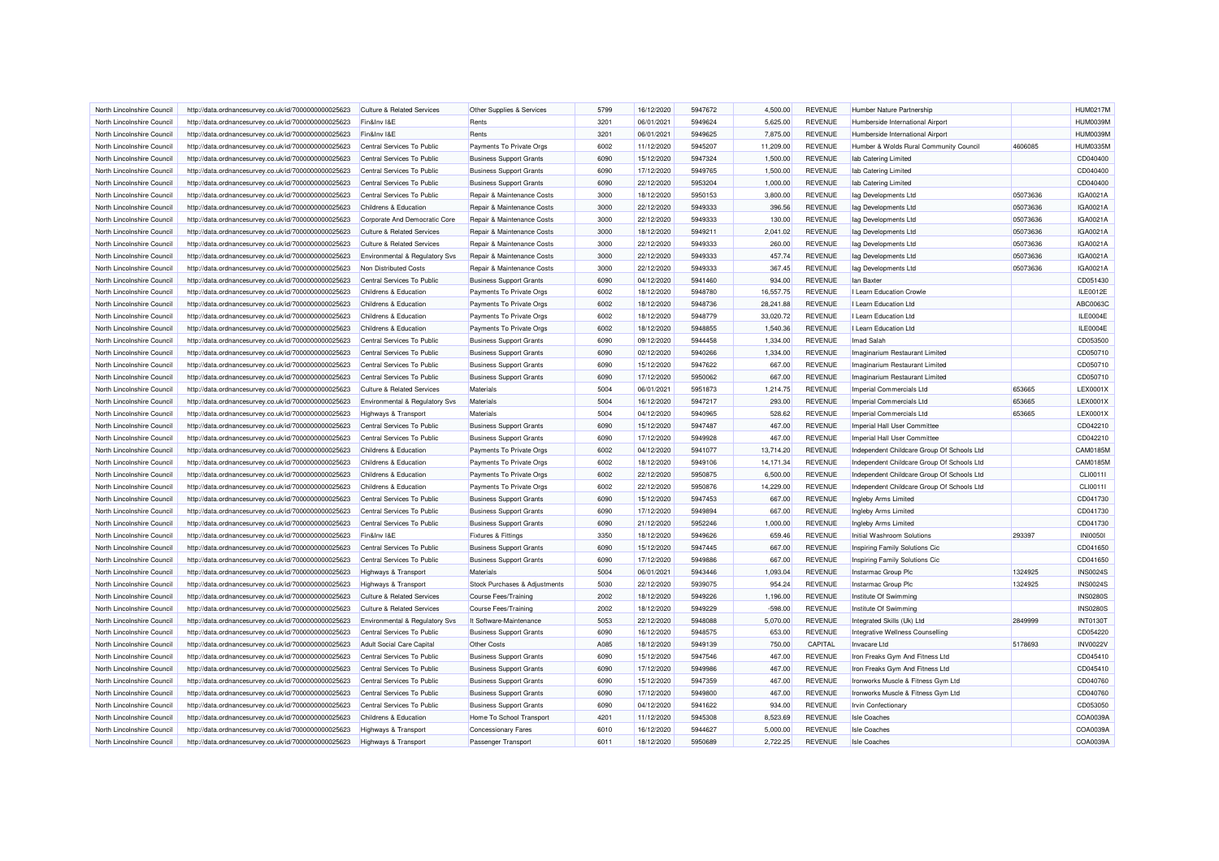| | | | | | | | | | | | |
|---|---|---|---|---|---|---|---|---|---|---|---|
| North Lincolnshire Council | http://data.ordnancesurvey.co.uk/id/7000000000025623 | Culture & Related Services | Other Supplies & Services | 5799 | 16/12/2020 | 5947672 | 4,500.00 | REVENUE | Humber Nature Partnership | | HUM0217M |
| North Lincolnshire Council | http://data.ordnancesurvey.co.uk/id/7000000000025623 | Fin&Inv I&E | Rents | 3201 | 06/01/2021 | 5949624 | 5,625.00 | REVENUE | Humberside International Airport | | HUM0039M |
| North Lincolnshire Council | http://data.ordnancesurvey.co.uk/id/7000000000025623 | Fin&Inv I&E | Rents | 3201 | 06/01/2021 | 5949625 | 7,875.00 | REVENUE | Humberside International Airport | | HUM0039M |
| North Lincolnshire Council | http://data.ordnancesurvey.co.uk/id/7000000000025623 | Central Services To Public | Payments To Private Orgs | 6002 | 11/12/2020 | 5945207 | 11,209.00 | REVENUE | Humber & Wolds Rural Community Council | 4606085 | HUM0335M |
| North Lincolnshire Council | http://data.ordnancesurvey.co.uk/id/7000000000025623 | Central Services To Public | Business Support Grants | 6090 | 15/12/2020 | 5947324 | 1,500.00 | REVENUE | Iab Catering Limited | | CD040400 |
| North Lincolnshire Council | http://data.ordnancesurvey.co.uk/id/7000000000025623 | Central Services To Public | Business Support Grants | 6090 | 17/12/2020 | 5949765 | 1,500.00 | REVENUE | Iab Catering Limited | | CD040400 |
| North Lincolnshire Council | http://data.ordnancesurvey.co.uk/id/7000000000025623 | Central Services To Public | Business Support Grants | 6090 | 22/12/2020 | 5953204 | 1,000.00 | REVENUE | Iab Catering Limited | | CD040400 |
| North Lincolnshire Council | http://data.ordnancesurvey.co.uk/id/7000000000025623 | Central Services To Public | Repair & Maintenance Costs | 3000 | 18/12/2020 | 5950153 | 3,800.00 | REVENUE | Iag Developments Ltd | 05073636 | IGA0021A |
| North Lincolnshire Council | http://data.ordnancesurvey.co.uk/id/7000000000025623 | Childrens & Education | Repair & Maintenance Costs | 3000 | 22/12/2020 | 5949333 | 396.56 | REVENUE | Iag Developments Ltd | 05073636 | IGA0021A |
| North Lincolnshire Council | http://data.ordnancesurvey.co.uk/id/7000000000025623 | Corporate And Democratic Core | Repair & Maintenance Costs | 3000 | 22/12/2020 | 5949333 | 130.00 | REVENUE | Iag Developments Ltd | 05073636 | IGA0021A |
| North Lincolnshire Council | http://data.ordnancesurvey.co.uk/id/7000000000025623 | Culture & Related Services | Repair & Maintenance Costs | 3000 | 18/12/2020 | 5949211 | 2,041.02 | REVENUE | Iag Developments Ltd | 05073636 | IGA0021A |
| North Lincolnshire Council | http://data.ordnancesurvey.co.uk/id/7000000000025623 | Culture & Related Services | Repair & Maintenance Costs | 3000 | 22/12/2020 | 5949333 | 260.00 | REVENUE | Iag Developments Ltd | 05073636 | IGA0021A |
| North Lincolnshire Council | http://data.ordnancesurvey.co.uk/id/7000000000025623 | Environmental & Regulatory Svs | Repair & Maintenance Costs | 3000 | 22/12/2020 | 5949333 | 457.74 | REVENUE | Iag Developments Ltd | 05073636 | IGA0021A |
| North Lincolnshire Council | http://data.ordnancesurvey.co.uk/id/7000000000025623 | Non Distributed Costs | Repair & Maintenance Costs | 3000 | 22/12/2020 | 5949333 | 367.45 | REVENUE | Iag Developments Ltd | 05073636 | IGA0021A |
| North Lincolnshire Council | http://data.ordnancesurvey.co.uk/id/7000000000025623 | Central Services To Public | Business Support Grants | 6090 | 04/12/2020 | 5941460 | 934.00 | REVENUE | Ian Baxter | | CD051430 |
| North Lincolnshire Council | http://data.ordnancesurvey.co.uk/id/7000000000025623 | Childrens & Education | Payments To Private Orgs | 6002 | 18/12/2020 | 5948780 | 16,557.75 | REVENUE | I Learn Education Crowle | | ILE0012E |
| North Lincolnshire Council | http://data.ordnancesurvey.co.uk/id/7000000000025623 | Childrens & Education | Payments To Private Orgs | 6002 | 18/12/2020 | 5948736 | 28,241.88 | REVENUE | I Learn Education Ltd | | ABC0063C |
| North Lincolnshire Council | http://data.ordnancesurvey.co.uk/id/7000000000025623 | Childrens & Education | Payments To Private Orgs | 6002 | 18/12/2020 | 5948779 | 33,020.72 | REVENUE | I Learn Education Ltd | | ILE0004E |
| North Lincolnshire Council | http://data.ordnancesurvey.co.uk/id/7000000000025623 | Childrens & Education | Payments To Private Orgs | 6002 | 18/12/2020 | 5948855 | 1,540.36 | REVENUE | I Learn Education Ltd | | ILE0004E |
| North Lincolnshire Council | http://data.ordnancesurvey.co.uk/id/7000000000025623 | Central Services To Public | Business Support Grants | 6090 | 09/12/2020 | 5944458 | 1,334.00 | REVENUE | Imad Salah | | CD053500 |
| North Lincolnshire Council | http://data.ordnancesurvey.co.uk/id/7000000000025623 | Central Services To Public | Business Support Grants | 6090 | 02/12/2020 | 5940266 | 1,334.00 | REVENUE | Imaginarium Restaurant Limited | | CD050710 |
| North Lincolnshire Council | http://data.ordnancesurvey.co.uk/id/7000000000025623 | Central Services To Public | Business Support Grants | 6090 | 15/12/2020 | 5947622 | 667.00 | REVENUE | Imaginarium Restaurant Limited | | CD050710 |
| North Lincolnshire Council | http://data.ordnancesurvey.co.uk/id/7000000000025623 | Central Services To Public | Business Support Grants | 6090 | 17/12/2020 | 5950062 | 667.00 | REVENUE | Imaginarium Restaurant Limited | | CD050710 |
| North Lincolnshire Council | http://data.ordnancesurvey.co.uk/id/7000000000025623 | Culture & Related Services | Materials | 5004 | 06/01/2021 | 5951873 | 1,214.75 | REVENUE | Imperial Commercials Ltd | 653665 | LEX0001X |
| North Lincolnshire Council | http://data.ordnancesurvey.co.uk/id/7000000000025623 | Environmental & Regulatory Svs | Materials | 5004 | 16/12/2020 | 5947217 | 293.00 | REVENUE | Imperial Commercials Ltd | 653665 | LEX0001X |
| North Lincolnshire Council | http://data.ordnancesurvey.co.uk/id/7000000000025623 | Highways & Transport | Materials | 5004 | 04/12/2020 | 5940965 | 528.62 | REVENUE | Imperial Commercials Ltd | 653665 | LEX0001X |
| North Lincolnshire Council | http://data.ordnancesurvey.co.uk/id/7000000000025623 | Central Services To Public | Business Support Grants | 6090 | 15/12/2020 | 5947487 | 467.00 | REVENUE | Imperial Hall User Committee | | CD042210 |
| North Lincolnshire Council | http://data.ordnancesurvey.co.uk/id/7000000000025623 | Central Services To Public | Business Support Grants | 6090 | 17/12/2020 | 5949928 | 467.00 | REVENUE | Imperial Hall User Committee | | CD042210 |
| North Lincolnshire Council | http://data.ordnancesurvey.co.uk/id/7000000000025623 | Childrens & Education | Payments To Private Orgs | 6002 | 04/12/2020 | 5941077 | 13,714.20 | REVENUE | Independent Childcare Group Of Schools Ltd | | CAM0185M |
| North Lincolnshire Council | http://data.ordnancesurvey.co.uk/id/7000000000025623 | Childrens & Education | Payments To Private Orgs | 6002 | 18/12/2020 | 5949106 | 14,171.34 | REVENUE | Independent Childcare Group Of Schools Ltd | | CAM0185M |
| North Lincolnshire Council | http://data.ordnancesurvey.co.uk/id/7000000000025623 | Childrens & Education | Payments To Private Orgs | 6002 | 22/12/2020 | 5950875 | 6,500.00 | REVENUE | Independent Childcare Group Of Schools Ltd | | CLI0011I |
| North Lincolnshire Council | http://data.ordnancesurvey.co.uk/id/7000000000025623 | Childrens & Education | Payments To Private Orgs | 6002 | 22/12/2020 | 5950876 | 14,229.00 | REVENUE | Independent Childcare Group Of Schools Ltd | | CLI0011I |
| North Lincolnshire Council | http://data.ordnancesurvey.co.uk/id/7000000000025623 | Central Services To Public | Business Support Grants | 6090 | 15/12/2020 | 5947453 | 667.00 | REVENUE | Ingleby Arms Limited | | CD041730 |
| North Lincolnshire Council | http://data.ordnancesurvey.co.uk/id/7000000000025623 | Central Services To Public | Business Support Grants | 6090 | 17/12/2020 | 5949894 | 667.00 | REVENUE | Ingleby Arms Limited | | CD041730 |
| North Lincolnshire Council | http://data.ordnancesurvey.co.uk/id/7000000000025623 | Central Services To Public | Business Support Grants | 6090 | 21/12/2020 | 5952246 | 1,000.00 | REVENUE | Ingleby Arms Limited | | CD041730 |
| North Lincolnshire Council | http://data.ordnancesurvey.co.uk/id/7000000000025623 | Fin&Inv I&E | Fixtures & Fittings | 3350 | 18/12/2020 | 5949626 | 659.46 | REVENUE | Initial Washroom Solutions | 293397 | INI0050I |
| North Lincolnshire Council | http://data.ordnancesurvey.co.uk/id/7000000000025623 | Central Services To Public | Business Support Grants | 6090 | 15/12/2020 | 5947445 | 667.00 | REVENUE | Inspiring Family Solutions Cic | | CD041650 |
| North Lincolnshire Council | http://data.ordnancesurvey.co.uk/id/7000000000025623 | Central Services To Public | Business Support Grants | 6090 | 17/12/2020 | 5949886 | 667.00 | REVENUE | Inspiring Family Solutions Cic | | CD041650 |
| North Lincolnshire Council | http://data.ordnancesurvey.co.uk/id/7000000000025623 | Highways & Transport | Materials | 5004 | 06/01/2021 | 5943446 | 1,093.04 | REVENUE | Instarmac Group Plc | 1324925 | INS0024S |
| North Lincolnshire Council | http://data.ordnancesurvey.co.uk/id/7000000000025623 | Highways & Transport | Stock Purchases & Adjustments | 5030 | 22/12/2020 | 5939075 | 954.24 | REVENUE | Instarmac Group Plc | 1324925 | INS0024S |
| North Lincolnshire Council | http://data.ordnancesurvey.co.uk/id/7000000000025623 | Culture & Related Services | Course Fees/Training | 2002 | 18/12/2020 | 5949226 | 1,196.00 | REVENUE | Institute Of Swimming | | INS0280S |
| North Lincolnshire Council | http://data.ordnancesurvey.co.uk/id/7000000000025623 | Culture & Related Services | Course Fees/Training | 2002 | 18/12/2020 | 5949229 | -598.00 | REVENUE | Institute Of Swimming | | INS0280S |
| North Lincolnshire Council | http://data.ordnancesurvey.co.uk/id/7000000000025623 | Environmental & Regulatory Svs | It Software-Maintenance | 5053 | 22/12/2020 | 5948088 | 5,070.00 | REVENUE | Integrated Skills (Uk) Ltd | 2849999 | INT0130T |
| North Lincolnshire Council | http://data.ordnancesurvey.co.uk/id/7000000000025623 | Central Services To Public | Business Support Grants | 6090 | 16/12/2020 | 5948575 | 653.00 | REVENUE | Integrative Wellness Counselling | | CD054220 |
| North Lincolnshire Council | http://data.ordnancesurvey.co.uk/id/7000000000025623 | Adult Social Care Capital | Other Costs | A085 | 18/12/2020 | 5949139 | 750.00 | CAPITAL | Invacare Ltd | 5178693 | INV0022V |
| North Lincolnshire Council | http://data.ordnancesurvey.co.uk/id/7000000000025623 | Central Services To Public | Business Support Grants | 6090 | 15/12/2020 | 5947546 | 467.00 | REVENUE | Iron Freaks Gym And Fitness Ltd | | CD045410 |
| North Lincolnshire Council | http://data.ordnancesurvey.co.uk/id/7000000000025623 | Central Services To Public | Business Support Grants | 6090 | 17/12/2020 | 5949986 | 467.00 | REVENUE | Iron Freaks Gym And Fitness Ltd | | CD045410 |
| North Lincolnshire Council | http://data.ordnancesurvey.co.uk/id/7000000000025623 | Central Services To Public | Business Support Grants | 6090 | 15/12/2020 | 5947359 | 467.00 | REVENUE | Ironworks Muscle & Fitness Gym Ltd | | CD040760 |
| North Lincolnshire Council | http://data.ordnancesurvey.co.uk/id/7000000000025623 | Central Services To Public | Business Support Grants | 6090 | 17/12/2020 | 5949800 | 467.00 | REVENUE | Ironworks Muscle & Fitness Gym Ltd | | CD040760 |
| North Lincolnshire Council | http://data.ordnancesurvey.co.uk/id/7000000000025623 | Central Services To Public | Business Support Grants | 6090 | 04/12/2020 | 5941622 | 934.00 | REVENUE | Irvin Confectionary | | CD053050 |
| North Lincolnshire Council | http://data.ordnancesurvey.co.uk/id/7000000000025623 | Childrens & Education | Home To School Transport | 4201 | 11/12/2020 | 5945308 | 8,523.69 | REVENUE | Isle Coaches | | COA0039A |
| North Lincolnshire Council | http://data.ordnancesurvey.co.uk/id/7000000000025623 | Highways & Transport | Concessionary Fares | 6010 | 16/12/2020 | 5944627 | 5,000.00 | REVENUE | Isle Coaches | | COA0039A |
| North Lincolnshire Council | http://data.ordnancesurvey.co.uk/id/7000000000025623 | Highways & Transport | Passenger Transport | 6011 | 18/12/2020 | 5950689 | 2,722.25 | REVENUE | Isle Coaches | | COA0039A |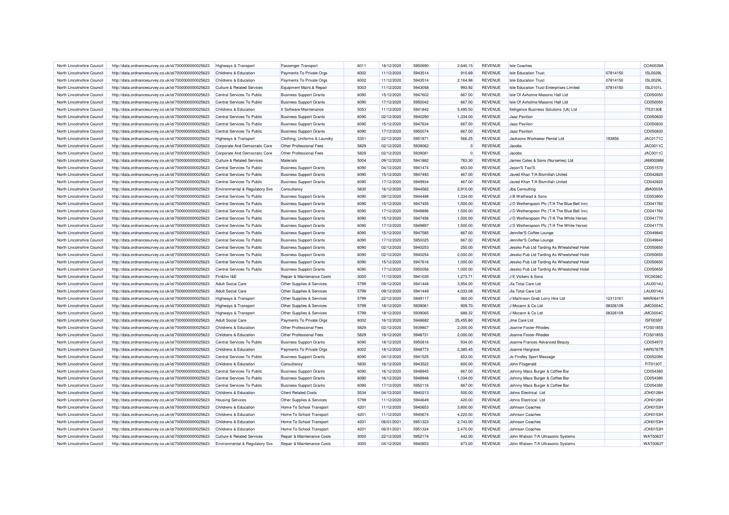| North Lincolnshire Council | http://data.ordnancesurvey.co.uk/id/7000000000025623 | Highways & Transport | Passenger Transport | 6011 | 18/12/2020 | 5950690 | 2,640.15 | REVENUE | Isle Coaches | | COA0039A |
|---|---|---|---|---|---|---|---|---|---|---|---|
| North Lincolnshire Council | http://data.ordnancesurvey.co.uk/id/7000000000025623 | Childrens & Education | Payments To Private Orgs | 6002 | 11/12/2020 | 5943514 | 910.69 | REVENUE | Isle Education Trust | 07814150 | ISL0029L |
| North Lincolnshire Council | http://data.ordnancesurvey.co.uk/id/7000000000025623 | Childrens & Education | Payments To Private Orgs | 6002 | 11/12/2020 | 5943514 | 2,164.98 | REVENUE | Isle Education Trust | 07814150 | ISL0029L |
| North Lincolnshire Council | http://data.ordnancesurvey.co.uk/id/7000000000025623 | Culture & Related Services | Equipment Maint.& Repair | 5003 | 11/12/2020 | 5943058 | 993.92 | REVENUE | Isle Education Trust Enterprises Limited | 07814150 | ISL0101L |
| North Lincolnshire Council | http://data.ordnancesurvey.co.uk/id/7000000000025623 | Central Services To Public | Business Support Grants | 6090 | 15/12/2020 | 5947602 | 667.00 | REVENUE | Isle Of Axholme Masonic Hall Ltd | | CD050050 |
| North Lincolnshire Council | http://data.ordnancesurvey.co.uk/id/7000000000025623 | Central Services To Public | Business Support Grants | 6090 | 17/12/2020 | 5950042 | 667.00 | REVENUE | Isle Of Axholme Masonic Hall Ltd | | CD050050 |
| North Lincolnshire Council | http://data.ordnancesurvey.co.uk/id/7000000000025623 | Childrens & Education | It Software-Maintenance | 5053 | 11/12/2020 | 5941842 | 5,495.50 | REVENUE | Itelligence Business Solutions (Uk) Ltd | | ITE0130E |
| North Lincolnshire Council | http://data.ordnancesurvey.co.uk/id/7000000000025623 | Central Services To Public | Business Support Grants | 6090 | 02/12/2020 | 5940290 | 1,334.00 | REVENUE | Jaaz Pavilion | | CD050830 |
| North Lincolnshire Council | http://data.ordnancesurvey.co.uk/id/7000000000025623 | Central Services To Public | Business Support Grants | 6090 | 15/12/2020 | 5947634 | 667.00 | REVENUE | Jaaz Pavilion | | CD050830 |
| North Lincolnshire Council | http://data.ordnancesurvey.co.uk/id/7000000000025623 | Central Services To Public | Business Support Grants | 6090 | 17/12/2020 | 5950074 | 667.00 | REVENUE | Jaaz Pavilion | | CD050830 |
| North Lincolnshire Council | http://data.ordnancesurvey.co.uk/id/7000000000025623 | Highways & Transport | Clothing, Uniforms & Laundry | 5301 | 22/12/2020 | 5951871 | 566.25 | REVENUE | Jacksons Workwear Rental Ltd | 193856 | JAC0171C |
| North Lincolnshire Council | http://data.ordnancesurvey.co.uk/id/7000000000025623 | Corporate And Democratic Core | Other Professional Fees | 5829 | 02/12/2020 | 5939062 | 0 | REVENUE | Jacobs | | JAC0011C |
| North Lincolnshire Council | http://data.ordnancesurvey.co.uk/id/7000000000025623 | Corporate And Democratic Core | Other Professional Fees | 5829 | 02/12/2020 | 5939081 | 0 | REVENUE | Jacobs | | JAC0011C |
| North Lincolnshire Council | http://data.ordnancesurvey.co.uk/id/7000000000025623 | Culture & Related Services | Materials | 5004 | 09/12/2020 | 5941882 | 763.30 | REVENUE | James Coles & Sons (Nurseries) Ltd | | JAM0008M |
| North Lincolnshire Council | http://data.ordnancesurvey.co.uk/id/7000000000025623 | Central Services To Public | Business Support Grants | 6090 | 04/12/2020 | 5941474 | 653.00 | REVENUE | Jason'S Taxi'S | | CD051570 |
| North Lincolnshire Council | http://data.ordnancesurvey.co.uk/id/7000000000025623 | Central Services To Public | Business Support Grants | 6090 | 15/12/2020 | 5947493 | 467.00 | REVENUE | Javed Khan T/A Bismillah United | | CD042820 |
| North Lincolnshire Council | http://data.ordnancesurvey.co.uk/id/7000000000025623 | Central Services To Public | Business Support Grants | 6090 | 17/12/2020 | 5949934 | 467.00 | REVENUE | Javed Khan T/A Bismillah United | | CD042820 |
| North Lincolnshire Council | http://data.ordnancesurvey.co.uk/id/7000000000025623 | Environmental & Regulatory Svs | Consultancy | 5830 | 16/12/2020 | 5944582 | 2,910.00 | REVENUE | Jba Consulting | | JBA0003A |
| North Lincolnshire Council | http://data.ordnancesurvey.co.uk/id/7000000000025623 | Central Services To Public | Business Support Grants | 6090 | 09/12/2020 | 5944488 | 1,334.00 | REVENUE | J B Wallhead & Sons | | CD053800 |
| North Lincolnshire Council | http://data.ordnancesurvey.co.uk/id/7000000000025623 | Central Services To Public | Business Support Grants | 6090 | 15/12/2020 | 5947455 | 1,500.00 | REVENUE | J D Wetherspoon Plc (T/A The Blue Bell Inn) | | CD041760 |
| North Lincolnshire Council | http://data.ordnancesurvey.co.uk/id/7000000000025623 | Central Services To Public | Business Support Grants | 6090 | 17/12/2020 | 5949896 | 1,500.00 | REVENUE | J D Wetherspoon Plc (T/A The Blue Bell Inn) | | CD041760 |
| North Lincolnshire Council | http://data.ordnancesurvey.co.uk/id/7000000000025623 | Central Services To Public | Business Support Grants | 6090 | 15/12/2020 | 5947456 | 1,500.00 | REVENUE | J D Wetherspoon Plc (T/A The White Horse) | | CD041770 |
| North Lincolnshire Council | http://data.ordnancesurvey.co.uk/id/7000000000025623 | Central Services To Public | Business Support Grants | 6090 | 17/12/2020 | 5949897 | 1,500.00 | REVENUE | J D Wetherspoon Plc (T/A The White Horse) | | CD041770 |
| North Lincolnshire Council | http://data.ordnancesurvey.co.uk/id/7000000000025623 | Central Services To Public | Business Support Grants | 6090 | 15/12/2020 | 5947585 | 667.00 | REVENUE | Jennifer'S Coffee Lounge | | CD049840 |
| North Lincolnshire Council | http://data.ordnancesurvey.co.uk/id/7000000000025623 | Central Services To Public | Business Support Grants | 6090 | 17/12/2020 | 5950025 | 667.00 | REVENUE | Jennifer'S Coffee Lounge | | CD049840 |
| North Lincolnshire Council | http://data.ordnancesurvey.co.uk/id/7000000000025623 | Central Services To Public | Business Support Grants | 6090 | 02/12/2020 | 5940253 | 250.00 | REVENUE | Jessko Pub Ltd Tarding As Wheatsheaf Hotel | | CD050650 |
| North Lincolnshire Council | http://data.ordnancesurvey.co.uk/id/7000000000025623 | Central Services To Public | Business Support Grants | 6090 | 02/12/2020 | 5940254 | 2,000.00 | REVENUE | Jessko Pub Ltd Tarding As Wheatsheaf Hotel | | CD050650 |
| North Lincolnshire Council | http://data.ordnancesurvey.co.uk/id/7000000000025623 | Central Services To Public | Business Support Grants | 6090 | 15/12/2020 | 5947616 | 1,000.00 | REVENUE | Jessko Pub Ltd Tarding As Wheatsheaf Hotel | | CD050650 |
| North Lincolnshire Council | http://data.ordnancesurvey.co.uk/id/7000000000025623 | Central Services To Public | Business Support Grants | 6090 | 17/12/2020 | 5950056 | 1,000.00 | REVENUE | Jessko Pub Ltd Tarding As Wheatsheaf Hotel | | CD050650 |
| North Lincolnshire Council | http://data.ordnancesurvey.co.uk/id/7000000000025623 | Fin&Inv I&E | Repair & Maintenance Costs | 3000 | 11/12/2020 | 5941035 | 1,273.71 | REVENUE | J E Vickers & Sons | | VIC0036C |
| North Lincolnshire Council | http://data.ordnancesurvey.co.uk/id/7000000000025623 | Adult Social Care | Other Supplies & Services | 5799 | 09/12/2020 | 5941448 | 3,954.00 | REVENUE | Jla Total Care Ltd | | LAU0014U |
| North Lincolnshire Council | http://data.ordnancesurvey.co.uk/id/7000000000025623 | Adult Social Care | Other Supplies & Services | 5799 | 09/12/2020 | 5941449 | 4,033.08 | REVENUE | Jla Total Care Ltd | | LAU0014U |
| North Lincolnshire Council | http://data.ordnancesurvey.co.uk/id/7000000000025623 | Highways & Transport | Other Supplies & Services | 5799 | 22/12/2020 | 5949117 | 360.00 | REVENUE | J Martinson Grab Lorry Hire Ltd | 12313161 | MAR0641R |
| North Lincolnshire Council | http://data.ordnancesurvey.co.uk/id/7000000000025623 | Highways & Transport | Other Supplies & Services | 5799 | 18/12/2020 | 5939061 | 909.70 | REVENUE | J Mccann & Co Ltd | 08326109 | JMC0004C |
| North Lincolnshire Council | http://data.ordnancesurvey.co.uk/id/7000000000025623 | Highways & Transport | Other Supplies & Services | 5799 | 18/12/2020 | 5939065 | 688.32 | REVENUE | J Mccann & Co Ltd | 08326109 | JMC0004C |
| North Lincolnshire Council | http://data.ordnancesurvey.co.uk/id/7000000000025623 | Adult Social Care | Payments To Private Orgs | 6002 | 16/12/2020 | 5948682 | 25,455.80 | REVENUE | Jme Care Ltd | | ISF0035F |
| North Lincolnshire Council | http://data.ordnancesurvey.co.uk/id/7000000000025623 | Childrens & Education | Other Professional Fees | 5829 | 02/12/2020 | 5939807 | 2,000.00 | REVENUE | Joanne Foster-Rhodes | | FOS0185S |
| North Lincolnshire Council | http://data.ordnancesurvey.co.uk/id/7000000000025623 | Childrens & Education | Other Professional Fees | 5829 | 18/12/2020 | 5948731 | 2,000.00 | REVENUE | Joanne Foster-Rhodes | | FOS0185S |
| North Lincolnshire Council | http://data.ordnancesurvey.co.uk/id/7000000000025623 | Central Services To Public | Business Support Grants | 6090 | 18/12/2020 | 5950816 | 934.00 | REVENUE | Joanne Frances Advanced Beauty | | CD054970 |
| North Lincolnshire Council | http://data.ordnancesurvey.co.uk/id/7000000000025623 | Childrens & Education | Payments To Private Orgs | 6002 | 18/12/2020 | 5948773 | 2,385.45 | REVENUE | Joanne Hargrave | | HAR0767R |
| North Lincolnshire Council | http://data.ordnancesurvey.co.uk/id/7000000000025623 | Central Services To Public | Business Support Grants | 6090 | 04/12/2020 | 5941525 | 653.00 | REVENUE | Jo Findley Sport Massage | | CD052080 |
| North Lincolnshire Council | http://data.ordnancesurvey.co.uk/id/7000000000025623 | Childrens & Education | Consultancy | 5830 | 16/12/2020 | 5943522 | 600.00 | REVENUE | John Fitzgerald | | FIT0130T |
| North Lincolnshire Council | http://data.ordnancesurvey.co.uk/id/7000000000025623 | Central Services To Public | Business Support Grants | 6090 | 16/12/2020 | 5948945 | 667.00 | REVENUE | Johnny Macs Burger & Coffee Bar | | CD054380 |
| North Lincolnshire Council | http://data.ordnancesurvey.co.uk/id/7000000000025623 | Central Services To Public | Business Support Grants | 6090 | 16/12/2020 | 5948946 | 1,334.00 | REVENUE | Johnny Macs Burger & Coffee Bar | | CD054380 |
| North Lincolnshire Council | http://data.ordnancesurvey.co.uk/id/7000000000025623 | Central Services To Public | Business Support Grants | 6090 | 17/12/2020 | 5950116 | 667.00 | REVENUE | Johnny Macs Burger & Coffee Bar | | CD054380 |
| North Lincolnshire Council | http://data.ordnancesurvey.co.uk/id/7000000000025623 | Childrens & Education | Client Related Costs | 5534 | 04/12/2020 | 5940213 | 500.00 | REVENUE | Johns Electrical Ltd | | JOH0126H |
| North Lincolnshire Council | http://data.ordnancesurvey.co.uk/id/7000000000025623 | Housing Services | Other Supplies & Services | 5799 | 11/12/2020 | 5944649 | 420.00 | REVENUE | Johns Electrical Ltd | | JOH0126H |
| North Lincolnshire Council | http://data.ordnancesurvey.co.uk/id/7000000000025623 | Childrens & Education | Home To School Transport | 4201 | 11/12/2020 | 5940653 | 3,800.00 | REVENUE | Johnson Coaches | | JOH0153H |
| North Lincolnshire Council | http://data.ordnancesurvey.co.uk/id/7000000000025623 | Childrens & Education | Home To School Transport | 4201 | 11/12/2020 | 5940674 | 4,220.00 | REVENUE | Johnson Coaches | | JOH0153H |
| North Lincolnshire Council | http://data.ordnancesurvey.co.uk/id/7000000000025623 | Childrens & Education | Home To School Transport | 4201 | 06/01/2021 | 5951323 | 2,743.00 | REVENUE | Johnson Coaches | | JOH0153H |
| North Lincolnshire Council | http://data.ordnancesurvey.co.uk/id/7000000000025623 | Childrens & Education | Home To School Transport | 4201 | 06/01/2021 | 5951324 | 2,470.00 | REVENUE | Johnson Coaches | | JOH0153H |
| North Lincolnshire Council | http://data.ordnancesurvey.co.uk/id/7000000000025623 | Culture & Related Services | Repair & Maintenance Costs | 3000 | 22/12/2020 | 5952174 | 442.00 | REVENUE | John Watson T/A Ultrasonic Systems | | WAT0063T |
| North Lincolnshire Council | http://data.ordnancesurvey.co.uk/id/7000000000025623 | Environmental & Regulatory Svs | Repair & Maintenance Costs | 3000 | 04/12/2020 | 5940853 | 873.00 | REVENUE | John Watson T/A Ultrasonic Systems | | WAT0063T |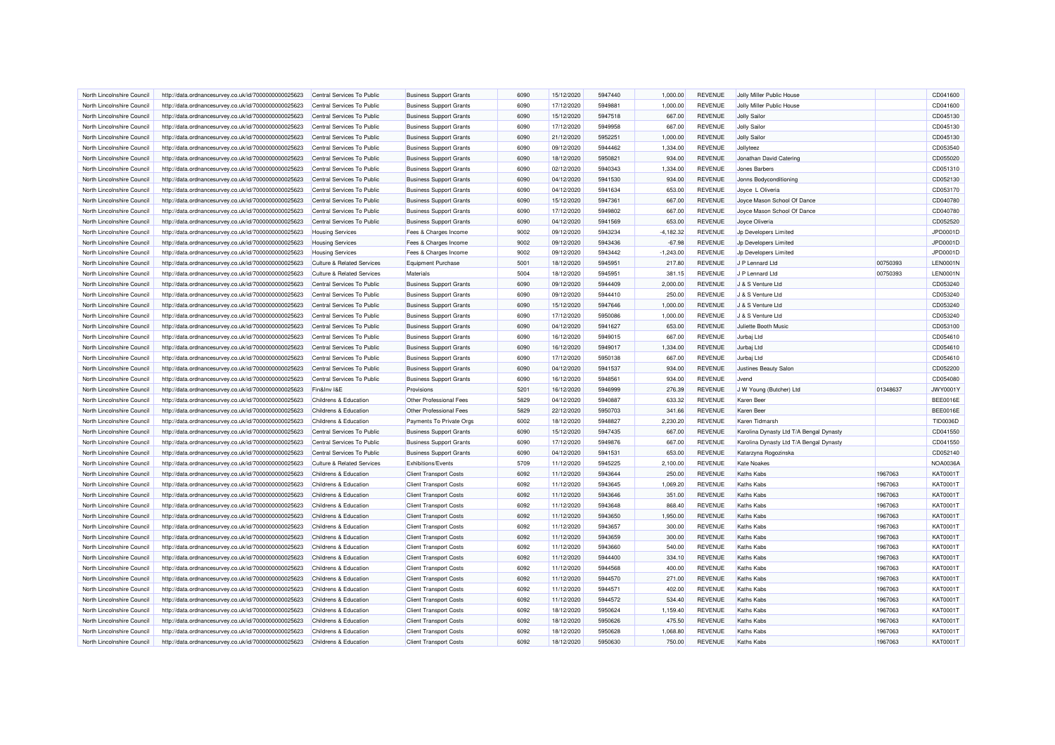| North Lincolnshire Council | http://data.ordnancesurvey.co.uk/id/7000000000025623 | Central Services To Public | Business Support Grants | 6090 | 15/12/2020 | 5947440 | 1,000.00 | REVENUE | Jolly Miller Public House | | CD041600 |
|---|---|---|---|---|---|---|---|---|---|---|---|
| North Lincolnshire Council | http://data.ordnancesurvey.co.uk/id/7000000000025623 | Central Services To Public | Business Support Grants | 6090 | 17/12/2020 | 5949881 | 1,000.00 | REVENUE | Jolly Miller Public House | | CD041600 |
| North Lincolnshire Council | http://data.ordnancesurvey.co.uk/id/7000000000025623 | Central Services To Public | Business Support Grants | 6090 | 15/12/2020 | 5947518 | 667.00 | REVENUE | Jolly Sailor | | CD045130 |
| North Lincolnshire Council | http://data.ordnancesurvey.co.uk/id/7000000000025623 | Central Services To Public | Business Support Grants | 6090 | 17/12/2020 | 5949958 | 667.00 | REVENUE | Jolly Sailor | | CD045130 |
| North Lincolnshire Council | http://data.ordnancesurvey.co.uk/id/7000000000025623 | Central Services To Public | Business Support Grants | 6090 | 21/12/2020 | 5952251 | 1,000.00 | REVENUE | Jolly Sailor | | CD045130 |
| North Lincolnshire Council | http://data.ordnancesurvey.co.uk/id/7000000000025623 | Central Services To Public | Business Support Grants | 6090 | 09/12/2020 | 5944462 | 1,334.00 | REVENUE | Jollyteez | | CD053540 |
| North Lincolnshire Council | http://data.ordnancesurvey.co.uk/id/7000000000025623 | Central Services To Public | Business Support Grants | 6090 | 18/12/2020 | 5950821 | 934.00 | REVENUE | Jonathan David Catering | | CD055020 |
| North Lincolnshire Council | http://data.ordnancesurvey.co.uk/id/7000000000025623 | Central Services To Public | Business Support Grants | 6090 | 02/12/2020 | 5940343 | 1,334.00 | REVENUE | Jones Barbers | | CD051310 |
| North Lincolnshire Council | http://data.ordnancesurvey.co.uk/id/7000000000025623 | Central Services To Public | Business Support Grants | 6090 | 04/12/2020 | 5941530 | 934.00 | REVENUE | Jonns Bodyconditioning | | CD052130 |
| North Lincolnshire Council | http://data.ordnancesurvey.co.uk/id/7000000000025623 | Central Services To Public | Business Support Grants | 6090 | 04/12/2020 | 5941634 | 653.00 | REVENUE | Joyce L Oliveria | | CD053170 |
| North Lincolnshire Council | http://data.ordnancesurvey.co.uk/id/7000000000025623 | Central Services To Public | Business Support Grants | 6090 | 15/12/2020 | 5947361 | 667.00 | REVENUE | Joyce Mason School Of Dance | | CD040780 |
| North Lincolnshire Council | http://data.ordnancesurvey.co.uk/id/7000000000025623 | Central Services To Public | Business Support Grants | 6090 | 17/12/2020 | 5949802 | 667.00 | REVENUE | Joyce Mason School Of Dance | | CD040780 |
| North Lincolnshire Council | http://data.ordnancesurvey.co.uk/id/7000000000025623 | Central Services To Public | Business Support Grants | 6090 | 04/12/2020 | 5941569 | 653.00 | REVENUE | Joyce Oliveria | | CD052520 |
| North Lincolnshire Council | http://data.ordnancesurvey.co.uk/id/7000000000025623 | Housing Services | Fees & Charges Income | 9002 | 09/12/2020 | 5943234 | -4,182.32 | REVENUE | Jp Developers Limited | | JPD0001D |
| North Lincolnshire Council | http://data.ordnancesurvey.co.uk/id/7000000000025623 | Housing Services | Fees & Charges Income | 9002 | 09/12/2020 | 5943436 | -67.98 | REVENUE | Jp Developers Limited | | JPD0001D |
| North Lincolnshire Council | http://data.ordnancesurvey.co.uk/id/7000000000025623 | Housing Services | Fees & Charges Income | 9002 | 09/12/2020 | 5943442 | -1,243.00 | REVENUE | Jp Developers Limited | | JPD0001D |
| North Lincolnshire Council | http://data.ordnancesurvey.co.uk/id/7000000000025623 | Culture & Related Services | Equipment Purchase | 5001 | 18/12/2020 | 5945951 | 217.80 | REVENUE | J P Lennard Ltd | 00750393 | LEN0001N |
| North Lincolnshire Council | http://data.ordnancesurvey.co.uk/id/7000000000025623 | Culture & Related Services | Materials | 5004 | 18/12/2020 | 5945951 | 381.15 | REVENUE | J P Lennard Ltd | 00750393 | LEN0001N |
| North Lincolnshire Council | http://data.ordnancesurvey.co.uk/id/7000000000025623 | Central Services To Public | Business Support Grants | 6090 | 09/12/2020 | 5944409 | 2,000.00 | REVENUE | J & S Venture Ltd | | CD053240 |
| North Lincolnshire Council | http://data.ordnancesurvey.co.uk/id/7000000000025623 | Central Services To Public | Business Support Grants | 6090 | 09/12/2020 | 5944410 | 250.00 | REVENUE | J & S Venture Ltd | | CD053240 |
| North Lincolnshire Council | http://data.ordnancesurvey.co.uk/id/7000000000025623 | Central Services To Public | Business Support Grants | 6090 | 15/12/2020 | 5947646 | 1,000.00 | REVENUE | J & S Venture Ltd | | CD053240 |
| North Lincolnshire Council | http://data.ordnancesurvey.co.uk/id/7000000000025623 | Central Services To Public | Business Support Grants | 6090 | 17/12/2020 | 5950086 | 1,000.00 | REVENUE | J & S Venture Ltd | | CD053240 |
| North Lincolnshire Council | http://data.ordnancesurvey.co.uk/id/7000000000025623 | Central Services To Public | Business Support Grants | 6090 | 04/12/2020 | 5941627 | 653.00 | REVENUE | Juliette Booth Music | | CD053100 |
| North Lincolnshire Council | http://data.ordnancesurvey.co.uk/id/7000000000025623 | Central Services To Public | Business Support Grants | 6090 | 16/12/2020 | 5949015 | 667.00 | REVENUE | Jurbaj Ltd | | CD054610 |
| North Lincolnshire Council | http://data.ordnancesurvey.co.uk/id/7000000000025623 | Central Services To Public | Business Support Grants | 6090 | 16/12/2020 | 5949017 | 1,334.00 | REVENUE | Jurbaj Ltd | | CD054610 |
| North Lincolnshire Council | http://data.ordnancesurvey.co.uk/id/7000000000025623 | Central Services To Public | Business Support Grants | 6090 | 17/12/2020 | 5950138 | 667.00 | REVENUE | Jurbaj Ltd | | CD054610 |
| North Lincolnshire Council | http://data.ordnancesurvey.co.uk/id/7000000000025623 | Central Services To Public | Business Support Grants | 6090 | 04/12/2020 | 5941537 | 934.00 | REVENUE | Justines Beauty Salon | | CD052200 |
| North Lincolnshire Council | http://data.ordnancesurvey.co.uk/id/7000000000025623 | Central Services To Public | Business Support Grants | 6090 | 16/12/2020 | 5948561 | 934.00 | REVENUE | Jvend | | CD054080 |
| North Lincolnshire Council | http://data.ordnancesurvey.co.uk/id/7000000000025623 | Fin&Inv I&E | Provisions | 5201 | 16/12/2020 | 5946999 | 276.39 | REVENUE | J W Young (Butcher) Ltd | 01348637 | JWY0001Y |
| North Lincolnshire Council | http://data.ordnancesurvey.co.uk/id/7000000000025623 | Childrens & Education | Other Professional Fees | 5829 | 04/12/2020 | 5940887 | 633.32 | REVENUE | Karen Beer | | BEE0016E |
| North Lincolnshire Council | http://data.ordnancesurvey.co.uk/id/7000000000025623 | Childrens & Education | Other Professional Fees | 5829 | 22/12/2020 | 5950703 | 341.66 | REVENUE | Karen Beer | | BEE0016E |
| North Lincolnshire Council | http://data.ordnancesurvey.co.uk/id/7000000000025623 | Childrens & Education | Payments To Private Orgs | 6002 | 18/12/2020 | 5948827 | 2,230.20 | REVENUE | Karen Tidmarsh | | TID0036D |
| North Lincolnshire Council | http://data.ordnancesurvey.co.uk/id/7000000000025623 | Central Services To Public | Business Support Grants | 6090 | 15/12/2020 | 5947435 | 667.00 | REVENUE | Karolina Dynasty Ltd T/A Bengal Dynasty | | CD041550 |
| North Lincolnshire Council | http://data.ordnancesurvey.co.uk/id/7000000000025623 | Central Services To Public | Business Support Grants | 6090 | 17/12/2020 | 5949876 | 667.00 | REVENUE | Karolina Dynasty Ltd T/A Bengal Dynasty | | CD041550 |
| North Lincolnshire Council | http://data.ordnancesurvey.co.uk/id/7000000000025623 | Central Services To Public | Business Support Grants | 6090 | 04/12/2020 | 5941531 | 653.00 | REVENUE | Katarzyna Rogozinska | | CD052140 |
| North Lincolnshire Council | http://data.ordnancesurvey.co.uk/id/7000000000025623 | Culture & Related Services | Exhibitions/Events | 5709 | 11/12/2020 | 5945225 | 2,100.00 | REVENUE | Kate Noakes | | NOA0036A |
| North Lincolnshire Council | http://data.ordnancesurvey.co.uk/id/7000000000025623 | Childrens & Education | Client Transport Costs | 6092 | 11/12/2020 | 5943644 | 250.00 | REVENUE | Kaths Kabs | 1967063 | KAT0001T |
| North Lincolnshire Council | http://data.ordnancesurvey.co.uk/id/7000000000025623 | Childrens & Education | Client Transport Costs | 6092 | 11/12/2020 | 5943645 | 1,069.20 | REVENUE | Kaths Kabs | 1967063 | KAT0001T |
| North Lincolnshire Council | http://data.ordnancesurvey.co.uk/id/7000000000025623 | Childrens & Education | Client Transport Costs | 6092 | 11/12/2020 | 5943646 | 351.00 | REVENUE | Kaths Kabs | 1967063 | KAT0001T |
| North Lincolnshire Council | http://data.ordnancesurvey.co.uk/id/7000000000025623 | Childrens & Education | Client Transport Costs | 6092 | 11/12/2020 | 5943648 | 868.40 | REVENUE | Kaths Kabs | 1967063 | KAT0001T |
| North Lincolnshire Council | http://data.ordnancesurvey.co.uk/id/7000000000025623 | Childrens & Education | Client Transport Costs | 6092 | 11/12/2020 | 5943650 | 1,950.00 | REVENUE | Kaths Kabs | 1967063 | KAT0001T |
| North Lincolnshire Council | http://data.ordnancesurvey.co.uk/id/7000000000025623 | Childrens & Education | Client Transport Costs | 6092 | 11/12/2020 | 5943657 | 300.00 | REVENUE | Kaths Kabs | 1967063 | KAT0001T |
| North Lincolnshire Council | http://data.ordnancesurvey.co.uk/id/7000000000025623 | Childrens & Education | Client Transport Costs | 6092 | 11/12/2020 | 5943659 | 300.00 | REVENUE | Kaths Kabs | 1967063 | KAT0001T |
| North Lincolnshire Council | http://data.ordnancesurvey.co.uk/id/7000000000025623 | Childrens & Education | Client Transport Costs | 6092 | 11/12/2020 | 5943660 | 540.00 | REVENUE | Kaths Kabs | 1967063 | KAT0001T |
| North Lincolnshire Council | http://data.ordnancesurvey.co.uk/id/7000000000025623 | Childrens & Education | Client Transport Costs | 6092 | 11/12/2020 | 5944400 | 334.10 | REVENUE | Kaths Kabs | 1967063 | KAT0001T |
| North Lincolnshire Council | http://data.ordnancesurvey.co.uk/id/7000000000025623 | Childrens & Education | Client Transport Costs | 6092 | 11/12/2020 | 5944568 | 400.00 | REVENUE | Kaths Kabs | 1967063 | KAT0001T |
| North Lincolnshire Council | http://data.ordnancesurvey.co.uk/id/7000000000025623 | Childrens & Education | Client Transport Costs | 6092 | 11/12/2020 | 5944570 | 271.00 | REVENUE | Kaths Kabs | 1967063 | KAT0001T |
| North Lincolnshire Council | http://data.ordnancesurvey.co.uk/id/7000000000025623 | Childrens & Education | Client Transport Costs | 6092 | 11/12/2020 | 5944571 | 402.00 | REVENUE | Kaths Kabs | 1967063 | KAT0001T |
| North Lincolnshire Council | http://data.ordnancesurvey.co.uk/id/7000000000025623 | Childrens & Education | Client Transport Costs | 6092 | 11/12/2020 | 5944572 | 534.40 | REVENUE | Kaths Kabs | 1967063 | KAT0001T |
| North Lincolnshire Council | http://data.ordnancesurvey.co.uk/id/7000000000025623 | Childrens & Education | Client Transport Costs | 6092 | 18/12/2020 | 5950624 | 1,159.40 | REVENUE | Kaths Kabs | 1967063 | KAT0001T |
| North Lincolnshire Council | http://data.ordnancesurvey.co.uk/id/7000000000025623 | Childrens & Education | Client Transport Costs | 6092 | 18/12/2020 | 5950626 | 475.50 | REVENUE | Kaths Kabs | 1967063 | KAT0001T |
| North Lincolnshire Council | http://data.ordnancesurvey.co.uk/id/7000000000025623 | Childrens & Education | Client Transport Costs | 6092 | 18/12/2020 | 5950628 | 1,068.80 | REVENUE | Kaths Kabs | 1967063 | KAT0001T |
| North Lincolnshire Council | http://data.ordnancesurvey.co.uk/id/7000000000025623 | Childrens & Education | Client Transport Costs | 6092 | 18/12/2020 | 5950630 | 750.00 | REVENUE | Kaths Kabs | 1967063 | KAT0001T |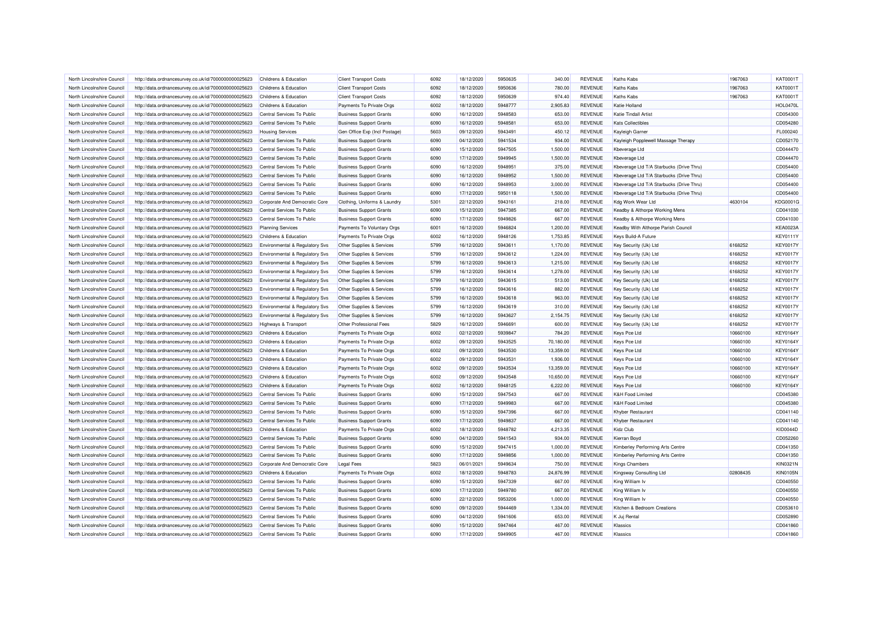| North Lincolnshire Council | http://data.ordnancesurvey.co.uk/id/7000000000025623 | Childrens & Education | Client Transport Costs | 6092 | 18/12/2020 | 5950635 | 340.00 | REVENUE | Kaths Kabs | 1967063 | KAT0001T |
|---|---|---|---|---|---|---|---|---|---|---|---|
| North Lincolnshire Council | http://data.ordnancesurvey.co.uk/id/7000000000025623 | Childrens & Education | Client Transport Costs | 6092 | 18/12/2020 | 5950636 | 780.00 | REVENUE | Kaths Kabs | 1967063 | KAT0001T |
| North Lincolnshire Council | http://data.ordnancesurvey.co.uk/id/7000000000025623 | Childrens & Education | Client Transport Costs | 6092 | 18/12/2020 | 5950639 | 974.40 | REVENUE | Kaths Kabs | 1967063 | KAT0001T |
| North Lincolnshire Council | http://data.ordnancesurvey.co.uk/id/7000000000025623 | Childrens & Education | Payments To Private Orgs | 6002 | 18/12/2020 | 5948777 | 2,905.83 | REVENUE | Katie Holland | | HOL0470L |
| North Lincolnshire Council | http://data.ordnancesurvey.co.uk/id/7000000000025623 | Central Services To Public | Business Support Grants | 6090 | 16/12/2020 | 5948583 | 653.00 | REVENUE | Katie Tindall Artist | | CD054300 |
| North Lincolnshire Council | http://data.ordnancesurvey.co.uk/id/7000000000025623 | Central Services To Public | Business Support Grants | 6090 | 16/12/2020 | 5948581 | 653.00 | REVENUE | Kats Collectibles | | CD054280 |
| North Lincolnshire Council | http://data.ordnancesurvey.co.uk/id/7000000000025623 | Housing Services | Gen Office Exp (Incl Postage) | 5603 | 09/12/2020 | 5943491 | 450.12 | REVENUE | Kayleigh Garner | | FL000240 |
| North Lincolnshire Council | http://data.ordnancesurvey.co.uk/id/7000000000025623 | Central Services To Public | Business Support Grants | 6090 | 04/12/2020 | 5941534 | 934.00 | REVENUE | Kayleigh Popplewell Massage Therapy | | CD052170 |
| North Lincolnshire Council | http://data.ordnancesurvey.co.uk/id/7000000000025623 | Central Services To Public | Business Support Grants | 6090 | 15/12/2020 | 5947505 | 1,500.00 | REVENUE | Kbeverage Ltd | | CD044470 |
| North Lincolnshire Council | http://data.ordnancesurvey.co.uk/id/7000000000025623 | Central Services To Public | Business Support Grants | 6090 | 17/12/2020 | 5949945 | 1,500.00 | REVENUE | Kbeverage Ltd | | CD044470 |
| North Lincolnshire Council | http://data.ordnancesurvey.co.uk/id/7000000000025623 | Central Services To Public | Business Support Grants | 6090 | 16/12/2020 | 5948951 | 375.00 | REVENUE | Kbeverage Ltd T/A Starbucks (Drive Thru) | | CD054400 |
| North Lincolnshire Council | http://data.ordnancesurvey.co.uk/id/7000000000025623 | Central Services To Public | Business Support Grants | 6090 | 16/12/2020 | 5948952 | 1,500.00 | REVENUE | Kbeverage Ltd T/A Starbucks (Drive Thru) | | CD054400 |
| North Lincolnshire Council | http://data.ordnancesurvey.co.uk/id/7000000000025623 | Central Services To Public | Business Support Grants | 6090 | 16/12/2020 | 5948953 | 3,000.00 | REVENUE | Kbeverage Ltd T/A Starbucks (Drive Thru) | | CD054400 |
| North Lincolnshire Council | http://data.ordnancesurvey.co.uk/id/7000000000025623 | Central Services To Public | Business Support Grants | 6090 | 17/12/2020 | 5950118 | 1,500.00 | REVENUE | Kbeverage Ltd T/A Starbucks (Drive Thru) | | CD054400 |
| North Lincolnshire Council | http://data.ordnancesurvey.co.uk/id/7000000000025623 | Corporate And Democratic Core | Clothing, Uniforms & Laundry | 5301 | 22/12/2020 | 5943161 | 218.00 | REVENUE | Kdg Work Wear Ltd | 4630104 | KDG0001G |
| North Lincolnshire Council | http://data.ordnancesurvey.co.uk/id/7000000000025623 | Central Services To Public | Business Support Grants | 6090 | 15/12/2020 | 5947385 | 667.00 | REVENUE | Keadby & Althorpe Working Mens | | CD041030 |
| North Lincolnshire Council | http://data.ordnancesurvey.co.uk/id/7000000000025623 | Central Services To Public | Business Support Grants | 6090 | 17/12/2020 | 5949826 | 667.00 | REVENUE | Keadby & Althorpe Working Mens | | CD041030 |
| North Lincolnshire Council | http://data.ordnancesurvey.co.uk/id/7000000000025623 | Planning Services | Payments To Voluntary Orgs | 6001 | 16/12/2020 | 5946824 | 1,200.00 | REVENUE | Keadby With Althorpe Parish Council | | KEA0023A |
| North Lincolnshire Council | http://data.ordnancesurvey.co.uk/id/7000000000025623 | Childrens & Education | Payments To Private Orgs | 6002 | 16/12/2020 | 5948126 | 1,753.85 | REVENUE | Keys Build-A Future | | KEY0111Y |
| North Lincolnshire Council | http://data.ordnancesurvey.co.uk/id/7000000000025623 | Environmental & Regulatory Svs | Other Supplies & Services | 5799 | 16/12/2020 | 5943611 | 1,170.00 | REVENUE | Key Security (Uk) Ltd | 6168252 | KEY0017Y |
| North Lincolnshire Council | http://data.ordnancesurvey.co.uk/id/7000000000025623 | Environmental & Regulatory Svs | Other Supplies & Services | 5799 | 16/12/2020 | 5943612 | 1,224.00 | REVENUE | Key Security (Uk) Ltd | 6168252 | KEY0017Y |
| North Lincolnshire Council | http://data.ordnancesurvey.co.uk/id/7000000000025623 | Environmental & Regulatory Svs | Other Supplies & Services | 5799 | 16/12/2020 | 5943613 | 1,215.00 | REVENUE | Key Security (Uk) Ltd | 6168252 | KEY0017Y |
| North Lincolnshire Council | http://data.ordnancesurvey.co.uk/id/7000000000025623 | Environmental & Regulatory Svs | Other Supplies & Services | 5799 | 16/12/2020 | 5943614 | 1,278.00 | REVENUE | Key Security (Uk) Ltd | 6168252 | KEY0017Y |
| North Lincolnshire Council | http://data.ordnancesurvey.co.uk/id/7000000000025623 | Environmental & Regulatory Svs | Other Supplies & Services | 5799 | 16/12/2020 | 5943615 | 513.00 | REVENUE | Key Security (Uk) Ltd | 6168252 | KEY0017Y |
| North Lincolnshire Council | http://data.ordnancesurvey.co.uk/id/7000000000025623 | Environmental & Regulatory Svs | Other Supplies & Services | 5799 | 16/12/2020 | 5943616 | 882.00 | REVENUE | Key Security (Uk) Ltd | 6168252 | KEY0017Y |
| North Lincolnshire Council | http://data.ordnancesurvey.co.uk/id/7000000000025623 | Environmental & Regulatory Svs | Other Supplies & Services | 5799 | 16/12/2020 | 5943618 | 963.00 | REVENUE | Key Security (Uk) Ltd | 6168252 | KEY0017Y |
| North Lincolnshire Council | http://data.ordnancesurvey.co.uk/id/7000000000025623 | Environmental & Regulatory Svs | Other Supplies & Services | 5799 | 16/12/2020 | 5943619 | 310.00 | REVENUE | Key Security (Uk) Ltd | 6168252 | KEY0017Y |
| North Lincolnshire Council | http://data.ordnancesurvey.co.uk/id/7000000000025623 | Environmental & Regulatory Svs | Other Supplies & Services | 5799 | 16/12/2020 | 5943627 | 2,154.75 | REVENUE | Key Security (Uk) Ltd | 6168252 | KEY0017Y |
| North Lincolnshire Council | http://data.ordnancesurvey.co.uk/id/7000000000025623 | Highways & Transport | Other Professional Fees | 5829 | 16/12/2020 | 5946691 | 600.00 | REVENUE | Key Security (Uk) Ltd | 6168252 | KEY0017Y |
| North Lincolnshire Council | http://data.ordnancesurvey.co.uk/id/7000000000025623 | Childrens & Education | Payments To Private Orgs | 6002 | 02/12/2020 | 5939847 | 784.20 | REVENUE | Keys Pce Ltd | 10660100 | KEY0164Y |
| North Lincolnshire Council | http://data.ordnancesurvey.co.uk/id/7000000000025623 | Childrens & Education | Payments To Private Orgs | 6002 | 09/12/2020 | 5943525 | 70,180.00 | REVENUE | Keys Pce Ltd | 10660100 | KEY0164Y |
| North Lincolnshire Council | http://data.ordnancesurvey.co.uk/id/7000000000025623 | Childrens & Education | Payments To Private Orgs | 6002 | 09/12/2020 | 5943530 | 13,359.00 | REVENUE | Keys Pce Ltd | 10660100 | KEY0164Y |
| North Lincolnshire Council | http://data.ordnancesurvey.co.uk/id/7000000000025623 | Childrens & Education | Payments To Private Orgs | 6002 | 09/12/2020 | 5943531 | 1,936.00 | REVENUE | Keys Pce Ltd | 10660100 | KEY0164Y |
| North Lincolnshire Council | http://data.ordnancesurvey.co.uk/id/7000000000025623 | Childrens & Education | Payments To Private Orgs | 6002 | 09/12/2020 | 5943534 | 13,359.00 | REVENUE | Keys Pce Ltd | 10660100 | KEY0164Y |
| North Lincolnshire Council | http://data.ordnancesurvey.co.uk/id/7000000000025623 | Childrens & Education | Payments To Private Orgs | 6002 | 09/12/2020 | 5943548 | 10,650.00 | REVENUE | Keys Pce Ltd | 10660100 | KEY0164Y |
| North Lincolnshire Council | http://data.ordnancesurvey.co.uk/id/7000000000025623 | Childrens & Education | Payments To Private Orgs | 6002 | 16/12/2020 | 5948125 | 6,222.00 | REVENUE | Keys Pce Ltd | 10660100 | KEY0164Y |
| North Lincolnshire Council | http://data.ordnancesurvey.co.uk/id/7000000000025623 | Central Services To Public | Business Support Grants | 6090 | 15/12/2020 | 5947543 | 667.00 | REVENUE | K&H Food Limited | | CD045380 |
| North Lincolnshire Council | http://data.ordnancesurvey.co.uk/id/7000000000025623 | Central Services To Public | Business Support Grants | 6090 | 17/12/2020 | 5949983 | 667.00 | REVENUE | K&H Food Limited | | CD045380 |
| North Lincolnshire Council | http://data.ordnancesurvey.co.uk/id/7000000000025623 | Central Services To Public | Business Support Grants | 6090 | 15/12/2020 | 5947396 | 667.00 | REVENUE | Khyber Restaurant | | CD041140 |
| North Lincolnshire Council | http://data.ordnancesurvey.co.uk/id/7000000000025623 | Central Services To Public | Business Support Grants | 6090 | 17/12/2020 | 5949837 | 667.00 | REVENUE | Khyber Restaurant | | CD041140 |
| North Lincolnshire Council | http://data.ordnancesurvey.co.uk/id/7000000000025623 | Childrens & Education | Payments To Private Orgs | 6002 | 18/12/2020 | 5948782 | 4,213.35 | REVENUE | Kidz Club | | KID0044D |
| North Lincolnshire Council | http://data.ordnancesurvey.co.uk/id/7000000000025623 | Central Services To Public | Business Support Grants | 6090 | 04/12/2020 | 5941543 | 934.00 | REVENUE | Kierran Boyd | | CD052260 |
| North Lincolnshire Council | http://data.ordnancesurvey.co.uk/id/7000000000025623 | Central Services To Public | Business Support Grants | 6090 | 15/12/2020 | 5947415 | 1,000.00 | REVENUE | Kimberley Performing Arts Centre | | CD041350 |
| North Lincolnshire Council | http://data.ordnancesurvey.co.uk/id/7000000000025623 | Central Services To Public | Business Support Grants | 6090 | 17/12/2020 | 5949856 | 1,000.00 | REVENUE | Kimberley Performing Arts Centre | | CD041350 |
| North Lincolnshire Council | http://data.ordnancesurvey.co.uk/id/7000000000025623 | Corporate And Democratic Core | Legal Fees | 5823 | 06/01/2021 | 5949634 | 750.00 | REVENUE | Kings Chambers | | KIN0321N |
| North Lincolnshire Council | http://data.ordnancesurvey.co.uk/id/7000000000025623 | Childrens & Education | Payments To Private Orgs | 6002 | 18/12/2020 | 5948783 | 24,876.99 | REVENUE | Kingsway Consulting Ltd | 02808435 | KIN0105N |
| North Lincolnshire Council | http://data.ordnancesurvey.co.uk/id/7000000000025623 | Central Services To Public | Business Support Grants | 6090 | 15/12/2020 | 5947339 | 667.00 | REVENUE | King William Iv | | CD040550 |
| North Lincolnshire Council | http://data.ordnancesurvey.co.uk/id/7000000000025623 | Central Services To Public | Business Support Grants | 6090 | 17/12/2020 | 5949780 | 667.00 | REVENUE | King William Iv | | CD040550 |
| North Lincolnshire Council | http://data.ordnancesurvey.co.uk/id/7000000000025623 | Central Services To Public | Business Support Grants | 6090 | 22/12/2020 | 5953206 | 1,000.00 | REVENUE | King William Iv | | CD040550 |
| North Lincolnshire Council | http://data.ordnancesurvey.co.uk/id/7000000000025623 | Central Services To Public | Business Support Grants | 6090 | 09/12/2020 | 5944469 | 1,334.00 | REVENUE | Kitchen & Bedroom Creations | | CD053610 |
| North Lincolnshire Council | http://data.ordnancesurvey.co.uk/id/7000000000025623 | Central Services To Public | Business Support Grants | 6090 | 04/12/2020 | 5941606 | 653.00 | REVENUE | K Juj Rental | | CD052890 |
| North Lincolnshire Council | http://data.ordnancesurvey.co.uk/id/7000000000025623 | Central Services To Public | Business Support Grants | 6090 | 15/12/2020 | 5947464 | 467.00 | REVENUE | Klassics | | CD041860 |
| North Lincolnshire Council | http://data.ordnancesurvey.co.uk/id/7000000000025623 | Central Services To Public | Business Support Grants | 6090 | 17/12/2020 | 5949905 | 467.00 | REVENUE | Klassics | | CD041860 |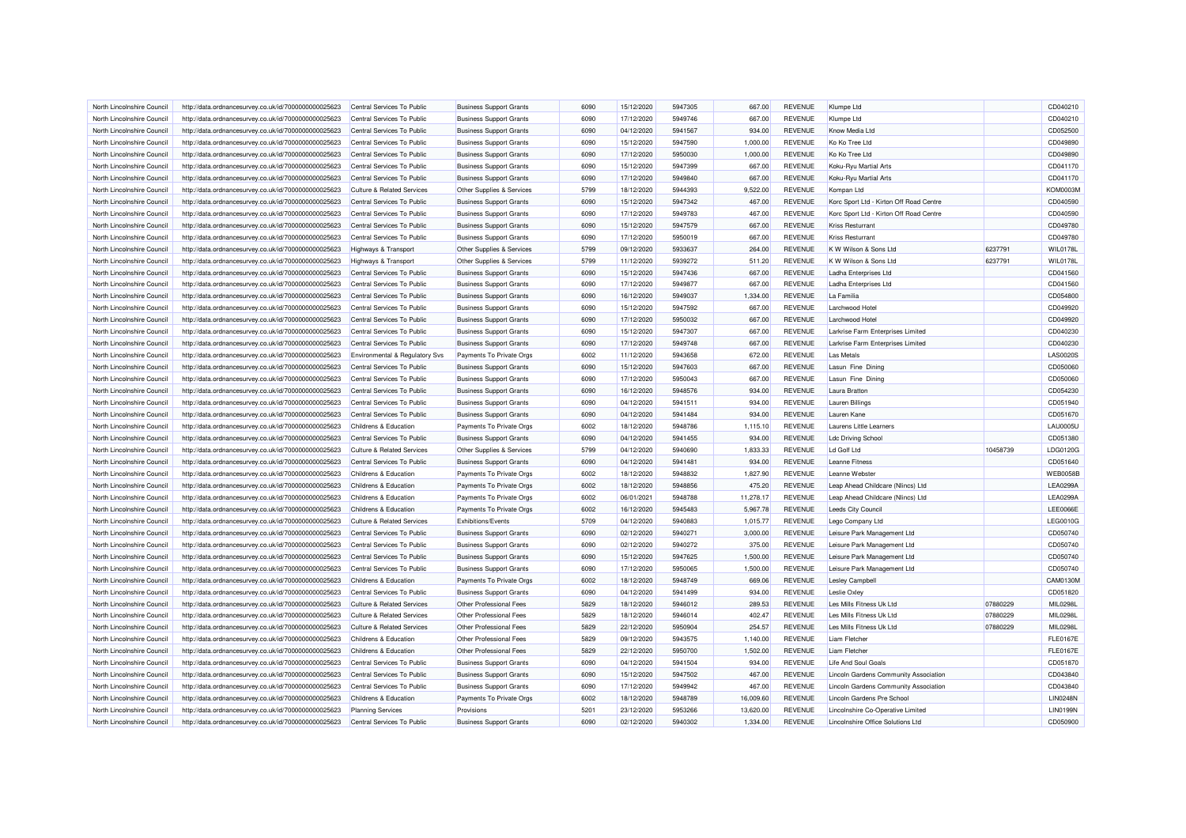| North Lincolnshire Council | http://data.ordnancesurvey.co.uk/id/7000000000025623 | Central Services To Public | Business Support Grants | 6090 | 15/12/2020 | 5947305 | 667.00 | REVENUE | Klumpe Ltd | | CD040210 |
|---|---|---|---|---|---|---|---|---|---|---|---|
| North Lincolnshire Council | http://data.ordnancesurvey.co.uk/id/7000000000025623 | Central Services To Public | Business Support Grants | 6090 | 17/12/2020 | 5949746 | 667.00 | REVENUE | Klumpe Ltd | | CD040210 |
| North Lincolnshire Council | http://data.ordnancesurvey.co.uk/id/7000000000025623 | Central Services To Public | Business Support Grants | 6090 | 04/12/2020 | 5941567 | 934.00 | REVENUE | Know Media Ltd | | CD052500 |
| North Lincolnshire Council | http://data.ordnancesurvey.co.uk/id/7000000000025623 | Central Services To Public | Business Support Grants | 6090 | 15/12/2020 | 5947590 | 1,000.00 | REVENUE | Ko Ko Tree Ltd | | CD049890 |
| North Lincolnshire Council | http://data.ordnancesurvey.co.uk/id/7000000000025623 | Central Services To Public | Business Support Grants | 6090 | 17/12/2020 | 5950030 | 1,000.00 | REVENUE | Ko Ko Tree Ltd | | CD049890 |
| North Lincolnshire Council | http://data.ordnancesurvey.co.uk/id/7000000000025623 | Central Services To Public | Business Support Grants | 6090 | 15/12/2020 | 5947399 | 667.00 | REVENUE | Koku-Ryu Martial Arts | | CD041170 |
| North Lincolnshire Council | http://data.ordnancesurvey.co.uk/id/7000000000025623 | Central Services To Public | Business Support Grants | 6090 | 17/12/2020 | 5949840 | 667.00 | REVENUE | Koku-Ryu Martial Arts | | CD041170 |
| North Lincolnshire Council | http://data.ordnancesurvey.co.uk/id/7000000000025623 | Culture & Related Services | Other Supplies & Services | 5799 | 18/12/2020 | 5944393 | 9,522.00 | REVENUE | Kompan Ltd | | KOM0003M |
| North Lincolnshire Council | http://data.ordnancesurvey.co.uk/id/7000000000025623 | Central Services To Public | Business Support Grants | 6090 | 15/12/2020 | 5947342 | 467.00 | REVENUE | Korc Sport Ltd - Kirton Off Road Centre | | CD040590 |
| North Lincolnshire Council | http://data.ordnancesurvey.co.uk/id/7000000000025623 | Central Services To Public | Business Support Grants | 6090 | 17/12/2020 | 5949783 | 467.00 | REVENUE | Korc Sport Ltd - Kirton Off Road Centre | | CD040590 |
| North Lincolnshire Council | http://data.ordnancesurvey.co.uk/id/7000000000025623 | Central Services To Public | Business Support Grants | 6090 | 15/12/2020 | 5947579 | 667.00 | REVENUE | Kriss Resturrant | | CD049780 |
| North Lincolnshire Council | http://data.ordnancesurvey.co.uk/id/7000000000025623 | Central Services To Public | Business Support Grants | 6090 | 17/12/2020 | 5950019 | 667.00 | REVENUE | Kriss Resturrant | | CD049780 |
| North Lincolnshire Council | http://data.ordnancesurvey.co.uk/id/7000000000025623 | Highways & Transport | Other Supplies & Services | 5799 | 09/12/2020 | 5933637 | 264.00 | REVENUE | K W Wilson & Sons Ltd | 6237791 | WIL0178L |
| North Lincolnshire Council | http://data.ordnancesurvey.co.uk/id/7000000000025623 | Highways & Transport | Other Supplies & Services | 5799 | 11/12/2020 | 5939272 | 511.20 | REVENUE | K W Wilson & Sons Ltd | 6237791 | WIL0178L |
| North Lincolnshire Council | http://data.ordnancesurvey.co.uk/id/7000000000025623 | Central Services To Public | Business Support Grants | 6090 | 15/12/2020 | 5947436 | 667.00 | REVENUE | Ladha Enterprises Ltd | | CD041560 |
| North Lincolnshire Council | http://data.ordnancesurvey.co.uk/id/7000000000025623 | Central Services To Public | Business Support Grants | 6090 | 17/12/2020 | 5949877 | 667.00 | REVENUE | Ladha Enterprises Ltd | | CD041560 |
| North Lincolnshire Council | http://data.ordnancesurvey.co.uk/id/7000000000025623 | Central Services To Public | Business Support Grants | 6090 | 16/12/2020 | 5949037 | 1,334.00 | REVENUE | La Familia | | CD054800 |
| North Lincolnshire Council | http://data.ordnancesurvey.co.uk/id/7000000000025623 | Central Services To Public | Business Support Grants | 6090 | 15/12/2020 | 5947592 | 667.00 | REVENUE | Larchwood Hotel | | CD049920 |
| North Lincolnshire Council | http://data.ordnancesurvey.co.uk/id/7000000000025623 | Central Services To Public | Business Support Grants | 6090 | 17/12/2020 | 5950032 | 667.00 | REVENUE | Larchwood Hotel | | CD049920 |
| North Lincolnshire Council | http://data.ordnancesurvey.co.uk/id/7000000000025623 | Central Services To Public | Business Support Grants | 6090 | 15/12/2020 | 5947307 | 667.00 | REVENUE | Larkrise Farm Enterprises Limited | | CD040230 |
| North Lincolnshire Council | http://data.ordnancesurvey.co.uk/id/7000000000025623 | Central Services To Public | Business Support Grants | 6090 | 17/12/2020 | 5949748 | 667.00 | REVENUE | Larkrise Farm Enterprises Limited | | CD040230 |
| North Lincolnshire Council | http://data.ordnancesurvey.co.uk/id/7000000000025623 | Environmental & Regulatory Svs | Payments To Private Orgs | 6002 | 11/12/2020 | 5943658 | 672.00 | REVENUE | Las Metals | | LAS0020S |
| North Lincolnshire Council | http://data.ordnancesurvey.co.uk/id/7000000000025623 | Central Services To Public | Business Support Grants | 6090 | 15/12/2020 | 5947603 | 667.00 | REVENUE | Lasun Fine Dining | | CD050060 |
| North Lincolnshire Council | http://data.ordnancesurvey.co.uk/id/7000000000025623 | Central Services To Public | Business Support Grants | 6090 | 17/12/2020 | 5950043 | 667.00 | REVENUE | Lasun Fine Dining | | CD050060 |
| North Lincolnshire Council | http://data.ordnancesurvey.co.uk/id/7000000000025623 | Central Services To Public | Business Support Grants | 6090 | 16/12/2020 | 5948576 | 934.00 | REVENUE | Laura Bratton | | CD054230 |
| North Lincolnshire Council | http://data.ordnancesurvey.co.uk/id/7000000000025623 | Central Services To Public | Business Support Grants | 6090 | 04/12/2020 | 5941511 | 934.00 | REVENUE | Lauren Billings | | CD051940 |
| North Lincolnshire Council | http://data.ordnancesurvey.co.uk/id/7000000000025623 | Central Services To Public | Business Support Grants | 6090 | 04/12/2020 | 5941484 | 934.00 | REVENUE | Lauren Kane | | CD051670 |
| North Lincolnshire Council | http://data.ordnancesurvey.co.uk/id/7000000000025623 | Childrens & Education | Payments To Private Orgs | 6002 | 18/12/2020 | 5948786 | 1,115.10 | REVENUE | Laurens Little Learners | | LAU0005U |
| North Lincolnshire Council | http://data.ordnancesurvey.co.uk/id/7000000000025623 | Central Services To Public | Business Support Grants | 6090 | 04/12/2020 | 5941455 | 934.00 | REVENUE | Ldc Driving School | | CD051380 |
| North Lincolnshire Council | http://data.ordnancesurvey.co.uk/id/7000000000025623 | Culture & Related Services | Other Supplies & Services | 5799 | 04/12/2020 | 5940690 | 1,833.33 | REVENUE | Ld Golf Ltd | 10458739 | LDG0120G |
| North Lincolnshire Council | http://data.ordnancesurvey.co.uk/id/7000000000025623 | Central Services To Public | Business Support Grants | 6090 | 04/12/2020 | 5941481 | 934.00 | REVENUE | Leanne Fitness | | CD051640 |
| North Lincolnshire Council | http://data.ordnancesurvey.co.uk/id/7000000000025623 | Childrens & Education | Payments To Private Orgs | 6002 | 18/12/2020 | 5948832 | 1,827.90 | REVENUE | Leanne Webster | | WEB0058B |
| North Lincolnshire Council | http://data.ordnancesurvey.co.uk/id/7000000000025623 | Childrens & Education | Payments To Private Orgs | 6002 | 18/12/2020 | 5948856 | 475.20 | REVENUE | Leap Ahead Childcare (Nlincs) Ltd | | LEA0299A |
| North Lincolnshire Council | http://data.ordnancesurvey.co.uk/id/7000000000025623 | Childrens & Education | Payments To Private Orgs | 6002 | 06/01/2021 | 5948788 | 11,278.17 | REVENUE | Leap Ahead Childcare (Nlincs) Ltd | | LEA0299A |
| North Lincolnshire Council | http://data.ordnancesurvey.co.uk/id/7000000000025623 | Childrens & Education | Payments To Private Orgs | 6002 | 16/12/2020 | 5945483 | 5,967.78 | REVENUE | Leeds City Council | | LEE0066E |
| North Lincolnshire Council | http://data.ordnancesurvey.co.uk/id/7000000000025623 | Culture & Related Services | Exhibitions/Events | 5709 | 04/12/2020 | 5940883 | 1,015.77 | REVENUE | Lego Company Ltd | | LEG0010G |
| North Lincolnshire Council | http://data.ordnancesurvey.co.uk/id/7000000000025623 | Central Services To Public | Business Support Grants | 6090 | 02/12/2020 | 5940271 | 3,000.00 | REVENUE | Leisure Park Management Ltd | | CD050740 |
| North Lincolnshire Council | http://data.ordnancesurvey.co.uk/id/7000000000025623 | Central Services To Public | Business Support Grants | 6090 | 02/12/2020 | 5940272 | 375.00 | REVENUE | Leisure Park Management Ltd | | CD050740 |
| North Lincolnshire Council | http://data.ordnancesurvey.co.uk/id/7000000000025623 | Central Services To Public | Business Support Grants | 6090 | 15/12/2020 | 5947625 | 1,500.00 | REVENUE | Leisure Park Management Ltd | | CD050740 |
| North Lincolnshire Council | http://data.ordnancesurvey.co.uk/id/7000000000025623 | Central Services To Public | Business Support Grants | 6090 | 17/12/2020 | 5950065 | 1,500.00 | REVENUE | Leisure Park Management Ltd | | CD050740 |
| North Lincolnshire Council | http://data.ordnancesurvey.co.uk/id/7000000000025623 | Childrens & Education | Payments To Private Orgs | 6002 | 18/12/2020 | 5948749 | 669.06 | REVENUE | Lesley Campbell | | CAM0130M |
| North Lincolnshire Council | http://data.ordnancesurvey.co.uk/id/7000000000025623 | Central Services To Public | Business Support Grants | 6090 | 04/12/2020 | 5941499 | 934.00 | REVENUE | Leslie Oxley | | CD051820 |
| North Lincolnshire Council | http://data.ordnancesurvey.co.uk/id/7000000000025623 | Culture & Related Services | Other Professional Fees | 5829 | 18/12/2020 | 5946012 | 289.53 | REVENUE | Les Mills Fitness Uk Ltd | 07880229 | MIL0298L |
| North Lincolnshire Council | http://data.ordnancesurvey.co.uk/id/7000000000025623 | Culture & Related Services | Other Professional Fees | 5829 | 18/12/2020 | 5946014 | 402.47 | REVENUE | Les Mills Fitness Uk Ltd | 07880229 | MIL0298L |
| North Lincolnshire Council | http://data.ordnancesurvey.co.uk/id/7000000000025623 | Culture & Related Services | Other Professional Fees | 5829 | 22/12/2020 | 5950904 | 254.57 | REVENUE | Les Mills Fitness Uk Ltd | 07880229 | MIL0298L |
| North Lincolnshire Council | http://data.ordnancesurvey.co.uk/id/7000000000025623 | Childrens & Education | Other Professional Fees | 5829 | 09/12/2020 | 5943575 | 1,140.00 | REVENUE | Liam Fletcher | | FLE0167E |
| North Lincolnshire Council | http://data.ordnancesurvey.co.uk/id/7000000000025623 | Childrens & Education | Other Professional Fees | 5829 | 22/12/2020 | 5950700 | 1,502.00 | REVENUE | Liam Fletcher | | FLE0167E |
| North Lincolnshire Council | http://data.ordnancesurvey.co.uk/id/7000000000025623 | Central Services To Public | Business Support Grants | 6090 | 04/12/2020 | 5941504 | 934.00 | REVENUE | Life And Soul Goals | | CD051870 |
| North Lincolnshire Council | http://data.ordnancesurvey.co.uk/id/7000000000025623 | Central Services To Public | Business Support Grants | 6090 | 15/12/2020 | 5947502 | 467.00 | REVENUE | Lincoln Gardens Community Association | | CD043840 |
| North Lincolnshire Council | http://data.ordnancesurvey.co.uk/id/7000000000025623 | Central Services To Public | Business Support Grants | 6090 | 17/12/2020 | 5949942 | 467.00 | REVENUE | Lincoln Gardens Community Association | | CD043840 |
| North Lincolnshire Council | http://data.ordnancesurvey.co.uk/id/7000000000025623 | Childrens & Education | Payments To Private Orgs | 6002 | 18/12/2020 | 5948789 | 16,009.60 | REVENUE | Lincoln Gardens Pre School | | LIN0248N |
| North Lincolnshire Council | http://data.ordnancesurvey.co.uk/id/7000000000025623 | Planning Services | Provisions | 5201 | 23/12/2020 | 5953266 | 13,620.00 | REVENUE | Lincolnshire Co-Operative Limited | | LIN0199N |
| North Lincolnshire Council | http://data.ordnancesurvey.co.uk/id/7000000000025623 | Central Services To Public | Business Support Grants | 6090 | 02/12/2020 | 5940302 | 1,334.00 | REVENUE | Lincolnshire Office Solutions Ltd | | CD050900 |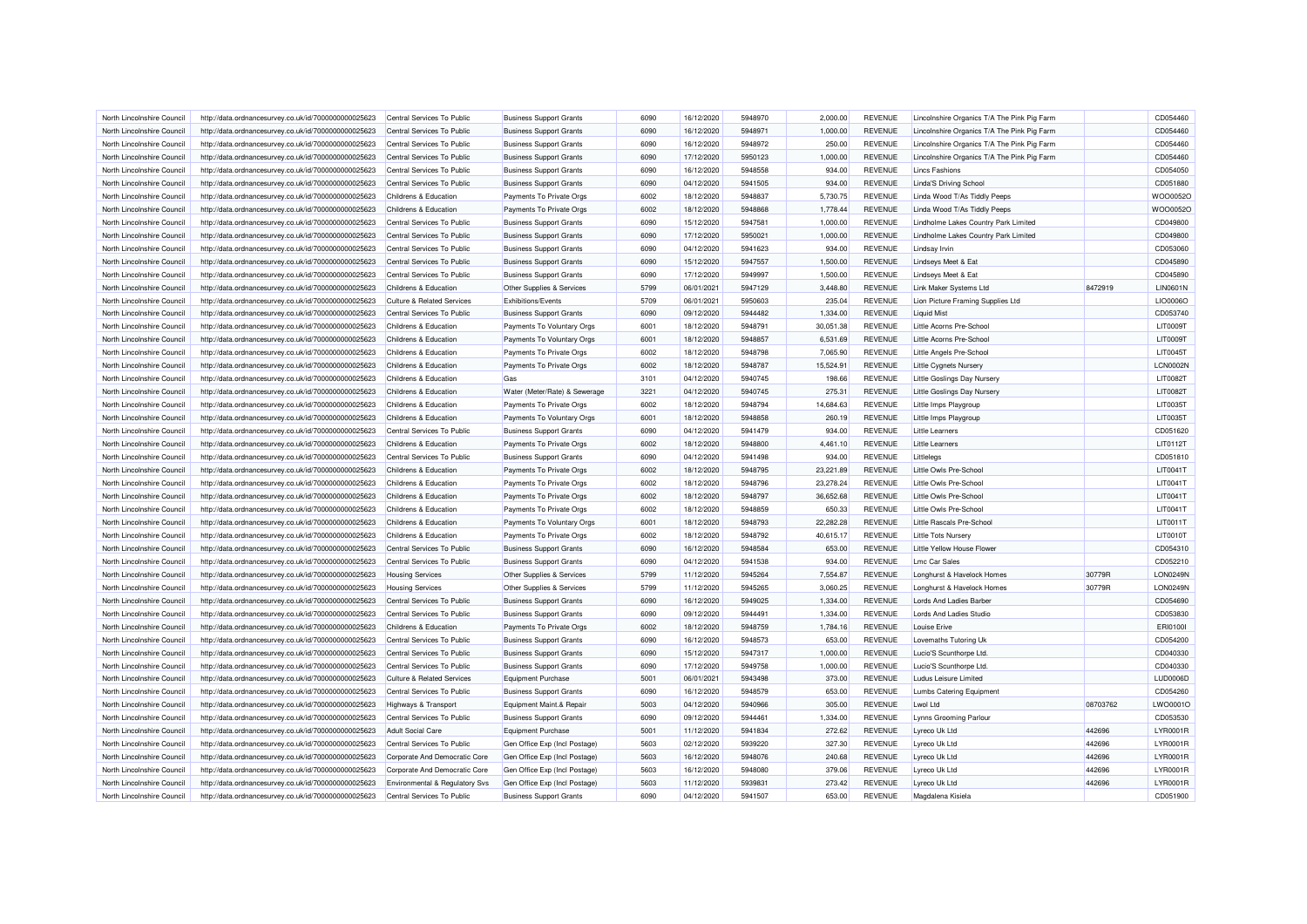| | | | | | | | | | | | |
|---|---|---|---|---|---|---|---|---|---|---|---|
| North Lincolnshire Council | http://data.ordnancesurvey.co.uk/id/7000000000025623 | Central Services To Public | Business Support Grants | 6090 | 16/12/2020 | 5948970 | 2,000.00 | REVENUE | Lincolnshire Organics T/A The Pink Pig Farm | | CD054460 |
| North Lincolnshire Council | http://data.ordnancesurvey.co.uk/id/7000000000025623 | Central Services To Public | Business Support Grants | 6090 | 16/12/2020 | 5948971 | 1,000.00 | REVENUE | Lincolnshire Organics T/A The Pink Pig Farm | | CD054460 |
| North Lincolnshire Council | http://data.ordnancesurvey.co.uk/id/7000000000025623 | Central Services To Public | Business Support Grants | 6090 | 16/12/2020 | 5948972 | 250.00 | REVENUE | Lincolnshire Organics T/A The Pink Pig Farm | | CD054460 |
| North Lincolnshire Council | http://data.ordnancesurvey.co.uk/id/7000000000025623 | Central Services To Public | Business Support Grants | 6090 | 17/12/2020 | 5950123 | 1,000.00 | REVENUE | Lincolnshire Organics T/A The Pink Pig Farm | | CD054460 |
| North Lincolnshire Council | http://data.ordnancesurvey.co.uk/id/7000000000025623 | Central Services To Public | Business Support Grants | 6090 | 16/12/2020 | 5948558 | 934.00 | REVENUE | Lincs Fashions | | CD054050 |
| North Lincolnshire Council | http://data.ordnancesurvey.co.uk/id/7000000000025623 | Central Services To Public | Business Support Grants | 6090 | 04/12/2020 | 5941505 | 934.00 | REVENUE | Linda'S Driving School | | CD051880 |
| North Lincolnshire Council | http://data.ordnancesurvey.co.uk/id/7000000000025623 | Childrens & Education | Payments To Private Orgs | 6002 | 18/12/2020 | 5948837 | 5,730.75 | REVENUE | Linda Wood T/As Tiddly Peeps | | WOO0052O |
| North Lincolnshire Council | http://data.ordnancesurvey.co.uk/id/7000000000025623 | Childrens & Education | Payments To Private Orgs | 6002 | 18/12/2020 | 5948868 | 1,778.44 | REVENUE | Linda Wood T/As Tiddly Peeps | | WOO0052O |
| North Lincolnshire Council | http://data.ordnancesurvey.co.uk/id/7000000000025623 | Central Services To Public | Business Support Grants | 6090 | 15/12/2020 | 5947581 | 1,000.00 | REVENUE | Lindholme Lakes Country Park Limited | | CD049800 |
| North Lincolnshire Council | http://data.ordnancesurvey.co.uk/id/7000000000025623 | Central Services To Public | Business Support Grants | 6090 | 17/12/2020 | 5950021 | 1,000.00 | REVENUE | Lindholme Lakes Country Park Limited | | CD049800 |
| North Lincolnshire Council | http://data.ordnancesurvey.co.uk/id/7000000000025623 | Central Services To Public | Business Support Grants | 6090 | 04/12/2020 | 5941623 | 934.00 | REVENUE | Lindsay Irvin | | CD053060 |
| North Lincolnshire Council | http://data.ordnancesurvey.co.uk/id/7000000000025623 | Central Services To Public | Business Support Grants | 6090 | 15/12/2020 | 5947557 | 1,500.00 | REVENUE | Lindseys Meet & Eat | | CD045890 |
| North Lincolnshire Council | http://data.ordnancesurvey.co.uk/id/7000000000025623 | Central Services To Public | Business Support Grants | 6090 | 17/12/2020 | 5949997 | 1,500.00 | REVENUE | Lindseys Meet & Eat | | CD045890 |
| North Lincolnshire Council | http://data.ordnancesurvey.co.uk/id/7000000000025623 | Childrens & Education | Other Supplies & Services | 5799 | 06/01/2021 | 5947129 | 3,448.80 | REVENUE | Link Maker Systems Ltd | 8472919 | LIN0601N |
| North Lincolnshire Council | http://data.ordnancesurvey.co.uk/id/7000000000025623 | Culture & Related Services | Exhibitions/Events | 5709 | 06/01/2021 | 5950603 | 235.04 | REVENUE | Lion Picture Framing Supplies Ltd | | LIO0006O |
| North Lincolnshire Council | http://data.ordnancesurvey.co.uk/id/7000000000025623 | Central Services To Public | Business Support Grants | 6090 | 09/12/2020 | 5944482 | 1,334.00 | REVENUE | Liquid Mist | | CD053740 |
| North Lincolnshire Council | http://data.ordnancesurvey.co.uk/id/7000000000025623 | Childrens & Education | Payments To Voluntary Orgs | 6001 | 18/12/2020 | 5948791 | 30,051.38 | REVENUE | Little Acorns Pre-School | | LIT0009T |
| North Lincolnshire Council | http://data.ordnancesurvey.co.uk/id/7000000000025623 | Childrens & Education | Payments To Voluntary Orgs | 6001 | 18/12/2020 | 5948857 | 6,531.69 | REVENUE | Little Acorns Pre-School | | LIT0009T |
| North Lincolnshire Council | http://data.ordnancesurvey.co.uk/id/7000000000025623 | Childrens & Education | Payments To Private Orgs | 6002 | 18/12/2020 | 5948798 | 7,065.90 | REVENUE | Little Angels Pre-School | | LIT0045T |
| North Lincolnshire Council | http://data.ordnancesurvey.co.uk/id/7000000000025623 | Childrens & Education | Payments To Private Orgs | 6002 | 18/12/2020 | 5948787 | 15,524.91 | REVENUE | Little Cygnets Nursery | | LCN0002N |
| North Lincolnshire Council | http://data.ordnancesurvey.co.uk/id/7000000000025623 | Childrens & Education | Gas | 3101 | 04/12/2020 | 5940745 | 198.66 | REVENUE | Little Goslings Day Nursery | | LIT0082T |
| North Lincolnshire Council | http://data.ordnancesurvey.co.uk/id/7000000000025623 | Childrens & Education | Water (Meter/Rate) & Sewerage | 3221 | 04/12/2020 | 5940745 | 275.31 | REVENUE | Little Goslings Day Nursery | | LIT0082T |
| North Lincolnshire Council | http://data.ordnancesurvey.co.uk/id/7000000000025623 | Childrens & Education | Payments To Private Orgs | 6002 | 18/12/2020 | 5948794 | 14,684.63 | REVENUE | Little Imps Playgroup | | LIT0035T |
| North Lincolnshire Council | http://data.ordnancesurvey.co.uk/id/7000000000025623 | Childrens & Education | Payments To Voluntary Orgs | 6001 | 18/12/2020 | 5948858 | 260.19 | REVENUE | Little Imps Playgroup | | LIT0035T |
| North Lincolnshire Council | http://data.ordnancesurvey.co.uk/id/7000000000025623 | Central Services To Public | Business Support Grants | 6090 | 04/12/2020 | 5941479 | 934.00 | REVENUE | Little Learners | | CD051620 |
| North Lincolnshire Council | http://data.ordnancesurvey.co.uk/id/7000000000025623 | Childrens & Education | Payments To Private Orgs | 6002 | 18/12/2020 | 5948800 | 4,461.10 | REVENUE | Little Learners | | LIT0112T |
| North Lincolnshire Council | http://data.ordnancesurvey.co.uk/id/7000000000025623 | Central Services To Public | Business Support Grants | 6090 | 04/12/2020 | 5941498 | 934.00 | REVENUE | Littlelegs | | CD051810 |
| North Lincolnshire Council | http://data.ordnancesurvey.co.uk/id/7000000000025623 | Childrens & Education | Payments To Private Orgs | 6002 | 18/12/2020 | 5948795 | 23,221.89 | REVENUE | Little Owls Pre-School | | LIT0041T |
| North Lincolnshire Council | http://data.ordnancesurvey.co.uk/id/7000000000025623 | Childrens & Education | Payments To Private Orgs | 6002 | 18/12/2020 | 5948796 | 23,278.24 | REVENUE | Little Owls Pre-School | | LIT0041T |
| North Lincolnshire Council | http://data.ordnancesurvey.co.uk/id/7000000000025623 | Childrens & Education | Payments To Private Orgs | 6002 | 18/12/2020 | 5948797 | 36,652.68 | REVENUE | Little Owls Pre-School | | LIT0041T |
| North Lincolnshire Council | http://data.ordnancesurvey.co.uk/id/7000000000025623 | Childrens & Education | Payments To Private Orgs | 6002 | 18/12/2020 | 5948859 | 650.33 | REVENUE | Little Owls Pre-School | | LIT0041T |
| North Lincolnshire Council | http://data.ordnancesurvey.co.uk/id/7000000000025623 | Childrens & Education | Payments To Voluntary Orgs | 6001 | 18/12/2020 | 5948793 | 22,282.28 | REVENUE | Little Rascals Pre-School | | LIT0011T |
| North Lincolnshire Council | http://data.ordnancesurvey.co.uk/id/7000000000025623 | Childrens & Education | Payments To Private Orgs | 6002 | 18/12/2020 | 5948792 | 40,615.17 | REVENUE | Little Tots Nursery | | LIT0010T |
| North Lincolnshire Council | http://data.ordnancesurvey.co.uk/id/7000000000025623 | Central Services To Public | Business Support Grants | 6090 | 16/12/2020 | 5948584 | 653.00 | REVENUE | Little Yellow House Flower | | CD054310 |
| North Lincolnshire Council | http://data.ordnancesurvey.co.uk/id/7000000000025623 | Central Services To Public | Business Support Grants | 6090 | 04/12/2020 | 5941538 | 934.00 | REVENUE | Lmc Car Sales | | CD052210 |
| North Lincolnshire Council | http://data.ordnancesurvey.co.uk/id/7000000000025623 | Housing Services | Other Supplies & Services | 5799 | 11/12/2020 | 5945264 | 7,554.87 | REVENUE | Longhurst & Havelock Homes | 30779R | LON0249N |
| North Lincolnshire Council | http://data.ordnancesurvey.co.uk/id/7000000000025623 | Housing Services | Other Supplies & Services | 5799 | 11/12/2020 | 5945265 | 3,060.25 | REVENUE | Longhurst & Havelock Homes | 30779R | LON0249N |
| North Lincolnshire Council | http://data.ordnancesurvey.co.uk/id/7000000000025623 | Central Services To Public | Business Support Grants | 6090 | 16/12/2020 | 5949025 | 1,334.00 | REVENUE | Lords And Ladies Barber | | CD054690 |
| North Lincolnshire Council | http://data.ordnancesurvey.co.uk/id/7000000000025623 | Central Services To Public | Business Support Grants | 6090 | 09/12/2020 | 5944491 | 1,334.00 | REVENUE | Lords And Ladies Studio | | CD053830 |
| North Lincolnshire Council | http://data.ordnancesurvey.co.uk/id/7000000000025623 | Childrens & Education | Payments To Private Orgs | 6002 | 18/12/2020 | 5948759 | 1,784.16 | REVENUE | Louise Erive | | ERI0100I |
| North Lincolnshire Council | http://data.ordnancesurvey.co.uk/id/7000000000025623 | Central Services To Public | Business Support Grants | 6090 | 16/12/2020 | 5948573 | 653.00 | REVENUE | Lovemaths Tutoring Uk | | CD054200 |
| North Lincolnshire Council | http://data.ordnancesurvey.co.uk/id/7000000000025623 | Central Services To Public | Business Support Grants | 6090 | 15/12/2020 | 5947317 | 1,000.00 | REVENUE | Lucio'S Scunthorpe Ltd. | | CD040330 |
| North Lincolnshire Council | http://data.ordnancesurvey.co.uk/id/7000000000025623 | Central Services To Public | Business Support Grants | 6090 | 17/12/2020 | 5949758 | 1,000.00 | REVENUE | Lucio'S Scunthorpe Ltd. | | CD040330 |
| North Lincolnshire Council | http://data.ordnancesurvey.co.uk/id/7000000000025623 | Culture & Related Services | Equipment Purchase | 5001 | 06/01/2021 | 5943498 | 373.00 | REVENUE | Ludus Leisure Limited | | LUD0006D |
| North Lincolnshire Council | http://data.ordnancesurvey.co.uk/id/7000000000025623 | Central Services To Public | Business Support Grants | 6090 | 16/12/2020 | 5948579 | 653.00 | REVENUE | Lumbs Catering Equipment | | CD054260 |
| North Lincolnshire Council | http://data.ordnancesurvey.co.uk/id/7000000000025623 | Highways & Transport | Equipment Maint.& Repair | 5003 | 04/12/2020 | 5940966 | 305.00 | REVENUE | Lwol Ltd | 08703762 | LWO0001O |
| North Lincolnshire Council | http://data.ordnancesurvey.co.uk/id/7000000000025623 | Central Services To Public | Business Support Grants | 6090 | 09/12/2020 | 5944461 | 1,334.00 | REVENUE | Lynns Grooming Parlour | | CD053530 |
| North Lincolnshire Council | http://data.ordnancesurvey.co.uk/id/7000000000025623 | Adult Social Care | Equipment Purchase | 5001 | 11/12/2020 | 5941834 | 272.62 | REVENUE | Lyreco Uk Ltd | 442696 | LYR0001R |
| North Lincolnshire Council | http://data.ordnancesurvey.co.uk/id/7000000000025623 | Central Services To Public | Gen Office Exp (Incl Postage) | 5603 | 02/12/2020 | 5939220 | 327.30 | REVENUE | Lyreco Uk Ltd | 442696 | LYR0001R |
| North Lincolnshire Council | http://data.ordnancesurvey.co.uk/id/7000000000025623 | Corporate And Democratic Core | Gen Office Exp (Incl Postage) | 5603 | 16/12/2020 | 5948076 | 240.68 | REVENUE | Lyreco Uk Ltd | 442696 | LYR0001R |
| North Lincolnshire Council | http://data.ordnancesurvey.co.uk/id/7000000000025623 | Corporate And Democratic Core | Gen Office Exp (Incl Postage) | 5603 | 16/12/2020 | 5948080 | 379.06 | REVENUE | Lyreco Uk Ltd | 442696 | LYR0001R |
| North Lincolnshire Council | http://data.ordnancesurvey.co.uk/id/7000000000025623 | Environmental & Regulatory Svs | Gen Office Exp (Incl Postage) | 5603 | 11/12/2020 | 5939831 | 273.42 | REVENUE | Lyreco Uk Ltd | 442696 | LYR0001R |
| North Lincolnshire Council | http://data.ordnancesurvey.co.uk/id/7000000000025623 | Central Services To Public | Business Support Grants | 6090 | 04/12/2020 | 5941507 | 653.00 | REVENUE | Magdalena Kisiela | | CD051900 |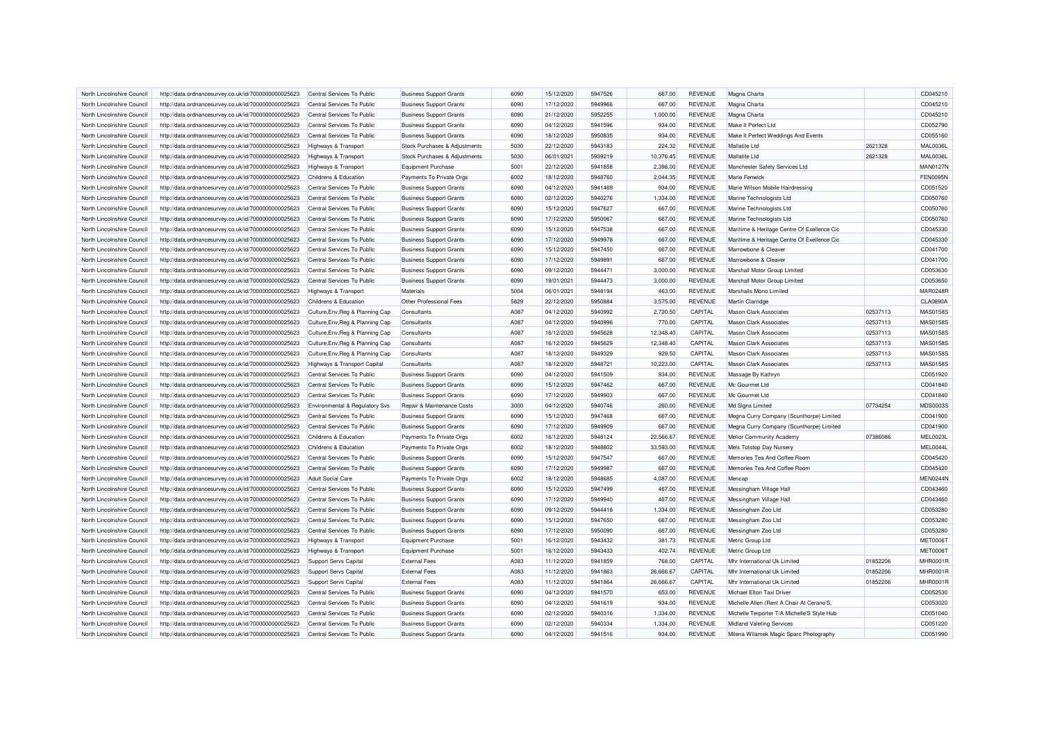| North Lincolnshire Council | http://data.ordnancesurvey.co.uk/id/7000000000025623 | Central Services To Public | Business Support Grants | 6090 | 15/12/2020 | 5947526 | 667.00 | REVENUE | Magna Charta | | CD045210 |
|---|---|---|---|---|---|---|---|---|---|---|---|
| North Lincolnshire Council | http://data.ordnancesurvey.co.uk/id/7000000000025623 | Central Services To Public | Business Support Grants | 6090 | 17/12/2020 | 5949966 | 667.00 | REVENUE | Magna Charta | | CD045210 |
| North Lincolnshire Council | http://data.ordnancesurvey.co.uk/id/7000000000025623 | Central Services To Public | Business Support Grants | 6090 | 21/12/2020 | 5952255 | 1,000.00 | REVENUE | Magna Charta | | CD045210 |
| North Lincolnshire Council | http://data.ordnancesurvey.co.uk/id/7000000000025623 | Central Services To Public | Business Support Grants | 6090 | 04/12/2020 | 5941596 | 934.00 | REVENUE | Make It Perfect Ltd | | CD052790 |
| North Lincolnshire Council | http://data.ordnancesurvey.co.uk/id/7000000000025623 | Central Services To Public | Business Support Grants | 6090 | 18/12/2020 | 5950835 | 934.00 | REVENUE | Make It Perfect Weddings And Events | | CD055160 |
| North Lincolnshire Council | http://data.ordnancesurvey.co.uk/id/7000000000025623 | Highways & Transport | Stock Purchases & Adjustments | 5030 | 22/12/2020 | 5943183 | 224.32 | REVENUE | Mallatite Ltd | 2621328 | MAL0036L |
| North Lincolnshire Council | http://data.ordnancesurvey.co.uk/id/7000000000025623 | Highways & Transport | Stock Purchases & Adjustments | 5030 | 06/01/2021 | 5939219 | 10,376.45 | REVENUE | Mallatite Ltd | 2621328 | MAL0036L |
| North Lincolnshire Council | http://data.ordnancesurvey.co.uk/id/7000000000025623 | Highways & Transport | Equipment Purchase | 5001 | 22/12/2020 | 5941858 | 2,398.00 | REVENUE | Manchester Safety Services Ltd | | MAN0127N |
| North Lincolnshire Council | http://data.ordnancesurvey.co.uk/id/7000000000025623 | Childrens & Education | Payments To Private Orgs | 6002 | 18/12/2020 | 5948760 | 2,044.35 | REVENUE | Marie Fenwick | | FEN0095N |
| North Lincolnshire Council | http://data.ordnancesurvey.co.uk/id/7000000000025623 | Central Services To Public | Business Support Grants | 6090 | 04/12/2020 | 5941469 | 934.00 | REVENUE | Marie Wilson Mobile Hairdressing | | CD051520 |
| North Lincolnshire Council | http://data.ordnancesurvey.co.uk/id/7000000000025623 | Central Services To Public | Business Support Grants | 6090 | 02/12/2020 | 5940276 | 1,334.00 | REVENUE | Marine Technologists Ltd | | CD050760 |
| North Lincolnshire Council | http://data.ordnancesurvey.co.uk/id/7000000000025623 | Central Services To Public | Business Support Grants | 6090 | 15/12/2020 | 5947627 | 667.00 | REVENUE | Marine Technologists Ltd | | CD050760 |
| North Lincolnshire Council | http://data.ordnancesurvey.co.uk/id/7000000000025623 | Central Services To Public | Business Support Grants | 6090 | 17/12/2020 | 5950067 | 667.00 | REVENUE | Marine Technologists Ltd | | CD050760 |
| North Lincolnshire Council | http://data.ordnancesurvey.co.uk/id/7000000000025623 | Central Services To Public | Business Support Grants | 6090 | 15/12/2020 | 5947538 | 667.00 | REVENUE | Maritime & Heritage Centre Of Exellence Cic | | CD045330 |
| North Lincolnshire Council | http://data.ordnancesurvey.co.uk/id/7000000000025623 | Central Services To Public | Business Support Grants | 6090 | 17/12/2020 | 5949978 | 667.00 | REVENUE | Maritime & Heritage Centre Of Exellence Cic | | CD045330 |
| North Lincolnshire Council | http://data.ordnancesurvey.co.uk/id/7000000000025623 | Central Services To Public | Business Support Grants | 6090 | 15/12/2020 | 5947450 | 667.00 | REVENUE | Marrowbone & Cleaver | | CD041700 |
| North Lincolnshire Council | http://data.ordnancesurvey.co.uk/id/7000000000025623 | Central Services To Public | Business Support Grants | 6090 | 17/12/2020 | 5949891 | 667.00 | REVENUE | Marrowbone & Cleaver | | CD041700 |
| North Lincolnshire Council | http://data.ordnancesurvey.co.uk/id/7000000000025623 | Central Services To Public | Business Support Grants | 6090 | 09/12/2020 | 5944471 | 3,000.00 | REVENUE | Marshall Motor Group Limited | | CD053630 |
| North Lincolnshire Council | http://data.ordnancesurvey.co.uk/id/7000000000025623 | Central Services To Public | Business Support Grants | 6090 | 19/01/2021 | 5944473 | 3,000.00 | REVENUE | Marshall Motor Group Limited | | CD053650 |
| North Lincolnshire Council | http://data.ordnancesurvey.co.uk/id/7000000000025623 | Highways & Transport | Materials | 5004 | 06/01/2021 | 5948194 | 463.00 | REVENUE | Marshalls Mono Limited | | MAR0248R |
| North Lincolnshire Council | http://data.ordnancesurvey.co.uk/id/7000000000025623 | Childrens & Education | Other Professional Fees | 5829 | 22/12/2020 | 5950884 | 3,575.00 | REVENUE | Martin Clarridge | | CLA0690A |
| North Lincolnshire Council | http://data.ordnancesurvey.co.uk/id/7000000000025623 | Culture,Env,Reg & Planning Cap | Consultants | A087 | 04/12/2020 | 5940992 | 2,720.50 | CAPITAL | Mason Clark Associates | 02537113 | MAS0158S |
| North Lincolnshire Council | http://data.ordnancesurvey.co.uk/id/7000000000025623 | Culture,Env,Reg & Planning Cap | Consultants | A087 | 04/12/2020 | 5940996 | 770.00 | CAPITAL | Mason Clark Associates | 02537113 | MAS0158S |
| North Lincolnshire Council | http://data.ordnancesurvey.co.uk/id/7000000000025623 | Culture,Env,Reg & Planning Cap | Consultants | A087 | 16/12/2020 | 5945628 | 12,348.40 | CAPITAL | Mason Clark Associates | 02537113 | MAS0158S |
| North Lincolnshire Council | http://data.ordnancesurvey.co.uk/id/7000000000025623 | Culture,Env,Reg & Planning Cap | Consultants | A087 | 16/12/2020 | 5945629 | 12,348.40 | CAPITAL | Mason Clark Associates | 02537113 | MAS0158S |
| North Lincolnshire Council | http://data.ordnancesurvey.co.uk/id/7000000000025623 | Culture,Env,Reg & Planning Cap | Consultants | A087 | 18/12/2020 | 5949329 | 929.50 | CAPITAL | Mason Clark Associates | 02537113 | MAS0158S |
| North Lincolnshire Council | http://data.ordnancesurvey.co.uk/id/7000000000025623 | Highways & Transport Capital | Consultants | A087 | 18/12/2020 | 5948721 | 10,223.00 | CAPITAL | Mason Clark Associates | 02537113 | MAS0158S |
| North Lincolnshire Council | http://data.ordnancesurvey.co.uk/id/7000000000025623 | Central Services To Public | Business Support Grants | 6090 | 04/12/2020 | 5941509 | 934.00 | REVENUE | Massage By Kathryn | | CD051920 |
| North Lincolnshire Council | http://data.ordnancesurvey.co.uk/id/7000000000025623 | Central Services To Public | Business Support Grants | 6090 | 15/12/2020 | 5947462 | 667.00 | REVENUE | Mc Gourmet Ltd | | CD041840 |
| North Lincolnshire Council | http://data.ordnancesurvey.co.uk/id/7000000000025623 | Central Services To Public | Business Support Grants | 6090 | 17/12/2020 | 5949903 | 667.00 | REVENUE | Mc Gourmet Ltd | | CD041840 |
| North Lincolnshire Council | http://data.ordnancesurvey.co.uk/id/7000000000025623 | Environmental & Regulatory Svs | Repair & Maintenance Costs | 3000 | 04/12/2020 | 5940746 | 260.00 | REVENUE | Md Signs Limited | 07734254 | MDS0003S |
| North Lincolnshire Council | http://data.ordnancesurvey.co.uk/id/7000000000025623 | Central Services To Public | Business Support Grants | 6090 | 15/12/2020 | 5947468 | 667.00 | REVENUE | Megna Curry Company (Scunthorpe) Limited | | CD041900 |
| North Lincolnshire Council | http://data.ordnancesurvey.co.uk/id/7000000000025623 | Central Services To Public | Business Support Grants | 6090 | 17/12/2020 | 5949909 | 667.00 | REVENUE | Megna Curry Company (Scunthorpe) Limited | | CD041900 |
| North Lincolnshire Council | http://data.ordnancesurvey.co.uk/id/7000000000025623 | Childrens & Education | Payments To Private Orgs | 6002 | 16/12/2020 | 5948124 | 22,566.67 | REVENUE | Melior Community Academy | 07386086 | MEL0023L |
| North Lincolnshire Council | http://data.ordnancesurvey.co.uk/id/7000000000025623 | Childrens & Education | Payments To Private Orgs | 6002 | 18/12/2020 | 5948802 | 33,593.00 | REVENUE | Mels Totstop Day Nursery | | MEL0044L |
| North Lincolnshire Council | http://data.ordnancesurvey.co.uk/id/7000000000025623 | Central Services To Public | Business Support Grants | 6090 | 15/12/2020 | 5947547 | 667.00 | REVENUE | Memories Tea And Coffee Room | | CD045420 |
| North Lincolnshire Council | http://data.ordnancesurvey.co.uk/id/7000000000025623 | Central Services To Public | Business Support Grants | 6090 | 17/12/2020 | 5949987 | 667.00 | REVENUE | Memories Tea And Coffee Room | | CD045420 |
| North Lincolnshire Council | http://data.ordnancesurvey.co.uk/id/7000000000025623 | Adult Social Care | Payments To Private Orgs | 6002 | 18/12/2020 | 5948685 | 4,087.00 | REVENUE | Mencap | | MEN0244N |
| North Lincolnshire Council | http://data.ordnancesurvey.co.uk/id/7000000000025623 | Central Services To Public | Business Support Grants | 6090 | 15/12/2020 | 5947499 | 467.00 | REVENUE | Messingham Village Hall | | CD043460 |
| North Lincolnshire Council | http://data.ordnancesurvey.co.uk/id/7000000000025623 | Central Services To Public | Business Support Grants | 6090 | 17/12/2020 | 5949940 | 467.00 | REVENUE | Messingham Village Hall | | CD043460 |
| North Lincolnshire Council | http://data.ordnancesurvey.co.uk/id/7000000000025623 | Central Services To Public | Business Support Grants | 6090 | 09/12/2020 | 5944418 | 1,334.00 | REVENUE | Messingham Zoo Ltd | | CD053280 |
| North Lincolnshire Council | http://data.ordnancesurvey.co.uk/id/7000000000025623 | Central Services To Public | Business Support Grants | 6090 | 15/12/2020 | 5947650 | 667.00 | REVENUE | Messingham Zoo Ltd | | CD053280 |
| North Lincolnshire Council | http://data.ordnancesurvey.co.uk/id/7000000000025623 | Central Services To Public | Business Support Grants | 6090 | 17/12/2020 | 5950090 | 667.00 | REVENUE | Messingham Zoo Ltd | | CD053280 |
| North Lincolnshire Council | http://data.ordnancesurvey.co.uk/id/7000000000025623 | Highways & Transport | Equipment Purchase | 5001 | 16/12/2020 | 5943432 | 381.73 | REVENUE | Metric Group Ltd | | MET0006T |
| North Lincolnshire Council | http://data.ordnancesurvey.co.uk/id/7000000000025623 | Highways & Transport | Equipment Purchase | 5001 | 16/12/2020 | 5943433 | 402.74 | REVENUE | Metric Group Ltd | | MET0006T |
| North Lincolnshire Council | http://data.ordnancesurvey.co.uk/id/7000000000025623 | Support Servs Capital | External Fees | A083 | 11/12/2020 | 5941859 | 768.00 | CAPITAL | Mhr International Uk Limited | 01852206 | MHR0001R |
| North Lincolnshire Council | http://data.ordnancesurvey.co.uk/id/7000000000025623 | Support Servs Capital | External Fees | A083 | 11/12/2020 | 5941863 | 26,666.67 | CAPITAL | Mhr International Uk Limited | 01852206 | MHR0001R |
| North Lincolnshire Council | http://data.ordnancesurvey.co.uk/id/7000000000025623 | Support Servs Capital | External Fees | A083 | 11/12/2020 | 5941864 | 26,666.67 | CAPITAL | Mhr International Uk Limited | 01852206 | MHR0001R |
| North Lincolnshire Council | http://data.ordnancesurvey.co.uk/id/7000000000025623 | Central Services To Public | Business Support Grants | 6090 | 04/12/2020 | 5941570 | 653.00 | REVENUE | Michael Elton Taxi Driver | | CD052530 |
| North Lincolnshire Council | http://data.ordnancesurvey.co.uk/id/7000000000025623 | Central Services To Public | Business Support Grants | 6090 | 04/12/2020 | 5941619 | 934.00 | REVENUE | Michelle Allen (Rent A Chair At Cerano'S, | | CD053020 |
| North Lincolnshire Council | http://data.ordnancesurvey.co.uk/id/7000000000025623 | Central Services To Public | Business Support Grants | 6090 | 02/12/2020 | 5940316 | 1,334.00 | REVENUE | Michelle Terporter T/A Michelle'S Style Hub | | CD051040 |
| North Lincolnshire Council | http://data.ordnancesurvey.co.uk/id/7000000000025623 | Central Services To Public | Business Support Grants | 6090 | 02/12/2020 | 5940334 | 1,334.00 | REVENUE | Midland Valeting Services | | CD051220 |
| North Lincolnshire Council | http://data.ordnancesurvey.co.uk/id/7000000000025623 | Central Services To Public | Business Support Grants | 6090 | 04/12/2020 | 5941516 | 934.00 | REVENUE | Milena Wilamek Magic Sparc Photography | | CD051990 |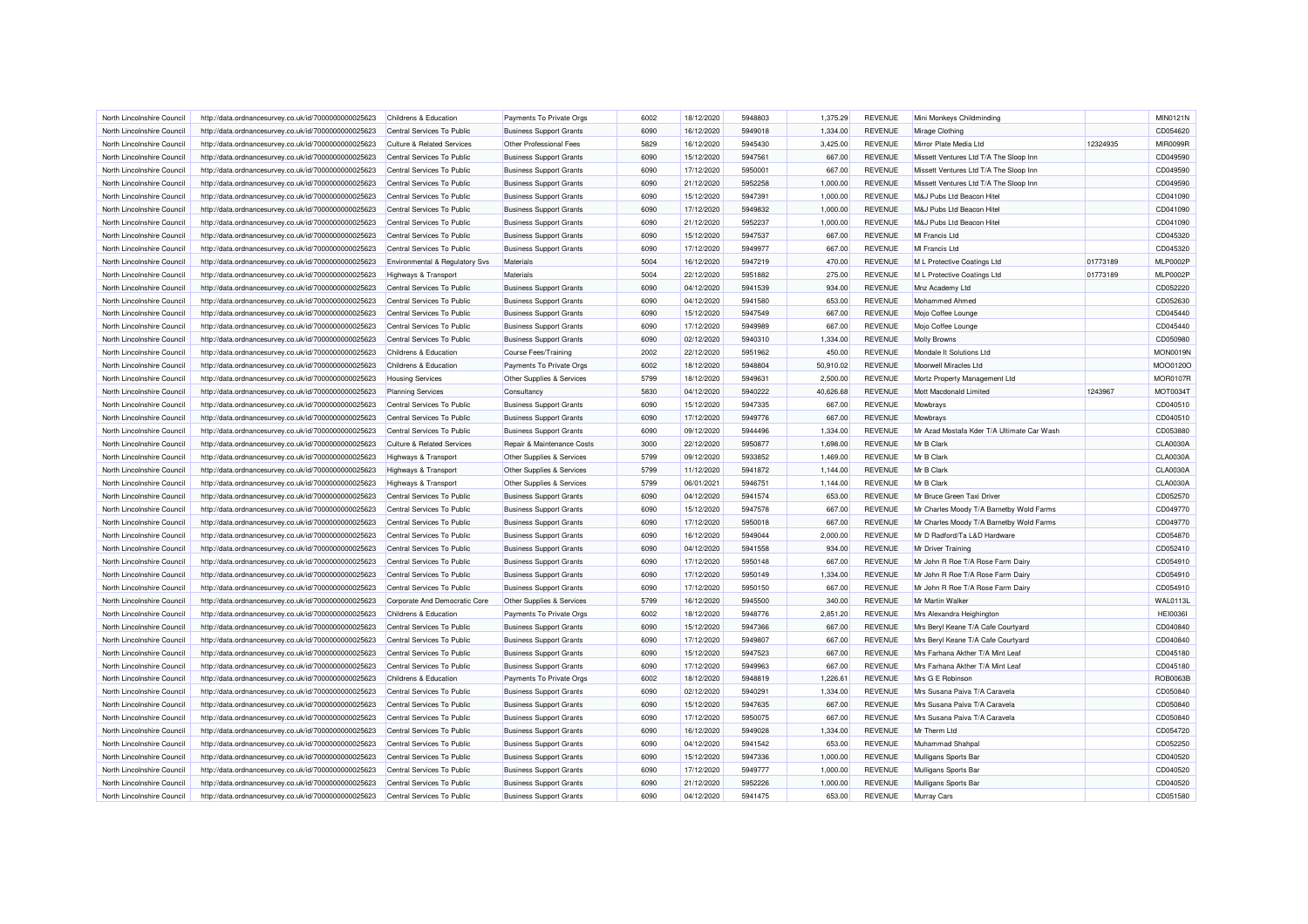| North Lincolnshire Council | http://data.ordnancesurvey.co.uk/id/7000000000025623 | Childrens & Education | Payments To Private Orgs | 6002 | 18/12/2020 | 5948803 | 1,375.29 | REVENUE | Mini Monkeys Childminding | | MIN0121N |
|---|---|---|---|---|---|---|---|---|---|---|---|
| North Lincolnshire Council | http://data.ordnancesurvey.co.uk/id/7000000000025623 | Central Services To Public | Business Support Grants | 6090 | 16/12/2020 | 5949018 | 1,334.00 | REVENUE | Mirage Clothing | | CD054620 |
| North Lincolnshire Council | http://data.ordnancesurvey.co.uk/id/7000000000025623 | Culture & Related Services | Other Professional Fees | 5829 | 16/12/2020 | 5945430 | 3,425.00 | REVENUE | Mirror Plate Media Ltd | 12324935 | MIR0099R |
| North Lincolnshire Council | http://data.ordnancesurvey.co.uk/id/7000000000025623 | Central Services To Public | Business Support Grants | 6090 | 15/12/2020 | 5947561 | 667.00 | REVENUE | Missett Ventures Ltd T/A The Sloop Inn | | CD049590 |
| North Lincolnshire Council | http://data.ordnancesurvey.co.uk/id/7000000000025623 | Central Services To Public | Business Support Grants | 6090 | 17/12/2020 | 5950001 | 667.00 | REVENUE | Missett Ventures Ltd T/A The Sloop Inn | | CD049590 |
| North Lincolnshire Council | http://data.ordnancesurvey.co.uk/id/7000000000025623 | Central Services To Public | Business Support Grants | 6090 | 21/12/2020 | 5952258 | 1,000.00 | REVENUE | Missett Ventures Ltd T/A The Sloop Inn | | CD049590 |
| North Lincolnshire Council | http://data.ordnancesurvey.co.uk/id/7000000000025623 | Central Services To Public | Business Support Grants | 6090 | 15/12/2020 | 5947391 | 1,000.00 | REVENUE | M&J Pubs Ltd Beacon Hitel | | CD041090 |
| North Lincolnshire Council | http://data.ordnancesurvey.co.uk/id/7000000000025623 | Central Services To Public | Business Support Grants | 6090 | 17/12/2020 | 5949832 | 1,000.00 | REVENUE | M&J Pubs Ltd Beacon Hitel | | CD041090 |
| North Lincolnshire Council | http://data.ordnancesurvey.co.uk/id/7000000000025623 | Central Services To Public | Business Support Grants | 6090 | 21/12/2020 | 5952237 | 1,000.00 | REVENUE | M&J Pubs Ltd Beacon Hitel | | CD041090 |
| North Lincolnshire Council | http://data.ordnancesurvey.co.uk/id/7000000000025623 | Central Services To Public | Business Support Grants | 6090 | 15/12/2020 | 5947537 | 667.00 | REVENUE | Ml Francis Ltd | | CD045320 |
| North Lincolnshire Council | http://data.ordnancesurvey.co.uk/id/7000000000025623 | Central Services To Public | Business Support Grants | 6090 | 17/12/2020 | 5949977 | 667.00 | REVENUE | Ml Francis Ltd | | CD045320 |
| North Lincolnshire Council | http://data.ordnancesurvey.co.uk/id/7000000000025623 | Environmental & Regulatory Svs | Materials | 5004 | 16/12/2020 | 5947219 | 470.00 | REVENUE | M L Protective Coatings Ltd | 01773189 | MLP0002P |
| North Lincolnshire Council | http://data.ordnancesurvey.co.uk/id/7000000000025623 | Highways & Transport | Materials | 5004 | 22/12/2020 | 5951882 | 275.00 | REVENUE | M L Protective Coatings Ltd | 01773189 | MLP0002P |
| North Lincolnshire Council | http://data.ordnancesurvey.co.uk/id/7000000000025623 | Central Services To Public | Business Support Grants | 6090 | 04/12/2020 | 5941539 | 934.00 | REVENUE | Mnz Academy Ltd | | CD052220 |
| North Lincolnshire Council | http://data.ordnancesurvey.co.uk/id/7000000000025623 | Central Services To Public | Business Support Grants | 6090 | 04/12/2020 | 5941580 | 653.00 | REVENUE | Mohammed Ahmed | | CD052630 |
| North Lincolnshire Council | http://data.ordnancesurvey.co.uk/id/7000000000025623 | Central Services To Public | Business Support Grants | 6090 | 15/12/2020 | 5947549 | 667.00 | REVENUE | Mojo Coffee Lounge | | CD045440 |
| North Lincolnshire Council | http://data.ordnancesurvey.co.uk/id/7000000000025623 | Central Services To Public | Business Support Grants | 6090 | 17/12/2020 | 5949989 | 667.00 | REVENUE | Mojo Coffee Lounge | | CD045440 |
| North Lincolnshire Council | http://data.ordnancesurvey.co.uk/id/7000000000025623 | Central Services To Public | Business Support Grants | 6090 | 02/12/2020 | 5940310 | 1,334.00 | REVENUE | Molly Browns | | CD050980 |
| North Lincolnshire Council | http://data.ordnancesurvey.co.uk/id/7000000000025623 | Childrens & Education | Course Fees/Training | 2002 | 22/12/2020 | 5951962 | 450.00 | REVENUE | Mondale It Solutions Ltd | | MON0019N |
| North Lincolnshire Council | http://data.ordnancesurvey.co.uk/id/7000000000025623 | Childrens & Education | Payments To Private Orgs | 6002 | 18/12/2020 | 5948804 | 50,910.02 | REVENUE | Moorwell Miracles Ltd | | MOO0120O |
| North Lincolnshire Council | http://data.ordnancesurvey.co.uk/id/7000000000025623 | Housing Services | Other Supplies & Services | 5799 | 18/12/2020 | 5949631 | 2,500.00 | REVENUE | Mortz Property Management Ltd | | MOR0107R |
| North Lincolnshire Council | http://data.ordnancesurvey.co.uk/id/7000000000025623 | Planning Services | Consultancy | 5830 | 04/12/2020 | 5940222 | 40,626.68 | REVENUE | Mott Macdonald Limited | 1243967 | MOT0034T |
| North Lincolnshire Council | http://data.ordnancesurvey.co.uk/id/7000000000025623 | Central Services To Public | Business Support Grants | 6090 | 15/12/2020 | 5947335 | 667.00 | REVENUE | Mowbrays | | CD040510 |
| North Lincolnshire Council | http://data.ordnancesurvey.co.uk/id/7000000000025623 | Central Services To Public | Business Support Grants | 6090 | 17/12/2020 | 5949776 | 667.00 | REVENUE | Mowbrays | | CD040510 |
| North Lincolnshire Council | http://data.ordnancesurvey.co.uk/id/7000000000025623 | Central Services To Public | Business Support Grants | 6090 | 09/12/2020 | 5944496 | 1,334.00 | REVENUE | Mr Azad Mostafa Kder T/A Ultimate Car Wash | | CD053880 |
| North Lincolnshire Council | http://data.ordnancesurvey.co.uk/id/7000000000025623 | Culture & Related Services | Repair & Maintenance Costs | 3000 | 22/12/2020 | 5950877 | 1,698.00 | REVENUE | Mr B Clark | | CLA0030A |
| North Lincolnshire Council | http://data.ordnancesurvey.co.uk/id/7000000000025623 | Highways & Transport | Other Supplies & Services | 5799 | 09/12/2020 | 5933852 | 1,469.00 | REVENUE | Mr B Clark | | CLA0030A |
| North Lincolnshire Council | http://data.ordnancesurvey.co.uk/id/7000000000025623 | Highways & Transport | Other Supplies & Services | 5799 | 11/12/2020 | 5941872 | 1,144.00 | REVENUE | Mr B Clark | | CLA0030A |
| North Lincolnshire Council | http://data.ordnancesurvey.co.uk/id/7000000000025623 | Highways & Transport | Other Supplies & Services | 5799 | 06/01/2021 | 5946751 | 1,144.00 | REVENUE | Mr B Clark | | CLA0030A |
| North Lincolnshire Council | http://data.ordnancesurvey.co.uk/id/7000000000025623 | Central Services To Public | Business Support Grants | 6090 | 04/12/2020 | 5941574 | 653.00 | REVENUE | Mr Bruce Green Taxi Driver | | CD052570 |
| North Lincolnshire Council | http://data.ordnancesurvey.co.uk/id/7000000000025623 | Central Services To Public | Business Support Grants | 6090 | 15/12/2020 | 5947578 | 667.00 | REVENUE | Mr Charles Moody T/A Barnetby Wold Farms | | CD049770 |
| North Lincolnshire Council | http://data.ordnancesurvey.co.uk/id/7000000000025623 | Central Services To Public | Business Support Grants | 6090 | 17/12/2020 | 5950018 | 667.00 | REVENUE | Mr Charles Moody T/A Barnetby Wold Farms | | CD049770 |
| North Lincolnshire Council | http://data.ordnancesurvey.co.uk/id/7000000000025623 | Central Services To Public | Business Support Grants | 6090 | 16/12/2020 | 5949044 | 2,000.00 | REVENUE | Mr D Radford/Ta L&D Hardware | | CD054870 |
| North Lincolnshire Council | http://data.ordnancesurvey.co.uk/id/7000000000025623 | Central Services To Public | Business Support Grants | 6090 | 04/12/2020 | 5941558 | 934.00 | REVENUE | Mr Driver Training | | CD052410 |
| North Lincolnshire Council | http://data.ordnancesurvey.co.uk/id/7000000000025623 | Central Services To Public | Business Support Grants | 6090 | 17/12/2020 | 5950148 | 667.00 | REVENUE | Mr John R Roe T/A Rose Farm Dairy | | CD054910 |
| North Lincolnshire Council | http://data.ordnancesurvey.co.uk/id/7000000000025623 | Central Services To Public | Business Support Grants | 6090 | 17/12/2020 | 5950149 | 1,334.00 | REVENUE | Mr John R Roe T/A Rose Farm Dairy | | CD054910 |
| North Lincolnshire Council | http://data.ordnancesurvey.co.uk/id/7000000000025623 | Central Services To Public | Business Support Grants | 6090 | 17/12/2020 | 5950150 | 667.00 | REVENUE | Mr John R Roe T/A Rose Farm Dairy | | CD054910 |
| North Lincolnshire Council | http://data.ordnancesurvey.co.uk/id/7000000000025623 | Corporate And Democratic Core | Other Supplies & Services | 5799 | 16/12/2020 | 5945500 | 340.00 | REVENUE | Mr Martin Walker | | WAL0113L |
| North Lincolnshire Council | http://data.ordnancesurvey.co.uk/id/7000000000025623 | Childrens & Education | Payments To Private Orgs | 6002 | 18/12/2020 | 5948776 | 2,851.20 | REVENUE | Mrs Alexandra Heighington | | HEI0036I |
| North Lincolnshire Council | http://data.ordnancesurvey.co.uk/id/7000000000025623 | Central Services To Public | Business Support Grants | 6090 | 15/12/2020 | 5947366 | 667.00 | REVENUE | Mrs Beryl Keane T/A Cafe Courtyard | | CD040840 |
| North Lincolnshire Council | http://data.ordnancesurvey.co.uk/id/7000000000025623 | Central Services To Public | Business Support Grants | 6090 | 17/12/2020 | 5949807 | 667.00 | REVENUE | Mrs Beryl Keane T/A Cafe Courtyard | | CD040840 |
| North Lincolnshire Council | http://data.ordnancesurvey.co.uk/id/7000000000025623 | Central Services To Public | Business Support Grants | 6090 | 15/12/2020 | 5947523 | 667.00 | REVENUE | Mrs Farhana Akther T/A Mint Leaf | | CD045180 |
| North Lincolnshire Council | http://data.ordnancesurvey.co.uk/id/7000000000025623 | Central Services To Public | Business Support Grants | 6090 | 17/12/2020 | 5949963 | 667.00 | REVENUE | Mrs Farhana Akther T/A Mint Leaf | | CD045180 |
| North Lincolnshire Council | http://data.ordnancesurvey.co.uk/id/7000000000025623 | Childrens & Education | Payments To Private Orgs | 6002 | 18/12/2020 | 5948819 | 1,226.61 | REVENUE | Mrs G E Robinson | | ROB0063B |
| North Lincolnshire Council | http://data.ordnancesurvey.co.uk/id/7000000000025623 | Central Services To Public | Business Support Grants | 6090 | 02/12/2020 | 5940291 | 1,334.00 | REVENUE | Mrs Susana Paiva T/A Caravela | | CD050840 |
| North Lincolnshire Council | http://data.ordnancesurvey.co.uk/id/7000000000025623 | Central Services To Public | Business Support Grants | 6090 | 15/12/2020 | 5947635 | 667.00 | REVENUE | Mrs Susana Paiva T/A Caravela | | CD050840 |
| North Lincolnshire Council | http://data.ordnancesurvey.co.uk/id/7000000000025623 | Central Services To Public | Business Support Grants | 6090 | 17/12/2020 | 5950075 | 667.00 | REVENUE | Mrs Susana Paiva T/A Caravela | | CD050840 |
| North Lincolnshire Council | http://data.ordnancesurvey.co.uk/id/7000000000025623 | Central Services To Public | Business Support Grants | 6090 | 16/12/2020 | 5949028 | 1,334.00 | REVENUE | Mr Therm Ltd | | CD054720 |
| North Lincolnshire Council | http://data.ordnancesurvey.co.uk/id/7000000000025623 | Central Services To Public | Business Support Grants | 6090 | 04/12/2020 | 5941542 | 653.00 | REVENUE | Muhammad Shahpal | | CD052250 |
| North Lincolnshire Council | http://data.ordnancesurvey.co.uk/id/7000000000025623 | Central Services To Public | Business Support Grants | 6090 | 15/12/2020 | 5947336 | 1,000.00 | REVENUE | Mulligans Sports Bar | | CD040520 |
| North Lincolnshire Council | http://data.ordnancesurvey.co.uk/id/7000000000025623 | Central Services To Public | Business Support Grants | 6090 | 17/12/2020 | 5949777 | 1,000.00 | REVENUE | Mulligans Sports Bar | | CD040520 |
| North Lincolnshire Council | http://data.ordnancesurvey.co.uk/id/7000000000025623 | Central Services To Public | Business Support Grants | 6090 | 21/12/2020 | 5952226 | 1,000.00 | REVENUE | Mulligans Sports Bar | | CD040520 |
| North Lincolnshire Council | http://data.ordnancesurvey.co.uk/id/7000000000025623 | Central Services To Public | Business Support Grants | 6090 | 04/12/2020 | 5941475 | 653.00 | REVENUE | Murray Cars | | CD051580 |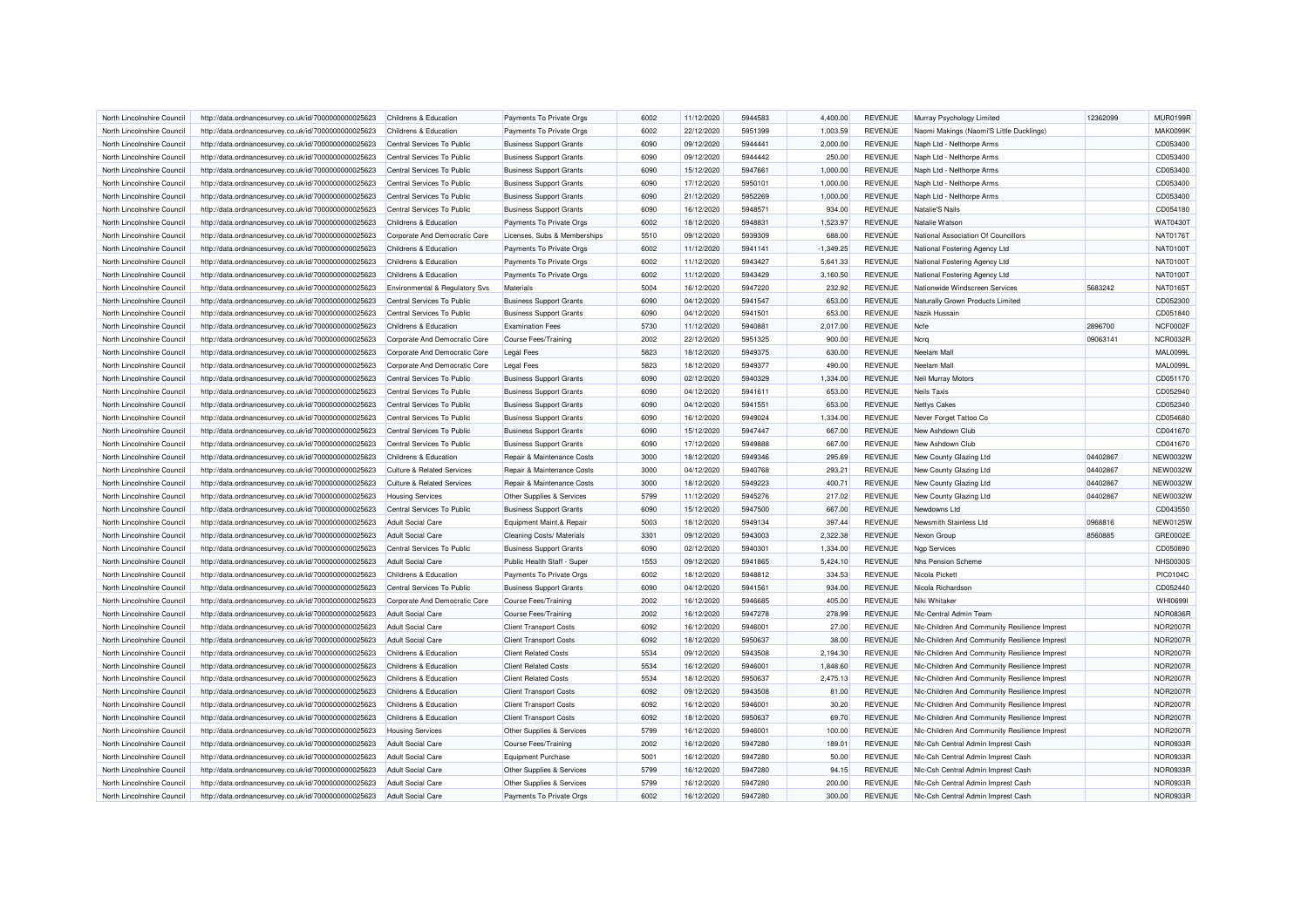| North Lincolnshire Council | http://data.ordnancesurvey.co.uk/id/7000000000025623 | Childrens & Education | Payments To Private Orgs | 6002 | 11/12/2020 | 5944583 | 4,400.00 | REVENUE | Murray Psychology Limited | 12362099 | MUR0199R |
|---|---|---|---|---|---|---|---|---|---|---|---|
| North Lincolnshire Council | http://data.ordnancesurvey.co.uk/id/7000000000025623 | Childrens & Education | Payments To Private Orgs | 6002 | 22/12/2020 | 5951399 | 1,003.59 | REVENUE | Naomi Makings (Naomi'S Little Ducklings) | | MAK0099K |
| North Lincolnshire Council | http://data.ordnancesurvey.co.uk/id/7000000000025623 | Central Services To Public | Business Support Grants | 6090 | 09/12/2020 | 5944441 | 2,000.00 | REVENUE | Naph Ltd - Nelthorpe Arms | | CD053400 |
| North Lincolnshire Council | http://data.ordnancesurvey.co.uk/id/7000000000025623 | Central Services To Public | Business Support Grants | 6090 | 09/12/2020 | 5944442 | 250.00 | REVENUE | Naph Ltd - Nelthorpe Arms | | CD053400 |
| North Lincolnshire Council | http://data.ordnancesurvey.co.uk/id/7000000000025623 | Central Services To Public | Business Support Grants | 6090 | 15/12/2020 | 5947661 | 1,000.00 | REVENUE | Naph Ltd - Nelthorpe Arms | | CD053400 |
| North Lincolnshire Council | http://data.ordnancesurvey.co.uk/id/7000000000025623 | Central Services To Public | Business Support Grants | 6090 | 17/12/2020 | 5950101 | 1,000.00 | REVENUE | Naph Ltd - Nelthorpe Arms | | CD053400 |
| North Lincolnshire Council | http://data.ordnancesurvey.co.uk/id/7000000000025623 | Central Services To Public | Business Support Grants | 6090 | 21/12/2020 | 5952269 | 1,000.00 | REVENUE | Naph Ltd - Nelthorpe Arms | | CD053400 |
| North Lincolnshire Council | http://data.ordnancesurvey.co.uk/id/7000000000025623 | Central Services To Public | Business Support Grants | 6090 | 16/12/2020 | 5948571 | 934.00 | REVENUE | Natalie'S Nails | | CD054180 |
| North Lincolnshire Council | http://data.ordnancesurvey.co.uk/id/7000000000025623 | Childrens & Education | Payments To Private Orgs | 6002 | 18/12/2020 | 5948831 | 1,523.97 | REVENUE | Natalie Watson | | WAT0430T |
| North Lincolnshire Council | http://data.ordnancesurvey.co.uk/id/7000000000025623 | Corporate And Democratic Core | Licenses, Subs & Memberships | 5510 | 09/12/2020 | 5939309 | 688.00 | REVENUE | National Association Of Councillors | | NAT0176T |
| North Lincolnshire Council | http://data.ordnancesurvey.co.uk/id/7000000000025623 | Childrens & Education | Payments To Private Orgs | 6002 | 11/12/2020 | 5941141 | -1,349.25 | REVENUE | National Fostering Agency Ltd | | NAT0100T |
| North Lincolnshire Council | http://data.ordnancesurvey.co.uk/id/7000000000025623 | Childrens & Education | Payments To Private Orgs | 6002 | 11/12/2020 | 5943427 | 5,641.33 | REVENUE | National Fostering Agency Ltd | | NAT0100T |
| North Lincolnshire Council | http://data.ordnancesurvey.co.uk/id/7000000000025623 | Childrens & Education | Payments To Private Orgs | 6002 | 11/12/2020 | 5943429 | 3,160.50 | REVENUE | National Fostering Agency Ltd | | NAT0100T |
| North Lincolnshire Council | http://data.ordnancesurvey.co.uk/id/7000000000025623 | Environmental & Regulatory Svs | Materials | 5004 | 16/12/2020 | 5947220 | 232.92 | REVENUE | Nationwide Windscreen Services | 5683242 | NAT0165T |
| North Lincolnshire Council | http://data.ordnancesurvey.co.uk/id/7000000000025623 | Central Services To Public | Business Support Grants | 6090 | 04/12/2020 | 5941547 | 653.00 | REVENUE | Naturally Grown Products Limited | | CD052300 |
| North Lincolnshire Council | http://data.ordnancesurvey.co.uk/id/7000000000025623 | Central Services To Public | Business Support Grants | 6090 | 04/12/2020 | 5941501 | 653.00 | REVENUE | Nazik Hussain | | CD051840 |
| North Lincolnshire Council | http://data.ordnancesurvey.co.uk/id/7000000000025623 | Childrens & Education | Examination Fees | 5730 | 11/12/2020 | 5940881 | 2,017.00 | REVENUE | Ncfe | 2896700 | NCF0002F |
| North Lincolnshire Council | http://data.ordnancesurvey.co.uk/id/7000000000025623 | Corporate And Democratic Core | Course Fees/Training | 2002 | 22/12/2020 | 5951325 | 900.00 | REVENUE | Ncrq | 09063141 | NCR0032R |
| North Lincolnshire Council | http://data.ordnancesurvey.co.uk/id/7000000000025623 | Corporate And Democratic Core | Legal Fees | 5823 | 18/12/2020 | 5949375 | 630.00 | REVENUE | Neelam Mall | | MAL0099L |
| North Lincolnshire Council | http://data.ordnancesurvey.co.uk/id/7000000000025623 | Corporate And Democratic Core | Legal Fees | 5823 | 18/12/2020 | 5949377 | 490.00 | REVENUE | Neelam Mall | | MAL0099L |
| North Lincolnshire Council | http://data.ordnancesurvey.co.uk/id/7000000000025623 | Central Services To Public | Business Support Grants | 6090 | 02/12/2020 | 5940329 | 1,334.00 | REVENUE | Neil Murray Motors | | CD051170 |
| North Lincolnshire Council | http://data.ordnancesurvey.co.uk/id/7000000000025623 | Central Services To Public | Business Support Grants | 6090 | 04/12/2020 | 5941611 | 653.00 | REVENUE | Neils Taxis | | CD052940 |
| North Lincolnshire Council | http://data.ordnancesurvey.co.uk/id/7000000000025623 | Central Services To Public | Business Support Grants | 6090 | 04/12/2020 | 5941551 | 653.00 | REVENUE | Nettys Cakes | | CD052340 |
| North Lincolnshire Council | http://data.ordnancesurvey.co.uk/id/7000000000025623 | Central Services To Public | Business Support Grants | 6090 | 16/12/2020 | 5949024 | 1,334.00 | REVENUE | Never Forget Tattoo Co | | CD054680 |
| North Lincolnshire Council | http://data.ordnancesurvey.co.uk/id/7000000000025623 | Central Services To Public | Business Support Grants | 6090 | 15/12/2020 | 5947447 | 667.00 | REVENUE | New Ashdown Club | | CD041670 |
| North Lincolnshire Council | http://data.ordnancesurvey.co.uk/id/7000000000025623 | Central Services To Public | Business Support Grants | 6090 | 17/12/2020 | 5949888 | 667.00 | REVENUE | New Ashdown Club | | CD041670 |
| North Lincolnshire Council | http://data.ordnancesurvey.co.uk/id/7000000000025623 | Childrens & Education | Repair & Maintenance Costs | 3000 | 18/12/2020 | 5949346 | 295.69 | REVENUE | New County Glazing Ltd | 04402867 | NEW0032W |
| North Lincolnshire Council | http://data.ordnancesurvey.co.uk/id/7000000000025623 | Culture & Related Services | Repair & Maintenance Costs | 3000 | 04/12/2020 | 5940768 | 293.21 | REVENUE | New County Glazing Ltd | 04402867 | NEW0032W |
| North Lincolnshire Council | http://data.ordnancesurvey.co.uk/id/7000000000025623 | Culture & Related Services | Repair & Maintenance Costs | 3000 | 18/12/2020 | 5949223 | 400.71 | REVENUE | New County Glazing Ltd | 04402867 | NEW0032W |
| North Lincolnshire Council | http://data.ordnancesurvey.co.uk/id/7000000000025623 | Housing Services | Other Supplies & Services | 5799 | 11/12/2020 | 5945276 | 217.02 | REVENUE | New County Glazing Ltd | 04402867 | NEW0032W |
| North Lincolnshire Council | http://data.ordnancesurvey.co.uk/id/7000000000025623 | Central Services To Public | Business Support Grants | 6090 | 15/12/2020 | 5947500 | 667.00 | REVENUE | Newdowns Ltd | | CD043550 |
| North Lincolnshire Council | http://data.ordnancesurvey.co.uk/id/7000000000025623 | Adult Social Care | Equipment Maint.& Repair | 5003 | 18/12/2020 | 5949134 | 397.44 | REVENUE | Newsmith Stainless Ltd | 0968816 | NEW0125W |
| North Lincolnshire Council | http://data.ordnancesurvey.co.uk/id/7000000000025623 | Adult Social Care | Cleaning Costs/ Materials | 3301 | 09/12/2020 | 5943003 | 2,322.38 | REVENUE | Nexon Group | 8560885 | GRE0002E |
| North Lincolnshire Council | http://data.ordnancesurvey.co.uk/id/7000000000025623 | Central Services To Public | Business Support Grants | 6090 | 02/12/2020 | 5940301 | 1,334.00 | REVENUE | Ngp Services | | CD050890 |
| North Lincolnshire Council | http://data.ordnancesurvey.co.uk/id/7000000000025623 | Adult Social Care | Public Health Staff - Super | 1553 | 09/12/2020 | 5941865 | 5,424.10 | REVENUE | Nhs Pension Scheme | | NHS0030S |
| North Lincolnshire Council | http://data.ordnancesurvey.co.uk/id/7000000000025623 | Childrens & Education | Payments To Private Orgs | 6002 | 18/12/2020 | 5948812 | 334.53 | REVENUE | Nicola Pickett | | PIC0104C |
| North Lincolnshire Council | http://data.ordnancesurvey.co.uk/id/7000000000025623 | Central Services To Public | Business Support Grants | 6090 | 04/12/2020 | 5941561 | 934.00 | REVENUE | Nicola Richardson | | CD052440 |
| North Lincolnshire Council | http://data.ordnancesurvey.co.uk/id/7000000000025623 | Corporate And Democratic Core | Course Fees/Training | 2002 | 16/12/2020 | 5946685 | 405.00 | REVENUE | Niki Whitaker | | WHI0699I |
| North Lincolnshire Council | http://data.ordnancesurvey.co.uk/id/7000000000025623 | Adult Social Care | Course Fees/Training | 2002 | 16/12/2020 | 5947278 | 278.99 | REVENUE | Nlc-Central Admin Team | | NOR0836R |
| North Lincolnshire Council | http://data.ordnancesurvey.co.uk/id/7000000000025623 | Adult Social Care | Client Transport Costs | 6092 | 16/12/2020 | 5946001 | 27.00 | REVENUE | Nlc-Children And Community Resilience Imprest | | NOR2007R |
| North Lincolnshire Council | http://data.ordnancesurvey.co.uk/id/7000000000025623 | Adult Social Care | Client Transport Costs | 6092 | 18/12/2020 | 5950637 | 38.00 | REVENUE | Nlc-Children And Community Resilience Imprest | | NOR2007R |
| North Lincolnshire Council | http://data.ordnancesurvey.co.uk/id/7000000000025623 | Childrens & Education | Client Related Costs | 5534 | 09/12/2020 | 5943508 | 2,194.30 | REVENUE | Nlc-Children And Community Resilience Imprest | | NOR2007R |
| North Lincolnshire Council | http://data.ordnancesurvey.co.uk/id/7000000000025623 | Childrens & Education | Client Related Costs | 5534 | 16/12/2020 | 5946001 | 1,848.60 | REVENUE | Nlc-Children And Community Resilience Imprest | | NOR2007R |
| North Lincolnshire Council | http://data.ordnancesurvey.co.uk/id/7000000000025623 | Childrens & Education | Client Related Costs | 5534 | 18/12/2020 | 5950637 | 2,475.13 | REVENUE | Nlc-Children And Community Resilience Imprest | | NOR2007R |
| North Lincolnshire Council | http://data.ordnancesurvey.co.uk/id/7000000000025623 | Childrens & Education | Client Transport Costs | 6092 | 09/12/2020 | 5943508 | 81.00 | REVENUE | Nlc-Children And Community Resilience Imprest | | NOR2007R |
| North Lincolnshire Council | http://data.ordnancesurvey.co.uk/id/7000000000025623 | Childrens & Education | Client Transport Costs | 6092 | 16/12/2020 | 5946001 | 30.20 | REVENUE | Nlc-Children And Community Resilience Imprest | | NOR2007R |
| North Lincolnshire Council | http://data.ordnancesurvey.co.uk/id/7000000000025623 | Childrens & Education | Client Transport Costs | 6092 | 18/12/2020 | 5950637 | 69.70 | REVENUE | Nlc-Children And Community Resilience Imprest | | NOR2007R |
| North Lincolnshire Council | http://data.ordnancesurvey.co.uk/id/7000000000025623 | Housing Services | Other Supplies & Services | 5799 | 16/12/2020 | 5946001 | 100.00 | REVENUE | Nlc-Children And Community Resilience Imprest | | NOR2007R |
| North Lincolnshire Council | http://data.ordnancesurvey.co.uk/id/7000000000025623 | Adult Social Care | Course Fees/Training | 2002 | 16/12/2020 | 5947280 | 189.01 | REVENUE | Nlc-Csh Central Admin Imprest Cash | | NOR0933R |
| North Lincolnshire Council | http://data.ordnancesurvey.co.uk/id/7000000000025623 | Adult Social Care | Equipment Purchase | 5001 | 16/12/2020 | 5947280 | 50.00 | REVENUE | Nlc-Csh Central Admin Imprest Cash | | NOR0933R |
| North Lincolnshire Council | http://data.ordnancesurvey.co.uk/id/7000000000025623 | Adult Social Care | Other Supplies & Services | 5799 | 16/12/2020 | 5947280 | 94.15 | REVENUE | Nlc-Csh Central Admin Imprest Cash | | NOR0933R |
| North Lincolnshire Council | http://data.ordnancesurvey.co.uk/id/7000000000025623 | Adult Social Care | Other Supplies & Services | 5799 | 16/12/2020 | 5947280 | 200.00 | REVENUE | Nlc-Csh Central Admin Imprest Cash | | NOR0933R |
| North Lincolnshire Council | http://data.ordnancesurvey.co.uk/id/7000000000025623 | Adult Social Care | Payments To Private Orgs | 6002 | 16/12/2020 | 5947280 | 300.00 | REVENUE | Nlc-Csh Central Admin Imprest Cash | | NOR0933R |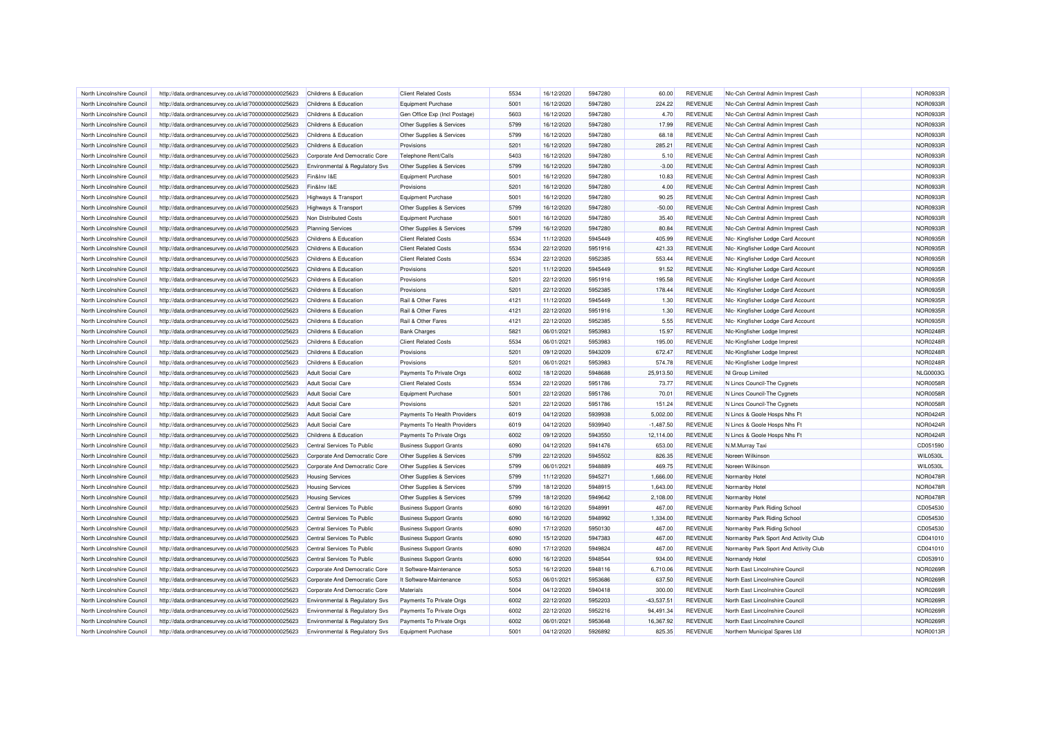| North Lincolnshire Council | http://data.ordnancesurvey.co.uk/id/7000000000025623 | Childrens & Education | Client Related Costs | 5534 | 16/12/2020 | 5947280 | 60.00 | REVENUE | Nlc-Csh Central Admin Imprest Cash | | NOR0933R |
|---|---|---|---|---|---|---|---|---|---|---|---|
| North Lincolnshire Council | http://data.ordnancesurvey.co.uk/id/7000000000025623 | Childrens & Education | Equipment Purchase | 5001 | 16/12/2020 | 5947280 | 224.22 | REVENUE | Nlc-Csh Central Admin Imprest Cash | | NOR0933R |
| North Lincolnshire Council | http://data.ordnancesurvey.co.uk/id/7000000000025623 | Childrens & Education | Gen Office Exp (Incl Postage) | 5603 | 16/12/2020 | 5947280 | 4.70 | REVENUE | Nlc-Csh Central Admin Imprest Cash | | NOR0933R |
| North Lincolnshire Council | http://data.ordnancesurvey.co.uk/id/7000000000025623 | Childrens & Education | Other Supplies & Services | 5799 | 16/12/2020 | 5947280 | 17.99 | REVENUE | Nlc-Csh Central Admin Imprest Cash | | NOR0933R |
| North Lincolnshire Council | http://data.ordnancesurvey.co.uk/id/7000000000025623 | Childrens & Education | Other Supplies & Services | 5799 | 16/12/2020 | 5947280 | 68.18 | REVENUE | Nlc-Csh Central Admin Imprest Cash | | NOR0933R |
| North Lincolnshire Council | http://data.ordnancesurvey.co.uk/id/7000000000025623 | Childrens & Education | Provisions | 5201 | 16/12/2020 | 5947280 | 285.21 | REVENUE | Nlc-Csh Central Admin Imprest Cash | | NOR0933R |
| North Lincolnshire Council | http://data.ordnancesurvey.co.uk/id/7000000000025623 | Corporate And Democratic Core | Telephone Rent/Calls | 5403 | 16/12/2020 | 5947280 | 5.10 | REVENUE | Nlc-Csh Central Admin Imprest Cash | | NOR0933R |
| North Lincolnshire Council | http://data.ordnancesurvey.co.uk/id/7000000000025623 | Environmental & Regulatory Svs | Other Supplies & Services | 5799 | 16/12/2020 | 5947280 | -3.00 | REVENUE | Nlc-Csh Central Admin Imprest Cash | | NOR0933R |
| North Lincolnshire Council | http://data.ordnancesurvey.co.uk/id/7000000000025623 | Fin&Inv I&E | Equipment Purchase | 5001 | 16/12/2020 | 5947280 | 10.83 | REVENUE | Nlc-Csh Central Admin Imprest Cash | | NOR0933R |
| North Lincolnshire Council | http://data.ordnancesurvey.co.uk/id/7000000000025623 | Fin&Inv I&E | Provisions | 5201 | 16/12/2020 | 5947280 | 4.00 | REVENUE | Nlc-Csh Central Admin Imprest Cash | | NOR0933R |
| North Lincolnshire Council | http://data.ordnancesurvey.co.uk/id/7000000000025623 | Highways & Transport | Equipment Purchase | 5001 | 16/12/2020 | 5947280 | 90.25 | REVENUE | Nlc-Csh Central Admin Imprest Cash | | NOR0933R |
| North Lincolnshire Council | http://data.ordnancesurvey.co.uk/id/7000000000025623 | Highways & Transport | Other Supplies & Services | 5799 | 16/12/2020 | 5947280 | -50.00 | REVENUE | Nlc-Csh Central Admin Imprest Cash | | NOR0933R |
| North Lincolnshire Council | http://data.ordnancesurvey.co.uk/id/7000000000025623 | Non Distributed Costs | Equipment Purchase | 5001 | 16/12/2020 | 5947280 | 35.40 | REVENUE | Nlc-Csh Central Admin Imprest Cash | | NOR0933R |
| North Lincolnshire Council | http://data.ordnancesurvey.co.uk/id/7000000000025623 | Planning Services | Other Supplies & Services | 5799 | 16/12/2020 | 5947280 | 80.84 | REVENUE | Nlc-Csh Central Admin Imprest Cash | | NOR0933R |
| North Lincolnshire Council | http://data.ordnancesurvey.co.uk/id/7000000000025623 | Childrens & Education | Client Related Costs | 5534 | 11/12/2020 | 5945449 | 405.99 | REVENUE | Nlc- Kingfisher Lodge Card Account | | NOR0935R |
| North Lincolnshire Council | http://data.ordnancesurvey.co.uk/id/7000000000025623 | Childrens & Education | Client Related Costs | 5534 | 22/12/2020 | 5951916 | 421.33 | REVENUE | Nlc- Kingfisher Lodge Card Account | | NOR0935R |
| North Lincolnshire Council | http://data.ordnancesurvey.co.uk/id/7000000000025623 | Childrens & Education | Client Related Costs | 5534 | 22/12/2020 | 5952385 | 553.44 | REVENUE | Nlc- Kingfisher Lodge Card Account | | NOR0935R |
| North Lincolnshire Council | http://data.ordnancesurvey.co.uk/id/7000000000025623 | Childrens & Education | Provisions | 5201 | 11/12/2020 | 5945449 | 91.52 | REVENUE | Nlc- Kingfisher Lodge Card Account | | NOR0935R |
| North Lincolnshire Council | http://data.ordnancesurvey.co.uk/id/7000000000025623 | Childrens & Education | Provisions | 5201 | 22/12/2020 | 5951916 | 195.58 | REVENUE | Nlc- Kingfisher Lodge Card Account | | NOR0935R |
| North Lincolnshire Council | http://data.ordnancesurvey.co.uk/id/7000000000025623 | Childrens & Education | Provisions | 5201 | 22/12/2020 | 5952385 | 178.44 | REVENUE | Nlc- Kingfisher Lodge Card Account | | NOR0935R |
| North Lincolnshire Council | http://data.ordnancesurvey.co.uk/id/7000000000025623 | Childrens & Education | Rail & Other Fares | 4121 | 11/12/2020 | 5945449 | 1.30 | REVENUE | Nlc- Kingfisher Lodge Card Account | | NOR0935R |
| North Lincolnshire Council | http://data.ordnancesurvey.co.uk/id/7000000000025623 | Childrens & Education | Rail & Other Fares | 4121 | 22/12/2020 | 5951916 | 1.30 | REVENUE | Nlc- Kingfisher Lodge Card Account | | NOR0935R |
| North Lincolnshire Council | http://data.ordnancesurvey.co.uk/id/7000000000025623 | Childrens & Education | Rail & Other Fares | 4121 | 22/12/2020 | 5952385 | 5.55 | REVENUE | Nlc- Kingfisher Lodge Card Account | | NOR0935R |
| North Lincolnshire Council | http://data.ordnancesurvey.co.uk/id/7000000000025623 | Childrens & Education | Bank Charges | 5821 | 06/01/2021 | 5953983 | 15.97 | REVENUE | Nlc-Kingfisher Lodge Imprest | | NOR0248R |
| North Lincolnshire Council | http://data.ordnancesurvey.co.uk/id/7000000000025623 | Childrens & Education | Client Related Costs | 5534 | 06/01/2021 | 5953983 | 195.00 | REVENUE | Nlc-Kingfisher Lodge Imprest | | NOR0248R |
| North Lincolnshire Council | http://data.ordnancesurvey.co.uk/id/7000000000025623 | Childrens & Education | Provisions | 5201 | 09/12/2020 | 5943209 | 672.47 | REVENUE | Nlc-Kingfisher Lodge Imprest | | NOR0248R |
| North Lincolnshire Council | http://data.ordnancesurvey.co.uk/id/7000000000025623 | Childrens & Education | Provisions | 5201 | 06/01/2021 | 5953983 | 574.78 | REVENUE | Nlc-Kingfisher Lodge Imprest | | NOR0248R |
| North Lincolnshire Council | http://data.ordnancesurvey.co.uk/id/7000000000025623 | Adult Social Care | Payments To Private Orgs | 6002 | 18/12/2020 | 5948688 | 25,913.50 | REVENUE | Nl Group Limited | | NLG0003G |
| North Lincolnshire Council | http://data.ordnancesurvey.co.uk/id/7000000000025623 | Adult Social Care | Client Related Costs | 5534 | 22/12/2020 | 5951786 | 73.77 | REVENUE | N Lincs Council-The Cygnets | | NOR0058R |
| North Lincolnshire Council | http://data.ordnancesurvey.co.uk/id/7000000000025623 | Adult Social Care | Equipment Purchase | 5001 | 22/12/2020 | 5951786 | 70.01 | REVENUE | N Lincs Council-The Cygnets | | NOR0058R |
| North Lincolnshire Council | http://data.ordnancesurvey.co.uk/id/7000000000025623 | Adult Social Care | Provisions | 5201 | 22/12/2020 | 5951786 | 151.24 | REVENUE | N Lincs Council-The Cygnets | | NOR0058R |
| North Lincolnshire Council | http://data.ordnancesurvey.co.uk/id/7000000000025623 | Adult Social Care | Payments To Health Providers | 6019 | 04/12/2020 | 5939938 | 5,002.00 | REVENUE | N Lincs & Goole Hosps Nhs Ft | | NOR0424R |
| North Lincolnshire Council | http://data.ordnancesurvey.co.uk/id/7000000000025623 | Adult Social Care | Payments To Health Providers | 6019 | 04/12/2020 | 5939940 | -1,487.50 | REVENUE | N Lincs & Goole Hosps Nhs Ft | | NOR0424R |
| North Lincolnshire Council | http://data.ordnancesurvey.co.uk/id/7000000000025623 | Childrens & Education | Payments To Private Orgs | 6002 | 09/12/2020 | 5943550 | 12,114.00 | REVENUE | N Lincs & Goole Hosps Nhs Ft | | NOR0424R |
| North Lincolnshire Council | http://data.ordnancesurvey.co.uk/id/7000000000025623 | Central Services To Public | Business Support Grants | 6090 | 04/12/2020 | 5941476 | 653.00 | REVENUE | N.M.Murray Taxi | | CD051590 |
| North Lincolnshire Council | http://data.ordnancesurvey.co.uk/id/7000000000025623 | Corporate And Democratic Core | Other Supplies & Services | 5799 | 22/12/2020 | 5945502 | 826.35 | REVENUE | Noreen Wilkinson | | WIL0530L |
| North Lincolnshire Council | http://data.ordnancesurvey.co.uk/id/7000000000025623 | Corporate And Democratic Core | Other Supplies & Services | 5799 | 06/01/2021 | 5948889 | 469.75 | REVENUE | Noreen Wilkinson | | WIL0530L |
| North Lincolnshire Council | http://data.ordnancesurvey.co.uk/id/7000000000025623 | Housing Services | Other Supplies & Services | 5799 | 11/12/2020 | 5945271 | 1,666.00 | REVENUE | Normanby Hotel | | NOR0478R |
| North Lincolnshire Council | http://data.ordnancesurvey.co.uk/id/7000000000025623 | Housing Services | Other Supplies & Services | 5799 | 18/12/2020 | 5948915 | 1,643.00 | REVENUE | Normanby Hotel | | NOR0478R |
| North Lincolnshire Council | http://data.ordnancesurvey.co.uk/id/7000000000025623 | Housing Services | Other Supplies & Services | 5799 | 18/12/2020 | 5949642 | 2,108.00 | REVENUE | Normanby Hotel | | NOR0478R |
| North Lincolnshire Council | http://data.ordnancesurvey.co.uk/id/7000000000025623 | Central Services To Public | Business Support Grants | 6090 | 16/12/2020 | 5948991 | 467.00 | REVENUE | Normanby Park Riding School | | CD054530 |
| North Lincolnshire Council | http://data.ordnancesurvey.co.uk/id/7000000000025623 | Central Services To Public | Business Support Grants | 6090 | 16/12/2020 | 5948992 | 1,334.00 | REVENUE | Normanby Park Riding School | | CD054530 |
| North Lincolnshire Council | http://data.ordnancesurvey.co.uk/id/7000000000025623 | Central Services To Public | Business Support Grants | 6090 | 17/12/2020 | 5950130 | 467.00 | REVENUE | Normanby Park Riding School | | CD054530 |
| North Lincolnshire Council | http://data.ordnancesurvey.co.uk/id/7000000000025623 | Central Services To Public | Business Support Grants | 6090 | 15/12/2020 | 5947383 | 467.00 | REVENUE | Normanby Park Sport And Activity Club | | CD041010 |
| North Lincolnshire Council | http://data.ordnancesurvey.co.uk/id/7000000000025623 | Central Services To Public | Business Support Grants | 6090 | 17/12/2020 | 5949824 | 467.00 | REVENUE | Normanby Park Sport And Activity Club | | CD041010 |
| North Lincolnshire Council | http://data.ordnancesurvey.co.uk/id/7000000000025623 | Central Services To Public | Business Support Grants | 6090 | 16/12/2020 | 5948544 | 934.00 | REVENUE | Normandy Hotel | | CD053910 |
| North Lincolnshire Council | http://data.ordnancesurvey.co.uk/id/7000000000025623 | Corporate And Democratic Core | It Software-Maintenance | 5053 | 16/12/2020 | 5948116 | 6,710.06 | REVENUE | North East Lincolnshire Council | | NOR0269R |
| North Lincolnshire Council | http://data.ordnancesurvey.co.uk/id/7000000000025623 | Corporate And Democratic Core | It Software-Maintenance | 5053 | 06/01/2021 | 5953686 | 637.50 | REVENUE | North East Lincolnshire Council | | NOR0269R |
| North Lincolnshire Council | http://data.ordnancesurvey.co.uk/id/7000000000025623 | Corporate And Democratic Core | Materials | 5004 | 04/12/2020 | 5940418 | 300.00 | REVENUE | North East Lincolnshire Council | | NOR0269R |
| North Lincolnshire Council | http://data.ordnancesurvey.co.uk/id/7000000000025623 | Environmental & Regulatory Svs | Payments To Private Orgs | 6002 | 22/12/2020 | 5952203 | -43,537.51 | REVENUE | North East Lincolnshire Council | | NOR0269R |
| North Lincolnshire Council | http://data.ordnancesurvey.co.uk/id/7000000000025623 | Environmental & Regulatory Svs | Payments To Private Orgs | 6002 | 22/12/2020 | 5952216 | 94,491.34 | REVENUE | North East Lincolnshire Council | | NOR0269R |
| North Lincolnshire Council | http://data.ordnancesurvey.co.uk/id/7000000000025623 | Environmental & Regulatory Svs | Payments To Private Orgs | 6002 | 06/01/2021 | 5953648 | 16,367.92 | REVENUE | North East Lincolnshire Council | | NOR0269R |
| North Lincolnshire Council | http://data.ordnancesurvey.co.uk/id/7000000000025623 | Environmental & Regulatory Svs | Equipment Purchase | 5001 | 04/12/2020 | 5926892 | 825.35 | REVENUE | Northern Municipal Spares Ltd | | NOR0013R |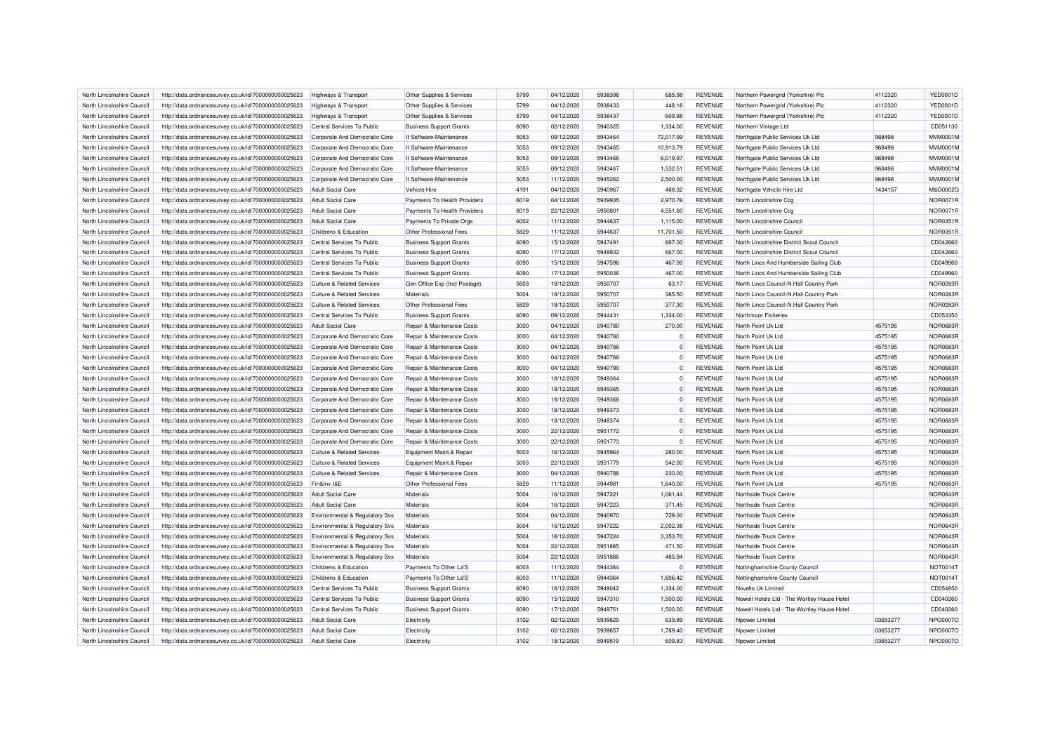| North Lincolnshire Council | http://data.ordnancesurvey.co.uk/id/7000000000025623 | Highways & Transport | Other Supplies & Services | 5799 | 04/12/2020 | 5938398 | 685.98 | REVENUE | Northern Powergrid (Yorkshire) Plc | 4112320 | YED0001D |
|---|---|---|---|---|---|---|---|---|---|---|---|
| North Lincolnshire Council | http://data.ordnancesurvey.co.uk/id/7000000000025623 | Highways & Transport | Other Supplies & Services | 5799 | 04/12/2020 | 5938433 | 448.16 | REVENUE | Northern Powergrid (Yorkshire) Plc | 4112320 | YED0001D |
| North Lincolnshire Council | http://data.ordnancesurvey.co.uk/id/7000000000025623 | Highways & Transport | Other Supplies & Services | 5799 | 04/12/2020 | 5938437 | 609.88 | REVENUE | Northern Powergrid (Yorkshire) Plc | 4112320 | YED0001D |
| North Lincolnshire Council | http://data.ordnancesurvey.co.uk/id/7000000000025623 | Central Services To Public | Business Support Grants | 6090 | 02/12/2020 | 5940325 | 1,334.00 | REVENUE | Northern Vintage Ltd | | CD051130 |
| North Lincolnshire Council | http://data.ordnancesurvey.co.uk/id/7000000000025623 | Corporate And Democratic Core | It Software-Maintenance | 5053 | 09/12/2020 | 5943464 | 72,017.99 | REVENUE | Northgate Public Services Uk Ltd | 968498 | MVM0001M |
| North Lincolnshire Council | http://data.ordnancesurvey.co.uk/id/7000000000025623 | Corporate And Democratic Core | It Software-Maintenance | 5053 | 09/12/2020 | 5943465 | 10,913.79 | REVENUE | Northgate Public Services Uk Ltd | 968498 | MVM0001M |
| North Lincolnshire Council | http://data.ordnancesurvey.co.uk/id/7000000000025623 | Corporate And Democratic Core | It Software-Maintenance | 5053 | 09/12/2020 | 5943466 | 6,019.97 | REVENUE | Northgate Public Services Uk Ltd | 968498 | MVM0001M |
| North Lincolnshire Council | http://data.ordnancesurvey.co.uk/id/7000000000025623 | Corporate And Democratic Core | It Software-Maintenance | 5053 | 09/12/2020 | 5943467 | 1,532.51 | REVENUE | Northgate Public Services Uk Ltd | 968498 | MVM0001M |
| North Lincolnshire Council | http://data.ordnancesurvey.co.uk/id/7000000000025623 | Corporate And Democratic Core | It Software-Maintenance | 5053 | 11/12/2020 | 5945262 | 2,500.00 | REVENUE | Northgate Public Services Uk Ltd | 968498 | MVM0001M |
| North Lincolnshire Council | http://data.ordnancesurvey.co.uk/id/7000000000025623 | Adult Social Care | Vehicle Hire | 4101 | 04/12/2020 | 5940967 | 488.32 | REVENUE | Northgate Vehicle Hire Ltd | 1434157 | M&G0002G |
| North Lincolnshire Council | http://data.ordnancesurvey.co.uk/id/7000000000025623 | Adult Social Care | Payments To Health Providers | 6019 | 04/12/2020 | 5939935 | 2,970.76 | REVENUE | North Lincolnshire Ccg | | NOR0071R |
| North Lincolnshire Council | http://data.ordnancesurvey.co.uk/id/7000000000025623 | Adult Social Care | Payments To Health Providers | 6019 | 22/12/2020 | 5950801 | 4,551.60 | REVENUE | North Lincolnshire Ccg | | NOR0071R |
| North Lincolnshire Council | http://data.ordnancesurvey.co.uk/id/7000000000025623 | Adult Social Care | Payments To Private Orgs | 6002 | 11/12/2020 | 5944637 | 1,115.00 | REVENUE | North Lincolnshire Council | | NOR0351R |
| North Lincolnshire Council | http://data.ordnancesurvey.co.uk/id/7000000000025623 | Childrens & Education | Other Professional Fees | 5829 | 11/12/2020 | 5944637 | 11,701.50 | REVENUE | North Lincolnshire Council | | NOR0351R |
| North Lincolnshire Council | http://data.ordnancesurvey.co.uk/id/7000000000025623 | Central Services To Public | Business Support Grants | 6090 | 15/12/2020 | 5947491 | 667.00 | REVENUE | North Lincolnshire District Scout Council | | CD042660 |
| North Lincolnshire Council | http://data.ordnancesurvey.co.uk/id/7000000000025623 | Central Services To Public | Business Support Grants | 6090 | 17/12/2020 | 5949932 | 667.00 | REVENUE | North Lincolnshire District Scout Council | | CD042660 |
| North Lincolnshire Council | http://data.ordnancesurvey.co.uk/id/7000000000025623 | Central Services To Public | Business Support Grants | 6090 | 15/12/2020 | 5947596 | 467.00 | REVENUE | North Lincs And Humberside Sailing Club | | CD049960 |
| North Lincolnshire Council | http://data.ordnancesurvey.co.uk/id/7000000000025623 | Central Services To Public | Business Support Grants | 6090 | 17/12/2020 | 5950036 | 467.00 | REVENUE | North Lincs And Humberside Sailing Club | | CD049960 |
| North Lincolnshire Council | http://data.ordnancesurvey.co.uk/id/7000000000025623 | Culture & Related Services | Gen Office Exp (Incl Postage) | 5603 | 18/12/2020 | 5950707 | 63.17 | REVENUE | North Lincs Council-N.Hall Country Park | | NOR0283R |
| North Lincolnshire Council | http://data.ordnancesurvey.co.uk/id/7000000000025623 | Culture & Related Services | Materials | 5004 | 18/12/2020 | 5950707 | 385.50 | REVENUE | North Lincs Council-N.Hall Country Park | | NOR0283R |
| North Lincolnshire Council | http://data.ordnancesurvey.co.uk/id/7000000000025623 | Culture & Related Services | Other Professional Fees | 5829 | 18/12/2020 | 5950707 | 377.30 | REVENUE | North Lincs Council-N.Hall Country Park | | NOR0283R |
| North Lincolnshire Council | http://data.ordnancesurvey.co.uk/id/7000000000025623 | Central Services To Public | Business Support Grants | 6090 | 09/12/2020 | 5944431 | 1,334.00 | REVENUE | Northmoor Fisheries | | CD053350 |
| North Lincolnshire Council | http://data.ordnancesurvey.co.uk/id/7000000000025623 | Adult Social Care | Repair & Maintenance Costs | 3000 | 04/12/2020 | 5940780 | 270.00 | REVENUE | North Point Uk Ltd | 4575195 | NOR0683R |
| North Lincolnshire Council | http://data.ordnancesurvey.co.uk/id/7000000000025623 | Corporate And Democratic Core | Repair & Maintenance Costs | 3000 | 04/12/2020 | 5940780 | 0 | REVENUE | North Point Uk Ltd | 4575195 | NOR0683R |
| North Lincolnshire Council | http://data.ordnancesurvey.co.uk/id/7000000000025623 | Corporate And Democratic Core | Repair & Maintenance Costs | 3000 | 04/12/2020 | 5940786 | 0 | REVENUE | North Point Uk Ltd | 4575195 | NOR0683R |
| North Lincolnshire Council | http://data.ordnancesurvey.co.uk/id/7000000000025623 | Corporate And Democratic Core | Repair & Maintenance Costs | 3000 | 04/12/2020 | 5940788 | 0 | REVENUE | North Point Uk Ltd | 4575195 | NOR0683R |
| North Lincolnshire Council | http://data.ordnancesurvey.co.uk/id/7000000000025623 | Corporate And Democratic Core | Repair & Maintenance Costs | 3000 | 04/12/2020 | 5940790 | 0 | REVENUE | North Point Uk Ltd | 4575195 | NOR0683R |
| North Lincolnshire Council | http://data.ordnancesurvey.co.uk/id/7000000000025623 | Corporate And Democratic Core | Repair & Maintenance Costs | 3000 | 18/12/2020 | 5949364 | 0 | REVENUE | North Point Uk Ltd | 4575195 | NOR0683R |
| North Lincolnshire Council | http://data.ordnancesurvey.co.uk/id/7000000000025623 | Corporate And Democratic Core | Repair & Maintenance Costs | 3000 | 18/12/2020 | 5949365 | 0 | REVENUE | North Point Uk Ltd | 4575195 | NOR0683R |
| North Lincolnshire Council | http://data.ordnancesurvey.co.uk/id/7000000000025623 | Corporate And Democratic Core | Repair & Maintenance Costs | 3000 | 18/12/2020 | 5949368 | 0 | REVENUE | North Point Uk Ltd | 4575195 | NOR0683R |
| North Lincolnshire Council | http://data.ordnancesurvey.co.uk/id/7000000000025623 | Corporate And Democratic Core | Repair & Maintenance Costs | 3000 | 18/12/2020 | 5949373 | 0 | REVENUE | North Point Uk Ltd | 4575195 | NOR0683R |
| North Lincolnshire Council | http://data.ordnancesurvey.co.uk/id/7000000000025623 | Corporate And Democratic Core | Repair & Maintenance Costs | 3000 | 18/12/2020 | 5949374 | 0 | REVENUE | North Point Uk Ltd | 4575195 | NOR0683R |
| North Lincolnshire Council | http://data.ordnancesurvey.co.uk/id/7000000000025623 | Corporate And Democratic Core | Repair & Maintenance Costs | 3000 | 22/12/2020 | 5951772 | 0 | REVENUE | North Point Uk Ltd | 4575195 | NOR0683R |
| North Lincolnshire Council | http://data.ordnancesurvey.co.uk/id/7000000000025623 | Corporate And Democratic Core | Repair & Maintenance Costs | 3000 | 22/12/2020 | 5951773 | 0 | REVENUE | North Point Uk Ltd | 4575195 | NOR0683R |
| North Lincolnshire Council | http://data.ordnancesurvey.co.uk/id/7000000000025623 | Culture & Related Services | Equipment Maint.& Repair | 5003 | 16/12/2020 | 5945964 | 280.00 | REVENUE | North Point Uk Ltd | 4575195 | NOR0683R |
| North Lincolnshire Council | http://data.ordnancesurvey.co.uk/id/7000000000025623 | Culture & Related Services | Equipment Maint.& Repair | 5003 | 22/12/2020 | 5951779 | 542.00 | REVENUE | North Point Uk Ltd | 4575195 | NOR0683R |
| North Lincolnshire Council | http://data.ordnancesurvey.co.uk/id/7000000000025623 | Culture & Related Services | Repair & Maintenance Costs | 3000 | 04/12/2020 | 5940788 | 230.00 | REVENUE | North Point Uk Ltd | 4575195 | NOR0683R |
| North Lincolnshire Council | http://data.ordnancesurvey.co.uk/id/7000000000025623 | Fin&Inv I&E | Other Professional Fees | 5829 | 11/12/2020 | 5944981 | 1,640.00 | REVENUE | North Point Uk Ltd | 4575195 | NOR0683R |
| North Lincolnshire Council | http://data.ordnancesurvey.co.uk/id/7000000000025623 | Adult Social Care | Materials | 5004 | 16/12/2020 | 5947221 | 1,061.44 | REVENUE | Northside Truck Centre | | NOR0643R |
| North Lincolnshire Council | http://data.ordnancesurvey.co.uk/id/7000000000025623 | Adult Social Care | Materials | 5004 | 16/12/2020 | 5947223 | 371.45 | REVENUE | Northside Truck Centre | | NOR0643R |
| North Lincolnshire Council | http://data.ordnancesurvey.co.uk/id/7000000000025623 | Environmental & Regulatory Svs | Materials | 5004 | 04/12/2020 | 5940970 | 729.00 | REVENUE | Northside Truck Centre | | NOR0643R |
| North Lincolnshire Council | http://data.ordnancesurvey.co.uk/id/7000000000025623 | Environmental & Regulatory Svs | Materials | 5004 | 16/12/2020 | 5947222 | 2,002.38 | REVENUE | Northside Truck Centre | | NOR0643R |
| North Lincolnshire Council | http://data.ordnancesurvey.co.uk/id/7000000000025623 | Environmental & Regulatory Svs | Materials | 5004 | 16/12/2020 | 5947224 | 3,353.70 | REVENUE | Northside Truck Centre | | NOR0643R |
| North Lincolnshire Council | http://data.ordnancesurvey.co.uk/id/7000000000025623 | Environmental & Regulatory Svs | Materials | 5004 | 22/12/2020 | 5951885 | 471.50 | REVENUE | Northside Truck Centre | | NOR0643R |
| North Lincolnshire Council | http://data.ordnancesurvey.co.uk/id/7000000000025623 | Environmental & Regulatory Svs | Materials | 5004 | 22/12/2020 | 5951886 | 485.94 | REVENUE | Northside Truck Centre | | NOR0643R |
| North Lincolnshire Council | http://data.ordnancesurvey.co.uk/id/7000000000025623 | Childrens & Education | Payments To Other La'S | 6003 | 11/12/2020 | 5944364 | 0 | REVENUE | Nottinghamshire County Council | | NOT0014T |
| North Lincolnshire Council | http://data.ordnancesurvey.co.uk/id/7000000000025623 | Childrens & Education | Payments To Other La'S | 6003 | 11/12/2020 | 5944364 | 1,606.42 | REVENUE | Nottinghamshire County Council | | NOT0014T |
| North Lincolnshire Council | http://data.ordnancesurvey.co.uk/id/7000000000025623 | Central Services To Public | Business Support Grants | 6090 | 16/12/2020 | 5949042 | 1,334.00 | REVENUE | Novello Uk Limited | | CD054850 |
| North Lincolnshire Council | http://data.ordnancesurvey.co.uk/id/7000000000025623 | Central Services To Public | Business Support Grants | 6090 | 15/12/2020 | 5947310 | 1,500.00 | REVENUE | Nowell Hotels Ltd - The Wortley House Hotel | | CD040260 |
| North Lincolnshire Council | http://data.ordnancesurvey.co.uk/id/7000000000025623 | Central Services To Public | Business Support Grants | 6090 | 17/12/2020 | 5949751 | 1,500.00 | REVENUE | Nowell Hotels Ltd - The Wortley House Hotel | | CD040260 |
| North Lincolnshire Council | http://data.ordnancesurvey.co.uk/id/7000000000025623 | Adult Social Care | Electricity | 3102 | 02/12/2020 | 5939629 | 639.89 | REVENUE | Npower Limited | 03653277 | NPO0007O |
| North Lincolnshire Council | http://data.ordnancesurvey.co.uk/id/7000000000025623 | Adult Social Care | Electricity | 3102 | 02/12/2020 | 5939657 | 1,789.40 | REVENUE | Npower Limited | 03653277 | NPO0007O |
| North Lincolnshire Council | http://data.ordnancesurvey.co.uk/id/7000000000025623 | Adult Social Care | Electricity | 3102 | 18/12/2020 | 5949519 | 609.83 | REVENUE | Npower Limited | 03653277 | NPO0007O |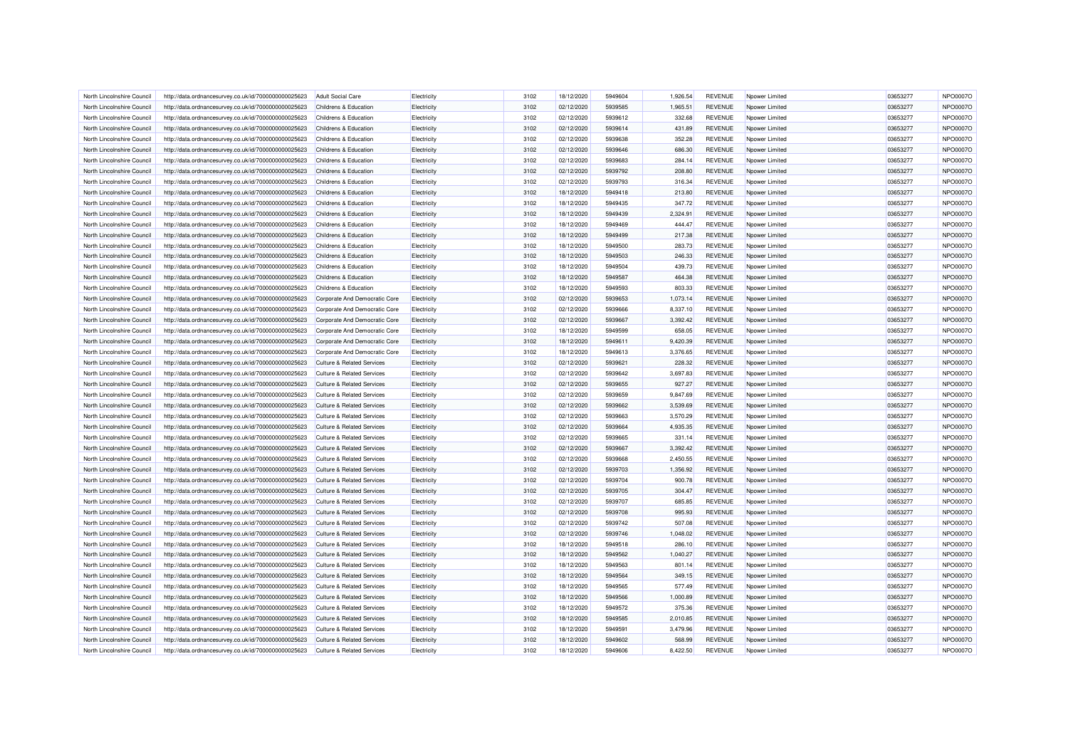| North Lincolnshire Council | http://data.ordnancesurvey.co.uk/id/7000000000025623 | Adult Social Care | Electricity | 3102 | 18/12/2020 | 5949604 | 1,926.54 | REVENUE | Npower Limited | 03653277 | NPO0007O |
|---|---|---|---|---|---|---|---|---|---|---|---|
| North Lincolnshire Council | http://data.ordnancesurvey.co.uk/id/7000000000025623 | Childrens & Education | Electricity | 3102 | 02/12/2020 | 5939585 | 1,965.51 | REVENUE | Npower Limited | 03653277 | NPO0007O |
| North Lincolnshire Council | http://data.ordnancesurvey.co.uk/id/7000000000025623 | Childrens & Education | Electricity | 3102 | 02/12/2020 | 5939612 | 332.68 | REVENUE | Npower Limited | 03653277 | NPO0007O |
| North Lincolnshire Council | http://data.ordnancesurvey.co.uk/id/7000000000025623 | Childrens & Education | Electricity | 3102 | 02/12/2020 | 5939614 | 431.89 | REVENUE | Npower Limited | 03653277 | NPO0007O |
| North Lincolnshire Council | http://data.ordnancesurvey.co.uk/id/7000000000025623 | Childrens & Education | Electricity | 3102 | 02/12/2020 | 5939638 | 352.28 | REVENUE | Npower Limited | 03653277 | NPO0007O |
| North Lincolnshire Council | http://data.ordnancesurvey.co.uk/id/7000000000025623 | Childrens & Education | Electricity | 3102 | 02/12/2020 | 5939646 | 686.30 | REVENUE | Npower Limited | 03653277 | NPO0007O |
| North Lincolnshire Council | http://data.ordnancesurvey.co.uk/id/7000000000025623 | Childrens & Education | Electricity | 3102 | 02/12/2020 | 5939683 | 284.14 | REVENUE | Npower Limited | 03653277 | NPO0007O |
| North Lincolnshire Council | http://data.ordnancesurvey.co.uk/id/7000000000025623 | Childrens & Education | Electricity | 3102 | 02/12/2020 | 5939792 | 208.80 | REVENUE | Npower Limited | 03653277 | NPO0007O |
| North Lincolnshire Council | http://data.ordnancesurvey.co.uk/id/7000000000025623 | Childrens & Education | Electricity | 3102 | 02/12/2020 | 5939793 | 316.34 | REVENUE | Npower Limited | 03653277 | NPO0007O |
| North Lincolnshire Council | http://data.ordnancesurvey.co.uk/id/7000000000025623 | Childrens & Education | Electricity | 3102 | 18/12/2020 | 5949418 | 213.80 | REVENUE | Npower Limited | 03653277 | NPO0007O |
| North Lincolnshire Council | http://data.ordnancesurvey.co.uk/id/7000000000025623 | Childrens & Education | Electricity | 3102 | 18/12/2020 | 5949435 | 347.72 | REVENUE | Npower Limited | 03653277 | NPO0007O |
| North Lincolnshire Council | http://data.ordnancesurvey.co.uk/id/7000000000025623 | Childrens & Education | Electricity | 3102 | 18/12/2020 | 5949439 | 2,324.91 | REVENUE | Npower Limited | 03653277 | NPO0007O |
| North Lincolnshire Council | http://data.ordnancesurvey.co.uk/id/7000000000025623 | Childrens & Education | Electricity | 3102 | 18/12/2020 | 5949469 | 444.47 | REVENUE | Npower Limited | 03653277 | NPO0007O |
| North Lincolnshire Council | http://data.ordnancesurvey.co.uk/id/7000000000025623 | Childrens & Education | Electricity | 3102 | 18/12/2020 | 5949499 | 217.38 | REVENUE | Npower Limited | 03653277 | NPO0007O |
| North Lincolnshire Council | http://data.ordnancesurvey.co.uk/id/7000000000025623 | Childrens & Education | Electricity | 3102 | 18/12/2020 | 5949500 | 283.73 | REVENUE | Npower Limited | 03653277 | NPO0007O |
| North Lincolnshire Council | http://data.ordnancesurvey.co.uk/id/7000000000025623 | Childrens & Education | Electricity | 3102 | 18/12/2020 | 5949503 | 246.33 | REVENUE | Npower Limited | 03653277 | NPO0007O |
| North Lincolnshire Council | http://data.ordnancesurvey.co.uk/id/7000000000025623 | Childrens & Education | Electricity | 3102 | 18/12/2020 | 5949504 | 439.73 | REVENUE | Npower Limited | 03653277 | NPO0007O |
| North Lincolnshire Council | http://data.ordnancesurvey.co.uk/id/7000000000025623 | Childrens & Education | Electricity | 3102 | 18/12/2020 | 5949587 | 464.38 | REVENUE | Npower Limited | 03653277 | NPO0007O |
| North Lincolnshire Council | http://data.ordnancesurvey.co.uk/id/7000000000025623 | Childrens & Education | Electricity | 3102 | 18/12/2020 | 5949593 | 803.33 | REVENUE | Npower Limited | 03653277 | NPO0007O |
| North Lincolnshire Council | http://data.ordnancesurvey.co.uk/id/7000000000025623 | Corporate And Democratic Core | Electricity | 3102 | 02/12/2020 | 5939653 | 1,073.14 | REVENUE | Npower Limited | 03653277 | NPO0007O |
| North Lincolnshire Council | http://data.ordnancesurvey.co.uk/id/7000000000025623 | Corporate And Democratic Core | Electricity | 3102 | 02/12/2020 | 5939666 | 8,337.10 | REVENUE | Npower Limited | 03653277 | NPO0007O |
| North Lincolnshire Council | http://data.ordnancesurvey.co.uk/id/7000000000025623 | Corporate And Democratic Core | Electricity | 3102 | 02/12/2020 | 5939667 | 3,392.42 | REVENUE | Npower Limited | 03653277 | NPO0007O |
| North Lincolnshire Council | http://data.ordnancesurvey.co.uk/id/7000000000025623 | Corporate And Democratic Core | Electricity | 3102 | 18/12/2020 | 5949599 | 658.05 | REVENUE | Npower Limited | 03653277 | NPO0007O |
| North Lincolnshire Council | http://data.ordnancesurvey.co.uk/id/7000000000025623 | Corporate And Democratic Core | Electricity | 3102 | 18/12/2020 | 5949611 | 9,420.39 | REVENUE | Npower Limited | 03653277 | NPO0007O |
| North Lincolnshire Council | http://data.ordnancesurvey.co.uk/id/7000000000025623 | Corporate And Democratic Core | Electricity | 3102 | 18/12/2020 | 5949613 | 3,376.65 | REVENUE | Npower Limited | 03653277 | NPO0007O |
| North Lincolnshire Council | http://data.ordnancesurvey.co.uk/id/7000000000025623 | Culture & Related Services | Electricity | 3102 | 02/12/2020 | 5939621 | 228.32 | REVENUE | Npower Limited | 03653277 | NPO0007O |
| North Lincolnshire Council | http://data.ordnancesurvey.co.uk/id/7000000000025623 | Culture & Related Services | Electricity | 3102 | 02/12/2020 | 5939642 | 3,697.83 | REVENUE | Npower Limited | 03653277 | NPO0007O |
| North Lincolnshire Council | http://data.ordnancesurvey.co.uk/id/7000000000025623 | Culture & Related Services | Electricity | 3102 | 02/12/2020 | 5939655 | 927.27 | REVENUE | Npower Limited | 03653277 | NPO0007O |
| North Lincolnshire Council | http://data.ordnancesurvey.co.uk/id/7000000000025623 | Culture & Related Services | Electricity | 3102 | 02/12/2020 | 5939659 | 9,847.69 | REVENUE | Npower Limited | 03653277 | NPO0007O |
| North Lincolnshire Council | http://data.ordnancesurvey.co.uk/id/7000000000025623 | Culture & Related Services | Electricity | 3102 | 02/12/2020 | 5939662 | 3,539.69 | REVENUE | Npower Limited | 03653277 | NPO0007O |
| North Lincolnshire Council | http://data.ordnancesurvey.co.uk/id/7000000000025623 | Culture & Related Services | Electricity | 3102 | 02/12/2020 | 5939663 | 3,570.29 | REVENUE | Npower Limited | 03653277 | NPO0007O |
| North Lincolnshire Council | http://data.ordnancesurvey.co.uk/id/7000000000025623 | Culture & Related Services | Electricity | 3102 | 02/12/2020 | 5939664 | 4,935.35 | REVENUE | Npower Limited | 03653277 | NPO0007O |
| North Lincolnshire Council | http://data.ordnancesurvey.co.uk/id/7000000000025623 | Culture & Related Services | Electricity | 3102 | 02/12/2020 | 5939665 | 331.14 | REVENUE | Npower Limited | 03653277 | NPO0007O |
| North Lincolnshire Council | http://data.ordnancesurvey.co.uk/id/7000000000025623 | Culture & Related Services | Electricity | 3102 | 02/12/2020 | 5939667 | 3,392.42 | REVENUE | Npower Limited | 03653277 | NPO0007O |
| North Lincolnshire Council | http://data.ordnancesurvey.co.uk/id/7000000000025623 | Culture & Related Services | Electricity | 3102 | 02/12/2020 | 5939668 | 2,450.55 | REVENUE | Npower Limited | 03653277 | NPO0007O |
| North Lincolnshire Council | http://data.ordnancesurvey.co.uk/id/7000000000025623 | Culture & Related Services | Electricity | 3102 | 02/12/2020 | 5939703 | 1,356.92 | REVENUE | Npower Limited | 03653277 | NPO0007O |
| North Lincolnshire Council | http://data.ordnancesurvey.co.uk/id/7000000000025623 | Culture & Related Services | Electricity | 3102 | 02/12/2020 | 5939704 | 900.78 | REVENUE | Npower Limited | 03653277 | NPO0007O |
| North Lincolnshire Council | http://data.ordnancesurvey.co.uk/id/7000000000025623 | Culture & Related Services | Electricity | 3102 | 02/12/2020 | 5939705 | 304.47 | REVENUE | Npower Limited | 03653277 | NPO0007O |
| North Lincolnshire Council | http://data.ordnancesurvey.co.uk/id/7000000000025623 | Culture & Related Services | Electricity | 3102 | 02/12/2020 | 5939707 | 685.85 | REVENUE | Npower Limited | 03653277 | NPO0007O |
| North Lincolnshire Council | http://data.ordnancesurvey.co.uk/id/7000000000025623 | Culture & Related Services | Electricity | 3102 | 02/12/2020 | 5939708 | 995.93 | REVENUE | Npower Limited | 03653277 | NPO0007O |
| North Lincolnshire Council | http://data.ordnancesurvey.co.uk/id/7000000000025623 | Culture & Related Services | Electricity | 3102 | 02/12/2020 | 5939742 | 507.08 | REVENUE | Npower Limited | 03653277 | NPO0007O |
| North Lincolnshire Council | http://data.ordnancesurvey.co.uk/id/7000000000025623 | Culture & Related Services | Electricity | 3102 | 02/12/2020 | 5939746 | 1,048.02 | REVENUE | Npower Limited | 03653277 | NPO0007O |
| North Lincolnshire Council | http://data.ordnancesurvey.co.uk/id/7000000000025623 | Culture & Related Services | Electricity | 3102 | 18/12/2020 | 5949518 | 286.10 | REVENUE | Npower Limited | 03653277 | NPO0007O |
| North Lincolnshire Council | http://data.ordnancesurvey.co.uk/id/7000000000025623 | Culture & Related Services | Electricity | 3102 | 18/12/2020 | 5949562 | 1,040.27 | REVENUE | Npower Limited | 03653277 | NPO0007O |
| North Lincolnshire Council | http://data.ordnancesurvey.co.uk/id/7000000000025623 | Culture & Related Services | Electricity | 3102 | 18/12/2020 | 5949563 | 801.14 | REVENUE | Npower Limited | 03653277 | NPO0007O |
| North Lincolnshire Council | http://data.ordnancesurvey.co.uk/id/7000000000025623 | Culture & Related Services | Electricity | 3102 | 18/12/2020 | 5949564 | 349.15 | REVENUE | Npower Limited | 03653277 | NPO0007O |
| North Lincolnshire Council | http://data.ordnancesurvey.co.uk/id/7000000000025623 | Culture & Related Services | Electricity | 3102 | 18/12/2020 | 5949565 | 577.49 | REVENUE | Npower Limited | 03653277 | NPO0007O |
| North Lincolnshire Council | http://data.ordnancesurvey.co.uk/id/7000000000025623 | Culture & Related Services | Electricity | 3102 | 18/12/2020 | 5949566 | 1,000.89 | REVENUE | Npower Limited | 03653277 | NPO0007O |
| North Lincolnshire Council | http://data.ordnancesurvey.co.uk/id/7000000000025623 | Culture & Related Services | Electricity | 3102 | 18/12/2020 | 5949572 | 375.36 | REVENUE | Npower Limited | 03653277 | NPO0007O |
| North Lincolnshire Council | http://data.ordnancesurvey.co.uk/id/7000000000025623 | Culture & Related Services | Electricity | 3102 | 18/12/2020 | 5949585 | 2,010.85 | REVENUE | Npower Limited | 03653277 | NPO0007O |
| North Lincolnshire Council | http://data.ordnancesurvey.co.uk/id/7000000000025623 | Culture & Related Services | Electricity | 3102 | 18/12/2020 | 5949591 | 3,479.96 | REVENUE | Npower Limited | 03653277 | NPO0007O |
| North Lincolnshire Council | http://data.ordnancesurvey.co.uk/id/7000000000025623 | Culture & Related Services | Electricity | 3102 | 18/12/2020 | 5949602 | 568.99 | REVENUE | Npower Limited | 03653277 | NPO0007O |
| North Lincolnshire Council | http://data.ordnancesurvey.co.uk/id/7000000000025623 | Culture & Related Services | Electricity | 3102 | 18/12/2020 | 5949606 | 8,422.50 | REVENUE | Npower Limited | 03653277 | NPO0007O |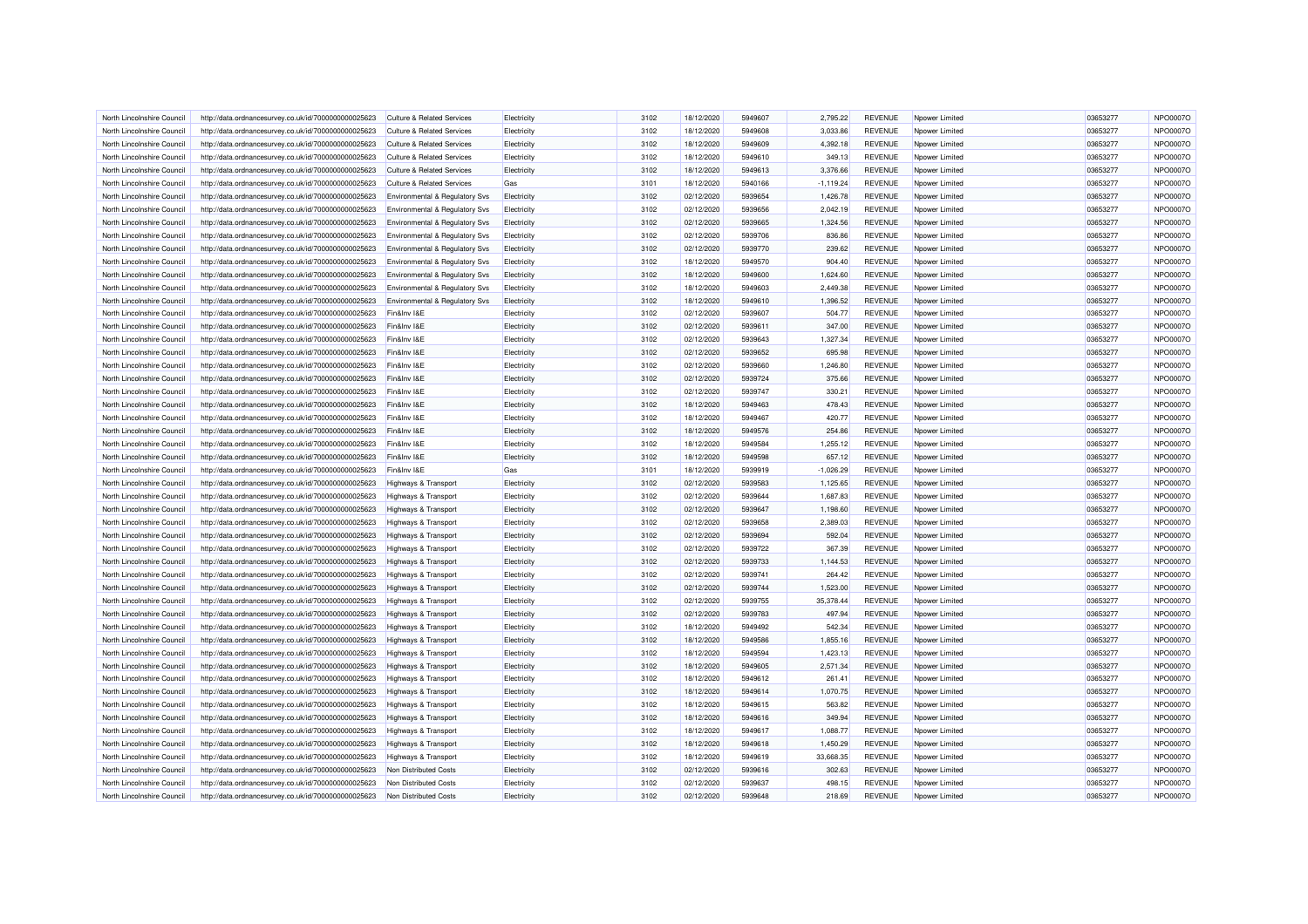| North Lincolnshire Council | http://data.ordnancesurvey.co.uk/id/7000000000025623 | Culture & Related Services | Electricity | 3102 | 18/12/2020 | 5949607 | 2,795.22 | REVENUE | Npower Limited | 03653277 | NPO0007O |
|---|---|---|---|---|---|---|---|---|---|---|---|
| North Lincolnshire Council | http://data.ordnancesurvey.co.uk/id/7000000000025623 | Culture & Related Services | Electricity | 3102 | 18/12/2020 | 5949608 | 3,033.86 | REVENUE | Npower Limited | 03653277 | NPO0007O |
| North Lincolnshire Council | http://data.ordnancesurvey.co.uk/id/7000000000025623 | Culture & Related Services | Electricity | 3102 | 18/12/2020 | 5949609 | 4,392.18 | REVENUE | Npower Limited | 03653277 | NPO0007O |
| North Lincolnshire Council | http://data.ordnancesurvey.co.uk/id/7000000000025623 | Culture & Related Services | Electricity | 3102 | 18/12/2020 | 5949610 | 349.13 | REVENUE | Npower Limited | 03653277 | NPO0007O |
| North Lincolnshire Council | http://data.ordnancesurvey.co.uk/id/7000000000025623 | Culture & Related Services | Electricity | 3102 | 18/12/2020 | 5949613 | 3,376.66 | REVENUE | Npower Limited | 03653277 | NPO0007O |
| North Lincolnshire Council | http://data.ordnancesurvey.co.uk/id/7000000000025623 | Culture & Related Services | Gas | 3101 | 18/12/2020 | 5940166 | -1,119.24 | REVENUE | Npower Limited | 03653277 | NPO0007O |
| North Lincolnshire Council | http://data.ordnancesurvey.co.uk/id/7000000000025623 | Environmental & Regulatory Svs | Electricity | 3102 | 02/12/2020 | 5939654 | 1,426.78 | REVENUE | Npower Limited | 03653277 | NPO0007O |
| North Lincolnshire Council | http://data.ordnancesurvey.co.uk/id/7000000000025623 | Environmental & Regulatory Svs | Electricity | 3102 | 02/12/2020 | 5939656 | 2,042.19 | REVENUE | Npower Limited | 03653277 | NPO0007O |
| North Lincolnshire Council | http://data.ordnancesurvey.co.uk/id/7000000000025623 | Environmental & Regulatory Svs | Electricity | 3102 | 02/12/2020 | 5939665 | 1,324.56 | REVENUE | Npower Limited | 03653277 | NPO0007O |
| North Lincolnshire Council | http://data.ordnancesurvey.co.uk/id/7000000000025623 | Environmental & Regulatory Svs | Electricity | 3102 | 02/12/2020 | 5939706 | 836.86 | REVENUE | Npower Limited | 03653277 | NPO0007O |
| North Lincolnshire Council | http://data.ordnancesurvey.co.uk/id/7000000000025623 | Environmental & Regulatory Svs | Electricity | 3102 | 02/12/2020 | 5939770 | 239.62 | REVENUE | Npower Limited | 03653277 | NPO0007O |
| North Lincolnshire Council | http://data.ordnancesurvey.co.uk/id/7000000000025623 | Environmental & Regulatory Svs | Electricity | 3102 | 18/12/2020 | 5949570 | 904.40 | REVENUE | Npower Limited | 03653277 | NPO0007O |
| North Lincolnshire Council | http://data.ordnancesurvey.co.uk/id/7000000000025623 | Environmental & Regulatory Svs | Electricity | 3102 | 18/12/2020 | 5949600 | 1,624.60 | REVENUE | Npower Limited | 03653277 | NPO0007O |
| North Lincolnshire Council | http://data.ordnancesurvey.co.uk/id/7000000000025623 | Environmental & Regulatory Svs | Electricity | 3102 | 18/12/2020 | 5949603 | 2,449.38 | REVENUE | Npower Limited | 03653277 | NPO0007O |
| North Lincolnshire Council | http://data.ordnancesurvey.co.uk/id/7000000000025623 | Environmental & Regulatory Svs | Electricity | 3102 | 18/12/2020 | 5949610 | 1,396.52 | REVENUE | Npower Limited | 03653277 | NPO0007O |
| North Lincolnshire Council | http://data.ordnancesurvey.co.uk/id/7000000000025623 | Fin&Inv I&E | Electricity | 3102 | 02/12/2020 | 5939607 | 504.77 | REVENUE | Npower Limited | 03653277 | NPO0007O |
| North Lincolnshire Council | http://data.ordnancesurvey.co.uk/id/7000000000025623 | Fin&Inv I&E | Electricity | 3102 | 02/12/2020 | 5939611 | 347.00 | REVENUE | Npower Limited | 03653277 | NPO0007O |
| North Lincolnshire Council | http://data.ordnancesurvey.co.uk/id/7000000000025623 | Fin&Inv I&E | Electricity | 3102 | 02/12/2020 | 5939643 | 1,327.34 | REVENUE | Npower Limited | 03653277 | NPO0007O |
| North Lincolnshire Council | http://data.ordnancesurvey.co.uk/id/7000000000025623 | Fin&Inv I&E | Electricity | 3102 | 02/12/2020 | 5939652 | 695.98 | REVENUE | Npower Limited | 03653277 | NPO0007O |
| North Lincolnshire Council | http://data.ordnancesurvey.co.uk/id/7000000000025623 | Fin&Inv I&E | Electricity | 3102 | 02/12/2020 | 5939660 | 1,246.80 | REVENUE | Npower Limited | 03653277 | NPO0007O |
| North Lincolnshire Council | http://data.ordnancesurvey.co.uk/id/7000000000025623 | Fin&Inv I&E | Electricity | 3102 | 02/12/2020 | 5939724 | 375.66 | REVENUE | Npower Limited | 03653277 | NPO0007O |
| North Lincolnshire Council | http://data.ordnancesurvey.co.uk/id/7000000000025623 | Fin&Inv I&E | Electricity | 3102 | 02/12/2020 | 5939747 | 330.21 | REVENUE | Npower Limited | 03653277 | NPO0007O |
| North Lincolnshire Council | http://data.ordnancesurvey.co.uk/id/7000000000025623 | Fin&Inv I&E | Electricity | 3102 | 18/12/2020 | 5949463 | 478.43 | REVENUE | Npower Limited | 03653277 | NPO0007O |
| North Lincolnshire Council | http://data.ordnancesurvey.co.uk/id/7000000000025623 | Fin&Inv I&E | Electricity | 3102 | 18/12/2020 | 5949467 | 420.77 | REVENUE | Npower Limited | 03653277 | NPO0007O |
| North Lincolnshire Council | http://data.ordnancesurvey.co.uk/id/7000000000025623 | Fin&Inv I&E | Electricity | 3102 | 18/12/2020 | 5949576 | 254.86 | REVENUE | Npower Limited | 03653277 | NPO0007O |
| North Lincolnshire Council | http://data.ordnancesurvey.co.uk/id/7000000000025623 | Fin&Inv I&E | Electricity | 3102 | 18/12/2020 | 5949584 | 1,255.12 | REVENUE | Npower Limited | 03653277 | NPO0007O |
| North Lincolnshire Council | http://data.ordnancesurvey.co.uk/id/7000000000025623 | Fin&Inv I&E | Electricity | 3102 | 18/12/2020 | 5949598 | 657.12 | REVENUE | Npower Limited | 03653277 | NPO0007O |
| North Lincolnshire Council | http://data.ordnancesurvey.co.uk/id/7000000000025623 | Fin&Inv I&E | Gas | 3101 | 18/12/2020 | 5939919 | -1,026.29 | REVENUE | Npower Limited | 03653277 | NPO0007O |
| North Lincolnshire Council | http://data.ordnancesurvey.co.uk/id/7000000000025623 | Highways & Transport | Electricity | 3102 | 02/12/2020 | 5939583 | 1,125.65 | REVENUE | Npower Limited | 03653277 | NPO0007O |
| North Lincolnshire Council | http://data.ordnancesurvey.co.uk/id/7000000000025623 | Highways & Transport | Electricity | 3102 | 02/12/2020 | 5939644 | 1,687.83 | REVENUE | Npower Limited | 03653277 | NPO0007O |
| North Lincolnshire Council | http://data.ordnancesurvey.co.uk/id/7000000000025623 | Highways & Transport | Electricity | 3102 | 02/12/2020 | 5939647 | 1,198.60 | REVENUE | Npower Limited | 03653277 | NPO0007O |
| North Lincolnshire Council | http://data.ordnancesurvey.co.uk/id/7000000000025623 | Highways & Transport | Electricity | 3102 | 02/12/2020 | 5939658 | 2,389.03 | REVENUE | Npower Limited | 03653277 | NPO0007O |
| North Lincolnshire Council | http://data.ordnancesurvey.co.uk/id/7000000000025623 | Highways & Transport | Electricity | 3102 | 02/12/2020 | 5939694 | 592.04 | REVENUE | Npower Limited | 03653277 | NPO0007O |
| North Lincolnshire Council | http://data.ordnancesurvey.co.uk/id/7000000000025623 | Highways & Transport | Electricity | 3102 | 02/12/2020 | 5939722 | 367.39 | REVENUE | Npower Limited | 03653277 | NPO0007O |
| North Lincolnshire Council | http://data.ordnancesurvey.co.uk/id/7000000000025623 | Highways & Transport | Electricity | 3102 | 02/12/2020 | 5939733 | 1,144.53 | REVENUE | Npower Limited | 03653277 | NPO0007O |
| North Lincolnshire Council | http://data.ordnancesurvey.co.uk/id/7000000000025623 | Highways & Transport | Electricity | 3102 | 02/12/2020 | 5939741 | 264.42 | REVENUE | Npower Limited | 03653277 | NPO0007O |
| North Lincolnshire Council | http://data.ordnancesurvey.co.uk/id/7000000000025623 | Highways & Transport | Electricity | 3102 | 02/12/2020 | 5939744 | 1,523.00 | REVENUE | Npower Limited | 03653277 | NPO0007O |
| North Lincolnshire Council | http://data.ordnancesurvey.co.uk/id/7000000000025623 | Highways & Transport | Electricity | 3102 | 02/12/2020 | 5939755 | 35,378.44 | REVENUE | Npower Limited | 03653277 | NPO0007O |
| North Lincolnshire Council | http://data.ordnancesurvey.co.uk/id/7000000000025623 | Highways & Transport | Electricity | 3102 | 02/12/2020 | 5939783 | 497.94 | REVENUE | Npower Limited | 03653277 | NPO0007O |
| North Lincolnshire Council | http://data.ordnancesurvey.co.uk/id/7000000000025623 | Highways & Transport | Electricity | 3102 | 18/12/2020 | 5949492 | 542.34 | REVENUE | Npower Limited | 03653277 | NPO0007O |
| North Lincolnshire Council | http://data.ordnancesurvey.co.uk/id/7000000000025623 | Highways & Transport | Electricity | 3102 | 18/12/2020 | 5949586 | 1,855.16 | REVENUE | Npower Limited | 03653277 | NPO0007O |
| North Lincolnshire Council | http://data.ordnancesurvey.co.uk/id/7000000000025623 | Highways & Transport | Electricity | 3102 | 18/12/2020 | 5949594 | 1,423.13 | REVENUE | Npower Limited | 03653277 | NPO0007O |
| North Lincolnshire Council | http://data.ordnancesurvey.co.uk/id/7000000000025623 | Highways & Transport | Electricity | 3102 | 18/12/2020 | 5949605 | 2,571.34 | REVENUE | Npower Limited | 03653277 | NPO0007O |
| North Lincolnshire Council | http://data.ordnancesurvey.co.uk/id/7000000000025623 | Highways & Transport | Electricity | 3102 | 18/12/2020 | 5949612 | 261.41 | REVENUE | Npower Limited | 03653277 | NPO0007O |
| North Lincolnshire Council | http://data.ordnancesurvey.co.uk/id/7000000000025623 | Highways & Transport | Electricity | 3102 | 18/12/2020 | 5949614 | 1,070.75 | REVENUE | Npower Limited | 03653277 | NPO0007O |
| North Lincolnshire Council | http://data.ordnancesurvey.co.uk/id/7000000000025623 | Highways & Transport | Electricity | 3102 | 18/12/2020 | 5949615 | 563.82 | REVENUE | Npower Limited | 03653277 | NPO0007O |
| North Lincolnshire Council | http://data.ordnancesurvey.co.uk/id/7000000000025623 | Highways & Transport | Electricity | 3102 | 18/12/2020 | 5949616 | 349.94 | REVENUE | Npower Limited | 03653277 | NPO0007O |
| North Lincolnshire Council | http://data.ordnancesurvey.co.uk/id/7000000000025623 | Highways & Transport | Electricity | 3102 | 18/12/2020 | 5949617 | 1,088.77 | REVENUE | Npower Limited | 03653277 | NPO0007O |
| North Lincolnshire Council | http://data.ordnancesurvey.co.uk/id/7000000000025623 | Highways & Transport | Electricity | 3102 | 18/12/2020 | 5949618 | 1,450.29 | REVENUE | Npower Limited | 03653277 | NPO0007O |
| North Lincolnshire Council | http://data.ordnancesurvey.co.uk/id/7000000000025623 | Highways & Transport | Electricity | 3102 | 18/12/2020 | 5949619 | 33,668.35 | REVENUE | Npower Limited | 03653277 | NPO0007O |
| North Lincolnshire Council | http://data.ordnancesurvey.co.uk/id/7000000000025623 | Non Distributed Costs | Electricity | 3102 | 02/12/2020 | 5939616 | 302.63 | REVENUE | Npower Limited | 03653277 | NPO0007O |
| North Lincolnshire Council | http://data.ordnancesurvey.co.uk/id/7000000000025623 | Non Distributed Costs | Electricity | 3102 | 02/12/2020 | 5939637 | 498.15 | REVENUE | Npower Limited | 03653277 | NPO0007O |
| North Lincolnshire Council | http://data.ordnancesurvey.co.uk/id/7000000000025623 | Non Distributed Costs | Electricity | 3102 | 02/12/2020 | 5939648 | 218.69 | REVENUE | Npower Limited | 03653277 | NPO0007O |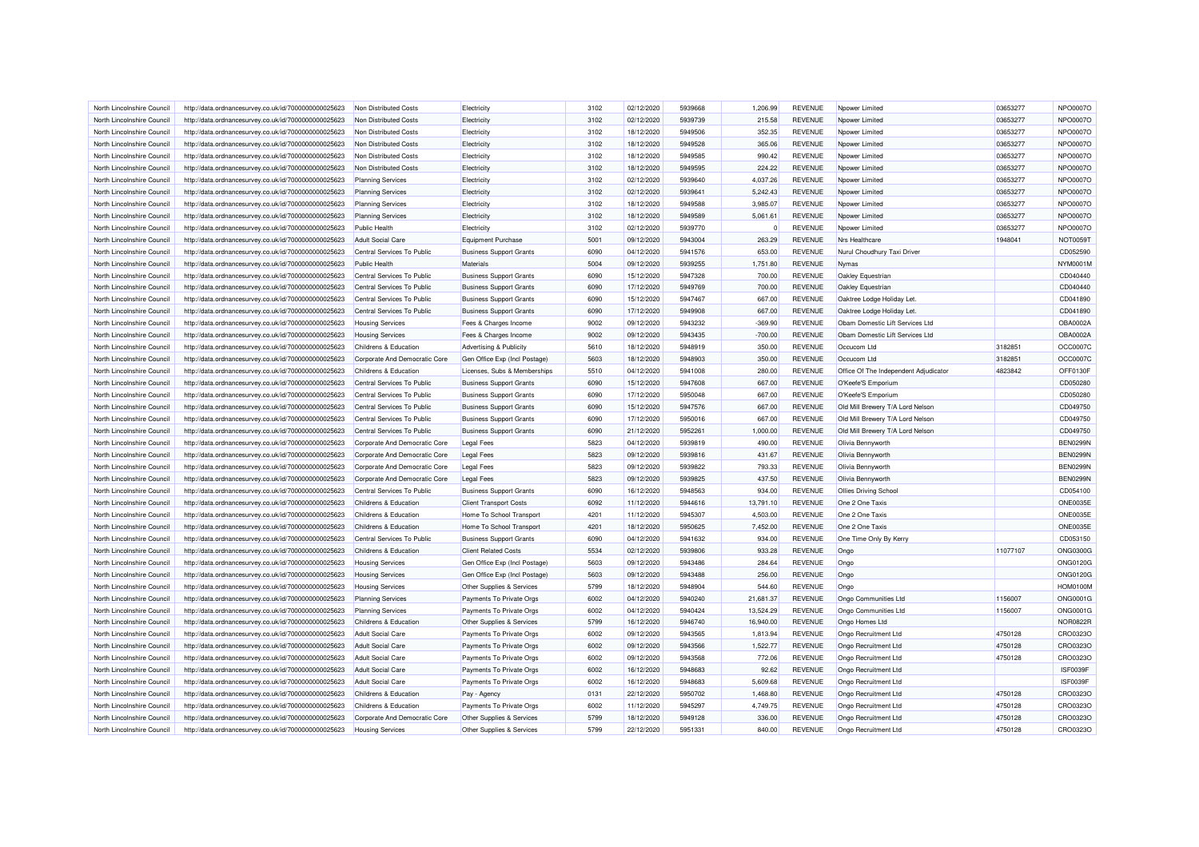| North Lincolnshire Council | http://data.ordnancesurvey.co.uk/id/7000000000025623 | Non Distributed Costs | Electricity | 3102 | 02/12/2020 | 5939668 | 1,206.99 | REVENUE | Npower Limited | 03653277 | NPO0007O |
|---|---|---|---|---|---|---|---|---|---|---|---|
| North Lincolnshire Council | http://data.ordnancesurvey.co.uk/id/7000000000025623 | Non Distributed Costs | Electricity | 3102 | 02/12/2020 | 5939739 | 215.58 | REVENUE | Npower Limited | 03653277 | NPO0007O |
| North Lincolnshire Council | http://data.ordnancesurvey.co.uk/id/7000000000025623 | Non Distributed Costs | Electricity | 3102 | 18/12/2020 | 5949506 | 352.35 | REVENUE | Npower Limited | 03653277 | NPO0007O |
| North Lincolnshire Council | http://data.ordnancesurvey.co.uk/id/7000000000025623 | Non Distributed Costs | Electricity | 3102 | 18/12/2020 | 5949528 | 365.06 | REVENUE | Npower Limited | 03653277 | NPO0007O |
| North Lincolnshire Council | http://data.ordnancesurvey.co.uk/id/7000000000025623 | Non Distributed Costs | Electricity | 3102 | 18/12/2020 | 5949585 | 990.42 | REVENUE | Npower Limited | 03653277 | NPO0007O |
| North Lincolnshire Council | http://data.ordnancesurvey.co.uk/id/7000000000025623 | Non Distributed Costs | Electricity | 3102 | 18/12/2020 | 5949595 | 224.22 | REVENUE | Npower Limited | 03653277 | NPO0007O |
| North Lincolnshire Council | http://data.ordnancesurvey.co.uk/id/7000000000025623 | Planning Services | Electricity | 3102 | 02/12/2020 | 5939640 | 4,037.26 | REVENUE | Npower Limited | 03653277 | NPO0007O |
| North Lincolnshire Council | http://data.ordnancesurvey.co.uk/id/7000000000025623 | Planning Services | Electricity | 3102 | 02/12/2020 | 5939641 | 5,242.43 | REVENUE | Npower Limited | 03653277 | NPO0007O |
| North Lincolnshire Council | http://data.ordnancesurvey.co.uk/id/7000000000025623 | Planning Services | Electricity | 3102 | 18/12/2020 | 5949586 | 3,985.07 | REVENUE | Npower Limited | 03653277 | NPO0007O |
| North Lincolnshire Council | http://data.ordnancesurvey.co.uk/id/7000000000025623 | Planning Services | Electricity | 3102 | 18/12/2020 | 5949589 | 5,061.61 | REVENUE | Npower Limited | 03653277 | NPO0007O |
| North Lincolnshire Council | http://data.ordnancesurvey.co.uk/id/7000000000025623 | Public Health | Electricity | 3102 | 02/12/2020 | 5939770 | 0 | REVENUE | Npower Limited | 03653277 | NPO0007O |
| North Lincolnshire Council | http://data.ordnancesurvey.co.uk/id/7000000000025623 | Adult Social Care | Equipment Purchase | 5001 | 09/12/2020 | 5943004 | 263.29 | REVENUE | Nrs Healthcare | 1948041 | NOT0059T |
| North Lincolnshire Council | http://data.ordnancesurvey.co.uk/id/7000000000025623 | Central Services To Public | Business Support Grants | 6090 | 04/12/2020 | 5941576 | 653.00 | REVENUE | Nurul Choudhury Taxi Driver | | CD052590 |
| North Lincolnshire Council | http://data.ordnancesurvey.co.uk/id/7000000000025623 | Public Health | Materials | 5004 | 09/12/2020 | 5939255 | 1,751.80 | REVENUE | Nymas | | NYM0001M |
| North Lincolnshire Council | http://data.ordnancesurvey.co.uk/id/7000000000025623 | Central Services To Public | Business Support Grants | 6090 | 15/12/2020 | 5947328 | 700.00 | REVENUE | Oakley Equestrian | | CD040440 |
| North Lincolnshire Council | http://data.ordnancesurvey.co.uk/id/7000000000025623 | Central Services To Public | Business Support Grants | 6090 | 17/12/2020 | 5949769 | 700.00 | REVENUE | Oakley Equestrian | | CD040440 |
| North Lincolnshire Council | http://data.ordnancesurvey.co.uk/id/7000000000025623 | Central Services To Public | Business Support Grants | 6090 | 15/12/2020 | 5947467 | 667.00 | REVENUE | Oaktree Lodge Holiday Let. | | CD041890 |
| North Lincolnshire Council | http://data.ordnancesurvey.co.uk/id/7000000000025623 | Central Services To Public | Business Support Grants | 6090 | 17/12/2020 | 5949908 | 667.00 | REVENUE | Oaktree Lodge Holiday Let. | | CD041890 |
| North Lincolnshire Council | http://data.ordnancesurvey.co.uk/id/7000000000025623 | Housing Services | Fees & Charges Income | 9002 | 09/12/2020 | 5943232 | -369.90 | REVENUE | Obam Domestic Lift Services Ltd | | OBA0002A |
| North Lincolnshire Council | http://data.ordnancesurvey.co.uk/id/7000000000025623 | Housing Services | Fees & Charges Income | 9002 | 09/12/2020 | 5943435 | -700.00 | REVENUE | Obam Domestic Lift Services Ltd | | OBA0002A |
| North Lincolnshire Council | http://data.ordnancesurvey.co.uk/id/7000000000025623 | Childrens & Education | Advertising & Publicity | 5610 | 18/12/2020 | 5948919 | 350.00 | REVENUE | Occucom Ltd | 3182851 | OCC0007C |
| North Lincolnshire Council | http://data.ordnancesurvey.co.uk/id/7000000000025623 | Corporate And Democratic Core | Gen Office Exp (Incl Postage) | 5603 | 18/12/2020 | 5948903 | 350.00 | REVENUE | Occucom Ltd | 3182851 | OCC0007C |
| North Lincolnshire Council | http://data.ordnancesurvey.co.uk/id/7000000000025623 | Childrens & Education | Licenses, Subs & Memberships | 5510 | 04/12/2020 | 5941008 | 280.00 | REVENUE | Office Of The Independent Adjudicator | 4823842 | OFF0130F |
| North Lincolnshire Council | http://data.ordnancesurvey.co.uk/id/7000000000025623 | Central Services To Public | Business Support Grants | 6090 | 15/12/2020 | 5947608 | 667.00 | REVENUE | O'Keefe'S Emporium | | CD050280 |
| North Lincolnshire Council | http://data.ordnancesurvey.co.uk/id/7000000000025623 | Central Services To Public | Business Support Grants | 6090 | 17/12/2020 | 5950048 | 667.00 | REVENUE | O'Keefe'S Emporium | | CD050280 |
| North Lincolnshire Council | http://data.ordnancesurvey.co.uk/id/7000000000025623 | Central Services To Public | Business Support Grants | 6090 | 15/12/2020 | 5947576 | 667.00 | REVENUE | Old Mill Brewery T/A Lord Nelson | | CD049750 |
| North Lincolnshire Council | http://data.ordnancesurvey.co.uk/id/7000000000025623 | Central Services To Public | Business Support Grants | 6090 | 17/12/2020 | 5950016 | 667.00 | REVENUE | Old Mill Brewery T/A Lord Nelson | | CD049750 |
| North Lincolnshire Council | http://data.ordnancesurvey.co.uk/id/7000000000025623 | Central Services To Public | Business Support Grants | 6090 | 21/12/2020 | 5952261 | 1,000.00 | REVENUE | Old Mill Brewery T/A Lord Nelson | | CD049750 |
| North Lincolnshire Council | http://data.ordnancesurvey.co.uk/id/7000000000025623 | Corporate And Democratic Core | Legal Fees | 5823 | 04/12/2020 | 5939819 | 490.00 | REVENUE | Olivia Bennyworth | | BEN0299N |
| North Lincolnshire Council | http://data.ordnancesurvey.co.uk/id/7000000000025623 | Corporate And Democratic Core | Legal Fees | 5823 | 09/12/2020 | 5939816 | 431.67 | REVENUE | Olivia Bennyworth | | BEN0299N |
| North Lincolnshire Council | http://data.ordnancesurvey.co.uk/id/7000000000025623 | Corporate And Democratic Core | Legal Fees | 5823 | 09/12/2020 | 5939822 | 793.33 | REVENUE | Olivia Bennyworth | | BEN0299N |
| North Lincolnshire Council | http://data.ordnancesurvey.co.uk/id/7000000000025623 | Corporate And Democratic Core | Legal Fees | 5823 | 09/12/2020 | 5939825 | 437.50 | REVENUE | Olivia Bennyworth | | BEN0299N |
| North Lincolnshire Council | http://data.ordnancesurvey.co.uk/id/7000000000025623 | Central Services To Public | Business Support Grants | 6090 | 16/12/2020 | 5948563 | 934.00 | REVENUE | Ollies Driving School | | CD054100 |
| North Lincolnshire Council | http://data.ordnancesurvey.co.uk/id/7000000000025623 | Childrens & Education | Client Transport Costs | 6092 | 11/12/2020 | 5944616 | 13,791.10 | REVENUE | One 2 One Taxis | | ONE0035E |
| North Lincolnshire Council | http://data.ordnancesurvey.co.uk/id/7000000000025623 | Childrens & Education | Home To School Transport | 4201 | 11/12/2020 | 5945307 | 4,503.00 | REVENUE | One 2 One Taxis | | ONE0035E |
| North Lincolnshire Council | http://data.ordnancesurvey.co.uk/id/7000000000025623 | Childrens & Education | Home To School Transport | 4201 | 18/12/2020 | 5950625 | 7,452.00 | REVENUE | One 2 One Taxis | | ONE0035E |
| North Lincolnshire Council | http://data.ordnancesurvey.co.uk/id/7000000000025623 | Central Services To Public | Business Support Grants | 6090 | 04/12/2020 | 5941632 | 934.00 | REVENUE | One Time Only By Kerry | | CD053150 |
| North Lincolnshire Council | http://data.ordnancesurvey.co.uk/id/7000000000025623 | Childrens & Education | Client Related Costs | 5534 | 02/12/2020 | 5939806 | 933.28 | REVENUE | Ongo | 11077107 | ONG0300G |
| North Lincolnshire Council | http://data.ordnancesurvey.co.uk/id/7000000000025623 | Housing Services | Gen Office Exp (Incl Postage) | 5603 | 09/12/2020 | 5943486 | 284.64 | REVENUE | Ongo | | ONG0120G |
| North Lincolnshire Council | http://data.ordnancesurvey.co.uk/id/7000000000025623 | Housing Services | Gen Office Exp (Incl Postage) | 5603 | 09/12/2020 | 5943488 | 256.00 | REVENUE | Ongo | | ONG0120G |
| North Lincolnshire Council | http://data.ordnancesurvey.co.uk/id/7000000000025623 | Housing Services | Other Supplies & Services | 5799 | 18/12/2020 | 5948904 | 544.60 | REVENUE | Ongo | | HOM0100M |
| North Lincolnshire Council | http://data.ordnancesurvey.co.uk/id/7000000000025623 | Planning Services | Payments To Private Orgs | 6002 | 04/12/2020 | 5940240 | 21,681.37 | REVENUE | Ongo Communities Ltd | 1156007 | ONG0001G |
| North Lincolnshire Council | http://data.ordnancesurvey.co.uk/id/7000000000025623 | Planning Services | Payments To Private Orgs | 6002 | 04/12/2020 | 5940424 | 13,524.29 | REVENUE | Ongo Communities Ltd | 1156007 | ONG0001G |
| North Lincolnshire Council | http://data.ordnancesurvey.co.uk/id/7000000000025623 | Childrens & Education | Other Supplies & Services | 5799 | 16/12/2020 | 5946740 | 16,940.00 | REVENUE | Ongo Homes Ltd | | NOR0822R |
| North Lincolnshire Council | http://data.ordnancesurvey.co.uk/id/7000000000025623 | Adult Social Care | Payments To Private Orgs | 6002 | 09/12/2020 | 5943565 | 1,813.94 | REVENUE | Ongo Recruitment Ltd | 4750128 | CRO0323O |
| North Lincolnshire Council | http://data.ordnancesurvey.co.uk/id/7000000000025623 | Adult Social Care | Payments To Private Orgs | 6002 | 09/12/2020 | 5943566 | 1,522.77 | REVENUE | Ongo Recruitment Ltd | 4750128 | CRO0323O |
| North Lincolnshire Council | http://data.ordnancesurvey.co.uk/id/7000000000025623 | Adult Social Care | Payments To Private Orgs | 6002 | 09/12/2020 | 5943568 | 772.06 | REVENUE | Ongo Recruitment Ltd | 4750128 | CRO0323O |
| North Lincolnshire Council | http://data.ordnancesurvey.co.uk/id/7000000000025623 | Adult Social Care | Payments To Private Orgs | 6002 | 16/12/2020 | 5948683 | 92.62 | REVENUE | Ongo Recruitment Ltd | | ISF0039F |
| North Lincolnshire Council | http://data.ordnancesurvey.co.uk/id/7000000000025623 | Adult Social Care | Payments To Private Orgs | 6002 | 16/12/2020 | 5948683 | 5,609.68 | REVENUE | Ongo Recruitment Ltd | | ISF0039F |
| North Lincolnshire Council | http://data.ordnancesurvey.co.uk/id/7000000000025623 | Childrens & Education | Pay - Agency | 0131 | 22/12/2020 | 5950702 | 1,468.80 | REVENUE | Ongo Recruitment Ltd | 4750128 | CRO0323O |
| North Lincolnshire Council | http://data.ordnancesurvey.co.uk/id/7000000000025623 | Childrens & Education | Payments To Private Orgs | 6002 | 11/12/2020 | 5945297 | 4,749.75 | REVENUE | Ongo Recruitment Ltd | 4750128 | CRO0323O |
| North Lincolnshire Council | http://data.ordnancesurvey.co.uk/id/7000000000025623 | Corporate And Democratic Core | Other Supplies & Services | 5799 | 18/12/2020 | 5949128 | 336.00 | REVENUE | Ongo Recruitment Ltd | 4750128 | CRO0323O |
| North Lincolnshire Council | http://data.ordnancesurvey.co.uk/id/7000000000025623 | Housing Services | Other Supplies & Services | 5799 | 22/12/2020 | 5951331 | 840.00 | REVENUE | Ongo Recruitment Ltd | 4750128 | CRO0323O |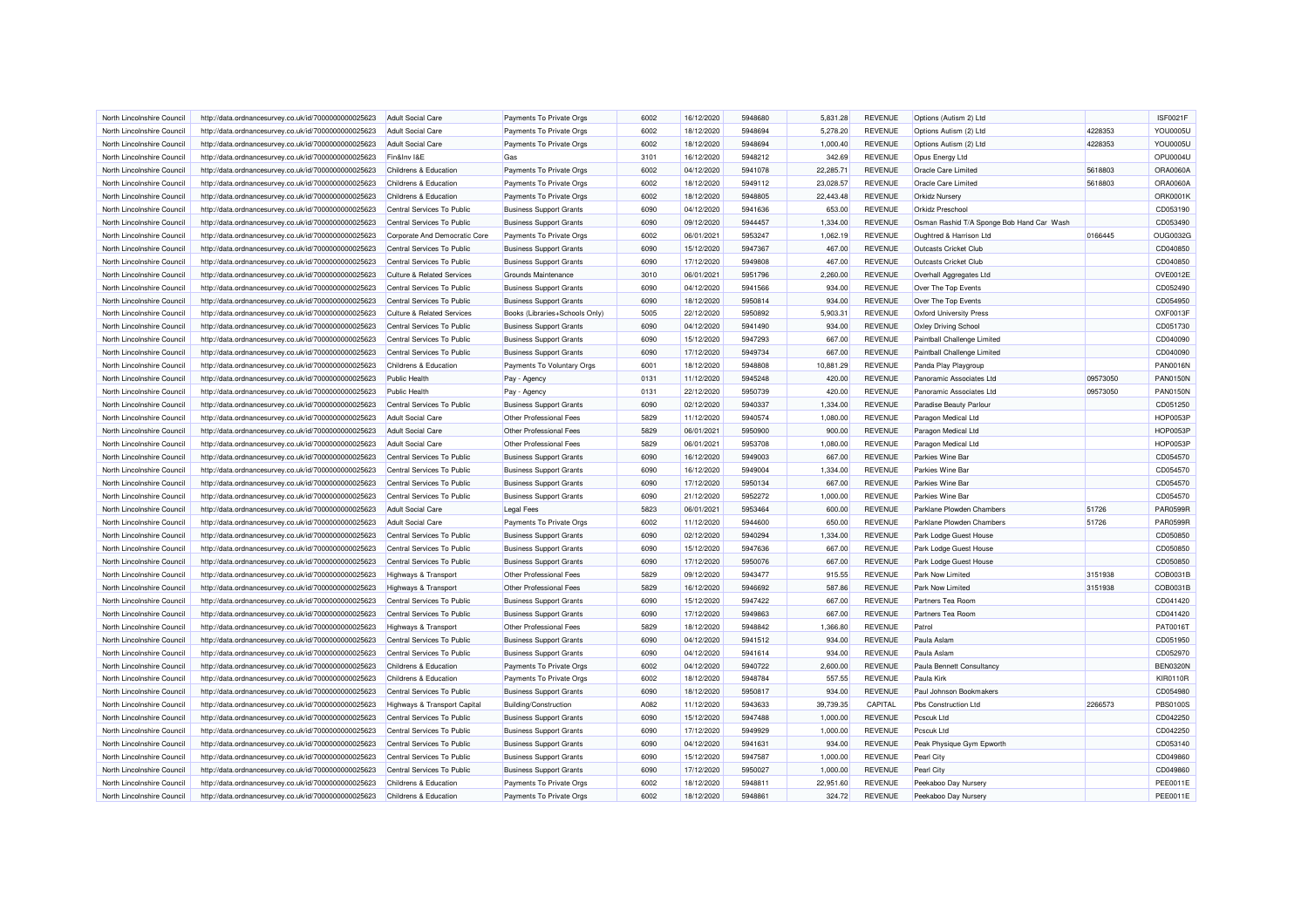| North Lincolnshire Council | http://data.ordnancesurvey.co.uk/id/7000000000025623 | Adult Social Care | Payments To Private Orgs | 6002 | 16/12/2020 | 5948680 | 5,831.28 | REVENUE | Options (Autism 2) Ltd | | ISF0021F |
|---|---|---|---|---|---|---|---|---|---|---|---|
| North Lincolnshire Council | http://data.ordnancesurvey.co.uk/id/7000000000025623 | Adult Social Care | Payments To Private Orgs | 6002 | 18/12/2020 | 5948694 | 5,278.20 | REVENUE | Options Autism (2) Ltd | 4228353 | YOU0005U |
| North Lincolnshire Council | http://data.ordnancesurvey.co.uk/id/7000000000025623 | Adult Social Care | Payments To Private Orgs | 6002 | 18/12/2020 | 5948694 | 1,000.40 | REVENUE | Options Autism (2) Ltd | 4228353 | YOU0005U |
| North Lincolnshire Council | http://data.ordnancesurvey.co.uk/id/7000000000025623 | Fin&Inv I&E | Gas | 3101 | 16/12/2020 | 5948212 | 342.69 | REVENUE | Opus Energy Ltd | | OPU0004U |
| North Lincolnshire Council | http://data.ordnancesurvey.co.uk/id/7000000000025623 | Childrens & Education | Payments To Private Orgs | 6002 | 04/12/2020 | 5941078 | 22,285.71 | REVENUE | Oracle Care Limited | 5618803 | ORA0060A |
| North Lincolnshire Council | http://data.ordnancesurvey.co.uk/id/7000000000025623 | Childrens & Education | Payments To Private Orgs | 6002 | 18/12/2020 | 5949112 | 23,028.57 | REVENUE | Oracle Care Limited | 5618803 | ORA0060A |
| North Lincolnshire Council | http://data.ordnancesurvey.co.uk/id/7000000000025623 | Childrens & Education | Payments To Private Orgs | 6002 | 18/12/2020 | 5948805 | 22,443.48 | REVENUE | Orkidz Nursery | | ORK0001K |
| North Lincolnshire Council | http://data.ordnancesurvey.co.uk/id/7000000000025623 | Central Services To Public | Business Support Grants | 6090 | 04/12/2020 | 5941636 | 653.00 | REVENUE | Orkidz Preschool | | CD053190 |
| North Lincolnshire Council | http://data.ordnancesurvey.co.uk/id/7000000000025623 | Central Services To Public | Business Support Grants | 6090 | 09/12/2020 | 5944457 | 1,334.00 | REVENUE | Osman Rashid T/A Sponge Bob Hand Car Wash | | CD053490 |
| North Lincolnshire Council | http://data.ordnancesurvey.co.uk/id/7000000000025623 | Corporate And Democratic Core | Payments To Private Orgs | 6002 | 06/01/2021 | 5953247 | 1,062.19 | REVENUE | Oughtred & Harrison Ltd | 0166445 | OUG0032G |
| North Lincolnshire Council | http://data.ordnancesurvey.co.uk/id/7000000000025623 | Central Services To Public | Business Support Grants | 6090 | 15/12/2020 | 5947367 | 467.00 | REVENUE | Outcasts Cricket Club | | CD040850 |
| North Lincolnshire Council | http://data.ordnancesurvey.co.uk/id/7000000000025623 | Central Services To Public | Business Support Grants | 6090 | 17/12/2020 | 5949808 | 467.00 | REVENUE | Outcasts Cricket Club | | CD040850 |
| North Lincolnshire Council | http://data.ordnancesurvey.co.uk/id/7000000000025623 | Culture & Related Services | Grounds Maintenance | 3010 | 06/01/2021 | 5951796 | 2,260.00 | REVENUE | Overhall Aggregates Ltd | | OVE0012E |
| North Lincolnshire Council | http://data.ordnancesurvey.co.uk/id/7000000000025623 | Central Services To Public | Business Support Grants | 6090 | 04/12/2020 | 5941566 | 934.00 | REVENUE | Over The Top Events | | CD052490 |
| North Lincolnshire Council | http://data.ordnancesurvey.co.uk/id/7000000000025623 | Central Services To Public | Business Support Grants | 6090 | 18/12/2020 | 5950814 | 934.00 | REVENUE | Over The Top Events | | CD054950 |
| North Lincolnshire Council | http://data.ordnancesurvey.co.uk/id/7000000000025623 | Culture & Related Services | Books (Libraries+Schools Only) | 5005 | 22/12/2020 | 5950892 | 5,903.31 | REVENUE | Oxford University Press | | OXF0013F |
| North Lincolnshire Council | http://data.ordnancesurvey.co.uk/id/7000000000025623 | Central Services To Public | Business Support Grants | 6090 | 04/12/2020 | 5941490 | 934.00 | REVENUE | Oxley Driving School | | CD051730 |
| North Lincolnshire Council | http://data.ordnancesurvey.co.uk/id/7000000000025623 | Central Services To Public | Business Support Grants | 6090 | 15/12/2020 | 5947293 | 667.00 | REVENUE | Paintball Challenge Limited | | CD040090 |
| North Lincolnshire Council | http://data.ordnancesurvey.co.uk/id/7000000000025623 | Central Services To Public | Business Support Grants | 6090 | 17/12/2020 | 5949734 | 667.00 | REVENUE | Paintball Challenge Limited | | CD040090 |
| North Lincolnshire Council | http://data.ordnancesurvey.co.uk/id/7000000000025623 | Childrens & Education | Payments To Voluntary Orgs | 6001 | 18/12/2020 | 5948808 | 10,881.29 | REVENUE | Panda Play Playgroup | | PAN0016N |
| North Lincolnshire Council | http://data.ordnancesurvey.co.uk/id/7000000000025623 | Public Health | Pay - Agency | 0131 | 11/12/2020 | 5945248 | 420.00 | REVENUE | Panoramic Associates Ltd | 09573050 | PAN0150N |
| North Lincolnshire Council | http://data.ordnancesurvey.co.uk/id/7000000000025623 | Public Health | Pay - Agency | 0131 | 22/12/2020 | 5950739 | 420.00 | REVENUE | Panoramic Associates Ltd | 09573050 | PAN0150N |
| North Lincolnshire Council | http://data.ordnancesurvey.co.uk/id/7000000000025623 | Central Services To Public | Business Support Grants | 6090 | 02/12/2020 | 5940337 | 1,334.00 | REVENUE | Paradise Beauty Parlour | | CD051250 |
| North Lincolnshire Council | http://data.ordnancesurvey.co.uk/id/7000000000025623 | Adult Social Care | Other Professional Fees | 5829 | 11/12/2020 | 5940574 | 1,080.00 | REVENUE | Paragon Medical Ltd | | HOP0053P |
| North Lincolnshire Council | http://data.ordnancesurvey.co.uk/id/7000000000025623 | Adult Social Care | Other Professional Fees | 5829 | 06/01/2021 | 5950900 | 900.00 | REVENUE | Paragon Medical Ltd | | HOP0053P |
| North Lincolnshire Council | http://data.ordnancesurvey.co.uk/id/7000000000025623 | Adult Social Care | Other Professional Fees | 5829 | 06/01/2021 | 5953708 | 1,080.00 | REVENUE | Paragon Medical Ltd | | HOP0053P |
| North Lincolnshire Council | http://data.ordnancesurvey.co.uk/id/7000000000025623 | Central Services To Public | Business Support Grants | 6090 | 16/12/2020 | 5949003 | 667.00 | REVENUE | Parkies Wine Bar | | CD054570 |
| North Lincolnshire Council | http://data.ordnancesurvey.co.uk/id/7000000000025623 | Central Services To Public | Business Support Grants | 6090 | 16/12/2020 | 5949004 | 1,334.00 | REVENUE | Parkies Wine Bar | | CD054570 |
| North Lincolnshire Council | http://data.ordnancesurvey.co.uk/id/7000000000025623 | Central Services To Public | Business Support Grants | 6090 | 17/12/2020 | 5950134 | 667.00 | REVENUE | Parkies Wine Bar | | CD054570 |
| North Lincolnshire Council | http://data.ordnancesurvey.co.uk/id/7000000000025623 | Central Services To Public | Business Support Grants | 6090 | 21/12/2020 | 5952272 | 1,000.00 | REVENUE | Parkies Wine Bar | | CD054570 |
| North Lincolnshire Council | http://data.ordnancesurvey.co.uk/id/7000000000025623 | Adult Social Care | Legal Fees | 5823 | 06/01/2021 | 5953464 | 600.00 | REVENUE | Parklane Plowden Chambers | 51726 | PAR0599R |
| North Lincolnshire Council | http://data.ordnancesurvey.co.uk/id/7000000000025623 | Adult Social Care | Payments To Private Orgs | 6002 | 11/12/2020 | 5944600 | 650.00 | REVENUE | Parklane Plowden Chambers | 51726 | PAR0599R |
| North Lincolnshire Council | http://data.ordnancesurvey.co.uk/id/7000000000025623 | Central Services To Public | Business Support Grants | 6090 | 02/12/2020 | 5940294 | 1,334.00 | REVENUE | Park Lodge Guest House | | CD050850 |
| North Lincolnshire Council | http://data.ordnancesurvey.co.uk/id/7000000000025623 | Central Services To Public | Business Support Grants | 6090 | 15/12/2020 | 5947636 | 667.00 | REVENUE | Park Lodge Guest House | | CD050850 |
| North Lincolnshire Council | http://data.ordnancesurvey.co.uk/id/7000000000025623 | Central Services To Public | Business Support Grants | 6090 | 17/12/2020 | 5950076 | 667.00 | REVENUE | Park Lodge Guest House | | CD050850 |
| North Lincolnshire Council | http://data.ordnancesurvey.co.uk/id/7000000000025623 | Highways & Transport | Other Professional Fees | 5829 | 09/12/2020 | 5943477 | 915.55 | REVENUE | Park Now Limited | 3151938 | COB0031B |
| North Lincolnshire Council | http://data.ordnancesurvey.co.uk/id/7000000000025623 | Highways & Transport | Other Professional Fees | 5829 | 16/12/2020 | 5946692 | 587.86 | REVENUE | Park Now Limited | 3151938 | COB0031B |
| North Lincolnshire Council | http://data.ordnancesurvey.co.uk/id/7000000000025623 | Central Services To Public | Business Support Grants | 6090 | 15/12/2020 | 5947422 | 667.00 | REVENUE | Partners Tea Room | | CD041420 |
| North Lincolnshire Council | http://data.ordnancesurvey.co.uk/id/7000000000025623 | Central Services To Public | Business Support Grants | 6090 | 17/12/2020 | 5949863 | 667.00 | REVENUE | Partners Tea Room | | CD041420 |
| North Lincolnshire Council | http://data.ordnancesurvey.co.uk/id/7000000000025623 | Highways & Transport | Other Professional Fees | 5829 | 18/12/2020 | 5948842 | 1,366.80 | REVENUE | Patrol | | PAT0016T |
| North Lincolnshire Council | http://data.ordnancesurvey.co.uk/id/7000000000025623 | Central Services To Public | Business Support Grants | 6090 | 04/12/2020 | 5941512 | 934.00 | REVENUE | Paula Aslam | | CD051950 |
| North Lincolnshire Council | http://data.ordnancesurvey.co.uk/id/7000000000025623 | Central Services To Public | Business Support Grants | 6090 | 04/12/2020 | 5941614 | 934.00 | REVENUE | Paula Aslam | | CD052970 |
| North Lincolnshire Council | http://data.ordnancesurvey.co.uk/id/7000000000025623 | Childrens & Education | Payments To Private Orgs | 6002 | 04/12/2020 | 5940722 | 2,600.00 | REVENUE | Paula Bennett Consultancy | | BEN0320N |
| North Lincolnshire Council | http://data.ordnancesurvey.co.uk/id/7000000000025623 | Childrens & Education | Payments To Private Orgs | 6002 | 18/12/2020 | 5948784 | 557.55 | REVENUE | Paula Kirk | | KIR0110R |
| North Lincolnshire Council | http://data.ordnancesurvey.co.uk/id/7000000000025623 | Central Services To Public | Business Support Grants | 6090 | 18/12/2020 | 5950817 | 934.00 | REVENUE | Paul Johnson Bookmakers | | CD054980 |
| North Lincolnshire Council | http://data.ordnancesurvey.co.uk/id/7000000000025623 | Highways & Transport Capital | Building/Construction | A082 | 11/12/2020 | 5943633 | 39,739.35 | CAPITAL | Pbs Construction Ltd | 2266573 | PBS0100S |
| North Lincolnshire Council | http://data.ordnancesurvey.co.uk/id/7000000000025623 | Central Services To Public | Business Support Grants | 6090 | 15/12/2020 | 5947488 | 1,000.00 | REVENUE | Pcscuk Ltd | | CD042250 |
| North Lincolnshire Council | http://data.ordnancesurvey.co.uk/id/7000000000025623 | Central Services To Public | Business Support Grants | 6090 | 17/12/2020 | 5949929 | 1,000.00 | REVENUE | Pcscuk Ltd | | CD042250 |
| North Lincolnshire Council | http://data.ordnancesurvey.co.uk/id/7000000000025623 | Central Services To Public | Business Support Grants | 6090 | 04/12/2020 | 5941631 | 934.00 | REVENUE | Peak Physique Gym Epworth | | CD053140 |
| North Lincolnshire Council | http://data.ordnancesurvey.co.uk/id/7000000000025623 | Central Services To Public | Business Support Grants | 6090 | 15/12/2020 | 5947587 | 1,000.00 | REVENUE | Pearl City | | CD049860 |
| North Lincolnshire Council | http://data.ordnancesurvey.co.uk/id/7000000000025623 | Central Services To Public | Business Support Grants | 6090 | 17/12/2020 | 5950027 | 1,000.00 | REVENUE | Pearl City | | CD049860 |
| North Lincolnshire Council | http://data.ordnancesurvey.co.uk/id/7000000000025623 | Childrens & Education | Payments To Private Orgs | 6002 | 18/12/2020 | 5948811 | 22,951.60 | REVENUE | Peekaboo Day Nursery | | PEE0011E |
| North Lincolnshire Council | http://data.ordnancesurvey.co.uk/id/7000000000025623 | Childrens & Education | Payments To Private Orgs | 6002 | 18/12/2020 | 5948861 | 324.72 | REVENUE | Peekaboo Day Nursery | | PEE0011E |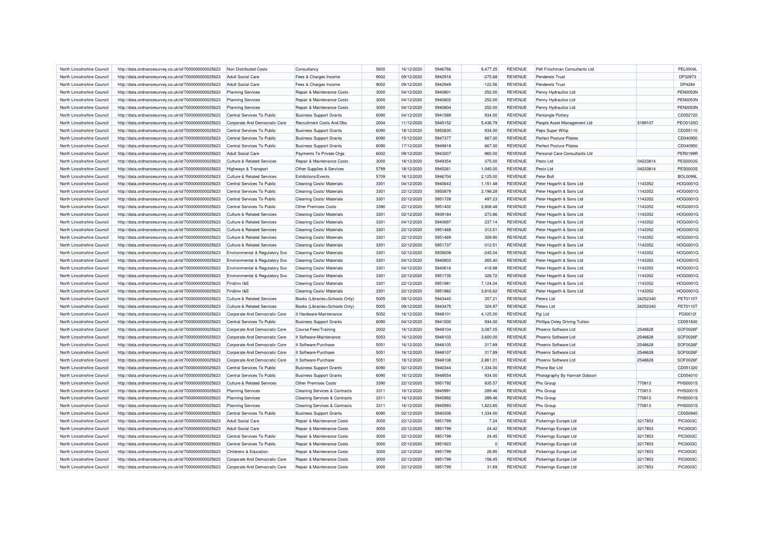| North Lincolnshire Council | http://data.ordnancesurvey.co.uk/id/7000000000025623 | Non Distributed Costs | Consultancy | 5830 | 16/12/2020 | 5946766 | 9,477.25 | REVENUE | Pell Frischman Consultants Ltd | | PEL0004L |
|---|---|---|---|---|---|---|---|---|---|---|---|
| North Lincolnshire Council | http://data.ordnancesurvey.co.uk/id/7000000000025623 | Adult Social Care | Fees & Charges Income | 9002 | 09/12/2020 | 5942916 | -275.68 | REVENUE | Penderels Trust | | DP32973 |
| North Lincolnshire Council | http://data.ordnancesurvey.co.uk/id/7000000000025623 | Adult Social Care | Fees & Charges Income | 9002 | 09/12/2020 | 5942949 | -122.56 | REVENUE | Penderels Trust | | DP4284 |
| North Lincolnshire Council | http://data.ordnancesurvey.co.uk/id/7000000000025623 | Planning Services | Repair & Maintenance Costs | 3000 | 04/12/2020 | 5940801 | 252.00 | REVENUE | Penny Hydraulics Ltd | | PEN0053N |
| North Lincolnshire Council | http://data.ordnancesurvey.co.uk/id/7000000000025623 | Planning Services | Repair & Maintenance Costs | 3000 | 04/12/2020 | 5940802 | 252.00 | REVENUE | Penny Hydraulics Ltd | | PEN0053N |
| North Lincolnshire Council | http://data.ordnancesurvey.co.uk/id/7000000000025623 | Planning Services | Repair & Maintenance Costs | 3000 | 04/12/2020 | 5940804 | 252.00 | REVENUE | Penny Hydraulics Ltd | | PEN0053N |
| North Lincolnshire Council | http://data.ordnancesurvey.co.uk/id/7000000000025623 | Central Services To Public | Business Support Grants | 6090 | 04/12/2020 | 5941589 | 934.00 | REVENUE | Pentangle Pottery | | CD052720 |
| North Lincolnshire Council | http://data.ordnancesurvey.co.uk/id/7000000000025623 | Corporate And Democratic Core | Recruitment Costs And Dbs | 2004 | 11/12/2020 | 5945152 | 5,436.79 | REVENUE | People Asset Management Ltd | 5199107 | PEO0120O |
| North Lincolnshire Council | http://data.ordnancesurvey.co.uk/id/7000000000025623 | Central Services To Public | Business Support Grants | 6090 | 18/12/2020 | 5950830 | 934.00 | REVENUE | Peps Super Whip | | CD055110 |
| North Lincolnshire Council | http://data.ordnancesurvey.co.uk/id/7000000000025623 | Central Services To Public | Business Support Grants | 6090 | 15/12/2020 | 5947377 | 667.00 | REVENUE | Perfect Posture Pilates | | CD040950 |
| North Lincolnshire Council | http://data.ordnancesurvey.co.uk/id/7000000000025623 | Central Services To Public | Business Support Grants | 6090 | 17/12/2020 | 5949818 | 667.00 | REVENUE | Perfect Posture Pilates | | CD040950 |
| North Lincolnshire Council | http://data.ordnancesurvey.co.uk/id/7000000000025623 | Adult Social Care | Payments To Private Orgs | 6002 | 09/12/2020 | 5943207 | 960.00 | REVENUE | Personal Care Consultants Ltd | | PER0199R |
| North Lincolnshire Council | http://data.ordnancesurvey.co.uk/id/7000000000025623 | Culture & Related Services | Repair & Maintenance Costs | 3000 | 18/12/2020 | 5949354 | 375.00 | REVENUE | Pestx Ltd | 04233814 | PES0003S |
| North Lincolnshire Council | http://data.ordnancesurvey.co.uk/id/7000000000025623 | Highways & Transport | Other Supplies & Services | 5799 | 18/12/2020 | 5945261 | 1,045.00 | REVENUE | Pestx Ltd | 04233814 | PES0003S |
| North Lincolnshire Council | http://data.ordnancesurvey.co.uk/id/7000000000025623 | Culture & Related Services | Exhibitions/Events | 5709 | 16/12/2020 | 5946704 | 2,125.00 | REVENUE | Peter Bolt | | BOL0099L |
| North Lincolnshire Council | http://data.ordnancesurvey.co.uk/id/7000000000025623 | Central Services To Public | Cleaning Costs/ Materials | 3301 | 04/12/2020 | 5940643 | 1,151.48 | REVENUE | Peter Hogarth & Sons Ltd | 1143352 | HOG0001G |
| North Lincolnshire Council | http://data.ordnancesurvey.co.uk/id/7000000000025623 | Central Services To Public | Cleaning Costs/ Materials | 3301 | 22/12/2020 | 5950879 | 2,198.28 | REVENUE | Peter Hogarth & Sons Ltd | 1143352 | HOG0001G |
| North Lincolnshire Council | http://data.ordnancesurvey.co.uk/id/7000000000025623 | Central Services To Public | Cleaning Costs/ Materials | 3301 | 22/12/2020 | 5951728 | 497.23 | REVENUE | Peter Hogarth & Sons Ltd | 1143352 | HOG0001G |
| North Lincolnshire Council | http://data.ordnancesurvey.co.uk/id/7000000000025623 | Central Services To Public | Other Premises Costs | 3390 | 22/12/2020 | 5951402 | 2,808.48 | REVENUE | Peter Hogarth & Sons Ltd | 1143352 | HOG0001G |
| North Lincolnshire Council | http://data.ordnancesurvey.co.uk/id/7000000000025623 | Culture & Related Services | Cleaning Costs/ Materials | 3301 | 02/12/2020 | 5939184 | 273.86 | REVENUE | Peter Hogarth & Sons Ltd | 1143352 | HOG0001G |
| North Lincolnshire Council | http://data.ordnancesurvey.co.uk/id/7000000000025623 | Culture & Related Services | Cleaning Costs/ Materials | 3301 | 04/12/2020 | 5940697 | 237.14 | REVENUE | Peter Hogarth & Sons Ltd | 1143352 | HOG0001G |
| North Lincolnshire Council | http://data.ordnancesurvey.co.uk/id/7000000000025623 | Culture & Related Services | Cleaning Costs/ Materials | 3301 | 22/12/2020 | 5951468 | 312.51 | REVENUE | Peter Hogarth & Sons Ltd | 1143352 | HOG0001G |
| North Lincolnshire Council | http://data.ordnancesurvey.co.uk/id/7000000000025623 | Culture & Related Services | Cleaning Costs/ Materials | 3301 | 22/12/2020 | 5951469 | 309.90 | REVENUE | Peter Hogarth & Sons Ltd | 1143352 | HOG0001G |
| North Lincolnshire Council | http://data.ordnancesurvey.co.uk/id/7000000000025623 | Culture & Related Services | Cleaning Costs/ Materials | 3301 | 22/12/2020 | 5951737 | -312.51 | REVENUE | Peter Hogarth & Sons Ltd | 1143352 | HOG0001G |
| North Lincolnshire Council | http://data.ordnancesurvey.co.uk/id/7000000000025623 | Environmental & Regulatory Svs | Cleaning Costs/ Materials | 3301 | 02/12/2020 | 5939208 | -245.04 | REVENUE | Peter Hogarth & Sons Ltd | 1143352 | HOG0001G |
| North Lincolnshire Council | http://data.ordnancesurvey.co.uk/id/7000000000025623 | Environmental & Regulatory Svs | Cleaning Costs/ Materials | 3301 | 04/12/2020 | 5940603 | 265.40 | REVENUE | Peter Hogarth & Sons Ltd | 1143352 | HOG0001G |
| North Lincolnshire Council | http://data.ordnancesurvey.co.uk/id/7000000000025623 | Environmental & Regulatory Svs | Cleaning Costs/ Materials | 3301 | 04/12/2020 | 5940616 | 418.98 | REVENUE | Peter Hogarth & Sons Ltd | 1143352 | HOG0001G |
| North Lincolnshire Council | http://data.ordnancesurvey.co.uk/id/7000000000025623 | Environmental & Regulatory Svs | Cleaning Costs/ Materials | 3301 | 22/12/2020 | 5951735 | 326.72 | REVENUE | Peter Hogarth & Sons Ltd | 1143352 | HOG0001G |
| North Lincolnshire Council | http://data.ordnancesurvey.co.uk/id/7000000000025623 | Fin&Inv I&E | Cleaning Costs/ Materials | 3301 | 22/12/2020 | 5951981 | 7,124.04 | REVENUE | Peter Hogarth & Sons Ltd | 1143352 | HOG0001G |
| North Lincolnshire Council | http://data.ordnancesurvey.co.uk/id/7000000000025623 | Fin&Inv I&E | Cleaning Costs/ Materials | 3301 | 22/12/2020 | 5951982 | 3,816.62 | REVENUE | Peter Hogarth & Sons Ltd | 1143352 | HOG0001G |
| North Lincolnshire Council | http://data.ordnancesurvey.co.uk/id/7000000000025623 | Culture & Related Services | Books (Libraries+Schools Only) | 5005 | 09/12/2020 | 5943440 | 357.21 | REVENUE | Peters Ltd | 24252340 | PET0110T |
| North Lincolnshire Council | http://data.ordnancesurvey.co.uk/id/7000000000025623 | Culture & Related Services | Books (Libraries+Schools Only) | 5005 | 09/12/2020 | 5943475 | 324.97 | REVENUE | Peters Ltd | 24252340 | PET0110T |
| North Lincolnshire Council | http://data.ordnancesurvey.co.uk/id/7000000000025623 | Corporate And Democratic Core | It Hardware-Maintenance | 5052 | 16/12/2020 | 5948101 | 4,125.00 | REVENUE | Pgi Ltd | | PGI0012I |
| North Lincolnshire Council | http://data.ordnancesurvey.co.uk/id/7000000000025623 | Central Services To Public | Business Support Grants | 6090 | 04/12/2020 | 5941500 | 934.00 | REVENUE | Phillipa Oxley Driving Tuition | | CD051830 |
| North Lincolnshire Council | http://data.ordnancesurvey.co.uk/id/7000000000025623 | Corporate And Democratic Core | Course Fees/Training | 2002 | 16/12/2020 | 5948104 | 3,087.05 | REVENUE | Phoenix Software Ltd | 2548628 | SOF0026F |
| North Lincolnshire Council | http://data.ordnancesurvey.co.uk/id/7000000000025623 | Corporate And Democratic Core | It Software-Maintenance | 5053 | 16/12/2020 | 5948103 | 3,600.00 | REVENUE | Phoenix Software Ltd | 2548628 | SOF0026F |
| North Lincolnshire Council | http://data.ordnancesurvey.co.uk/id/7000000000025623 | Corporate And Democratic Core | It Software-Purchase | 5051 | 16/12/2020 | 5948105 | 317.89 | REVENUE | Phoenix Software Ltd | 2548628 | SOF0026F |
| North Lincolnshire Council | http://data.ordnancesurvey.co.uk/id/7000000000025623 | Corporate And Democratic Core | It Software-Purchase | 5051 | 16/12/2020 | 5948107 | 317.89 | REVENUE | Phoenix Software Ltd | 2548628 | SOF0026F |
| North Lincolnshire Council | http://data.ordnancesurvey.co.uk/id/7000000000025623 | Corporate And Democratic Core | It Software-Purchase | 5051 | 18/12/2020 | 5948108 | 2,861.01 | REVENUE | Phoenix Software Ltd | 2548628 | SOF0026F |
| North Lincolnshire Council | http://data.ordnancesurvey.co.uk/id/7000000000025623 | Central Services To Public | Business Support Grants | 6090 | 02/12/2020 | 5940344 | 1,334.00 | REVENUE | Phone Bar Ltd | | CD051320 |
| North Lincolnshire Council | http://data.ordnancesurvey.co.uk/id/7000000000025623 | Central Services To Public | Business Support Grants | 6090 | 16/12/2020 | 5948554 | 934.00 | REVENUE | Photography By Hannah Dobson | | CD054010 |
| North Lincolnshire Council | http://data.ordnancesurvey.co.uk/id/7000000000025623 | Culture & Related Services | Other Premises Costs | 3390 | 22/12/2020 | 5951792 | 835.57 | REVENUE | Phs Group | 770813 | PHS0001S |
| North Lincolnshire Council | http://data.ordnancesurvey.co.uk/id/7000000000025623 | Planning Services | Cleaning Services & Contracts | 3311 | 16/12/2020 | 5945991 | 289.46 | REVENUE | Phs Group | 770813 | PHS0001S |
| North Lincolnshire Council | http://data.ordnancesurvey.co.uk/id/7000000000025623 | Planning Services | Cleaning Services & Contracts | 3311 | 16/12/2020 | 5945992 | 289.46 | REVENUE | Phs Group | 770813 | PHS0001S |
| North Lincolnshire Council | http://data.ordnancesurvey.co.uk/id/7000000000025623 | Planning Services | Cleaning Services & Contracts | 3311 | 16/12/2020 | 5945993 | 1,823.85 | REVENUE | Phs Group | 770813 | PHS0001S |
| North Lincolnshire Council | http://data.ordnancesurvey.co.uk/id/7000000000025623 | Central Services To Public | Business Support Grants | 6090 | 02/12/2020 | 5940306 | 1,334.00 | REVENUE | Pickerings | | CD050940 |
| North Lincolnshire Council | http://data.ordnancesurvey.co.uk/id/7000000000025623 | Adult Social Care | Repair & Maintenance Costs | 3000 | 22/12/2020 | 5951799 | 7.24 | REVENUE | Pickerings Europe Ltd | 3217853 | PIC0003C |
| North Lincolnshire Council | http://data.ordnancesurvey.co.uk/id/7000000000025623 | Adult Social Care | Repair & Maintenance Costs | 3000 | 22/12/2020 | 5951799 | 24.42 | REVENUE | Pickerings Europe Ltd | 3217853 | PIC0003C |
| North Lincolnshire Council | http://data.ordnancesurvey.co.uk/id/7000000000025623 | Central Services To Public | Repair & Maintenance Costs | 3000 | 22/12/2020 | 5951799 | 24.45 | REVENUE | Pickerings Europe Ltd | 3217853 | PIC0003C |
| North Lincolnshire Council | http://data.ordnancesurvey.co.uk/id/7000000000025623 | Central Services To Public | Repair & Maintenance Costs | 3000 | 22/12/2020 | 5951923 | 0 | REVENUE | Pickerings Europe Ltd | 3217853 | PIC0003C |
| North Lincolnshire Council | http://data.ordnancesurvey.co.uk/id/7000000000025623 | Childrens & Education | Repair & Maintenance Costs | 3000 | 22/12/2020 | 5951799 | 28.95 | REVENUE | Pickerings Europe Ltd | 3217853 | PIC0003C |
| North Lincolnshire Council | http://data.ordnancesurvey.co.uk/id/7000000000025623 | Corporate And Democratic Core | Repair & Maintenance Costs | 3000 | 22/12/2020 | 5951799 | 158.45 | REVENUE | Pickerings Europe Ltd | 3217853 | PIC0003C |
| North Lincolnshire Council | http://data.ordnancesurvey.co.uk/id/7000000000025623 | Corporate And Democratic Core | Repair & Maintenance Costs | 3000 | 22/12/2020 | 5951799 | 31.69 | REVENUE | Pickerings Europe Ltd | 3217853 | PIC0003C |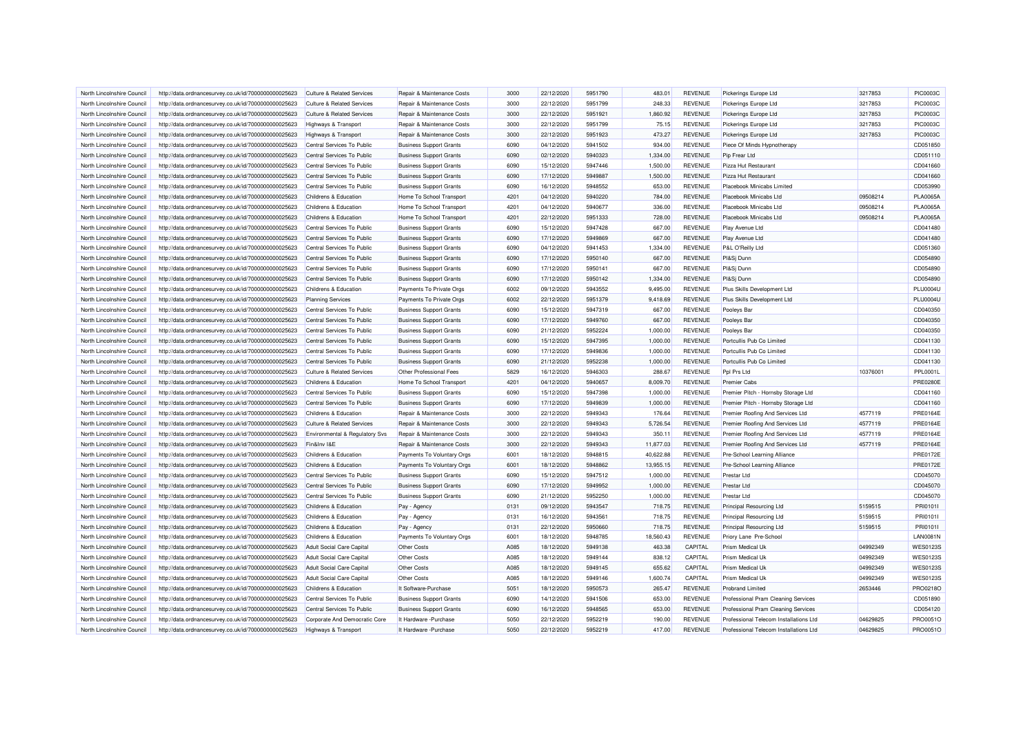| North Lincolnshire Council | http://data.ordnancesurvey.co.uk/id/7000000000025623 | Culture & Related Services | Repair & Maintenance Costs | 3000 | 22/12/2020 | 5951790 | 483.01 | REVENUE | Pickerings Europe Ltd | 3217853 | PIC0003C |
|---|---|---|---|---|---|---|---|---|---|---|---|
| North Lincolnshire Council | http://data.ordnancesurvey.co.uk/id/7000000000025623 | Culture & Related Services | Repair & Maintenance Costs | 3000 | 22/12/2020 | 5951799 | 248.33 | REVENUE | Pickerings Europe Ltd | 3217853 | PIC0003C |
| North Lincolnshire Council | http://data.ordnancesurvey.co.uk/id/7000000000025623 | Culture & Related Services | Repair & Maintenance Costs | 3000 | 22/12/2020 | 5951921 | 1,860.92 | REVENUE | Pickerings Europe Ltd | 3217853 | PIC0003C |
| North Lincolnshire Council | http://data.ordnancesurvey.co.uk/id/7000000000025623 | Highways & Transport | Repair & Maintenance Costs | 3000 | 22/12/2020 | 5951799 | 75.15 | REVENUE | Pickerings Europe Ltd | 3217853 | PIC0003C |
| North Lincolnshire Council | http://data.ordnancesurvey.co.uk/id/7000000000025623 | Highways & Transport | Repair & Maintenance Costs | 3000 | 22/12/2020 | 5951923 | 473.27 | REVENUE | Pickerings Europe Ltd | 3217853 | PIC0003C |
| North Lincolnshire Council | http://data.ordnancesurvey.co.uk/id/7000000000025623 | Central Services To Public | Business Support Grants | 6090 | 04/12/2020 | 5941502 | 934.00 | REVENUE | Piece Of Minds Hypnotherapy | | CD051850 |
| North Lincolnshire Council | http://data.ordnancesurvey.co.uk/id/7000000000025623 | Central Services To Public | Business Support Grants | 6090 | 02/12/2020 | 5940323 | 1,334.00 | REVENUE | Pip Frear Ltd | | CD051110 |
| North Lincolnshire Council | http://data.ordnancesurvey.co.uk/id/7000000000025623 | Central Services To Public | Business Support Grants | 6090 | 15/12/2020 | 5947446 | 1,500.00 | REVENUE | Pizza Hut Restaurant | | CD041660 |
| North Lincolnshire Council | http://data.ordnancesurvey.co.uk/id/7000000000025623 | Central Services To Public | Business Support Grants | 6090 | 17/12/2020 | 5949887 | 1,500.00 | REVENUE | Pizza Hut Restaurant | | CD041660 |
| North Lincolnshire Council | http://data.ordnancesurvey.co.uk/id/7000000000025623 | Central Services To Public | Business Support Grants | 6090 | 16/12/2020 | 5948552 | 653.00 | REVENUE | Placebook Minicabs Limited | | CD053990 |
| North Lincolnshire Council | http://data.ordnancesurvey.co.uk/id/7000000000025623 | Childrens & Education | Home To School Transport | 4201 | 04/12/2020 | 5940220 | 784.00 | REVENUE | Placebook Minicabs Ltd | 09508214 | PLA0065A |
| North Lincolnshire Council | http://data.ordnancesurvey.co.uk/id/7000000000025623 | Childrens & Education | Home To School Transport | 4201 | 04/12/2020 | 5940677 | 336.00 | REVENUE | Placebook Minicabs Ltd | 09508214 | PLA0065A |
| North Lincolnshire Council | http://data.ordnancesurvey.co.uk/id/7000000000025623 | Childrens & Education | Home To School Transport | 4201 | 22/12/2020 | 5951333 | 728.00 | REVENUE | Placebook Minicabs Ltd | 09508214 | PLA0065A |
| North Lincolnshire Council | http://data.ordnancesurvey.co.uk/id/7000000000025623 | Central Services To Public | Business Support Grants | 6090 | 15/12/2020 | 5947428 | 667.00 | REVENUE | Play Avenue Ltd | | CD041480 |
| North Lincolnshire Council | http://data.ordnancesurvey.co.uk/id/7000000000025623 | Central Services To Public | Business Support Grants | 6090 | 17/12/2020 | 5949869 | 667.00 | REVENUE | Play Avenue Ltd | | CD041480 |
| North Lincolnshire Council | http://data.ordnancesurvey.co.uk/id/7000000000025623 | Central Services To Public | Business Support Grants | 6090 | 04/12/2020 | 5941453 | 1,334.00 | REVENUE | P&L O'Reilly Ltd | | CD051360 |
| North Lincolnshire Council | http://data.ordnancesurvey.co.uk/id/7000000000025623 | Central Services To Public | Business Support Grants | 6090 | 17/12/2020 | 5950140 | 667.00 | REVENUE | Pl&Sj Dunn | | CD054890 |
| North Lincolnshire Council | http://data.ordnancesurvey.co.uk/id/7000000000025623 | Central Services To Public | Business Support Grants | 6090 | 17/12/2020 | 5950141 | 667.00 | REVENUE | Pl&Sj Dunn | | CD054890 |
| North Lincolnshire Council | http://data.ordnancesurvey.co.uk/id/7000000000025623 | Central Services To Public | Business Support Grants | 6090 | 17/12/2020 | 5950142 | 1,334.00 | REVENUE | Pl&Sj Dunn | | CD054890 |
| North Lincolnshire Council | http://data.ordnancesurvey.co.uk/id/7000000000025623 | Childrens & Education | Payments To Private Orgs | 6002 | 09/12/2020 | 5943552 | 9,495.00 | REVENUE | Plus Skills Development Ltd | | PLU0004U |
| North Lincolnshire Council | http://data.ordnancesurvey.co.uk/id/7000000000025623 | Planning Services | Payments To Private Orgs | 6002 | 22/12/2020 | 5951379 | 9,418.69 | REVENUE | Plus Skills Development Ltd | | PLU0004U |
| North Lincolnshire Council | http://data.ordnancesurvey.co.uk/id/7000000000025623 | Central Services To Public | Business Support Grants | 6090 | 15/12/2020 | 5947319 | 667.00 | REVENUE | Pooleys Bar | | CD040350 |
| North Lincolnshire Council | http://data.ordnancesurvey.co.uk/id/7000000000025623 | Central Services To Public | Business Support Grants | 6090 | 17/12/2020 | 5949760 | 667.00 | REVENUE | Pooleys Bar | | CD040350 |
| North Lincolnshire Council | http://data.ordnancesurvey.co.uk/id/7000000000025623 | Central Services To Public | Business Support Grants | 6090 | 21/12/2020 | 5952224 | 1,000.00 | REVENUE | Pooleys Bar | | CD040350 |
| North Lincolnshire Council | http://data.ordnancesurvey.co.uk/id/7000000000025623 | Central Services To Public | Business Support Grants | 6090 | 15/12/2020 | 5947395 | 1,000.00 | REVENUE | Portcullis Pub Co Limited | | CD041130 |
| North Lincolnshire Council | http://data.ordnancesurvey.co.uk/id/7000000000025623 | Central Services To Public | Business Support Grants | 6090 | 17/12/2020 | 5949836 | 1,000.00 | REVENUE | Portcullis Pub Co Limited | | CD041130 |
| North Lincolnshire Council | http://data.ordnancesurvey.co.uk/id/7000000000025623 | Central Services To Public | Business Support Grants | 6090 | 21/12/2020 | 5952238 | 1,000.00 | REVENUE | Portcullis Pub Co Limited | | CD041130 |
| North Lincolnshire Council | http://data.ordnancesurvey.co.uk/id/7000000000025623 | Culture & Related Services | Other Professional Fees | 5829 | 16/12/2020 | 5946303 | 288.67 | REVENUE | Ppl Prs Ltd | 10376001 | PPL0001L |
| North Lincolnshire Council | http://data.ordnancesurvey.co.uk/id/7000000000025623 | Childrens & Education | Home To School Transport | 4201 | 04/12/2020 | 5940657 | 8,009.70 | REVENUE | Premier Cabs | | PRE0280E |
| North Lincolnshire Council | http://data.ordnancesurvey.co.uk/id/7000000000025623 | Central Services To Public | Business Support Grants | 6090 | 15/12/2020 | 5947398 | 1,000.00 | REVENUE | Premier Pitch - Hornsby Storage Ltd | | CD041160 |
| North Lincolnshire Council | http://data.ordnancesurvey.co.uk/id/7000000000025623 | Central Services To Public | Business Support Grants | 6090 | 17/12/2020 | 5949839 | 1,000.00 | REVENUE | Premier Pitch - Hornsby Storage Ltd | | CD041160 |
| North Lincolnshire Council | http://data.ordnancesurvey.co.uk/id/7000000000025623 | Childrens & Education | Repair & Maintenance Costs | 3000 | 22/12/2020 | 5949343 | 176.64 | REVENUE | Premier Roofing And Services Ltd | 4577119 | PRE0164E |
| North Lincolnshire Council | http://data.ordnancesurvey.co.uk/id/7000000000025623 | Culture & Related Services | Repair & Maintenance Costs | 3000 | 22/12/2020 | 5949343 | 5,726.54 | REVENUE | Premier Roofing And Services Ltd | 4577119 | PRE0164E |
| North Lincolnshire Council | http://data.ordnancesurvey.co.uk/id/7000000000025623 | Environmental & Regulatory Svs | Repair & Maintenance Costs | 3000 | 22/12/2020 | 5949343 | 350.11 | REVENUE | Premier Roofing And Services Ltd | 4577119 | PRE0164E |
| North Lincolnshire Council | http://data.ordnancesurvey.co.uk/id/7000000000025623 | Fin&Inv I&E | Repair & Maintenance Costs | 3000 | 22/12/2020 | 5949343 | 11,877.03 | REVENUE | Premier Roofing And Services Ltd | 4577119 | PRE0164E |
| North Lincolnshire Council | http://data.ordnancesurvey.co.uk/id/7000000000025623 | Childrens & Education | Payments To Voluntary Orgs | 6001 | 18/12/2020 | 5948815 | 40,622.88 | REVENUE | Pre-School Learning Alliance | | PRE0172E |
| North Lincolnshire Council | http://data.ordnancesurvey.co.uk/id/7000000000025623 | Childrens & Education | Payments To Voluntary Orgs | 6001 | 18/12/2020 | 5948862 | 13,955.15 | REVENUE | Pre-School Learning Alliance | | PRE0172E |
| North Lincolnshire Council | http://data.ordnancesurvey.co.uk/id/7000000000025623 | Central Services To Public | Business Support Grants | 6090 | 15/12/2020 | 5947512 | 1,000.00 | REVENUE | Prestar Ltd | | CD045070 |
| North Lincolnshire Council | http://data.ordnancesurvey.co.uk/id/7000000000025623 | Central Services To Public | Business Support Grants | 6090 | 17/12/2020 | 5949952 | 1,000.00 | REVENUE | Prestar Ltd | | CD045070 |
| North Lincolnshire Council | http://data.ordnancesurvey.co.uk/id/7000000000025623 | Central Services To Public | Business Support Grants | 6090 | 21/12/2020 | 5952250 | 1,000.00 | REVENUE | Prestar Ltd | | CD045070 |
| North Lincolnshire Council | http://data.ordnancesurvey.co.uk/id/7000000000025623 | Childrens & Education | Pay - Agency | 0131 | 09/12/2020 | 5943547 | 718.75 | REVENUE | Principal Resourcing Ltd | 5159515 | PRI0101I |
| North Lincolnshire Council | http://data.ordnancesurvey.co.uk/id/7000000000025623 | Childrens & Education | Pay - Agency | 0131 | 16/12/2020 | 5943561 | 718.75 | REVENUE | Principal Resourcing Ltd | 5159515 | PRI0101I |
| North Lincolnshire Council | http://data.ordnancesurvey.co.uk/id/7000000000025623 | Childrens & Education | Pay - Agency | 0131 | 22/12/2020 | 5950660 | 718.75 | REVENUE | Principal Resourcing Ltd | 5159515 | PRI0101I |
| North Lincolnshire Council | http://data.ordnancesurvey.co.uk/id/7000000000025623 | Childrens & Education | Payments To Voluntary Orgs | 6001 | 18/12/2020 | 5948785 | 18,560.43 | REVENUE | Priory Lane Pre-School | | LAN0081N |
| North Lincolnshire Council | http://data.ordnancesurvey.co.uk/id/7000000000025623 | Adult Social Care Capital | Other Costs | A085 | 18/12/2020 | 5949138 | 463.38 | CAPITAL | Prism Medical Uk | 04992349 | WES0123S |
| North Lincolnshire Council | http://data.ordnancesurvey.co.uk/id/7000000000025623 | Adult Social Care Capital | Other Costs | A085 | 18/12/2020 | 5949144 | 838.12 | CAPITAL | Prism Medical Uk | 04992349 | WES0123S |
| North Lincolnshire Council | http://data.ordnancesurvey.co.uk/id/7000000000025623 | Adult Social Care Capital | Other Costs | A085 | 18/12/2020 | 5949145 | 655.62 | CAPITAL | Prism Medical Uk | 04992349 | WES0123S |
| North Lincolnshire Council | http://data.ordnancesurvey.co.uk/id/7000000000025623 | Adult Social Care Capital | Other Costs | A085 | 18/12/2020 | 5949146 | 1,600.74 | CAPITAL | Prism Medical Uk | 04992349 | WES0123S |
| North Lincolnshire Council | http://data.ordnancesurvey.co.uk/id/7000000000025623 | Childrens & Education | It Software-Purchase | 5051 | 18/12/2020 | 5950573 | 265.47 | REVENUE | Probrand Limited | 2653446 | PRO0218O |
| North Lincolnshire Council | http://data.ordnancesurvey.co.uk/id/7000000000025623 | Central Services To Public | Business Support Grants | 6090 | 14/12/2020 | 5941506 | 653.00 | REVENUE | Professional Pram Cleaning Services | | CD051890 |
| North Lincolnshire Council | http://data.ordnancesurvey.co.uk/id/7000000000025623 | Central Services To Public | Business Support Grants | 6090 | 16/12/2020 | 5948565 | 653.00 | REVENUE | Professional Pram Cleaning Services | | CD054120 |
| North Lincolnshire Council | http://data.ordnancesurvey.co.uk/id/7000000000025623 | Corporate And Democratic Core | It Hardware -Purchase | 5050 | 22/12/2020 | 5952219 | 190.00 | REVENUE | Professional Telecom Installations Ltd | 04629825 | PRO0051O |
| North Lincolnshire Council | http://data.ordnancesurvey.co.uk/id/7000000000025623 | Highways & Transport | It Hardware -Purchase | 5050 | 22/12/2020 | 5952219 | 417.00 | REVENUE | Professional Telecom Installations Ltd | 04629825 | PRO0051O |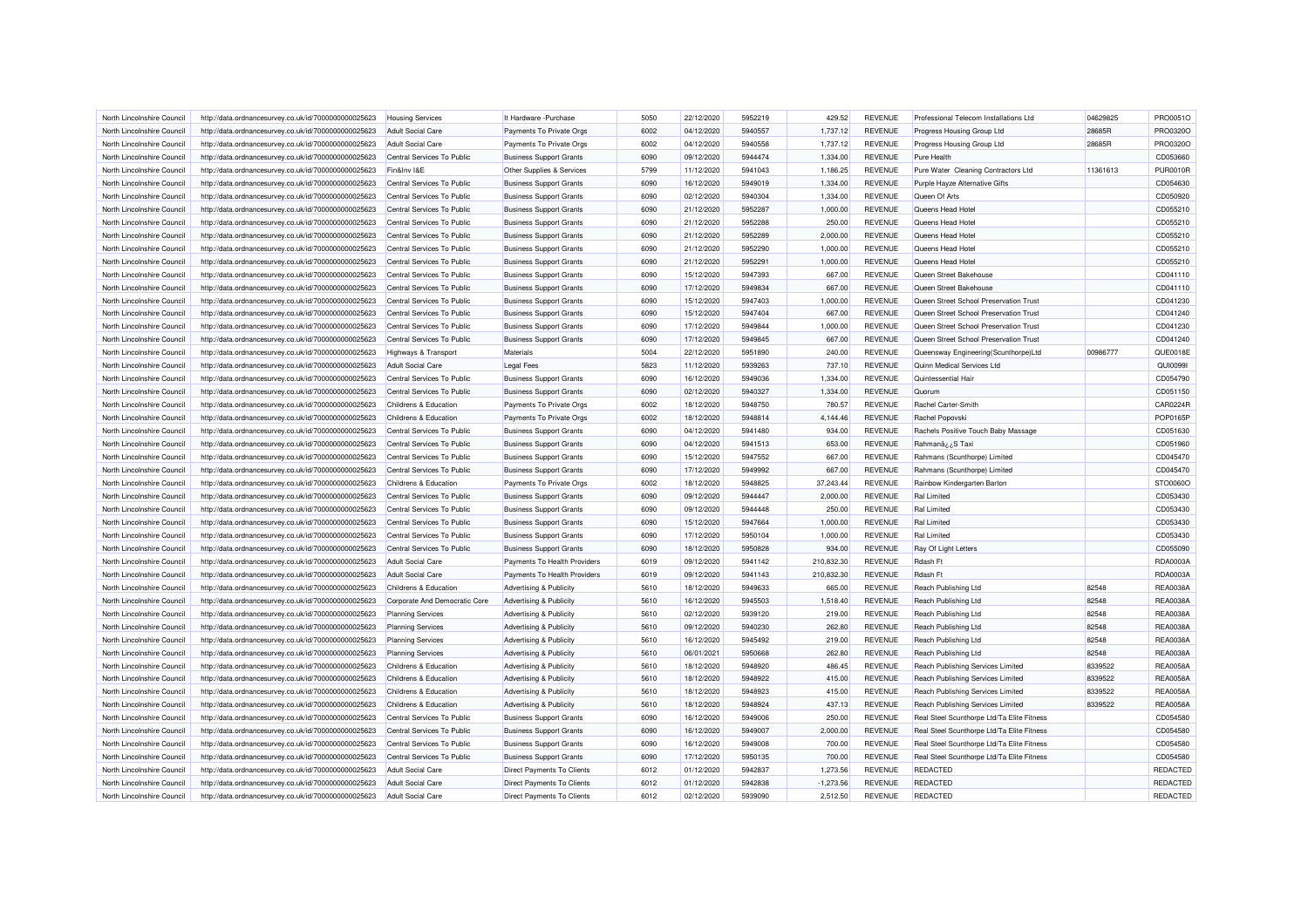| North Lincolnshire Council | http://data.ordnancesurvey.co.uk/id/7000000000025623 | Housing Services | It Hardware -Purchase | 5050 | 22/12/2020 | 5952219 | 429.52 | REVENUE | Professional Telecom Installations Ltd | 04629825 | PRO0051O |
|---|---|---|---|---|---|---|---|---|---|---|---|
| North Lincolnshire Council | http://data.ordnancesurvey.co.uk/id/7000000000025623 | Adult Social Care | Payments To Private Orgs | 6002 | 04/12/2020 | 5940557 | 1,737.12 | REVENUE | Progress Housing Group Ltd | 28685R | PRO0320O |
| North Lincolnshire Council | http://data.ordnancesurvey.co.uk/id/7000000000025623 | Adult Social Care | Payments To Private Orgs | 6002 | 04/12/2020 | 5940558 | 1,737.12 | REVENUE | Progress Housing Group Ltd | 28685R | PRO0320O |
| North Lincolnshire Council | http://data.ordnancesurvey.co.uk/id/7000000000025623 | Central Services To Public | Business Support Grants | 6090 | 09/12/2020 | 5944474 | 1,334.00 | REVENUE | Pure Health | | CD053660 |
| North Lincolnshire Council | http://data.ordnancesurvey.co.uk/id/7000000000025623 | Fin&Inv I&E | Other Supplies & Services | 5799 | 11/12/2020 | 5941043 | 1,186.25 | REVENUE | Pure Water Cleaning Contractors Ltd | 11361613 | PUR0010R |
| North Lincolnshire Council | http://data.ordnancesurvey.co.uk/id/7000000000025623 | Central Services To Public | Business Support Grants | 6090 | 16/12/2020 | 5949019 | 1,334.00 | REVENUE | Purple Hayze Alternative Gifts | | CD054630 |
| North Lincolnshire Council | http://data.ordnancesurvey.co.uk/id/7000000000025623 | Central Services To Public | Business Support Grants | 6090 | 02/12/2020 | 5940304 | 1,334.00 | REVENUE | Queen Of Arts | | CD050920 |
| North Lincolnshire Council | http://data.ordnancesurvey.co.uk/id/7000000000025623 | Central Services To Public | Business Support Grants | 6090 | 21/12/2020 | 5952287 | 1,000.00 | REVENUE | Queens Head Hotel | | CD055210 |
| North Lincolnshire Council | http://data.ordnancesurvey.co.uk/id/7000000000025623 | Central Services To Public | Business Support Grants | 6090 | 21/12/2020 | 5952288 | 250.00 | REVENUE | Queens Head Hotel | | CD055210 |
| North Lincolnshire Council | http://data.ordnancesurvey.co.uk/id/7000000000025623 | Central Services To Public | Business Support Grants | 6090 | 21/12/2020 | 5952289 | 2,000.00 | REVENUE | Queens Head Hotel | | CD055210 |
| North Lincolnshire Council | http://data.ordnancesurvey.co.uk/id/7000000000025623 | Central Services To Public | Business Support Grants | 6090 | 21/12/2020 | 5952290 | 1,000.00 | REVENUE | Queens Head Hotel | | CD055210 |
| North Lincolnshire Council | http://data.ordnancesurvey.co.uk/id/7000000000025623 | Central Services To Public | Business Support Grants | 6090 | 21/12/2020 | 5952291 | 1,000.00 | REVENUE | Queens Head Hotel | | CD055210 |
| North Lincolnshire Council | http://data.ordnancesurvey.co.uk/id/7000000000025623 | Central Services To Public | Business Support Grants | 6090 | 15/12/2020 | 5947393 | 667.00 | REVENUE | Queen Street Bakehouse | | CD041110 |
| North Lincolnshire Council | http://data.ordnancesurvey.co.uk/id/7000000000025623 | Central Services To Public | Business Support Grants | 6090 | 17/12/2020 | 5949834 | 667.00 | REVENUE | Queen Street Bakehouse | | CD041110 |
| North Lincolnshire Council | http://data.ordnancesurvey.co.uk/id/7000000000025623 | Central Services To Public | Business Support Grants | 6090 | 15/12/2020 | 5947403 | 1,000.00 | REVENUE | Queen Street School Preservation Trust | | CD041230 |
| North Lincolnshire Council | http://data.ordnancesurvey.co.uk/id/7000000000025623 | Central Services To Public | Business Support Grants | 6090 | 15/12/2020 | 5947404 | 667.00 | REVENUE | Queen Street School Preservation Trust | | CD041240 |
| North Lincolnshire Council | http://data.ordnancesurvey.co.uk/id/7000000000025623 | Central Services To Public | Business Support Grants | 6090 | 17/12/2020 | 5949844 | 1,000.00 | REVENUE | Queen Street School Preservation Trust | | CD041230 |
| North Lincolnshire Council | http://data.ordnancesurvey.co.uk/id/7000000000025623 | Central Services To Public | Business Support Grants | 6090 | 17/12/2020 | 5949845 | 667.00 | REVENUE | Queen Street School Preservation Trust | | CD041240 |
| North Lincolnshire Council | http://data.ordnancesurvey.co.uk/id/7000000000025623 | Highways & Transport | Materials | 5004 | 22/12/2020 | 5951890 | 240.00 | REVENUE | Queensway Engineering(Scunthorpe)Ltd | 00986777 | QUE0018E |
| North Lincolnshire Council | http://data.ordnancesurvey.co.uk/id/7000000000025623 | Adult Social Care | Legal Fees | 5823 | 11/12/2020 | 5939263 | 737.10 | REVENUE | Quinn Medical Services Ltd | | QUI0099I |
| North Lincolnshire Council | http://data.ordnancesurvey.co.uk/id/7000000000025623 | Central Services To Public | Business Support Grants | 6090 | 16/12/2020 | 5949036 | 1,334.00 | REVENUE | Quintessential Hair | | CD054790 |
| North Lincolnshire Council | http://data.ordnancesurvey.co.uk/id/7000000000025623 | Central Services To Public | Business Support Grants | 6090 | 02/12/2020 | 5940327 | 1,334.00 | REVENUE | Quorum | | CD051150 |
| North Lincolnshire Council | http://data.ordnancesurvey.co.uk/id/7000000000025623 | Childrens & Education | Payments To Private Orgs | 6002 | 18/12/2020 | 5948750 | 780.57 | REVENUE | Rachel Carter-Smith | | CAR0224R |
| North Lincolnshire Council | http://data.ordnancesurvey.co.uk/id/7000000000025623 | Childrens & Education | Payments To Private Orgs | 6002 | 18/12/2020 | 5948814 | 4,144.46 | REVENUE | Rachel Popovski | | POP0165P |
| North Lincolnshire Council | http://data.ordnancesurvey.co.uk/id/7000000000025623 | Central Services To Public | Business Support Grants | 6090 | 04/12/2020 | 5941480 | 934.00 | REVENUE | Rachels Positive Touch Baby Massage | | CD051630 |
| North Lincolnshire Council | http://data.ordnancesurvey.co.uk/id/7000000000025623 | Central Services To Public | Business Support Grants | 6090 | 04/12/2020 | 5941513 | 653.00 | REVENUE | Rahmanâ¿¿S Taxi | | CD051960 |
| North Lincolnshire Council | http://data.ordnancesurvey.co.uk/id/7000000000025623 | Central Services To Public | Business Support Grants | 6090 | 15/12/2020 | 5947552 | 667.00 | REVENUE | Rahmans (Scunthorpe) Limited | | CD045470 |
| North Lincolnshire Council | http://data.ordnancesurvey.co.uk/id/7000000000025623 | Central Services To Public | Business Support Grants | 6090 | 17/12/2020 | 5949992 | 667.00 | REVENUE | Rahmans (Scunthorpe) Limited | | CD045470 |
| North Lincolnshire Council | http://data.ordnancesurvey.co.uk/id/7000000000025623 | Childrens & Education | Payments To Private Orgs | 6002 | 18/12/2020 | 5948825 | 37,243.44 | REVENUE | Rainbow Kindergarten Barton | | STO0060O |
| North Lincolnshire Council | http://data.ordnancesurvey.co.uk/id/7000000000025623 | Central Services To Public | Business Support Grants | 6090 | 09/12/2020 | 5944447 | 2,000.00 | REVENUE | Ral Limited | | CD053430 |
| North Lincolnshire Council | http://data.ordnancesurvey.co.uk/id/7000000000025623 | Central Services To Public | Business Support Grants | 6090 | 09/12/2020 | 5944448 | 250.00 | REVENUE | Ral Limited | | CD053430 |
| North Lincolnshire Council | http://data.ordnancesurvey.co.uk/id/7000000000025623 | Central Services To Public | Business Support Grants | 6090 | 15/12/2020 | 5947664 | 1,000.00 | REVENUE | Ral Limited | | CD053430 |
| North Lincolnshire Council | http://data.ordnancesurvey.co.uk/id/7000000000025623 | Central Services To Public | Business Support Grants | 6090 | 17/12/2020 | 5950104 | 1,000.00 | REVENUE | Ral Limited | | CD053430 |
| North Lincolnshire Council | http://data.ordnancesurvey.co.uk/id/7000000000025623 | Central Services To Public | Business Support Grants | 6090 | 18/12/2020 | 5950828 | 934.00 | REVENUE | Ray Of Light Letters | | CD055090 |
| North Lincolnshire Council | http://data.ordnancesurvey.co.uk/id/7000000000025623 | Adult Social Care | Payments To Health Providers | 6019 | 09/12/2020 | 5941142 | 210,832.30 | REVENUE | Rdash Ft | | RDA0003A |
| North Lincolnshire Council | http://data.ordnancesurvey.co.uk/id/7000000000025623 | Adult Social Care | Payments To Health Providers | 6019 | 09/12/2020 | 5941143 | 210,832.30 | REVENUE | Rdash Ft | | RDA0003A |
| North Lincolnshire Council | http://data.ordnancesurvey.co.uk/id/7000000000025623 | Childrens & Education | Advertising & Publicity | 5610 | 18/12/2020 | 5949633 | 665.00 | REVENUE | Reach Publishing Ltd | 82548 | REA0038A |
| North Lincolnshire Council | http://data.ordnancesurvey.co.uk/id/7000000000025623 | Corporate And Democratic Core | Advertising & Publicity | 5610 | 16/12/2020 | 5945503 | 1,518.40 | REVENUE | Reach Publishing Ltd | 82548 | REA0038A |
| North Lincolnshire Council | http://data.ordnancesurvey.co.uk/id/7000000000025623 | Planning Services | Advertising & Publicity | 5610 | 02/12/2020 | 5939120 | 219.00 | REVENUE | Reach Publishing Ltd | 82548 | REA0038A |
| North Lincolnshire Council | http://data.ordnancesurvey.co.uk/id/7000000000025623 | Planning Services | Advertising & Publicity | 5610 | 09/12/2020 | 5940230 | 262.80 | REVENUE | Reach Publishing Ltd | 82548 | REA0038A |
| North Lincolnshire Council | http://data.ordnancesurvey.co.uk/id/7000000000025623 | Planning Services | Advertising & Publicity | 5610 | 16/12/2020 | 5945492 | 219.00 | REVENUE | Reach Publishing Ltd | 82548 | REA0038A |
| North Lincolnshire Council | http://data.ordnancesurvey.co.uk/id/7000000000025623 | Planning Services | Advertising & Publicity | 5610 | 06/01/2021 | 5950668 | 262.80 | REVENUE | Reach Publishing Ltd | 82548 | REA0038A |
| North Lincolnshire Council | http://data.ordnancesurvey.co.uk/id/7000000000025623 | Childrens & Education | Advertising & Publicity | 5610 | 18/12/2020 | 5948920 | 486.45 | REVENUE | Reach Publishing Services Limited | 8339522 | REA0058A |
| North Lincolnshire Council | http://data.ordnancesurvey.co.uk/id/7000000000025623 | Childrens & Education | Advertising & Publicity | 5610 | 18/12/2020 | 5948922 | 415.00 | REVENUE | Reach Publishing Services Limited | 8339522 | REA0058A |
| North Lincolnshire Council | http://data.ordnancesurvey.co.uk/id/7000000000025623 | Childrens & Education | Advertising & Publicity | 5610 | 18/12/2020 | 5948923 | 415.00 | REVENUE | Reach Publishing Services Limited | 8339522 | REA0058A |
| North Lincolnshire Council | http://data.ordnancesurvey.co.uk/id/7000000000025623 | Childrens & Education | Advertising & Publicity | 5610 | 18/12/2020 | 5948924 | 437.13 | REVENUE | Reach Publishing Services Limited | 8339522 | REA0058A |
| North Lincolnshire Council | http://data.ordnancesurvey.co.uk/id/7000000000025623 | Central Services To Public | Business Support Grants | 6090 | 16/12/2020 | 5949006 | 250.00 | REVENUE | Real Steel Scunthorpe Ltd/Ta Elite Fitness | | CD054580 |
| North Lincolnshire Council | http://data.ordnancesurvey.co.uk/id/7000000000025623 | Central Services To Public | Business Support Grants | 6090 | 16/12/2020 | 5949007 | 2,000.00 | REVENUE | Real Steel Scunthorpe Ltd/Ta Elite Fitness | | CD054580 |
| North Lincolnshire Council | http://data.ordnancesurvey.co.uk/id/7000000000025623 | Central Services To Public | Business Support Grants | 6090 | 16/12/2020 | 5949008 | 700.00 | REVENUE | Real Steel Scunthorpe Ltd/Ta Elite Fitness | | CD054580 |
| North Lincolnshire Council | http://data.ordnancesurvey.co.uk/id/7000000000025623 | Central Services To Public | Business Support Grants | 6090 | 17/12/2020 | 5950135 | 700.00 | REVENUE | Real Steel Scunthorpe Ltd/Ta Elite Fitness | | CD054580 |
| North Lincolnshire Council | http://data.ordnancesurvey.co.uk/id/7000000000025623 | Adult Social Care | Direct Payments To Clients | 6012 | 01/12/2020 | 5942837 | 1,273.56 | REVENUE | REDACTED | | REDACTED |
| North Lincolnshire Council | http://data.ordnancesurvey.co.uk/id/7000000000025623 | Adult Social Care | Direct Payments To Clients | 6012 | 01/12/2020 | 5942838 | -1,273.56 | REVENUE | REDACTED | | REDACTED |
| North Lincolnshire Council | http://data.ordnancesurvey.co.uk/id/7000000000025623 | Adult Social Care | Direct Payments To Clients | 6012 | 02/12/2020 | 5939090 | 2,512.50 | REVENUE | REDACTED | | REDACTED |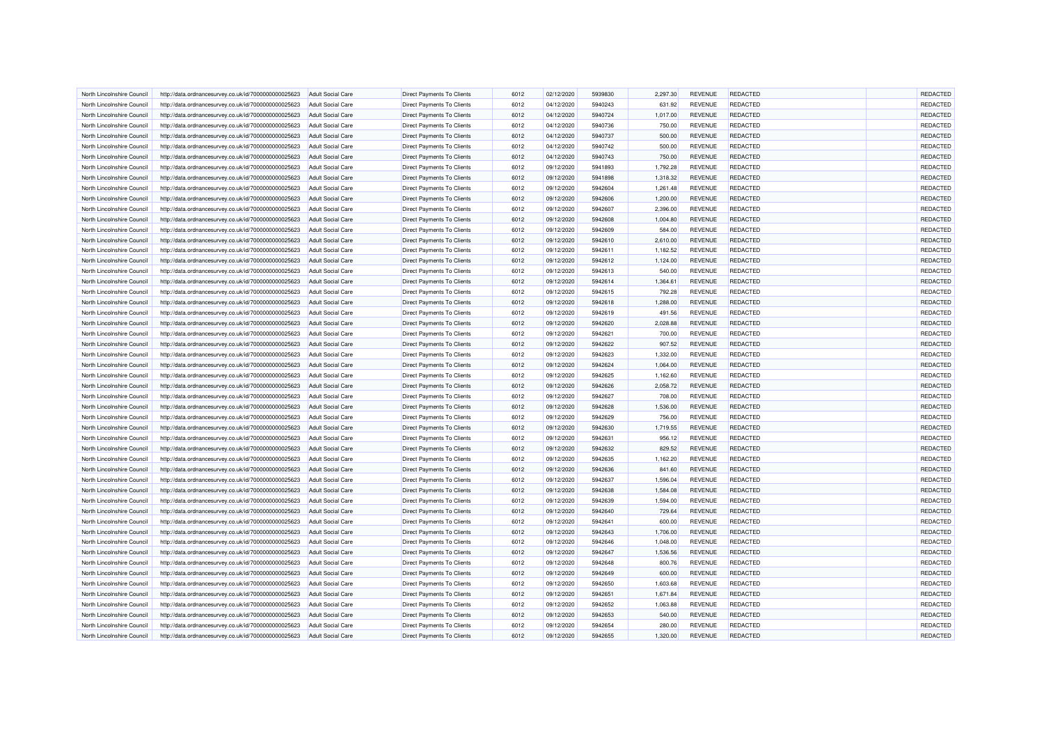| North Lincolnshire Council | http://data.ordnancesurvey.co.uk/id/7000000000025623 | Adult Social Care | Direct Payments To Clients | 6012 | 02/12/2020 | 5939830 | 2,297.30 | REVENUE | REDACTED | | REDACTED |
|---|---|---|---|---|---|---|---|---|---|---|---|
| North Lincolnshire Council | http://data.ordnancesurvey.co.uk/id/7000000000025623 | Adult Social Care | Direct Payments To Clients | 6012 | 04/12/2020 | 5940243 | 631.92 | REVENUE | REDACTED | | REDACTED |
| North Lincolnshire Council | http://data.ordnancesurvey.co.uk/id/7000000000025623 | Adult Social Care | Direct Payments To Clients | 6012 | 04/12/2020 | 5940724 | 1,017.00 | REVENUE | REDACTED | | REDACTED |
| North Lincolnshire Council | http://data.ordnancesurvey.co.uk/id/7000000000025623 | Adult Social Care | Direct Payments To Clients | 6012 | 04/12/2020 | 5940736 | 750.00 | REVENUE | REDACTED | | REDACTED |
| North Lincolnshire Council | http://data.ordnancesurvey.co.uk/id/7000000000025623 | Adult Social Care | Direct Payments To Clients | 6012 | 04/12/2020 | 5940737 | 500.00 | REVENUE | REDACTED | | REDACTED |
| North Lincolnshire Council | http://data.ordnancesurvey.co.uk/id/7000000000025623 | Adult Social Care | Direct Payments To Clients | 6012 | 04/12/2020 | 5940742 | 500.00 | REVENUE | REDACTED | | REDACTED |
| North Lincolnshire Council | http://data.ordnancesurvey.co.uk/id/7000000000025623 | Adult Social Care | Direct Payments To Clients | 6012 | 04/12/2020 | 5940743 | 750.00 | REVENUE | REDACTED | | REDACTED |
| North Lincolnshire Council | http://data.ordnancesurvey.co.uk/id/7000000000025623 | Adult Social Care | Direct Payments To Clients | 6012 | 09/12/2020 | 5941893 | 1,792.28 | REVENUE | REDACTED | | REDACTED |
| North Lincolnshire Council | http://data.ordnancesurvey.co.uk/id/7000000000025623 | Adult Social Care | Direct Payments To Clients | 6012 | 09/12/2020 | 5941898 | 1,318.32 | REVENUE | REDACTED | | REDACTED |
| North Lincolnshire Council | http://data.ordnancesurvey.co.uk/id/7000000000025623 | Adult Social Care | Direct Payments To Clients | 6012 | 09/12/2020 | 5942604 | 1,261.48 | REVENUE | REDACTED | | REDACTED |
| North Lincolnshire Council | http://data.ordnancesurvey.co.uk/id/7000000000025623 | Adult Social Care | Direct Payments To Clients | 6012 | 09/12/2020 | 5942606 | 1,200.00 | REVENUE | REDACTED | | REDACTED |
| North Lincolnshire Council | http://data.ordnancesurvey.co.uk/id/7000000000025623 | Adult Social Care | Direct Payments To Clients | 6012 | 09/12/2020 | 5942607 | 2,396.00 | REVENUE | REDACTED | | REDACTED |
| North Lincolnshire Council | http://data.ordnancesurvey.co.uk/id/7000000000025623 | Adult Social Care | Direct Payments To Clients | 6012 | 09/12/2020 | 5942608 | 1,004.80 | REVENUE | REDACTED | | REDACTED |
| North Lincolnshire Council | http://data.ordnancesurvey.co.uk/id/7000000000025623 | Adult Social Care | Direct Payments To Clients | 6012 | 09/12/2020 | 5942609 | 584.00 | REVENUE | REDACTED | | REDACTED |
| North Lincolnshire Council | http://data.ordnancesurvey.co.uk/id/7000000000025623 | Adult Social Care | Direct Payments To Clients | 6012 | 09/12/2020 | 5942610 | 2,610.00 | REVENUE | REDACTED | | REDACTED |
| North Lincolnshire Council | http://data.ordnancesurvey.co.uk/id/7000000000025623 | Adult Social Care | Direct Payments To Clients | 6012 | 09/12/2020 | 5942611 | 1,182.52 | REVENUE | REDACTED | | REDACTED |
| North Lincolnshire Council | http://data.ordnancesurvey.co.uk/id/7000000000025623 | Adult Social Care | Direct Payments To Clients | 6012 | 09/12/2020 | 5942612 | 1,124.00 | REVENUE | REDACTED | | REDACTED |
| North Lincolnshire Council | http://data.ordnancesurvey.co.uk/id/7000000000025623 | Adult Social Care | Direct Payments To Clients | 6012 | 09/12/2020 | 5942613 | 540.00 | REVENUE | REDACTED | | REDACTED |
| North Lincolnshire Council | http://data.ordnancesurvey.co.uk/id/7000000000025623 | Adult Social Care | Direct Payments To Clients | 6012 | 09/12/2020 | 5942614 | 1,364.61 | REVENUE | REDACTED | | REDACTED |
| North Lincolnshire Council | http://data.ordnancesurvey.co.uk/id/7000000000025623 | Adult Social Care | Direct Payments To Clients | 6012 | 09/12/2020 | 5942615 | 792.28 | REVENUE | REDACTED | | REDACTED |
| North Lincolnshire Council | http://data.ordnancesurvey.co.uk/id/7000000000025623 | Adult Social Care | Direct Payments To Clients | 6012 | 09/12/2020 | 5942618 | 1,288.00 | REVENUE | REDACTED | | REDACTED |
| North Lincolnshire Council | http://data.ordnancesurvey.co.uk/id/7000000000025623 | Adult Social Care | Direct Payments To Clients | 6012 | 09/12/2020 | 5942619 | 491.56 | REVENUE | REDACTED | | REDACTED |
| North Lincolnshire Council | http://data.ordnancesurvey.co.uk/id/7000000000025623 | Adult Social Care | Direct Payments To Clients | 6012 | 09/12/2020 | 5942620 | 2,028.88 | REVENUE | REDACTED | | REDACTED |
| North Lincolnshire Council | http://data.ordnancesurvey.co.uk/id/7000000000025623 | Adult Social Care | Direct Payments To Clients | 6012 | 09/12/2020 | 5942621 | 700.00 | REVENUE | REDACTED | | REDACTED |
| North Lincolnshire Council | http://data.ordnancesurvey.co.uk/id/7000000000025623 | Adult Social Care | Direct Payments To Clients | 6012 | 09/12/2020 | 5942622 | 907.52 | REVENUE | REDACTED | | REDACTED |
| North Lincolnshire Council | http://data.ordnancesurvey.co.uk/id/7000000000025623 | Adult Social Care | Direct Payments To Clients | 6012 | 09/12/2020 | 5942623 | 1,332.00 | REVENUE | REDACTED | | REDACTED |
| North Lincolnshire Council | http://data.ordnancesurvey.co.uk/id/7000000000025623 | Adult Social Care | Direct Payments To Clients | 6012 | 09/12/2020 | 5942624 | 1,064.00 | REVENUE | REDACTED | | REDACTED |
| North Lincolnshire Council | http://data.ordnancesurvey.co.uk/id/7000000000025623 | Adult Social Care | Direct Payments To Clients | 6012 | 09/12/2020 | 5942625 | 1,162.60 | REVENUE | REDACTED | | REDACTED |
| North Lincolnshire Council | http://data.ordnancesurvey.co.uk/id/7000000000025623 | Adult Social Care | Direct Payments To Clients | 6012 | 09/12/2020 | 5942626 | 2,058.72 | REVENUE | REDACTED | | REDACTED |
| North Lincolnshire Council | http://data.ordnancesurvey.co.uk/id/7000000000025623 | Adult Social Care | Direct Payments To Clients | 6012 | 09/12/2020 | 5942627 | 708.00 | REVENUE | REDACTED | | REDACTED |
| North Lincolnshire Council | http://data.ordnancesurvey.co.uk/id/7000000000025623 | Adult Social Care | Direct Payments To Clients | 6012 | 09/12/2020 | 5942628 | 1,536.00 | REVENUE | REDACTED | | REDACTED |
| North Lincolnshire Council | http://data.ordnancesurvey.co.uk/id/7000000000025623 | Adult Social Care | Direct Payments To Clients | 6012 | 09/12/2020 | 5942629 | 756.00 | REVENUE | REDACTED | | REDACTED |
| North Lincolnshire Council | http://data.ordnancesurvey.co.uk/id/7000000000025623 | Adult Social Care | Direct Payments To Clients | 6012 | 09/12/2020 | 5942630 | 1,719.55 | REVENUE | REDACTED | | REDACTED |
| North Lincolnshire Council | http://data.ordnancesurvey.co.uk/id/7000000000025623 | Adult Social Care | Direct Payments To Clients | 6012 | 09/12/2020 | 5942631 | 956.12 | REVENUE | REDACTED | | REDACTED |
| North Lincolnshire Council | http://data.ordnancesurvey.co.uk/id/7000000000025623 | Adult Social Care | Direct Payments To Clients | 6012 | 09/12/2020 | 5942632 | 829.52 | REVENUE | REDACTED | | REDACTED |
| North Lincolnshire Council | http://data.ordnancesurvey.co.uk/id/7000000000025623 | Adult Social Care | Direct Payments To Clients | 6012 | 09/12/2020 | 5942635 | 1,162.20 | REVENUE | REDACTED | | REDACTED |
| North Lincolnshire Council | http://data.ordnancesurvey.co.uk/id/7000000000025623 | Adult Social Care | Direct Payments To Clients | 6012 | 09/12/2020 | 5942636 | 841.60 | REVENUE | REDACTED | | REDACTED |
| North Lincolnshire Council | http://data.ordnancesurvey.co.uk/id/7000000000025623 | Adult Social Care | Direct Payments To Clients | 6012 | 09/12/2020 | 5942637 | 1,596.04 | REVENUE | REDACTED | | REDACTED |
| North Lincolnshire Council | http://data.ordnancesurvey.co.uk/id/7000000000025623 | Adult Social Care | Direct Payments To Clients | 6012 | 09/12/2020 | 5942638 | 1,584.08 | REVENUE | REDACTED | | REDACTED |
| North Lincolnshire Council | http://data.ordnancesurvey.co.uk/id/7000000000025623 | Adult Social Care | Direct Payments To Clients | 6012 | 09/12/2020 | 5942639 | 1,594.00 | REVENUE | REDACTED | | REDACTED |
| North Lincolnshire Council | http://data.ordnancesurvey.co.uk/id/7000000000025623 | Adult Social Care | Direct Payments To Clients | 6012 | 09/12/2020 | 5942640 | 729.64 | REVENUE | REDACTED | | REDACTED |
| North Lincolnshire Council | http://data.ordnancesurvey.co.uk/id/7000000000025623 | Adult Social Care | Direct Payments To Clients | 6012 | 09/12/2020 | 5942641 | 600.00 | REVENUE | REDACTED | | REDACTED |
| North Lincolnshire Council | http://data.ordnancesurvey.co.uk/id/7000000000025623 | Adult Social Care | Direct Payments To Clients | 6012 | 09/12/2020 | 5942643 | 1,706.00 | REVENUE | REDACTED | | REDACTED |
| North Lincolnshire Council | http://data.ordnancesurvey.co.uk/id/7000000000025623 | Adult Social Care | Direct Payments To Clients | 6012 | 09/12/2020 | 5942646 | 1,048.00 | REVENUE | REDACTED | | REDACTED |
| North Lincolnshire Council | http://data.ordnancesurvey.co.uk/id/7000000000025623 | Adult Social Care | Direct Payments To Clients | 6012 | 09/12/2020 | 5942647 | 1,536.56 | REVENUE | REDACTED | | REDACTED |
| North Lincolnshire Council | http://data.ordnancesurvey.co.uk/id/7000000000025623 | Adult Social Care | Direct Payments To Clients | 6012 | 09/12/2020 | 5942648 | 800.76 | REVENUE | REDACTED | | REDACTED |
| North Lincolnshire Council | http://data.ordnancesurvey.co.uk/id/7000000000025623 | Adult Social Care | Direct Payments To Clients | 6012 | 09/12/2020 | 5942649 | 600.00 | REVENUE | REDACTED | | REDACTED |
| North Lincolnshire Council | http://data.ordnancesurvey.co.uk/id/7000000000025623 | Adult Social Care | Direct Payments To Clients | 6012 | 09/12/2020 | 5942650 | 1,603.68 | REVENUE | REDACTED | | REDACTED |
| North Lincolnshire Council | http://data.ordnancesurvey.co.uk/id/7000000000025623 | Adult Social Care | Direct Payments To Clients | 6012 | 09/12/2020 | 5942651 | 1,671.84 | REVENUE | REDACTED | | REDACTED |
| North Lincolnshire Council | http://data.ordnancesurvey.co.uk/id/7000000000025623 | Adult Social Care | Direct Payments To Clients | 6012 | 09/12/2020 | 5942652 | 1,063.88 | REVENUE | REDACTED | | REDACTED |
| North Lincolnshire Council | http://data.ordnancesurvey.co.uk/id/7000000000025623 | Adult Social Care | Direct Payments To Clients | 6012 | 09/12/2020 | 5942653 | 540.00 | REVENUE | REDACTED | | REDACTED |
| North Lincolnshire Council | http://data.ordnancesurvey.co.uk/id/7000000000025623 | Adult Social Care | Direct Payments To Clients | 6012 | 09/12/2020 | 5942654 | 280.00 | REVENUE | REDACTED | | REDACTED |
| North Lincolnshire Council | http://data.ordnancesurvey.co.uk/id/7000000000025623 | Adult Social Care | Direct Payments To Clients | 6012 | 09/12/2020 | 5942655 | 1,320.00 | REVENUE | REDACTED | | REDACTED |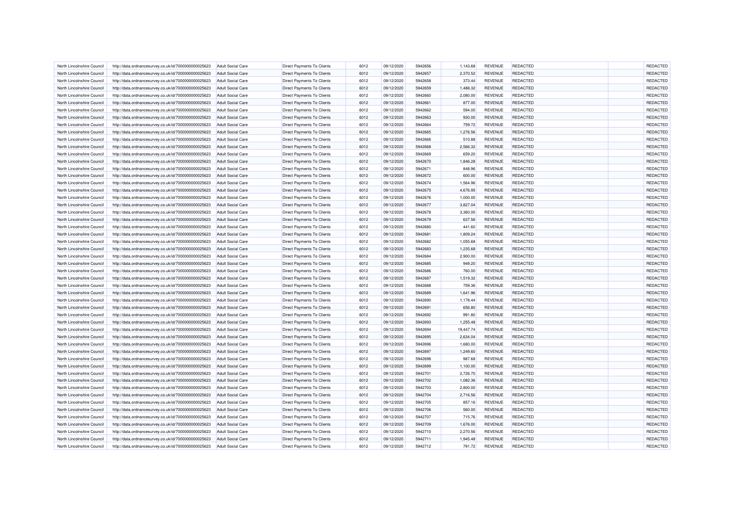| | | | | | | | | | | | |
|---|---|---|---|---|---|---|---|---|---|---|---|
| North Lincolnshire Council | http://data.ordnancesurvey.co.uk/id/7000000000025623 | Adult Social Care | Direct Payments To Clients | 6012 | 09/12/2020 | 5942656 | 1,143.68 | REVENUE | REDACTED | | REDACTED |
| North Lincolnshire Council | http://data.ordnancesurvey.co.uk/id/7000000000025623 | Adult Social Care | Direct Payments To Clients | 6012 | 09/12/2020 | 5942657 | 2,370.52 | REVENUE | REDACTED | | REDACTED |
| North Lincolnshire Council | http://data.ordnancesurvey.co.uk/id/7000000000025623 | Adult Social Care | Direct Payments To Clients | 6012 | 09/12/2020 | 5942658 | 373.44 | REVENUE | REDACTED | | REDACTED |
| North Lincolnshire Council | http://data.ordnancesurvey.co.uk/id/7000000000025623 | Adult Social Care | Direct Payments To Clients | 6012 | 09/12/2020 | 5942659 | 1,488.32 | REVENUE | REDACTED | | REDACTED |
| North Lincolnshire Council | http://data.ordnancesurvey.co.uk/id/7000000000025623 | Adult Social Care | Direct Payments To Clients | 6012 | 09/12/2020 | 5942660 | 2,080.00 | REVENUE | REDACTED | | REDACTED |
| North Lincolnshire Council | http://data.ordnancesurvey.co.uk/id/7000000000025623 | Adult Social Care | Direct Payments To Clients | 6012 | 09/12/2020 | 5942661 | 877.00 | REVENUE | REDACTED | | REDACTED |
| North Lincolnshire Council | http://data.ordnancesurvey.co.uk/id/7000000000025623 | Adult Social Care | Direct Payments To Clients | 6012 | 09/12/2020 | 5942662 | 594.00 | REVENUE | REDACTED | | REDACTED |
| North Lincolnshire Council | http://data.ordnancesurvey.co.uk/id/7000000000025623 | Adult Social Care | Direct Payments To Clients | 6012 | 09/12/2020 | 5942663 | 930.00 | REVENUE | REDACTED | | REDACTED |
| North Lincolnshire Council | http://data.ordnancesurvey.co.uk/id/7000000000025623 | Adult Social Care | Direct Payments To Clients | 6012 | 09/12/2020 | 5942664 | 759.72 | REVENUE | REDACTED | | REDACTED |
| North Lincolnshire Council | http://data.ordnancesurvey.co.uk/id/7000000000025623 | Adult Social Care | Direct Payments To Clients | 6012 | 09/12/2020 | 5942665 | 1,276.56 | REVENUE | REDACTED | | REDACTED |
| North Lincolnshire Council | http://data.ordnancesurvey.co.uk/id/7000000000025623 | Adult Social Care | Direct Payments To Clients | 6012 | 09/12/2020 | 5942666 | 510.88 | REVENUE | REDACTED | | REDACTED |
| North Lincolnshire Council | http://data.ordnancesurvey.co.uk/id/7000000000025623 | Adult Social Care | Direct Payments To Clients | 6012 | 09/12/2020 | 5942668 | 2,566.32 | REVENUE | REDACTED | | REDACTED |
| North Lincolnshire Council | http://data.ordnancesurvey.co.uk/id/7000000000025623 | Adult Social Care | Direct Payments To Clients | 6012 | 09/12/2020 | 5942669 | 659.20 | REVENUE | REDACTED | | REDACTED |
| North Lincolnshire Council | http://data.ordnancesurvey.co.uk/id/7000000000025623 | Adult Social Care | Direct Payments To Clients | 6012 | 09/12/2020 | 5942670 | 1,846.28 | REVENUE | REDACTED | | REDACTED |
| North Lincolnshire Council | http://data.ordnancesurvey.co.uk/id/7000000000025623 | Adult Social Care | Direct Payments To Clients | 6012 | 09/12/2020 | 5942671 | 848.96 | REVENUE | REDACTED | | REDACTED |
| North Lincolnshire Council | http://data.ordnancesurvey.co.uk/id/7000000000025623 | Adult Social Care | Direct Payments To Clients | 6012 | 09/12/2020 | 5942672 | 600.00 | REVENUE | REDACTED | | REDACTED |
| North Lincolnshire Council | http://data.ordnancesurvey.co.uk/id/7000000000025623 | Adult Social Care | Direct Payments To Clients | 6012 | 09/12/2020 | 5942674 | 1,564.96 | REVENUE | REDACTED | | REDACTED |
| North Lincolnshire Council | http://data.ordnancesurvey.co.uk/id/7000000000025623 | Adult Social Care | Direct Payments To Clients | 6012 | 09/12/2020 | 5942675 | 4,676.95 | REVENUE | REDACTED | | REDACTED |
| North Lincolnshire Council | http://data.ordnancesurvey.co.uk/id/7000000000025623 | Adult Social Care | Direct Payments To Clients | 6012 | 09/12/2020 | 5942676 | 1,000.00 | REVENUE | REDACTED | | REDACTED |
| North Lincolnshire Council | http://data.ordnancesurvey.co.uk/id/7000000000025623 | Adult Social Care | Direct Payments To Clients | 6012 | 09/12/2020 | 5942677 | 3,827.04 | REVENUE | REDACTED | | REDACTED |
| North Lincolnshire Council | http://data.ordnancesurvey.co.uk/id/7000000000025623 | Adult Social Care | Direct Payments To Clients | 6012 | 09/12/2020 | 5942678 | 3,360.00 | REVENUE | REDACTED | | REDACTED |
| North Lincolnshire Council | http://data.ordnancesurvey.co.uk/id/7000000000025623 | Adult Social Care | Direct Payments To Clients | 6012 | 09/12/2020 | 5942679 | 637.56 | REVENUE | REDACTED | | REDACTED |
| North Lincolnshire Council | http://data.ordnancesurvey.co.uk/id/7000000000025623 | Adult Social Care | Direct Payments To Clients | 6012 | 09/12/2020 | 5942680 | 441.60 | REVENUE | REDACTED | | REDACTED |
| North Lincolnshire Council | http://data.ordnancesurvey.co.uk/id/7000000000025623 | Adult Social Care | Direct Payments To Clients | 6012 | 09/12/2020 | 5942681 | 1,809.24 | REVENUE | REDACTED | | REDACTED |
| North Lincolnshire Council | http://data.ordnancesurvey.co.uk/id/7000000000025623 | Adult Social Care | Direct Payments To Clients | 6012 | 09/12/2020 | 5942682 | 1,055.68 | REVENUE | REDACTED | | REDACTED |
| North Lincolnshire Council | http://data.ordnancesurvey.co.uk/id/7000000000025623 | Adult Social Care | Direct Payments To Clients | 6012 | 09/12/2020 | 5942683 | 1,235.68 | REVENUE | REDACTED | | REDACTED |
| North Lincolnshire Council | http://data.ordnancesurvey.co.uk/id/7000000000025623 | Adult Social Care | Direct Payments To Clients | 6012 | 09/12/2020 | 5942684 | 2,900.00 | REVENUE | REDACTED | | REDACTED |
| North Lincolnshire Council | http://data.ordnancesurvey.co.uk/id/7000000000025623 | Adult Social Care | Direct Payments To Clients | 6012 | 09/12/2020 | 5942685 | 949.20 | REVENUE | REDACTED | | REDACTED |
| North Lincolnshire Council | http://data.ordnancesurvey.co.uk/id/7000000000025623 | Adult Social Care | Direct Payments To Clients | 6012 | 09/12/2020 | 5942686 | 760.00 | REVENUE | REDACTED | | REDACTED |
| North Lincolnshire Council | http://data.ordnancesurvey.co.uk/id/7000000000025623 | Adult Social Care | Direct Payments To Clients | 6012 | 09/12/2020 | 5942687 | 1,519.32 | REVENUE | REDACTED | | REDACTED |
| North Lincolnshire Council | http://data.ordnancesurvey.co.uk/id/7000000000025623 | Adult Social Care | Direct Payments To Clients | 6012 | 09/12/2020 | 5942688 | 759.36 | REVENUE | REDACTED | | REDACTED |
| North Lincolnshire Council | http://data.ordnancesurvey.co.uk/id/7000000000025623 | Adult Social Care | Direct Payments To Clients | 6012 | 09/12/2020 | 5942689 | 1,641.96 | REVENUE | REDACTED | | REDACTED |
| North Lincolnshire Council | http://data.ordnancesurvey.co.uk/id/7000000000025623 | Adult Social Care | Direct Payments To Clients | 6012 | 09/12/2020 | 5942690 | 1,178.44 | REVENUE | REDACTED | | REDACTED |
| North Lincolnshire Council | http://data.ordnancesurvey.co.uk/id/7000000000025623 | Adult Social Care | Direct Payments To Clients | 6012 | 09/12/2020 | 5942691 | 656.80 | REVENUE | REDACTED | | REDACTED |
| North Lincolnshire Council | http://data.ordnancesurvey.co.uk/id/7000000000025623 | Adult Social Care | Direct Payments To Clients | 6012 | 09/12/2020 | 5942692 | 991.80 | REVENUE | REDACTED | | REDACTED |
| North Lincolnshire Council | http://data.ordnancesurvey.co.uk/id/7000000000025623 | Adult Social Care | Direct Payments To Clients | 6012 | 09/12/2020 | 5942693 | 1,255.48 | REVENUE | REDACTED | | REDACTED |
| North Lincolnshire Council | http://data.ordnancesurvey.co.uk/id/7000000000025623 | Adult Social Care | Direct Payments To Clients | 6012 | 09/12/2020 | 5942694 | 19,447.74 | REVENUE | REDACTED | | REDACTED |
| North Lincolnshire Council | http://data.ordnancesurvey.co.uk/id/7000000000025623 | Adult Social Care | Direct Payments To Clients | 6012 | 09/12/2020 | 5942695 | 2,634.04 | REVENUE | REDACTED | | REDACTED |
| North Lincolnshire Council | http://data.ordnancesurvey.co.uk/id/7000000000025623 | Adult Social Care | Direct Payments To Clients | 6012 | 09/12/2020 | 5942696 | 1,680.00 | REVENUE | REDACTED | | REDACTED |
| North Lincolnshire Council | http://data.ordnancesurvey.co.uk/id/7000000000025623 | Adult Social Care | Direct Payments To Clients | 6012 | 09/12/2020 | 5942697 | 1,249.60 | REVENUE | REDACTED | | REDACTED |
| North Lincolnshire Council | http://data.ordnancesurvey.co.uk/id/7000000000025623 | Adult Social Care | Direct Payments To Clients | 6012 | 09/12/2020 | 5942698 | 987.68 | REVENUE | REDACTED | | REDACTED |
| North Lincolnshire Council | http://data.ordnancesurvey.co.uk/id/7000000000025623 | Adult Social Care | Direct Payments To Clients | 6012 | 09/12/2020 | 5942699 | 1,100.00 | REVENUE | REDACTED | | REDACTED |
| North Lincolnshire Council | http://data.ordnancesurvey.co.uk/id/7000000000025623 | Adult Social Care | Direct Payments To Clients | 6012 | 09/12/2020 | 5942701 | 2,726.70 | REVENUE | REDACTED | | REDACTED |
| North Lincolnshire Council | http://data.ordnancesurvey.co.uk/id/7000000000025623 | Adult Social Care | Direct Payments To Clients | 6012 | 09/12/2020 | 5942702 | 1,082.36 | REVENUE | REDACTED | | REDACTED |
| North Lincolnshire Council | http://data.ordnancesurvey.co.uk/id/7000000000025623 | Adult Social Care | Direct Payments To Clients | 6012 | 09/12/2020 | 5942703 | 2,800.00 | REVENUE | REDACTED | | REDACTED |
| North Lincolnshire Council | http://data.ordnancesurvey.co.uk/id/7000000000025623 | Adult Social Care | Direct Payments To Clients | 6012 | 09/12/2020 | 5942704 | 2,716.56 | REVENUE | REDACTED | | REDACTED |
| North Lincolnshire Council | http://data.ordnancesurvey.co.uk/id/7000000000025623 | Adult Social Care | Direct Payments To Clients | 6012 | 09/12/2020 | 5942705 | 857.16 | REVENUE | REDACTED | | REDACTED |
| North Lincolnshire Council | http://data.ordnancesurvey.co.uk/id/7000000000025623 | Adult Social Care | Direct Payments To Clients | 6012 | 09/12/2020 | 5942706 | 560.00 | REVENUE | REDACTED | | REDACTED |
| North Lincolnshire Council | http://data.ordnancesurvey.co.uk/id/7000000000025623 | Adult Social Care | Direct Payments To Clients | 6012 | 09/12/2020 | 5942707 | 715.76 | REVENUE | REDACTED | | REDACTED |
| North Lincolnshire Council | http://data.ordnancesurvey.co.uk/id/7000000000025623 | Adult Social Care | Direct Payments To Clients | 6012 | 09/12/2020 | 5942709 | 1,676.00 | REVENUE | REDACTED | | REDACTED |
| North Lincolnshire Council | http://data.ordnancesurvey.co.uk/id/7000000000025623 | Adult Social Care | Direct Payments To Clients | 6012 | 09/12/2020 | 5942710 | 2,270.56 | REVENUE | REDACTED | | REDACTED |
| North Lincolnshire Council | http://data.ordnancesurvey.co.uk/id/7000000000025623 | Adult Social Care | Direct Payments To Clients | 6012 | 09/12/2020 | 5942711 | 1,945.48 | REVENUE | REDACTED | | REDACTED |
| North Lincolnshire Council | http://data.ordnancesurvey.co.uk/id/7000000000025623 | Adult Social Care | Direct Payments To Clients | 6012 | 09/12/2020 | 5942712 | 791.72 | REVENUE | REDACTED | | REDACTED |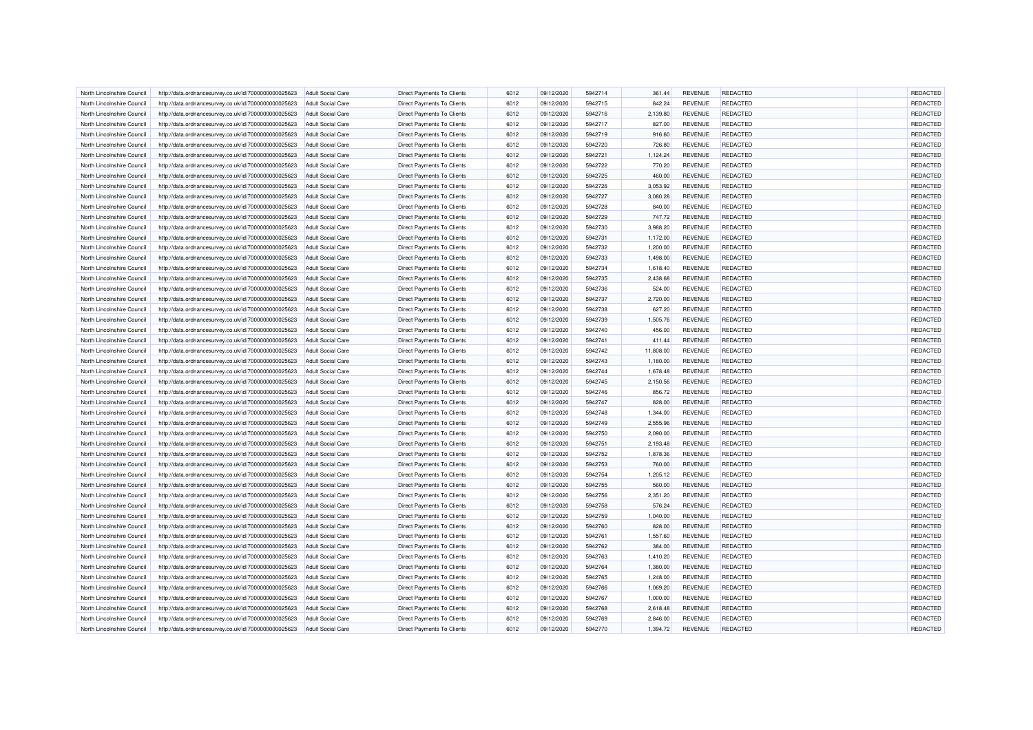| North Lincolnshire Council | http://data.ordnancesurvey.co.uk/id/7000000000025623 | Adult Social Care | Direct Payments To Clients | 6012 | 09/12/2020 | 5942714 | 361.44 | REVENUE | REDACTED | | REDACTED |
|---|---|---|---|---|---|---|---|---|---|---|---|
| North Lincolnshire Council | http://data.ordnancesurvey.co.uk/id/7000000000025623 | Adult Social Care | Direct Payments To Clients | 6012 | 09/12/2020 | 5942715 | 842.24 | REVENUE | REDACTED | | REDACTED |
| North Lincolnshire Council | http://data.ordnancesurvey.co.uk/id/7000000000025623 | Adult Social Care | Direct Payments To Clients | 6012 | 09/12/2020 | 5942716 | 2,139.80 | REVENUE | REDACTED | | REDACTED |
| North Lincolnshire Council | http://data.ordnancesurvey.co.uk/id/7000000000025623 | Adult Social Care | Direct Payments To Clients | 6012 | 09/12/2020 | 5942717 | 827.00 | REVENUE | REDACTED | | REDACTED |
| North Lincolnshire Council | http://data.ordnancesurvey.co.uk/id/7000000000025623 | Adult Social Care | Direct Payments To Clients | 6012 | 09/12/2020 | 5942719 | 916.60 | REVENUE | REDACTED | | REDACTED |
| North Lincolnshire Council | http://data.ordnancesurvey.co.uk/id/7000000000025623 | Adult Social Care | Direct Payments To Clients | 6012 | 09/12/2020 | 5942720 | 726.80 | REVENUE | REDACTED | | REDACTED |
| North Lincolnshire Council | http://data.ordnancesurvey.co.uk/id/7000000000025623 | Adult Social Care | Direct Payments To Clients | 6012 | 09/12/2020 | 5942721 | 1,124.24 | REVENUE | REDACTED | | REDACTED |
| North Lincolnshire Council | http://data.ordnancesurvey.co.uk/id/7000000000025623 | Adult Social Care | Direct Payments To Clients | 6012 | 09/12/2020 | 5942722 | 770.20 | REVENUE | REDACTED | | REDACTED |
| North Lincolnshire Council | http://data.ordnancesurvey.co.uk/id/7000000000025623 | Adult Social Care | Direct Payments To Clients | 6012 | 09/12/2020 | 5942725 | 460.00 | REVENUE | REDACTED | | REDACTED |
| North Lincolnshire Council | http://data.ordnancesurvey.co.uk/id/7000000000025623 | Adult Social Care | Direct Payments To Clients | 6012 | 09/12/2020 | 5942726 | 3,053.92 | REVENUE | REDACTED | | REDACTED |
| North Lincolnshire Council | http://data.ordnancesurvey.co.uk/id/7000000000025623 | Adult Social Care | Direct Payments To Clients | 6012 | 09/12/2020 | 5942727 | 3,080.28 | REVENUE | REDACTED | | REDACTED |
| North Lincolnshire Council | http://data.ordnancesurvey.co.uk/id/7000000000025623 | Adult Social Care | Direct Payments To Clients | 6012 | 09/12/2020 | 5942728 | 840.00 | REVENUE | REDACTED | | REDACTED |
| North Lincolnshire Council | http://data.ordnancesurvey.co.uk/id/7000000000025623 | Adult Social Care | Direct Payments To Clients | 6012 | 09/12/2020 | 5942729 | 747.72 | REVENUE | REDACTED | | REDACTED |
| North Lincolnshire Council | http://data.ordnancesurvey.co.uk/id/7000000000025623 | Adult Social Care | Direct Payments To Clients | 6012 | 09/12/2020 | 5942730 | 3,988.20 | REVENUE | REDACTED | | REDACTED |
| North Lincolnshire Council | http://data.ordnancesurvey.co.uk/id/7000000000025623 | Adult Social Care | Direct Payments To Clients | 6012 | 09/12/2020 | 5942731 | 1,172.00 | REVENUE | REDACTED | | REDACTED |
| North Lincolnshire Council | http://data.ordnancesurvey.co.uk/id/7000000000025623 | Adult Social Care | Direct Payments To Clients | 6012 | 09/12/2020 | 5942732 | 1,200.00 | REVENUE | REDACTED | | REDACTED |
| North Lincolnshire Council | http://data.ordnancesurvey.co.uk/id/7000000000025623 | Adult Social Care | Direct Payments To Clients | 6012 | 09/12/2020 | 5942733 | 1,498.00 | REVENUE | REDACTED | | REDACTED |
| North Lincolnshire Council | http://data.ordnancesurvey.co.uk/id/7000000000025623 | Adult Social Care | Direct Payments To Clients | 6012 | 09/12/2020 | 5942734 | 1,618.40 | REVENUE | REDACTED | | REDACTED |
| North Lincolnshire Council | http://data.ordnancesurvey.co.uk/id/7000000000025623 | Adult Social Care | Direct Payments To Clients | 6012 | 09/12/2020 | 5942735 | 2,438.68 | REVENUE | REDACTED | | REDACTED |
| North Lincolnshire Council | http://data.ordnancesurvey.co.uk/id/7000000000025623 | Adult Social Care | Direct Payments To Clients | 6012 | 09/12/2020 | 5942736 | 524.00 | REVENUE | REDACTED | | REDACTED |
| North Lincolnshire Council | http://data.ordnancesurvey.co.uk/id/7000000000025623 | Adult Social Care | Direct Payments To Clients | 6012 | 09/12/2020 | 5942737 | 2,720.00 | REVENUE | REDACTED | | REDACTED |
| North Lincolnshire Council | http://data.ordnancesurvey.co.uk/id/7000000000025623 | Adult Social Care | Direct Payments To Clients | 6012 | 09/12/2020 | 5942738 | 627.20 | REVENUE | REDACTED | | REDACTED |
| North Lincolnshire Council | http://data.ordnancesurvey.co.uk/id/7000000000025623 | Adult Social Care | Direct Payments To Clients | 6012 | 09/12/2020 | 5942739 | 1,505.76 | REVENUE | REDACTED | | REDACTED |
| North Lincolnshire Council | http://data.ordnancesurvey.co.uk/id/7000000000025623 | Adult Social Care | Direct Payments To Clients | 6012 | 09/12/2020 | 5942740 | 456.00 | REVENUE | REDACTED | | REDACTED |
| North Lincolnshire Council | http://data.ordnancesurvey.co.uk/id/7000000000025623 | Adult Social Care | Direct Payments To Clients | 6012 | 09/12/2020 | 5942741 | 411.44 | REVENUE | REDACTED | | REDACTED |
| North Lincolnshire Council | http://data.ordnancesurvey.co.uk/id/7000000000025623 | Adult Social Care | Direct Payments To Clients | 6012 | 09/12/2020 | 5942742 | 11,808.00 | REVENUE | REDACTED | | REDACTED |
| North Lincolnshire Council | http://data.ordnancesurvey.co.uk/id/7000000000025623 | Adult Social Care | Direct Payments To Clients | 6012 | 09/12/2020 | 5942743 | 1,180.00 | REVENUE | REDACTED | | REDACTED |
| North Lincolnshire Council | http://data.ordnancesurvey.co.uk/id/7000000000025623 | Adult Social Care | Direct Payments To Clients | 6012 | 09/12/2020 | 5942744 | 1,678.48 | REVENUE | REDACTED | | REDACTED |
| North Lincolnshire Council | http://data.ordnancesurvey.co.uk/id/7000000000025623 | Adult Social Care | Direct Payments To Clients | 6012 | 09/12/2020 | 5942745 | 2,150.56 | REVENUE | REDACTED | | REDACTED |
| North Lincolnshire Council | http://data.ordnancesurvey.co.uk/id/7000000000025623 | Adult Social Care | Direct Payments To Clients | 6012 | 09/12/2020 | 5942746 | 856.72 | REVENUE | REDACTED | | REDACTED |
| North Lincolnshire Council | http://data.ordnancesurvey.co.uk/id/7000000000025623 | Adult Social Care | Direct Payments To Clients | 6012 | 09/12/2020 | 5942747 | 828.00 | REVENUE | REDACTED | | REDACTED |
| North Lincolnshire Council | http://data.ordnancesurvey.co.uk/id/7000000000025623 | Adult Social Care | Direct Payments To Clients | 6012 | 09/12/2020 | 5942748 | 1,344.00 | REVENUE | REDACTED | | REDACTED |
| North Lincolnshire Council | http://data.ordnancesurvey.co.uk/id/7000000000025623 | Adult Social Care | Direct Payments To Clients | 6012 | 09/12/2020 | 5942749 | 2,555.96 | REVENUE | REDACTED | | REDACTED |
| North Lincolnshire Council | http://data.ordnancesurvey.co.uk/id/7000000000025623 | Adult Social Care | Direct Payments To Clients | 6012 | 09/12/2020 | 5942750 | 2,090.00 | REVENUE | REDACTED | | REDACTED |
| North Lincolnshire Council | http://data.ordnancesurvey.co.uk/id/7000000000025623 | Adult Social Care | Direct Payments To Clients | 6012 | 09/12/2020 | 5942751 | 2,193.48 | REVENUE | REDACTED | | REDACTED |
| North Lincolnshire Council | http://data.ordnancesurvey.co.uk/id/7000000000025623 | Adult Social Care | Direct Payments To Clients | 6012 | 09/12/2020 | 5942752 | 1,878.36 | REVENUE | REDACTED | | REDACTED |
| North Lincolnshire Council | http://data.ordnancesurvey.co.uk/id/7000000000025623 | Adult Social Care | Direct Payments To Clients | 6012 | 09/12/2020 | 5942753 | 760.00 | REVENUE | REDACTED | | REDACTED |
| North Lincolnshire Council | http://data.ordnancesurvey.co.uk/id/7000000000025623 | Adult Social Care | Direct Payments To Clients | 6012 | 09/12/2020 | 5942754 | 1,205.12 | REVENUE | REDACTED | | REDACTED |
| North Lincolnshire Council | http://data.ordnancesurvey.co.uk/id/7000000000025623 | Adult Social Care | Direct Payments To Clients | 6012 | 09/12/2020 | 5942755 | 560.00 | REVENUE | REDACTED | | REDACTED |
| North Lincolnshire Council | http://data.ordnancesurvey.co.uk/id/7000000000025623 | Adult Social Care | Direct Payments To Clients | 6012 | 09/12/2020 | 5942756 | 2,351.20 | REVENUE | REDACTED | | REDACTED |
| North Lincolnshire Council | http://data.ordnancesurvey.co.uk/id/7000000000025623 | Adult Social Care | Direct Payments To Clients | 6012 | 09/12/2020 | 5942758 | 576.24 | REVENUE | REDACTED | | REDACTED |
| North Lincolnshire Council | http://data.ordnancesurvey.co.uk/id/7000000000025623 | Adult Social Care | Direct Payments To Clients | 6012 | 09/12/2020 | 5942759 | 1,040.00 | REVENUE | REDACTED | | REDACTED |
| North Lincolnshire Council | http://data.ordnancesurvey.co.uk/id/7000000000025623 | Adult Social Care | Direct Payments To Clients | 6012 | 09/12/2020 | 5942760 | 828.00 | REVENUE | REDACTED | | REDACTED |
| North Lincolnshire Council | http://data.ordnancesurvey.co.uk/id/7000000000025623 | Adult Social Care | Direct Payments To Clients | 6012 | 09/12/2020 | 5942761 | 1,557.60 | REVENUE | REDACTED | | REDACTED |
| North Lincolnshire Council | http://data.ordnancesurvey.co.uk/id/7000000000025623 | Adult Social Care | Direct Payments To Clients | 6012 | 09/12/2020 | 5942762 | 384.00 | REVENUE | REDACTED | | REDACTED |
| North Lincolnshire Council | http://data.ordnancesurvey.co.uk/id/7000000000025623 | Adult Social Care | Direct Payments To Clients | 6012 | 09/12/2020 | 5942763 | 1,410.20 | REVENUE | REDACTED | | REDACTED |
| North Lincolnshire Council | http://data.ordnancesurvey.co.uk/id/7000000000025623 | Adult Social Care | Direct Payments To Clients | 6012 | 09/12/2020 | 5942764 | 1,380.00 | REVENUE | REDACTED | | REDACTED |
| North Lincolnshire Council | http://data.ordnancesurvey.co.uk/id/7000000000025623 | Adult Social Care | Direct Payments To Clients | 6012 | 09/12/2020 | 5942765 | 1,248.00 | REVENUE | REDACTED | | REDACTED |
| North Lincolnshire Council | http://data.ordnancesurvey.co.uk/id/7000000000025623 | Adult Social Care | Direct Payments To Clients | 6012 | 09/12/2020 | 5942766 | 1,069.20 | REVENUE | REDACTED | | REDACTED |
| North Lincolnshire Council | http://data.ordnancesurvey.co.uk/id/7000000000025623 | Adult Social Care | Direct Payments To Clients | 6012 | 09/12/2020 | 5942767 | 1,000.00 | REVENUE | REDACTED | | REDACTED |
| North Lincolnshire Council | http://data.ordnancesurvey.co.uk/id/7000000000025623 | Adult Social Care | Direct Payments To Clients | 6012 | 09/12/2020 | 5942768 | 2,618.48 | REVENUE | REDACTED | | REDACTED |
| North Lincolnshire Council | http://data.ordnancesurvey.co.uk/id/7000000000025623 | Adult Social Care | Direct Payments To Clients | 6012 | 09/12/2020 | 5942769 | 2,846.00 | REVENUE | REDACTED | | REDACTED |
| North Lincolnshire Council | http://data.ordnancesurvey.co.uk/id/7000000000025623 | Adult Social Care | Direct Payments To Clients | 6012 | 09/12/2020 | 5942770 | 1,394.72 | REVENUE | REDACTED | | REDACTED |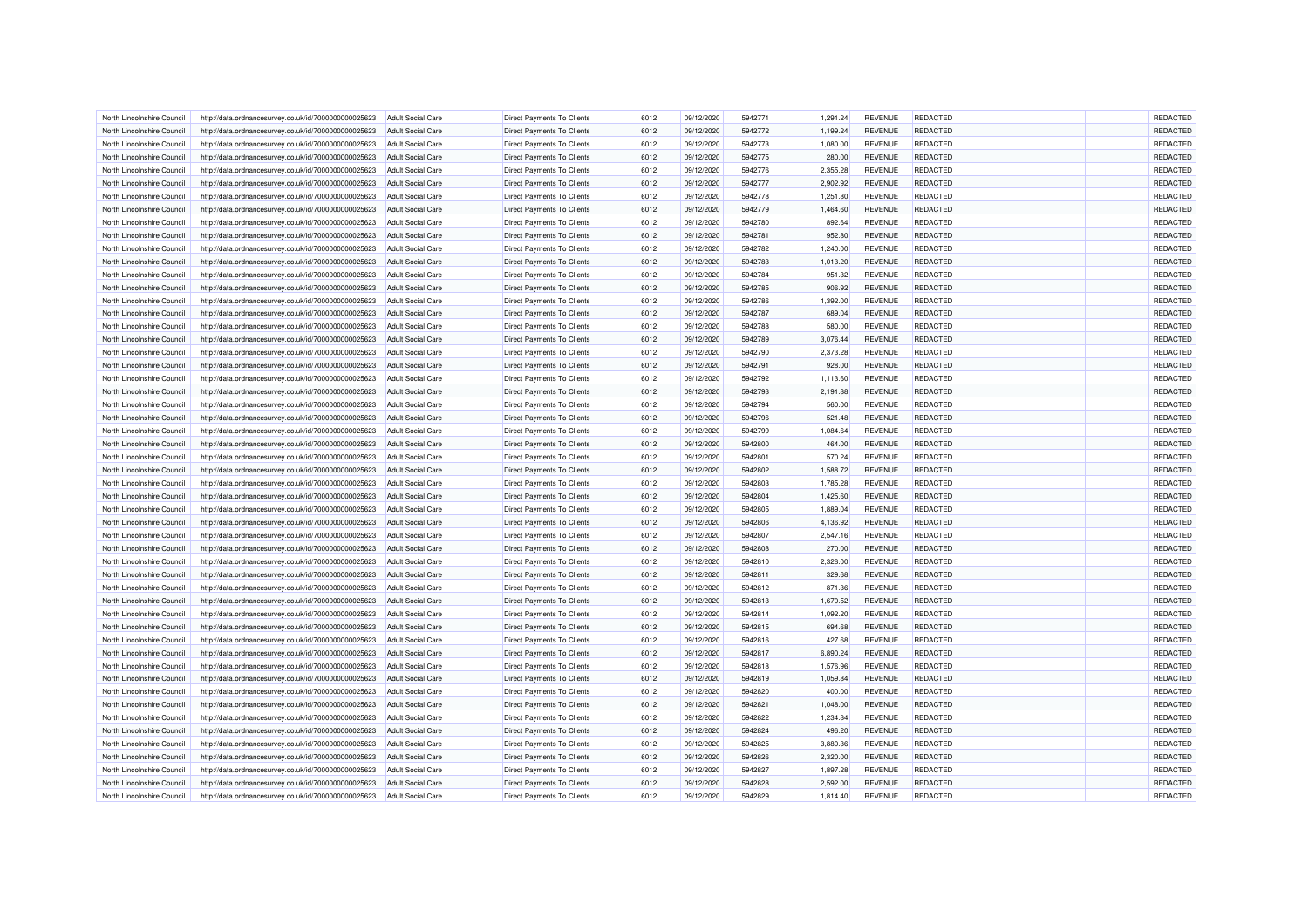| North Lincolnshire Council | http://data.ordnancesurvey.co.uk/id/7000000000025623 | Adult Social Care | Direct Payments To Clients | 6012 | 09/12/2020 | 5942771 | 1,291.24 | REVENUE | REDACTED | | REDACTED |
|---|---|---|---|---|---|---|---|---|---|---|---|
| North Lincolnshire Council | http://data.ordnancesurvey.co.uk/id/7000000000025623 | Adult Social Care | Direct Payments To Clients | 6012 | 09/12/2020 | 5942772 | 1,199.24 | REVENUE | REDACTED | | REDACTED |
| North Lincolnshire Council | http://data.ordnancesurvey.co.uk/id/7000000000025623 | Adult Social Care | Direct Payments To Clients | 6012 | 09/12/2020 | 5942773 | 1,080.00 | REVENUE | REDACTED | | REDACTED |
| North Lincolnshire Council | http://data.ordnancesurvey.co.uk/id/7000000000025623 | Adult Social Care | Direct Payments To Clients | 6012 | 09/12/2020 | 5942775 | 280.00 | REVENUE | REDACTED | | REDACTED |
| North Lincolnshire Council | http://data.ordnancesurvey.co.uk/id/7000000000025623 | Adult Social Care | Direct Payments To Clients | 6012 | 09/12/2020 | 5942776 | 2,355.28 | REVENUE | REDACTED | | REDACTED |
| North Lincolnshire Council | http://data.ordnancesurvey.co.uk/id/7000000000025623 | Adult Social Care | Direct Payments To Clients | 6012 | 09/12/2020 | 5942777 | 2,902.92 | REVENUE | REDACTED | | REDACTED |
| North Lincolnshire Council | http://data.ordnancesurvey.co.uk/id/7000000000025623 | Adult Social Care | Direct Payments To Clients | 6012 | 09/12/2020 | 5942778 | 1,251.80 | REVENUE | REDACTED | | REDACTED |
| North Lincolnshire Council | http://data.ordnancesurvey.co.uk/id/7000000000025623 | Adult Social Care | Direct Payments To Clients | 6012 | 09/12/2020 | 5942779 | 1,464.60 | REVENUE | REDACTED | | REDACTED |
| North Lincolnshire Council | http://data.ordnancesurvey.co.uk/id/7000000000025623 | Adult Social Care | Direct Payments To Clients | 6012 | 09/12/2020 | 5942780 | 892.64 | REVENUE | REDACTED | | REDACTED |
| North Lincolnshire Council | http://data.ordnancesurvey.co.uk/id/7000000000025623 | Adult Social Care | Direct Payments To Clients | 6012 | 09/12/2020 | 5942781 | 952.80 | REVENUE | REDACTED | | REDACTED |
| North Lincolnshire Council | http://data.ordnancesurvey.co.uk/id/7000000000025623 | Adult Social Care | Direct Payments To Clients | 6012 | 09/12/2020 | 5942782 | 1,240.00 | REVENUE | REDACTED | | REDACTED |
| North Lincolnshire Council | http://data.ordnancesurvey.co.uk/id/7000000000025623 | Adult Social Care | Direct Payments To Clients | 6012 | 09/12/2020 | 5942783 | 1,013.20 | REVENUE | REDACTED | | REDACTED |
| North Lincolnshire Council | http://data.ordnancesurvey.co.uk/id/7000000000025623 | Adult Social Care | Direct Payments To Clients | 6012 | 09/12/2020 | 5942784 | 951.32 | REVENUE | REDACTED | | REDACTED |
| North Lincolnshire Council | http://data.ordnancesurvey.co.uk/id/7000000000025623 | Adult Social Care | Direct Payments To Clients | 6012 | 09/12/2020 | 5942785 | 906.92 | REVENUE | REDACTED | | REDACTED |
| North Lincolnshire Council | http://data.ordnancesurvey.co.uk/id/7000000000025623 | Adult Social Care | Direct Payments To Clients | 6012 | 09/12/2020 | 5942786 | 1,392.00 | REVENUE | REDACTED | | REDACTED |
| North Lincolnshire Council | http://data.ordnancesurvey.co.uk/id/7000000000025623 | Adult Social Care | Direct Payments To Clients | 6012 | 09/12/2020 | 5942787 | 689.04 | REVENUE | REDACTED | | REDACTED |
| North Lincolnshire Council | http://data.ordnancesurvey.co.uk/id/7000000000025623 | Adult Social Care | Direct Payments To Clients | 6012 | 09/12/2020 | 5942788 | 580.00 | REVENUE | REDACTED | | REDACTED |
| North Lincolnshire Council | http://data.ordnancesurvey.co.uk/id/7000000000025623 | Adult Social Care | Direct Payments To Clients | 6012 | 09/12/2020 | 5942789 | 3,076.44 | REVENUE | REDACTED | | REDACTED |
| North Lincolnshire Council | http://data.ordnancesurvey.co.uk/id/7000000000025623 | Adult Social Care | Direct Payments To Clients | 6012 | 09/12/2020 | 5942790 | 2,373.28 | REVENUE | REDACTED | | REDACTED |
| North Lincolnshire Council | http://data.ordnancesurvey.co.uk/id/7000000000025623 | Adult Social Care | Direct Payments To Clients | 6012 | 09/12/2020 | 5942791 | 928.00 | REVENUE | REDACTED | | REDACTED |
| North Lincolnshire Council | http://data.ordnancesurvey.co.uk/id/7000000000025623 | Adult Social Care | Direct Payments To Clients | 6012 | 09/12/2020 | 5942792 | 1,113.60 | REVENUE | REDACTED | | REDACTED |
| North Lincolnshire Council | http://data.ordnancesurvey.co.uk/id/7000000000025623 | Adult Social Care | Direct Payments To Clients | 6012 | 09/12/2020 | 5942793 | 2,191.88 | REVENUE | REDACTED | | REDACTED |
| North Lincolnshire Council | http://data.ordnancesurvey.co.uk/id/7000000000025623 | Adult Social Care | Direct Payments To Clients | 6012 | 09/12/2020 | 5942794 | 560.00 | REVENUE | REDACTED | | REDACTED |
| North Lincolnshire Council | http://data.ordnancesurvey.co.uk/id/7000000000025623 | Adult Social Care | Direct Payments To Clients | 6012 | 09/12/2020 | 5942796 | 521.48 | REVENUE | REDACTED | | REDACTED |
| North Lincolnshire Council | http://data.ordnancesurvey.co.uk/id/7000000000025623 | Adult Social Care | Direct Payments To Clients | 6012 | 09/12/2020 | 5942799 | 1,084.64 | REVENUE | REDACTED | | REDACTED |
| North Lincolnshire Council | http://data.ordnancesurvey.co.uk/id/7000000000025623 | Adult Social Care | Direct Payments To Clients | 6012 | 09/12/2020 | 5942800 | 464.00 | REVENUE | REDACTED | | REDACTED |
| North Lincolnshire Council | http://data.ordnancesurvey.co.uk/id/7000000000025623 | Adult Social Care | Direct Payments To Clients | 6012 | 09/12/2020 | 5942801 | 570.24 | REVENUE | REDACTED | | REDACTED |
| North Lincolnshire Council | http://data.ordnancesurvey.co.uk/id/7000000000025623 | Adult Social Care | Direct Payments To Clients | 6012 | 09/12/2020 | 5942802 | 1,588.72 | REVENUE | REDACTED | | REDACTED |
| North Lincolnshire Council | http://data.ordnancesurvey.co.uk/id/7000000000025623 | Adult Social Care | Direct Payments To Clients | 6012 | 09/12/2020 | 5942803 | 1,785.28 | REVENUE | REDACTED | | REDACTED |
| North Lincolnshire Council | http://data.ordnancesurvey.co.uk/id/7000000000025623 | Adult Social Care | Direct Payments To Clients | 6012 | 09/12/2020 | 5942804 | 1,425.60 | REVENUE | REDACTED | | REDACTED |
| North Lincolnshire Council | http://data.ordnancesurvey.co.uk/id/7000000000025623 | Adult Social Care | Direct Payments To Clients | 6012 | 09/12/2020 | 5942805 | 1,889.04 | REVENUE | REDACTED | | REDACTED |
| North Lincolnshire Council | http://data.ordnancesurvey.co.uk/id/7000000000025623 | Adult Social Care | Direct Payments To Clients | 6012 | 09/12/2020 | 5942806 | 4,136.92 | REVENUE | REDACTED | | REDACTED |
| North Lincolnshire Council | http://data.ordnancesurvey.co.uk/id/7000000000025623 | Adult Social Care | Direct Payments To Clients | 6012 | 09/12/2020 | 5942807 | 2,547.16 | REVENUE | REDACTED | | REDACTED |
| North Lincolnshire Council | http://data.ordnancesurvey.co.uk/id/7000000000025623 | Adult Social Care | Direct Payments To Clients | 6012 | 09/12/2020 | 5942808 | 270.00 | REVENUE | REDACTED | | REDACTED |
| North Lincolnshire Council | http://data.ordnancesurvey.co.uk/id/7000000000025623 | Adult Social Care | Direct Payments To Clients | 6012 | 09/12/2020 | 5942810 | 2,328.00 | REVENUE | REDACTED | | REDACTED |
| North Lincolnshire Council | http://data.ordnancesurvey.co.uk/id/7000000000025623 | Adult Social Care | Direct Payments To Clients | 6012 | 09/12/2020 | 5942811 | 329.68 | REVENUE | REDACTED | | REDACTED |
| North Lincolnshire Council | http://data.ordnancesurvey.co.uk/id/7000000000025623 | Adult Social Care | Direct Payments To Clients | 6012 | 09/12/2020 | 5942812 | 871.36 | REVENUE | REDACTED | | REDACTED |
| North Lincolnshire Council | http://data.ordnancesurvey.co.uk/id/7000000000025623 | Adult Social Care | Direct Payments To Clients | 6012 | 09/12/2020 | 5942813 | 1,670.52 | REVENUE | REDACTED | | REDACTED |
| North Lincolnshire Council | http://data.ordnancesurvey.co.uk/id/7000000000025623 | Adult Social Care | Direct Payments To Clients | 6012 | 09/12/2020 | 5942814 | 1,092.20 | REVENUE | REDACTED | | REDACTED |
| North Lincolnshire Council | http://data.ordnancesurvey.co.uk/id/7000000000025623 | Adult Social Care | Direct Payments To Clients | 6012 | 09/12/2020 | 5942815 | 694.68 | REVENUE | REDACTED | | REDACTED |
| North Lincolnshire Council | http://data.ordnancesurvey.co.uk/id/7000000000025623 | Adult Social Care | Direct Payments To Clients | 6012 | 09/12/2020 | 5942816 | 427.68 | REVENUE | REDACTED | | REDACTED |
| North Lincolnshire Council | http://data.ordnancesurvey.co.uk/id/7000000000025623 | Adult Social Care | Direct Payments To Clients | 6012 | 09/12/2020 | 5942817 | 6,890.24 | REVENUE | REDACTED | | REDACTED |
| North Lincolnshire Council | http://data.ordnancesurvey.co.uk/id/7000000000025623 | Adult Social Care | Direct Payments To Clients | 6012 | 09/12/2020 | 5942818 | 1,576.96 | REVENUE | REDACTED | | REDACTED |
| North Lincolnshire Council | http://data.ordnancesurvey.co.uk/id/7000000000025623 | Adult Social Care | Direct Payments To Clients | 6012 | 09/12/2020 | 5942819 | 1,059.84 | REVENUE | REDACTED | | REDACTED |
| North Lincolnshire Council | http://data.ordnancesurvey.co.uk/id/7000000000025623 | Adult Social Care | Direct Payments To Clients | 6012 | 09/12/2020 | 5942820 | 400.00 | REVENUE | REDACTED | | REDACTED |
| North Lincolnshire Council | http://data.ordnancesurvey.co.uk/id/7000000000025623 | Adult Social Care | Direct Payments To Clients | 6012 | 09/12/2020 | 5942821 | 1,048.00 | REVENUE | REDACTED | | REDACTED |
| North Lincolnshire Council | http://data.ordnancesurvey.co.uk/id/7000000000025623 | Adult Social Care | Direct Payments To Clients | 6012 | 09/12/2020 | 5942822 | 1,234.84 | REVENUE | REDACTED | | REDACTED |
| North Lincolnshire Council | http://data.ordnancesurvey.co.uk/id/7000000000025623 | Adult Social Care | Direct Payments To Clients | 6012 | 09/12/2020 | 5942824 | 496.20 | REVENUE | REDACTED | | REDACTED |
| North Lincolnshire Council | http://data.ordnancesurvey.co.uk/id/7000000000025623 | Adult Social Care | Direct Payments To Clients | 6012 | 09/12/2020 | 5942825 | 3,880.36 | REVENUE | REDACTED | | REDACTED |
| North Lincolnshire Council | http://data.ordnancesurvey.co.uk/id/7000000000025623 | Adult Social Care | Direct Payments To Clients | 6012 | 09/12/2020 | 5942826 | 2,320.00 | REVENUE | REDACTED | | REDACTED |
| North Lincolnshire Council | http://data.ordnancesurvey.co.uk/id/7000000000025623 | Adult Social Care | Direct Payments To Clients | 6012 | 09/12/2020 | 5942827 | 1,897.28 | REVENUE | REDACTED | | REDACTED |
| North Lincolnshire Council | http://data.ordnancesurvey.co.uk/id/7000000000025623 | Adult Social Care | Direct Payments To Clients | 6012 | 09/12/2020 | 5942828 | 2,592.00 | REVENUE | REDACTED | | REDACTED |
| North Lincolnshire Council | http://data.ordnancesurvey.co.uk/id/7000000000025623 | Adult Social Care | Direct Payments To Clients | 6012 | 09/12/2020 | 5942829 | 1,814.40 | REVENUE | REDACTED | | REDACTED |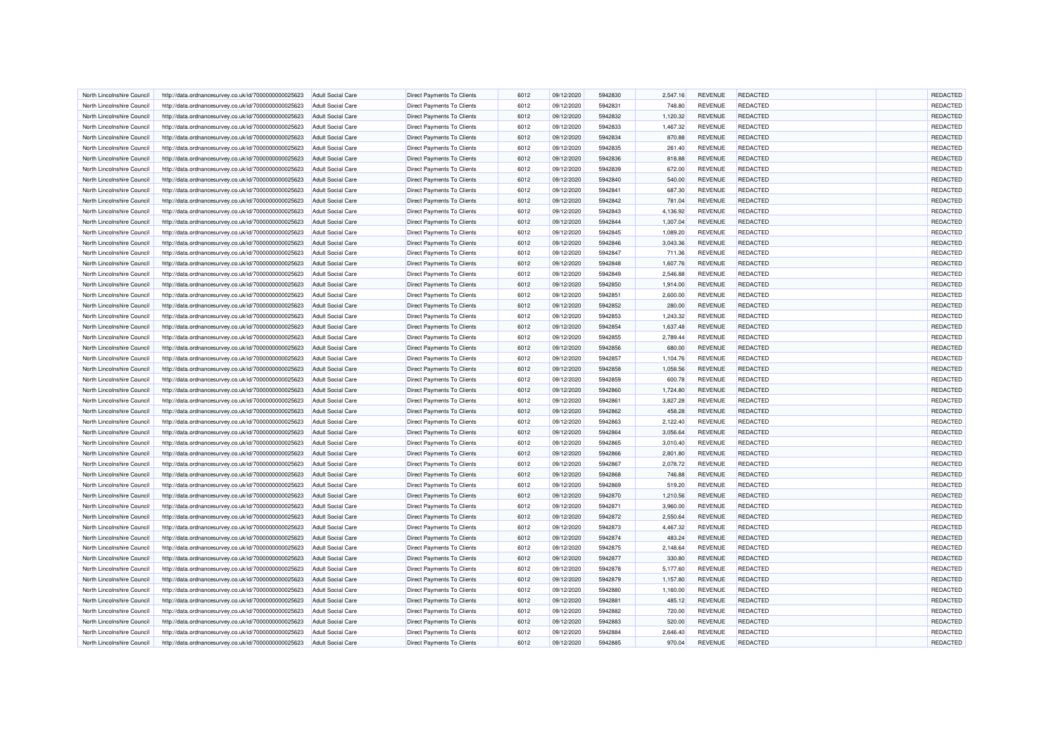| North Lincolnshire Council | http://data.ordnancesurvey.co.uk/id/7000000000025623 | Adult Social Care | Direct Payments To Clients | 6012 | 09/12/2020 | 5942830 | 2,547.16 | REVENUE | REDACTED | | REDACTED |
|---|---|---|---|---|---|---|---|---|---|---|---|
| North Lincolnshire Council | http://data.ordnancesurvey.co.uk/id/7000000000025623 | Adult Social Care | Direct Payments To Clients | 6012 | 09/12/2020 | 5942831 | 748.80 | REVENUE | REDACTED | | REDACTED |
| North Lincolnshire Council | http://data.ordnancesurvey.co.uk/id/7000000000025623 | Adult Social Care | Direct Payments To Clients | 6012 | 09/12/2020 | 5942832 | 1,120.32 | REVENUE | REDACTED | | REDACTED |
| North Lincolnshire Council | http://data.ordnancesurvey.co.uk/id/7000000000025623 | Adult Social Care | Direct Payments To Clients | 6012 | 09/12/2020 | 5942833 | 1,467.32 | REVENUE | REDACTED | | REDACTED |
| North Lincolnshire Council | http://data.ordnancesurvey.co.uk/id/7000000000025623 | Adult Social Care | Direct Payments To Clients | 6012 | 09/12/2020 | 5942834 | 870.88 | REVENUE | REDACTED | | REDACTED |
| North Lincolnshire Council | http://data.ordnancesurvey.co.uk/id/7000000000025623 | Adult Social Care | Direct Payments To Clients | 6012 | 09/12/2020 | 5942835 | 261.40 | REVENUE | REDACTED | | REDACTED |
| North Lincolnshire Council | http://data.ordnancesurvey.co.uk/id/7000000000025623 | Adult Social Care | Direct Payments To Clients | 6012 | 09/12/2020 | 5942836 | 818.88 | REVENUE | REDACTED | | REDACTED |
| North Lincolnshire Council | http://data.ordnancesurvey.co.uk/id/7000000000025623 | Adult Social Care | Direct Payments To Clients | 6012 | 09/12/2020 | 5942839 | 672.00 | REVENUE | REDACTED | | REDACTED |
| North Lincolnshire Council | http://data.ordnancesurvey.co.uk/id/7000000000025623 | Adult Social Care | Direct Payments To Clients | 6012 | 09/12/2020 | 5942840 | 540.00 | REVENUE | REDACTED | | REDACTED |
| North Lincolnshire Council | http://data.ordnancesurvey.co.uk/id/7000000000025623 | Adult Social Care | Direct Payments To Clients | 6012 | 09/12/2020 | 5942841 | 687.30 | REVENUE | REDACTED | | REDACTED |
| North Lincolnshire Council | http://data.ordnancesurvey.co.uk/id/7000000000025623 | Adult Social Care | Direct Payments To Clients | 6012 | 09/12/2020 | 5942842 | 781.04 | REVENUE | REDACTED | | REDACTED |
| North Lincolnshire Council | http://data.ordnancesurvey.co.uk/id/7000000000025623 | Adult Social Care | Direct Payments To Clients | 6012 | 09/12/2020 | 5942843 | 4,136.92 | REVENUE | REDACTED | | REDACTED |
| North Lincolnshire Council | http://data.ordnancesurvey.co.uk/id/7000000000025623 | Adult Social Care | Direct Payments To Clients | 6012 | 09/12/2020 | 5942844 | 1,307.04 | REVENUE | REDACTED | | REDACTED |
| North Lincolnshire Council | http://data.ordnancesurvey.co.uk/id/7000000000025623 | Adult Social Care | Direct Payments To Clients | 6012 | 09/12/2020 | 5942845 | 1,089.20 | REVENUE | REDACTED | | REDACTED |
| North Lincolnshire Council | http://data.ordnancesurvey.co.uk/id/7000000000025623 | Adult Social Care | Direct Payments To Clients | 6012 | 09/12/2020 | 5942846 | 3,043.36 | REVENUE | REDACTED | | REDACTED |
| North Lincolnshire Council | http://data.ordnancesurvey.co.uk/id/7000000000025623 | Adult Social Care | Direct Payments To Clients | 6012 | 09/12/2020 | 5942847 | 711.36 | REVENUE | REDACTED | | REDACTED |
| North Lincolnshire Council | http://data.ordnancesurvey.co.uk/id/7000000000025623 | Adult Social Care | Direct Payments To Clients | 6012 | 09/12/2020 | 5942848 | 1,607.76 | REVENUE | REDACTED | | REDACTED |
| North Lincolnshire Council | http://data.ordnancesurvey.co.uk/id/7000000000025623 | Adult Social Care | Direct Payments To Clients | 6012 | 09/12/2020 | 5942849 | 2,546.88 | REVENUE | REDACTED | | REDACTED |
| North Lincolnshire Council | http://data.ordnancesurvey.co.uk/id/7000000000025623 | Adult Social Care | Direct Payments To Clients | 6012 | 09/12/2020 | 5942850 | 1,914.00 | REVENUE | REDACTED | | REDACTED |
| North Lincolnshire Council | http://data.ordnancesurvey.co.uk/id/7000000000025623 | Adult Social Care | Direct Payments To Clients | 6012 | 09/12/2020 | 5942851 | 2,600.00 | REVENUE | REDACTED | | REDACTED |
| North Lincolnshire Council | http://data.ordnancesurvey.co.uk/id/7000000000025623 | Adult Social Care | Direct Payments To Clients | 6012 | 09/12/2020 | 5942852 | 280.00 | REVENUE | REDACTED | | REDACTED |
| North Lincolnshire Council | http://data.ordnancesurvey.co.uk/id/7000000000025623 | Adult Social Care | Direct Payments To Clients | 6012 | 09/12/2020 | 5942853 | 1,243.32 | REVENUE | REDACTED | | REDACTED |
| North Lincolnshire Council | http://data.ordnancesurvey.co.uk/id/7000000000025623 | Adult Social Care | Direct Payments To Clients | 6012 | 09/12/2020 | 5942854 | 1,637.48 | REVENUE | REDACTED | | REDACTED |
| North Lincolnshire Council | http://data.ordnancesurvey.co.uk/id/7000000000025623 | Adult Social Care | Direct Payments To Clients | 6012 | 09/12/2020 | 5942855 | 2,789.44 | REVENUE | REDACTED | | REDACTED |
| North Lincolnshire Council | http://data.ordnancesurvey.co.uk/id/7000000000025623 | Adult Social Care | Direct Payments To Clients | 6012 | 09/12/2020 | 5942856 | 680.00 | REVENUE | REDACTED | | REDACTED |
| North Lincolnshire Council | http://data.ordnancesurvey.co.uk/id/7000000000025623 | Adult Social Care | Direct Payments To Clients | 6012 | 09/12/2020 | 5942857 | 1,104.76 | REVENUE | REDACTED | | REDACTED |
| North Lincolnshire Council | http://data.ordnancesurvey.co.uk/id/7000000000025623 | Adult Social Care | Direct Payments To Clients | 6012 | 09/12/2020 | 5942858 | 1,058.56 | REVENUE | REDACTED | | REDACTED |
| North Lincolnshire Council | http://data.ordnancesurvey.co.uk/id/7000000000025623 | Adult Social Care | Direct Payments To Clients | 6012 | 09/12/2020 | 5942859 | 600.78 | REVENUE | REDACTED | | REDACTED |
| North Lincolnshire Council | http://data.ordnancesurvey.co.uk/id/7000000000025623 | Adult Social Care | Direct Payments To Clients | 6012 | 09/12/2020 | 5942860 | 1,724.80 | REVENUE | REDACTED | | REDACTED |
| North Lincolnshire Council | http://data.ordnancesurvey.co.uk/id/7000000000025623 | Adult Social Care | Direct Payments To Clients | 6012 | 09/12/2020 | 5942861 | 3,827.28 | REVENUE | REDACTED | | REDACTED |
| North Lincolnshire Council | http://data.ordnancesurvey.co.uk/id/7000000000025623 | Adult Social Care | Direct Payments To Clients | 6012 | 09/12/2020 | 5942862 | 458.28 | REVENUE | REDACTED | | REDACTED |
| North Lincolnshire Council | http://data.ordnancesurvey.co.uk/id/7000000000025623 | Adult Social Care | Direct Payments To Clients | 6012 | 09/12/2020 | 5942863 | 2,122.40 | REVENUE | REDACTED | | REDACTED |
| North Lincolnshire Council | http://data.ordnancesurvey.co.uk/id/7000000000025623 | Adult Social Care | Direct Payments To Clients | 6012 | 09/12/2020 | 5942864 | 3,056.64 | REVENUE | REDACTED | | REDACTED |
| North Lincolnshire Council | http://data.ordnancesurvey.co.uk/id/7000000000025623 | Adult Social Care | Direct Payments To Clients | 6012 | 09/12/2020 | 5942865 | 3,010.40 | REVENUE | REDACTED | | REDACTED |
| North Lincolnshire Council | http://data.ordnancesurvey.co.uk/id/7000000000025623 | Adult Social Care | Direct Payments To Clients | 6012 | 09/12/2020 | 5942866 | 2,801.80 | REVENUE | REDACTED | | REDACTED |
| North Lincolnshire Council | http://data.ordnancesurvey.co.uk/id/7000000000025623 | Adult Social Care | Direct Payments To Clients | 6012 | 09/12/2020 | 5942867 | 2,078.72 | REVENUE | REDACTED | | REDACTED |
| North Lincolnshire Council | http://data.ordnancesurvey.co.uk/id/7000000000025623 | Adult Social Care | Direct Payments To Clients | 6012 | 09/12/2020 | 5942868 | 746.88 | REVENUE | REDACTED | | REDACTED |
| North Lincolnshire Council | http://data.ordnancesurvey.co.uk/id/7000000000025623 | Adult Social Care | Direct Payments To Clients | 6012 | 09/12/2020 | 5942869 | 519.20 | REVENUE | REDACTED | | REDACTED |
| North Lincolnshire Council | http://data.ordnancesurvey.co.uk/id/7000000000025623 | Adult Social Care | Direct Payments To Clients | 6012 | 09/12/2020 | 5942870 | 1,210.56 | REVENUE | REDACTED | | REDACTED |
| North Lincolnshire Council | http://data.ordnancesurvey.co.uk/id/7000000000025623 | Adult Social Care | Direct Payments To Clients | 6012 | 09/12/2020 | 5942871 | 3,960.00 | REVENUE | REDACTED | | REDACTED |
| North Lincolnshire Council | http://data.ordnancesurvey.co.uk/id/7000000000025623 | Adult Social Care | Direct Payments To Clients | 6012 | 09/12/2020 | 5942872 | 2,550.64 | REVENUE | REDACTED | | REDACTED |
| North Lincolnshire Council | http://data.ordnancesurvey.co.uk/id/7000000000025623 | Adult Social Care | Direct Payments To Clients | 6012 | 09/12/2020 | 5942873 | 4,467.32 | REVENUE | REDACTED | | REDACTED |
| North Lincolnshire Council | http://data.ordnancesurvey.co.uk/id/7000000000025623 | Adult Social Care | Direct Payments To Clients | 6012 | 09/12/2020 | 5942874 | 483.24 | REVENUE | REDACTED | | REDACTED |
| North Lincolnshire Council | http://data.ordnancesurvey.co.uk/id/7000000000025623 | Adult Social Care | Direct Payments To Clients | 6012 | 09/12/2020 | 5942875 | 2,148.64 | REVENUE | REDACTED | | REDACTED |
| North Lincolnshire Council | http://data.ordnancesurvey.co.uk/id/7000000000025623 | Adult Social Care | Direct Payments To Clients | 6012 | 09/12/2020 | 5942877 | 330.80 | REVENUE | REDACTED | | REDACTED |
| North Lincolnshire Council | http://data.ordnancesurvey.co.uk/id/7000000000025623 | Adult Social Care | Direct Payments To Clients | 6012 | 09/12/2020 | 5942878 | 5,177.60 | REVENUE | REDACTED | | REDACTED |
| North Lincolnshire Council | http://data.ordnancesurvey.co.uk/id/7000000000025623 | Adult Social Care | Direct Payments To Clients | 6012 | 09/12/2020 | 5942879 | 1,157.80 | REVENUE | REDACTED | | REDACTED |
| North Lincolnshire Council | http://data.ordnancesurvey.co.uk/id/7000000000025623 | Adult Social Care | Direct Payments To Clients | 6012 | 09/12/2020 | 5942880 | 1,160.00 | REVENUE | REDACTED | | REDACTED |
| North Lincolnshire Council | http://data.ordnancesurvey.co.uk/id/7000000000025623 | Adult Social Care | Direct Payments To Clients | 6012 | 09/12/2020 | 5942881 | 485.12 | REVENUE | REDACTED | | REDACTED |
| North Lincolnshire Council | http://data.ordnancesurvey.co.uk/id/7000000000025623 | Adult Social Care | Direct Payments To Clients | 6012 | 09/12/2020 | 5942882 | 720.00 | REVENUE | REDACTED | | REDACTED |
| North Lincolnshire Council | http://data.ordnancesurvey.co.uk/id/7000000000025623 | Adult Social Care | Direct Payments To Clients | 6012 | 09/12/2020 | 5942883 | 520.00 | REVENUE | REDACTED | | REDACTED |
| North Lincolnshire Council | http://data.ordnancesurvey.co.uk/id/7000000000025623 | Adult Social Care | Direct Payments To Clients | 6012 | 09/12/2020 | 5942884 | 2,646.40 | REVENUE | REDACTED | | REDACTED |
| North Lincolnshire Council | http://data.ordnancesurvey.co.uk/id/7000000000025623 | Adult Social Care | Direct Payments To Clients | 6012 | 09/12/2020 | 5942885 | 970.04 | REVENUE | REDACTED | | REDACTED |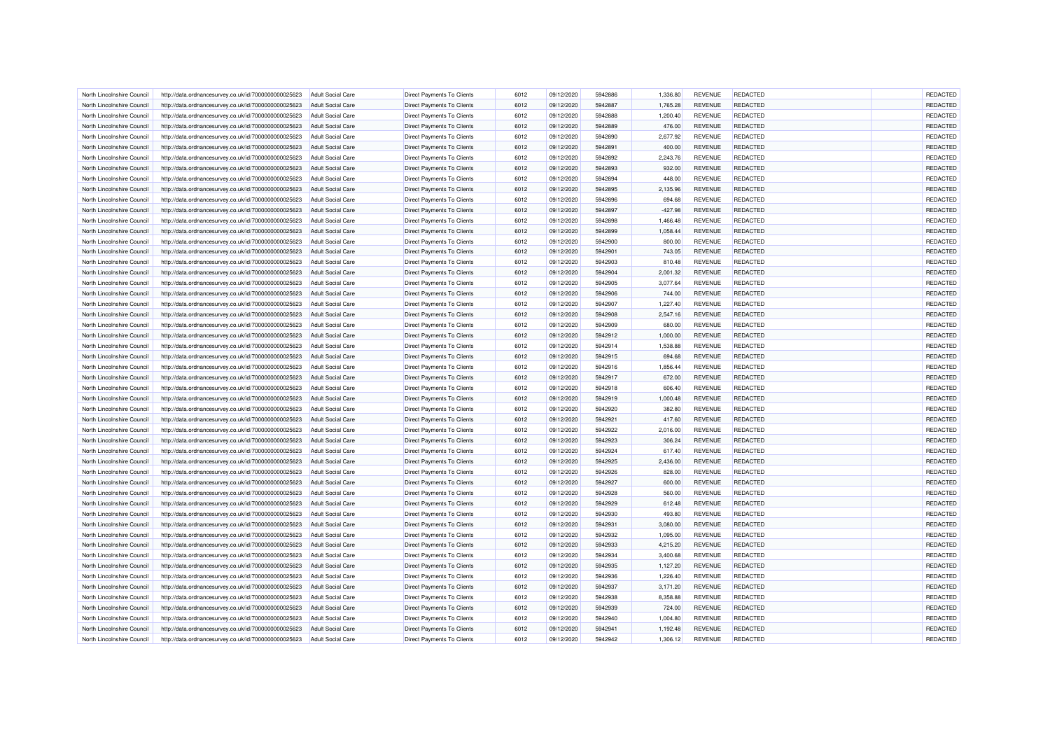| | | | | | | | | | | | |
|---|---|---|---|---|---|---|---|---|---|---|---|
| North Lincolnshire Council | http://data.ordnancesurvey.co.uk/id/7000000000025623 | Adult Social Care | Direct Payments To Clients | 6012 | 09/12/2020 | 5942886 | 1,336.80 | REVENUE | REDACTED | | REDACTED |
| North Lincolnshire Council | http://data.ordnancesurvey.co.uk/id/7000000000025623 | Adult Social Care | Direct Payments To Clients | 6012 | 09/12/2020 | 5942887 | 1,765.28 | REVENUE | REDACTED | | REDACTED |
| North Lincolnshire Council | http://data.ordnancesurvey.co.uk/id/7000000000025623 | Adult Social Care | Direct Payments To Clients | 6012 | 09/12/2020 | 5942888 | 1,200.40 | REVENUE | REDACTED | | REDACTED |
| North Lincolnshire Council | http://data.ordnancesurvey.co.uk/id/7000000000025623 | Adult Social Care | Direct Payments To Clients | 6012 | 09/12/2020 | 5942889 | 476.00 | REVENUE | REDACTED | | REDACTED |
| North Lincolnshire Council | http://data.ordnancesurvey.co.uk/id/7000000000025623 | Adult Social Care | Direct Payments To Clients | 6012 | 09/12/2020 | 5942890 | 2,677.92 | REVENUE | REDACTED | | REDACTED |
| North Lincolnshire Council | http://data.ordnancesurvey.co.uk/id/7000000000025623 | Adult Social Care | Direct Payments To Clients | 6012 | 09/12/2020 | 5942891 | 400.00 | REVENUE | REDACTED | | REDACTED |
| North Lincolnshire Council | http://data.ordnancesurvey.co.uk/id/7000000000025623 | Adult Social Care | Direct Payments To Clients | 6012 | 09/12/2020 | 5942892 | 2,243.76 | REVENUE | REDACTED | | REDACTED |
| North Lincolnshire Council | http://data.ordnancesurvey.co.uk/id/7000000000025623 | Adult Social Care | Direct Payments To Clients | 6012 | 09/12/2020 | 5942893 | 932.00 | REVENUE | REDACTED | | REDACTED |
| North Lincolnshire Council | http://data.ordnancesurvey.co.uk/id/7000000000025623 | Adult Social Care | Direct Payments To Clients | 6012 | 09/12/2020 | 5942894 | 448.00 | REVENUE | REDACTED | | REDACTED |
| North Lincolnshire Council | http://data.ordnancesurvey.co.uk/id/7000000000025623 | Adult Social Care | Direct Payments To Clients | 6012 | 09/12/2020 | 5942895 | 2,135.96 | REVENUE | REDACTED | | REDACTED |
| North Lincolnshire Council | http://data.ordnancesurvey.co.uk/id/7000000000025623 | Adult Social Care | Direct Payments To Clients | 6012 | 09/12/2020 | 5942896 | 694.68 | REVENUE | REDACTED | | REDACTED |
| North Lincolnshire Council | http://data.ordnancesurvey.co.uk/id/7000000000025623 | Adult Social Care | Direct Payments To Clients | 6012 | 09/12/2020 | 5942897 | -427.98 | REVENUE | REDACTED | | REDACTED |
| North Lincolnshire Council | http://data.ordnancesurvey.co.uk/id/7000000000025623 | Adult Social Care | Direct Payments To Clients | 6012 | 09/12/2020 | 5942898 | 1,466.48 | REVENUE | REDACTED | | REDACTED |
| North Lincolnshire Council | http://data.ordnancesurvey.co.uk/id/7000000000025623 | Adult Social Care | Direct Payments To Clients | 6012 | 09/12/2020 | 5942899 | 1,058.44 | REVENUE | REDACTED | | REDACTED |
| North Lincolnshire Council | http://data.ordnancesurvey.co.uk/id/7000000000025623 | Adult Social Care | Direct Payments To Clients | 6012 | 09/12/2020 | 5942900 | 800.00 | REVENUE | REDACTED | | REDACTED |
| North Lincolnshire Council | http://data.ordnancesurvey.co.uk/id/7000000000025623 | Adult Social Care | Direct Payments To Clients | 6012 | 09/12/2020 | 5942901 | 743.05 | REVENUE | REDACTED | | REDACTED |
| North Lincolnshire Council | http://data.ordnancesurvey.co.uk/id/7000000000025623 | Adult Social Care | Direct Payments To Clients | 6012 | 09/12/2020 | 5942903 | 810.48 | REVENUE | REDACTED | | REDACTED |
| North Lincolnshire Council | http://data.ordnancesurvey.co.uk/id/7000000000025623 | Adult Social Care | Direct Payments To Clients | 6012 | 09/12/2020 | 5942904 | 2,001.32 | REVENUE | REDACTED | | REDACTED |
| North Lincolnshire Council | http://data.ordnancesurvey.co.uk/id/7000000000025623 | Adult Social Care | Direct Payments To Clients | 6012 | 09/12/2020 | 5942905 | 3,077.64 | REVENUE | REDACTED | | REDACTED |
| North Lincolnshire Council | http://data.ordnancesurvey.co.uk/id/7000000000025623 | Adult Social Care | Direct Payments To Clients | 6012 | 09/12/2020 | 5942906 | 744.00 | REVENUE | REDACTED | | REDACTED |
| North Lincolnshire Council | http://data.ordnancesurvey.co.uk/id/7000000000025623 | Adult Social Care | Direct Payments To Clients | 6012 | 09/12/2020 | 5942907 | 1,227.40 | REVENUE | REDACTED | | REDACTED |
| North Lincolnshire Council | http://data.ordnancesurvey.co.uk/id/7000000000025623 | Adult Social Care | Direct Payments To Clients | 6012 | 09/12/2020 | 5942908 | 2,547.16 | REVENUE | REDACTED | | REDACTED |
| North Lincolnshire Council | http://data.ordnancesurvey.co.uk/id/7000000000025623 | Adult Social Care | Direct Payments To Clients | 6012 | 09/12/2020 | 5942909 | 680.00 | REVENUE | REDACTED | | REDACTED |
| North Lincolnshire Council | http://data.ordnancesurvey.co.uk/id/7000000000025623 | Adult Social Care | Direct Payments To Clients | 6012 | 09/12/2020 | 5942912 | 1,000.00 | REVENUE | REDACTED | | REDACTED |
| North Lincolnshire Council | http://data.ordnancesurvey.co.uk/id/7000000000025623 | Adult Social Care | Direct Payments To Clients | 6012 | 09/12/2020 | 5942914 | 1,538.88 | REVENUE | REDACTED | | REDACTED |
| North Lincolnshire Council | http://data.ordnancesurvey.co.uk/id/7000000000025623 | Adult Social Care | Direct Payments To Clients | 6012 | 09/12/2020 | 5942915 | 694.68 | REVENUE | REDACTED | | REDACTED |
| North Lincolnshire Council | http://data.ordnancesurvey.co.uk/id/7000000000025623 | Adult Social Care | Direct Payments To Clients | 6012 | 09/12/2020 | 5942916 | 1,856.44 | REVENUE | REDACTED | | REDACTED |
| North Lincolnshire Council | http://data.ordnancesurvey.co.uk/id/7000000000025623 | Adult Social Care | Direct Payments To Clients | 6012 | 09/12/2020 | 5942917 | 672.00 | REVENUE | REDACTED | | REDACTED |
| North Lincolnshire Council | http://data.ordnancesurvey.co.uk/id/7000000000025623 | Adult Social Care | Direct Payments To Clients | 6012 | 09/12/2020 | 5942918 | 606.40 | REVENUE | REDACTED | | REDACTED |
| North Lincolnshire Council | http://data.ordnancesurvey.co.uk/id/7000000000025623 | Adult Social Care | Direct Payments To Clients | 6012 | 09/12/2020 | 5942919 | 1,000.48 | REVENUE | REDACTED | | REDACTED |
| North Lincolnshire Council | http://data.ordnancesurvey.co.uk/id/7000000000025623 | Adult Social Care | Direct Payments To Clients | 6012 | 09/12/2020 | 5942920 | 382.80 | REVENUE | REDACTED | | REDACTED |
| North Lincolnshire Council | http://data.ordnancesurvey.co.uk/id/7000000000025623 | Adult Social Care | Direct Payments To Clients | 6012 | 09/12/2020 | 5942921 | 417.60 | REVENUE | REDACTED | | REDACTED |
| North Lincolnshire Council | http://data.ordnancesurvey.co.uk/id/7000000000025623 | Adult Social Care | Direct Payments To Clients | 6012 | 09/12/2020 | 5942922 | 2,016.00 | REVENUE | REDACTED | | REDACTED |
| North Lincolnshire Council | http://data.ordnancesurvey.co.uk/id/7000000000025623 | Adult Social Care | Direct Payments To Clients | 6012 | 09/12/2020 | 5942923 | 306.24 | REVENUE | REDACTED | | REDACTED |
| North Lincolnshire Council | http://data.ordnancesurvey.co.uk/id/7000000000025623 | Adult Social Care | Direct Payments To Clients | 6012 | 09/12/2020 | 5942924 | 617.40 | REVENUE | REDACTED | | REDACTED |
| North Lincolnshire Council | http://data.ordnancesurvey.co.uk/id/7000000000025623 | Adult Social Care | Direct Payments To Clients | 6012 | 09/12/2020 | 5942925 | 2,436.00 | REVENUE | REDACTED | | REDACTED |
| North Lincolnshire Council | http://data.ordnancesurvey.co.uk/id/7000000000025623 | Adult Social Care | Direct Payments To Clients | 6012 | 09/12/2020 | 5942926 | 828.00 | REVENUE | REDACTED | | REDACTED |
| North Lincolnshire Council | http://data.ordnancesurvey.co.uk/id/7000000000025623 | Adult Social Care | Direct Payments To Clients | 6012 | 09/12/2020 | 5942927 | 600.00 | REVENUE | REDACTED | | REDACTED |
| North Lincolnshire Council | http://data.ordnancesurvey.co.uk/id/7000000000025623 | Adult Social Care | Direct Payments To Clients | 6012 | 09/12/2020 | 5942928 | 560.00 | REVENUE | REDACTED | | REDACTED |
| North Lincolnshire Council | http://data.ordnancesurvey.co.uk/id/7000000000025623 | Adult Social Care | Direct Payments To Clients | 6012 | 09/12/2020 | 5942929 | 612.48 | REVENUE | REDACTED | | REDACTED |
| North Lincolnshire Council | http://data.ordnancesurvey.co.uk/id/7000000000025623 | Adult Social Care | Direct Payments To Clients | 6012 | 09/12/2020 | 5942930 | 493.80 | REVENUE | REDACTED | | REDACTED |
| North Lincolnshire Council | http://data.ordnancesurvey.co.uk/id/7000000000025623 | Adult Social Care | Direct Payments To Clients | 6012 | 09/12/2020 | 5942931 | 3,080.00 | REVENUE | REDACTED | | REDACTED |
| North Lincolnshire Council | http://data.ordnancesurvey.co.uk/id/7000000000025623 | Adult Social Care | Direct Payments To Clients | 6012 | 09/12/2020 | 5942932 | 1,095.00 | REVENUE | REDACTED | | REDACTED |
| North Lincolnshire Council | http://data.ordnancesurvey.co.uk/id/7000000000025623 | Adult Social Care | Direct Payments To Clients | 6012 | 09/12/2020 | 5942933 | 4,215.20 | REVENUE | REDACTED | | REDACTED |
| North Lincolnshire Council | http://data.ordnancesurvey.co.uk/id/7000000000025623 | Adult Social Care | Direct Payments To Clients | 6012 | 09/12/2020 | 5942934 | 3,400.68 | REVENUE | REDACTED | | REDACTED |
| North Lincolnshire Council | http://data.ordnancesurvey.co.uk/id/7000000000025623 | Adult Social Care | Direct Payments To Clients | 6012 | 09/12/2020 | 5942935 | 1,127.20 | REVENUE | REDACTED | | REDACTED |
| North Lincolnshire Council | http://data.ordnancesurvey.co.uk/id/7000000000025623 | Adult Social Care | Direct Payments To Clients | 6012 | 09/12/2020 | 5942936 | 1,226.40 | REVENUE | REDACTED | | REDACTED |
| North Lincolnshire Council | http://data.ordnancesurvey.co.uk/id/7000000000025623 | Adult Social Care | Direct Payments To Clients | 6012 | 09/12/2020 | 5942937 | 3,171.20 | REVENUE | REDACTED | | REDACTED |
| North Lincolnshire Council | http://data.ordnancesurvey.co.uk/id/7000000000025623 | Adult Social Care | Direct Payments To Clients | 6012 | 09/12/2020 | 5942938 | 8,358.88 | REVENUE | REDACTED | | REDACTED |
| North Lincolnshire Council | http://data.ordnancesurvey.co.uk/id/7000000000025623 | Adult Social Care | Direct Payments To Clients | 6012 | 09/12/2020 | 5942939 | 724.00 | REVENUE | REDACTED | | REDACTED |
| North Lincolnshire Council | http://data.ordnancesurvey.co.uk/id/7000000000025623 | Adult Social Care | Direct Payments To Clients | 6012 | 09/12/2020 | 5942940 | 1,004.80 | REVENUE | REDACTED | | REDACTED |
| North Lincolnshire Council | http://data.ordnancesurvey.co.uk/id/7000000000025623 | Adult Social Care | Direct Payments To Clients | 6012 | 09/12/2020 | 5942941 | 1,192.48 | REVENUE | REDACTED | | REDACTED |
| North Lincolnshire Council | http://data.ordnancesurvey.co.uk/id/7000000000025623 | Adult Social Care | Direct Payments To Clients | 6012 | 09/12/2020 | 5942942 | 1,306.12 | REVENUE | REDACTED | | REDACTED |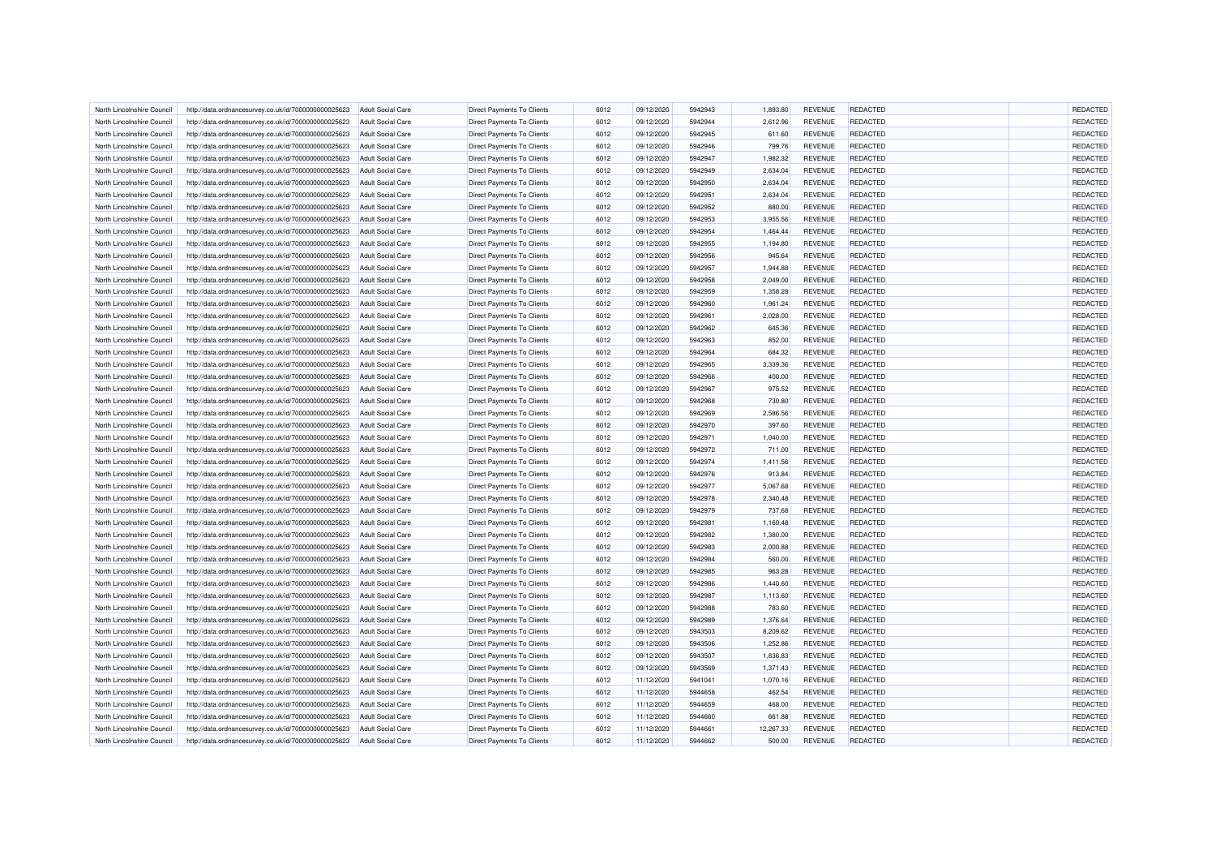| | | | | | | | | | | | |
|---|---|---|---|---|---|---|---|---|---|---|---|
| North Lincolnshire Council | http://data.ordnancesurvey.co.uk/id/7000000000025623 | Adult Social Care | Direct Payments To Clients | 6012 | 09/12/2020 | 5942943 | 1,893.80 | REVENUE | REDACTED | | REDACTED |
| North Lincolnshire Council | http://data.ordnancesurvey.co.uk/id/7000000000025623 | Adult Social Care | Direct Payments To Clients | 6012 | 09/12/2020 | 5942944 | 2,612.96 | REVENUE | REDACTED | | REDACTED |
| North Lincolnshire Council | http://data.ordnancesurvey.co.uk/id/7000000000025623 | Adult Social Care | Direct Payments To Clients | 6012 | 09/12/2020 | 5942945 | 611.60 | REVENUE | REDACTED | | REDACTED |
| North Lincolnshire Council | http://data.ordnancesurvey.co.uk/id/7000000000025623 | Adult Social Care | Direct Payments To Clients | 6012 | 09/12/2020 | 5942946 | 799.76 | REVENUE | REDACTED | | REDACTED |
| North Lincolnshire Council | http://data.ordnancesurvey.co.uk/id/7000000000025623 | Adult Social Care | Direct Payments To Clients | 6012 | 09/12/2020 | 5942947 | 1,982.32 | REVENUE | REDACTED | | REDACTED |
| North Lincolnshire Council | http://data.ordnancesurvey.co.uk/id/7000000000025623 | Adult Social Care | Direct Payments To Clients | 6012 | 09/12/2020 | 5942949 | 2,634.04 | REVENUE | REDACTED | | REDACTED |
| North Lincolnshire Council | http://data.ordnancesurvey.co.uk/id/7000000000025623 | Adult Social Care | Direct Payments To Clients | 6012 | 09/12/2020 | 5942950 | 2,634.04 | REVENUE | REDACTED | | REDACTED |
| North Lincolnshire Council | http://data.ordnancesurvey.co.uk/id/7000000000025623 | Adult Social Care | Direct Payments To Clients | 6012 | 09/12/2020 | 5942951 | 2,634.04 | REVENUE | REDACTED | | REDACTED |
| North Lincolnshire Council | http://data.ordnancesurvey.co.uk/id/7000000000025623 | Adult Social Care | Direct Payments To Clients | 6012 | 09/12/2020 | 5942952 | 880.00 | REVENUE | REDACTED | | REDACTED |
| North Lincolnshire Council | http://data.ordnancesurvey.co.uk/id/7000000000025623 | Adult Social Care | Direct Payments To Clients | 6012 | 09/12/2020 | 5942953 | 3,955.56 | REVENUE | REDACTED | | REDACTED |
| North Lincolnshire Council | http://data.ordnancesurvey.co.uk/id/7000000000025623 | Adult Social Care | Direct Payments To Clients | 6012 | 09/12/2020 | 5942954 | 1,464.44 | REVENUE | REDACTED | | REDACTED |
| North Lincolnshire Council | http://data.ordnancesurvey.co.uk/id/7000000000025623 | Adult Social Care | Direct Payments To Clients | 6012 | 09/12/2020 | 5942955 | 1,194.80 | REVENUE | REDACTED | | REDACTED |
| North Lincolnshire Council | http://data.ordnancesurvey.co.uk/id/7000000000025623 | Adult Social Care | Direct Payments To Clients | 6012 | 09/12/2020 | 5942956 | 945.64 | REVENUE | REDACTED | | REDACTED |
| North Lincolnshire Council | http://data.ordnancesurvey.co.uk/id/7000000000025623 | Adult Social Care | Direct Payments To Clients | 6012 | 09/12/2020 | 5942957 | 1,944.88 | REVENUE | REDACTED | | REDACTED |
| North Lincolnshire Council | http://data.ordnancesurvey.co.uk/id/7000000000025623 | Adult Social Care | Direct Payments To Clients | 6012 | 09/12/2020 | 5942958 | 2,049.00 | REVENUE | REDACTED | | REDACTED |
| North Lincolnshire Council | http://data.ordnancesurvey.co.uk/id/7000000000025623 | Adult Social Care | Direct Payments To Clients | 6012 | 09/12/2020 | 5942959 | 1,358.28 | REVENUE | REDACTED | | REDACTED |
| North Lincolnshire Council | http://data.ordnancesurvey.co.uk/id/7000000000025623 | Adult Social Care | Direct Payments To Clients | 6012 | 09/12/2020 | 5942960 | 1,961.24 | REVENUE | REDACTED | | REDACTED |
| North Lincolnshire Council | http://data.ordnancesurvey.co.uk/id/7000000000025623 | Adult Social Care | Direct Payments To Clients | 6012 | 09/12/2020 | 5942961 | 2,028.00 | REVENUE | REDACTED | | REDACTED |
| North Lincolnshire Council | http://data.ordnancesurvey.co.uk/id/7000000000025623 | Adult Social Care | Direct Payments To Clients | 6012 | 09/12/2020 | 5942962 | 645.36 | REVENUE | REDACTED | | REDACTED |
| North Lincolnshire Council | http://data.ordnancesurvey.co.uk/id/7000000000025623 | Adult Social Care | Direct Payments To Clients | 6012 | 09/12/2020 | 5942963 | 852.00 | REVENUE | REDACTED | | REDACTED |
| North Lincolnshire Council | http://data.ordnancesurvey.co.uk/id/7000000000025623 | Adult Social Care | Direct Payments To Clients | 6012 | 09/12/2020 | 5942964 | 684.32 | REVENUE | REDACTED | | REDACTED |
| North Lincolnshire Council | http://data.ordnancesurvey.co.uk/id/7000000000025623 | Adult Social Care | Direct Payments To Clients | 6012 | 09/12/2020 | 5942965 | 3,339.36 | REVENUE | REDACTED | | REDACTED |
| North Lincolnshire Council | http://data.ordnancesurvey.co.uk/id/7000000000025623 | Adult Social Care | Direct Payments To Clients | 6012 | 09/12/2020 | 5942966 | 400.00 | REVENUE | REDACTED | | REDACTED |
| North Lincolnshire Council | http://data.ordnancesurvey.co.uk/id/7000000000025623 | Adult Social Care | Direct Payments To Clients | 6012 | 09/12/2020 | 5942967 | 975.52 | REVENUE | REDACTED | | REDACTED |
| North Lincolnshire Council | http://data.ordnancesurvey.co.uk/id/7000000000025623 | Adult Social Care | Direct Payments To Clients | 6012 | 09/12/2020 | 5942968 | 730.80 | REVENUE | REDACTED | | REDACTED |
| North Lincolnshire Council | http://data.ordnancesurvey.co.uk/id/7000000000025623 | Adult Social Care | Direct Payments To Clients | 6012 | 09/12/2020 | 5942969 | 2,586.56 | REVENUE | REDACTED | | REDACTED |
| North Lincolnshire Council | http://data.ordnancesurvey.co.uk/id/7000000000025623 | Adult Social Care | Direct Payments To Clients | 6012 | 09/12/2020 | 5942970 | 397.60 | REVENUE | REDACTED | | REDACTED |
| North Lincolnshire Council | http://data.ordnancesurvey.co.uk/id/7000000000025623 | Adult Social Care | Direct Payments To Clients | 6012 | 09/12/2020 | 5942971 | 1,040.00 | REVENUE | REDACTED | | REDACTED |
| North Lincolnshire Council | http://data.ordnancesurvey.co.uk/id/7000000000025623 | Adult Social Care | Direct Payments To Clients | 6012 | 09/12/2020 | 5942972 | 711.00 | REVENUE | REDACTED | | REDACTED |
| North Lincolnshire Council | http://data.ordnancesurvey.co.uk/id/7000000000025623 | Adult Social Care | Direct Payments To Clients | 6012 | 09/12/2020 | 5942974 | 1,411.56 | REVENUE | REDACTED | | REDACTED |
| North Lincolnshire Council | http://data.ordnancesurvey.co.uk/id/7000000000025623 | Adult Social Care | Direct Payments To Clients | 6012 | 09/12/2020 | 5942976 | 913.84 | REVENUE | REDACTED | | REDACTED |
| North Lincolnshire Council | http://data.ordnancesurvey.co.uk/id/7000000000025623 | Adult Social Care | Direct Payments To Clients | 6012 | 09/12/2020 | 5942977 | 5,067.68 | REVENUE | REDACTED | | REDACTED |
| North Lincolnshire Council | http://data.ordnancesurvey.co.uk/id/7000000000025623 | Adult Social Care | Direct Payments To Clients | 6012 | 09/12/2020 | 5942978 | 2,340.48 | REVENUE | REDACTED | | REDACTED |
| North Lincolnshire Council | http://data.ordnancesurvey.co.uk/id/7000000000025623 | Adult Social Care | Direct Payments To Clients | 6012 | 09/12/2020 | 5942979 | 737.68 | REVENUE | REDACTED | | REDACTED |
| North Lincolnshire Council | http://data.ordnancesurvey.co.uk/id/7000000000025623 | Adult Social Care | Direct Payments To Clients | 6012 | 09/12/2020 | 5942981 | 1,160.48 | REVENUE | REDACTED | | REDACTED |
| North Lincolnshire Council | http://data.ordnancesurvey.co.uk/id/7000000000025623 | Adult Social Care | Direct Payments To Clients | 6012 | 09/12/2020 | 5942982 | 1,380.00 | REVENUE | REDACTED | | REDACTED |
| North Lincolnshire Council | http://data.ordnancesurvey.co.uk/id/7000000000025623 | Adult Social Care | Direct Payments To Clients | 6012 | 09/12/2020 | 5942983 | 2,000.88 | REVENUE | REDACTED | | REDACTED |
| North Lincolnshire Council | http://data.ordnancesurvey.co.uk/id/7000000000025623 | Adult Social Care | Direct Payments To Clients | 6012 | 09/12/2020 | 5942984 | 560.00 | REVENUE | REDACTED | | REDACTED |
| North Lincolnshire Council | http://data.ordnancesurvey.co.uk/id/7000000000025623 | Adult Social Care | Direct Payments To Clients | 6012 | 09/12/2020 | 5942985 | 963.28 | REVENUE | REDACTED | | REDACTED |
| North Lincolnshire Council | http://data.ordnancesurvey.co.uk/id/7000000000025623 | Adult Social Care | Direct Payments To Clients | 6012 | 09/12/2020 | 5942986 | 1,440.60 | REVENUE | REDACTED | | REDACTED |
| North Lincolnshire Council | http://data.ordnancesurvey.co.uk/id/7000000000025623 | Adult Social Care | Direct Payments To Clients | 6012 | 09/12/2020 | 5942987 | 1,113.60 | REVENUE | REDACTED | | REDACTED |
| North Lincolnshire Council | http://data.ordnancesurvey.co.uk/id/7000000000025623 | Adult Social Care | Direct Payments To Clients | 6012 | 09/12/2020 | 5942988 | 783.60 | REVENUE | REDACTED | | REDACTED |
| North Lincolnshire Council | http://data.ordnancesurvey.co.uk/id/7000000000025623 | Adult Social Care | Direct Payments To Clients | 6012 | 09/12/2020 | 5942989 | 1,376.64 | REVENUE | REDACTED | | REDACTED |
| North Lincolnshire Council | http://data.ordnancesurvey.co.uk/id/7000000000025623 | Adult Social Care | Direct Payments To Clients | 6012 | 09/12/2020 | 5943503 | 8,209.62 | REVENUE | REDACTED | | REDACTED |
| North Lincolnshire Council | http://data.ordnancesurvey.co.uk/id/7000000000025623 | Adult Social Care | Direct Payments To Clients | 6012 | 09/12/2020 | 5943506 | 1,252.86 | REVENUE | REDACTED | | REDACTED |
| North Lincolnshire Council | http://data.ordnancesurvey.co.uk/id/7000000000025623 | Adult Social Care | Direct Payments To Clients | 6012 | 09/12/2020 | 5943507 | 1,836.83 | REVENUE | REDACTED | | REDACTED |
| North Lincolnshire Council | http://data.ordnancesurvey.co.uk/id/7000000000025623 | Adult Social Care | Direct Payments To Clients | 6012 | 09/12/2020 | 5943569 | 1,371.43 | REVENUE | REDACTED | | REDACTED |
| North Lincolnshire Council | http://data.ordnancesurvey.co.uk/id/7000000000025623 | Adult Social Care | Direct Payments To Clients | 6012 | 11/12/2020 | 5941041 | 1,070.16 | REVENUE | REDACTED | | REDACTED |
| North Lincolnshire Council | http://data.ordnancesurvey.co.uk/id/7000000000025623 | Adult Social Care | Direct Payments To Clients | 6012 | 11/12/2020 | 5944658 | 462.54 | REVENUE | REDACTED | | REDACTED |
| North Lincolnshire Council | http://data.ordnancesurvey.co.uk/id/7000000000025623 | Adult Social Care | Direct Payments To Clients | 6012 | 11/12/2020 | 5944659 | 468.00 | REVENUE | REDACTED | | REDACTED |
| North Lincolnshire Council | http://data.ordnancesurvey.co.uk/id/7000000000025623 | Adult Social Care | Direct Payments To Clients | 6012 | 11/12/2020 | 5944660 | 661.88 | REVENUE | REDACTED | | REDACTED |
| North Lincolnshire Council | http://data.ordnancesurvey.co.uk/id/7000000000025623 | Adult Social Care | Direct Payments To Clients | 6012 | 11/12/2020 | 5944661 | 12,267.33 | REVENUE | REDACTED | | REDACTED |
| North Lincolnshire Council | http://data.ordnancesurvey.co.uk/id/7000000000025623 | Adult Social Care | Direct Payments To Clients | 6012 | 11/12/2020 | 5944662 | 500.00 | REVENUE | REDACTED | | REDACTED |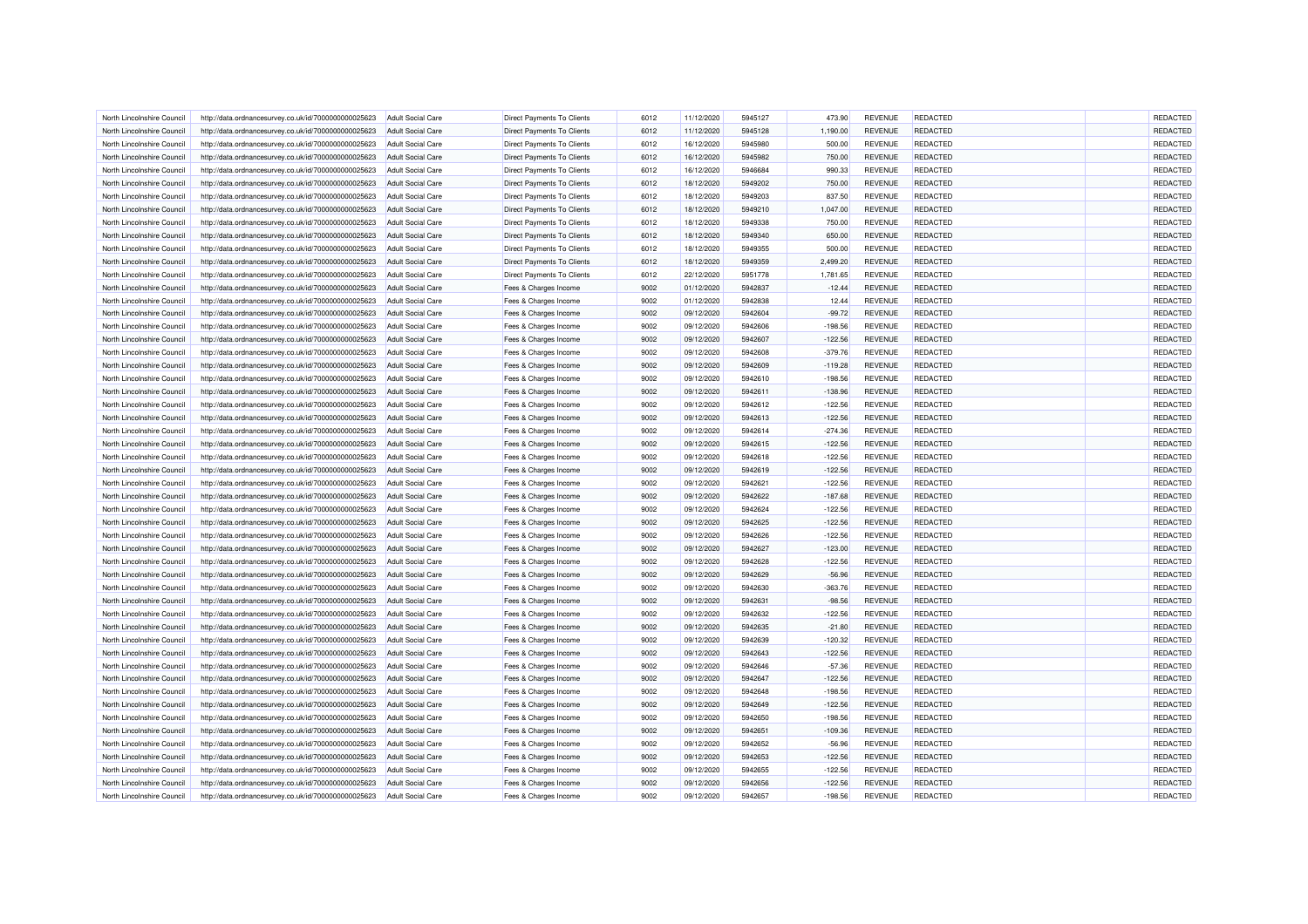| North Lincolnshire Council | http://data.ordnancesurvey.co.uk/id/7000000000025623 | Adult Social Care | Direct Payments To Clients | 6012 | 11/12/2020 | 5945127 | 473.90 | REVENUE | REDACTED | | REDACTED |
|---|---|---|---|---|---|---|---|---|---|---|---|
| North Lincolnshire Council | http://data.ordnancesurvey.co.uk/id/7000000000025623 | Adult Social Care | Direct Payments To Clients | 6012 | 11/12/2020 | 5945128 | 1,190.00 | REVENUE | REDACTED | | REDACTED |
| North Lincolnshire Council | http://data.ordnancesurvey.co.uk/id/7000000000025623 | Adult Social Care | Direct Payments To Clients | 6012 | 16/12/2020 | 5945980 | 500.00 | REVENUE | REDACTED | | REDACTED |
| North Lincolnshire Council | http://data.ordnancesurvey.co.uk/id/7000000000025623 | Adult Social Care | Direct Payments To Clients | 6012 | 16/12/2020 | 5945982 | 750.00 | REVENUE | REDACTED | | REDACTED |
| North Lincolnshire Council | http://data.ordnancesurvey.co.uk/id/7000000000025623 | Adult Social Care | Direct Payments To Clients | 6012 | 16/12/2020 | 5946684 | 990.33 | REVENUE | REDACTED | | REDACTED |
| North Lincolnshire Council | http://data.ordnancesurvey.co.uk/id/7000000000025623 | Adult Social Care | Direct Payments To Clients | 6012 | 18/12/2020 | 5949202 | 750.00 | REVENUE | REDACTED | | REDACTED |
| North Lincolnshire Council | http://data.ordnancesurvey.co.uk/id/7000000000025623 | Adult Social Care | Direct Payments To Clients | 6012 | 18/12/2020 | 5949203 | 837.50 | REVENUE | REDACTED | | REDACTED |
| North Lincolnshire Council | http://data.ordnancesurvey.co.uk/id/7000000000025623 | Adult Social Care | Direct Payments To Clients | 6012 | 18/12/2020 | 5949210 | 1,047.00 | REVENUE | REDACTED | | REDACTED |
| North Lincolnshire Council | http://data.ordnancesurvey.co.uk/id/7000000000025623 | Adult Social Care | Direct Payments To Clients | 6012 | 18/12/2020 | 5949338 | 750.00 | REVENUE | REDACTED | | REDACTED |
| North Lincolnshire Council | http://data.ordnancesurvey.co.uk/id/7000000000025623 | Adult Social Care | Direct Payments To Clients | 6012 | 18/12/2020 | 5949340 | 650.00 | REVENUE | REDACTED | | REDACTED |
| North Lincolnshire Council | http://data.ordnancesurvey.co.uk/id/7000000000025623 | Adult Social Care | Direct Payments To Clients | 6012 | 18/12/2020 | 5949355 | 500.00 | REVENUE | REDACTED | | REDACTED |
| North Lincolnshire Council | http://data.ordnancesurvey.co.uk/id/7000000000025623 | Adult Social Care | Direct Payments To Clients | 6012 | 18/12/2020 | 5949359 | 2,499.20 | REVENUE | REDACTED | | REDACTED |
| North Lincolnshire Council | http://data.ordnancesurvey.co.uk/id/7000000000025623 | Adult Social Care | Direct Payments To Clients | 6012 | 22/12/2020 | 5951778 | 1,781.65 | REVENUE | REDACTED | | REDACTED |
| North Lincolnshire Council | http://data.ordnancesurvey.co.uk/id/7000000000025623 | Adult Social Care | Fees & Charges Income | 9002 | 01/12/2020 | 5942837 | -12.44 | REVENUE | REDACTED | | REDACTED |
| North Lincolnshire Council | http://data.ordnancesurvey.co.uk/id/7000000000025623 | Adult Social Care | Fees & Charges Income | 9002 | 01/12/2020 | 5942838 | 12.44 | REVENUE | REDACTED | | REDACTED |
| North Lincolnshire Council | http://data.ordnancesurvey.co.uk/id/7000000000025623 | Adult Social Care | Fees & Charges Income | 9002 | 09/12/2020 | 5942604 | -99.72 | REVENUE | REDACTED | | REDACTED |
| North Lincolnshire Council | http://data.ordnancesurvey.co.uk/id/7000000000025623 | Adult Social Care | Fees & Charges Income | 9002 | 09/12/2020 | 5942606 | -198.56 | REVENUE | REDACTED | | REDACTED |
| North Lincolnshire Council | http://data.ordnancesurvey.co.uk/id/7000000000025623 | Adult Social Care | Fees & Charges Income | 9002 | 09/12/2020 | 5942607 | -122.56 | REVENUE | REDACTED | | REDACTED |
| North Lincolnshire Council | http://data.ordnancesurvey.co.uk/id/7000000000025623 | Adult Social Care | Fees & Charges Income | 9002 | 09/12/2020 | 5942608 | -379.76 | REVENUE | REDACTED | | REDACTED |
| North Lincolnshire Council | http://data.ordnancesurvey.co.uk/id/7000000000025623 | Adult Social Care | Fees & Charges Income | 9002 | 09/12/2020 | 5942609 | -119.28 | REVENUE | REDACTED | | REDACTED |
| North Lincolnshire Council | http://data.ordnancesurvey.co.uk/id/7000000000025623 | Adult Social Care | Fees & Charges Income | 9002 | 09/12/2020 | 5942610 | -198.56 | REVENUE | REDACTED | | REDACTED |
| North Lincolnshire Council | http://data.ordnancesurvey.co.uk/id/7000000000025623 | Adult Social Care | Fees & Charges Income | 9002 | 09/12/2020 | 5942611 | -138.96 | REVENUE | REDACTED | | REDACTED |
| North Lincolnshire Council | http://data.ordnancesurvey.co.uk/id/7000000000025623 | Adult Social Care | Fees & Charges Income | 9002 | 09/12/2020 | 5942612 | -122.56 | REVENUE | REDACTED | | REDACTED |
| North Lincolnshire Council | http://data.ordnancesurvey.co.uk/id/7000000000025623 | Adult Social Care | Fees & Charges Income | 9002 | 09/12/2020 | 5942613 | -122.56 | REVENUE | REDACTED | | REDACTED |
| North Lincolnshire Council | http://data.ordnancesurvey.co.uk/id/7000000000025623 | Adult Social Care | Fees & Charges Income | 9002 | 09/12/2020 | 5942614 | -274.36 | REVENUE | REDACTED | | REDACTED |
| North Lincolnshire Council | http://data.ordnancesurvey.co.uk/id/7000000000025623 | Adult Social Care | Fees & Charges Income | 9002 | 09/12/2020 | 5942615 | -122.56 | REVENUE | REDACTED | | REDACTED |
| North Lincolnshire Council | http://data.ordnancesurvey.co.uk/id/7000000000025623 | Adult Social Care | Fees & Charges Income | 9002 | 09/12/2020 | 5942618 | -122.56 | REVENUE | REDACTED | | REDACTED |
| North Lincolnshire Council | http://data.ordnancesurvey.co.uk/id/7000000000025623 | Adult Social Care | Fees & Charges Income | 9002 | 09/12/2020 | 5942619 | -122.56 | REVENUE | REDACTED | | REDACTED |
| North Lincolnshire Council | http://data.ordnancesurvey.co.uk/id/7000000000025623 | Adult Social Care | Fees & Charges Income | 9002 | 09/12/2020 | 5942621 | -122.56 | REVENUE | REDACTED | | REDACTED |
| North Lincolnshire Council | http://data.ordnancesurvey.co.uk/id/7000000000025623 | Adult Social Care | Fees & Charges Income | 9002 | 09/12/2020 | 5942622 | -187.68 | REVENUE | REDACTED | | REDACTED |
| North Lincolnshire Council | http://data.ordnancesurvey.co.uk/id/7000000000025623 | Adult Social Care | Fees & Charges Income | 9002 | 09/12/2020 | 5942624 | -122.56 | REVENUE | REDACTED | | REDACTED |
| North Lincolnshire Council | http://data.ordnancesurvey.co.uk/id/7000000000025623 | Adult Social Care | Fees & Charges Income | 9002 | 09/12/2020 | 5942625 | -122.56 | REVENUE | REDACTED | | REDACTED |
| North Lincolnshire Council | http://data.ordnancesurvey.co.uk/id/7000000000025623 | Adult Social Care | Fees & Charges Income | 9002 | 09/12/2020 | 5942626 | -122.56 | REVENUE | REDACTED | | REDACTED |
| North Lincolnshire Council | http://data.ordnancesurvey.co.uk/id/7000000000025623 | Adult Social Care | Fees & Charges Income | 9002 | 09/12/2020 | 5942627 | -123.00 | REVENUE | REDACTED | | REDACTED |
| North Lincolnshire Council | http://data.ordnancesurvey.co.uk/id/7000000000025623 | Adult Social Care | Fees & Charges Income | 9002 | 09/12/2020 | 5942628 | -122.56 | REVENUE | REDACTED | | REDACTED |
| North Lincolnshire Council | http://data.ordnancesurvey.co.uk/id/7000000000025623 | Adult Social Care | Fees & Charges Income | 9002 | 09/12/2020 | 5942629 | -56.96 | REVENUE | REDACTED | | REDACTED |
| North Lincolnshire Council | http://data.ordnancesurvey.co.uk/id/7000000000025623 | Adult Social Care | Fees & Charges Income | 9002 | 09/12/2020 | 5942630 | -363.76 | REVENUE | REDACTED | | REDACTED |
| North Lincolnshire Council | http://data.ordnancesurvey.co.uk/id/7000000000025623 | Adult Social Care | Fees & Charges Income | 9002 | 09/12/2020 | 5942631 | -98.56 | REVENUE | REDACTED | | REDACTED |
| North Lincolnshire Council | http://data.ordnancesurvey.co.uk/id/7000000000025623 | Adult Social Care | Fees & Charges Income | 9002 | 09/12/2020 | 5942632 | -122.56 | REVENUE | REDACTED | | REDACTED |
| North Lincolnshire Council | http://data.ordnancesurvey.co.uk/id/7000000000025623 | Adult Social Care | Fees & Charges Income | 9002 | 09/12/2020 | 5942635 | -21.80 | REVENUE | REDACTED | | REDACTED |
| North Lincolnshire Council | http://data.ordnancesurvey.co.uk/id/7000000000025623 | Adult Social Care | Fees & Charges Income | 9002 | 09/12/2020 | 5942639 | -120.32 | REVENUE | REDACTED | | REDACTED |
| North Lincolnshire Council | http://data.ordnancesurvey.co.uk/id/7000000000025623 | Adult Social Care | Fees & Charges Income | 9002 | 09/12/2020 | 5942643 | -122.56 | REVENUE | REDACTED | | REDACTED |
| North Lincolnshire Council | http://data.ordnancesurvey.co.uk/id/7000000000025623 | Adult Social Care | Fees & Charges Income | 9002 | 09/12/2020 | 5942646 | -57.36 | REVENUE | REDACTED | | REDACTED |
| North Lincolnshire Council | http://data.ordnancesurvey.co.uk/id/7000000000025623 | Adult Social Care | Fees & Charges Income | 9002 | 09/12/2020 | 5942647 | -122.56 | REVENUE | REDACTED | | REDACTED |
| North Lincolnshire Council | http://data.ordnancesurvey.co.uk/id/7000000000025623 | Adult Social Care | Fees & Charges Income | 9002 | 09/12/2020 | 5942648 | -198.56 | REVENUE | REDACTED | | REDACTED |
| North Lincolnshire Council | http://data.ordnancesurvey.co.uk/id/7000000000025623 | Adult Social Care | Fees & Charges Income | 9002 | 09/12/2020 | 5942649 | -122.56 | REVENUE | REDACTED | | REDACTED |
| North Lincolnshire Council | http://data.ordnancesurvey.co.uk/id/7000000000025623 | Adult Social Care | Fees & Charges Income | 9002 | 09/12/2020 | 5942650 | -198.56 | REVENUE | REDACTED | | REDACTED |
| North Lincolnshire Council | http://data.ordnancesurvey.co.uk/id/7000000000025623 | Adult Social Care | Fees & Charges Income | 9002 | 09/12/2020 | 5942651 | -109.36 | REVENUE | REDACTED | | REDACTED |
| North Lincolnshire Council | http://data.ordnancesurvey.co.uk/id/7000000000025623 | Adult Social Care | Fees & Charges Income | 9002 | 09/12/2020 | 5942652 | -56.96 | REVENUE | REDACTED | | REDACTED |
| North Lincolnshire Council | http://data.ordnancesurvey.co.uk/id/7000000000025623 | Adult Social Care | Fees & Charges Income | 9002 | 09/12/2020 | 5942653 | -122.56 | REVENUE | REDACTED | | REDACTED |
| North Lincolnshire Council | http://data.ordnancesurvey.co.uk/id/7000000000025623 | Adult Social Care | Fees & Charges Income | 9002 | 09/12/2020 | 5942655 | -122.56 | REVENUE | REDACTED | | REDACTED |
| North Lincolnshire Council | http://data.ordnancesurvey.co.uk/id/7000000000025623 | Adult Social Care | Fees & Charges Income | 9002 | 09/12/2020 | 5942656 | -122.56 | REVENUE | REDACTED | | REDACTED |
| North Lincolnshire Council | http://data.ordnancesurvey.co.uk/id/7000000000025623 | Adult Social Care | Fees & Charges Income | 9002 | 09/12/2020 | 5942657 | -198.56 | REVENUE | REDACTED | | REDACTED |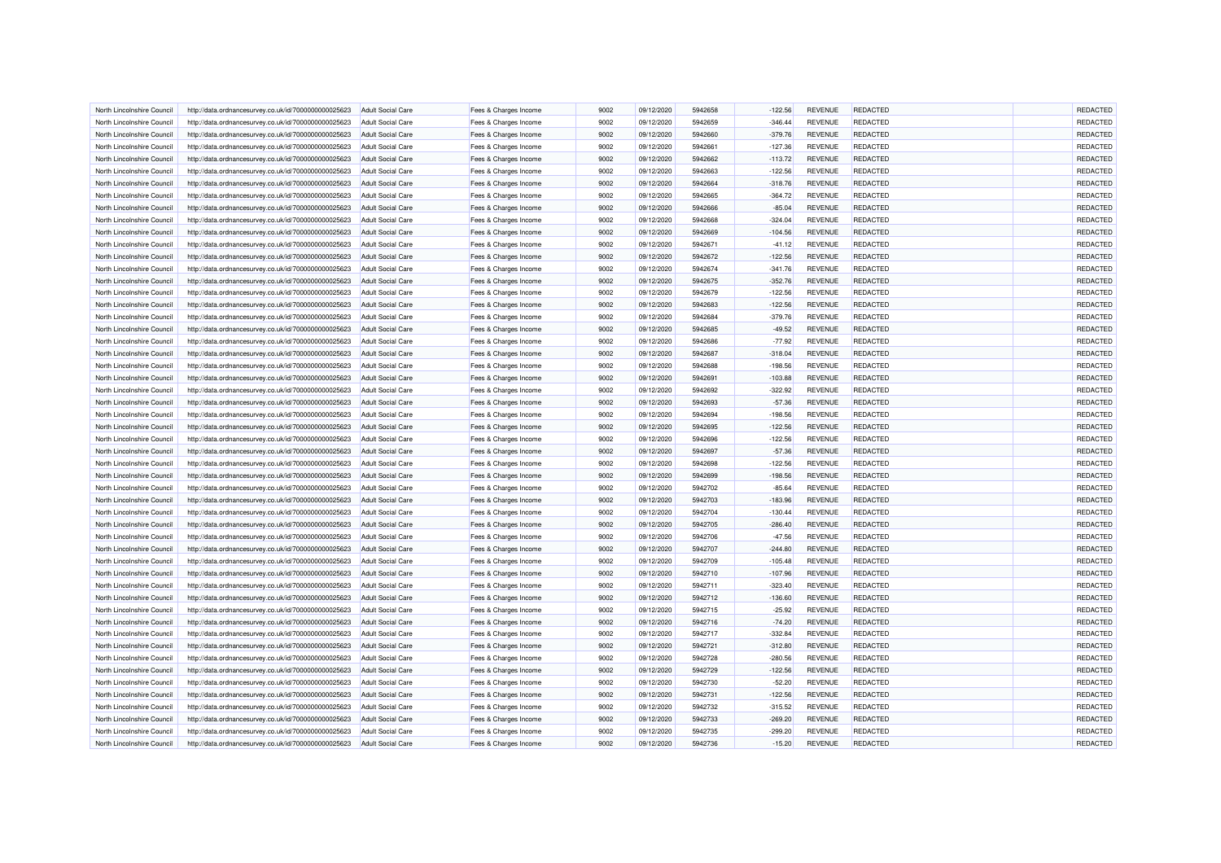| North Lincolnshire Council | http://data.ordnancesurvey.co.uk/id/7000000000025623 | Adult Social Care | Fees & Charges Income | 9002 | 09/12/2020 | 5942658 | -122.56 | REVENUE | REDACTED | | REDACTED |
|---|---|---|---|---|---|---|---|---|---|---|---|
| North Lincolnshire Council | http://data.ordnancesurvey.co.uk/id/7000000000025623 | Adult Social Care | Fees & Charges Income | 9002 | 09/12/2020 | 5942659 | -346.44 | REVENUE | REDACTED | | REDACTED |
| North Lincolnshire Council | http://data.ordnancesurvey.co.uk/id/7000000000025623 | Adult Social Care | Fees & Charges Income | 9002 | 09/12/2020 | 5942660 | -379.76 | REVENUE | REDACTED | | REDACTED |
| North Lincolnshire Council | http://data.ordnancesurvey.co.uk/id/7000000000025623 | Adult Social Care | Fees & Charges Income | 9002 | 09/12/2020 | 5942661 | -127.36 | REVENUE | REDACTED | | REDACTED |
| North Lincolnshire Council | http://data.ordnancesurvey.co.uk/id/7000000000025623 | Adult Social Care | Fees & Charges Income | 9002 | 09/12/2020 | 5942662 | -113.72 | REVENUE | REDACTED | | REDACTED |
| North Lincolnshire Council | http://data.ordnancesurvey.co.uk/id/7000000000025623 | Adult Social Care | Fees & Charges Income | 9002 | 09/12/2020 | 5942663 | -122.56 | REVENUE | REDACTED | | REDACTED |
| North Lincolnshire Council | http://data.ordnancesurvey.co.uk/id/7000000000025623 | Adult Social Care | Fees & Charges Income | 9002 | 09/12/2020 | 5942664 | -318.76 | REVENUE | REDACTED | | REDACTED |
| North Lincolnshire Council | http://data.ordnancesurvey.co.uk/id/7000000000025623 | Adult Social Care | Fees & Charges Income | 9002 | 09/12/2020 | 5942665 | -364.72 | REVENUE | REDACTED | | REDACTED |
| North Lincolnshire Council | http://data.ordnancesurvey.co.uk/id/7000000000025623 | Adult Social Care | Fees & Charges Income | 9002 | 09/12/2020 | 5942666 | -85.04 | REVENUE | REDACTED | | REDACTED |
| North Lincolnshire Council | http://data.ordnancesurvey.co.uk/id/7000000000025623 | Adult Social Care | Fees & Charges Income | 9002 | 09/12/2020 | 5942668 | -324.04 | REVENUE | REDACTED | | REDACTED |
| North Lincolnshire Council | http://data.ordnancesurvey.co.uk/id/7000000000025623 | Adult Social Care | Fees & Charges Income | 9002 | 09/12/2020 | 5942669 | -104.56 | REVENUE | REDACTED | | REDACTED |
| North Lincolnshire Council | http://data.ordnancesurvey.co.uk/id/7000000000025623 | Adult Social Care | Fees & Charges Income | 9002 | 09/12/2020 | 5942671 | -41.12 | REVENUE | REDACTED | | REDACTED |
| North Lincolnshire Council | http://data.ordnancesurvey.co.uk/id/7000000000025623 | Adult Social Care | Fees & Charges Income | 9002 | 09/12/2020 | 5942672 | -122.56 | REVENUE | REDACTED | | REDACTED |
| North Lincolnshire Council | http://data.ordnancesurvey.co.uk/id/7000000000025623 | Adult Social Care | Fees & Charges Income | 9002 | 09/12/2020 | 5942674 | -341.76 | REVENUE | REDACTED | | REDACTED |
| North Lincolnshire Council | http://data.ordnancesurvey.co.uk/id/7000000000025623 | Adult Social Care | Fees & Charges Income | 9002 | 09/12/2020 | 5942675 | -352.76 | REVENUE | REDACTED | | REDACTED |
| North Lincolnshire Council | http://data.ordnancesurvey.co.uk/id/7000000000025623 | Adult Social Care | Fees & Charges Income | 9002 | 09/12/2020 | 5942679 | -122.56 | REVENUE | REDACTED | | REDACTED |
| North Lincolnshire Council | http://data.ordnancesurvey.co.uk/id/7000000000025623 | Adult Social Care | Fees & Charges Income | 9002 | 09/12/2020 | 5942683 | -122.56 | REVENUE | REDACTED | | REDACTED |
| North Lincolnshire Council | http://data.ordnancesurvey.co.uk/id/7000000000025623 | Adult Social Care | Fees & Charges Income | 9002 | 09/12/2020 | 5942684 | -379.76 | REVENUE | REDACTED | | REDACTED |
| North Lincolnshire Council | http://data.ordnancesurvey.co.uk/id/7000000000025623 | Adult Social Care | Fees & Charges Income | 9002 | 09/12/2020 | 5942685 | -49.52 | REVENUE | REDACTED | | REDACTED |
| North Lincolnshire Council | http://data.ordnancesurvey.co.uk/id/7000000000025623 | Adult Social Care | Fees & Charges Income | 9002 | 09/12/2020 | 5942686 | -77.92 | REVENUE | REDACTED | | REDACTED |
| North Lincolnshire Council | http://data.ordnancesurvey.co.uk/id/7000000000025623 | Adult Social Care | Fees & Charges Income | 9002 | 09/12/2020 | 5942687 | -318.04 | REVENUE | REDACTED | | REDACTED |
| North Lincolnshire Council | http://data.ordnancesurvey.co.uk/id/7000000000025623 | Adult Social Care | Fees & Charges Income | 9002 | 09/12/2020 | 5942688 | -198.56 | REVENUE | REDACTED | | REDACTED |
| North Lincolnshire Council | http://data.ordnancesurvey.co.uk/id/7000000000025623 | Adult Social Care | Fees & Charges Income | 9002 | 09/12/2020 | 5942691 | -103.88 | REVENUE | REDACTED | | REDACTED |
| North Lincolnshire Council | http://data.ordnancesurvey.co.uk/id/7000000000025623 | Adult Social Care | Fees & Charges Income | 9002 | 09/12/2020 | 5942692 | -322.92 | REVENUE | REDACTED | | REDACTED |
| North Lincolnshire Council | http://data.ordnancesurvey.co.uk/id/7000000000025623 | Adult Social Care | Fees & Charges Income | 9002 | 09/12/2020 | 5942693 | -57.36 | REVENUE | REDACTED | | REDACTED |
| North Lincolnshire Council | http://data.ordnancesurvey.co.uk/id/7000000000025623 | Adult Social Care | Fees & Charges Income | 9002 | 09/12/2020 | 5942694 | -198.56 | REVENUE | REDACTED | | REDACTED |
| North Lincolnshire Council | http://data.ordnancesurvey.co.uk/id/7000000000025623 | Adult Social Care | Fees & Charges Income | 9002 | 09/12/2020 | 5942695 | -122.56 | REVENUE | REDACTED | | REDACTED |
| North Lincolnshire Council | http://data.ordnancesurvey.co.uk/id/7000000000025623 | Adult Social Care | Fees & Charges Income | 9002 | 09/12/2020 | 5942696 | -122.56 | REVENUE | REDACTED | | REDACTED |
| North Lincolnshire Council | http://data.ordnancesurvey.co.uk/id/7000000000025623 | Adult Social Care | Fees & Charges Income | 9002 | 09/12/2020 | 5942697 | -57.36 | REVENUE | REDACTED | | REDACTED |
| North Lincolnshire Council | http://data.ordnancesurvey.co.uk/id/7000000000025623 | Adult Social Care | Fees & Charges Income | 9002 | 09/12/2020 | 5942698 | -122.56 | REVENUE | REDACTED | | REDACTED |
| North Lincolnshire Council | http://data.ordnancesurvey.co.uk/id/7000000000025623 | Adult Social Care | Fees & Charges Income | 9002 | 09/12/2020 | 5942699 | -198.56 | REVENUE | REDACTED | | REDACTED |
| North Lincolnshire Council | http://data.ordnancesurvey.co.uk/id/7000000000025623 | Adult Social Care | Fees & Charges Income | 9002 | 09/12/2020 | 5942702 | -85.64 | REVENUE | REDACTED | | REDACTED |
| North Lincolnshire Council | http://data.ordnancesurvey.co.uk/id/7000000000025623 | Adult Social Care | Fees & Charges Income | 9002 | 09/12/2020 | 5942703 | -183.96 | REVENUE | REDACTED | | REDACTED |
| North Lincolnshire Council | http://data.ordnancesurvey.co.uk/id/7000000000025623 | Adult Social Care | Fees & Charges Income | 9002 | 09/12/2020 | 5942704 | -130.44 | REVENUE | REDACTED | | REDACTED |
| North Lincolnshire Council | http://data.ordnancesurvey.co.uk/id/7000000000025623 | Adult Social Care | Fees & Charges Income | 9002 | 09/12/2020 | 5942705 | -286.40 | REVENUE | REDACTED | | REDACTED |
| North Lincolnshire Council | http://data.ordnancesurvey.co.uk/id/7000000000025623 | Adult Social Care | Fees & Charges Income | 9002 | 09/12/2020 | 5942706 | -47.56 | REVENUE | REDACTED | | REDACTED |
| North Lincolnshire Council | http://data.ordnancesurvey.co.uk/id/7000000000025623 | Adult Social Care | Fees & Charges Income | 9002 | 09/12/2020 | 5942707 | -244.80 | REVENUE | REDACTED | | REDACTED |
| North Lincolnshire Council | http://data.ordnancesurvey.co.uk/id/7000000000025623 | Adult Social Care | Fees & Charges Income | 9002 | 09/12/2020 | 5942709 | -105.48 | REVENUE | REDACTED | | REDACTED |
| North Lincolnshire Council | http://data.ordnancesurvey.co.uk/id/7000000000025623 | Adult Social Care | Fees & Charges Income | 9002 | 09/12/2020 | 5942710 | -107.96 | REVENUE | REDACTED | | REDACTED |
| North Lincolnshire Council | http://data.ordnancesurvey.co.uk/id/7000000000025623 | Adult Social Care | Fees & Charges Income | 9002 | 09/12/2020 | 5942711 | -323.40 | REVENUE | REDACTED | | REDACTED |
| North Lincolnshire Council | http://data.ordnancesurvey.co.uk/id/7000000000025623 | Adult Social Care | Fees & Charges Income | 9002 | 09/12/2020 | 5942712 | -136.60 | REVENUE | REDACTED | | REDACTED |
| North Lincolnshire Council | http://data.ordnancesurvey.co.uk/id/7000000000025623 | Adult Social Care | Fees & Charges Income | 9002 | 09/12/2020 | 5942715 | -25.92 | REVENUE | REDACTED | | REDACTED |
| North Lincolnshire Council | http://data.ordnancesurvey.co.uk/id/7000000000025623 | Adult Social Care | Fees & Charges Income | 9002 | 09/12/2020 | 5942716 | -74.20 | REVENUE | REDACTED | | REDACTED |
| North Lincolnshire Council | http://data.ordnancesurvey.co.uk/id/7000000000025623 | Adult Social Care | Fees & Charges Income | 9002 | 09/12/2020 | 5942717 | -332.84 | REVENUE | REDACTED | | REDACTED |
| North Lincolnshire Council | http://data.ordnancesurvey.co.uk/id/7000000000025623 | Adult Social Care | Fees & Charges Income | 9002 | 09/12/2020 | 5942721 | -312.80 | REVENUE | REDACTED | | REDACTED |
| North Lincolnshire Council | http://data.ordnancesurvey.co.uk/id/7000000000025623 | Adult Social Care | Fees & Charges Income | 9002 | 09/12/2020 | 5942728 | -280.56 | REVENUE | REDACTED | | REDACTED |
| North Lincolnshire Council | http://data.ordnancesurvey.co.uk/id/7000000000025623 | Adult Social Care | Fees & Charges Income | 9002 | 09/12/2020 | 5942729 | -122.56 | REVENUE | REDACTED | | REDACTED |
| North Lincolnshire Council | http://data.ordnancesurvey.co.uk/id/7000000000025623 | Adult Social Care | Fees & Charges Income | 9002 | 09/12/2020 | 5942730 | -52.20 | REVENUE | REDACTED | | REDACTED |
| North Lincolnshire Council | http://data.ordnancesurvey.co.uk/id/7000000000025623 | Adult Social Care | Fees & Charges Income | 9002 | 09/12/2020 | 5942731 | -122.56 | REVENUE | REDACTED | | REDACTED |
| North Lincolnshire Council | http://data.ordnancesurvey.co.uk/id/7000000000025623 | Adult Social Care | Fees & Charges Income | 9002 | 09/12/2020 | 5942732 | -315.52 | REVENUE | REDACTED | | REDACTED |
| North Lincolnshire Council | http://data.ordnancesurvey.co.uk/id/7000000000025623 | Adult Social Care | Fees & Charges Income | 9002 | 09/12/2020 | 5942733 | -269.20 | REVENUE | REDACTED | | REDACTED |
| North Lincolnshire Council | http://data.ordnancesurvey.co.uk/id/7000000000025623 | Adult Social Care | Fees & Charges Income | 9002 | 09/12/2020 | 5942735 | -299.20 | REVENUE | REDACTED | | REDACTED |
| North Lincolnshire Council | http://data.ordnancesurvey.co.uk/id/7000000000025623 | Adult Social Care | Fees & Charges Income | 9002 | 09/12/2020 | 5942736 | -15.20 | REVENUE | REDACTED | | REDACTED |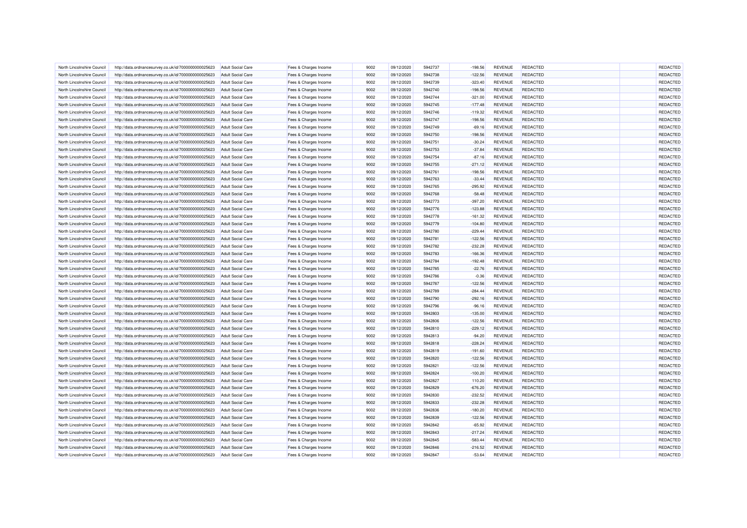| | | | | | | | | | | | | |
|---|---|---|---|---|---|---|---|---|---|---|---|---|
| North Lincolnshire Council | http://data.ordnancesurvey.co.uk/id/7000000000025623 | Adult Social Care | Fees & Charges Income | 9002 | 09/12/2020 | 5942737 | -198.56 | REVENUE | REDACTED | | REDACTED |
| North Lincolnshire Council | http://data.ordnancesurvey.co.uk/id/7000000000025623 | Adult Social Care | Fees & Charges Income | 9002 | 09/12/2020 | 5942738 | -122.56 | REVENUE | REDACTED | | REDACTED |
| North Lincolnshire Council | http://data.ordnancesurvey.co.uk/id/7000000000025623 | Adult Social Care | Fees & Charges Income | 9002 | 09/12/2020 | 5942739 | -323.40 | REVENUE | REDACTED | | REDACTED |
| North Lincolnshire Council | http://data.ordnancesurvey.co.uk/id/7000000000025623 | Adult Social Care | Fees & Charges Income | 9002 | 09/12/2020 | 5942740 | -198.56 | REVENUE | REDACTED | | REDACTED |
| North Lincolnshire Council | http://data.ordnancesurvey.co.uk/id/7000000000025623 | Adult Social Care | Fees & Charges Income | 9002 | 09/12/2020 | 5942744 | -321.00 | REVENUE | REDACTED | | REDACTED |
| North Lincolnshire Council | http://data.ordnancesurvey.co.uk/id/7000000000025623 | Adult Social Care | Fees & Charges Income | 9002 | 09/12/2020 | 5942745 | -177.48 | REVENUE | REDACTED | | REDACTED |
| North Lincolnshire Council | http://data.ordnancesurvey.co.uk/id/7000000000025623 | Adult Social Care | Fees & Charges Income | 9002 | 09/12/2020 | 5942746 | -119.32 | REVENUE | REDACTED | | REDACTED |
| North Lincolnshire Council | http://data.ordnancesurvey.co.uk/id/7000000000025623 | Adult Social Care | Fees & Charges Income | 9002 | 09/12/2020 | 5942747 | -198.56 | REVENUE | REDACTED | | REDACTED |
| North Lincolnshire Council | http://data.ordnancesurvey.co.uk/id/7000000000025623 | Adult Social Care | Fees & Charges Income | 9002 | 09/12/2020 | 5942749 | -69.16 | REVENUE | REDACTED | | REDACTED |
| North Lincolnshire Council | http://data.ordnancesurvey.co.uk/id/7000000000025623 | Adult Social Care | Fees & Charges Income | 9002 | 09/12/2020 | 5942750 | -198.56 | REVENUE | REDACTED | | REDACTED |
| North Lincolnshire Council | http://data.ordnancesurvey.co.uk/id/7000000000025623 | Adult Social Care | Fees & Charges Income | 9002 | 09/12/2020 | 5942751 | -30.24 | REVENUE | REDACTED | | REDACTED |
| North Lincolnshire Council | http://data.ordnancesurvey.co.uk/id/7000000000025623 | Adult Social Care | Fees & Charges Income | 9002 | 09/12/2020 | 5942753 | -37.84 | REVENUE | REDACTED | | REDACTED |
| North Lincolnshire Council | http://data.ordnancesurvey.co.uk/id/7000000000025623 | Adult Social Care | Fees & Charges Income | 9002 | 09/12/2020 | 5942754 | -87.16 | REVENUE | REDACTED | | REDACTED |
| North Lincolnshire Council | http://data.ordnancesurvey.co.uk/id/7000000000025623 | Adult Social Care | Fees & Charges Income | 9002 | 09/12/2020 | 5942755 | -271.12 | REVENUE | REDACTED | | REDACTED |
| North Lincolnshire Council | http://data.ordnancesurvey.co.uk/id/7000000000025623 | Adult Social Care | Fees & Charges Income | 9002 | 09/12/2020 | 5942761 | -198.56 | REVENUE | REDACTED | | REDACTED |
| North Lincolnshire Council | http://data.ordnancesurvey.co.uk/id/7000000000025623 | Adult Social Care | Fees & Charges Income | 9002 | 09/12/2020 | 5942763 | -33.44 | REVENUE | REDACTED | | REDACTED |
| North Lincolnshire Council | http://data.ordnancesurvey.co.uk/id/7000000000025623 | Adult Social Care | Fees & Charges Income | 9002 | 09/12/2020 | 5942765 | -295.92 | REVENUE | REDACTED | | REDACTED |
| North Lincolnshire Council | http://data.ordnancesurvey.co.uk/id/7000000000025623 | Adult Social Care | Fees & Charges Income | 9002 | 09/12/2020 | 5942768 | -58.48 | REVENUE | REDACTED | | REDACTED |
| North Lincolnshire Council | http://data.ordnancesurvey.co.uk/id/7000000000025623 | Adult Social Care | Fees & Charges Income | 9002 | 09/12/2020 | 5942773 | -397.20 | REVENUE | REDACTED | | REDACTED |
| North Lincolnshire Council | http://data.ordnancesurvey.co.uk/id/7000000000025623 | Adult Social Care | Fees & Charges Income | 9002 | 09/12/2020 | 5942776 | -123.88 | REVENUE | REDACTED | | REDACTED |
| North Lincolnshire Council | http://data.ordnancesurvey.co.uk/id/7000000000025623 | Adult Social Care | Fees & Charges Income | 9002 | 09/12/2020 | 5942778 | -161.32 | REVENUE | REDACTED | | REDACTED |
| North Lincolnshire Council | http://data.ordnancesurvey.co.uk/id/7000000000025623 | Adult Social Care | Fees & Charges Income | 9002 | 09/12/2020 | 5942779 | -104.80 | REVENUE | REDACTED | | REDACTED |
| North Lincolnshire Council | http://data.ordnancesurvey.co.uk/id/7000000000025623 | Adult Social Care | Fees & Charges Income | 9002 | 09/12/2020 | 5942780 | -229.44 | REVENUE | REDACTED | | REDACTED |
| North Lincolnshire Council | http://data.ordnancesurvey.co.uk/id/7000000000025623 | Adult Social Care | Fees & Charges Income | 9002 | 09/12/2020 | 5942781 | -122.56 | REVENUE | REDACTED | | REDACTED |
| North Lincolnshire Council | http://data.ordnancesurvey.co.uk/id/7000000000025623 | Adult Social Care | Fees & Charges Income | 9002 | 09/12/2020 | 5942782 | -232.28 | REVENUE | REDACTED | | REDACTED |
| North Lincolnshire Council | http://data.ordnancesurvey.co.uk/id/7000000000025623 | Adult Social Care | Fees & Charges Income | 9002 | 09/12/2020 | 5942783 | -166.36 | REVENUE | REDACTED | | REDACTED |
| North Lincolnshire Council | http://data.ordnancesurvey.co.uk/id/7000000000025623 | Adult Social Care | Fees & Charges Income | 9002 | 09/12/2020 | 5942784 | -192.48 | REVENUE | REDACTED | | REDACTED |
| North Lincolnshire Council | http://data.ordnancesurvey.co.uk/id/7000000000025623 | Adult Social Care | Fees & Charges Income | 9002 | 09/12/2020 | 5942785 | -22.76 | REVENUE | REDACTED | | REDACTED |
| North Lincolnshire Council | http://data.ordnancesurvey.co.uk/id/7000000000025623 | Adult Social Care | Fees & Charges Income | 9002 | 09/12/2020 | 5942786 | -0.36 | REVENUE | REDACTED | | REDACTED |
| North Lincolnshire Council | http://data.ordnancesurvey.co.uk/id/7000000000025623 | Adult Social Care | Fees & Charges Income | 9002 | 09/12/2020 | 5942787 | -122.56 | REVENUE | REDACTED | | REDACTED |
| North Lincolnshire Council | http://data.ordnancesurvey.co.uk/id/7000000000025623 | Adult Social Care | Fees & Charges Income | 9002 | 09/12/2020 | 5942789 | -284.44 | REVENUE | REDACTED | | REDACTED |
| North Lincolnshire Council | http://data.ordnancesurvey.co.uk/id/7000000000025623 | Adult Social Care | Fees & Charges Income | 9002 | 09/12/2020 | 5942790 | -292.16 | REVENUE | REDACTED | | REDACTED |
| North Lincolnshire Council | http://data.ordnancesurvey.co.uk/id/7000000000025623 | Adult Social Care | Fees & Charges Income | 9002 | 09/12/2020 | 5942796 | -96.16 | REVENUE | REDACTED | | REDACTED |
| North Lincolnshire Council | http://data.ordnancesurvey.co.uk/id/7000000000025623 | Adult Social Care | Fees & Charges Income | 9002 | 09/12/2020 | 5942803 | -135.00 | REVENUE | REDACTED | | REDACTED |
| North Lincolnshire Council | http://data.ordnancesurvey.co.uk/id/7000000000025623 | Adult Social Care | Fees & Charges Income | 9002 | 09/12/2020 | 5942806 | -122.56 | REVENUE | REDACTED | | REDACTED |
| North Lincolnshire Council | http://data.ordnancesurvey.co.uk/id/7000000000025623 | Adult Social Care | Fees & Charges Income | 9002 | 09/12/2020 | 5942810 | -229.12 | REVENUE | REDACTED | | REDACTED |
| North Lincolnshire Council | http://data.ordnancesurvey.co.uk/id/7000000000025623 | Adult Social Care | Fees & Charges Income | 9002 | 09/12/2020 | 5942813 | -94.20 | REVENUE | REDACTED | | REDACTED |
| North Lincolnshire Council | http://data.ordnancesurvey.co.uk/id/7000000000025623 | Adult Social Care | Fees & Charges Income | 9002 | 09/12/2020 | 5942818 | -228.24 | REVENUE | REDACTED | | REDACTED |
| North Lincolnshire Council | http://data.ordnancesurvey.co.uk/id/7000000000025623 | Adult Social Care | Fees & Charges Income | 9002 | 09/12/2020 | 5942819 | -191.60 | REVENUE | REDACTED | | REDACTED |
| North Lincolnshire Council | http://data.ordnancesurvey.co.uk/id/7000000000025623 | Adult Social Care | Fees & Charges Income | 9002 | 09/12/2020 | 5942820 | -122.56 | REVENUE | REDACTED | | REDACTED |
| North Lincolnshire Council | http://data.ordnancesurvey.co.uk/id/7000000000025623 | Adult Social Care | Fees & Charges Income | 9002 | 09/12/2020 | 5942821 | -122.56 | REVENUE | REDACTED | | REDACTED |
| North Lincolnshire Council | http://data.ordnancesurvey.co.uk/id/7000000000025623 | Adult Social Care | Fees & Charges Income | 9002 | 09/12/2020 | 5942824 | -100.20 | REVENUE | REDACTED | | REDACTED |
| North Lincolnshire Council | http://data.ordnancesurvey.co.uk/id/7000000000025623 | Adult Social Care | Fees & Charges Income | 9002 | 09/12/2020 | 5942827 | 110.20 | REVENUE | REDACTED | | REDACTED |
| North Lincolnshire Council | http://data.ordnancesurvey.co.uk/id/7000000000025623 | Adult Social Care | Fees & Charges Income | 9002 | 09/12/2020 | 5942829 | -676.20 | REVENUE | REDACTED | | REDACTED |
| North Lincolnshire Council | http://data.ordnancesurvey.co.uk/id/7000000000025623 | Adult Social Care | Fees & Charges Income | 9002 | 09/12/2020 | 5942830 | -232.52 | REVENUE | REDACTED | | REDACTED |
| North Lincolnshire Council | http://data.ordnancesurvey.co.uk/id/7000000000025623 | Adult Social Care | Fees & Charges Income | 9002 | 09/12/2020 | 5942833 | -232.28 | REVENUE | REDACTED | | REDACTED |
| North Lincolnshire Council | http://data.ordnancesurvey.co.uk/id/7000000000025623 | Adult Social Care | Fees & Charges Income | 9002 | 09/12/2020 | 5942836 | -180.20 | REVENUE | REDACTED | | REDACTED |
| North Lincolnshire Council | http://data.ordnancesurvey.co.uk/id/7000000000025623 | Adult Social Care | Fees & Charges Income | 9002 | 09/12/2020 | 5942839 | -122.56 | REVENUE | REDACTED | | REDACTED |
| North Lincolnshire Council | http://data.ordnancesurvey.co.uk/id/7000000000025623 | Adult Social Care | Fees & Charges Income | 9002 | 09/12/2020 | 5942842 | -65.92 | REVENUE | REDACTED | | REDACTED |
| North Lincolnshire Council | http://data.ordnancesurvey.co.uk/id/7000000000025623 | Adult Social Care | Fees & Charges Income | 9002 | 09/12/2020 | 5942843 | -217.24 | REVENUE | REDACTED | | REDACTED |
| North Lincolnshire Council | http://data.ordnancesurvey.co.uk/id/7000000000025623 | Adult Social Care | Fees & Charges Income | 9002 | 09/12/2020 | 5942845 | -583.44 | REVENUE | REDACTED | | REDACTED |
| North Lincolnshire Council | http://data.ordnancesurvey.co.uk/id/7000000000025623 | Adult Social Care | Fees & Charges Income | 9002 | 09/12/2020 | 5942846 | -216.52 | REVENUE | REDACTED | | REDACTED |
| North Lincolnshire Council | http://data.ordnancesurvey.co.uk/id/7000000000025623 | Adult Social Care | Fees & Charges Income | 9002 | 09/12/2020 | 5942847 | -53.64 | REVENUE | REDACTED | | REDACTED |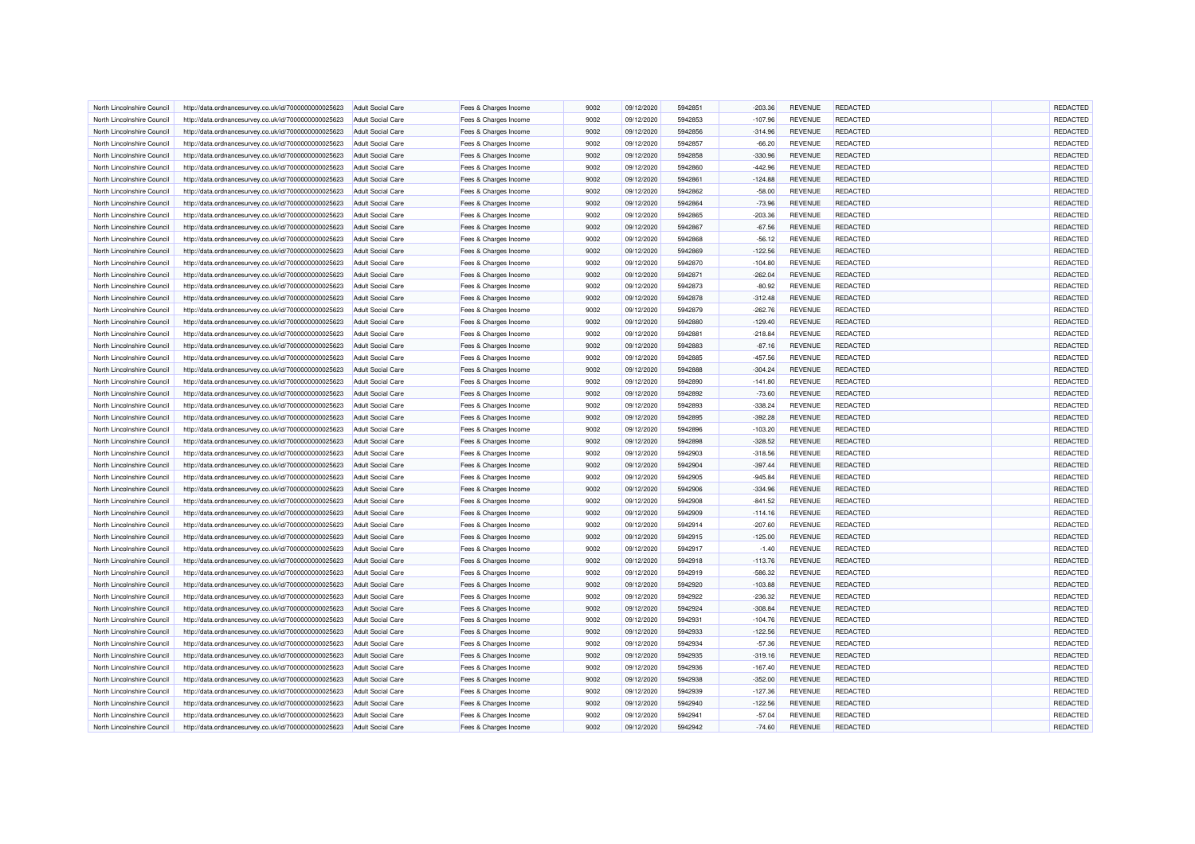| North Lincolnshire Council | http://data.ordnancesurvey.co.uk/id/7000000000025623 | Adult Social Care | Fees & Charges Income | 9002 | 09/12/2020 | 5942851 | -203.36 | REVENUE | REDACTED | | REDACTED |
|---|---|---|---|---|---|---|---|---|---|---|---|
| North Lincolnshire Council | http://data.ordnancesurvey.co.uk/id/7000000000025623 | Adult Social Care | Fees & Charges Income | 9002 | 09/12/2020 | 5942853 | -107.96 | REVENUE | REDACTED | | REDACTED |
| North Lincolnshire Council | http://data.ordnancesurvey.co.uk/id/7000000000025623 | Adult Social Care | Fees & Charges Income | 9002 | 09/12/2020 | 5942856 | -314.96 | REVENUE | REDACTED | | REDACTED |
| North Lincolnshire Council | http://data.ordnancesurvey.co.uk/id/7000000000025623 | Adult Social Care | Fees & Charges Income | 9002 | 09/12/2020 | 5942857 | -66.20 | REVENUE | REDACTED | | REDACTED |
| North Lincolnshire Council | http://data.ordnancesurvey.co.uk/id/7000000000025623 | Adult Social Care | Fees & Charges Income | 9002 | 09/12/2020 | 5942858 | -330.96 | REVENUE | REDACTED | | REDACTED |
| North Lincolnshire Council | http://data.ordnancesurvey.co.uk/id/7000000000025623 | Adult Social Care | Fees & Charges Income | 9002 | 09/12/2020 | 5942860 | -442.96 | REVENUE | REDACTED | | REDACTED |
| North Lincolnshire Council | http://data.ordnancesurvey.co.uk/id/7000000000025623 | Adult Social Care | Fees & Charges Income | 9002 | 09/12/2020 | 5942861 | -124.88 | REVENUE | REDACTED | | REDACTED |
| North Lincolnshire Council | http://data.ordnancesurvey.co.uk/id/7000000000025623 | Adult Social Care | Fees & Charges Income | 9002 | 09/12/2020 | 5942862 | -58.00 | REVENUE | REDACTED | | REDACTED |
| North Lincolnshire Council | http://data.ordnancesurvey.co.uk/id/7000000000025623 | Adult Social Care | Fees & Charges Income | 9002 | 09/12/2020 | 5942864 | -73.96 | REVENUE | REDACTED | | REDACTED |
| North Lincolnshire Council | http://data.ordnancesurvey.co.uk/id/7000000000025623 | Adult Social Care | Fees & Charges Income | 9002 | 09/12/2020 | 5942865 | -203.36 | REVENUE | REDACTED | | REDACTED |
| North Lincolnshire Council | http://data.ordnancesurvey.co.uk/id/7000000000025623 | Adult Social Care | Fees & Charges Income | 9002 | 09/12/2020 | 5942867 | -67.56 | REVENUE | REDACTED | | REDACTED |
| North Lincolnshire Council | http://data.ordnancesurvey.co.uk/id/7000000000025623 | Adult Social Care | Fees & Charges Income | 9002 | 09/12/2020 | 5942868 | -56.12 | REVENUE | REDACTED | | REDACTED |
| North Lincolnshire Council | http://data.ordnancesurvey.co.uk/id/7000000000025623 | Adult Social Care | Fees & Charges Income | 9002 | 09/12/2020 | 5942869 | -122.56 | REVENUE | REDACTED | | REDACTED |
| North Lincolnshire Council | http://data.ordnancesurvey.co.uk/id/7000000000025623 | Adult Social Care | Fees & Charges Income | 9002 | 09/12/2020 | 5942870 | -104.80 | REVENUE | REDACTED | | REDACTED |
| North Lincolnshire Council | http://data.ordnancesurvey.co.uk/id/7000000000025623 | Adult Social Care | Fees & Charges Income | 9002 | 09/12/2020 | 5942871 | -262.04 | REVENUE | REDACTED | | REDACTED |
| North Lincolnshire Council | http://data.ordnancesurvey.co.uk/id/7000000000025623 | Adult Social Care | Fees & Charges Income | 9002 | 09/12/2020 | 5942873 | -80.92 | REVENUE | REDACTED | | REDACTED |
| North Lincolnshire Council | http://data.ordnancesurvey.co.uk/id/7000000000025623 | Adult Social Care | Fees & Charges Income | 9002 | 09/12/2020 | 5942878 | -312.48 | REVENUE | REDACTED | | REDACTED |
| North Lincolnshire Council | http://data.ordnancesurvey.co.uk/id/7000000000025623 | Adult Social Care | Fees & Charges Income | 9002 | 09/12/2020 | 5942879 | -262.76 | REVENUE | REDACTED | | REDACTED |
| North Lincolnshire Council | http://data.ordnancesurvey.co.uk/id/7000000000025623 | Adult Social Care | Fees & Charges Income | 9002 | 09/12/2020 | 5942880 | -129.40 | REVENUE | REDACTED | | REDACTED |
| North Lincolnshire Council | http://data.ordnancesurvey.co.uk/id/7000000000025623 | Adult Social Care | Fees & Charges Income | 9002 | 09/12/2020 | 5942881 | -218.84 | REVENUE | REDACTED | | REDACTED |
| North Lincolnshire Council | http://data.ordnancesurvey.co.uk/id/7000000000025623 | Adult Social Care | Fees & Charges Income | 9002 | 09/12/2020 | 5942883 | -87.16 | REVENUE | REDACTED | | REDACTED |
| North Lincolnshire Council | http://data.ordnancesurvey.co.uk/id/7000000000025623 | Adult Social Care | Fees & Charges Income | 9002 | 09/12/2020 | 5942885 | -457.56 | REVENUE | REDACTED | | REDACTED |
| North Lincolnshire Council | http://data.ordnancesurvey.co.uk/id/7000000000025623 | Adult Social Care | Fees & Charges Income | 9002 | 09/12/2020 | 5942888 | -304.24 | REVENUE | REDACTED | | REDACTED |
| North Lincolnshire Council | http://data.ordnancesurvey.co.uk/id/7000000000025623 | Adult Social Care | Fees & Charges Income | 9002 | 09/12/2020 | 5942890 | -141.80 | REVENUE | REDACTED | | REDACTED |
| North Lincolnshire Council | http://data.ordnancesurvey.co.uk/id/7000000000025623 | Adult Social Care | Fees & Charges Income | 9002 | 09/12/2020 | 5942892 | -73.60 | REVENUE | REDACTED | | REDACTED |
| North Lincolnshire Council | http://data.ordnancesurvey.co.uk/id/7000000000025623 | Adult Social Care | Fees & Charges Income | 9002 | 09/12/2020 | 5942893 | -338.24 | REVENUE | REDACTED | | REDACTED |
| North Lincolnshire Council | http://data.ordnancesurvey.co.uk/id/7000000000025623 | Adult Social Care | Fees & Charges Income | 9002 | 09/12/2020 | 5942895 | -392.28 | REVENUE | REDACTED | | REDACTED |
| North Lincolnshire Council | http://data.ordnancesurvey.co.uk/id/7000000000025623 | Adult Social Care | Fees & Charges Income | 9002 | 09/12/2020 | 5942896 | -103.20 | REVENUE | REDACTED | | REDACTED |
| North Lincolnshire Council | http://data.ordnancesurvey.co.uk/id/7000000000025623 | Adult Social Care | Fees & Charges Income | 9002 | 09/12/2020 | 5942898 | -328.52 | REVENUE | REDACTED | | REDACTED |
| North Lincolnshire Council | http://data.ordnancesurvey.co.uk/id/7000000000025623 | Adult Social Care | Fees & Charges Income | 9002 | 09/12/2020 | 5942903 | -318.56 | REVENUE | REDACTED | | REDACTED |
| North Lincolnshire Council | http://data.ordnancesurvey.co.uk/id/7000000000025623 | Adult Social Care | Fees & Charges Income | 9002 | 09/12/2020 | 5942904 | -397.44 | REVENUE | REDACTED | | REDACTED |
| North Lincolnshire Council | http://data.ordnancesurvey.co.uk/id/7000000000025623 | Adult Social Care | Fees & Charges Income | 9002 | 09/12/2020 | 5942905 | -945.84 | REVENUE | REDACTED | | REDACTED |
| North Lincolnshire Council | http://data.ordnancesurvey.co.uk/id/7000000000025623 | Adult Social Care | Fees & Charges Income | 9002 | 09/12/2020 | 5942906 | -334.96 | REVENUE | REDACTED | | REDACTED |
| North Lincolnshire Council | http://data.ordnancesurvey.co.uk/id/7000000000025623 | Adult Social Care | Fees & Charges Income | 9002 | 09/12/2020 | 5942908 | -841.52 | REVENUE | REDACTED | | REDACTED |
| North Lincolnshire Council | http://data.ordnancesurvey.co.uk/id/7000000000025623 | Adult Social Care | Fees & Charges Income | 9002 | 09/12/2020 | 5942909 | -114.16 | REVENUE | REDACTED | | REDACTED |
| North Lincolnshire Council | http://data.ordnancesurvey.co.uk/id/7000000000025623 | Adult Social Care | Fees & Charges Income | 9002 | 09/12/2020 | 5942914 | -207.60 | REVENUE | REDACTED | | REDACTED |
| North Lincolnshire Council | http://data.ordnancesurvey.co.uk/id/7000000000025623 | Adult Social Care | Fees & Charges Income | 9002 | 09/12/2020 | 5942915 | -125.00 | REVENUE | REDACTED | | REDACTED |
| North Lincolnshire Council | http://data.ordnancesurvey.co.uk/id/7000000000025623 | Adult Social Care | Fees & Charges Income | 9002 | 09/12/2020 | 5942917 | -1.40 | REVENUE | REDACTED | | REDACTED |
| North Lincolnshire Council | http://data.ordnancesurvey.co.uk/id/7000000000025623 | Adult Social Care | Fees & Charges Income | 9002 | 09/12/2020 | 5942918 | -113.76 | REVENUE | REDACTED | | REDACTED |
| North Lincolnshire Council | http://data.ordnancesurvey.co.uk/id/7000000000025623 | Adult Social Care | Fees & Charges Income | 9002 | 09/12/2020 | 5942919 | -586.32 | REVENUE | REDACTED | | REDACTED |
| North Lincolnshire Council | http://data.ordnancesurvey.co.uk/id/7000000000025623 | Adult Social Care | Fees & Charges Income | 9002 | 09/12/2020 | 5942920 | -103.88 | REVENUE | REDACTED | | REDACTED |
| North Lincolnshire Council | http://data.ordnancesurvey.co.uk/id/7000000000025623 | Adult Social Care | Fees & Charges Income | 9002 | 09/12/2020 | 5942922 | -236.32 | REVENUE | REDACTED | | REDACTED |
| North Lincolnshire Council | http://data.ordnancesurvey.co.uk/id/7000000000025623 | Adult Social Care | Fees & Charges Income | 9002 | 09/12/2020 | 5942924 | -308.84 | REVENUE | REDACTED | | REDACTED |
| North Lincolnshire Council | http://data.ordnancesurvey.co.uk/id/7000000000025623 | Adult Social Care | Fees & Charges Income | 9002 | 09/12/2020 | 5942931 | -104.76 | REVENUE | REDACTED | | REDACTED |
| North Lincolnshire Council | http://data.ordnancesurvey.co.uk/id/7000000000025623 | Adult Social Care | Fees & Charges Income | 9002 | 09/12/2020 | 5942933 | -122.56 | REVENUE | REDACTED | | REDACTED |
| North Lincolnshire Council | http://data.ordnancesurvey.co.uk/id/7000000000025623 | Adult Social Care | Fees & Charges Income | 9002 | 09/12/2020 | 5942934 | -57.36 | REVENUE | REDACTED | | REDACTED |
| North Lincolnshire Council | http://data.ordnancesurvey.co.uk/id/7000000000025623 | Adult Social Care | Fees & Charges Income | 9002 | 09/12/2020 | 5942935 | -319.16 | REVENUE | REDACTED | | REDACTED |
| North Lincolnshire Council | http://data.ordnancesurvey.co.uk/id/7000000000025623 | Adult Social Care | Fees & Charges Income | 9002 | 09/12/2020 | 5942936 | -167.40 | REVENUE | REDACTED | | REDACTED |
| North Lincolnshire Council | http://data.ordnancesurvey.co.uk/id/7000000000025623 | Adult Social Care | Fees & Charges Income | 9002 | 09/12/2020 | 5942938 | -352.00 | REVENUE | REDACTED | | REDACTED |
| North Lincolnshire Council | http://data.ordnancesurvey.co.uk/id/7000000000025623 | Adult Social Care | Fees & Charges Income | 9002 | 09/12/2020 | 5942939 | -127.36 | REVENUE | REDACTED | | REDACTED |
| North Lincolnshire Council | http://data.ordnancesurvey.co.uk/id/7000000000025623 | Adult Social Care | Fees & Charges Income | 9002 | 09/12/2020 | 5942940 | -122.56 | REVENUE | REDACTED | | REDACTED |
| North Lincolnshire Council | http://data.ordnancesurvey.co.uk/id/7000000000025623 | Adult Social Care | Fees & Charges Income | 9002 | 09/12/2020 | 5942941 | -57.04 | REVENUE | REDACTED | | REDACTED |
| North Lincolnshire Council | http://data.ordnancesurvey.co.uk/id/7000000000025623 | Adult Social Care | Fees & Charges Income | 9002 | 09/12/2020 | 5942942 | -74.60 | REVENUE | REDACTED | | REDACTED |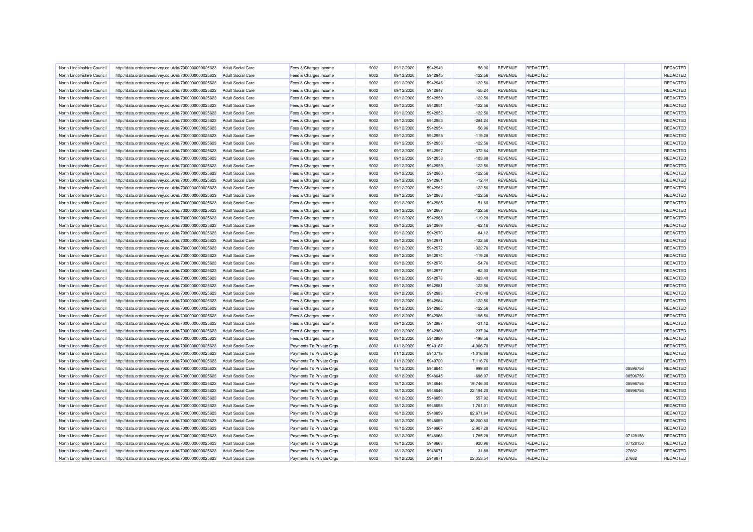| North Lincolnshire Council | http://data.ordnancesurvey.co.uk/id/7000000000025623 | Adult Social Care | Fees & Charges Income | 9002 | 09/12/2020 | 5942943 | -56.96 | REVENUE | REDACTED | | REDACTED |
|---|---|---|---|---|---|---|---|---|---|---|---|
| North Lincolnshire Council | http://data.ordnancesurvey.co.uk/id/7000000000025623 | Adult Social Care | Fees & Charges Income | 9002 | 09/12/2020 | 5942945 | -122.56 | REVENUE | REDACTED | | REDACTED |
| North Lincolnshire Council | http://data.ordnancesurvey.co.uk/id/7000000000025623 | Adult Social Care | Fees & Charges Income | 9002 | 09/12/2020 | 5942946 | -122.56 | REVENUE | REDACTED | | REDACTED |
| North Lincolnshire Council | http://data.ordnancesurvey.co.uk/id/7000000000025623 | Adult Social Care | Fees & Charges Income | 9002 | 09/12/2020 | 5942947 | -55.24 | REVENUE | REDACTED | | REDACTED |
| North Lincolnshire Council | http://data.ordnancesurvey.co.uk/id/7000000000025623 | Adult Social Care | Fees & Charges Income | 9002 | 09/12/2020 | 5942950 | -122.56 | REVENUE | REDACTED | | REDACTED |
| North Lincolnshire Council | http://data.ordnancesurvey.co.uk/id/7000000000025623 | Adult Social Care | Fees & Charges Income | 9002 | 09/12/2020 | 5942951 | -122.56 | REVENUE | REDACTED | | REDACTED |
| North Lincolnshire Council | http://data.ordnancesurvey.co.uk/id/7000000000025623 | Adult Social Care | Fees & Charges Income | 9002 | 09/12/2020 | 5942952 | -122.56 | REVENUE | REDACTED | | REDACTED |
| North Lincolnshire Council | http://data.ordnancesurvey.co.uk/id/7000000000025623 | Adult Social Care | Fees & Charges Income | 9002 | 09/12/2020 | 5942953 | -284.24 | REVENUE | REDACTED | | REDACTED |
| North Lincolnshire Council | http://data.ordnancesurvey.co.uk/id/7000000000025623 | Adult Social Care | Fees & Charges Income | 9002 | 09/12/2020 | 5942954 | -56.96 | REVENUE | REDACTED | | REDACTED |
| North Lincolnshire Council | http://data.ordnancesurvey.co.uk/id/7000000000025623 | Adult Social Care | Fees & Charges Income | 9002 | 09/12/2020 | 5942955 | -119.28 | REVENUE | REDACTED | | REDACTED |
| North Lincolnshire Council | http://data.ordnancesurvey.co.uk/id/7000000000025623 | Adult Social Care | Fees & Charges Income | 9002 | 09/12/2020 | 5942956 | -122.56 | REVENUE | REDACTED | | REDACTED |
| North Lincolnshire Council | http://data.ordnancesurvey.co.uk/id/7000000000025623 | Adult Social Care | Fees & Charges Income | 9002 | 09/12/2020 | 5942957 | -372.64 | REVENUE | REDACTED | | REDACTED |
| North Lincolnshire Council | http://data.ordnancesurvey.co.uk/id/7000000000025623 | Adult Social Care | Fees & Charges Income | 9002 | 09/12/2020 | 5942958 | -103.88 | REVENUE | REDACTED | | REDACTED |
| North Lincolnshire Council | http://data.ordnancesurvey.co.uk/id/7000000000025623 | Adult Social Care | Fees & Charges Income | 9002 | 09/12/2020 | 5942959 | -122.56 | REVENUE | REDACTED | | REDACTED |
| North Lincolnshire Council | http://data.ordnancesurvey.co.uk/id/7000000000025623 | Adult Social Care | Fees & Charges Income | 9002 | 09/12/2020 | 5942960 | -122.56 | REVENUE | REDACTED | | REDACTED |
| North Lincolnshire Council | http://data.ordnancesurvey.co.uk/id/7000000000025623 | Adult Social Care | Fees & Charges Income | 9002 | 09/12/2020 | 5942961 | -12.44 | REVENUE | REDACTED | | REDACTED |
| North Lincolnshire Council | http://data.ordnancesurvey.co.uk/id/7000000000025623 | Adult Social Care | Fees & Charges Income | 9002 | 09/12/2020 | 5942962 | -122.56 | REVENUE | REDACTED | | REDACTED |
| North Lincolnshire Council | http://data.ordnancesurvey.co.uk/id/7000000000025623 | Adult Social Care | Fees & Charges Income | 9002 | 09/12/2020 | 5942963 | -122.56 | REVENUE | REDACTED | | REDACTED |
| North Lincolnshire Council | http://data.ordnancesurvey.co.uk/id/7000000000025623 | Adult Social Care | Fees & Charges Income | 9002 | 09/12/2020 | 5942965 | -51.60 | REVENUE | REDACTED | | REDACTED |
| North Lincolnshire Council | http://data.ordnancesurvey.co.uk/id/7000000000025623 | Adult Social Care | Fees & Charges Income | 9002 | 09/12/2020 | 5942967 | -122.56 | REVENUE | REDACTED | | REDACTED |
| North Lincolnshire Council | http://data.ordnancesurvey.co.uk/id/7000000000025623 | Adult Social Care | Fees & Charges Income | 9002 | 09/12/2020 | 5942968 | -119.28 | REVENUE | REDACTED | | REDACTED |
| North Lincolnshire Council | http://data.ordnancesurvey.co.uk/id/7000000000025623 | Adult Social Care | Fees & Charges Income | 9002 | 09/12/2020 | 5942969 | -62.16 | REVENUE | REDACTED | | REDACTED |
| North Lincolnshire Council | http://data.ordnancesurvey.co.uk/id/7000000000025623 | Adult Social Care | Fees & Charges Income | 9002 | 09/12/2020 | 5942970 | -84.12 | REVENUE | REDACTED | | REDACTED |
| North Lincolnshire Council | http://data.ordnancesurvey.co.uk/id/7000000000025623 | Adult Social Care | Fees & Charges Income | 9002 | 09/12/2020 | 5942971 | -122.56 | REVENUE | REDACTED | | REDACTED |
| North Lincolnshire Council | http://data.ordnancesurvey.co.uk/id/7000000000025623 | Adult Social Care | Fees & Charges Income | 9002 | 09/12/2020 | 5942972 | -322.76 | REVENUE | REDACTED | | REDACTED |
| North Lincolnshire Council | http://data.ordnancesurvey.co.uk/id/7000000000025623 | Adult Social Care | Fees & Charges Income | 9002 | 09/12/2020 | 5942974 | -119.28 | REVENUE | REDACTED | | REDACTED |
| North Lincolnshire Council | http://data.ordnancesurvey.co.uk/id/7000000000025623 | Adult Social Care | Fees & Charges Income | 9002 | 09/12/2020 | 5942976 | -54.76 | REVENUE | REDACTED | | REDACTED |
| North Lincolnshire Council | http://data.ordnancesurvey.co.uk/id/7000000000025623 | Adult Social Care | Fees & Charges Income | 9002 | 09/12/2020 | 5942977 | -82.00 | REVENUE | REDACTED | | REDACTED |
| North Lincolnshire Council | http://data.ordnancesurvey.co.uk/id/7000000000025623 | Adult Social Care | Fees & Charges Income | 9002 | 09/12/2020 | 5942978 | -323.40 | REVENUE | REDACTED | | REDACTED |
| North Lincolnshire Council | http://data.ordnancesurvey.co.uk/id/7000000000025623 | Adult Social Care | Fees & Charges Income | 9002 | 09/12/2020 | 5942981 | -122.56 | REVENUE | REDACTED | | REDACTED |
| North Lincolnshire Council | http://data.ordnancesurvey.co.uk/id/7000000000025623 | Adult Social Care | Fees & Charges Income | 9002 | 09/12/2020 | 5942983 | -210.48 | REVENUE | REDACTED | | REDACTED |
| North Lincolnshire Council | http://data.ordnancesurvey.co.uk/id/7000000000025623 | Adult Social Care | Fees & Charges Income | 9002 | 09/12/2020 | 5942984 | -122.56 | REVENUE | REDACTED | | REDACTED |
| North Lincolnshire Council | http://data.ordnancesurvey.co.uk/id/7000000000025623 | Adult Social Care | Fees & Charges Income | 9002 | 09/12/2020 | 5942985 | -122.56 | REVENUE | REDACTED | | REDACTED |
| North Lincolnshire Council | http://data.ordnancesurvey.co.uk/id/7000000000025623 | Adult Social Care | Fees & Charges Income | 9002 | 09/12/2020 | 5942986 | -198.56 | REVENUE | REDACTED | | REDACTED |
| North Lincolnshire Council | http://data.ordnancesurvey.co.uk/id/7000000000025623 | Adult Social Care | Fees & Charges Income | 9002 | 09/12/2020 | 5942987 | -21.12 | REVENUE | REDACTED | | REDACTED |
| North Lincolnshire Council | http://data.ordnancesurvey.co.uk/id/7000000000025623 | Adult Social Care | Fees & Charges Income | 9002 | 09/12/2020 | 5942988 | -237.04 | REVENUE | REDACTED | | REDACTED |
| North Lincolnshire Council | http://data.ordnancesurvey.co.uk/id/7000000000025623 | Adult Social Care | Fees & Charges Income | 9002 | 09/12/2020 | 5942989 | -198.56 | REVENUE | REDACTED | | REDACTED |
| North Lincolnshire Council | http://data.ordnancesurvey.co.uk/id/7000000000025623 | Adult Social Care | Payments To Private Orgs | 6002 | 01/12/2020 | 5940187 | 4,066.70 | REVENUE | REDACTED | | REDACTED |
| North Lincolnshire Council | http://data.ordnancesurvey.co.uk/id/7000000000025623 | Adult Social Care | Payments To Private Orgs | 6002 | 01/12/2020 | 5940718 | -1,016.68 | REVENUE | REDACTED | | REDACTED |
| North Lincolnshire Council | http://data.ordnancesurvey.co.uk/id/7000000000025623 | Adult Social Care | Payments To Private Orgs | 6002 | 01/12/2020 | 5940720 | -7,116.76 | REVENUE | REDACTED | | REDACTED |
| North Lincolnshire Council | http://data.ordnancesurvey.co.uk/id/7000000000025623 | Adult Social Care | Payments To Private Orgs | 6002 | 18/12/2020 | 5948644 | 999.60 | REVENUE | REDACTED | 08596756 | REDACTED |
| North Lincolnshire Council | http://data.ordnancesurvey.co.uk/id/7000000000025623 | Adult Social Care | Payments To Private Orgs | 6002 | 18/12/2020 | 5948645 | -698.97 | REVENUE | REDACTED | 08596756 | REDACTED |
| North Lincolnshire Council | http://data.ordnancesurvey.co.uk/id/7000000000025623 | Adult Social Care | Payments To Private Orgs | 6002 | 18/12/2020 | 5948646 | 19,746.00 | REVENUE | REDACTED | 08596756 | REDACTED |
| North Lincolnshire Council | http://data.ordnancesurvey.co.uk/id/7000000000025623 | Adult Social Care | Payments To Private Orgs | 6002 | 18/12/2020 | 5948646 | 22,194.20 | REVENUE | REDACTED | 08596756 | REDACTED |
| North Lincolnshire Council | http://data.ordnancesurvey.co.uk/id/7000000000025623 | Adult Social Care | Payments To Private Orgs | 6002 | 18/12/2020 | 5948650 | 557.92 | REVENUE | REDACTED | | REDACTED |
| North Lincolnshire Council | http://data.ordnancesurvey.co.uk/id/7000000000025623 | Adult Social Care | Payments To Private Orgs | 6002 | 18/12/2020 | 5948658 | 1,761.01 | REVENUE | REDACTED | | REDACTED |
| North Lincolnshire Council | http://data.ordnancesurvey.co.uk/id/7000000000025623 | Adult Social Care | Payments To Private Orgs | 6002 | 18/12/2020 | 5948659 | 62,671.64 | REVENUE | REDACTED | | REDACTED |
| North Lincolnshire Council | http://data.ordnancesurvey.co.uk/id/7000000000025623 | Adult Social Care | Payments To Private Orgs | 6002 | 18/12/2020 | 5948659 | 38,200.80 | REVENUE | REDACTED | | REDACTED |
| North Lincolnshire Council | http://data.ordnancesurvey.co.uk/id/7000000000025623 | Adult Social Care | Payments To Private Orgs | 6002 | 18/12/2020 | 5948667 | 2,907.28 | REVENUE | REDACTED | | REDACTED |
| North Lincolnshire Council | http://data.ordnancesurvey.co.uk/id/7000000000025623 | Adult Social Care | Payments To Private Orgs | 6002 | 18/12/2020 | 5948668 | 1,785.28 | REVENUE | REDACTED | 07128156 | REDACTED |
| North Lincolnshire Council | http://data.ordnancesurvey.co.uk/id/7000000000025623 | Adult Social Care | Payments To Private Orgs | 6002 | 18/12/2020 | 5948668 | 920.96 | REVENUE | REDACTED | 07128156 | REDACTED |
| North Lincolnshire Council | http://data.ordnancesurvey.co.uk/id/7000000000025623 | Adult Social Care | Payments To Private Orgs | 6002 | 18/12/2020 | 5948671 | 31.88 | REVENUE | REDACTED | 27662 | REDACTED |
| North Lincolnshire Council | http://data.ordnancesurvey.co.uk/id/7000000000025623 | Adult Social Care | Payments To Private Orgs | 6002 | 18/12/2020 | 5948671 | 22,353.54 | REVENUE | REDACTED | 27662 | REDACTED |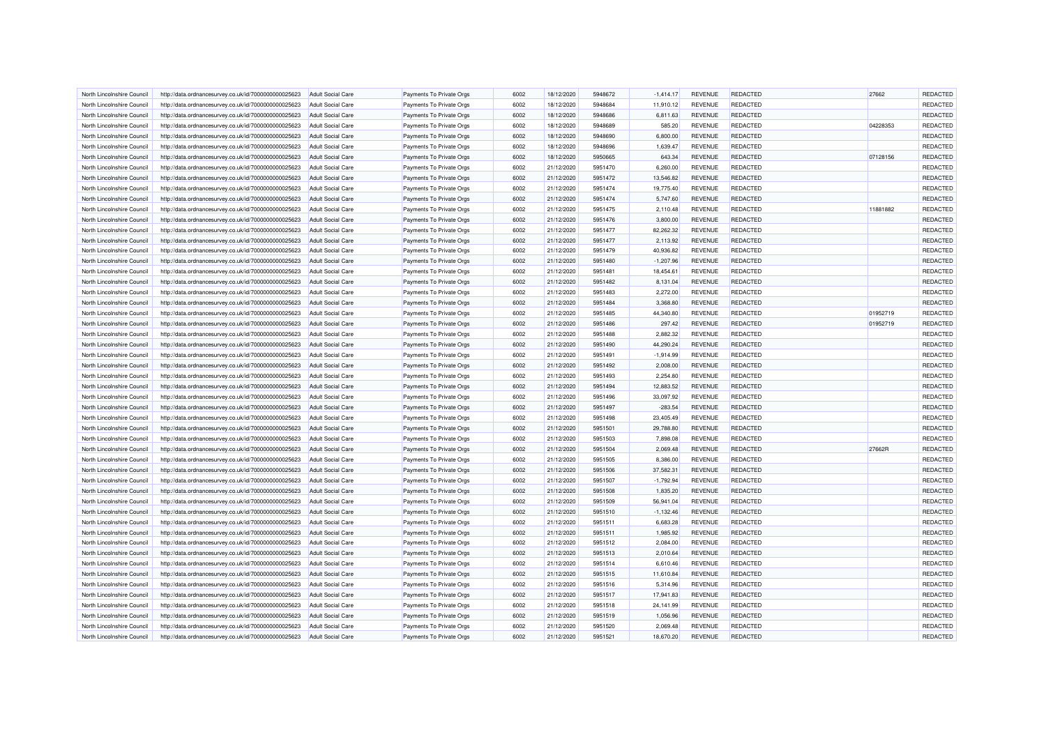| North Lincolnshire Council | http://data.ordnancesurvey.co.uk/id/7000000000025623 | Adult Social Care | Payments To Private Orgs | 6002 | 18/12/2020 | 5948672 | -1,414.17 | REVENUE | REDACTED | 27662 | REDACTED |
|---|---|---|---|---|---|---|---|---|---|---|---|
| North Lincolnshire Council | http://data.ordnancesurvey.co.uk/id/7000000000025623 | Adult Social Care | Payments To Private Orgs | 6002 | 18/12/2020 | 5948684 | 11,910.12 | REVENUE | REDACTED | | REDACTED |
| North Lincolnshire Council | http://data.ordnancesurvey.co.uk/id/7000000000025623 | Adult Social Care | Payments To Private Orgs | 6002 | 18/12/2020 | 5948686 | 6,811.63 | REVENUE | REDACTED | | REDACTED |
| North Lincolnshire Council | http://data.ordnancesurvey.co.uk/id/7000000000025623 | Adult Social Care | Payments To Private Orgs | 6002 | 18/12/2020 | 5948689 | 585.20 | REVENUE | REDACTED | 04228353 | REDACTED |
| North Lincolnshire Council | http://data.ordnancesurvey.co.uk/id/7000000000025623 | Adult Social Care | Payments To Private Orgs | 6002 | 18/12/2020 | 5948690 | 6,800.00 | REVENUE | REDACTED | | REDACTED |
| North Lincolnshire Council | http://data.ordnancesurvey.co.uk/id/7000000000025623 | Adult Social Care | Payments To Private Orgs | 6002 | 18/12/2020 | 5948696 | 1,639.47 | REVENUE | REDACTED | | REDACTED |
| North Lincolnshire Council | http://data.ordnancesurvey.co.uk/id/7000000000025623 | Adult Social Care | Payments To Private Orgs | 6002 | 18/12/2020 | 5950665 | 643.34 | REVENUE | REDACTED | 07128156 | REDACTED |
| North Lincolnshire Council | http://data.ordnancesurvey.co.uk/id/7000000000025623 | Adult Social Care | Payments To Private Orgs | 6002 | 21/12/2020 | 5951470 | 6,260.00 | REVENUE | REDACTED | | REDACTED |
| North Lincolnshire Council | http://data.ordnancesurvey.co.uk/id/7000000000025623 | Adult Social Care | Payments To Private Orgs | 6002 | 21/12/2020 | 5951472 | 13,546.82 | REVENUE | REDACTED | | REDACTED |
| North Lincolnshire Council | http://data.ordnancesurvey.co.uk/id/7000000000025623 | Adult Social Care | Payments To Private Orgs | 6002 | 21/12/2020 | 5951474 | 19,775.40 | REVENUE | REDACTED | | REDACTED |
| North Lincolnshire Council | http://data.ordnancesurvey.co.uk/id/7000000000025623 | Adult Social Care | Payments To Private Orgs | 6002 | 21/12/2020 | 5951474 | 5,747.60 | REVENUE | REDACTED | | REDACTED |
| North Lincolnshire Council | http://data.ordnancesurvey.co.uk/id/7000000000025623 | Adult Social Care | Payments To Private Orgs | 6002 | 21/12/2020 | 5951475 | 2,110.48 | REVENUE | REDACTED | 11881882 | REDACTED |
| North Lincolnshire Council | http://data.ordnancesurvey.co.uk/id/7000000000025623 | Adult Social Care | Payments To Private Orgs | 6002 | 21/12/2020 | 5951476 | 3,800.00 | REVENUE | REDACTED | | REDACTED |
| North Lincolnshire Council | http://data.ordnancesurvey.co.uk/id/7000000000025623 | Adult Social Care | Payments To Private Orgs | 6002 | 21/12/2020 | 5951477 | 82,262.32 | REVENUE | REDACTED | | REDACTED |
| North Lincolnshire Council | http://data.ordnancesurvey.co.uk/id/7000000000025623 | Adult Social Care | Payments To Private Orgs | 6002 | 21/12/2020 | 5951477 | 2,113.92 | REVENUE | REDACTED | | REDACTED |
| North Lincolnshire Council | http://data.ordnancesurvey.co.uk/id/7000000000025623 | Adult Social Care | Payments To Private Orgs | 6002 | 21/12/2020 | 5951479 | 40,936.82 | REVENUE | REDACTED | | REDACTED |
| North Lincolnshire Council | http://data.ordnancesurvey.co.uk/id/7000000000025623 | Adult Social Care | Payments To Private Orgs | 6002 | 21/12/2020 | 5951480 | -1,207.96 | REVENUE | REDACTED | | REDACTED |
| North Lincolnshire Council | http://data.ordnancesurvey.co.uk/id/7000000000025623 | Adult Social Care | Payments To Private Orgs | 6002 | 21/12/2020 | 5951481 | 18,454.61 | REVENUE | REDACTED | | REDACTED |
| North Lincolnshire Council | http://data.ordnancesurvey.co.uk/id/7000000000025623 | Adult Social Care | Payments To Private Orgs | 6002 | 21/12/2020 | 5951482 | 8,131.04 | REVENUE | REDACTED | | REDACTED |
| North Lincolnshire Council | http://data.ordnancesurvey.co.uk/id/7000000000025623 | Adult Social Care | Payments To Private Orgs | 6002 | 21/12/2020 | 5951483 | 2,272.00 | REVENUE | REDACTED | | REDACTED |
| North Lincolnshire Council | http://data.ordnancesurvey.co.uk/id/7000000000025623 | Adult Social Care | Payments To Private Orgs | 6002 | 21/12/2020 | 5951484 | 3,368.80 | REVENUE | REDACTED | | REDACTED |
| North Lincolnshire Council | http://data.ordnancesurvey.co.uk/id/7000000000025623 | Adult Social Care | Payments To Private Orgs | 6002 | 21/12/2020 | 5951485 | 44,340.80 | REVENUE | REDACTED | 01952719 | REDACTED |
| North Lincolnshire Council | http://data.ordnancesurvey.co.uk/id/7000000000025623 | Adult Social Care | Payments To Private Orgs | 6002 | 21/12/2020 | 5951486 | 297.42 | REVENUE | REDACTED | 01952719 | REDACTED |
| North Lincolnshire Council | http://data.ordnancesurvey.co.uk/id/7000000000025623 | Adult Social Care | Payments To Private Orgs | 6002 | 21/12/2020 | 5951488 | 2,882.32 | REVENUE | REDACTED | | REDACTED |
| North Lincolnshire Council | http://data.ordnancesurvey.co.uk/id/7000000000025623 | Adult Social Care | Payments To Private Orgs | 6002 | 21/12/2020 | 5951490 | 44,290.24 | REVENUE | REDACTED | | REDACTED |
| North Lincolnshire Council | http://data.ordnancesurvey.co.uk/id/7000000000025623 | Adult Social Care | Payments To Private Orgs | 6002 | 21/12/2020 | 5951491 | -1,914.99 | REVENUE | REDACTED | | REDACTED |
| North Lincolnshire Council | http://data.ordnancesurvey.co.uk/id/7000000000025623 | Adult Social Care | Payments To Private Orgs | 6002 | 21/12/2020 | 5951492 | 2,008.00 | REVENUE | REDACTED | | REDACTED |
| North Lincolnshire Council | http://data.ordnancesurvey.co.uk/id/7000000000025623 | Adult Social Care | Payments To Private Orgs | 6002 | 21/12/2020 | 5951493 | 2,254.80 | REVENUE | REDACTED | | REDACTED |
| North Lincolnshire Council | http://data.ordnancesurvey.co.uk/id/7000000000025623 | Adult Social Care | Payments To Private Orgs | 6002 | 21/12/2020 | 5951494 | 12,883.52 | REVENUE | REDACTED | | REDACTED |
| North Lincolnshire Council | http://data.ordnancesurvey.co.uk/id/7000000000025623 | Adult Social Care | Payments To Private Orgs | 6002 | 21/12/2020 | 5951496 | 33,097.92 | REVENUE | REDACTED | | REDACTED |
| North Lincolnshire Council | http://data.ordnancesurvey.co.uk/id/7000000000025623 | Adult Social Care | Payments To Private Orgs | 6002 | 21/12/2020 | 5951497 | -283.54 | REVENUE | REDACTED | | REDACTED |
| North Lincolnshire Council | http://data.ordnancesurvey.co.uk/id/7000000000025623 | Adult Social Care | Payments To Private Orgs | 6002 | 21/12/2020 | 5951498 | 23,405.49 | REVENUE | REDACTED | | REDACTED |
| North Lincolnshire Council | http://data.ordnancesurvey.co.uk/id/7000000000025623 | Adult Social Care | Payments To Private Orgs | 6002 | 21/12/2020 | 5951501 | 29,788.80 | REVENUE | REDACTED | | REDACTED |
| North Lincolnshire Council | http://data.ordnancesurvey.co.uk/id/7000000000025623 | Adult Social Care | Payments To Private Orgs | 6002 | 21/12/2020 | 5951503 | 7,898.08 | REVENUE | REDACTED | | REDACTED |
| North Lincolnshire Council | http://data.ordnancesurvey.co.uk/id/7000000000025623 | Adult Social Care | Payments To Private Orgs | 6002 | 21/12/2020 | 5951504 | 2,069.48 | REVENUE | REDACTED | 27662R | REDACTED |
| North Lincolnshire Council | http://data.ordnancesurvey.co.uk/id/7000000000025623 | Adult Social Care | Payments To Private Orgs | 6002 | 21/12/2020 | 5951505 | 8,386.00 | REVENUE | REDACTED | | REDACTED |
| North Lincolnshire Council | http://data.ordnancesurvey.co.uk/id/7000000000025623 | Adult Social Care | Payments To Private Orgs | 6002 | 21/12/2020 | 5951506 | 37,582.31 | REVENUE | REDACTED | | REDACTED |
| North Lincolnshire Council | http://data.ordnancesurvey.co.uk/id/7000000000025623 | Adult Social Care | Payments To Private Orgs | 6002 | 21/12/2020 | 5951507 | -1,792.94 | REVENUE | REDACTED | | REDACTED |
| North Lincolnshire Council | http://data.ordnancesurvey.co.uk/id/7000000000025623 | Adult Social Care | Payments To Private Orgs | 6002 | 21/12/2020 | 5951508 | 1,835.20 | REVENUE | REDACTED | | REDACTED |
| North Lincolnshire Council | http://data.ordnancesurvey.co.uk/id/7000000000025623 | Adult Social Care | Payments To Private Orgs | 6002 | 21/12/2020 | 5951509 | 56,941.04 | REVENUE | REDACTED | | REDACTED |
| North Lincolnshire Council | http://data.ordnancesurvey.co.uk/id/7000000000025623 | Adult Social Care | Payments To Private Orgs | 6002 | 21/12/2020 | 5951510 | -1,132.46 | REVENUE | REDACTED | | REDACTED |
| North Lincolnshire Council | http://data.ordnancesurvey.co.uk/id/7000000000025623 | Adult Social Care | Payments To Private Orgs | 6002 | 21/12/2020 | 5951511 | 6,683.28 | REVENUE | REDACTED | | REDACTED |
| North Lincolnshire Council | http://data.ordnancesurvey.co.uk/id/7000000000025623 | Adult Social Care | Payments To Private Orgs | 6002 | 21/12/2020 | 5951511 | 1,985.92 | REVENUE | REDACTED | | REDACTED |
| North Lincolnshire Council | http://data.ordnancesurvey.co.uk/id/7000000000025623 | Adult Social Care | Payments To Private Orgs | 6002 | 21/12/2020 | 5951512 | 2,084.00 | REVENUE | REDACTED | | REDACTED |
| North Lincolnshire Council | http://data.ordnancesurvey.co.uk/id/7000000000025623 | Adult Social Care | Payments To Private Orgs | 6002 | 21/12/2020 | 5951513 | 2,010.64 | REVENUE | REDACTED | | REDACTED |
| North Lincolnshire Council | http://data.ordnancesurvey.co.uk/id/7000000000025623 | Adult Social Care | Payments To Private Orgs | 6002 | 21/12/2020 | 5951514 | 6,610.46 | REVENUE | REDACTED | | REDACTED |
| North Lincolnshire Council | http://data.ordnancesurvey.co.uk/id/7000000000025623 | Adult Social Care | Payments To Private Orgs | 6002 | 21/12/2020 | 5951515 | 11,610.84 | REVENUE | REDACTED | | REDACTED |
| North Lincolnshire Council | http://data.ordnancesurvey.co.uk/id/7000000000025623 | Adult Social Care | Payments To Private Orgs | 6002 | 21/12/2020 | 5951516 | 5,314.96 | REVENUE | REDACTED | | REDACTED |
| North Lincolnshire Council | http://data.ordnancesurvey.co.uk/id/7000000000025623 | Adult Social Care | Payments To Private Orgs | 6002 | 21/12/2020 | 5951517 | 17,941.83 | REVENUE | REDACTED | | REDACTED |
| North Lincolnshire Council | http://data.ordnancesurvey.co.uk/id/7000000000025623 | Adult Social Care | Payments To Private Orgs | 6002 | 21/12/2020 | 5951518 | 24,141.99 | REVENUE | REDACTED | | REDACTED |
| North Lincolnshire Council | http://data.ordnancesurvey.co.uk/id/7000000000025623 | Adult Social Care | Payments To Private Orgs | 6002 | 21/12/2020 | 5951519 | 1,056.96 | REVENUE | REDACTED | | REDACTED |
| North Lincolnshire Council | http://data.ordnancesurvey.co.uk/id/7000000000025623 | Adult Social Care | Payments To Private Orgs | 6002 | 21/12/2020 | 5951520 | 2,069.48 | REVENUE | REDACTED | | REDACTED |
| North Lincolnshire Council | http://data.ordnancesurvey.co.uk/id/7000000000025623 | Adult Social Care | Payments To Private Orgs | 6002 | 21/12/2020 | 5951521 | 18,670.20 | REVENUE | REDACTED | | REDACTED |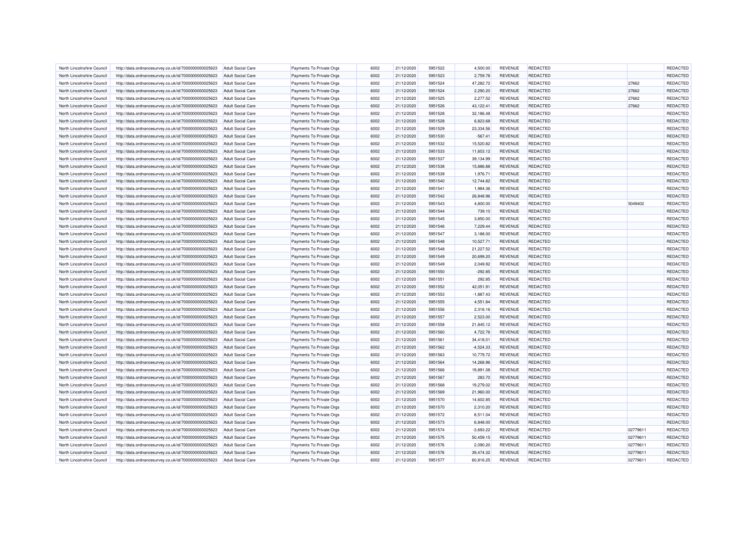| North Lincolnshire Council | http://data.ordnancesurvey.co.uk/id/7000000000025623 | Adult Social Care | Payments To Private Orgs | 6002 | 21/12/2020 | 5951522 | 4,500.00 | REVENUE | REDACTED | | REDACTED |
|---|---|---|---|---|---|---|---|---|---|---|---|
| North Lincolnshire Council | http://data.ordnancesurvey.co.uk/id/7000000000025623 | Adult Social Care | Payments To Private Orgs | 6002 | 21/12/2020 | 5951523 | 2,759.78 | REVENUE | REDACTED | | REDACTED |
| North Lincolnshire Council | http://data.ordnancesurvey.co.uk/id/7000000000025623 | Adult Social Care | Payments To Private Orgs | 6002 | 21/12/2020 | 5951524 | 47,282.72 | REVENUE | REDACTED | 27662 | REDACTED |
| North Lincolnshire Council | http://data.ordnancesurvey.co.uk/id/7000000000025623 | Adult Social Care | Payments To Private Orgs | 6002 | 21/12/2020 | 5951524 | 2,290.20 | REVENUE | REDACTED | 27662 | REDACTED |
| North Lincolnshire Council | http://data.ordnancesurvey.co.uk/id/7000000000025623 | Adult Social Care | Payments To Private Orgs | 6002 | 21/12/2020 | 5951525 | 2,277.52 | REVENUE | REDACTED | 27662 | REDACTED |
| North Lincolnshire Council | http://data.ordnancesurvey.co.uk/id/7000000000025623 | Adult Social Care | Payments To Private Orgs | 6002 | 21/12/2020 | 5951526 | 43,122.41 | REVENUE | REDACTED | 27662 | REDACTED |
| North Lincolnshire Council | http://data.ordnancesurvey.co.uk/id/7000000000025623 | Adult Social Care | Payments To Private Orgs | 6002 | 21/12/2020 | 5951528 | 32,186.48 | REVENUE | REDACTED | | REDACTED |
| North Lincolnshire Council | http://data.ordnancesurvey.co.uk/id/7000000000025623 | Adult Social Care | Payments To Private Orgs | 6002 | 21/12/2020 | 5951528 | 6,823.68 | REVENUE | REDACTED | | REDACTED |
| North Lincolnshire Council | http://data.ordnancesurvey.co.uk/id/7000000000025623 | Adult Social Care | Payments To Private Orgs | 6002 | 21/12/2020 | 5951529 | 23,334.56 | REVENUE | REDACTED | | REDACTED |
| North Lincolnshire Council | http://data.ordnancesurvey.co.uk/id/7000000000025623 | Adult Social Care | Payments To Private Orgs | 6002 | 21/12/2020 | 5951530 | -567.41 | REVENUE | REDACTED | | REDACTED |
| North Lincolnshire Council | http://data.ordnancesurvey.co.uk/id/7000000000025623 | Adult Social Care | Payments To Private Orgs | 6002 | 21/12/2020 | 5951532 | 15,520.82 | REVENUE | REDACTED | | REDACTED |
| North Lincolnshire Council | http://data.ordnancesurvey.co.uk/id/7000000000025623 | Adult Social Care | Payments To Private Orgs | 6002 | 21/12/2020 | 5951533 | 11,603.12 | REVENUE | REDACTED | | REDACTED |
| North Lincolnshire Council | http://data.ordnancesurvey.co.uk/id/7000000000025623 | Adult Social Care | Payments To Private Orgs | 6002 | 21/12/2020 | 5951537 | 39,134.99 | REVENUE | REDACTED | | REDACTED |
| North Lincolnshire Council | http://data.ordnancesurvey.co.uk/id/7000000000025623 | Adult Social Care | Payments To Private Orgs | 6002 | 21/12/2020 | 5951538 | 15,886.88 | REVENUE | REDACTED | | REDACTED |
| North Lincolnshire Council | http://data.ordnancesurvey.co.uk/id/7000000000025623 | Adult Social Care | Payments To Private Orgs | 6002 | 21/12/2020 | 5951539 | 1,976.71 | REVENUE | REDACTED | | REDACTED |
| North Lincolnshire Council | http://data.ordnancesurvey.co.uk/id/7000000000025623 | Adult Social Care | Payments To Private Orgs | 6002 | 21/12/2020 | 5951540 | 12,744.82 | REVENUE | REDACTED | | REDACTED |
| North Lincolnshire Council | http://data.ordnancesurvey.co.uk/id/7000000000025623 | Adult Social Care | Payments To Private Orgs | 6002 | 21/12/2020 | 5951541 | 1,984.36 | REVENUE | REDACTED | | REDACTED |
| North Lincolnshire Council | http://data.ordnancesurvey.co.uk/id/7000000000025623 | Adult Social Care | Payments To Private Orgs | 6002 | 21/12/2020 | 5951542 | 26,848.96 | REVENUE | REDACTED | | REDACTED |
| North Lincolnshire Council | http://data.ordnancesurvey.co.uk/id/7000000000025623 | Adult Social Care | Payments To Private Orgs | 6002 | 21/12/2020 | 5951543 | 4,800.00 | REVENUE | REDACTED | 5049402 | REDACTED |
| North Lincolnshire Council | http://data.ordnancesurvey.co.uk/id/7000000000025623 | Adult Social Care | Payments To Private Orgs | 6002 | 21/12/2020 | 5951544 | 739.10 | REVENUE | REDACTED | | REDACTED |
| North Lincolnshire Council | http://data.ordnancesurvey.co.uk/id/7000000000025623 | Adult Social Care | Payments To Private Orgs | 6002 | 21/12/2020 | 5951545 | 3,850.00 | REVENUE | REDACTED | | REDACTED |
| North Lincolnshire Council | http://data.ordnancesurvey.co.uk/id/7000000000025623 | Adult Social Care | Payments To Private Orgs | 6002 | 21/12/2020 | 5951546 | 7,229.44 | REVENUE | REDACTED | | REDACTED |
| North Lincolnshire Council | http://data.ordnancesurvey.co.uk/id/7000000000025623 | Adult Social Care | Payments To Private Orgs | 6002 | 21/12/2020 | 5951547 | 3,188.00 | REVENUE | REDACTED | | REDACTED |
| North Lincolnshire Council | http://data.ordnancesurvey.co.uk/id/7000000000025623 | Adult Social Care | Payments To Private Orgs | 6002 | 21/12/2020 | 5951548 | 10,527.71 | REVENUE | REDACTED | | REDACTED |
| North Lincolnshire Council | http://data.ordnancesurvey.co.uk/id/7000000000025623 | Adult Social Care | Payments To Private Orgs | 6002 | 21/12/2020 | 5951548 | 21,227.52 | REVENUE | REDACTED | | REDACTED |
| North Lincolnshire Council | http://data.ordnancesurvey.co.uk/id/7000000000025623 | Adult Social Care | Payments To Private Orgs | 6002 | 21/12/2020 | 5951549 | 20,699.20 | REVENUE | REDACTED | | REDACTED |
| North Lincolnshire Council | http://data.ordnancesurvey.co.uk/id/7000000000025623 | Adult Social Care | Payments To Private Orgs | 6002 | 21/12/2020 | 5951549 | 2,049.92 | REVENUE | REDACTED | | REDACTED |
| North Lincolnshire Council | http://data.ordnancesurvey.co.uk/id/7000000000025623 | Adult Social Care | Payments To Private Orgs | 6002 | 21/12/2020 | 5951550 | -292.85 | REVENUE | REDACTED | | REDACTED |
| North Lincolnshire Council | http://data.ordnancesurvey.co.uk/id/7000000000025623 | Adult Social Care | Payments To Private Orgs | 6002 | 21/12/2020 | 5951551 | 292.85 | REVENUE | REDACTED | | REDACTED |
| North Lincolnshire Council | http://data.ordnancesurvey.co.uk/id/7000000000025623 | Adult Social Care | Payments To Private Orgs | 6002 | 21/12/2020 | 5951552 | 42,051.91 | REVENUE | REDACTED | | REDACTED |
| North Lincolnshire Council | http://data.ordnancesurvey.co.uk/id/7000000000025623 | Adult Social Care | Payments To Private Orgs | 6002 | 21/12/2020 | 5951553 | -1,887.43 | REVENUE | REDACTED | | REDACTED |
| North Lincolnshire Council | http://data.ordnancesurvey.co.uk/id/7000000000025623 | Adult Social Care | Payments To Private Orgs | 6002 | 21/12/2020 | 5951555 | 4,551.84 | REVENUE | REDACTED | | REDACTED |
| North Lincolnshire Council | http://data.ordnancesurvey.co.uk/id/7000000000025623 | Adult Social Care | Payments To Private Orgs | 6002 | 21/12/2020 | 5951556 | 2,316.16 | REVENUE | REDACTED | | REDACTED |
| North Lincolnshire Council | http://data.ordnancesurvey.co.uk/id/7000000000025623 | Adult Social Care | Payments To Private Orgs | 6002 | 21/12/2020 | 5951557 | 2,523.00 | REVENUE | REDACTED | | REDACTED |
| North Lincolnshire Council | http://data.ordnancesurvey.co.uk/id/7000000000025623 | Adult Social Care | Payments To Private Orgs | 6002 | 21/12/2020 | 5951558 | 21,845.12 | REVENUE | REDACTED | | REDACTED |
| North Lincolnshire Council | http://data.ordnancesurvey.co.uk/id/7000000000025623 | Adult Social Care | Payments To Private Orgs | 6002 | 21/12/2020 | 5951560 | 4,722.76 | REVENUE | REDACTED | | REDACTED |
| North Lincolnshire Council | http://data.ordnancesurvey.co.uk/id/7000000000025623 | Adult Social Care | Payments To Private Orgs | 6002 | 21/12/2020 | 5951561 | 34,418.01 | REVENUE | REDACTED | | REDACTED |
| North Lincolnshire Council | http://data.ordnancesurvey.co.uk/id/7000000000025623 | Adult Social Care | Payments To Private Orgs | 6002 | 21/12/2020 | 5951562 | -4,524.33 | REVENUE | REDACTED | | REDACTED |
| North Lincolnshire Council | http://data.ordnancesurvey.co.uk/id/7000000000025623 | Adult Social Care | Payments To Private Orgs | 6002 | 21/12/2020 | 5951563 | 10,779.72 | REVENUE | REDACTED | | REDACTED |
| North Lincolnshire Council | http://data.ordnancesurvey.co.uk/id/7000000000025623 | Adult Social Care | Payments To Private Orgs | 6002 | 21/12/2020 | 5951564 | 14,268.96 | REVENUE | REDACTED | | REDACTED |
| North Lincolnshire Council | http://data.ordnancesurvey.co.uk/id/7000000000025623 | Adult Social Care | Payments To Private Orgs | 6002 | 21/12/2020 | 5951566 | 19,891.08 | REVENUE | REDACTED | | REDACTED |
| North Lincolnshire Council | http://data.ordnancesurvey.co.uk/id/7000000000025623 | Adult Social Care | Payments To Private Orgs | 6002 | 21/12/2020 | 5951567 | 283.70 | REVENUE | REDACTED | | REDACTED |
| North Lincolnshire Council | http://data.ordnancesurvey.co.uk/id/7000000000025623 | Adult Social Care | Payments To Private Orgs | 6002 | 21/12/2020 | 5951568 | 19,279.02 | REVENUE | REDACTED | | REDACTED |
| North Lincolnshire Council | http://data.ordnancesurvey.co.uk/id/7000000000025623 | Adult Social Care | Payments To Private Orgs | 6002 | 21/12/2020 | 5951569 | 21,960.00 | REVENUE | REDACTED | | REDACTED |
| North Lincolnshire Council | http://data.ordnancesurvey.co.uk/id/7000000000025623 | Adult Social Care | Payments To Private Orgs | 6002 | 21/12/2020 | 5951570 | 14,602.85 | REVENUE | REDACTED | | REDACTED |
| North Lincolnshire Council | http://data.ordnancesurvey.co.uk/id/7000000000025623 | Adult Social Care | Payments To Private Orgs | 6002 | 21/12/2020 | 5951570 | 2,310.20 | REVENUE | REDACTED | | REDACTED |
| North Lincolnshire Council | http://data.ordnancesurvey.co.uk/id/7000000000025623 | Adult Social Care | Payments To Private Orgs | 6002 | 21/12/2020 | 5951572 | 8,511.04 | REVENUE | REDACTED | | REDACTED |
| North Lincolnshire Council | http://data.ordnancesurvey.co.uk/id/7000000000025623 | Adult Social Care | Payments To Private Orgs | 6002 | 21/12/2020 | 5951573 | 6,848.00 | REVENUE | REDACTED | | REDACTED |
| North Lincolnshire Council | http://data.ordnancesurvey.co.uk/id/7000000000025623 | Adult Social Care | Payments To Private Orgs | 6002 | 21/12/2020 | 5951574 | -3,693.22 | REVENUE | REDACTED | 02779611 | REDACTED |
| North Lincolnshire Council | http://data.ordnancesurvey.co.uk/id/7000000000025623 | Adult Social Care | Payments To Private Orgs | 6002 | 21/12/2020 | 5951575 | 50,459.15 | REVENUE | REDACTED | 02779611 | REDACTED |
| North Lincolnshire Council | http://data.ordnancesurvey.co.uk/id/7000000000025623 | Adult Social Care | Payments To Private Orgs | 6002 | 21/12/2020 | 5951576 | 2,090.20 | REVENUE | REDACTED | 02779611 | REDACTED |
| North Lincolnshire Council | http://data.ordnancesurvey.co.uk/id/7000000000025623 | Adult Social Care | Payments To Private Orgs | 6002 | 21/12/2020 | 5951576 | 39,474.32 | REVENUE | REDACTED | 02779611 | REDACTED |
| North Lincolnshire Council | http://data.ordnancesurvey.co.uk/id/7000000000025623 | Adult Social Care | Payments To Private Orgs | 6002 | 21/12/2020 | 5951577 | 60,816.25 | REVENUE | REDACTED | 02779611 | REDACTED |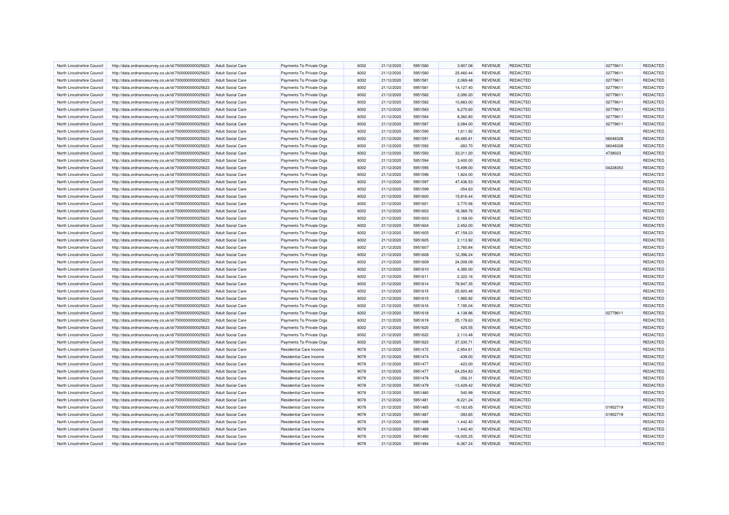| North Lincolnshire Council | http://data.ordnancesurvey.co.uk/id/7000000000025623 | Adult Social Care | Payments To Private Orgs | 6002 | 21/12/2020 | 5951580 | 3,907.08 | REVENUE | REDACTED | 02779611 | REDACTED |
|---|---|---|---|---|---|---|---|---|---|---|---|
| North Lincolnshire Council | http://data.ordnancesurvey.co.uk/id/7000000000025623 | Adult Social Care | Payments To Private Orgs | 6002 | 21/12/2020 | 5951580 | 25,460.44 | REVENUE | REDACTED | 02779611 | REDACTED |
| North Lincolnshire Council | http://data.ordnancesurvey.co.uk/id/7000000000025623 | Adult Social Care | Payments To Private Orgs | 6002 | 21/12/2020 | 5951581 | 2,069.48 | REVENUE | REDACTED | 02779611 | REDACTED |
| North Lincolnshire Council | http://data.ordnancesurvey.co.uk/id/7000000000025623 | Adult Social Care | Payments To Private Orgs | 6002 | 21/12/2020 | 5951581 | 14,127.40 | REVENUE | REDACTED | 02779611 | REDACTED |
| North Lincolnshire Council | http://data.ordnancesurvey.co.uk/id/7000000000025623 | Adult Social Care | Payments To Private Orgs | 6002 | 21/12/2020 | 5951582 | 2,090.20 | REVENUE | REDACTED | 02779611 | REDACTED |
| North Lincolnshire Council | http://data.ordnancesurvey.co.uk/id/7000000000025623 | Adult Social Care | Payments To Private Orgs | 6002 | 21/12/2020 | 5951582 | 10,883.00 | REVENUE | REDACTED | 02779611 | REDACTED |
| North Lincolnshire Council | http://data.ordnancesurvey.co.uk/id/7000000000025623 | Adult Social Care | Payments To Private Orgs | 6002 | 21/12/2020 | 5951583 | 6,270.60 | REVENUE | REDACTED | 02779611 | REDACTED |
| North Lincolnshire Council | http://data.ordnancesurvey.co.uk/id/7000000000025623 | Adult Social Care | Payments To Private Orgs | 6002 | 21/12/2020 | 5951584 | 8,360.80 | REVENUE | REDACTED | 02779611 | REDACTED |
| North Lincolnshire Council | http://data.ordnancesurvey.co.uk/id/7000000000025623 | Adult Social Care | Payments To Private Orgs | 6002 | 21/12/2020 | 5951587 | 2,084.00 | REVENUE | REDACTED | 02779611 | REDACTED |
| North Lincolnshire Council | http://data.ordnancesurvey.co.uk/id/7000000000025623 | Adult Social Care | Payments To Private Orgs | 6002 | 21/12/2020 | 5951590 | 1,611.92 | REVENUE | REDACTED | | REDACTED |
| North Lincolnshire Council | http://data.ordnancesurvey.co.uk/id/7000000000025623 | Adult Social Care | Payments To Private Orgs | 6002 | 21/12/2020 | 5951591 | 40,485.81 | REVENUE | REDACTED | 06048328 | REDACTED |
| North Lincolnshire Council | http://data.ordnancesurvey.co.uk/id/7000000000025623 | Adult Social Care | Payments To Private Orgs | 6002 | 21/12/2020 | 5951592 | -283.70 | REVENUE | REDACTED | 06048328 | REDACTED |
| North Lincolnshire Council | http://data.ordnancesurvey.co.uk/id/7000000000025623 | Adult Social Care | Payments To Private Orgs | 6002 | 21/12/2020 | 5951593 | 33,311.20 | REVENUE | REDACTED | 4738023 | REDACTED |
| North Lincolnshire Council | http://data.ordnancesurvey.co.uk/id/7000000000025623 | Adult Social Care | Payments To Private Orgs | 6002 | 21/12/2020 | 5951594 | 3,400.00 | REVENUE | REDACTED | | REDACTED |
| North Lincolnshire Council | http://data.ordnancesurvey.co.uk/id/7000000000025623 | Adult Social Care | Payments To Private Orgs | 6002 | 21/12/2020 | 5951595 | 15,499.00 | REVENUE | REDACTED | 04228353 | REDACTED |
| North Lincolnshire Council | http://data.ordnancesurvey.co.uk/id/7000000000025623 | Adult Social Care | Payments To Private Orgs | 6002 | 21/12/2020 | 5951596 | 1,824.00 | REVENUE | REDACTED | | REDACTED |
| North Lincolnshire Council | http://data.ordnancesurvey.co.uk/id/7000000000025623 | Adult Social Care | Payments To Private Orgs | 6002 | 21/12/2020 | 5951597 | 47,436.53 | REVENUE | REDACTED | | REDACTED |
| North Lincolnshire Council | http://data.ordnancesurvey.co.uk/id/7000000000025623 | Adult Social Care | Payments To Private Orgs | 6002 | 21/12/2020 | 5951599 | -354.63 | REVENUE | REDACTED | | REDACTED |
| North Lincolnshire Council | http://data.ordnancesurvey.co.uk/id/7000000000025623 | Adult Social Care | Payments To Private Orgs | 6002 | 21/12/2020 | 5951600 | 15,816.44 | REVENUE | REDACTED | | REDACTED |
| North Lincolnshire Council | http://data.ordnancesurvey.co.uk/id/7000000000025623 | Adult Social Care | Payments To Private Orgs | 6002 | 21/12/2020 | 5951601 | 2,770.56 | REVENUE | REDACTED | | REDACTED |
| North Lincolnshire Council | http://data.ordnancesurvey.co.uk/id/7000000000025623 | Adult Social Care | Payments To Private Orgs | 6002 | 21/12/2020 | 5951602 | 18,369.76 | REVENUE | REDACTED | | REDACTED |
| North Lincolnshire Council | http://data.ordnancesurvey.co.uk/id/7000000000025623 | Adult Social Care | Payments To Private Orgs | 6002 | 21/12/2020 | 5951603 | 2,168.00 | REVENUE | REDACTED | | REDACTED |
| North Lincolnshire Council | http://data.ordnancesurvey.co.uk/id/7000000000025623 | Adult Social Care | Payments To Private Orgs | 6002 | 21/12/2020 | 5951604 | 2,452.00 | REVENUE | REDACTED | | REDACTED |
| North Lincolnshire Council | http://data.ordnancesurvey.co.uk/id/7000000000025623 | Adult Social Care | Payments To Private Orgs | 6002 | 21/12/2020 | 5951605 | 47,159.23 | REVENUE | REDACTED | | REDACTED |
| North Lincolnshire Council | http://data.ordnancesurvey.co.uk/id/7000000000025623 | Adult Social Care | Payments To Private Orgs | 6002 | 21/12/2020 | 5951605 | 2,113.92 | REVENUE | REDACTED | | REDACTED |
| North Lincolnshire Council | http://data.ordnancesurvey.co.uk/id/7000000000025623 | Adult Social Care | Payments To Private Orgs | 6002 | 21/12/2020 | 5951607 | 2,760.84 | REVENUE | REDACTED | | REDACTED |
| North Lincolnshire Council | http://data.ordnancesurvey.co.uk/id/7000000000025623 | Adult Social Care | Payments To Private Orgs | 6002 | 21/12/2020 | 5951608 | 12,396.24 | REVENUE | REDACTED | | REDACTED |
| North Lincolnshire Council | http://data.ordnancesurvey.co.uk/id/7000000000025623 | Adult Social Care | Payments To Private Orgs | 6002 | 21/12/2020 | 5951609 | 24,008.09 | REVENUE | REDACTED | | REDACTED |
| North Lincolnshire Council | http://data.ordnancesurvey.co.uk/id/7000000000025623 | Adult Social Care | Payments To Private Orgs | 6002 | 21/12/2020 | 5951610 | 4,380.00 | REVENUE | REDACTED | | REDACTED |
| North Lincolnshire Council | http://data.ordnancesurvey.co.uk/id/7000000000025623 | Adult Social Care | Payments To Private Orgs | 6002 | 21/12/2020 | 5951611 | 2,322.16 | REVENUE | REDACTED | | REDACTED |
| North Lincolnshire Council | http://data.ordnancesurvey.co.uk/id/7000000000025623 | Adult Social Care | Payments To Private Orgs | 6002 | 21/12/2020 | 5951614 | 78,947.35 | REVENUE | REDACTED | | REDACTED |
| North Lincolnshire Council | http://data.ordnancesurvey.co.uk/id/7000000000025623 | Adult Social Care | Payments To Private Orgs | 6002 | 21/12/2020 | 5951615 | 25,920.48 | REVENUE | REDACTED | | REDACTED |
| North Lincolnshire Council | http://data.ordnancesurvey.co.uk/id/7000000000025623 | Adult Social Care | Payments To Private Orgs | 6002 | 21/12/2020 | 5951615 | 1,985.92 | REVENUE | REDACTED | | REDACTED |
| North Lincolnshire Council | http://data.ordnancesurvey.co.uk/id/7000000000025623 | Adult Social Care | Payments To Private Orgs | 6002 | 21/12/2020 | 5951616 | 7,195.04 | REVENUE | REDACTED | | REDACTED |
| North Lincolnshire Council | http://data.ordnancesurvey.co.uk/id/7000000000025623 | Adult Social Care | Payments To Private Orgs | 6002 | 21/12/2020 | 5951618 | 4,138.96 | REVENUE | REDACTED | 02779611 | REDACTED |
| North Lincolnshire Council | http://data.ordnancesurvey.co.uk/id/7000000000025623 | Adult Social Care | Payments To Private Orgs | 6002 | 21/12/2020 | 5951619 | 25,178.63 | REVENUE | REDACTED | | REDACTED |
| North Lincolnshire Council | http://data.ordnancesurvey.co.uk/id/7000000000025623 | Adult Social Care | Payments To Private Orgs | 6002 | 21/12/2020 | 5951620 | 425.55 | REVENUE | REDACTED | | REDACTED |
| North Lincolnshire Council | http://data.ordnancesurvey.co.uk/id/7000000000025623 | Adult Social Care | Payments To Private Orgs | 6002 | 21/12/2020 | 5951622 | 2,110.48 | REVENUE | REDACTED | | REDACTED |
| North Lincolnshire Council | http://data.ordnancesurvey.co.uk/id/7000000000025623 | Adult Social Care | Payments To Private Orgs | 6002 | 21/12/2020 | 5951623 | 37,330.71 | REVENUE | REDACTED | | REDACTED |
| North Lincolnshire Council | http://data.ordnancesurvey.co.uk/id/7000000000025623 | Adult Social Care | Residential Care Income | 9078 | 21/12/2020 | 5951472 | -2,954.61 | REVENUE | REDACTED | | REDACTED |
| North Lincolnshire Council | http://data.ordnancesurvey.co.uk/id/7000000000025623 | Adult Social Care | Residential Care Income | 9078 | 21/12/2020 | 5951474 | -439.00 | REVENUE | REDACTED | | REDACTED |
| North Lincolnshire Council | http://data.ordnancesurvey.co.uk/id/7000000000025623 | Adult Social Care | Residential Care Income | 9078 | 21/12/2020 | 5951477 | -423.00 | REVENUE | REDACTED | | REDACTED |
| North Lincolnshire Council | http://data.ordnancesurvey.co.uk/id/7000000000025623 | Adult Social Care | Residential Care Income | 9078 | 21/12/2020 | 5951477 | -24,254.83 | REVENUE | REDACTED | | REDACTED |
| North Lincolnshire Council | http://data.ordnancesurvey.co.uk/id/7000000000025623 | Adult Social Care | Residential Care Income | 9078 | 21/12/2020 | 5951478 | -356.31 | REVENUE | REDACTED | | REDACTED |
| North Lincolnshire Council | http://data.ordnancesurvey.co.uk/id/7000000000025623 | Adult Social Care | Residential Care Income | 9078 | 21/12/2020 | 5951479 | -13,429.42 | REVENUE | REDACTED | | REDACTED |
| North Lincolnshire Council | http://data.ordnancesurvey.co.uk/id/7000000000025623 | Adult Social Care | Residential Care Income | 9078 | 21/12/2020 | 5951480 | 540.99 | REVENUE | REDACTED | | REDACTED |
| North Lincolnshire Council | http://data.ordnancesurvey.co.uk/id/7000000000025623 | Adult Social Care | Residential Care Income | 9078 | 21/12/2020 | 5951481 | -9,221.24 | REVENUE | REDACTED | | REDACTED |
| North Lincolnshire Council | http://data.ordnancesurvey.co.uk/id/7000000000025623 | Adult Social Care | Residential Care Income | 9078 | 21/12/2020 | 5951485 | -10,163.65 | REVENUE | REDACTED | 01952719 | REDACTED |
| North Lincolnshire Council | http://data.ordnancesurvey.co.uk/id/7000000000025623 | Adult Social Care | Residential Care Income | 9078 | 21/12/2020 | 5951487 | -393.65 | REVENUE | REDACTED | 01952719 | REDACTED |
| North Lincolnshire Council | http://data.ordnancesurvey.co.uk/id/7000000000025623 | Adult Social Care | Residential Care Income | 9078 | 21/12/2020 | 5951488 | -1,442.40 | REVENUE | REDACTED | | REDACTED |
| North Lincolnshire Council | http://data.ordnancesurvey.co.uk/id/7000000000025623 | Adult Social Care | Residential Care Income | 9078 | 21/12/2020 | 5951489 | 1,442.40 | REVENUE | REDACTED | | REDACTED |
| North Lincolnshire Council | http://data.ordnancesurvey.co.uk/id/7000000000025623 | Adult Social Care | Residential Care Income | 9078 | 21/12/2020 | 5951490 | -18,005.25 | REVENUE | REDACTED | | REDACTED |
| North Lincolnshire Council | http://data.ordnancesurvey.co.uk/id/7000000000025623 | Adult Social Care | Residential Care Income | 9078 | 21/12/2020 | 5951494 | -6,367.24 | REVENUE | REDACTED | | REDACTED |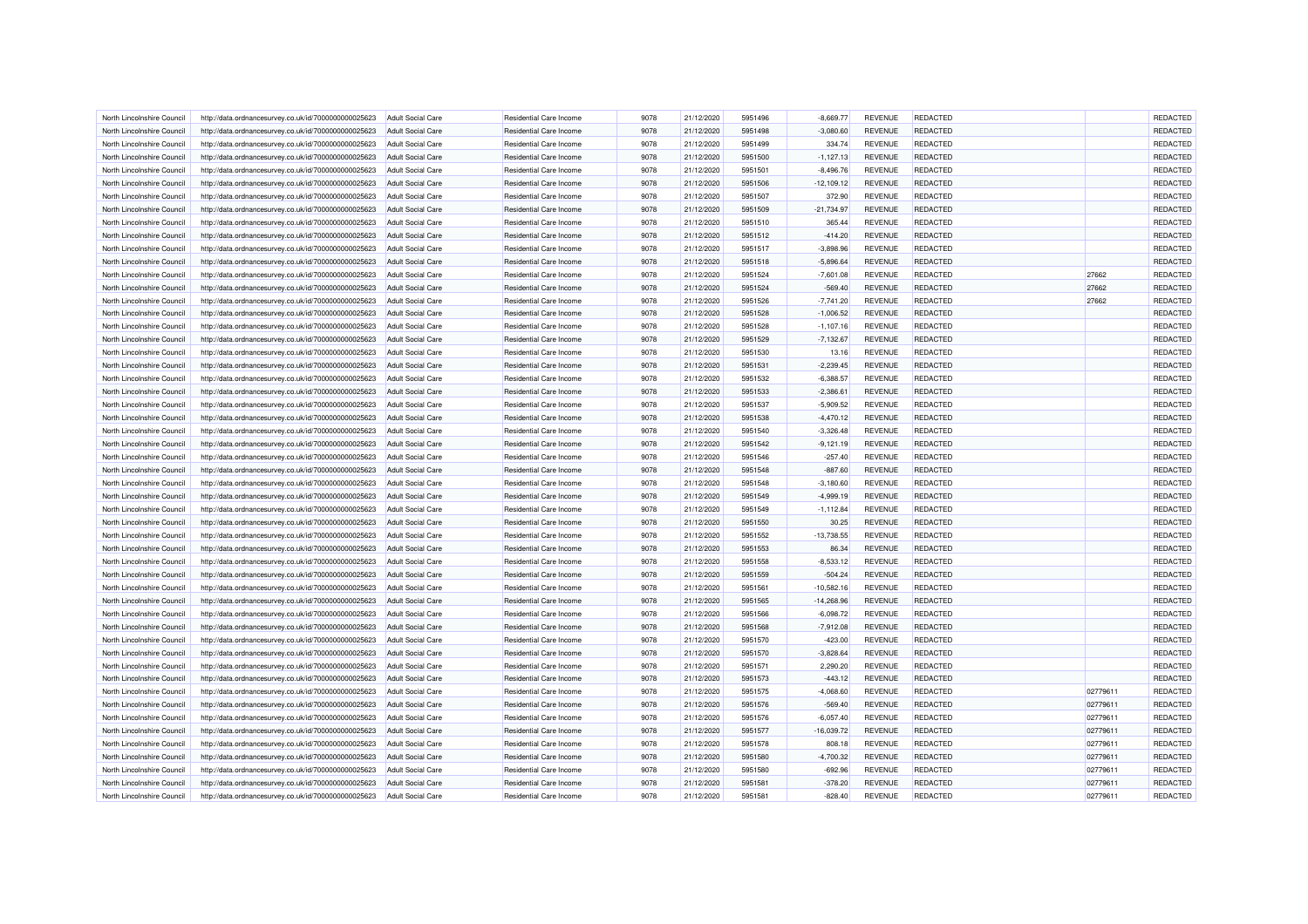| North Lincolnshire Council | http://data.ordnancesurvey.co.uk/id/7000000000025623 | Adult Social Care | Residential Care Income | 9078 | 21/12/2020 | 5951496 | -8,669.77 | REVENUE | REDACTED | | REDACTED |
|---|---|---|---|---|---|---|---|---|---|---|---|
| North Lincolnshire Council | http://data.ordnancesurvey.co.uk/id/7000000000025623 | Adult Social Care | Residential Care Income | 9078 | 21/12/2020 | 5951498 | -3,080.60 | REVENUE | REDACTED | | REDACTED |
| North Lincolnshire Council | http://data.ordnancesurvey.co.uk/id/7000000000025623 | Adult Social Care | Residential Care Income | 9078 | 21/12/2020 | 5951499 | 334.74 | REVENUE | REDACTED | | REDACTED |
| North Lincolnshire Council | http://data.ordnancesurvey.co.uk/id/7000000000025623 | Adult Social Care | Residential Care Income | 9078 | 21/12/2020 | 5951500 | -1,127.13 | REVENUE | REDACTED | | REDACTED |
| North Lincolnshire Council | http://data.ordnancesurvey.co.uk/id/7000000000025623 | Adult Social Care | Residential Care Income | 9078 | 21/12/2020 | 5951501 | -8,496.76 | REVENUE | REDACTED | | REDACTED |
| North Lincolnshire Council | http://data.ordnancesurvey.co.uk/id/7000000000025623 | Adult Social Care | Residential Care Income | 9078 | 21/12/2020 | 5951506 | -12,109.12 | REVENUE | REDACTED | | REDACTED |
| North Lincolnshire Council | http://data.ordnancesurvey.co.uk/id/7000000000025623 | Adult Social Care | Residential Care Income | 9078 | 21/12/2020 | 5951507 | 372.90 | REVENUE | REDACTED | | REDACTED |
| North Lincolnshire Council | http://data.ordnancesurvey.co.uk/id/7000000000025623 | Adult Social Care | Residential Care Income | 9078 | 21/12/2020 | 5951509 | -21,734.97 | REVENUE | REDACTED | | REDACTED |
| North Lincolnshire Council | http://data.ordnancesurvey.co.uk/id/7000000000025623 | Adult Social Care | Residential Care Income | 9078 | 21/12/2020 | 5951510 | 365.44 | REVENUE | REDACTED | | REDACTED |
| North Lincolnshire Council | http://data.ordnancesurvey.co.uk/id/7000000000025623 | Adult Social Care | Residential Care Income | 9078 | 21/12/2020 | 5951512 | -414.20 | REVENUE | REDACTED | | REDACTED |
| North Lincolnshire Council | http://data.ordnancesurvey.co.uk/id/7000000000025623 | Adult Social Care | Residential Care Income | 9078 | 21/12/2020 | 5951517 | -3,898.96 | REVENUE | REDACTED | | REDACTED |
| North Lincolnshire Council | http://data.ordnancesurvey.co.uk/id/7000000000025623 | Adult Social Care | Residential Care Income | 9078 | 21/12/2020 | 5951518 | -5,896.64 | REVENUE | REDACTED | | REDACTED |
| North Lincolnshire Council | http://data.ordnancesurvey.co.uk/id/7000000000025623 | Adult Social Care | Residential Care Income | 9078 | 21/12/2020 | 5951524 | -7,601.08 | REVENUE | REDACTED | 27662 | REDACTED |
| North Lincolnshire Council | http://data.ordnancesurvey.co.uk/id/7000000000025623 | Adult Social Care | Residential Care Income | 9078 | 21/12/2020 | 5951524 | -569.40 | REVENUE | REDACTED | 27662 | REDACTED |
| North Lincolnshire Council | http://data.ordnancesurvey.co.uk/id/7000000000025623 | Adult Social Care | Residential Care Income | 9078 | 21/12/2020 | 5951526 | -7,741.20 | REVENUE | REDACTED | 27662 | REDACTED |
| North Lincolnshire Council | http://data.ordnancesurvey.co.uk/id/7000000000025623 | Adult Social Care | Residential Care Income | 9078 | 21/12/2020 | 5951528 | -1,006.52 | REVENUE | REDACTED | | REDACTED |
| North Lincolnshire Council | http://data.ordnancesurvey.co.uk/id/7000000000025623 | Adult Social Care | Residential Care Income | 9078 | 21/12/2020 | 5951528 | -1,107.16 | REVENUE | REDACTED | | REDACTED |
| North Lincolnshire Council | http://data.ordnancesurvey.co.uk/id/7000000000025623 | Adult Social Care | Residential Care Income | 9078 | 21/12/2020 | 5951529 | -7,132.67 | REVENUE | REDACTED | | REDACTED |
| North Lincolnshire Council | http://data.ordnancesurvey.co.uk/id/7000000000025623 | Adult Social Care | Residential Care Income | 9078 | 21/12/2020 | 5951530 | 13.16 | REVENUE | REDACTED | | REDACTED |
| North Lincolnshire Council | http://data.ordnancesurvey.co.uk/id/7000000000025623 | Adult Social Care | Residential Care Income | 9078 | 21/12/2020 | 5951531 | -2,239.45 | REVENUE | REDACTED | | REDACTED |
| North Lincolnshire Council | http://data.ordnancesurvey.co.uk/id/7000000000025623 | Adult Social Care | Residential Care Income | 9078 | 21/12/2020 | 5951532 | -6,388.57 | REVENUE | REDACTED | | REDACTED |
| North Lincolnshire Council | http://data.ordnancesurvey.co.uk/id/7000000000025623 | Adult Social Care | Residential Care Income | 9078 | 21/12/2020 | 5951533 | -2,386.61 | REVENUE | REDACTED | | REDACTED |
| North Lincolnshire Council | http://data.ordnancesurvey.co.uk/id/7000000000025623 | Adult Social Care | Residential Care Income | 9078 | 21/12/2020 | 5951537 | -5,909.52 | REVENUE | REDACTED | | REDACTED |
| North Lincolnshire Council | http://data.ordnancesurvey.co.uk/id/7000000000025623 | Adult Social Care | Residential Care Income | 9078 | 21/12/2020 | 5951538 | -4,470.12 | REVENUE | REDACTED | | REDACTED |
| North Lincolnshire Council | http://data.ordnancesurvey.co.uk/id/7000000000025623 | Adult Social Care | Residential Care Income | 9078 | 21/12/2020 | 5951540 | -3,326.48 | REVENUE | REDACTED | | REDACTED |
| North Lincolnshire Council | http://data.ordnancesurvey.co.uk/id/7000000000025623 | Adult Social Care | Residential Care Income | 9078 | 21/12/2020 | 5951542 | -9,121.19 | REVENUE | REDACTED | | REDACTED |
| North Lincolnshire Council | http://data.ordnancesurvey.co.uk/id/7000000000025623 | Adult Social Care | Residential Care Income | 9078 | 21/12/2020 | 5951546 | -257.40 | REVENUE | REDACTED | | REDACTED |
| North Lincolnshire Council | http://data.ordnancesurvey.co.uk/id/7000000000025623 | Adult Social Care | Residential Care Income | 9078 | 21/12/2020 | 5951548 | -887.60 | REVENUE | REDACTED | | REDACTED |
| North Lincolnshire Council | http://data.ordnancesurvey.co.uk/id/7000000000025623 | Adult Social Care | Residential Care Income | 9078 | 21/12/2020 | 5951548 | -3,180.60 | REVENUE | REDACTED | | REDACTED |
| North Lincolnshire Council | http://data.ordnancesurvey.co.uk/id/7000000000025623 | Adult Social Care | Residential Care Income | 9078 | 21/12/2020 | 5951549 | -4,999.19 | REVENUE | REDACTED | | REDACTED |
| North Lincolnshire Council | http://data.ordnancesurvey.co.uk/id/7000000000025623 | Adult Social Care | Residential Care Income | 9078 | 21/12/2020 | 5951549 | -1,112.84 | REVENUE | REDACTED | | REDACTED |
| North Lincolnshire Council | http://data.ordnancesurvey.co.uk/id/7000000000025623 | Adult Social Care | Residential Care Income | 9078 | 21/12/2020 | 5951550 | 30.25 | REVENUE | REDACTED | | REDACTED |
| North Lincolnshire Council | http://data.ordnancesurvey.co.uk/id/7000000000025623 | Adult Social Care | Residential Care Income | 9078 | 21/12/2020 | 5951552 | -13,738.55 | REVENUE | REDACTED | | REDACTED |
| North Lincolnshire Council | http://data.ordnancesurvey.co.uk/id/7000000000025623 | Adult Social Care | Residential Care Income | 9078 | 21/12/2020 | 5951553 | 86.34 | REVENUE | REDACTED | | REDACTED |
| North Lincolnshire Council | http://data.ordnancesurvey.co.uk/id/7000000000025623 | Adult Social Care | Residential Care Income | 9078 | 21/12/2020 | 5951558 | -8,533.12 | REVENUE | REDACTED | | REDACTED |
| North Lincolnshire Council | http://data.ordnancesurvey.co.uk/id/7000000000025623 | Adult Social Care | Residential Care Income | 9078 | 21/12/2020 | 5951559 | -504.24 | REVENUE | REDACTED | | REDACTED |
| North Lincolnshire Council | http://data.ordnancesurvey.co.uk/id/7000000000025623 | Adult Social Care | Residential Care Income | 9078 | 21/12/2020 | 5951561 | -10,582.16 | REVENUE | REDACTED | | REDACTED |
| North Lincolnshire Council | http://data.ordnancesurvey.co.uk/id/7000000000025623 | Adult Social Care | Residential Care Income | 9078 | 21/12/2020 | 5951565 | -14,268.96 | REVENUE | REDACTED | | REDACTED |
| North Lincolnshire Council | http://data.ordnancesurvey.co.uk/id/7000000000025623 | Adult Social Care | Residential Care Income | 9078 | 21/12/2020 | 5951566 | -6,098.72 | REVENUE | REDACTED | | REDACTED |
| North Lincolnshire Council | http://data.ordnancesurvey.co.uk/id/7000000000025623 | Adult Social Care | Residential Care Income | 9078 | 21/12/2020 | 5951568 | -7,912.08 | REVENUE | REDACTED | | REDACTED |
| North Lincolnshire Council | http://data.ordnancesurvey.co.uk/id/7000000000025623 | Adult Social Care | Residential Care Income | 9078 | 21/12/2020 | 5951570 | -423.00 | REVENUE | REDACTED | | REDACTED |
| North Lincolnshire Council | http://data.ordnancesurvey.co.uk/id/7000000000025623 | Adult Social Care | Residential Care Income | 9078 | 21/12/2020 | 5951570 | -3,828.64 | REVENUE | REDACTED | | REDACTED |
| North Lincolnshire Council | http://data.ordnancesurvey.co.uk/id/7000000000025623 | Adult Social Care | Residential Care Income | 9078 | 21/12/2020 | 5951571 | 2,290.20 | REVENUE | REDACTED | | REDACTED |
| North Lincolnshire Council | http://data.ordnancesurvey.co.uk/id/7000000000025623 | Adult Social Care | Residential Care Income | 9078 | 21/12/2020 | 5951573 | -443.12 | REVENUE | REDACTED | | REDACTED |
| North Lincolnshire Council | http://data.ordnancesurvey.co.uk/id/7000000000025623 | Adult Social Care | Residential Care Income | 9078 | 21/12/2020 | 5951575 | -4,068.60 | REVENUE | REDACTED | 02779611 | REDACTED |
| North Lincolnshire Council | http://data.ordnancesurvey.co.uk/id/7000000000025623 | Adult Social Care | Residential Care Income | 9078 | 21/12/2020 | 5951576 | -569.40 | REVENUE | REDACTED | 02779611 | REDACTED |
| North Lincolnshire Council | http://data.ordnancesurvey.co.uk/id/7000000000025623 | Adult Social Care | Residential Care Income | 9078 | 21/12/2020 | 5951576 | -6,057.40 | REVENUE | REDACTED | 02779611 | REDACTED |
| North Lincolnshire Council | http://data.ordnancesurvey.co.uk/id/7000000000025623 | Adult Social Care | Residential Care Income | 9078 | 21/12/2020 | 5951577 | -16,039.72 | REVENUE | REDACTED | 02779611 | REDACTED |
| North Lincolnshire Council | http://data.ordnancesurvey.co.uk/id/7000000000025623 | Adult Social Care | Residential Care Income | 9078 | 21/12/2020 | 5951578 | 808.18 | REVENUE | REDACTED | 02779611 | REDACTED |
| North Lincolnshire Council | http://data.ordnancesurvey.co.uk/id/7000000000025623 | Adult Social Care | Residential Care Income | 9078 | 21/12/2020 | 5951580 | -4,700.32 | REVENUE | REDACTED | 02779611 | REDACTED |
| North Lincolnshire Council | http://data.ordnancesurvey.co.uk/id/7000000000025623 | Adult Social Care | Residential Care Income | 9078 | 21/12/2020 | 5951580 | -692.96 | REVENUE | REDACTED | 02779611 | REDACTED |
| North Lincolnshire Council | http://data.ordnancesurvey.co.uk/id/7000000000025623 | Adult Social Care | Residential Care Income | 9078 | 21/12/2020 | 5951581 | -378.20 | REVENUE | REDACTED | 02779611 | REDACTED |
| North Lincolnshire Council | http://data.ordnancesurvey.co.uk/id/7000000000025623 | Adult Social Care | Residential Care Income | 9078 | 21/12/2020 | 5951581 | -828.40 | REVENUE | REDACTED | 02779611 | REDACTED |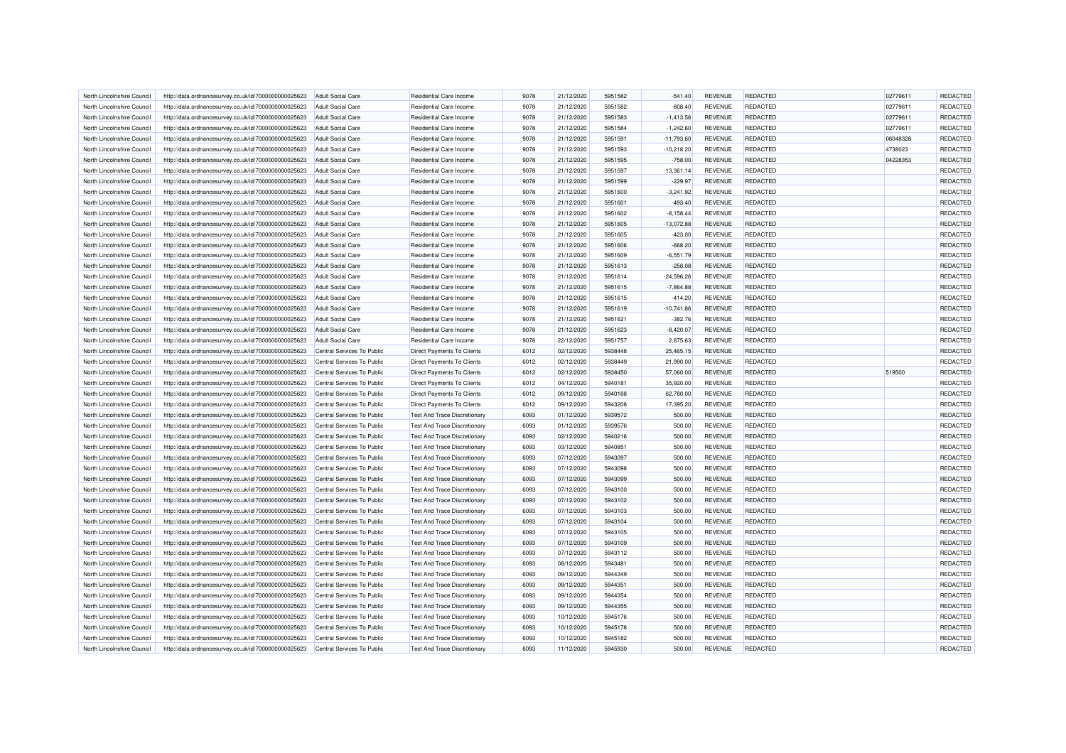| North Lincolnshire Council | http://data.ordnancesurvey.co.uk/id/7000000000025623 | Adult Social Care | Residential Care Income | 9078 | 21/12/2020 | 5951582 | -541.40 | REVENUE | REDACTED | 02779611 | REDACTED |
|---|---|---|---|---|---|---|---|---|---|---|---|
| North Lincolnshire Council | http://data.ordnancesurvey.co.uk/id/7000000000025623 | Adult Social Care | Residential Care Income | 9078 | 21/12/2020 | 5951582 | -808.40 | REVENUE | REDACTED | 02779611 | REDACTED |
| North Lincolnshire Council | http://data.ordnancesurvey.co.uk/id/7000000000025623 | Adult Social Care | Residential Care Income | 9078 | 21/12/2020 | 5951583 | -1,413.56 | REVENUE | REDACTED | 02779611 | REDACTED |
| North Lincolnshire Council | http://data.ordnancesurvey.co.uk/id/7000000000025623 | Adult Social Care | Residential Care Income | 9078 | 21/12/2020 | 5951584 | -1,242.60 | REVENUE | REDACTED | 02779611 | REDACTED |
| North Lincolnshire Council | http://data.ordnancesurvey.co.uk/id/7000000000025623 | Adult Social Care | Residential Care Income | 9078 | 21/12/2020 | 5951591 | -11,793.60 | REVENUE | REDACTED | 06048328 | REDACTED |
| North Lincolnshire Council | http://data.ordnancesurvey.co.uk/id/7000000000025623 | Adult Social Care | Residential Care Income | 9078 | 21/12/2020 | 5951593 | -10,218.20 | REVENUE | REDACTED | 4738023 | REDACTED |
| North Lincolnshire Council | http://data.ordnancesurvey.co.uk/id/7000000000025623 | Adult Social Care | Residential Care Income | 9078 | 21/12/2020 | 5951595 | -758.00 | REVENUE | REDACTED | 04228353 | REDACTED |
| North Lincolnshire Council | http://data.ordnancesurvey.co.uk/id/7000000000025623 | Adult Social Care | Residential Care Income | 9078 | 21/12/2020 | 5951597 | -13,361.14 | REVENUE | REDACTED | | REDACTED |
| North Lincolnshire Council | http://data.ordnancesurvey.co.uk/id/7000000000025623 | Adult Social Care | Residential Care Income | 9078 | 21/12/2020 | 5951599 | -229.97 | REVENUE | REDACTED | | REDACTED |
| North Lincolnshire Council | http://data.ordnancesurvey.co.uk/id/7000000000025623 | Adult Social Care | Residential Care Income | 9078 | 21/12/2020 | 5951600 | -3,241.92 | REVENUE | REDACTED | | REDACTED |
| North Lincolnshire Council | http://data.ordnancesurvey.co.uk/id/7000000000025623 | Adult Social Care | Residential Care Income | 9078 | 21/12/2020 | 5951601 | -493.40 | REVENUE | REDACTED | | REDACTED |
| North Lincolnshire Council | http://data.ordnancesurvey.co.uk/id/7000000000025623 | Adult Social Care | Residential Care Income | 9078 | 21/12/2020 | 5951602 | -8,158.44 | REVENUE | REDACTED | | REDACTED |
| North Lincolnshire Council | http://data.ordnancesurvey.co.uk/id/7000000000025623 | Adult Social Care | Residential Care Income | 9078 | 21/12/2020 | 5951605 | -13,072.88 | REVENUE | REDACTED | | REDACTED |
| North Lincolnshire Council | http://data.ordnancesurvey.co.uk/id/7000000000025623 | Adult Social Care | Residential Care Income | 9078 | 21/12/2020 | 5951605 | -423.00 | REVENUE | REDACTED | | REDACTED |
| North Lincolnshire Council | http://data.ordnancesurvey.co.uk/id/7000000000025623 | Adult Social Care | Residential Care Income | 9078 | 21/12/2020 | 5951606 | -668.20 | REVENUE | REDACTED | | REDACTED |
| North Lincolnshire Council | http://data.ordnancesurvey.co.uk/id/7000000000025623 | Adult Social Care | Residential Care Income | 9078 | 21/12/2020 | 5951609 | -6,551.79 | REVENUE | REDACTED | | REDACTED |
| North Lincolnshire Council | http://data.ordnancesurvey.co.uk/id/7000000000025623 | Adult Social Care | Residential Care Income | 9078 | 21/12/2020 | 5951613 | -258.08 | REVENUE | REDACTED | | REDACTED |
| North Lincolnshire Council | http://data.ordnancesurvey.co.uk/id/7000000000025623 | Adult Social Care | Residential Care Income | 9078 | 21/12/2020 | 5951614 | -24,596.26 | REVENUE | REDACTED | | REDACTED |
| North Lincolnshire Council | http://data.ordnancesurvey.co.uk/id/7000000000025623 | Adult Social Care | Residential Care Income | 9078 | 21/12/2020 | 5951615 | -7,864.88 | REVENUE | REDACTED | | REDACTED |
| North Lincolnshire Council | http://data.ordnancesurvey.co.uk/id/7000000000025623 | Adult Social Care | Residential Care Income | 9078 | 21/12/2020 | 5951615 | -414.20 | REVENUE | REDACTED | | REDACTED |
| North Lincolnshire Council | http://data.ordnancesurvey.co.uk/id/7000000000025623 | Adult Social Care | Residential Care Income | 9078 | 21/12/2020 | 5951619 | -10,741.86 | REVENUE | REDACTED | | REDACTED |
| North Lincolnshire Council | http://data.ordnancesurvey.co.uk/id/7000000000025623 | Adult Social Care | Residential Care Income | 9078 | 21/12/2020 | 5951621 | -382.76 | REVENUE | REDACTED | | REDACTED |
| North Lincolnshire Council | http://data.ordnancesurvey.co.uk/id/7000000000025623 | Adult Social Care | Residential Care Income | 9078 | 21/12/2020 | 5951623 | -8,420.07 | REVENUE | REDACTED | | REDACTED |
| North Lincolnshire Council | http://data.ordnancesurvey.co.uk/id/7000000000025623 | Adult Social Care | Residential Care Income | 9078 | 22/12/2020 | 5951757 | 2,875.63 | REVENUE | REDACTED | | REDACTED |
| North Lincolnshire Council | http://data.ordnancesurvey.co.uk/id/7000000000025623 | Central Services To Public | Direct Payments To Clients | 6012 | 02/12/2020 | 5938448 | 25,465.15 | REVENUE | REDACTED | | REDACTED |
| North Lincolnshire Council | http://data.ordnancesurvey.co.uk/id/7000000000025623 | Central Services To Public | Direct Payments To Clients | 6012 | 02/12/2020 | 5938449 | 21,990.00 | REVENUE | REDACTED | | REDACTED |
| North Lincolnshire Council | http://data.ordnancesurvey.co.uk/id/7000000000025623 | Central Services To Public | Direct Payments To Clients | 6012 | 02/12/2020 | 5938450 | 57,060.00 | REVENUE | REDACTED | 519500 | REDACTED |
| North Lincolnshire Council | http://data.ordnancesurvey.co.uk/id/7000000000025623 | Central Services To Public | Direct Payments To Clients | 6012 | 04/12/2020 | 5940181 | 35,920.00 | REVENUE | REDACTED | | REDACTED |
| North Lincolnshire Council | http://data.ordnancesurvey.co.uk/id/7000000000025623 | Central Services To Public | Direct Payments To Clients | 6012 | 09/12/2020 | 5940188 | 62,780.00 | REVENUE | REDACTED | | REDACTED |
| North Lincolnshire Council | http://data.ordnancesurvey.co.uk/id/7000000000025623 | Central Services To Public | Direct Payments To Clients | 6012 | 09/12/2020 | 5943208 | 17,395.20 | REVENUE | REDACTED | | REDACTED |
| North Lincolnshire Council | http://data.ordnancesurvey.co.uk/id/7000000000025623 | Central Services To Public | Test And Trace Discretionary | 6093 | 01/12/2020 | 5939572 | 500.00 | REVENUE | REDACTED | | REDACTED |
| North Lincolnshire Council | http://data.ordnancesurvey.co.uk/id/7000000000025623 | Central Services To Public | Test And Trace Discretionary | 6093 | 01/12/2020 | 5939576 | 500.00 | REVENUE | REDACTED | | REDACTED |
| North Lincolnshire Council | http://data.ordnancesurvey.co.uk/id/7000000000025623 | Central Services To Public | Test And Trace Discretionary | 6093 | 02/12/2020 | 5940216 | 500.00 | REVENUE | REDACTED | | REDACTED |
| North Lincolnshire Council | http://data.ordnancesurvey.co.uk/id/7000000000025623 | Central Services To Public | Test And Trace Discretionary | 6093 | 03/12/2020 | 5940851 | 500.00 | REVENUE | REDACTED | | REDACTED |
| North Lincolnshire Council | http://data.ordnancesurvey.co.uk/id/7000000000025623 | Central Services To Public | Test And Trace Discretionary | 6093 | 07/12/2020 | 5943097 | 500.00 | REVENUE | REDACTED | | REDACTED |
| North Lincolnshire Council | http://data.ordnancesurvey.co.uk/id/7000000000025623 | Central Services To Public | Test And Trace Discretionary | 6093 | 07/12/2020 | 5943098 | 500.00 | REVENUE | REDACTED | | REDACTED |
| North Lincolnshire Council | http://data.ordnancesurvey.co.uk/id/7000000000025623 | Central Services To Public | Test And Trace Discretionary | 6093 | 07/12/2020 | 5943099 | 500.00 | REVENUE | REDACTED | | REDACTED |
| North Lincolnshire Council | http://data.ordnancesurvey.co.uk/id/7000000000025623 | Central Services To Public | Test And Trace Discretionary | 6093 | 07/12/2020 | 5943100 | 500.00 | REVENUE | REDACTED | | REDACTED |
| North Lincolnshire Council | http://data.ordnancesurvey.co.uk/id/7000000000025623 | Central Services To Public | Test And Trace Discretionary | 6093 | 07/12/2020 | 5943102 | 500.00 | REVENUE | REDACTED | | REDACTED |
| North Lincolnshire Council | http://data.ordnancesurvey.co.uk/id/7000000000025623 | Central Services To Public | Test And Trace Discretionary | 6093 | 07/12/2020 | 5943103 | 500.00 | REVENUE | REDACTED | | REDACTED |
| North Lincolnshire Council | http://data.ordnancesurvey.co.uk/id/7000000000025623 | Central Services To Public | Test And Trace Discretionary | 6093 | 07/12/2020 | 5943104 | 500.00 | REVENUE | REDACTED | | REDACTED |
| North Lincolnshire Council | http://data.ordnancesurvey.co.uk/id/7000000000025623 | Central Services To Public | Test And Trace Discretionary | 6093 | 07/12/2020 | 5943105 | 500.00 | REVENUE | REDACTED | | REDACTED |
| North Lincolnshire Council | http://data.ordnancesurvey.co.uk/id/7000000000025623 | Central Services To Public | Test And Trace Discretionary | 6093 | 07/12/2020 | 5943109 | 500.00 | REVENUE | REDACTED | | REDACTED |
| North Lincolnshire Council | http://data.ordnancesurvey.co.uk/id/7000000000025623 | Central Services To Public | Test And Trace Discretionary | 6093 | 07/12/2020 | 5943112 | 500.00 | REVENUE | REDACTED | | REDACTED |
| North Lincolnshire Council | http://data.ordnancesurvey.co.uk/id/7000000000025623 | Central Services To Public | Test And Trace Discretionary | 6093 | 08/12/2020 | 5943481 | 500.00 | REVENUE | REDACTED | | REDACTED |
| North Lincolnshire Council | http://data.ordnancesurvey.co.uk/id/7000000000025623 | Central Services To Public | Test And Trace Discretionary | 6093 | 09/12/2020 | 5944349 | 500.00 | REVENUE | REDACTED | | REDACTED |
| North Lincolnshire Council | http://data.ordnancesurvey.co.uk/id/7000000000025623 | Central Services To Public | Test And Trace Discretionary | 6093 | 09/12/2020 | 5944351 | 500.00 | REVENUE | REDACTED | | REDACTED |
| North Lincolnshire Council | http://data.ordnancesurvey.co.uk/id/7000000000025623 | Central Services To Public | Test And Trace Discretionary | 6093 | 09/12/2020 | 5944354 | 500.00 | REVENUE | REDACTED | | REDACTED |
| North Lincolnshire Council | http://data.ordnancesurvey.co.uk/id/7000000000025623 | Central Services To Public | Test And Trace Discretionary | 6093 | 09/12/2020 | 5944355 | 500.00 | REVENUE | REDACTED | | REDACTED |
| North Lincolnshire Council | http://data.ordnancesurvey.co.uk/id/7000000000025623 | Central Services To Public | Test And Trace Discretionary | 6093 | 10/12/2020 | 5945176 | 500.00 | REVENUE | REDACTED | | REDACTED |
| North Lincolnshire Council | http://data.ordnancesurvey.co.uk/id/7000000000025623 | Central Services To Public | Test And Trace Discretionary | 6093 | 10/12/2020 | 5945178 | 500.00 | REVENUE | REDACTED | | REDACTED |
| North Lincolnshire Council | http://data.ordnancesurvey.co.uk/id/7000000000025623 | Central Services To Public | Test And Trace Discretionary | 6093 | 10/12/2020 | 5945182 | 500.00 | REVENUE | REDACTED | | REDACTED |
| North Lincolnshire Council | http://data.ordnancesurvey.co.uk/id/7000000000025623 | Central Services To Public | Test And Trace Discretionary | 6093 | 11/12/2020 | 5945930 | 500.00 | REVENUE | REDACTED | | REDACTED |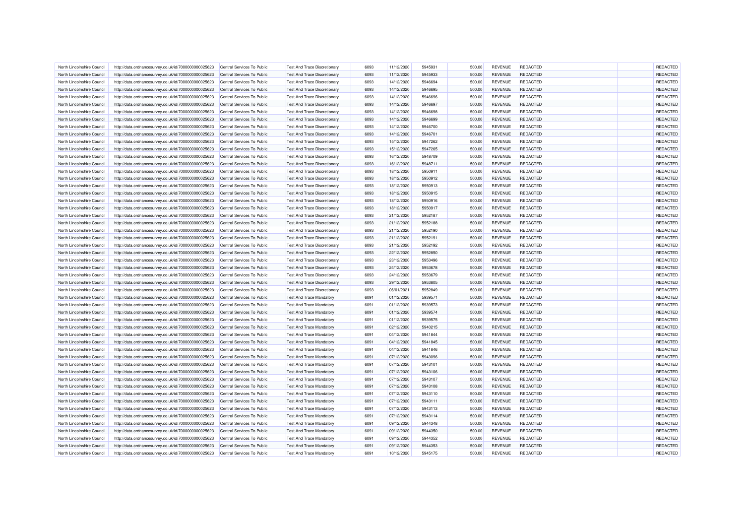| North Lincolnshire Council | http://data.ordnancesurvey.co.uk/id/7000000000025623 | Central Services To Public | Test And Trace Discretionary | 6093 | 11/12/2020 | 5945931 | 500.00 | REVENUE | REDACTED | | REDACTED |
|---|---|---|---|---|---|---|---|---|---|---|---|
| North Lincolnshire Council | http://data.ordnancesurvey.co.uk/id/7000000000025623 | Central Services To Public | Test And Trace Discretionary | 6093 | 11/12/2020 | 5945933 | 500.00 | REVENUE | REDACTED | | REDACTED |
| North Lincolnshire Council | http://data.ordnancesurvey.co.uk/id/7000000000025623 | Central Services To Public | Test And Trace Discretionary | 6093 | 14/12/2020 | 5946694 | 500.00 | REVENUE | REDACTED | | REDACTED |
| North Lincolnshire Council | http://data.ordnancesurvey.co.uk/id/7000000000025623 | Central Services To Public | Test And Trace Discretionary | 6093 | 14/12/2020 | 5946695 | 500.00 | REVENUE | REDACTED | | REDACTED |
| North Lincolnshire Council | http://data.ordnancesurvey.co.uk/id/7000000000025623 | Central Services To Public | Test And Trace Discretionary | 6093 | 14/12/2020 | 5946696 | 500.00 | REVENUE | REDACTED | | REDACTED |
| North Lincolnshire Council | http://data.ordnancesurvey.co.uk/id/7000000000025623 | Central Services To Public | Test And Trace Discretionary | 6093 | 14/12/2020 | 5946697 | 500.00 | REVENUE | REDACTED | | REDACTED |
| North Lincolnshire Council | http://data.ordnancesurvey.co.uk/id/7000000000025623 | Central Services To Public | Test And Trace Discretionary | 6093 | 14/12/2020 | 5946698 | 500.00 | REVENUE | REDACTED | | REDACTED |
| North Lincolnshire Council | http://data.ordnancesurvey.co.uk/id/7000000000025623 | Central Services To Public | Test And Trace Discretionary | 6093 | 14/12/2020 | 5946699 | 500.00 | REVENUE | REDACTED | | REDACTED |
| North Lincolnshire Council | http://data.ordnancesurvey.co.uk/id/7000000000025623 | Central Services To Public | Test And Trace Discretionary | 6093 | 14/12/2020 | 5946700 | 500.00 | REVENUE | REDACTED | | REDACTED |
| North Lincolnshire Council | http://data.ordnancesurvey.co.uk/id/7000000000025623 | Central Services To Public | Test And Trace Discretionary | 6093 | 14/12/2020 | 5946701 | 500.00 | REVENUE | REDACTED | | REDACTED |
| North Lincolnshire Council | http://data.ordnancesurvey.co.uk/id/7000000000025623 | Central Services To Public | Test And Trace Discretionary | 6093 | 15/12/2020 | 5947262 | 500.00 | REVENUE | REDACTED | | REDACTED |
| North Lincolnshire Council | http://data.ordnancesurvey.co.uk/id/7000000000025623 | Central Services To Public | Test And Trace Discretionary | 6093 | 15/12/2020 | 5947265 | 500.00 | REVENUE | REDACTED | | REDACTED |
| North Lincolnshire Council | http://data.ordnancesurvey.co.uk/id/7000000000025623 | Central Services To Public | Test And Trace Discretionary | 6093 | 16/12/2020 | 5948709 | 500.00 | REVENUE | REDACTED | | REDACTED |
| North Lincolnshire Council | http://data.ordnancesurvey.co.uk/id/7000000000025623 | Central Services To Public | Test And Trace Discretionary | 6093 | 16/12/2020 | 5948711 | 500.00 | REVENUE | REDACTED | | REDACTED |
| North Lincolnshire Council | http://data.ordnancesurvey.co.uk/id/7000000000025623 | Central Services To Public | Test And Trace Discretionary | 6093 | 18/12/2020 | 5950911 | 500.00 | REVENUE | REDACTED | | REDACTED |
| North Lincolnshire Council | http://data.ordnancesurvey.co.uk/id/7000000000025623 | Central Services To Public | Test And Trace Discretionary | 6093 | 18/12/2020 | 5950912 | 500.00 | REVENUE | REDACTED | | REDACTED |
| North Lincolnshire Council | http://data.ordnancesurvey.co.uk/id/7000000000025623 | Central Services To Public | Test And Trace Discretionary | 6093 | 18/12/2020 | 5950913 | 500.00 | REVENUE | REDACTED | | REDACTED |
| North Lincolnshire Council | http://data.ordnancesurvey.co.uk/id/7000000000025623 | Central Services To Public | Test And Trace Discretionary | 6093 | 18/12/2020 | 5950915 | 500.00 | REVENUE | REDACTED | | REDACTED |
| North Lincolnshire Council | http://data.ordnancesurvey.co.uk/id/7000000000025623 | Central Services To Public | Test And Trace Discretionary | 6093 | 18/12/2020 | 5950916 | 500.00 | REVENUE | REDACTED | | REDACTED |
| North Lincolnshire Council | http://data.ordnancesurvey.co.uk/id/7000000000025623 | Central Services To Public | Test And Trace Discretionary | 6093 | 18/12/2020 | 5950917 | 500.00 | REVENUE | REDACTED | | REDACTED |
| North Lincolnshire Council | http://data.ordnancesurvey.co.uk/id/7000000000025623 | Central Services To Public | Test And Trace Discretionary | 6093 | 21/12/2020 | 5952187 | 500.00 | REVENUE | REDACTED | | REDACTED |
| North Lincolnshire Council | http://data.ordnancesurvey.co.uk/id/7000000000025623 | Central Services To Public | Test And Trace Discretionary | 6093 | 21/12/2020 | 5952188 | 500.00 | REVENUE | REDACTED | | REDACTED |
| North Lincolnshire Council | http://data.ordnancesurvey.co.uk/id/7000000000025623 | Central Services To Public | Test And Trace Discretionary | 6093 | 21/12/2020 | 5952190 | 500.00 | REVENUE | REDACTED | | REDACTED |
| North Lincolnshire Council | http://data.ordnancesurvey.co.uk/id/7000000000025623 | Central Services To Public | Test And Trace Discretionary | 6093 | 21/12/2020 | 5952191 | 500.00 | REVENUE | REDACTED | | REDACTED |
| North Lincolnshire Council | http://data.ordnancesurvey.co.uk/id/7000000000025623 | Central Services To Public | Test And Trace Discretionary | 6093 | 21/12/2020 | 5952192 | 500.00 | REVENUE | REDACTED | | REDACTED |
| North Lincolnshire Council | http://data.ordnancesurvey.co.uk/id/7000000000025623 | Central Services To Public | Test And Trace Discretionary | 6093 | 22/12/2020 | 5952850 | 500.00 | REVENUE | REDACTED | | REDACTED |
| North Lincolnshire Council | http://data.ordnancesurvey.co.uk/id/7000000000025623 | Central Services To Public | Test And Trace Discretionary | 6093 | 23/12/2020 | 5953496 | 500.00 | REVENUE | REDACTED | | REDACTED |
| North Lincolnshire Council | http://data.ordnancesurvey.co.uk/id/7000000000025623 | Central Services To Public | Test And Trace Discretionary | 6093 | 24/12/2020 | 5953678 | 500.00 | REVENUE | REDACTED | | REDACTED |
| North Lincolnshire Council | http://data.ordnancesurvey.co.uk/id/7000000000025623 | Central Services To Public | Test And Trace Discretionary | 6093 | 24/12/2020 | 5953679 | 500.00 | REVENUE | REDACTED | | REDACTED |
| North Lincolnshire Council | http://data.ordnancesurvey.co.uk/id/7000000000025623 | Central Services To Public | Test And Trace Discretionary | 6093 | 29/12/2020 | 5953805 | 500.00 | REVENUE | REDACTED | | REDACTED |
| North Lincolnshire Council | http://data.ordnancesurvey.co.uk/id/7000000000025623 | Central Services To Public | Test And Trace Discretionary | 6093 | 06/01/2021 | 5952849 | 500.00 | REVENUE | REDACTED | | REDACTED |
| North Lincolnshire Council | http://data.ordnancesurvey.co.uk/id/7000000000025623 | Central Services To Public | Test And Trace Mandatory | 6091 | 01/12/2020 | 5939571 | 500.00 | REVENUE | REDACTED | | REDACTED |
| North Lincolnshire Council | http://data.ordnancesurvey.co.uk/id/7000000000025623 | Central Services To Public | Test And Trace Mandatory | 6091 | 01/12/2020 | 5939573 | 500.00 | REVENUE | REDACTED | | REDACTED |
| North Lincolnshire Council | http://data.ordnancesurvey.co.uk/id/7000000000025623 | Central Services To Public | Test And Trace Mandatory | 6091 | 01/12/2020 | 5939574 | 500.00 | REVENUE | REDACTED | | REDACTED |
| North Lincolnshire Council | http://data.ordnancesurvey.co.uk/id/7000000000025623 | Central Services To Public | Test And Trace Mandatory | 6091 | 01/12/2020 | 5939575 | 500.00 | REVENUE | REDACTED | | REDACTED |
| North Lincolnshire Council | http://data.ordnancesurvey.co.uk/id/7000000000025623 | Central Services To Public | Test And Trace Mandatory | 6091 | 02/12/2020 | 5940215 | 500.00 | REVENUE | REDACTED | | REDACTED |
| North Lincolnshire Council | http://data.ordnancesurvey.co.uk/id/7000000000025623 | Central Services To Public | Test And Trace Mandatory | 6091 | 04/12/2020 | 5941844 | 500.00 | REVENUE | REDACTED | | REDACTED |
| North Lincolnshire Council | http://data.ordnancesurvey.co.uk/id/7000000000025623 | Central Services To Public | Test And Trace Mandatory | 6091 | 04/12/2020 | 5941845 | 500.00 | REVENUE | REDACTED | | REDACTED |
| North Lincolnshire Council | http://data.ordnancesurvey.co.uk/id/7000000000025623 | Central Services To Public | Test And Trace Mandatory | 6091 | 04/12/2020 | 5941846 | 500.00 | REVENUE | REDACTED | | REDACTED |
| North Lincolnshire Council | http://data.ordnancesurvey.co.uk/id/7000000000025623 | Central Services To Public | Test And Trace Mandatory | 6091 | 07/12/2020 | 5943096 | 500.00 | REVENUE | REDACTED | | REDACTED |
| North Lincolnshire Council | http://data.ordnancesurvey.co.uk/id/7000000000025623 | Central Services To Public | Test And Trace Mandatory | 6091 | 07/12/2020 | 5943101 | 500.00 | REVENUE | REDACTED | | REDACTED |
| North Lincolnshire Council | http://data.ordnancesurvey.co.uk/id/7000000000025623 | Central Services To Public | Test And Trace Mandatory | 6091 | 07/12/2020 | 5943106 | 500.00 | REVENUE | REDACTED | | REDACTED |
| North Lincolnshire Council | http://data.ordnancesurvey.co.uk/id/7000000000025623 | Central Services To Public | Test And Trace Mandatory | 6091 | 07/12/2020 | 5943107 | 500.00 | REVENUE | REDACTED | | REDACTED |
| North Lincolnshire Council | http://data.ordnancesurvey.co.uk/id/7000000000025623 | Central Services To Public | Test And Trace Mandatory | 6091 | 07/12/2020 | 5943108 | 500.00 | REVENUE | REDACTED | | REDACTED |
| North Lincolnshire Council | http://data.ordnancesurvey.co.uk/id/7000000000025623 | Central Services To Public | Test And Trace Mandatory | 6091 | 07/12/2020 | 5943110 | 500.00 | REVENUE | REDACTED | | REDACTED |
| North Lincolnshire Council | http://data.ordnancesurvey.co.uk/id/7000000000025623 | Central Services To Public | Test And Trace Mandatory | 6091 | 07/12/2020 | 5943111 | 500.00 | REVENUE | REDACTED | | REDACTED |
| North Lincolnshire Council | http://data.ordnancesurvey.co.uk/id/7000000000025623 | Central Services To Public | Test And Trace Mandatory | 6091 | 07/12/2020 | 5943113 | 500.00 | REVENUE | REDACTED | | REDACTED |
| North Lincolnshire Council | http://data.ordnancesurvey.co.uk/id/7000000000025623 | Central Services To Public | Test And Trace Mandatory | 6091 | 07/12/2020 | 5943114 | 500.00 | REVENUE | REDACTED | | REDACTED |
| North Lincolnshire Council | http://data.ordnancesurvey.co.uk/id/7000000000025623 | Central Services To Public | Test And Trace Mandatory | 6091 | 09/12/2020 | 5944348 | 500.00 | REVENUE | REDACTED | | REDACTED |
| North Lincolnshire Council | http://data.ordnancesurvey.co.uk/id/7000000000025623 | Central Services To Public | Test And Trace Mandatory | 6091 | 09/12/2020 | 5944350 | 500.00 | REVENUE | REDACTED | | REDACTED |
| North Lincolnshire Council | http://data.ordnancesurvey.co.uk/id/7000000000025623 | Central Services To Public | Test And Trace Mandatory | 6091 | 09/12/2020 | 5944352 | 500.00 | REVENUE | REDACTED | | REDACTED |
| North Lincolnshire Council | http://data.ordnancesurvey.co.uk/id/7000000000025623 | Central Services To Public | Test And Trace Mandatory | 6091 | 09/12/2020 | 5944353 | 500.00 | REVENUE | REDACTED | | REDACTED |
| North Lincolnshire Council | http://data.ordnancesurvey.co.uk/id/7000000000025623 | Central Services To Public | Test And Trace Mandatory | 6091 | 10/12/2020 | 5945175 | 500.00 | REVENUE | REDACTED | | REDACTED |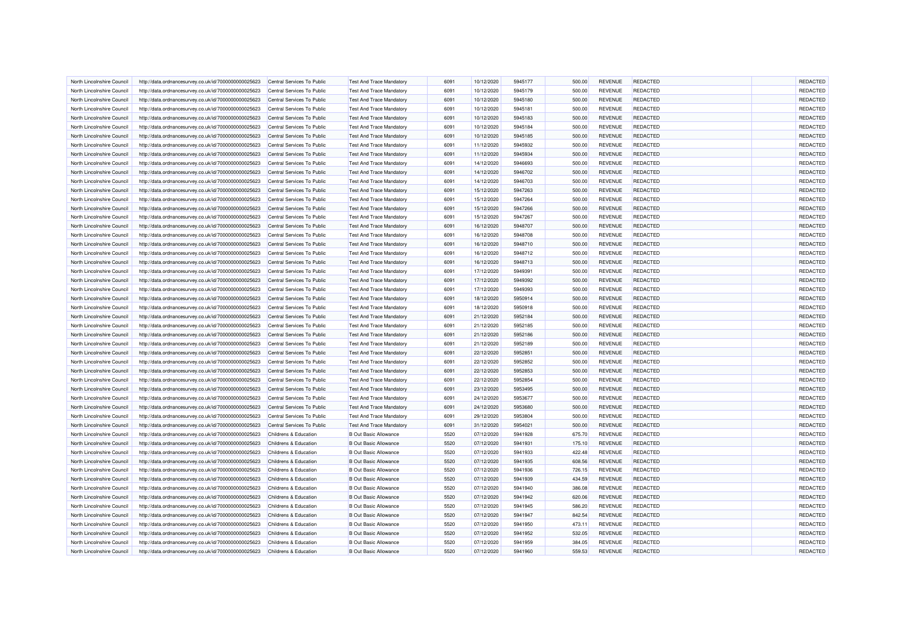| | | | | | | | | | | | |
|---|---|---|---|---|---|---|---|---|---|---|---|
| North Lincolnshire Council | http://data.ordnancesurvey.co.uk/id/7000000000025623 | Central Services To Public | Test And Trace Mandatory | 6091 | 10/12/2020 | 5945177 | 500.00 | REVENUE | REDACTED | | REDACTED |
| North Lincolnshire Council | http://data.ordnancesurvey.co.uk/id/7000000000025623 | Central Services To Public | Test And Trace Mandatory | 6091 | 10/12/2020 | 5945179 | 500.00 | REVENUE | REDACTED | | REDACTED |
| North Lincolnshire Council | http://data.ordnancesurvey.co.uk/id/7000000000025623 | Central Services To Public | Test And Trace Mandatory | 6091 | 10/12/2020 | 5945180 | 500.00 | REVENUE | REDACTED | | REDACTED |
| North Lincolnshire Council | http://data.ordnancesurvey.co.uk/id/7000000000025623 | Central Services To Public | Test And Trace Mandatory | 6091 | 10/12/2020 | 5945181 | 500.00 | REVENUE | REDACTED | | REDACTED |
| North Lincolnshire Council | http://data.ordnancesurvey.co.uk/id/7000000000025623 | Central Services To Public | Test And Trace Mandatory | 6091 | 10/12/2020 | 5945183 | 500.00 | REVENUE | REDACTED | | REDACTED |
| North Lincolnshire Council | http://data.ordnancesurvey.co.uk/id/7000000000025623 | Central Services To Public | Test And Trace Mandatory | 6091 | 10/12/2020 | 5945184 | 500.00 | REVENUE | REDACTED | | REDACTED |
| North Lincolnshire Council | http://data.ordnancesurvey.co.uk/id/7000000000025623 | Central Services To Public | Test And Trace Mandatory | 6091 | 10/12/2020 | 5945185 | 500.00 | REVENUE | REDACTED | | REDACTED |
| North Lincolnshire Council | http://data.ordnancesurvey.co.uk/id/7000000000025623 | Central Services To Public | Test And Trace Mandatory | 6091 | 11/12/2020 | 5945932 | 500.00 | REVENUE | REDACTED | | REDACTED |
| North Lincolnshire Council | http://data.ordnancesurvey.co.uk/id/7000000000025623 | Central Services To Public | Test And Trace Mandatory | 6091 | 11/12/2020 | 5945934 | 500.00 | REVENUE | REDACTED | | REDACTED |
| North Lincolnshire Council | http://data.ordnancesurvey.co.uk/id/7000000000025623 | Central Services To Public | Test And Trace Mandatory | 6091 | 14/12/2020 | 5946693 | 500.00 | REVENUE | REDACTED | | REDACTED |
| North Lincolnshire Council | http://data.ordnancesurvey.co.uk/id/7000000000025623 | Central Services To Public | Test And Trace Mandatory | 6091 | 14/12/2020 | 5946702 | 500.00 | REVENUE | REDACTED | | REDACTED |
| North Lincolnshire Council | http://data.ordnancesurvey.co.uk/id/7000000000025623 | Central Services To Public | Test And Trace Mandatory | 6091 | 14/12/2020 | 5946703 | 500.00 | REVENUE | REDACTED | | REDACTED |
| North Lincolnshire Council | http://data.ordnancesurvey.co.uk/id/7000000000025623 | Central Services To Public | Test And Trace Mandatory | 6091 | 15/12/2020 | 5947263 | 500.00 | REVENUE | REDACTED | | REDACTED |
| North Lincolnshire Council | http://data.ordnancesurvey.co.uk/id/7000000000025623 | Central Services To Public | Test And Trace Mandatory | 6091 | 15/12/2020 | 5947264 | 500.00 | REVENUE | REDACTED | | REDACTED |
| North Lincolnshire Council | http://data.ordnancesurvey.co.uk/id/7000000000025623 | Central Services To Public | Test And Trace Mandatory | 6091 | 15/12/2020 | 5947266 | 500.00 | REVENUE | REDACTED | | REDACTED |
| North Lincolnshire Council | http://data.ordnancesurvey.co.uk/id/7000000000025623 | Central Services To Public | Test And Trace Mandatory | 6091 | 15/12/2020 | 5947267 | 500.00 | REVENUE | REDACTED | | REDACTED |
| North Lincolnshire Council | http://data.ordnancesurvey.co.uk/id/7000000000025623 | Central Services To Public | Test And Trace Mandatory | 6091 | 16/12/2020 | 5948707 | 500.00 | REVENUE | REDACTED | | REDACTED |
| North Lincolnshire Council | http://data.ordnancesurvey.co.uk/id/7000000000025623 | Central Services To Public | Test And Trace Mandatory | 6091 | 16/12/2020 | 5948708 | 500.00 | REVENUE | REDACTED | | REDACTED |
| North Lincolnshire Council | http://data.ordnancesurvey.co.uk/id/7000000000025623 | Central Services To Public | Test And Trace Mandatory | 6091 | 16/12/2020 | 5948710 | 500.00 | REVENUE | REDACTED | | REDACTED |
| North Lincolnshire Council | http://data.ordnancesurvey.co.uk/id/7000000000025623 | Central Services To Public | Test And Trace Mandatory | 6091 | 16/12/2020 | 5948712 | 500.00 | REVENUE | REDACTED | | REDACTED |
| North Lincolnshire Council | http://data.ordnancesurvey.co.uk/id/7000000000025623 | Central Services To Public | Test And Trace Mandatory | 6091 | 16/12/2020 | 5948713 | 500.00 | REVENUE | REDACTED | | REDACTED |
| North Lincolnshire Council | http://data.ordnancesurvey.co.uk/id/7000000000025623 | Central Services To Public | Test And Trace Mandatory | 6091 | 17/12/2020 | 5949391 | 500.00 | REVENUE | REDACTED | | REDACTED |
| North Lincolnshire Council | http://data.ordnancesurvey.co.uk/id/7000000000025623 | Central Services To Public | Test And Trace Mandatory | 6091 | 17/12/2020 | 5949392 | 500.00 | REVENUE | REDACTED | | REDACTED |
| North Lincolnshire Council | http://data.ordnancesurvey.co.uk/id/7000000000025623 | Central Services To Public | Test And Trace Mandatory | 6091 | 17/12/2020 | 5949393 | 500.00 | REVENUE | REDACTED | | REDACTED |
| North Lincolnshire Council | http://data.ordnancesurvey.co.uk/id/7000000000025623 | Central Services To Public | Test And Trace Mandatory | 6091 | 18/12/2020 | 5950914 | 500.00 | REVENUE | REDACTED | | REDACTED |
| North Lincolnshire Council | http://data.ordnancesurvey.co.uk/id/7000000000025623 | Central Services To Public | Test And Trace Mandatory | 6091 | 18/12/2020 | 5950918 | 500.00 | REVENUE | REDACTED | | REDACTED |
| North Lincolnshire Council | http://data.ordnancesurvey.co.uk/id/7000000000025623 | Central Services To Public | Test And Trace Mandatory | 6091 | 21/12/2020 | 5952184 | 500.00 | REVENUE | REDACTED | | REDACTED |
| North Lincolnshire Council | http://data.ordnancesurvey.co.uk/id/7000000000025623 | Central Services To Public | Test And Trace Mandatory | 6091 | 21/12/2020 | 5952185 | 500.00 | REVENUE | REDACTED | | REDACTED |
| North Lincolnshire Council | http://data.ordnancesurvey.co.uk/id/7000000000025623 | Central Services To Public | Test And Trace Mandatory | 6091 | 21/12/2020 | 5952186 | 500.00 | REVENUE | REDACTED | | REDACTED |
| North Lincolnshire Council | http://data.ordnancesurvey.co.uk/id/7000000000025623 | Central Services To Public | Test And Trace Mandatory | 6091 | 21/12/2020 | 5952189 | 500.00 | REVENUE | REDACTED | | REDACTED |
| North Lincolnshire Council | http://data.ordnancesurvey.co.uk/id/7000000000025623 | Central Services To Public | Test And Trace Mandatory | 6091 | 22/12/2020 | 5952851 | 500.00 | REVENUE | REDACTED | | REDACTED |
| North Lincolnshire Council | http://data.ordnancesurvey.co.uk/id/7000000000025623 | Central Services To Public | Test And Trace Mandatory | 6091 | 22/12/2020 | 5952852 | 500.00 | REVENUE | REDACTED | | REDACTED |
| North Lincolnshire Council | http://data.ordnancesurvey.co.uk/id/7000000000025623 | Central Services To Public | Test And Trace Mandatory | 6091 | 22/12/2020 | 5952853 | 500.00 | REVENUE | REDACTED | | REDACTED |
| North Lincolnshire Council | http://data.ordnancesurvey.co.uk/id/7000000000025623 | Central Services To Public | Test And Trace Mandatory | 6091 | 22/12/2020 | 5952854 | 500.00 | REVENUE | REDACTED | | REDACTED |
| North Lincolnshire Council | http://data.ordnancesurvey.co.uk/id/7000000000025623 | Central Services To Public | Test And Trace Mandatory | 6091 | 23/12/2020 | 5953495 | 500.00 | REVENUE | REDACTED | | REDACTED |
| North Lincolnshire Council | http://data.ordnancesurvey.co.uk/id/7000000000025623 | Central Services To Public | Test And Trace Mandatory | 6091 | 24/12/2020 | 5953677 | 500.00 | REVENUE | REDACTED | | REDACTED |
| North Lincolnshire Council | http://data.ordnancesurvey.co.uk/id/7000000000025623 | Central Services To Public | Test And Trace Mandatory | 6091 | 24/12/2020 | 5953680 | 500.00 | REVENUE | REDACTED | | REDACTED |
| North Lincolnshire Council | http://data.ordnancesurvey.co.uk/id/7000000000025623 | Central Services To Public | Test And Trace Mandatory | 6091 | 29/12/2020 | 5953804 | 500.00 | REVENUE | REDACTED | | REDACTED |
| North Lincolnshire Council | http://data.ordnancesurvey.co.uk/id/7000000000025623 | Central Services To Public | Test And Trace Mandatory | 6091 | 31/12/2020 | 5954021 | 500.00 | REVENUE | REDACTED | | REDACTED |
| North Lincolnshire Council | http://data.ordnancesurvey.co.uk/id/7000000000025623 | Childrens & Education | B Out Basic Allowance | 5520 | 07/12/2020 | 5941928 | 675.70 | REVENUE | REDACTED | | REDACTED |
| North Lincolnshire Council | http://data.ordnancesurvey.co.uk/id/7000000000025623 | Childrens & Education | B Out Basic Allowance | 5520 | 07/12/2020 | 5941931 | 175.10 | REVENUE | REDACTED | | REDACTED |
| North Lincolnshire Council | http://data.ordnancesurvey.co.uk/id/7000000000025623 | Childrens & Education | B Out Basic Allowance | 5520 | 07/12/2020 | 5941933 | 422.48 | REVENUE | REDACTED | | REDACTED |
| North Lincolnshire Council | http://data.ordnancesurvey.co.uk/id/7000000000025623 | Childrens & Education | B Out Basic Allowance | 5520 | 07/12/2020 | 5941935 | 608.56 | REVENUE | REDACTED | | REDACTED |
| North Lincolnshire Council | http://data.ordnancesurvey.co.uk/id/7000000000025623 | Childrens & Education | B Out Basic Allowance | 5520 | 07/12/2020 | 5941936 | 726.15 | REVENUE | REDACTED | | REDACTED |
| North Lincolnshire Council | http://data.ordnancesurvey.co.uk/id/7000000000025623 | Childrens & Education | B Out Basic Allowance | 5520 | 07/12/2020 | 5941939 | 434.59 | REVENUE | REDACTED | | REDACTED |
| North Lincolnshire Council | http://data.ordnancesurvey.co.uk/id/7000000000025623 | Childrens & Education | B Out Basic Allowance | 5520 | 07/12/2020 | 5941940 | 386.08 | REVENUE | REDACTED | | REDACTED |
| North Lincolnshire Council | http://data.ordnancesurvey.co.uk/id/7000000000025623 | Childrens & Education | B Out Basic Allowance | 5520 | 07/12/2020 | 5941942 | 620.06 | REVENUE | REDACTED | | REDACTED |
| North Lincolnshire Council | http://data.ordnancesurvey.co.uk/id/7000000000025623 | Childrens & Education | B Out Basic Allowance | 5520 | 07/12/2020 | 5941945 | 586.20 | REVENUE | REDACTED | | REDACTED |
| North Lincolnshire Council | http://data.ordnancesurvey.co.uk/id/7000000000025623 | Childrens & Education | B Out Basic Allowance | 5520 | 07/12/2020 | 5941947 | 842.54 | REVENUE | REDACTED | | REDACTED |
| North Lincolnshire Council | http://data.ordnancesurvey.co.uk/id/7000000000025623 | Childrens & Education | B Out Basic Allowance | 5520 | 07/12/2020 | 5941950 | 473.11 | REVENUE | REDACTED | | REDACTED |
| North Lincolnshire Council | http://data.ordnancesurvey.co.uk/id/7000000000025623 | Childrens & Education | B Out Basic Allowance | 5520 | 07/12/2020 | 5941952 | 532.05 | REVENUE | REDACTED | | REDACTED |
| North Lincolnshire Council | http://data.ordnancesurvey.co.uk/id/7000000000025623 | Childrens & Education | B Out Basic Allowance | 5520 | 07/12/2020 | 5941959 | 384.05 | REVENUE | REDACTED | | REDACTED |
| North Lincolnshire Council | http://data.ordnancesurvey.co.uk/id/7000000000025623 | Childrens & Education | B Out Basic Allowance | 5520 | 07/12/2020 | 5941960 | 559.53 | REVENUE | REDACTED | | REDACTED |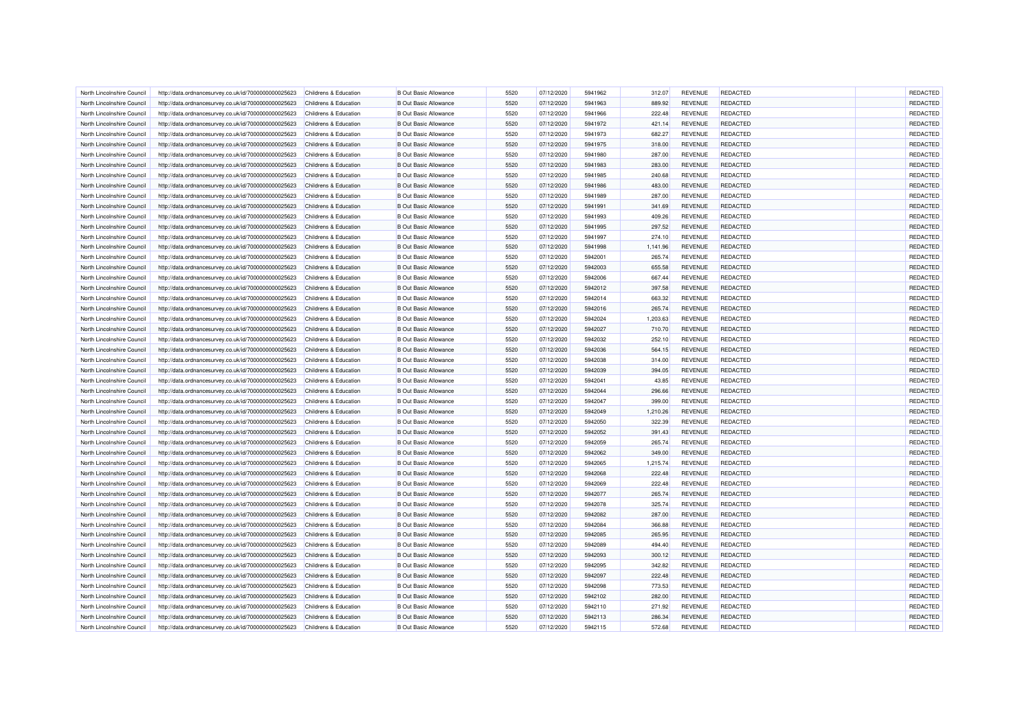| North Lincolnshire Council | http://data.ordnancesurvey.co.uk/id/7000000000025623 | Childrens & Education | B Out Basic Allowance | 5520 | 07/12/2020 | 5941962 | 312.07 | REVENUE | REDACTED | | REDACTED |
|---|---|---|---|---|---|---|---|---|---|---|---|
| North Lincolnshire Council | http://data.ordnancesurvey.co.uk/id/7000000000025623 | Childrens & Education | B Out Basic Allowance | 5520 | 07/12/2020 | 5941963 | 889.92 | REVENUE | REDACTED | | REDACTED |
| North Lincolnshire Council | http://data.ordnancesurvey.co.uk/id/7000000000025623 | Childrens & Education | B Out Basic Allowance | 5520 | 07/12/2020 | 5941966 | 222.48 | REVENUE | REDACTED | | REDACTED |
| North Lincolnshire Council | http://data.ordnancesurvey.co.uk/id/7000000000025623 | Childrens & Education | B Out Basic Allowance | 5520 | 07/12/2020 | 5941972 | 421.14 | REVENUE | REDACTED | | REDACTED |
| North Lincolnshire Council | http://data.ordnancesurvey.co.uk/id/7000000000025623 | Childrens & Education | B Out Basic Allowance | 5520 | 07/12/2020 | 5941973 | 682.27 | REVENUE | REDACTED | | REDACTED |
| North Lincolnshire Council | http://data.ordnancesurvey.co.uk/id/7000000000025623 | Childrens & Education | B Out Basic Allowance | 5520 | 07/12/2020 | 5941975 | 318.00 | REVENUE | REDACTED | | REDACTED |
| North Lincolnshire Council | http://data.ordnancesurvey.co.uk/id/7000000000025623 | Childrens & Education | B Out Basic Allowance | 5520 | 07/12/2020 | 5941980 | 287.00 | REVENUE | REDACTED | | REDACTED |
| North Lincolnshire Council | http://data.ordnancesurvey.co.uk/id/7000000000025623 | Childrens & Education | B Out Basic Allowance | 5520 | 07/12/2020 | 5941983 | 283.00 | REVENUE | REDACTED | | REDACTED |
| North Lincolnshire Council | http://data.ordnancesurvey.co.uk/id/7000000000025623 | Childrens & Education | B Out Basic Allowance | 5520 | 07/12/2020 | 5941985 | 240.68 | REVENUE | REDACTED | | REDACTED |
| North Lincolnshire Council | http://data.ordnancesurvey.co.uk/id/7000000000025623 | Childrens & Education | B Out Basic Allowance | 5520 | 07/12/2020 | 5941986 | 483.00 | REVENUE | REDACTED | | REDACTED |
| North Lincolnshire Council | http://data.ordnancesurvey.co.uk/id/7000000000025623 | Childrens & Education | B Out Basic Allowance | 5520 | 07/12/2020 | 5941989 | 287.00 | REVENUE | REDACTED | | REDACTED |
| North Lincolnshire Council | http://data.ordnancesurvey.co.uk/id/7000000000025623 | Childrens & Education | B Out Basic Allowance | 5520 | 07/12/2020 | 5941991 | 341.69 | REVENUE | REDACTED | | REDACTED |
| North Lincolnshire Council | http://data.ordnancesurvey.co.uk/id/7000000000025623 | Childrens & Education | B Out Basic Allowance | 5520 | 07/12/2020 | 5941993 | 409.26 | REVENUE | REDACTED | | REDACTED |
| North Lincolnshire Council | http://data.ordnancesurvey.co.uk/id/7000000000025623 | Childrens & Education | B Out Basic Allowance | 5520 | 07/12/2020 | 5941995 | 297.52 | REVENUE | REDACTED | | REDACTED |
| North Lincolnshire Council | http://data.ordnancesurvey.co.uk/id/7000000000025623 | Childrens & Education | B Out Basic Allowance | 5520 | 07/12/2020 | 5941997 | 274.10 | REVENUE | REDACTED | | REDACTED |
| North Lincolnshire Council | http://data.ordnancesurvey.co.uk/id/7000000000025623 | Childrens & Education | B Out Basic Allowance | 5520 | 07/12/2020 | 5941998 | 1,141.96 | REVENUE | REDACTED | | REDACTED |
| North Lincolnshire Council | http://data.ordnancesurvey.co.uk/id/7000000000025623 | Childrens & Education | B Out Basic Allowance | 5520 | 07/12/2020 | 5942001 | 265.74 | REVENUE | REDACTED | | REDACTED |
| North Lincolnshire Council | http://data.ordnancesurvey.co.uk/id/7000000000025623 | Childrens & Education | B Out Basic Allowance | 5520 | 07/12/2020 | 5942003 | 655.58 | REVENUE | REDACTED | | REDACTED |
| North Lincolnshire Council | http://data.ordnancesurvey.co.uk/id/7000000000025623 | Childrens & Education | B Out Basic Allowance | 5520 | 07/12/2020 | 5942006 | 667.44 | REVENUE | REDACTED | | REDACTED |
| North Lincolnshire Council | http://data.ordnancesurvey.co.uk/id/7000000000025623 | Childrens & Education | B Out Basic Allowance | 5520 | 07/12/2020 | 5942012 | 397.58 | REVENUE | REDACTED | | REDACTED |
| North Lincolnshire Council | http://data.ordnancesurvey.co.uk/id/7000000000025623 | Childrens & Education | B Out Basic Allowance | 5520 | 07/12/2020 | 5942014 | 663.32 | REVENUE | REDACTED | | REDACTED |
| North Lincolnshire Council | http://data.ordnancesurvey.co.uk/id/7000000000025623 | Childrens & Education | B Out Basic Allowance | 5520 | 07/12/2020 | 5942016 | 265.74 | REVENUE | REDACTED | | REDACTED |
| North Lincolnshire Council | http://data.ordnancesurvey.co.uk/id/7000000000025623 | Childrens & Education | B Out Basic Allowance | 5520 | 07/12/2020 | 5942024 | 1,203.63 | REVENUE | REDACTED | | REDACTED |
| North Lincolnshire Council | http://data.ordnancesurvey.co.uk/id/7000000000025623 | Childrens & Education | B Out Basic Allowance | 5520 | 07/12/2020 | 5942027 | 710.70 | REVENUE | REDACTED | | REDACTED |
| North Lincolnshire Council | http://data.ordnancesurvey.co.uk/id/7000000000025623 | Childrens & Education | B Out Basic Allowance | 5520 | 07/12/2020 | 5942032 | 252.10 | REVENUE | REDACTED | | REDACTED |
| North Lincolnshire Council | http://data.ordnancesurvey.co.uk/id/7000000000025623 | Childrens & Education | B Out Basic Allowance | 5520 | 07/12/2020 | 5942036 | 564.15 | REVENUE | REDACTED | | REDACTED |
| North Lincolnshire Council | http://data.ordnancesurvey.co.uk/id/7000000000025623 | Childrens & Education | B Out Basic Allowance | 5520 | 07/12/2020 | 5942038 | 314.00 | REVENUE | REDACTED | | REDACTED |
| North Lincolnshire Council | http://data.ordnancesurvey.co.uk/id/7000000000025623 | Childrens & Education | B Out Basic Allowance | 5520 | 07/12/2020 | 5942039 | 394.05 | REVENUE | REDACTED | | REDACTED |
| North Lincolnshire Council | http://data.ordnancesurvey.co.uk/id/7000000000025623 | Childrens & Education | B Out Basic Allowance | 5520 | 07/12/2020 | 5942041 | 43.85 | REVENUE | REDACTED | | REDACTED |
| North Lincolnshire Council | http://data.ordnancesurvey.co.uk/id/7000000000025623 | Childrens & Education | B Out Basic Allowance | 5520 | 07/12/2020 | 5942044 | 296.66 | REVENUE | REDACTED | | REDACTED |
| North Lincolnshire Council | http://data.ordnancesurvey.co.uk/id/7000000000025623 | Childrens & Education | B Out Basic Allowance | 5520 | 07/12/2020 | 5942047 | 399.00 | REVENUE | REDACTED | | REDACTED |
| North Lincolnshire Council | http://data.ordnancesurvey.co.uk/id/7000000000025623 | Childrens & Education | B Out Basic Allowance | 5520 | 07/12/2020 | 5942049 | 1,210.26 | REVENUE | REDACTED | | REDACTED |
| North Lincolnshire Council | http://data.ordnancesurvey.co.uk/id/7000000000025623 | Childrens & Education | B Out Basic Allowance | 5520 | 07/12/2020 | 5942050 | 322.39 | REVENUE | REDACTED | | REDACTED |
| North Lincolnshire Council | http://data.ordnancesurvey.co.uk/id/7000000000025623 | Childrens & Education | B Out Basic Allowance | 5520 | 07/12/2020 | 5942052 | 391.43 | REVENUE | REDACTED | | REDACTED |
| North Lincolnshire Council | http://data.ordnancesurvey.co.uk/id/7000000000025623 | Childrens & Education | B Out Basic Allowance | 5520 | 07/12/2020 | 5942059 | 265.74 | REVENUE | REDACTED | | REDACTED |
| North Lincolnshire Council | http://data.ordnancesurvey.co.uk/id/7000000000025623 | Childrens & Education | B Out Basic Allowance | 5520 | 07/12/2020 | 5942062 | 349.00 | REVENUE | REDACTED | | REDACTED |
| North Lincolnshire Council | http://data.ordnancesurvey.co.uk/id/7000000000025623 | Childrens & Education | B Out Basic Allowance | 5520 | 07/12/2020 | 5942065 | 1,215.74 | REVENUE | REDACTED | | REDACTED |
| North Lincolnshire Council | http://data.ordnancesurvey.co.uk/id/7000000000025623 | Childrens & Education | B Out Basic Allowance | 5520 | 07/12/2020 | 5942068 | 222.48 | REVENUE | REDACTED | | REDACTED |
| North Lincolnshire Council | http://data.ordnancesurvey.co.uk/id/7000000000025623 | Childrens & Education | B Out Basic Allowance | 5520 | 07/12/2020 | 5942069 | 222.48 | REVENUE | REDACTED | | REDACTED |
| North Lincolnshire Council | http://data.ordnancesurvey.co.uk/id/7000000000025623 | Childrens & Education | B Out Basic Allowance | 5520 | 07/12/2020 | 5942077 | 265.74 | REVENUE | REDACTED | | REDACTED |
| North Lincolnshire Council | http://data.ordnancesurvey.co.uk/id/7000000000025623 | Childrens & Education | B Out Basic Allowance | 5520 | 07/12/2020 | 5942078 | 325.74 | REVENUE | REDACTED | | REDACTED |
| North Lincolnshire Council | http://data.ordnancesurvey.co.uk/id/7000000000025623 | Childrens & Education | B Out Basic Allowance | 5520 | 07/12/2020 | 5942082 | 287.00 | REVENUE | REDACTED | | REDACTED |
| North Lincolnshire Council | http://data.ordnancesurvey.co.uk/id/7000000000025623 | Childrens & Education | B Out Basic Allowance | 5520 | 07/12/2020 | 5942084 | 366.88 | REVENUE | REDACTED | | REDACTED |
| North Lincolnshire Council | http://data.ordnancesurvey.co.uk/id/7000000000025623 | Childrens & Education | B Out Basic Allowance | 5520 | 07/12/2020 | 5942085 | 265.95 | REVENUE | REDACTED | | REDACTED |
| North Lincolnshire Council | http://data.ordnancesurvey.co.uk/id/7000000000025623 | Childrens & Education | B Out Basic Allowance | 5520 | 07/12/2020 | 5942089 | 494.40 | REVENUE | REDACTED | | REDACTED |
| North Lincolnshire Council | http://data.ordnancesurvey.co.uk/id/7000000000025623 | Childrens & Education | B Out Basic Allowance | 5520 | 07/12/2020 | 5942093 | 300.12 | REVENUE | REDACTED | | REDACTED |
| North Lincolnshire Council | http://data.ordnancesurvey.co.uk/id/7000000000025623 | Childrens & Education | B Out Basic Allowance | 5520 | 07/12/2020 | 5942095 | 342.82 | REVENUE | REDACTED | | REDACTED |
| North Lincolnshire Council | http://data.ordnancesurvey.co.uk/id/7000000000025623 | Childrens & Education | B Out Basic Allowance | 5520 | 07/12/2020 | 5942097 | 222.48 | REVENUE | REDACTED | | REDACTED |
| North Lincolnshire Council | http://data.ordnancesurvey.co.uk/id/7000000000025623 | Childrens & Education | B Out Basic Allowance | 5520 | 07/12/2020 | 5942098 | 773.53 | REVENUE | REDACTED | | REDACTED |
| North Lincolnshire Council | http://data.ordnancesurvey.co.uk/id/7000000000025623 | Childrens & Education | B Out Basic Allowance | 5520 | 07/12/2020 | 5942102 | 282.00 | REVENUE | REDACTED | | REDACTED |
| North Lincolnshire Council | http://data.ordnancesurvey.co.uk/id/7000000000025623 | Childrens & Education | B Out Basic Allowance | 5520 | 07/12/2020 | 5942110 | 271.92 | REVENUE | REDACTED | | REDACTED |
| North Lincolnshire Council | http://data.ordnancesurvey.co.uk/id/7000000000025623 | Childrens & Education | B Out Basic Allowance | 5520 | 07/12/2020 | 5942113 | 286.34 | REVENUE | REDACTED | | REDACTED |
| North Lincolnshire Council | http://data.ordnancesurvey.co.uk/id/7000000000025623 | Childrens & Education | B Out Basic Allowance | 5520 | 07/12/2020 | 5942115 | 572.68 | REVENUE | REDACTED | | REDACTED |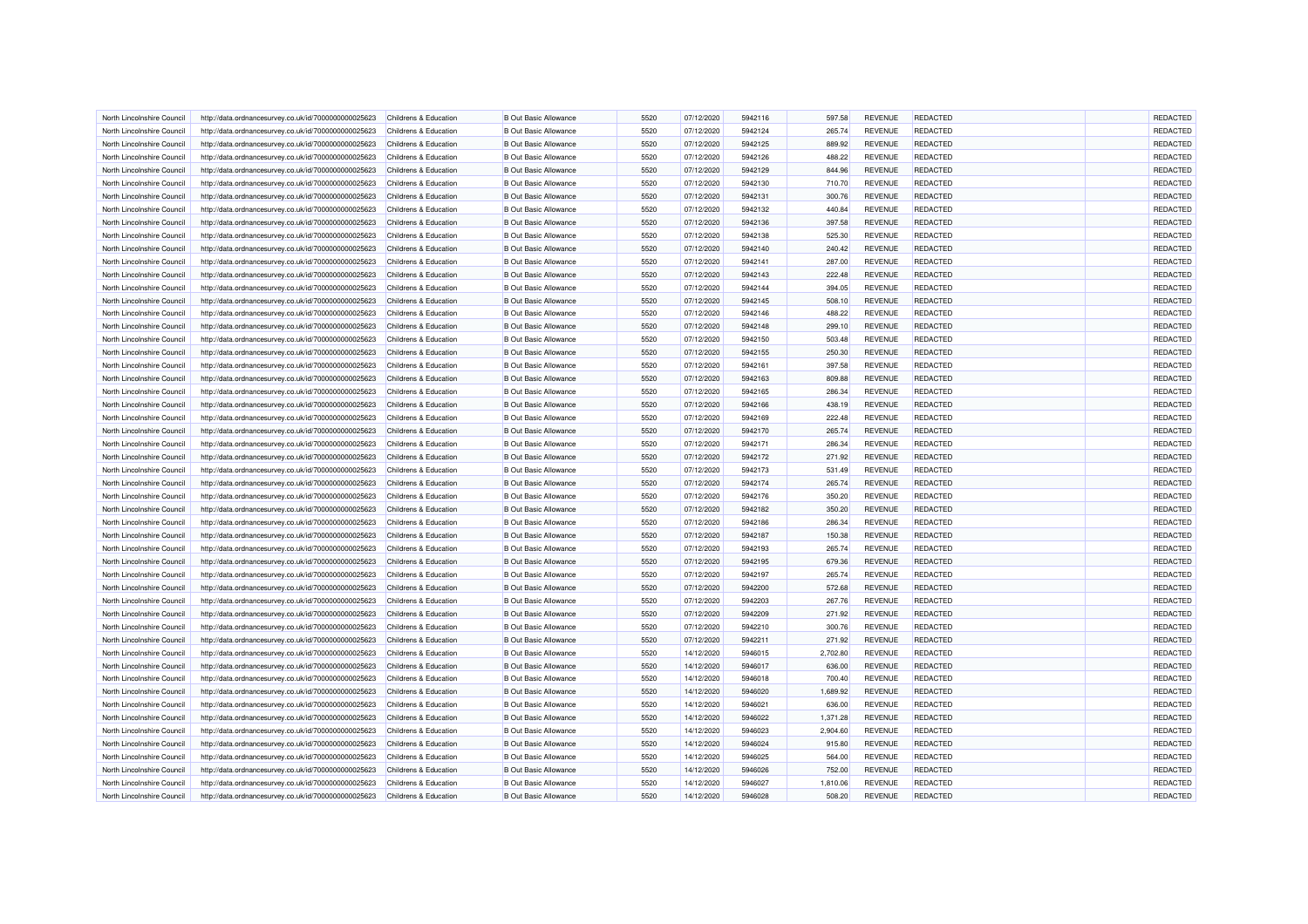| | | | | | | | | | | | |
|---|---|---|---|---|---|---|---|---|---|---|---|
| North Lincolnshire Council | http://data.ordnancesurvey.co.uk/id/7000000000025623 | Childrens & Education | B Out Basic Allowance | 5520 | 07/12/2020 | 5942116 | 597.58 | REVENUE | REDACTED | | REDACTED |
| North Lincolnshire Council | http://data.ordnancesurvey.co.uk/id/7000000000025623 | Childrens & Education | B Out Basic Allowance | 5520 | 07/12/2020 | 5942124 | 265.74 | REVENUE | REDACTED | | REDACTED |
| North Lincolnshire Council | http://data.ordnancesurvey.co.uk/id/7000000000025623 | Childrens & Education | B Out Basic Allowance | 5520 | 07/12/2020 | 5942125 | 889.92 | REVENUE | REDACTED | | REDACTED |
| North Lincolnshire Council | http://data.ordnancesurvey.co.uk/id/7000000000025623 | Childrens & Education | B Out Basic Allowance | 5520 | 07/12/2020 | 5942126 | 488.22 | REVENUE | REDACTED | | REDACTED |
| North Lincolnshire Council | http://data.ordnancesurvey.co.uk/id/7000000000025623 | Childrens & Education | B Out Basic Allowance | 5520 | 07/12/2020 | 5942129 | 844.96 | REVENUE | REDACTED | | REDACTED |
| North Lincolnshire Council | http://data.ordnancesurvey.co.uk/id/7000000000025623 | Childrens & Education | B Out Basic Allowance | 5520 | 07/12/2020 | 5942130 | 710.70 | REVENUE | REDACTED | | REDACTED |
| North Lincolnshire Council | http://data.ordnancesurvey.co.uk/id/7000000000025623 | Childrens & Education | B Out Basic Allowance | 5520 | 07/12/2020 | 5942131 | 300.76 | REVENUE | REDACTED | | REDACTED |
| North Lincolnshire Council | http://data.ordnancesurvey.co.uk/id/7000000000025623 | Childrens & Education | B Out Basic Allowance | 5520 | 07/12/2020 | 5942132 | 440.84 | REVENUE | REDACTED | | REDACTED |
| North Lincolnshire Council | http://data.ordnancesurvey.co.uk/id/7000000000025623 | Childrens & Education | B Out Basic Allowance | 5520 | 07/12/2020 | 5942136 | 397.58 | REVENUE | REDACTED | | REDACTED |
| North Lincolnshire Council | http://data.ordnancesurvey.co.uk/id/7000000000025623 | Childrens & Education | B Out Basic Allowance | 5520 | 07/12/2020 | 5942138 | 525.30 | REVENUE | REDACTED | | REDACTED |
| North Lincolnshire Council | http://data.ordnancesurvey.co.uk/id/7000000000025623 | Childrens & Education | B Out Basic Allowance | 5520 | 07/12/2020 | 5942140 | 240.42 | REVENUE | REDACTED | | REDACTED |
| North Lincolnshire Council | http://data.ordnancesurvey.co.uk/id/7000000000025623 | Childrens & Education | B Out Basic Allowance | 5520 | 07/12/2020 | 5942141 | 287.00 | REVENUE | REDACTED | | REDACTED |
| North Lincolnshire Council | http://data.ordnancesurvey.co.uk/id/7000000000025623 | Childrens & Education | B Out Basic Allowance | 5520 | 07/12/2020 | 5942143 | 222.48 | REVENUE | REDACTED | | REDACTED |
| North Lincolnshire Council | http://data.ordnancesurvey.co.uk/id/7000000000025623 | Childrens & Education | B Out Basic Allowance | 5520 | 07/12/2020 | 5942144 | 394.05 | REVENUE | REDACTED | | REDACTED |
| North Lincolnshire Council | http://data.ordnancesurvey.co.uk/id/7000000000025623 | Childrens & Education | B Out Basic Allowance | 5520 | 07/12/2020 | 5942145 | 508.10 | REVENUE | REDACTED | | REDACTED |
| North Lincolnshire Council | http://data.ordnancesurvey.co.uk/id/7000000000025623 | Childrens & Education | B Out Basic Allowance | 5520 | 07/12/2020 | 5942146 | 488.22 | REVENUE | REDACTED | | REDACTED |
| North Lincolnshire Council | http://data.ordnancesurvey.co.uk/id/7000000000025623 | Childrens & Education | B Out Basic Allowance | 5520 | 07/12/2020 | 5942148 | 299.10 | REVENUE | REDACTED | | REDACTED |
| North Lincolnshire Council | http://data.ordnancesurvey.co.uk/id/7000000000025623 | Childrens & Education | B Out Basic Allowance | 5520 | 07/12/2020 | 5942150 | 503.48 | REVENUE | REDACTED | | REDACTED |
| North Lincolnshire Council | http://data.ordnancesurvey.co.uk/id/7000000000025623 | Childrens & Education | B Out Basic Allowance | 5520 | 07/12/2020 | 5942155 | 250.30 | REVENUE | REDACTED | | REDACTED |
| North Lincolnshire Council | http://data.ordnancesurvey.co.uk/id/7000000000025623 | Childrens & Education | B Out Basic Allowance | 5520 | 07/12/2020 | 5942161 | 397.58 | REVENUE | REDACTED | | REDACTED |
| North Lincolnshire Council | http://data.ordnancesurvey.co.uk/id/7000000000025623 | Childrens & Education | B Out Basic Allowance | 5520 | 07/12/2020 | 5942163 | 809.88 | REVENUE | REDACTED | | REDACTED |
| North Lincolnshire Council | http://data.ordnancesurvey.co.uk/id/7000000000025623 | Childrens & Education | B Out Basic Allowance | 5520 | 07/12/2020 | 5942165 | 286.34 | REVENUE | REDACTED | | REDACTED |
| North Lincolnshire Council | http://data.ordnancesurvey.co.uk/id/7000000000025623 | Childrens & Education | B Out Basic Allowance | 5520 | 07/12/2020 | 5942166 | 438.19 | REVENUE | REDACTED | | REDACTED |
| North Lincolnshire Council | http://data.ordnancesurvey.co.uk/id/7000000000025623 | Childrens & Education | B Out Basic Allowance | 5520 | 07/12/2020 | 5942169 | 222.48 | REVENUE | REDACTED | | REDACTED |
| North Lincolnshire Council | http://data.ordnancesurvey.co.uk/id/7000000000025623 | Childrens & Education | B Out Basic Allowance | 5520 | 07/12/2020 | 5942170 | 265.74 | REVENUE | REDACTED | | REDACTED |
| North Lincolnshire Council | http://data.ordnancesurvey.co.uk/id/7000000000025623 | Childrens & Education | B Out Basic Allowance | 5520 | 07/12/2020 | 5942171 | 286.34 | REVENUE | REDACTED | | REDACTED |
| North Lincolnshire Council | http://data.ordnancesurvey.co.uk/id/7000000000025623 | Childrens & Education | B Out Basic Allowance | 5520 | 07/12/2020 | 5942172 | 271.92 | REVENUE | REDACTED | | REDACTED |
| North Lincolnshire Council | http://data.ordnancesurvey.co.uk/id/7000000000025623 | Childrens & Education | B Out Basic Allowance | 5520 | 07/12/2020 | 5942173 | 531.49 | REVENUE | REDACTED | | REDACTED |
| North Lincolnshire Council | http://data.ordnancesurvey.co.uk/id/7000000000025623 | Childrens & Education | B Out Basic Allowance | 5520 | 07/12/2020 | 5942174 | 265.74 | REVENUE | REDACTED | | REDACTED |
| North Lincolnshire Council | http://data.ordnancesurvey.co.uk/id/7000000000025623 | Childrens & Education | B Out Basic Allowance | 5520 | 07/12/2020 | 5942176 | 350.20 | REVENUE | REDACTED | | REDACTED |
| North Lincolnshire Council | http://data.ordnancesurvey.co.uk/id/7000000000025623 | Childrens & Education | B Out Basic Allowance | 5520 | 07/12/2020 | 5942182 | 350.20 | REVENUE | REDACTED | | REDACTED |
| North Lincolnshire Council | http://data.ordnancesurvey.co.uk/id/7000000000025623 | Childrens & Education | B Out Basic Allowance | 5520 | 07/12/2020 | 5942186 | 286.34 | REVENUE | REDACTED | | REDACTED |
| North Lincolnshire Council | http://data.ordnancesurvey.co.uk/id/7000000000025623 | Childrens & Education | B Out Basic Allowance | 5520 | 07/12/2020 | 5942187 | 150.38 | REVENUE | REDACTED | | REDACTED |
| North Lincolnshire Council | http://data.ordnancesurvey.co.uk/id/7000000000025623 | Childrens & Education | B Out Basic Allowance | 5520 | 07/12/2020 | 5942193 | 265.74 | REVENUE | REDACTED | | REDACTED |
| North Lincolnshire Council | http://data.ordnancesurvey.co.uk/id/7000000000025623 | Childrens & Education | B Out Basic Allowance | 5520 | 07/12/2020 | 5942195 | 679.36 | REVENUE | REDACTED | | REDACTED |
| North Lincolnshire Council | http://data.ordnancesurvey.co.uk/id/7000000000025623 | Childrens & Education | B Out Basic Allowance | 5520 | 07/12/2020 | 5942197 | 265.74 | REVENUE | REDACTED | | REDACTED |
| North Lincolnshire Council | http://data.ordnancesurvey.co.uk/id/7000000000025623 | Childrens & Education | B Out Basic Allowance | 5520 | 07/12/2020 | 5942200 | 572.68 | REVENUE | REDACTED | | REDACTED |
| North Lincolnshire Council | http://data.ordnancesurvey.co.uk/id/7000000000025623 | Childrens & Education | B Out Basic Allowance | 5520 | 07/12/2020 | 5942203 | 267.76 | REVENUE | REDACTED | | REDACTED |
| North Lincolnshire Council | http://data.ordnancesurvey.co.uk/id/7000000000025623 | Childrens & Education | B Out Basic Allowance | 5520 | 07/12/2020 | 5942209 | 271.92 | REVENUE | REDACTED | | REDACTED |
| North Lincolnshire Council | http://data.ordnancesurvey.co.uk/id/7000000000025623 | Childrens & Education | B Out Basic Allowance | 5520 | 07/12/2020 | 5942210 | 300.76 | REVENUE | REDACTED | | REDACTED |
| North Lincolnshire Council | http://data.ordnancesurvey.co.uk/id/7000000000025623 | Childrens & Education | B Out Basic Allowance | 5520 | 07/12/2020 | 5942211 | 271.92 | REVENUE | REDACTED | | REDACTED |
| North Lincolnshire Council | http://data.ordnancesurvey.co.uk/id/7000000000025623 | Childrens & Education | B Out Basic Allowance | 5520 | 14/12/2020 | 5946015 | 2,702.80 | REVENUE | REDACTED | | REDACTED |
| North Lincolnshire Council | http://data.ordnancesurvey.co.uk/id/7000000000025623 | Childrens & Education | B Out Basic Allowance | 5520 | 14/12/2020 | 5946017 | 636.00 | REVENUE | REDACTED | | REDACTED |
| North Lincolnshire Council | http://data.ordnancesurvey.co.uk/id/7000000000025623 | Childrens & Education | B Out Basic Allowance | 5520 | 14/12/2020 | 5946018 | 700.40 | REVENUE | REDACTED | | REDACTED |
| North Lincolnshire Council | http://data.ordnancesurvey.co.uk/id/7000000000025623 | Childrens & Education | B Out Basic Allowance | 5520 | 14/12/2020 | 5946020 | 1,689.92 | REVENUE | REDACTED | | REDACTED |
| North Lincolnshire Council | http://data.ordnancesurvey.co.uk/id/7000000000025623 | Childrens & Education | B Out Basic Allowance | 5520 | 14/12/2020 | 5946021 | 636.00 | REVENUE | REDACTED | | REDACTED |
| North Lincolnshire Council | http://data.ordnancesurvey.co.uk/id/7000000000025623 | Childrens & Education | B Out Basic Allowance | 5520 | 14/12/2020 | 5946022 | 1,371.28 | REVENUE | REDACTED | | REDACTED |
| North Lincolnshire Council | http://data.ordnancesurvey.co.uk/id/7000000000025623 | Childrens & Education | B Out Basic Allowance | 5520 | 14/12/2020 | 5946023 | 2,904.60 | REVENUE | REDACTED | | REDACTED |
| North Lincolnshire Council | http://data.ordnancesurvey.co.uk/id/7000000000025623 | Childrens & Education | B Out Basic Allowance | 5520 | 14/12/2020 | 5946024 | 915.80 | REVENUE | REDACTED | | REDACTED |
| North Lincolnshire Council | http://data.ordnancesurvey.co.uk/id/7000000000025623 | Childrens & Education | B Out Basic Allowance | 5520 | 14/12/2020 | 5946025 | 564.00 | REVENUE | REDACTED | | REDACTED |
| North Lincolnshire Council | http://data.ordnancesurvey.co.uk/id/7000000000025623 | Childrens & Education | B Out Basic Allowance | 5520 | 14/12/2020 | 5946026 | 752.00 | REVENUE | REDACTED | | REDACTED |
| North Lincolnshire Council | http://data.ordnancesurvey.co.uk/id/7000000000025623 | Childrens & Education | B Out Basic Allowance | 5520 | 14/12/2020 | 5946027 | 1,810.06 | REVENUE | REDACTED | | REDACTED |
| North Lincolnshire Council | http://data.ordnancesurvey.co.uk/id/7000000000025623 | Childrens & Education | B Out Basic Allowance | 5520 | 14/12/2020 | 5946028 | 508.20 | REVENUE | REDACTED | | REDACTED |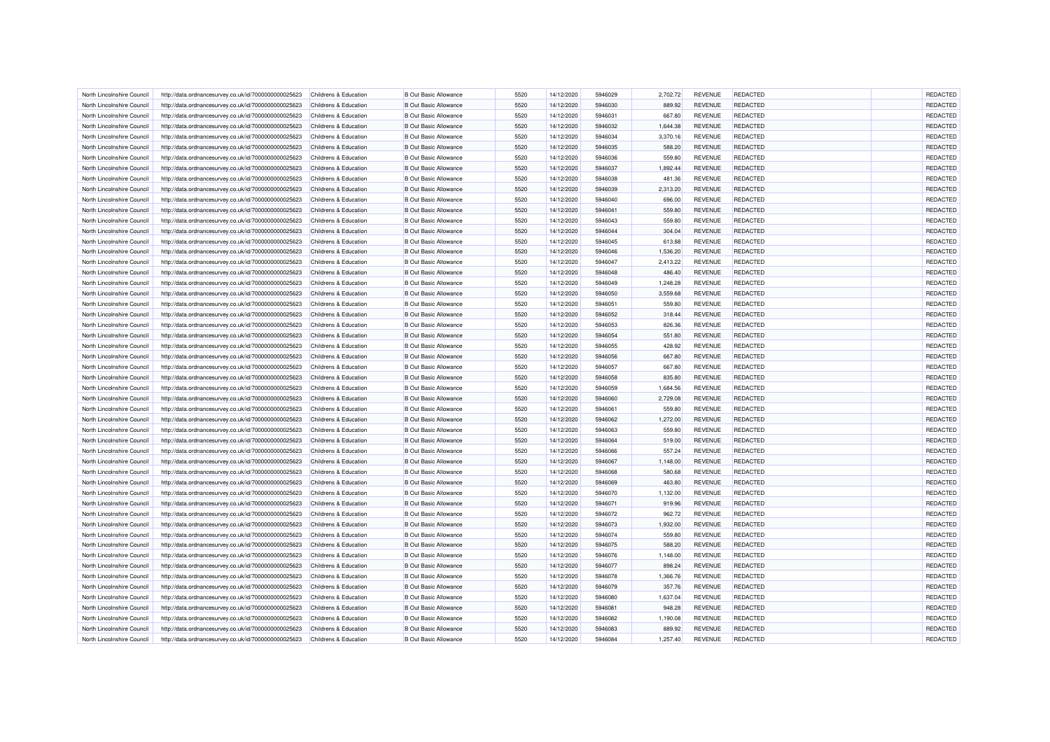| | | | | | | | | | | | |
|---|---|---|---|---|---|---|---|---|---|---|---|
| North Lincolnshire Council | http://data.ordnancesurvey.co.uk/id/7000000000025623 | Childrens & Education | B Out Basic Allowance | 5520 | 14/12/2020 | 5946029 | 2,702.72 | REVENUE | REDACTED | | REDACTED |
| North Lincolnshire Council | http://data.ordnancesurvey.co.uk/id/7000000000025623 | Childrens & Education | B Out Basic Allowance | 5520 | 14/12/2020 | 5946030 | 889.92 | REVENUE | REDACTED | | REDACTED |
| North Lincolnshire Council | http://data.ordnancesurvey.co.uk/id/7000000000025623 | Childrens & Education | B Out Basic Allowance | 5520 | 14/12/2020 | 5946031 | 667.80 | REVENUE | REDACTED | | REDACTED |
| North Lincolnshire Council | http://data.ordnancesurvey.co.uk/id/7000000000025623 | Childrens & Education | B Out Basic Allowance | 5520 | 14/12/2020 | 5946032 | 1,644.38 | REVENUE | REDACTED | | REDACTED |
| North Lincolnshire Council | http://data.ordnancesurvey.co.uk/id/7000000000025623 | Childrens & Education | B Out Basic Allowance | 5520 | 14/12/2020 | 5946034 | 3,370.16 | REVENUE | REDACTED | | REDACTED |
| North Lincolnshire Council | http://data.ordnancesurvey.co.uk/id/7000000000025623 | Childrens & Education | B Out Basic Allowance | 5520 | 14/12/2020 | 5946035 | 588.20 | REVENUE | REDACTED | | REDACTED |
| North Lincolnshire Council | http://data.ordnancesurvey.co.uk/id/7000000000025623 | Childrens & Education | B Out Basic Allowance | 5520 | 14/12/2020 | 5946036 | 559.80 | REVENUE | REDACTED | | REDACTED |
| North Lincolnshire Council | http://data.ordnancesurvey.co.uk/id/7000000000025623 | Childrens & Education | B Out Basic Allowance | 5520 | 14/12/2020 | 5946037 | 1,892.44 | REVENUE | REDACTED | | REDACTED |
| North Lincolnshire Council | http://data.ordnancesurvey.co.uk/id/7000000000025623 | Childrens & Education | B Out Basic Allowance | 5520 | 14/12/2020 | 5946038 | 481.36 | REVENUE | REDACTED | | REDACTED |
| North Lincolnshire Council | http://data.ordnancesurvey.co.uk/id/7000000000025623 | Childrens & Education | B Out Basic Allowance | 5520 | 14/12/2020 | 5946039 | 2,313.20 | REVENUE | REDACTED | | REDACTED |
| North Lincolnshire Council | http://data.ordnancesurvey.co.uk/id/7000000000025623 | Childrens & Education | B Out Basic Allowance | 5520 | 14/12/2020 | 5946040 | 696.00 | REVENUE | REDACTED | | REDACTED |
| North Lincolnshire Council | http://data.ordnancesurvey.co.uk/id/7000000000025623 | Childrens & Education | B Out Basic Allowance | 5520 | 14/12/2020 | 5946041 | 559.80 | REVENUE | REDACTED | | REDACTED |
| North Lincolnshire Council | http://data.ordnancesurvey.co.uk/id/7000000000025623 | Childrens & Education | B Out Basic Allowance | 5520 | 14/12/2020 | 5946043 | 559.80 | REVENUE | REDACTED | | REDACTED |
| North Lincolnshire Council | http://data.ordnancesurvey.co.uk/id/7000000000025623 | Childrens & Education | B Out Basic Allowance | 5520 | 14/12/2020 | 5946044 | 304.04 | REVENUE | REDACTED | | REDACTED |
| North Lincolnshire Council | http://data.ordnancesurvey.co.uk/id/7000000000025623 | Childrens & Education | B Out Basic Allowance | 5520 | 14/12/2020 | 5946045 | 613.88 | REVENUE | REDACTED | | REDACTED |
| North Lincolnshire Council | http://data.ordnancesurvey.co.uk/id/7000000000025623 | Childrens & Education | B Out Basic Allowance | 5520 | 14/12/2020 | 5946046 | 1,536.20 | REVENUE | REDACTED | | REDACTED |
| North Lincolnshire Council | http://data.ordnancesurvey.co.uk/id/7000000000025623 | Childrens & Education | B Out Basic Allowance | 5520 | 14/12/2020 | 5946047 | 2,413.22 | REVENUE | REDACTED | | REDACTED |
| North Lincolnshire Council | http://data.ordnancesurvey.co.uk/id/7000000000025623 | Childrens & Education | B Out Basic Allowance | 5520 | 14/12/2020 | 5946048 | 486.40 | REVENUE | REDACTED | | REDACTED |
| North Lincolnshire Council | http://data.ordnancesurvey.co.uk/id/7000000000025623 | Childrens & Education | B Out Basic Allowance | 5520 | 14/12/2020 | 5946049 | 1,248.28 | REVENUE | REDACTED | | REDACTED |
| North Lincolnshire Council | http://data.ordnancesurvey.co.uk/id/7000000000025623 | Childrens & Education | B Out Basic Allowance | 5520 | 14/12/2020 | 5946050 | 3,559.68 | REVENUE | REDACTED | | REDACTED |
| North Lincolnshire Council | http://data.ordnancesurvey.co.uk/id/7000000000025623 | Childrens & Education | B Out Basic Allowance | 5520 | 14/12/2020 | 5946051 | 559.80 | REVENUE | REDACTED | | REDACTED |
| North Lincolnshire Council | http://data.ordnancesurvey.co.uk/id/7000000000025623 | Childrens & Education | B Out Basic Allowance | 5520 | 14/12/2020 | 5946052 | 318.44 | REVENUE | REDACTED | | REDACTED |
| North Lincolnshire Council | http://data.ordnancesurvey.co.uk/id/7000000000025623 | Childrens & Education | B Out Basic Allowance | 5520 | 14/12/2020 | 5946053 | 826.36 | REVENUE | REDACTED | | REDACTED |
| North Lincolnshire Council | http://data.ordnancesurvey.co.uk/id/7000000000025623 | Childrens & Education | B Out Basic Allowance | 5520 | 14/12/2020 | 5946054 | 551.80 | REVENUE | REDACTED | | REDACTED |
| North Lincolnshire Council | http://data.ordnancesurvey.co.uk/id/7000000000025623 | Childrens & Education | B Out Basic Allowance | 5520 | 14/12/2020 | 5946055 | 428.92 | REVENUE | REDACTED | | REDACTED |
| North Lincolnshire Council | http://data.ordnancesurvey.co.uk/id/7000000000025623 | Childrens & Education | B Out Basic Allowance | 5520 | 14/12/2020 | 5946056 | 667.80 | REVENUE | REDACTED | | REDACTED |
| North Lincolnshire Council | http://data.ordnancesurvey.co.uk/id/7000000000025623 | Childrens & Education | B Out Basic Allowance | 5520 | 14/12/2020 | 5946057 | 667.80 | REVENUE | REDACTED | | REDACTED |
| North Lincolnshire Council | http://data.ordnancesurvey.co.uk/id/7000000000025623 | Childrens & Education | B Out Basic Allowance | 5520 | 14/12/2020 | 5946058 | 835.80 | REVENUE | REDACTED | | REDACTED |
| North Lincolnshire Council | http://data.ordnancesurvey.co.uk/id/7000000000025623 | Childrens & Education | B Out Basic Allowance | 5520 | 14/12/2020 | 5946059 | 1,684.56 | REVENUE | REDACTED | | REDACTED |
| North Lincolnshire Council | http://data.ordnancesurvey.co.uk/id/7000000000025623 | Childrens & Education | B Out Basic Allowance | 5520 | 14/12/2020 | 5946060 | 2,729.08 | REVENUE | REDACTED | | REDACTED |
| North Lincolnshire Council | http://data.ordnancesurvey.co.uk/id/7000000000025623 | Childrens & Education | B Out Basic Allowance | 5520 | 14/12/2020 | 5946061 | 559.80 | REVENUE | REDACTED | | REDACTED |
| North Lincolnshire Council | http://data.ordnancesurvey.co.uk/id/7000000000025623 | Childrens & Education | B Out Basic Allowance | 5520 | 14/12/2020 | 5946062 | 1,272.00 | REVENUE | REDACTED | | REDACTED |
| North Lincolnshire Council | http://data.ordnancesurvey.co.uk/id/7000000000025623 | Childrens & Education | B Out Basic Allowance | 5520 | 14/12/2020 | 5946063 | 559.80 | REVENUE | REDACTED | | REDACTED |
| North Lincolnshire Council | http://data.ordnancesurvey.co.uk/id/7000000000025623 | Childrens & Education | B Out Basic Allowance | 5520 | 14/12/2020 | 5946064 | 519.00 | REVENUE | REDACTED | | REDACTED |
| North Lincolnshire Council | http://data.ordnancesurvey.co.uk/id/7000000000025623 | Childrens & Education | B Out Basic Allowance | 5520 | 14/12/2020 | 5946066 | 557.24 | REVENUE | REDACTED | | REDACTED |
| North Lincolnshire Council | http://data.ordnancesurvey.co.uk/id/7000000000025623 | Childrens & Education | B Out Basic Allowance | 5520 | 14/12/2020 | 5946067 | 1,148.00 | REVENUE | REDACTED | | REDACTED |
| North Lincolnshire Council | http://data.ordnancesurvey.co.uk/id/7000000000025623 | Childrens & Education | B Out Basic Allowance | 5520 | 14/12/2020 | 5946068 | 580.68 | REVENUE | REDACTED | | REDACTED |
| North Lincolnshire Council | http://data.ordnancesurvey.co.uk/id/7000000000025623 | Childrens & Education | B Out Basic Allowance | 5520 | 14/12/2020 | 5946069 | 463.80 | REVENUE | REDACTED | | REDACTED |
| North Lincolnshire Council | http://data.ordnancesurvey.co.uk/id/7000000000025623 | Childrens & Education | B Out Basic Allowance | 5520 | 14/12/2020 | 5946070 | 1,132.00 | REVENUE | REDACTED | | REDACTED |
| North Lincolnshire Council | http://data.ordnancesurvey.co.uk/id/7000000000025623 | Childrens & Education | B Out Basic Allowance | 5520 | 14/12/2020 | 5946071 | 919.96 | REVENUE | REDACTED | | REDACTED |
| North Lincolnshire Council | http://data.ordnancesurvey.co.uk/id/7000000000025623 | Childrens & Education | B Out Basic Allowance | 5520 | 14/12/2020 | 5946072 | 962.72 | REVENUE | REDACTED | | REDACTED |
| North Lincolnshire Council | http://data.ordnancesurvey.co.uk/id/7000000000025623 | Childrens & Education | B Out Basic Allowance | 5520 | 14/12/2020 | 5946073 | 1,932.00 | REVENUE | REDACTED | | REDACTED |
| North Lincolnshire Council | http://data.ordnancesurvey.co.uk/id/7000000000025623 | Childrens & Education | B Out Basic Allowance | 5520 | 14/12/2020 | 5946074 | 559.80 | REVENUE | REDACTED | | REDACTED |
| North Lincolnshire Council | http://data.ordnancesurvey.co.uk/id/7000000000025623 | Childrens & Education | B Out Basic Allowance | 5520 | 14/12/2020 | 5946075 | 588.20 | REVENUE | REDACTED | | REDACTED |
| North Lincolnshire Council | http://data.ordnancesurvey.co.uk/id/7000000000025623 | Childrens & Education | B Out Basic Allowance | 5520 | 14/12/2020 | 5946076 | 1,148.00 | REVENUE | REDACTED | | REDACTED |
| North Lincolnshire Council | http://data.ordnancesurvey.co.uk/id/7000000000025623 | Childrens & Education | B Out Basic Allowance | 5520 | 14/12/2020 | 5946077 | 898.24 | REVENUE | REDACTED | | REDACTED |
| North Lincolnshire Council | http://data.ordnancesurvey.co.uk/id/7000000000025623 | Childrens & Education | B Out Basic Allowance | 5520 | 14/12/2020 | 5946078 | 1,366.76 | REVENUE | REDACTED | | REDACTED |
| North Lincolnshire Council | http://data.ordnancesurvey.co.uk/id/7000000000025623 | Childrens & Education | B Out Basic Allowance | 5520 | 14/12/2020 | 5946079 | 357.76 | REVENUE | REDACTED | | REDACTED |
| North Lincolnshire Council | http://data.ordnancesurvey.co.uk/id/7000000000025623 | Childrens & Education | B Out Basic Allowance | 5520 | 14/12/2020 | 5946080 | 1,637.04 | REVENUE | REDACTED | | REDACTED |
| North Lincolnshire Council | http://data.ordnancesurvey.co.uk/id/7000000000025623 | Childrens & Education | B Out Basic Allowance | 5520 | 14/12/2020 | 5946081 | 948.28 | REVENUE | REDACTED | | REDACTED |
| North Lincolnshire Council | http://data.ordnancesurvey.co.uk/id/7000000000025623 | Childrens & Education | B Out Basic Allowance | 5520 | 14/12/2020 | 5946082 | 1,190.08 | REVENUE | REDACTED | | REDACTED |
| North Lincolnshire Council | http://data.ordnancesurvey.co.uk/id/7000000000025623 | Childrens & Education | B Out Basic Allowance | 5520 | 14/12/2020 | 5946083 | 889.92 | REVENUE | REDACTED | | REDACTED |
| North Lincolnshire Council | http://data.ordnancesurvey.co.uk/id/7000000000025623 | Childrens & Education | B Out Basic Allowance | 5520 | 14/12/2020 | 5946084 | 1,257.40 | REVENUE | REDACTED | | REDACTED |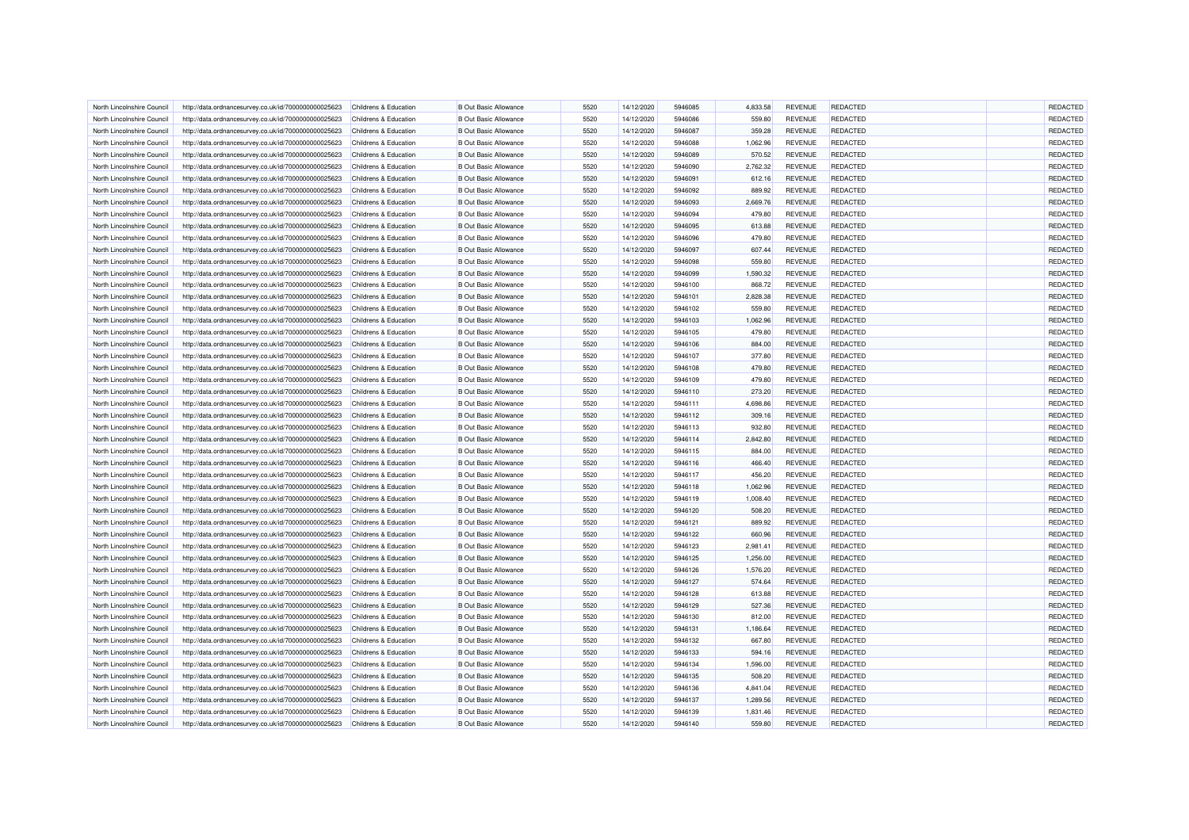| | | | | | | | | | | | |
|---|---|---|---|---|---|---|---|---|---|---|---|
| North Lincolnshire Council | http://data.ordnancesurvey.co.uk/id/7000000000025623 | Childrens & Education | B Out Basic Allowance | 5520 | 14/12/2020 | 5946085 | 4,833.58 | REVENUE | REDACTED | | REDACTED |
| North Lincolnshire Council | http://data.ordnancesurvey.co.uk/id/7000000000025623 | Childrens & Education | B Out Basic Allowance | 5520 | 14/12/2020 | 5946086 | 559.80 | REVENUE | REDACTED | | REDACTED |
| North Lincolnshire Council | http://data.ordnancesurvey.co.uk/id/7000000000025623 | Childrens & Education | B Out Basic Allowance | 5520 | 14/12/2020 | 5946087 | 359.28 | REVENUE | REDACTED | | REDACTED |
| North Lincolnshire Council | http://data.ordnancesurvey.co.uk/id/7000000000025623 | Childrens & Education | B Out Basic Allowance | 5520 | 14/12/2020 | 5946088 | 1,062.96 | REVENUE | REDACTED | | REDACTED |
| North Lincolnshire Council | http://data.ordnancesurvey.co.uk/id/7000000000025623 | Childrens & Education | B Out Basic Allowance | 5520 | 14/12/2020 | 5946089 | 570.52 | REVENUE | REDACTED | | REDACTED |
| North Lincolnshire Council | http://data.ordnancesurvey.co.uk/id/7000000000025623 | Childrens & Education | B Out Basic Allowance | 5520 | 14/12/2020 | 5946090 | 2,762.32 | REVENUE | REDACTED | | REDACTED |
| North Lincolnshire Council | http://data.ordnancesurvey.co.uk/id/7000000000025623 | Childrens & Education | B Out Basic Allowance | 5520 | 14/12/2020 | 5946091 | 612.16 | REVENUE | REDACTED | | REDACTED |
| North Lincolnshire Council | http://data.ordnancesurvey.co.uk/id/7000000000025623 | Childrens & Education | B Out Basic Allowance | 5520 | 14/12/2020 | 5946092 | 889.92 | REVENUE | REDACTED | | REDACTED |
| North Lincolnshire Council | http://data.ordnancesurvey.co.uk/id/7000000000025623 | Childrens & Education | B Out Basic Allowance | 5520 | 14/12/2020 | 5946093 | 2,669.76 | REVENUE | REDACTED | | REDACTED |
| North Lincolnshire Council | http://data.ordnancesurvey.co.uk/id/7000000000025623 | Childrens & Education | B Out Basic Allowance | 5520 | 14/12/2020 | 5946094 | 479.80 | REVENUE | REDACTED | | REDACTED |
| North Lincolnshire Council | http://data.ordnancesurvey.co.uk/id/7000000000025623 | Childrens & Education | B Out Basic Allowance | 5520 | 14/12/2020 | 5946095 | 613.88 | REVENUE | REDACTED | | REDACTED |
| North Lincolnshire Council | http://data.ordnancesurvey.co.uk/id/7000000000025623 | Childrens & Education | B Out Basic Allowance | 5520 | 14/12/2020 | 5946096 | 479.80 | REVENUE | REDACTED | | REDACTED |
| North Lincolnshire Council | http://data.ordnancesurvey.co.uk/id/7000000000025623 | Childrens & Education | B Out Basic Allowance | 5520 | 14/12/2020 | 5946097 | 607.44 | REVENUE | REDACTED | | REDACTED |
| North Lincolnshire Council | http://data.ordnancesurvey.co.uk/id/7000000000025623 | Childrens & Education | B Out Basic Allowance | 5520 | 14/12/2020 | 5946098 | 559.80 | REVENUE | REDACTED | | REDACTED |
| North Lincolnshire Council | http://data.ordnancesurvey.co.uk/id/7000000000025623 | Childrens & Education | B Out Basic Allowance | 5520 | 14/12/2020 | 5946099 | 1,590.32 | REVENUE | REDACTED | | REDACTED |
| North Lincolnshire Council | http://data.ordnancesurvey.co.uk/id/7000000000025623 | Childrens & Education | B Out Basic Allowance | 5520 | 14/12/2020 | 5946100 | 868.72 | REVENUE | REDACTED | | REDACTED |
| North Lincolnshire Council | http://data.ordnancesurvey.co.uk/id/7000000000025623 | Childrens & Education | B Out Basic Allowance | 5520 | 14/12/2020 | 5946101 | 2,828.38 | REVENUE | REDACTED | | REDACTED |
| North Lincolnshire Council | http://data.ordnancesurvey.co.uk/id/7000000000025623 | Childrens & Education | B Out Basic Allowance | 5520 | 14/12/2020 | 5946102 | 559.80 | REVENUE | REDACTED | | REDACTED |
| North Lincolnshire Council | http://data.ordnancesurvey.co.uk/id/7000000000025623 | Childrens & Education | B Out Basic Allowance | 5520 | 14/12/2020 | 5946103 | 1,062.96 | REVENUE | REDACTED | | REDACTED |
| North Lincolnshire Council | http://data.ordnancesurvey.co.uk/id/7000000000025623 | Childrens & Education | B Out Basic Allowance | 5520 | 14/12/2020 | 5946105 | 479.80 | REVENUE | REDACTED | | REDACTED |
| North Lincolnshire Council | http://data.ordnancesurvey.co.uk/id/7000000000025623 | Childrens & Education | B Out Basic Allowance | 5520 | 14/12/2020 | 5946106 | 884.00 | REVENUE | REDACTED | | REDACTED |
| North Lincolnshire Council | http://data.ordnancesurvey.co.uk/id/7000000000025623 | Childrens & Education | B Out Basic Allowance | 5520 | 14/12/2020 | 5946107 | 377.80 | REVENUE | REDACTED | | REDACTED |
| North Lincolnshire Council | http://data.ordnancesurvey.co.uk/id/7000000000025623 | Childrens & Education | B Out Basic Allowance | 5520 | 14/12/2020 | 5946108 | 479.80 | REVENUE | REDACTED | | REDACTED |
| North Lincolnshire Council | http://data.ordnancesurvey.co.uk/id/7000000000025623 | Childrens & Education | B Out Basic Allowance | 5520 | 14/12/2020 | 5946109 | 479.80 | REVENUE | REDACTED | | REDACTED |
| North Lincolnshire Council | http://data.ordnancesurvey.co.uk/id/7000000000025623 | Childrens & Education | B Out Basic Allowance | 5520 | 14/12/2020 | 5946110 | 273.20 | REVENUE | REDACTED | | REDACTED |
| North Lincolnshire Council | http://data.ordnancesurvey.co.uk/id/7000000000025623 | Childrens & Education | B Out Basic Allowance | 5520 | 14/12/2020 | 5946111 | 4,698.86 | REVENUE | REDACTED | | REDACTED |
| North Lincolnshire Council | http://data.ordnancesurvey.co.uk/id/7000000000025623 | Childrens & Education | B Out Basic Allowance | 5520 | 14/12/2020 | 5946112 | 309.16 | REVENUE | REDACTED | | REDACTED |
| North Lincolnshire Council | http://data.ordnancesurvey.co.uk/id/7000000000025623 | Childrens & Education | B Out Basic Allowance | 5520 | 14/12/2020 | 5946113 | 932.80 | REVENUE | REDACTED | | REDACTED |
| North Lincolnshire Council | http://data.ordnancesurvey.co.uk/id/7000000000025623 | Childrens & Education | B Out Basic Allowance | 5520 | 14/12/2020 | 5946114 | 2,842.80 | REVENUE | REDACTED | | REDACTED |
| North Lincolnshire Council | http://data.ordnancesurvey.co.uk/id/7000000000025623 | Childrens & Education | B Out Basic Allowance | 5520 | 14/12/2020 | 5946115 | 884.00 | REVENUE | REDACTED | | REDACTED |
| North Lincolnshire Council | http://data.ordnancesurvey.co.uk/id/7000000000025623 | Childrens & Education | B Out Basic Allowance | 5520 | 14/12/2020 | 5946116 | 466.40 | REVENUE | REDACTED | | REDACTED |
| North Lincolnshire Council | http://data.ordnancesurvey.co.uk/id/7000000000025623 | Childrens & Education | B Out Basic Allowance | 5520 | 14/12/2020 | 5946117 | 456.20 | REVENUE | REDACTED | | REDACTED |
| North Lincolnshire Council | http://data.ordnancesurvey.co.uk/id/7000000000025623 | Childrens & Education | B Out Basic Allowance | 5520 | 14/12/2020 | 5946118 | 1,062.96 | REVENUE | REDACTED | | REDACTED |
| North Lincolnshire Council | http://data.ordnancesurvey.co.uk/id/7000000000025623 | Childrens & Education | B Out Basic Allowance | 5520 | 14/12/2020 | 5946119 | 1,008.40 | REVENUE | REDACTED | | REDACTED |
| North Lincolnshire Council | http://data.ordnancesurvey.co.uk/id/7000000000025623 | Childrens & Education | B Out Basic Allowance | 5520 | 14/12/2020 | 5946120 | 508.20 | REVENUE | REDACTED | | REDACTED |
| North Lincolnshire Council | http://data.ordnancesurvey.co.uk/id/7000000000025623 | Childrens & Education | B Out Basic Allowance | 5520 | 14/12/2020 | 5946121 | 889.92 | REVENUE | REDACTED | | REDACTED |
| North Lincolnshire Council | http://data.ordnancesurvey.co.uk/id/7000000000025623 | Childrens & Education | B Out Basic Allowance | 5520 | 14/12/2020 | 5946122 | 660.96 | REVENUE | REDACTED | | REDACTED |
| North Lincolnshire Council | http://data.ordnancesurvey.co.uk/id/7000000000025623 | Childrens & Education | B Out Basic Allowance | 5520 | 14/12/2020 | 5946123 | 2,981.41 | REVENUE | REDACTED | | REDACTED |
| North Lincolnshire Council | http://data.ordnancesurvey.co.uk/id/7000000000025623 | Childrens & Education | B Out Basic Allowance | 5520 | 14/12/2020 | 5946125 | 1,256.00 | REVENUE | REDACTED | | REDACTED |
| North Lincolnshire Council | http://data.ordnancesurvey.co.uk/id/7000000000025623 | Childrens & Education | B Out Basic Allowance | 5520 | 14/12/2020 | 5946126 | 1,576.20 | REVENUE | REDACTED | | REDACTED |
| North Lincolnshire Council | http://data.ordnancesurvey.co.uk/id/7000000000025623 | Childrens & Education | B Out Basic Allowance | 5520 | 14/12/2020 | 5946127 | 574.64 | REVENUE | REDACTED | | REDACTED |
| North Lincolnshire Council | http://data.ordnancesurvey.co.uk/id/7000000000025623 | Childrens & Education | B Out Basic Allowance | 5520 | 14/12/2020 | 5946128 | 613.88 | REVENUE | REDACTED | | REDACTED |
| North Lincolnshire Council | http://data.ordnancesurvey.co.uk/id/7000000000025623 | Childrens & Education | B Out Basic Allowance | 5520 | 14/12/2020 | 5946129 | 527.36 | REVENUE | REDACTED | | REDACTED |
| North Lincolnshire Council | http://data.ordnancesurvey.co.uk/id/7000000000025623 | Childrens & Education | B Out Basic Allowance | 5520 | 14/12/2020 | 5946130 | 812.00 | REVENUE | REDACTED | | REDACTED |
| North Lincolnshire Council | http://data.ordnancesurvey.co.uk/id/7000000000025623 | Childrens & Education | B Out Basic Allowance | 5520 | 14/12/2020 | 5946131 | 1,186.64 | REVENUE | REDACTED | | REDACTED |
| North Lincolnshire Council | http://data.ordnancesurvey.co.uk/id/7000000000025623 | Childrens & Education | B Out Basic Allowance | 5520 | 14/12/2020 | 5946132 | 667.80 | REVENUE | REDACTED | | REDACTED |
| North Lincolnshire Council | http://data.ordnancesurvey.co.uk/id/7000000000025623 | Childrens & Education | B Out Basic Allowance | 5520 | 14/12/2020 | 5946133 | 594.16 | REVENUE | REDACTED | | REDACTED |
| North Lincolnshire Council | http://data.ordnancesurvey.co.uk/id/7000000000025623 | Childrens & Education | B Out Basic Allowance | 5520 | 14/12/2020 | 5946134 | 1,596.00 | REVENUE | REDACTED | | REDACTED |
| North Lincolnshire Council | http://data.ordnancesurvey.co.uk/id/7000000000025623 | Childrens & Education | B Out Basic Allowance | 5520 | 14/12/2020 | 5946135 | 508.20 | REVENUE | REDACTED | | REDACTED |
| North Lincolnshire Council | http://data.ordnancesurvey.co.uk/id/7000000000025623 | Childrens & Education | B Out Basic Allowance | 5520 | 14/12/2020 | 5946136 | 4,841.04 | REVENUE | REDACTED | | REDACTED |
| North Lincolnshire Council | http://data.ordnancesurvey.co.uk/id/7000000000025623 | Childrens & Education | B Out Basic Allowance | 5520 | 14/12/2020 | 5946137 | 1,289.56 | REVENUE | REDACTED | | REDACTED |
| North Lincolnshire Council | http://data.ordnancesurvey.co.uk/id/7000000000025623 | Childrens & Education | B Out Basic Allowance | 5520 | 14/12/2020 | 5946139 | 1,831.46 | REVENUE | REDACTED | | REDACTED |
| North Lincolnshire Council | http://data.ordnancesurvey.co.uk/id/7000000000025623 | Childrens & Education | B Out Basic Allowance | 5520 | 14/12/2020 | 5946140 | 559.80 | REVENUE | REDACTED | | REDACTED |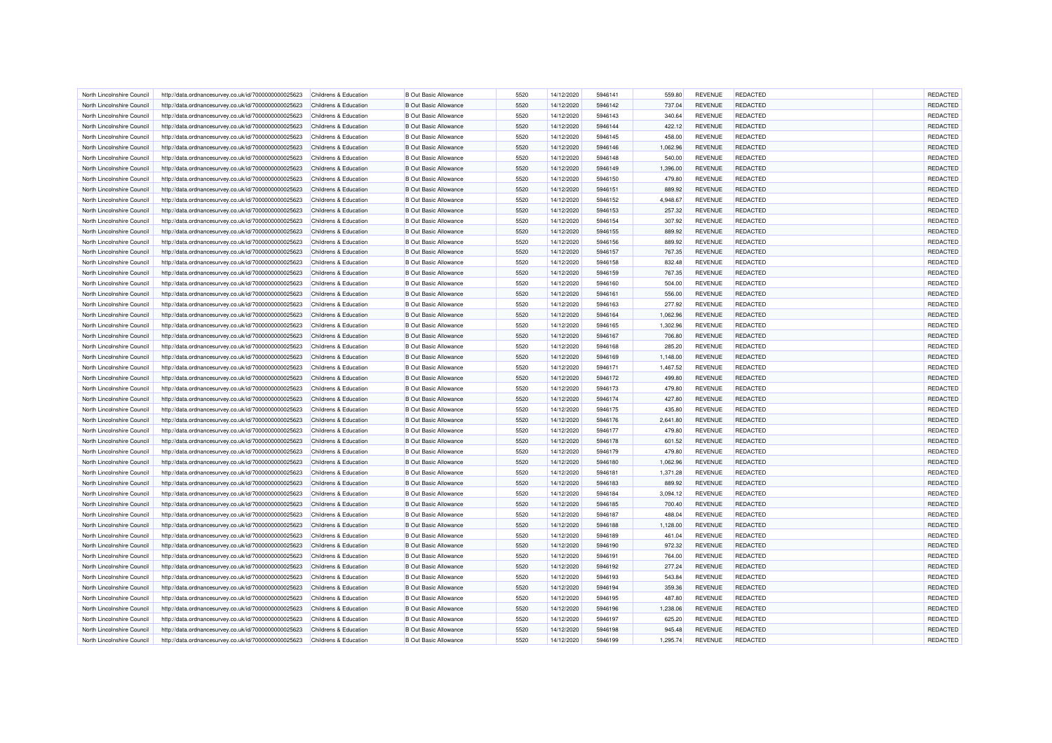| | | | | | | | | | | | | |
|---|---|---|---|---|---|---|---|---|---|---|---|---|
| North Lincolnshire Council | http://data.ordnancesurvey.co.uk/id/7000000000025623 | Childrens & Education | B Out Basic Allowance | 5520 | 14/12/2020 | 5946141 | 559.80 | REVENUE | REDACTED | | REDACTED |
| North Lincolnshire Council | http://data.ordnancesurvey.co.uk/id/7000000000025623 | Childrens & Education | B Out Basic Allowance | 5520 | 14/12/2020 | 5946142 | 737.04 | REVENUE | REDACTED | | REDACTED |
| North Lincolnshire Council | http://data.ordnancesurvey.co.uk/id/7000000000025623 | Childrens & Education | B Out Basic Allowance | 5520 | 14/12/2020 | 5946143 | 340.64 | REVENUE | REDACTED | | REDACTED |
| North Lincolnshire Council | http://data.ordnancesurvey.co.uk/id/7000000000025623 | Childrens & Education | B Out Basic Allowance | 5520 | 14/12/2020 | 5946144 | 422.12 | REVENUE | REDACTED | | REDACTED |
| North Lincolnshire Council | http://data.ordnancesurvey.co.uk/id/7000000000025623 | Childrens & Education | B Out Basic Allowance | 5520 | 14/12/2020 | 5946145 | 458.00 | REVENUE | REDACTED | | REDACTED |
| North Lincolnshire Council | http://data.ordnancesurvey.co.uk/id/7000000000025623 | Childrens & Education | B Out Basic Allowance | 5520 | 14/12/2020 | 5946146 | 1,062.96 | REVENUE | REDACTED | | REDACTED |
| North Lincolnshire Council | http://data.ordnancesurvey.co.uk/id/7000000000025623 | Childrens & Education | B Out Basic Allowance | 5520 | 14/12/2020 | 5946148 | 540.00 | REVENUE | REDACTED | | REDACTED |
| North Lincolnshire Council | http://data.ordnancesurvey.co.uk/id/7000000000025623 | Childrens & Education | B Out Basic Allowance | 5520 | 14/12/2020 | 5946149 | 1,396.00 | REVENUE | REDACTED | | REDACTED |
| North Lincolnshire Council | http://data.ordnancesurvey.co.uk/id/7000000000025623 | Childrens & Education | B Out Basic Allowance | 5520 | 14/12/2020 | 5946150 | 479.80 | REVENUE | REDACTED | | REDACTED |
| North Lincolnshire Council | http://data.ordnancesurvey.co.uk/id/7000000000025623 | Childrens & Education | B Out Basic Allowance | 5520 | 14/12/2020 | 5946151 | 889.92 | REVENUE | REDACTED | | REDACTED |
| North Lincolnshire Council | http://data.ordnancesurvey.co.uk/id/7000000000025623 | Childrens & Education | B Out Basic Allowance | 5520 | 14/12/2020 | 5946152 | 4,948.67 | REVENUE | REDACTED | | REDACTED |
| North Lincolnshire Council | http://data.ordnancesurvey.co.uk/id/7000000000025623 | Childrens & Education | B Out Basic Allowance | 5520 | 14/12/2020 | 5946153 | 257.32 | REVENUE | REDACTED | | REDACTED |
| North Lincolnshire Council | http://data.ordnancesurvey.co.uk/id/7000000000025623 | Childrens & Education | B Out Basic Allowance | 5520 | 14/12/2020 | 5946154 | 307.92 | REVENUE | REDACTED | | REDACTED |
| North Lincolnshire Council | http://data.ordnancesurvey.co.uk/id/7000000000025623 | Childrens & Education | B Out Basic Allowance | 5520 | 14/12/2020 | 5946155 | 889.92 | REVENUE | REDACTED | | REDACTED |
| North Lincolnshire Council | http://data.ordnancesurvey.co.uk/id/7000000000025623 | Childrens & Education | B Out Basic Allowance | 5520 | 14/12/2020 | 5946156 | 889.92 | REVENUE | REDACTED | | REDACTED |
| North Lincolnshire Council | http://data.ordnancesurvey.co.uk/id/7000000000025623 | Childrens & Education | B Out Basic Allowance | 5520 | 14/12/2020 | 5946157 | 767.35 | REVENUE | REDACTED | | REDACTED |
| North Lincolnshire Council | http://data.ordnancesurvey.co.uk/id/7000000000025623 | Childrens & Education | B Out Basic Allowance | 5520 | 14/12/2020 | 5946158 | 832.48 | REVENUE | REDACTED | | REDACTED |
| North Lincolnshire Council | http://data.ordnancesurvey.co.uk/id/7000000000025623 | Childrens & Education | B Out Basic Allowance | 5520 | 14/12/2020 | 5946159 | 767.35 | REVENUE | REDACTED | | REDACTED |
| North Lincolnshire Council | http://data.ordnancesurvey.co.uk/id/7000000000025623 | Childrens & Education | B Out Basic Allowance | 5520 | 14/12/2020 | 5946160 | 504.00 | REVENUE | REDACTED | | REDACTED |
| North Lincolnshire Council | http://data.ordnancesurvey.co.uk/id/7000000000025623 | Childrens & Education | B Out Basic Allowance | 5520 | 14/12/2020 | 5946161 | 556.00 | REVENUE | REDACTED | | REDACTED |
| North Lincolnshire Council | http://data.ordnancesurvey.co.uk/id/7000000000025623 | Childrens & Education | B Out Basic Allowance | 5520 | 14/12/2020 | 5946163 | 277.92 | REVENUE | REDACTED | | REDACTED |
| North Lincolnshire Council | http://data.ordnancesurvey.co.uk/id/7000000000025623 | Childrens & Education | B Out Basic Allowance | 5520 | 14/12/2020 | 5946164 | 1,062.96 | REVENUE | REDACTED | | REDACTED |
| North Lincolnshire Council | http://data.ordnancesurvey.co.uk/id/7000000000025623 | Childrens & Education | B Out Basic Allowance | 5520 | 14/12/2020 | 5946165 | 1,302.96 | REVENUE | REDACTED | | REDACTED |
| North Lincolnshire Council | http://data.ordnancesurvey.co.uk/id/7000000000025623 | Childrens & Education | B Out Basic Allowance | 5520 | 14/12/2020 | 5946167 | 706.80 | REVENUE | REDACTED | | REDACTED |
| North Lincolnshire Council | http://data.ordnancesurvey.co.uk/id/7000000000025623 | Childrens & Education | B Out Basic Allowance | 5520 | 14/12/2020 | 5946168 | 285.20 | REVENUE | REDACTED | | REDACTED |
| North Lincolnshire Council | http://data.ordnancesurvey.co.uk/id/7000000000025623 | Childrens & Education | B Out Basic Allowance | 5520 | 14/12/2020 | 5946169 | 1,148.00 | REVENUE | REDACTED | | REDACTED |
| North Lincolnshire Council | http://data.ordnancesurvey.co.uk/id/7000000000025623 | Childrens & Education | B Out Basic Allowance | 5520 | 14/12/2020 | 5946171 | 1,467.52 | REVENUE | REDACTED | | REDACTED |
| North Lincolnshire Council | http://data.ordnancesurvey.co.uk/id/7000000000025623 | Childrens & Education | B Out Basic Allowance | 5520 | 14/12/2020 | 5946172 | 499.80 | REVENUE | REDACTED | | REDACTED |
| North Lincolnshire Council | http://data.ordnancesurvey.co.uk/id/7000000000025623 | Childrens & Education | B Out Basic Allowance | 5520 | 14/12/2020 | 5946173 | 479.80 | REVENUE | REDACTED | | REDACTED |
| North Lincolnshire Council | http://data.ordnancesurvey.co.uk/id/7000000000025623 | Childrens & Education | B Out Basic Allowance | 5520 | 14/12/2020 | 5946174 | 427.80 | REVENUE | REDACTED | | REDACTED |
| North Lincolnshire Council | http://data.ordnancesurvey.co.uk/id/7000000000025623 | Childrens & Education | B Out Basic Allowance | 5520 | 14/12/2020 | 5946175 | 435.80 | REVENUE | REDACTED | | REDACTED |
| North Lincolnshire Council | http://data.ordnancesurvey.co.uk/id/7000000000025623 | Childrens & Education | B Out Basic Allowance | 5520 | 14/12/2020 | 5946176 | 2,641.80 | REVENUE | REDACTED | | REDACTED |
| North Lincolnshire Council | http://data.ordnancesurvey.co.uk/id/7000000000025623 | Childrens & Education | B Out Basic Allowance | 5520 | 14/12/2020 | 5946177 | 479.80 | REVENUE | REDACTED | | REDACTED |
| North Lincolnshire Council | http://data.ordnancesurvey.co.uk/id/7000000000025623 | Childrens & Education | B Out Basic Allowance | 5520 | 14/12/2020 | 5946178 | 601.52 | REVENUE | REDACTED | | REDACTED |
| North Lincolnshire Council | http://data.ordnancesurvey.co.uk/id/7000000000025623 | Childrens & Education | B Out Basic Allowance | 5520 | 14/12/2020 | 5946179 | 479.80 | REVENUE | REDACTED | | REDACTED |
| North Lincolnshire Council | http://data.ordnancesurvey.co.uk/id/7000000000025623 | Childrens & Education | B Out Basic Allowance | 5520 | 14/12/2020 | 5946180 | 1,062.96 | REVENUE | REDACTED | | REDACTED |
| North Lincolnshire Council | http://data.ordnancesurvey.co.uk/id/7000000000025623 | Childrens & Education | B Out Basic Allowance | 5520 | 14/12/2020 | 5946181 | 1,371.28 | REVENUE | REDACTED | | REDACTED |
| North Lincolnshire Council | http://data.ordnancesurvey.co.uk/id/7000000000025623 | Childrens & Education | B Out Basic Allowance | 5520 | 14/12/2020 | 5946183 | 889.92 | REVENUE | REDACTED | | REDACTED |
| North Lincolnshire Council | http://data.ordnancesurvey.co.uk/id/7000000000025623 | Childrens & Education | B Out Basic Allowance | 5520 | 14/12/2020 | 5946184 | 3,094.12 | REVENUE | REDACTED | | REDACTED |
| North Lincolnshire Council | http://data.ordnancesurvey.co.uk/id/7000000000025623 | Childrens & Education | B Out Basic Allowance | 5520 | 14/12/2020 | 5946185 | 700.40 | REVENUE | REDACTED | | REDACTED |
| North Lincolnshire Council | http://data.ordnancesurvey.co.uk/id/7000000000025623 | Childrens & Education | B Out Basic Allowance | 5520 | 14/12/2020 | 5946187 | 488.04 | REVENUE | REDACTED | | REDACTED |
| North Lincolnshire Council | http://data.ordnancesurvey.co.uk/id/7000000000025623 | Childrens & Education | B Out Basic Allowance | 5520 | 14/12/2020 | 5946188 | 1,128.00 | REVENUE | REDACTED | | REDACTED |
| North Lincolnshire Council | http://data.ordnancesurvey.co.uk/id/7000000000025623 | Childrens & Education | B Out Basic Allowance | 5520 | 14/12/2020 | 5946189 | 461.04 | REVENUE | REDACTED | | REDACTED |
| North Lincolnshire Council | http://data.ordnancesurvey.co.uk/id/7000000000025623 | Childrens & Education | B Out Basic Allowance | 5520 | 14/12/2020 | 5946190 | 972.32 | REVENUE | REDACTED | | REDACTED |
| North Lincolnshire Council | http://data.ordnancesurvey.co.uk/id/7000000000025623 | Childrens & Education | B Out Basic Allowance | 5520 | 14/12/2020 | 5946191 | 764.00 | REVENUE | REDACTED | | REDACTED |
| North Lincolnshire Council | http://data.ordnancesurvey.co.uk/id/7000000000025623 | Childrens & Education | B Out Basic Allowance | 5520 | 14/12/2020 | 5946192 | 277.24 | REVENUE | REDACTED | | REDACTED |
| North Lincolnshire Council | http://data.ordnancesurvey.co.uk/id/7000000000025623 | Childrens & Education | B Out Basic Allowance | 5520 | 14/12/2020 | 5946193 | 543.84 | REVENUE | REDACTED | | REDACTED |
| North Lincolnshire Council | http://data.ordnancesurvey.co.uk/id/7000000000025623 | Childrens & Education | B Out Basic Allowance | 5520 | 14/12/2020 | 5946194 | 359.36 | REVENUE | REDACTED | | REDACTED |
| North Lincolnshire Council | http://data.ordnancesurvey.co.uk/id/7000000000025623 | Childrens & Education | B Out Basic Allowance | 5520 | 14/12/2020 | 5946195 | 487.80 | REVENUE | REDACTED | | REDACTED |
| North Lincolnshire Council | http://data.ordnancesurvey.co.uk/id/7000000000025623 | Childrens & Education | B Out Basic Allowance | 5520 | 14/12/2020 | 5946196 | 1,238.06 | REVENUE | REDACTED | | REDACTED |
| North Lincolnshire Council | http://data.ordnancesurvey.co.uk/id/7000000000025623 | Childrens & Education | B Out Basic Allowance | 5520 | 14/12/2020 | 5946197 | 625.20 | REVENUE | REDACTED | | REDACTED |
| North Lincolnshire Council | http://data.ordnancesurvey.co.uk/id/7000000000025623 | Childrens & Education | B Out Basic Allowance | 5520 | 14/12/2020 | 5946198 | 945.48 | REVENUE | REDACTED | | REDACTED |
| North Lincolnshire Council | http://data.ordnancesurvey.co.uk/id/7000000000025623 | Childrens & Education | B Out Basic Allowance | 5520 | 14/12/2020 | 5946199 | 1,295.74 | REVENUE | REDACTED | | REDACTED |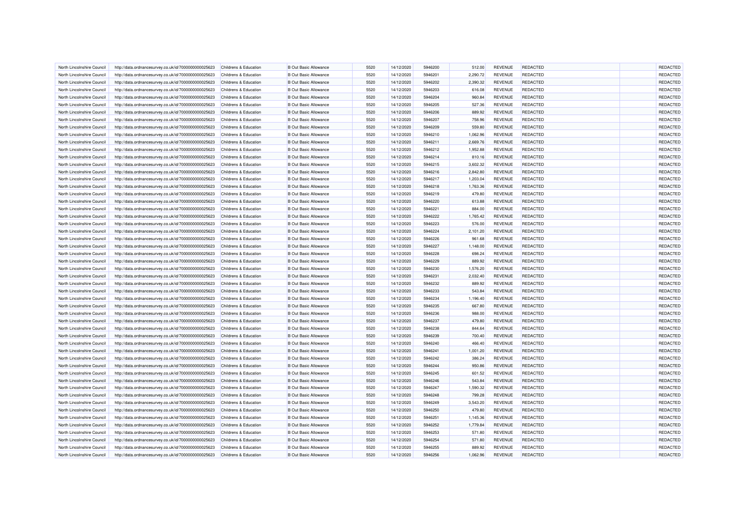| | | | | | | | | | | | |
|---|---|---|---|---|---|---|---|---|---|---|---|
| North Lincolnshire Council | http://data.ordnancesurvey.co.uk/id/7000000000025623 | Childrens & Education | B Out Basic Allowance | 5520 | 14/12/2020 | 5946200 | 512.00 | REVENUE | REDACTED | | REDACTED |
| North Lincolnshire Council | http://data.ordnancesurvey.co.uk/id/7000000000025623 | Childrens & Education | B Out Basic Allowance | 5520 | 14/12/2020 | 5946201 | 2,290.72 | REVENUE | REDACTED | | REDACTED |
| North Lincolnshire Council | http://data.ordnancesurvey.co.uk/id/7000000000025623 | Childrens & Education | B Out Basic Allowance | 5520 | 14/12/2020 | 5946202 | 2,390.32 | REVENUE | REDACTED | | REDACTED |
| North Lincolnshire Council | http://data.ordnancesurvey.co.uk/id/7000000000025623 | Childrens & Education | B Out Basic Allowance | 5520 | 14/12/2020 | 5946203 | 616.08 | REVENUE | REDACTED | | REDACTED |
| North Lincolnshire Council | http://data.ordnancesurvey.co.uk/id/7000000000025623 | Childrens & Education | B Out Basic Allowance | 5520 | 14/12/2020 | 5946204 | 960.84 | REVENUE | REDACTED | | REDACTED |
| North Lincolnshire Council | http://data.ordnancesurvey.co.uk/id/7000000000025623 | Childrens & Education | B Out Basic Allowance | 5520 | 14/12/2020 | 5946205 | 527.36 | REVENUE | REDACTED | | REDACTED |
| North Lincolnshire Council | http://data.ordnancesurvey.co.uk/id/7000000000025623 | Childrens & Education | B Out Basic Allowance | 5520 | 14/12/2020 | 5946206 | 889.92 | REVENUE | REDACTED | | REDACTED |
| North Lincolnshire Council | http://data.ordnancesurvey.co.uk/id/7000000000025623 | Childrens & Education | B Out Basic Allowance | 5520 | 14/12/2020 | 5946207 | 758.96 | REVENUE | REDACTED | | REDACTED |
| North Lincolnshire Council | http://data.ordnancesurvey.co.uk/id/7000000000025623 | Childrens & Education | B Out Basic Allowance | 5520 | 14/12/2020 | 5946209 | 559.80 | REVENUE | REDACTED | | REDACTED |
| North Lincolnshire Council | http://data.ordnancesurvey.co.uk/id/7000000000025623 | Childrens & Education | B Out Basic Allowance | 5520 | 14/12/2020 | 5946210 | 1,062.96 | REVENUE | REDACTED | | REDACTED |
| North Lincolnshire Council | http://data.ordnancesurvey.co.uk/id/7000000000025623 | Childrens & Education | B Out Basic Allowance | 5520 | 14/12/2020 | 5946211 | 2,669.76 | REVENUE | REDACTED | | REDACTED |
| North Lincolnshire Council | http://data.ordnancesurvey.co.uk/id/7000000000025623 | Childrens & Education | B Out Basic Allowance | 5520 | 14/12/2020 | 5946212 | 1,952.88 | REVENUE | REDACTED | | REDACTED |
| North Lincolnshire Council | http://data.ordnancesurvey.co.uk/id/7000000000025623 | Childrens & Education | B Out Basic Allowance | 5520 | 14/12/2020 | 5946214 | 810.16 | REVENUE | REDACTED | | REDACTED |
| North Lincolnshire Council | http://data.ordnancesurvey.co.uk/id/7000000000025623 | Childrens & Education | B Out Basic Allowance | 5520 | 14/12/2020 | 5946215 | 3,602.32 | REVENUE | REDACTED | | REDACTED |
| North Lincolnshire Council | http://data.ordnancesurvey.co.uk/id/7000000000025623 | Childrens & Education | B Out Basic Allowance | 5520 | 14/12/2020 | 5946216 | 2,842.80 | REVENUE | REDACTED | | REDACTED |
| North Lincolnshire Council | http://data.ordnancesurvey.co.uk/id/7000000000025623 | Childrens & Education | B Out Basic Allowance | 5520 | 14/12/2020 | 5946217 | 1,203.04 | REVENUE | REDACTED | | REDACTED |
| North Lincolnshire Council | http://data.ordnancesurvey.co.uk/id/7000000000025623 | Childrens & Education | B Out Basic Allowance | 5520 | 14/12/2020 | 5946218 | 1,763.36 | REVENUE | REDACTED | | REDACTED |
| North Lincolnshire Council | http://data.ordnancesurvey.co.uk/id/7000000000025623 | Childrens & Education | B Out Basic Allowance | 5520 | 14/12/2020 | 5946219 | 479.80 | REVENUE | REDACTED | | REDACTED |
| North Lincolnshire Council | http://data.ordnancesurvey.co.uk/id/7000000000025623 | Childrens & Education | B Out Basic Allowance | 5520 | 14/12/2020 | 5946220 | 613.88 | REVENUE | REDACTED | | REDACTED |
| North Lincolnshire Council | http://data.ordnancesurvey.co.uk/id/7000000000025623 | Childrens & Education | B Out Basic Allowance | 5520 | 14/12/2020 | 5946221 | 884.00 | REVENUE | REDACTED | | REDACTED |
| North Lincolnshire Council | http://data.ordnancesurvey.co.uk/id/7000000000025623 | Childrens & Education | B Out Basic Allowance | 5520 | 14/12/2020 | 5946222 | 1,765.42 | REVENUE | REDACTED | | REDACTED |
| North Lincolnshire Council | http://data.ordnancesurvey.co.uk/id/7000000000025623 | Childrens & Education | B Out Basic Allowance | 5520 | 14/12/2020 | 5946223 | 576.00 | REVENUE | REDACTED | | REDACTED |
| North Lincolnshire Council | http://data.ordnancesurvey.co.uk/id/7000000000025623 | Childrens & Education | B Out Basic Allowance | 5520 | 14/12/2020 | 5946224 | 2,101.20 | REVENUE | REDACTED | | REDACTED |
| North Lincolnshire Council | http://data.ordnancesurvey.co.uk/id/7000000000025623 | Childrens & Education | B Out Basic Allowance | 5520 | 14/12/2020 | 5946226 | 961.68 | REVENUE | REDACTED | | REDACTED |
| North Lincolnshire Council | http://data.ordnancesurvey.co.uk/id/7000000000025623 | Childrens & Education | B Out Basic Allowance | 5520 | 14/12/2020 | 5946227 | 1,148.00 | REVENUE | REDACTED | | REDACTED |
| North Lincolnshire Council | http://data.ordnancesurvey.co.uk/id/7000000000025623 | Childrens & Education | B Out Basic Allowance | 5520 | 14/12/2020 | 5946228 | 698.24 | REVENUE | REDACTED | | REDACTED |
| North Lincolnshire Council | http://data.ordnancesurvey.co.uk/id/7000000000025623 | Childrens & Education | B Out Basic Allowance | 5520 | 14/12/2020 | 5946229 | 889.92 | REVENUE | REDACTED | | REDACTED |
| North Lincolnshire Council | http://data.ordnancesurvey.co.uk/id/7000000000025623 | Childrens & Education | B Out Basic Allowance | 5520 | 14/12/2020 | 5946230 | 1,576.20 | REVENUE | REDACTED | | REDACTED |
| North Lincolnshire Council | http://data.ordnancesurvey.co.uk/id/7000000000025623 | Childrens & Education | B Out Basic Allowance | 5520 | 14/12/2020 | 5946231 | 2,032.40 | REVENUE | REDACTED | | REDACTED |
| North Lincolnshire Council | http://data.ordnancesurvey.co.uk/id/7000000000025623 | Childrens & Education | B Out Basic Allowance | 5520 | 14/12/2020 | 5946232 | 889.92 | REVENUE | REDACTED | | REDACTED |
| North Lincolnshire Council | http://data.ordnancesurvey.co.uk/id/7000000000025623 | Childrens & Education | B Out Basic Allowance | 5520 | 14/12/2020 | 5946233 | 543.84 | REVENUE | REDACTED | | REDACTED |
| North Lincolnshire Council | http://data.ordnancesurvey.co.uk/id/7000000000025623 | Childrens & Education | B Out Basic Allowance | 5520 | 14/12/2020 | 5946234 | 1,196.40 | REVENUE | REDACTED | | REDACTED |
| North Lincolnshire Council | http://data.ordnancesurvey.co.uk/id/7000000000025623 | Childrens & Education | B Out Basic Allowance | 5520 | 14/12/2020 | 5946235 | 667.80 | REVENUE | REDACTED | | REDACTED |
| North Lincolnshire Council | http://data.ordnancesurvey.co.uk/id/7000000000025623 | Childrens & Education | B Out Basic Allowance | 5520 | 14/12/2020 | 5946236 | 988.00 | REVENUE | REDACTED | | REDACTED |
| North Lincolnshire Council | http://data.ordnancesurvey.co.uk/id/7000000000025623 | Childrens & Education | B Out Basic Allowance | 5520 | 14/12/2020 | 5946237 | 479.80 | REVENUE | REDACTED | | REDACTED |
| North Lincolnshire Council | http://data.ordnancesurvey.co.uk/id/7000000000025623 | Childrens & Education | B Out Basic Allowance | 5520 | 14/12/2020 | 5946238 | 844.64 | REVENUE | REDACTED | | REDACTED |
| North Lincolnshire Council | http://data.ordnancesurvey.co.uk/id/7000000000025623 | Childrens & Education | B Out Basic Allowance | 5520 | 14/12/2020 | 5946239 | 700.40 | REVENUE | REDACTED | | REDACTED |
| North Lincolnshire Council | http://data.ordnancesurvey.co.uk/id/7000000000025623 | Childrens & Education | B Out Basic Allowance | 5520 | 14/12/2020 | 5946240 | 466.40 | REVENUE | REDACTED | | REDACTED |
| North Lincolnshire Council | http://data.ordnancesurvey.co.uk/id/7000000000025623 | Childrens & Education | B Out Basic Allowance | 5520 | 14/12/2020 | 5946241 | 1,001.20 | REVENUE | REDACTED | | REDACTED |
| North Lincolnshire Council | http://data.ordnancesurvey.co.uk/id/7000000000025623 | Childrens & Education | B Out Basic Allowance | 5520 | 14/12/2020 | 5946242 | 386.24 | REVENUE | REDACTED | | REDACTED |
| North Lincolnshire Council | http://data.ordnancesurvey.co.uk/id/7000000000025623 | Childrens & Education | B Out Basic Allowance | 5520 | 14/12/2020 | 5946244 | 950.86 | REVENUE | REDACTED | | REDACTED |
| North Lincolnshire Council | http://data.ordnancesurvey.co.uk/id/7000000000025623 | Childrens & Education | B Out Basic Allowance | 5520 | 14/12/2020 | 5946245 | 601.52 | REVENUE | REDACTED | | REDACTED |
| North Lincolnshire Council | http://data.ordnancesurvey.co.uk/id/7000000000025623 | Childrens & Education | B Out Basic Allowance | 5520 | 14/12/2020 | 5946246 | 543.84 | REVENUE | REDACTED | | REDACTED |
| North Lincolnshire Council | http://data.ordnancesurvey.co.uk/id/7000000000025623 | Childrens & Education | B Out Basic Allowance | 5520 | 14/12/2020 | 5946247 | 1,590.32 | REVENUE | REDACTED | | REDACTED |
| North Lincolnshire Council | http://data.ordnancesurvey.co.uk/id/7000000000025623 | Childrens & Education | B Out Basic Allowance | 5520 | 14/12/2020 | 5946248 | 799.28 | REVENUE | REDACTED | | REDACTED |
| North Lincolnshire Council | http://data.ordnancesurvey.co.uk/id/7000000000025623 | Childrens & Education | B Out Basic Allowance | 5520 | 14/12/2020 | 5946249 | 3,543.20 | REVENUE | REDACTED | | REDACTED |
| North Lincolnshire Council | http://data.ordnancesurvey.co.uk/id/7000000000025623 | Childrens & Education | B Out Basic Allowance | 5520 | 14/12/2020 | 5946250 | 479.80 | REVENUE | REDACTED | | REDACTED |
| North Lincolnshire Council | http://data.ordnancesurvey.co.uk/id/7000000000025623 | Childrens & Education | B Out Basic Allowance | 5520 | 14/12/2020 | 5946251 | 1,145.36 | REVENUE | REDACTED | | REDACTED |
| North Lincolnshire Council | http://data.ordnancesurvey.co.uk/id/7000000000025623 | Childrens & Education | B Out Basic Allowance | 5520 | 14/12/2020 | 5946252 | 1,779.84 | REVENUE | REDACTED | | REDACTED |
| North Lincolnshire Council | http://data.ordnancesurvey.co.uk/id/7000000000025623 | Childrens & Education | B Out Basic Allowance | 5520 | 14/12/2020 | 5946253 | 571.80 | REVENUE | REDACTED | | REDACTED |
| North Lincolnshire Council | http://data.ordnancesurvey.co.uk/id/7000000000025623 | Childrens & Education | B Out Basic Allowance | 5520 | 14/12/2020 | 5946254 | 571.80 | REVENUE | REDACTED | | REDACTED |
| North Lincolnshire Council | http://data.ordnancesurvey.co.uk/id/7000000000025623 | Childrens & Education | B Out Basic Allowance | 5520 | 14/12/2020 | 5946255 | 889.92 | REVENUE | REDACTED | | REDACTED |
| North Lincolnshire Council | http://data.ordnancesurvey.co.uk/id/7000000000025623 | Childrens & Education | B Out Basic Allowance | 5520 | 14/12/2020 | 5946256 | 1,062.96 | REVENUE | REDACTED | | REDACTED |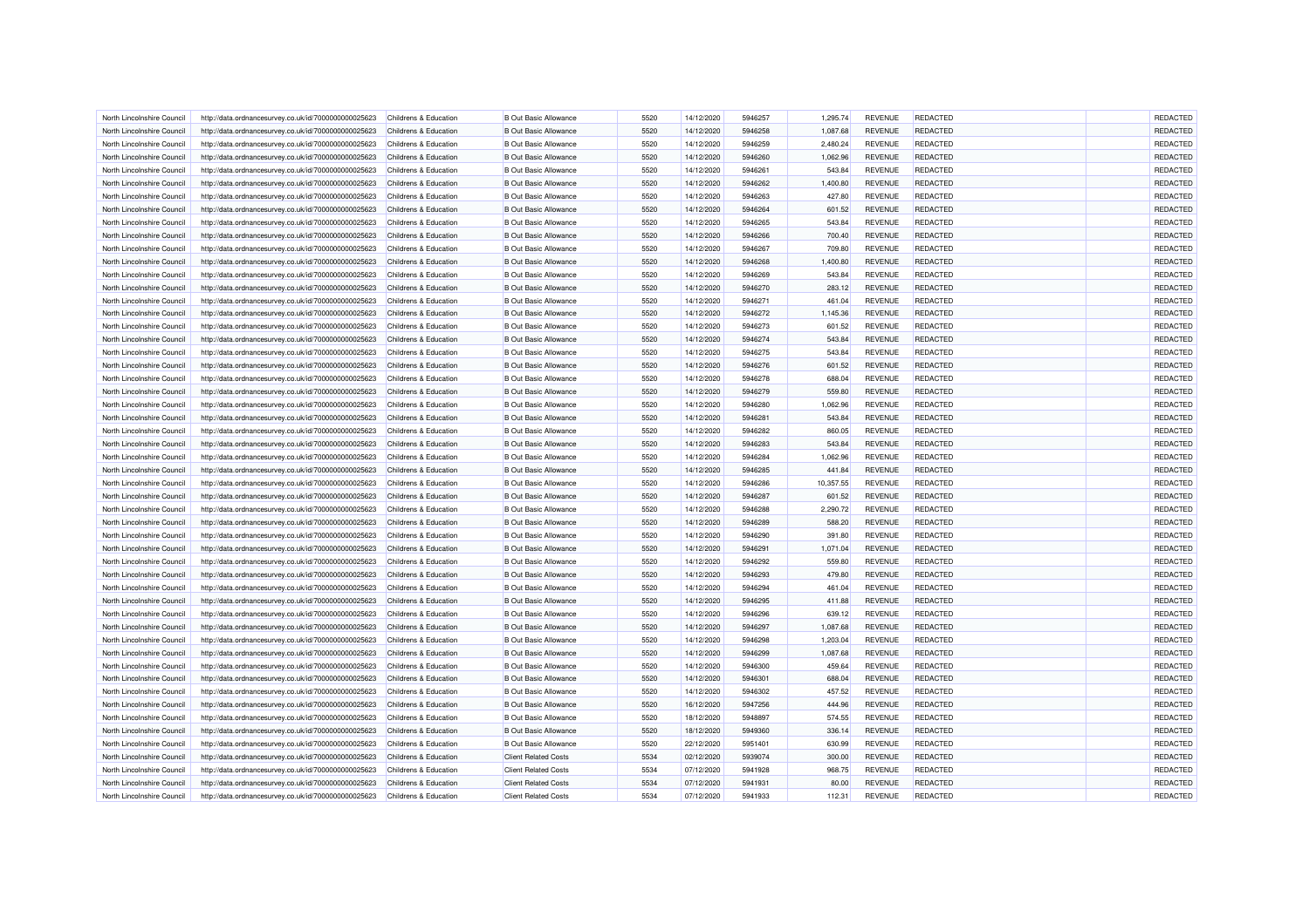| | | | | | | | | | | | | |
|---|---|---|---|---|---|---|---|---|---|---|---|---|
| North Lincolnshire Council | http://data.ordnancesurvey.co.uk/id/7000000000025623 | Childrens & Education | B Out Basic Allowance | 5520 | 14/12/2020 | 5946257 | 1,295.74 | REVENUE | REDACTED | | REDACTED |
| North Lincolnshire Council | http://data.ordnancesurvey.co.uk/id/7000000000025623 | Childrens & Education | B Out Basic Allowance | 5520 | 14/12/2020 | 5946258 | 1,087.68 | REVENUE | REDACTED | | REDACTED |
| North Lincolnshire Council | http://data.ordnancesurvey.co.uk/id/7000000000025623 | Childrens & Education | B Out Basic Allowance | 5520 | 14/12/2020 | 5946259 | 2,480.24 | REVENUE | REDACTED | | REDACTED |
| North Lincolnshire Council | http://data.ordnancesurvey.co.uk/id/7000000000025623 | Childrens & Education | B Out Basic Allowance | 5520 | 14/12/2020 | 5946260 | 1,062.96 | REVENUE | REDACTED | | REDACTED |
| North Lincolnshire Council | http://data.ordnancesurvey.co.uk/id/7000000000025623 | Childrens & Education | B Out Basic Allowance | 5520 | 14/12/2020 | 5946261 | 543.84 | REVENUE | REDACTED | | REDACTED |
| North Lincolnshire Council | http://data.ordnancesurvey.co.uk/id/7000000000025623 | Childrens & Education | B Out Basic Allowance | 5520 | 14/12/2020 | 5946262 | 1,400.80 | REVENUE | REDACTED | | REDACTED |
| North Lincolnshire Council | http://data.ordnancesurvey.co.uk/id/7000000000025623 | Childrens & Education | B Out Basic Allowance | 5520 | 14/12/2020 | 5946263 | 427.80 | REVENUE | REDACTED | | REDACTED |
| North Lincolnshire Council | http://data.ordnancesurvey.co.uk/id/7000000000025623 | Childrens & Education | B Out Basic Allowance | 5520 | 14/12/2020 | 5946264 | 601.52 | REVENUE | REDACTED | | REDACTED |
| North Lincolnshire Council | http://data.ordnancesurvey.co.uk/id/7000000000025623 | Childrens & Education | B Out Basic Allowance | 5520 | 14/12/2020 | 5946265 | 543.84 | REVENUE | REDACTED | | REDACTED |
| North Lincolnshire Council | http://data.ordnancesurvey.co.uk/id/7000000000025623 | Childrens & Education | B Out Basic Allowance | 5520 | 14/12/2020 | 5946266 | 700.40 | REVENUE | REDACTED | | REDACTED |
| North Lincolnshire Council | http://data.ordnancesurvey.co.uk/id/7000000000025623 | Childrens & Education | B Out Basic Allowance | 5520 | 14/12/2020 | 5946267 | 709.80 | REVENUE | REDACTED | | REDACTED |
| North Lincolnshire Council | http://data.ordnancesurvey.co.uk/id/7000000000025623 | Childrens & Education | B Out Basic Allowance | 5520 | 14/12/2020 | 5946268 | 1,400.80 | REVENUE | REDACTED | | REDACTED |
| North Lincolnshire Council | http://data.ordnancesurvey.co.uk/id/7000000000025623 | Childrens & Education | B Out Basic Allowance | 5520 | 14/12/2020 | 5946269 | 543.84 | REVENUE | REDACTED | | REDACTED |
| North Lincolnshire Council | http://data.ordnancesurvey.co.uk/id/7000000000025623 | Childrens & Education | B Out Basic Allowance | 5520 | 14/12/2020 | 5946270 | 283.12 | REVENUE | REDACTED | | REDACTED |
| North Lincolnshire Council | http://data.ordnancesurvey.co.uk/id/7000000000025623 | Childrens & Education | B Out Basic Allowance | 5520 | 14/12/2020 | 5946271 | 461.04 | REVENUE | REDACTED | | REDACTED |
| North Lincolnshire Council | http://data.ordnancesurvey.co.uk/id/7000000000025623 | Childrens & Education | B Out Basic Allowance | 5520 | 14/12/2020 | 5946272 | 1,145.36 | REVENUE | REDACTED | | REDACTED |
| North Lincolnshire Council | http://data.ordnancesurvey.co.uk/id/7000000000025623 | Childrens & Education | B Out Basic Allowance | 5520 | 14/12/2020 | 5946273 | 601.52 | REVENUE | REDACTED | | REDACTED |
| North Lincolnshire Council | http://data.ordnancesurvey.co.uk/id/7000000000025623 | Childrens & Education | B Out Basic Allowance | 5520 | 14/12/2020 | 5946274 | 543.84 | REVENUE | REDACTED | | REDACTED |
| North Lincolnshire Council | http://data.ordnancesurvey.co.uk/id/7000000000025623 | Childrens & Education | B Out Basic Allowance | 5520 | 14/12/2020 | 5946275 | 543.84 | REVENUE | REDACTED | | REDACTED |
| North Lincolnshire Council | http://data.ordnancesurvey.co.uk/id/7000000000025623 | Childrens & Education | B Out Basic Allowance | 5520 | 14/12/2020 | 5946276 | 601.52 | REVENUE | REDACTED | | REDACTED |
| North Lincolnshire Council | http://data.ordnancesurvey.co.uk/id/7000000000025623 | Childrens & Education | B Out Basic Allowance | 5520 | 14/12/2020 | 5946278 | 688.04 | REVENUE | REDACTED | | REDACTED |
| North Lincolnshire Council | http://data.ordnancesurvey.co.uk/id/7000000000025623 | Childrens & Education | B Out Basic Allowance | 5520 | 14/12/2020 | 5946279 | 559.80 | REVENUE | REDACTED | | REDACTED |
| North Lincolnshire Council | http://data.ordnancesurvey.co.uk/id/7000000000025623 | Childrens & Education | B Out Basic Allowance | 5520 | 14/12/2020 | 5946280 | 1,062.96 | REVENUE | REDACTED | | REDACTED |
| North Lincolnshire Council | http://data.ordnancesurvey.co.uk/id/7000000000025623 | Childrens & Education | B Out Basic Allowance | 5520 | 14/12/2020 | 5946281 | 543.84 | REVENUE | REDACTED | | REDACTED |
| North Lincolnshire Council | http://data.ordnancesurvey.co.uk/id/7000000000025623 | Childrens & Education | B Out Basic Allowance | 5520 | 14/12/2020 | 5946282 | 860.05 | REVENUE | REDACTED | | REDACTED |
| North Lincolnshire Council | http://data.ordnancesurvey.co.uk/id/7000000000025623 | Childrens & Education | B Out Basic Allowance | 5520 | 14/12/2020 | 5946283 | 543.84 | REVENUE | REDACTED | | REDACTED |
| North Lincolnshire Council | http://data.ordnancesurvey.co.uk/id/7000000000025623 | Childrens & Education | B Out Basic Allowance | 5520 | 14/12/2020 | 5946284 | 1,062.96 | REVENUE | REDACTED | | REDACTED |
| North Lincolnshire Council | http://data.ordnancesurvey.co.uk/id/7000000000025623 | Childrens & Education | B Out Basic Allowance | 5520 | 14/12/2020 | 5946285 | 441.84 | REVENUE | REDACTED | | REDACTED |
| North Lincolnshire Council | http://data.ordnancesurvey.co.uk/id/7000000000025623 | Childrens & Education | B Out Basic Allowance | 5520 | 14/12/2020 | 5946286 | 10,357.55 | REVENUE | REDACTED | | REDACTED |
| North Lincolnshire Council | http://data.ordnancesurvey.co.uk/id/7000000000025623 | Childrens & Education | B Out Basic Allowance | 5520 | 14/12/2020 | 5946287 | 601.52 | REVENUE | REDACTED | | REDACTED |
| North Lincolnshire Council | http://data.ordnancesurvey.co.uk/id/7000000000025623 | Childrens & Education | B Out Basic Allowance | 5520 | 14/12/2020 | 5946288 | 2,290.72 | REVENUE | REDACTED | | REDACTED |
| North Lincolnshire Council | http://data.ordnancesurvey.co.uk/id/7000000000025623 | Childrens & Education | B Out Basic Allowance | 5520 | 14/12/2020 | 5946289 | 588.20 | REVENUE | REDACTED | | REDACTED |
| North Lincolnshire Council | http://data.ordnancesurvey.co.uk/id/7000000000025623 | Childrens & Education | B Out Basic Allowance | 5520 | 14/12/2020 | 5946290 | 391.80 | REVENUE | REDACTED | | REDACTED |
| North Lincolnshire Council | http://data.ordnancesurvey.co.uk/id/7000000000025623 | Childrens & Education | B Out Basic Allowance | 5520 | 14/12/2020 | 5946291 | 1,071.04 | REVENUE | REDACTED | | REDACTED |
| North Lincolnshire Council | http://data.ordnancesurvey.co.uk/id/7000000000025623 | Childrens & Education | B Out Basic Allowance | 5520 | 14/12/2020 | 5946292 | 559.80 | REVENUE | REDACTED | | REDACTED |
| North Lincolnshire Council | http://data.ordnancesurvey.co.uk/id/7000000000025623 | Childrens & Education | B Out Basic Allowance | 5520 | 14/12/2020 | 5946293 | 479.80 | REVENUE | REDACTED | | REDACTED |
| North Lincolnshire Council | http://data.ordnancesurvey.co.uk/id/7000000000025623 | Childrens & Education | B Out Basic Allowance | 5520 | 14/12/2020 | 5946294 | 461.04 | REVENUE | REDACTED | | REDACTED |
| North Lincolnshire Council | http://data.ordnancesurvey.co.uk/id/7000000000025623 | Childrens & Education | B Out Basic Allowance | 5520 | 14/12/2020 | 5946295 | 411.88 | REVENUE | REDACTED | | REDACTED |
| North Lincolnshire Council | http://data.ordnancesurvey.co.uk/id/7000000000025623 | Childrens & Education | B Out Basic Allowance | 5520 | 14/12/2020 | 5946296 | 639.12 | REVENUE | REDACTED | | REDACTED |
| North Lincolnshire Council | http://data.ordnancesurvey.co.uk/id/7000000000025623 | Childrens & Education | B Out Basic Allowance | 5520 | 14/12/2020 | 5946297 | 1,087.68 | REVENUE | REDACTED | | REDACTED |
| North Lincolnshire Council | http://data.ordnancesurvey.co.uk/id/7000000000025623 | Childrens & Education | B Out Basic Allowance | 5520 | 14/12/2020 | 5946298 | 1,203.04 | REVENUE | REDACTED | | REDACTED |
| North Lincolnshire Council | http://data.ordnancesurvey.co.uk/id/7000000000025623 | Childrens & Education | B Out Basic Allowance | 5520 | 14/12/2020 | 5946299 | 1,087.68 | REVENUE | REDACTED | | REDACTED |
| North Lincolnshire Council | http://data.ordnancesurvey.co.uk/id/7000000000025623 | Childrens & Education | B Out Basic Allowance | 5520 | 14/12/2020 | 5946300 | 459.64 | REVENUE | REDACTED | | REDACTED |
| North Lincolnshire Council | http://data.ordnancesurvey.co.uk/id/7000000000025623 | Childrens & Education | B Out Basic Allowance | 5520 | 14/12/2020 | 5946301 | 688.04 | REVENUE | REDACTED | | REDACTED |
| North Lincolnshire Council | http://data.ordnancesurvey.co.uk/id/7000000000025623 | Childrens & Education | B Out Basic Allowance | 5520 | 14/12/2020 | 5946302 | 457.52 | REVENUE | REDACTED | | REDACTED |
| North Lincolnshire Council | http://data.ordnancesurvey.co.uk/id/7000000000025623 | Childrens & Education | B Out Basic Allowance | 5520 | 16/12/2020 | 5947256 | 444.96 | REVENUE | REDACTED | | REDACTED |
| North Lincolnshire Council | http://data.ordnancesurvey.co.uk/id/7000000000025623 | Childrens & Education | B Out Basic Allowance | 5520 | 18/12/2020 | 5948897 | 574.55 | REVENUE | REDACTED | | REDACTED |
| North Lincolnshire Council | http://data.ordnancesurvey.co.uk/id/7000000000025623 | Childrens & Education | B Out Basic Allowance | 5520 | 18/12/2020 | 5949360 | 336.14 | REVENUE | REDACTED | | REDACTED |
| North Lincolnshire Council | http://data.ordnancesurvey.co.uk/id/7000000000025623 | Childrens & Education | B Out Basic Allowance | 5520 | 22/12/2020 | 5951401 | 630.99 | REVENUE | REDACTED | | REDACTED |
| North Lincolnshire Council | http://data.ordnancesurvey.co.uk/id/7000000000025623 | Childrens & Education | Client Related Costs | 5534 | 02/12/2020 | 5939074 | 300.00 | REVENUE | REDACTED | | REDACTED |
| North Lincolnshire Council | http://data.ordnancesurvey.co.uk/id/7000000000025623 | Childrens & Education | Client Related Costs | 5534 | 07/12/2020 | 5941928 | 968.75 | REVENUE | REDACTED | | REDACTED |
| North Lincolnshire Council | http://data.ordnancesurvey.co.uk/id/7000000000025623 | Childrens & Education | Client Related Costs | 5534 | 07/12/2020 | 5941931 | 80.00 | REVENUE | REDACTED | | REDACTED |
| North Lincolnshire Council | http://data.ordnancesurvey.co.uk/id/7000000000025623 | Childrens & Education | Client Related Costs | 5534 | 07/12/2020 | 5941933 | 112.31 | REVENUE | REDACTED | | REDACTED |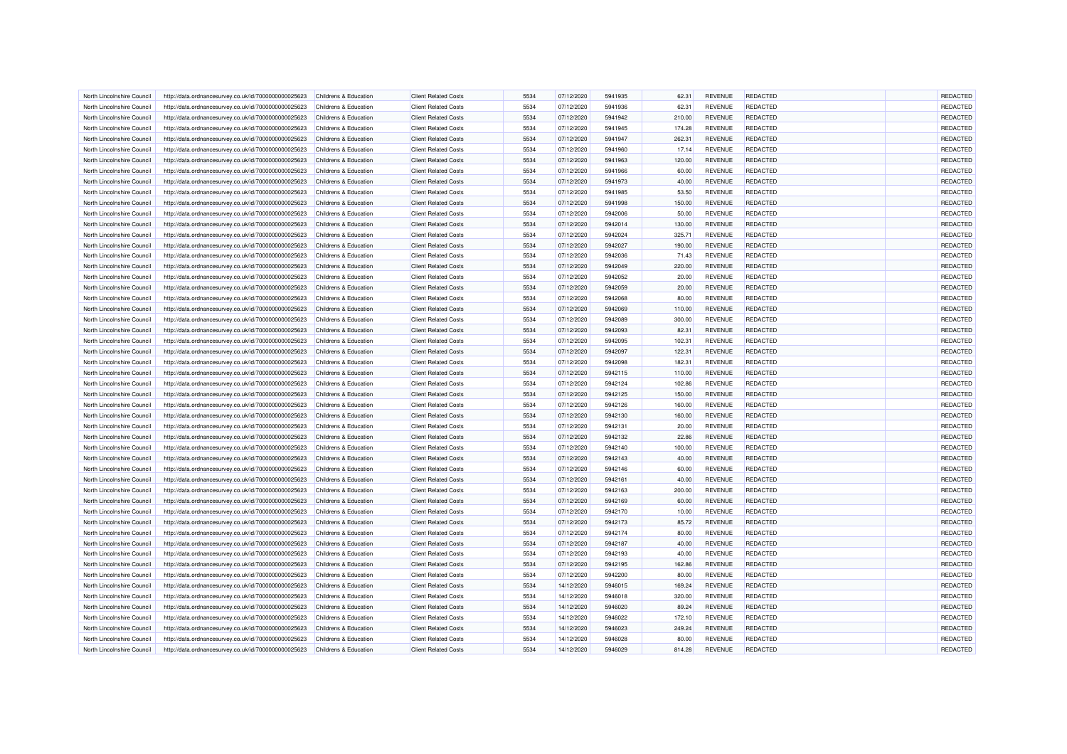| | | | | | | | | | | | | |
|---|---|---|---|---|---|---|---|---|---|---|---|---|
| North Lincolnshire Council | http://data.ordnancesurvey.co.uk/id/7000000000025623 | Childrens & Education | Client Related Costs | 5534 | 07/12/2020 | 5941935 | 62.31 | REVENUE | REDACTED | | REDACTED |
| North Lincolnshire Council | http://data.ordnancesurvey.co.uk/id/7000000000025623 | Childrens & Education | Client Related Costs | 5534 | 07/12/2020 | 5941936 | 62.31 | REVENUE | REDACTED | | REDACTED |
| North Lincolnshire Council | http://data.ordnancesurvey.co.uk/id/7000000000025623 | Childrens & Education | Client Related Costs | 5534 | 07/12/2020 | 5941942 | 210.00 | REVENUE | REDACTED | | REDACTED |
| North Lincolnshire Council | http://data.ordnancesurvey.co.uk/id/7000000000025623 | Childrens & Education | Client Related Costs | 5534 | 07/12/2020 | 5941945 | 174.28 | REVENUE | REDACTED | | REDACTED |
| North Lincolnshire Council | http://data.ordnancesurvey.co.uk/id/7000000000025623 | Childrens & Education | Client Related Costs | 5534 | 07/12/2020 | 5941947 | 262.31 | REVENUE | REDACTED | | REDACTED |
| North Lincolnshire Council | http://data.ordnancesurvey.co.uk/id/7000000000025623 | Childrens & Education | Client Related Costs | 5534 | 07/12/2020 | 5941960 | 17.14 | REVENUE | REDACTED | | REDACTED |
| North Lincolnshire Council | http://data.ordnancesurvey.co.uk/id/7000000000025623 | Childrens & Education | Client Related Costs | 5534 | 07/12/2020 | 5941963 | 120.00 | REVENUE | REDACTED | | REDACTED |
| North Lincolnshire Council | http://data.ordnancesurvey.co.uk/id/7000000000025623 | Childrens & Education | Client Related Costs | 5534 | 07/12/2020 | 5941966 | 60.00 | REVENUE | REDACTED | | REDACTED |
| North Lincolnshire Council | http://data.ordnancesurvey.co.uk/id/7000000000025623 | Childrens & Education | Client Related Costs | 5534 | 07/12/2020 | 5941973 | 40.00 | REVENUE | REDACTED | | REDACTED |
| North Lincolnshire Council | http://data.ordnancesurvey.co.uk/id/7000000000025623 | Childrens & Education | Client Related Costs | 5534 | 07/12/2020 | 5941985 | 53.50 | REVENUE | REDACTED | | REDACTED |
| North Lincolnshire Council | http://data.ordnancesurvey.co.uk/id/7000000000025623 | Childrens & Education | Client Related Costs | 5534 | 07/12/2020 | 5941998 | 150.00 | REVENUE | REDACTED | | REDACTED |
| North Lincolnshire Council | http://data.ordnancesurvey.co.uk/id/7000000000025623 | Childrens & Education | Client Related Costs | 5534 | 07/12/2020 | 5942006 | 50.00 | REVENUE | REDACTED | | REDACTED |
| North Lincolnshire Council | http://data.ordnancesurvey.co.uk/id/7000000000025623 | Childrens & Education | Client Related Costs | 5534 | 07/12/2020 | 5942014 | 130.00 | REVENUE | REDACTED | | REDACTED |
| North Lincolnshire Council | http://data.ordnancesurvey.co.uk/id/7000000000025623 | Childrens & Education | Client Related Costs | 5534 | 07/12/2020 | 5942024 | 325.71 | REVENUE | REDACTED | | REDACTED |
| North Lincolnshire Council | http://data.ordnancesurvey.co.uk/id/7000000000025623 | Childrens & Education | Client Related Costs | 5534 | 07/12/2020 | 5942027 | 190.00 | REVENUE | REDACTED | | REDACTED |
| North Lincolnshire Council | http://data.ordnancesurvey.co.uk/id/7000000000025623 | Childrens & Education | Client Related Costs | 5534 | 07/12/2020 | 5942036 | 71.43 | REVENUE | REDACTED | | REDACTED |
| North Lincolnshire Council | http://data.ordnancesurvey.co.uk/id/7000000000025623 | Childrens & Education | Client Related Costs | 5534 | 07/12/2020 | 5942049 | 220.00 | REVENUE | REDACTED | | REDACTED |
| North Lincolnshire Council | http://data.ordnancesurvey.co.uk/id/7000000000025623 | Childrens & Education | Client Related Costs | 5534 | 07/12/2020 | 5942052 | 20.00 | REVENUE | REDACTED | | REDACTED |
| North Lincolnshire Council | http://data.ordnancesurvey.co.uk/id/7000000000025623 | Childrens & Education | Client Related Costs | 5534 | 07/12/2020 | 5942059 | 20.00 | REVENUE | REDACTED | | REDACTED |
| North Lincolnshire Council | http://data.ordnancesurvey.co.uk/id/7000000000025623 | Childrens & Education | Client Related Costs | 5534 | 07/12/2020 | 5942068 | 80.00 | REVENUE | REDACTED | | REDACTED |
| North Lincolnshire Council | http://data.ordnancesurvey.co.uk/id/7000000000025623 | Childrens & Education | Client Related Costs | 5534 | 07/12/2020 | 5942069 | 110.00 | REVENUE | REDACTED | | REDACTED |
| North Lincolnshire Council | http://data.ordnancesurvey.co.uk/id/7000000000025623 | Childrens & Education | Client Related Costs | 5534 | 07/12/2020 | 5942089 | 300.00 | REVENUE | REDACTED | | REDACTED |
| North Lincolnshire Council | http://data.ordnancesurvey.co.uk/id/7000000000025623 | Childrens & Education | Client Related Costs | 5534 | 07/12/2020 | 5942093 | 82.31 | REVENUE | REDACTED | | REDACTED |
| North Lincolnshire Council | http://data.ordnancesurvey.co.uk/id/7000000000025623 | Childrens & Education | Client Related Costs | 5534 | 07/12/2020 | 5942095 | 102.31 | REVENUE | REDACTED | | REDACTED |
| North Lincolnshire Council | http://data.ordnancesurvey.co.uk/id/7000000000025623 | Childrens & Education | Client Related Costs | 5534 | 07/12/2020 | 5942097 | 122.31 | REVENUE | REDACTED | | REDACTED |
| North Lincolnshire Council | http://data.ordnancesurvey.co.uk/id/7000000000025623 | Childrens & Education | Client Related Costs | 5534 | 07/12/2020 | 5942098 | 182.31 | REVENUE | REDACTED | | REDACTED |
| North Lincolnshire Council | http://data.ordnancesurvey.co.uk/id/7000000000025623 | Childrens & Education | Client Related Costs | 5534 | 07/12/2020 | 5942115 | 110.00 | REVENUE | REDACTED | | REDACTED |
| North Lincolnshire Council | http://data.ordnancesurvey.co.uk/id/7000000000025623 | Childrens & Education | Client Related Costs | 5534 | 07/12/2020 | 5942124 | 102.86 | REVENUE | REDACTED | | REDACTED |
| North Lincolnshire Council | http://data.ordnancesurvey.co.uk/id/7000000000025623 | Childrens & Education | Client Related Costs | 5534 | 07/12/2020 | 5942125 | 150.00 | REVENUE | REDACTED | | REDACTED |
| North Lincolnshire Council | http://data.ordnancesurvey.co.uk/id/7000000000025623 | Childrens & Education | Client Related Costs | 5534 | 07/12/2020 | 5942126 | 160.00 | REVENUE | REDACTED | | REDACTED |
| North Lincolnshire Council | http://data.ordnancesurvey.co.uk/id/7000000000025623 | Childrens & Education | Client Related Costs | 5534 | 07/12/2020 | 5942130 | 160.00 | REVENUE | REDACTED | | REDACTED |
| North Lincolnshire Council | http://data.ordnancesurvey.co.uk/id/7000000000025623 | Childrens & Education | Client Related Costs | 5534 | 07/12/2020 | 5942131 | 20.00 | REVENUE | REDACTED | | REDACTED |
| North Lincolnshire Council | http://data.ordnancesurvey.co.uk/id/7000000000025623 | Childrens & Education | Client Related Costs | 5534 | 07/12/2020 | 5942132 | 22.86 | REVENUE | REDACTED | | REDACTED |
| North Lincolnshire Council | http://data.ordnancesurvey.co.uk/id/7000000000025623 | Childrens & Education | Client Related Costs | 5534 | 07/12/2020 | 5942140 | 100.00 | REVENUE | REDACTED | | REDACTED |
| North Lincolnshire Council | http://data.ordnancesurvey.co.uk/id/7000000000025623 | Childrens & Education | Client Related Costs | 5534 | 07/12/2020 | 5942143 | 40.00 | REVENUE | REDACTED | | REDACTED |
| North Lincolnshire Council | http://data.ordnancesurvey.co.uk/id/7000000000025623 | Childrens & Education | Client Related Costs | 5534 | 07/12/2020 | 5942146 | 60.00 | REVENUE | REDACTED | | REDACTED |
| North Lincolnshire Council | http://data.ordnancesurvey.co.uk/id/7000000000025623 | Childrens & Education | Client Related Costs | 5534 | 07/12/2020 | 5942161 | 40.00 | REVENUE | REDACTED | | REDACTED |
| North Lincolnshire Council | http://data.ordnancesurvey.co.uk/id/7000000000025623 | Childrens & Education | Client Related Costs | 5534 | 07/12/2020 | 5942163 | 200.00 | REVENUE | REDACTED | | REDACTED |
| North Lincolnshire Council | http://data.ordnancesurvey.co.uk/id/7000000000025623 | Childrens & Education | Client Related Costs | 5534 | 07/12/2020 | 5942169 | 60.00 | REVENUE | REDACTED | | REDACTED |
| North Lincolnshire Council | http://data.ordnancesurvey.co.uk/id/7000000000025623 | Childrens & Education | Client Related Costs | 5534 | 07/12/2020 | 5942170 | 10.00 | REVENUE | REDACTED | | REDACTED |
| North Lincolnshire Council | http://data.ordnancesurvey.co.uk/id/7000000000025623 | Childrens & Education | Client Related Costs | 5534 | 07/12/2020 | 5942173 | 85.72 | REVENUE | REDACTED | | REDACTED |
| North Lincolnshire Council | http://data.ordnancesurvey.co.uk/id/7000000000025623 | Childrens & Education | Client Related Costs | 5534 | 07/12/2020 | 5942174 | 80.00 | REVENUE | REDACTED | | REDACTED |
| North Lincolnshire Council | http://data.ordnancesurvey.co.uk/id/7000000000025623 | Childrens & Education | Client Related Costs | 5534 | 07/12/2020 | 5942187 | 40.00 | REVENUE | REDACTED | | REDACTED |
| North Lincolnshire Council | http://data.ordnancesurvey.co.uk/id/7000000000025623 | Childrens & Education | Client Related Costs | 5534 | 07/12/2020 | 5942193 | 40.00 | REVENUE | REDACTED | | REDACTED |
| North Lincolnshire Council | http://data.ordnancesurvey.co.uk/id/7000000000025623 | Childrens & Education | Client Related Costs | 5534 | 07/12/2020 | 5942195 | 162.86 | REVENUE | REDACTED | | REDACTED |
| North Lincolnshire Council | http://data.ordnancesurvey.co.uk/id/7000000000025623 | Childrens & Education | Client Related Costs | 5534 | 07/12/2020 | 5942200 | 80.00 | REVENUE | REDACTED | | REDACTED |
| North Lincolnshire Council | http://data.ordnancesurvey.co.uk/id/7000000000025623 | Childrens & Education | Client Related Costs | 5534 | 14/12/2020 | 5946015 | 169.24 | REVENUE | REDACTED | | REDACTED |
| North Lincolnshire Council | http://data.ordnancesurvey.co.uk/id/7000000000025623 | Childrens & Education | Client Related Costs | 5534 | 14/12/2020 | 5946018 | 320.00 | REVENUE | REDACTED | | REDACTED |
| North Lincolnshire Council | http://data.ordnancesurvey.co.uk/id/7000000000025623 | Childrens & Education | Client Related Costs | 5534 | 14/12/2020 | 5946020 | 89.24 | REVENUE | REDACTED | | REDACTED |
| North Lincolnshire Council | http://data.ordnancesurvey.co.uk/id/7000000000025623 | Childrens & Education | Client Related Costs | 5534 | 14/12/2020 | 5946022 | 172.10 | REVENUE | REDACTED | | REDACTED |
| North Lincolnshire Council | http://data.ordnancesurvey.co.uk/id/7000000000025623 | Childrens & Education | Client Related Costs | 5534 | 14/12/2020 | 5946023 | 249.24 | REVENUE | REDACTED | | REDACTED |
| North Lincolnshire Council | http://data.ordnancesurvey.co.uk/id/7000000000025623 | Childrens & Education | Client Related Costs | 5534 | 14/12/2020 | 5946028 | 80.00 | REVENUE | REDACTED | | REDACTED |
| North Lincolnshire Council | http://data.ordnancesurvey.co.uk/id/7000000000025623 | Childrens & Education | Client Related Costs | 5534 | 14/12/2020 | 5946029 | 814.28 | REVENUE | REDACTED | | REDACTED |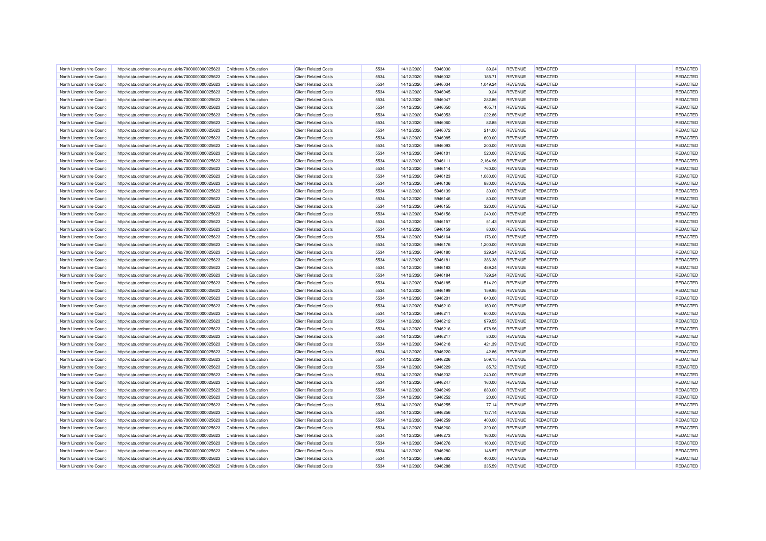| | | | | | | | | | | | |
|---|---|---|---|---|---|---|---|---|---|---|---|
| North Lincolnshire Council | http://data.ordnancesurvey.co.uk/id/7000000000025623 | Childrens & Education | Client Related Costs | 5534 | 14/12/2020 | 5946030 | 89.24 | REVENUE | REDACTED | | REDACTED |
| North Lincolnshire Council | http://data.ordnancesurvey.co.uk/id/7000000000025623 | Childrens & Education | Client Related Costs | 5534 | 14/12/2020 | 5946032 | 185.71 | REVENUE | REDACTED | | REDACTED |
| North Lincolnshire Council | http://data.ordnancesurvey.co.uk/id/7000000000025623 | Childrens & Education | Client Related Costs | 5534 | 14/12/2020 | 5946034 | 1,049.24 | REVENUE | REDACTED | | REDACTED |
| North Lincolnshire Council | http://data.ordnancesurvey.co.uk/id/7000000000025623 | Childrens & Education | Client Related Costs | 5534 | 14/12/2020 | 5946045 | 9.24 | REVENUE | REDACTED | | REDACTED |
| North Lincolnshire Council | http://data.ordnancesurvey.co.uk/id/7000000000025623 | Childrens & Education | Client Related Costs | 5534 | 14/12/2020 | 5946047 | 282.86 | REVENUE | REDACTED | | REDACTED |
| North Lincolnshire Council | http://data.ordnancesurvey.co.uk/id/7000000000025623 | Childrens & Education | Client Related Costs | 5534 | 14/12/2020 | 5946050 | 405.71 | REVENUE | REDACTED | | REDACTED |
| North Lincolnshire Council | http://data.ordnancesurvey.co.uk/id/7000000000025623 | Childrens & Education | Client Related Costs | 5534 | 14/12/2020 | 5946053 | 222.86 | REVENUE | REDACTED | | REDACTED |
| North Lincolnshire Council | http://data.ordnancesurvey.co.uk/id/7000000000025623 | Childrens & Education | Client Related Costs | 5534 | 14/12/2020 | 5946060 | 82.85 | REVENUE | REDACTED | | REDACTED |
| North Lincolnshire Council | http://data.ordnancesurvey.co.uk/id/7000000000025623 | Childrens & Education | Client Related Costs | 5534 | 14/12/2020 | 5946072 | 214.00 | REVENUE | REDACTED | | REDACTED |
| North Lincolnshire Council | http://data.ordnancesurvey.co.uk/id/7000000000025623 | Childrens & Education | Client Related Costs | 5534 | 14/12/2020 | 5946085 | 600.00 | REVENUE | REDACTED | | REDACTED |
| North Lincolnshire Council | http://data.ordnancesurvey.co.uk/id/7000000000025623 | Childrens & Education | Client Related Costs | 5534 | 14/12/2020 | 5946093 | 200.00 | REVENUE | REDACTED | | REDACTED |
| North Lincolnshire Council | http://data.ordnancesurvey.co.uk/id/7000000000025623 | Childrens & Education | Client Related Costs | 5534 | 14/12/2020 | 5946101 | 520.00 | REVENUE | REDACTED | | REDACTED |
| North Lincolnshire Council | http://data.ordnancesurvey.co.uk/id/7000000000025623 | Childrens & Education | Client Related Costs | 5534 | 14/12/2020 | 5946111 | 2,164.96 | REVENUE | REDACTED | | REDACTED |
| North Lincolnshire Council | http://data.ordnancesurvey.co.uk/id/7000000000025623 | Childrens & Education | Client Related Costs | 5534 | 14/12/2020 | 5946114 | 760.00 | REVENUE | REDACTED | | REDACTED |
| North Lincolnshire Council | http://data.ordnancesurvey.co.uk/id/7000000000025623 | Childrens & Education | Client Related Costs | 5534 | 14/12/2020 | 5946123 | 1,060.00 | REVENUE | REDACTED | | REDACTED |
| North Lincolnshire Council | http://data.ordnancesurvey.co.uk/id/7000000000025623 | Childrens & Education | Client Related Costs | 5534 | 14/12/2020 | 5946136 | 880.00 | REVENUE | REDACTED | | REDACTED |
| North Lincolnshire Council | http://data.ordnancesurvey.co.uk/id/7000000000025623 | Childrens & Education | Client Related Costs | 5534 | 14/12/2020 | 5946139 | 30.00 | REVENUE | REDACTED | | REDACTED |
| North Lincolnshire Council | http://data.ordnancesurvey.co.uk/id/7000000000025623 | Childrens & Education | Client Related Costs | 5534 | 14/12/2020 | 5946146 | 80.00 | REVENUE | REDACTED | | REDACTED |
| North Lincolnshire Council | http://data.ordnancesurvey.co.uk/id/7000000000025623 | Childrens & Education | Client Related Costs | 5534 | 14/12/2020 | 5946155 | 320.00 | REVENUE | REDACTED | | REDACTED |
| North Lincolnshire Council | http://data.ordnancesurvey.co.uk/id/7000000000025623 | Childrens & Education | Client Related Costs | 5534 | 14/12/2020 | 5946156 | 240.00 | REVENUE | REDACTED | | REDACTED |
| North Lincolnshire Council | http://data.ordnancesurvey.co.uk/id/7000000000025623 | Childrens & Education | Client Related Costs | 5534 | 14/12/2020 | 5946157 | 51.43 | REVENUE | REDACTED | | REDACTED |
| North Lincolnshire Council | http://data.ordnancesurvey.co.uk/id/7000000000025623 | Childrens & Education | Client Related Costs | 5534 | 14/12/2020 | 5946159 | 80.00 | REVENUE | REDACTED | | REDACTED |
| North Lincolnshire Council | http://data.ordnancesurvey.co.uk/id/7000000000025623 | Childrens & Education | Client Related Costs | 5534 | 14/12/2020 | 5946164 | 176.00 | REVENUE | REDACTED | | REDACTED |
| North Lincolnshire Council | http://data.ordnancesurvey.co.uk/id/7000000000025623 | Childrens & Education | Client Related Costs | 5534 | 14/12/2020 | 5946176 | 1,200.00 | REVENUE | REDACTED | | REDACTED |
| North Lincolnshire Council | http://data.ordnancesurvey.co.uk/id/7000000000025623 | Childrens & Education | Client Related Costs | 5534 | 14/12/2020 | 5946180 | 329.24 | REVENUE | REDACTED | | REDACTED |
| North Lincolnshire Council | http://data.ordnancesurvey.co.uk/id/7000000000025623 | Childrens & Education | Client Related Costs | 5534 | 14/12/2020 | 5946181 | 386.38 | REVENUE | REDACTED | | REDACTED |
| North Lincolnshire Council | http://data.ordnancesurvey.co.uk/id/7000000000025623 | Childrens & Education | Client Related Costs | 5534 | 14/12/2020 | 5946183 | 489.24 | REVENUE | REDACTED | | REDACTED |
| North Lincolnshire Council | http://data.ordnancesurvey.co.uk/id/7000000000025623 | Childrens & Education | Client Related Costs | 5534 | 14/12/2020 | 5946184 | 729.24 | REVENUE | REDACTED | | REDACTED |
| North Lincolnshire Council | http://data.ordnancesurvey.co.uk/id/7000000000025623 | Childrens & Education | Client Related Costs | 5534 | 14/12/2020 | 5946185 | 514.29 | REVENUE | REDACTED | | REDACTED |
| North Lincolnshire Council | http://data.ordnancesurvey.co.uk/id/7000000000025623 | Childrens & Education | Client Related Costs | 5534 | 14/12/2020 | 5946199 | 159.95 | REVENUE | REDACTED | | REDACTED |
| North Lincolnshire Council | http://data.ordnancesurvey.co.uk/id/7000000000025623 | Childrens & Education | Client Related Costs | 5534 | 14/12/2020 | 5946201 | 640.00 | REVENUE | REDACTED | | REDACTED |
| North Lincolnshire Council | http://data.ordnancesurvey.co.uk/id/7000000000025623 | Childrens & Education | Client Related Costs | 5534 | 14/12/2020 | 5946210 | 160.00 | REVENUE | REDACTED | | REDACTED |
| North Lincolnshire Council | http://data.ordnancesurvey.co.uk/id/7000000000025623 | Childrens & Education | Client Related Costs | 5534 | 14/12/2020 | 5946211 | 600.00 | REVENUE | REDACTED | | REDACTED |
| North Lincolnshire Council | http://data.ordnancesurvey.co.uk/id/7000000000025623 | Childrens & Education | Client Related Costs | 5534 | 14/12/2020 | 5946212 | 979.55 | REVENUE | REDACTED | | REDACTED |
| North Lincolnshire Council | http://data.ordnancesurvey.co.uk/id/7000000000025623 | Childrens & Education | Client Related Costs | 5534 | 14/12/2020 | 5946216 | 678.96 | REVENUE | REDACTED | | REDACTED |
| North Lincolnshire Council | http://data.ordnancesurvey.co.uk/id/7000000000025623 | Childrens & Education | Client Related Costs | 5534 | 14/12/2020 | 5946217 | 80.00 | REVENUE | REDACTED | | REDACTED |
| North Lincolnshire Council | http://data.ordnancesurvey.co.uk/id/7000000000025623 | Childrens & Education | Client Related Costs | 5534 | 14/12/2020 | 5946218 | 421.39 | REVENUE | REDACTED | | REDACTED |
| North Lincolnshire Council | http://data.ordnancesurvey.co.uk/id/7000000000025623 | Childrens & Education | Client Related Costs | 5534 | 14/12/2020 | 5946220 | 42.86 | REVENUE | REDACTED | | REDACTED |
| North Lincolnshire Council | http://data.ordnancesurvey.co.uk/id/7000000000025623 | Childrens & Education | Client Related Costs | 5534 | 14/12/2020 | 5946226 | 509.15 | REVENUE | REDACTED | | REDACTED |
| North Lincolnshire Council | http://data.ordnancesurvey.co.uk/id/7000000000025623 | Childrens & Education | Client Related Costs | 5534 | 14/12/2020 | 5946229 | 85.72 | REVENUE | REDACTED | | REDACTED |
| North Lincolnshire Council | http://data.ordnancesurvey.co.uk/id/7000000000025623 | Childrens & Education | Client Related Costs | 5534 | 14/12/2020 | 5946232 | 240.00 | REVENUE | REDACTED | | REDACTED |
| North Lincolnshire Council | http://data.ordnancesurvey.co.uk/id/7000000000025623 | Childrens & Education | Client Related Costs | 5534 | 14/12/2020 | 5946247 | 160.00 | REVENUE | REDACTED | | REDACTED |
| North Lincolnshire Council | http://data.ordnancesurvey.co.uk/id/7000000000025623 | Childrens & Education | Client Related Costs | 5534 | 14/12/2020 | 5946249 | 880.00 | REVENUE | REDACTED | | REDACTED |
| North Lincolnshire Council | http://data.ordnancesurvey.co.uk/id/7000000000025623 | Childrens & Education | Client Related Costs | 5534 | 14/12/2020 | 5946252 | 20.00 | REVENUE | REDACTED | | REDACTED |
| North Lincolnshire Council | http://data.ordnancesurvey.co.uk/id/7000000000025623 | Childrens & Education | Client Related Costs | 5534 | 14/12/2020 | 5946255 | 77.14 | REVENUE | REDACTED | | REDACTED |
| North Lincolnshire Council | http://data.ordnancesurvey.co.uk/id/7000000000025623 | Childrens & Education | Client Related Costs | 5534 | 14/12/2020 | 5946256 | 137.14 | REVENUE | REDACTED | | REDACTED |
| North Lincolnshire Council | http://data.ordnancesurvey.co.uk/id/7000000000025623 | Childrens & Education | Client Related Costs | 5534 | 14/12/2020 | 5946259 | 400.00 | REVENUE | REDACTED | | REDACTED |
| North Lincolnshire Council | http://data.ordnancesurvey.co.uk/id/7000000000025623 | Childrens & Education | Client Related Costs | 5534 | 14/12/2020 | 5946260 | 320.00 | REVENUE | REDACTED | | REDACTED |
| North Lincolnshire Council | http://data.ordnancesurvey.co.uk/id/7000000000025623 | Childrens & Education | Client Related Costs | 5534 | 14/12/2020 | 5946273 | 160.00 | REVENUE | REDACTED | | REDACTED |
| North Lincolnshire Council | http://data.ordnancesurvey.co.uk/id/7000000000025623 | Childrens & Education | Client Related Costs | 5534 | 14/12/2020 | 5946276 | 160.00 | REVENUE | REDACTED | | REDACTED |
| North Lincolnshire Council | http://data.ordnancesurvey.co.uk/id/7000000000025623 | Childrens & Education | Client Related Costs | 5534 | 14/12/2020 | 5946280 | 148.57 | REVENUE | REDACTED | | REDACTED |
| North Lincolnshire Council | http://data.ordnancesurvey.co.uk/id/7000000000025623 | Childrens & Education | Client Related Costs | 5534 | 14/12/2020 | 5946282 | 400.00 | REVENUE | REDACTED | | REDACTED |
| North Lincolnshire Council | http://data.ordnancesurvey.co.uk/id/7000000000025623 | Childrens & Education | Client Related Costs | 5534 | 14/12/2020 | 5946288 | 335.59 | REVENUE | REDACTED | | REDACTED |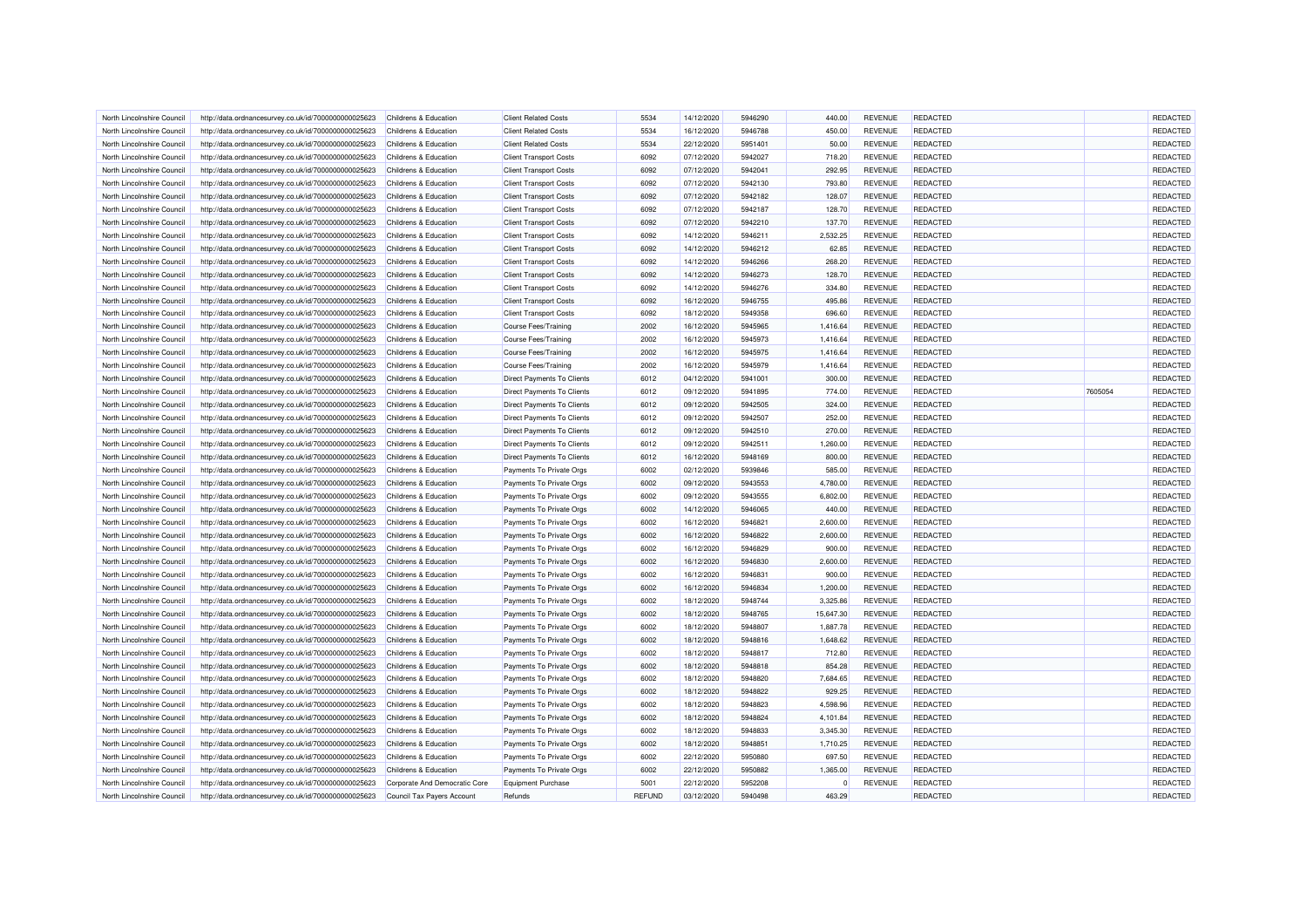| | | | | | | | | | | | | |
|---|---|---|---|---|---|---|---|---|---|---|---|---|
| North Lincolnshire Council | http://data.ordnancesurvey.co.uk/id/7000000000025623 | Childrens & Education | Client Related Costs | 5534 | 14/12/2020 | 5946290 | 440.00 | REVENUE | REDACTED | | REDACTED |
| North Lincolnshire Council | http://data.ordnancesurvey.co.uk/id/7000000000025623 | Childrens & Education | Client Related Costs | 5534 | 16/12/2020 | 5946788 | 450.00 | REVENUE | REDACTED | | REDACTED |
| North Lincolnshire Council | http://data.ordnancesurvey.co.uk/id/7000000000025623 | Childrens & Education | Client Related Costs | 5534 | 22/12/2020 | 5951401 | 50.00 | REVENUE | REDACTED | | REDACTED |
| North Lincolnshire Council | http://data.ordnancesurvey.co.uk/id/7000000000025623 | Childrens & Education | Client Transport Costs | 6092 | 07/12/2020 | 5942027 | 718.20 | REVENUE | REDACTED | | REDACTED |
| North Lincolnshire Council | http://data.ordnancesurvey.co.uk/id/7000000000025623 | Childrens & Education | Client Transport Costs | 6092 | 07/12/2020 | 5942041 | 292.95 | REVENUE | REDACTED | | REDACTED |
| North Lincolnshire Council | http://data.ordnancesurvey.co.uk/id/7000000000025623 | Childrens & Education | Client Transport Costs | 6092 | 07/12/2020 | 5942130 | 793.80 | REVENUE | REDACTED | | REDACTED |
| North Lincolnshire Council | http://data.ordnancesurvey.co.uk/id/7000000000025623 | Childrens & Education | Client Transport Costs | 6092 | 07/12/2020 | 5942182 | 128.07 | REVENUE | REDACTED | | REDACTED |
| North Lincolnshire Council | http://data.ordnancesurvey.co.uk/id/7000000000025623 | Childrens & Education | Client Transport Costs | 6092 | 07/12/2020 | 5942187 | 128.70 | REVENUE | REDACTED | | REDACTED |
| North Lincolnshire Council | http://data.ordnancesurvey.co.uk/id/7000000000025623 | Childrens & Education | Client Transport Costs | 6092 | 07/12/2020 | 5942210 | 137.70 | REVENUE | REDACTED | | REDACTED |
| North Lincolnshire Council | http://data.ordnancesurvey.co.uk/id/7000000000025623 | Childrens & Education | Client Transport Costs | 6092 | 14/12/2020 | 5946211 | 2,532.25 | REVENUE | REDACTED | | REDACTED |
| North Lincolnshire Council | http://data.ordnancesurvey.co.uk/id/7000000000025623 | Childrens & Education | Client Transport Costs | 6092 | 14/12/2020 | 5946212 | 62.85 | REVENUE | REDACTED | | REDACTED |
| North Lincolnshire Council | http://data.ordnancesurvey.co.uk/id/7000000000025623 | Childrens & Education | Client Transport Costs | 6092 | 14/12/2020 | 5946266 | 268.20 | REVENUE | REDACTED | | REDACTED |
| North Lincolnshire Council | http://data.ordnancesurvey.co.uk/id/7000000000025623 | Childrens & Education | Client Transport Costs | 6092 | 14/12/2020 | 5946273 | 128.70 | REVENUE | REDACTED | | REDACTED |
| North Lincolnshire Council | http://data.ordnancesurvey.co.uk/id/7000000000025623 | Childrens & Education | Client Transport Costs | 6092 | 14/12/2020 | 5946276 | 334.80 | REVENUE | REDACTED | | REDACTED |
| North Lincolnshire Council | http://data.ordnancesurvey.co.uk/id/7000000000025623 | Childrens & Education | Client Transport Costs | 6092 | 16/12/2020 | 5946755 | 495.86 | REVENUE | REDACTED | | REDACTED |
| North Lincolnshire Council | http://data.ordnancesurvey.co.uk/id/7000000000025623 | Childrens & Education | Client Transport Costs | 6092 | 18/12/2020 | 5949358 | 696.60 | REVENUE | REDACTED | | REDACTED |
| North Lincolnshire Council | http://data.ordnancesurvey.co.uk/id/7000000000025623 | Childrens & Education | Course Fees/Training | 2002 | 16/12/2020 | 5945965 | 1,416.64 | REVENUE | REDACTED | | REDACTED |
| North Lincolnshire Council | http://data.ordnancesurvey.co.uk/id/7000000000025623 | Childrens & Education | Course Fees/Training | 2002 | 16/12/2020 | 5945973 | 1,416.64 | REVENUE | REDACTED | | REDACTED |
| North Lincolnshire Council | http://data.ordnancesurvey.co.uk/id/7000000000025623 | Childrens & Education | Course Fees/Training | 2002 | 16/12/2020 | 5945975 | 1,416.64 | REVENUE | REDACTED | | REDACTED |
| North Lincolnshire Council | http://data.ordnancesurvey.co.uk/id/7000000000025623 | Childrens & Education | Course Fees/Training | 2002 | 16/12/2020 | 5945979 | 1,416.64 | REVENUE | REDACTED | | REDACTED |
| North Lincolnshire Council | http://data.ordnancesurvey.co.uk/id/7000000000025623 | Childrens & Education | Direct Payments To Clients | 6012 | 04/12/2020 | 5941001 | 300.00 | REVENUE | REDACTED | | REDACTED |
| North Lincolnshire Council | http://data.ordnancesurvey.co.uk/id/7000000000025623 | Childrens & Education | Direct Payments To Clients | 6012 | 09/12/2020 | 5941895 | 774.00 | REVENUE | REDACTED | 7605054 | REDACTED |
| North Lincolnshire Council | http://data.ordnancesurvey.co.uk/id/7000000000025623 | Childrens & Education | Direct Payments To Clients | 6012 | 09/12/2020 | 5942505 | 324.00 | REVENUE | REDACTED | | REDACTED |
| North Lincolnshire Council | http://data.ordnancesurvey.co.uk/id/7000000000025623 | Childrens & Education | Direct Payments To Clients | 6012 | 09/12/2020 | 5942507 | 252.00 | REVENUE | REDACTED | | REDACTED |
| North Lincolnshire Council | http://data.ordnancesurvey.co.uk/id/7000000000025623 | Childrens & Education | Direct Payments To Clients | 6012 | 09/12/2020 | 5942510 | 270.00 | REVENUE | REDACTED | | REDACTED |
| North Lincolnshire Council | http://data.ordnancesurvey.co.uk/id/7000000000025623 | Childrens & Education | Direct Payments To Clients | 6012 | 09/12/2020 | 5942511 | 1,260.00 | REVENUE | REDACTED | | REDACTED |
| North Lincolnshire Council | http://data.ordnancesurvey.co.uk/id/7000000000025623 | Childrens & Education | Direct Payments To Clients | 6012 | 16/12/2020 | 5948169 | 800.00 | REVENUE | REDACTED | | REDACTED |
| North Lincolnshire Council | http://data.ordnancesurvey.co.uk/id/7000000000025623 | Childrens & Education | Payments To Private Orgs | 6002 | 02/12/2020 | 5939846 | 585.00 | REVENUE | REDACTED | | REDACTED |
| North Lincolnshire Council | http://data.ordnancesurvey.co.uk/id/7000000000025623 | Childrens & Education | Payments To Private Orgs | 6002 | 09/12/2020 | 5943553 | 4,780.00 | REVENUE | REDACTED | | REDACTED |
| North Lincolnshire Council | http://data.ordnancesurvey.co.uk/id/7000000000025623 | Childrens & Education | Payments To Private Orgs | 6002 | 09/12/2020 | 5943555 | 6,802.00 | REVENUE | REDACTED | | REDACTED |
| North Lincolnshire Council | http://data.ordnancesurvey.co.uk/id/7000000000025623 | Childrens & Education | Payments To Private Orgs | 6002 | 14/12/2020 | 5946065 | 440.00 | REVENUE | REDACTED | | REDACTED |
| North Lincolnshire Council | http://data.ordnancesurvey.co.uk/id/7000000000025623 | Childrens & Education | Payments To Private Orgs | 6002 | 16/12/2020 | 5946821 | 2,600.00 | REVENUE | REDACTED | | REDACTED |
| North Lincolnshire Council | http://data.ordnancesurvey.co.uk/id/7000000000025623 | Childrens & Education | Payments To Private Orgs | 6002 | 16/12/2020 | 5946822 | 2,600.00 | REVENUE | REDACTED | | REDACTED |
| North Lincolnshire Council | http://data.ordnancesurvey.co.uk/id/7000000000025623 | Childrens & Education | Payments To Private Orgs | 6002 | 16/12/2020 | 5946829 | 900.00 | REVENUE | REDACTED | | REDACTED |
| North Lincolnshire Council | http://data.ordnancesurvey.co.uk/id/7000000000025623 | Childrens & Education | Payments To Private Orgs | 6002 | 16/12/2020 | 5946830 | 2,600.00 | REVENUE | REDACTED | | REDACTED |
| North Lincolnshire Council | http://data.ordnancesurvey.co.uk/id/7000000000025623 | Childrens & Education | Payments To Private Orgs | 6002 | 16/12/2020 | 5946831 | 900.00 | REVENUE | REDACTED | | REDACTED |
| North Lincolnshire Council | http://data.ordnancesurvey.co.uk/id/7000000000025623 | Childrens & Education | Payments To Private Orgs | 6002 | 16/12/2020 | 5946834 | 1,200.00 | REVENUE | REDACTED | | REDACTED |
| North Lincolnshire Council | http://data.ordnancesurvey.co.uk/id/7000000000025623 | Childrens & Education | Payments To Private Orgs | 6002 | 18/12/2020 | 5948744 | 3,325.86 | REVENUE | REDACTED | | REDACTED |
| North Lincolnshire Council | http://data.ordnancesurvey.co.uk/id/7000000000025623 | Childrens & Education | Payments To Private Orgs | 6002 | 18/12/2020 | 5948765 | 15,647.30 | REVENUE | REDACTED | | REDACTED |
| North Lincolnshire Council | http://data.ordnancesurvey.co.uk/id/7000000000025623 | Childrens & Education | Payments To Private Orgs | 6002 | 18/12/2020 | 5948807 | 1,887.78 | REVENUE | REDACTED | | REDACTED |
| North Lincolnshire Council | http://data.ordnancesurvey.co.uk/id/7000000000025623 | Childrens & Education | Payments To Private Orgs | 6002 | 18/12/2020 | 5948816 | 1,648.62 | REVENUE | REDACTED | | REDACTED |
| North Lincolnshire Council | http://data.ordnancesurvey.co.uk/id/7000000000025623 | Childrens & Education | Payments To Private Orgs | 6002 | 18/12/2020 | 5948817 | 712.80 | REVENUE | REDACTED | | REDACTED |
| North Lincolnshire Council | http://data.ordnancesurvey.co.uk/id/7000000000025623 | Childrens & Education | Payments To Private Orgs | 6002 | 18/12/2020 | 5948818 | 854.28 | REVENUE | REDACTED | | REDACTED |
| North Lincolnshire Council | http://data.ordnancesurvey.co.uk/id/7000000000025623 | Childrens & Education | Payments To Private Orgs | 6002 | 18/12/2020 | 5948820 | 7,684.65 | REVENUE | REDACTED | | REDACTED |
| North Lincolnshire Council | http://data.ordnancesurvey.co.uk/id/7000000000025623 | Childrens & Education | Payments To Private Orgs | 6002 | 18/12/2020 | 5948822 | 929.25 | REVENUE | REDACTED | | REDACTED |
| North Lincolnshire Council | http://data.ordnancesurvey.co.uk/id/7000000000025623 | Childrens & Education | Payments To Private Orgs | 6002 | 18/12/2020 | 5948823 | 4,598.96 | REVENUE | REDACTED | | REDACTED |
| North Lincolnshire Council | http://data.ordnancesurvey.co.uk/id/7000000000025623 | Childrens & Education | Payments To Private Orgs | 6002 | 18/12/2020 | 5948824 | 4,101.84 | REVENUE | REDACTED | | REDACTED |
| North Lincolnshire Council | http://data.ordnancesurvey.co.uk/id/7000000000025623 | Childrens & Education | Payments To Private Orgs | 6002 | 18/12/2020 | 5948833 | 3,345.30 | REVENUE | REDACTED | | REDACTED |
| North Lincolnshire Council | http://data.ordnancesurvey.co.uk/id/7000000000025623 | Childrens & Education | Payments To Private Orgs | 6002 | 18/12/2020 | 5948851 | 1,710.25 | REVENUE | REDACTED | | REDACTED |
| North Lincolnshire Council | http://data.ordnancesurvey.co.uk/id/7000000000025623 | Childrens & Education | Payments To Private Orgs | 6002 | 22/12/2020 | 5950880 | 697.50 | REVENUE | REDACTED | | REDACTED |
| North Lincolnshire Council | http://data.ordnancesurvey.co.uk/id/7000000000025623 | Childrens & Education | Payments To Private Orgs | 6002 | 22/12/2020 | 5950882 | 1,365.00 | REVENUE | REDACTED | | REDACTED |
| North Lincolnshire Council | http://data.ordnancesurvey.co.uk/id/7000000000025623 | Corporate And Democratic Core | Equipment Purchase | 5001 | 22/12/2020 | 5952208 | 0 | REVENUE | REDACTED | | REDACTED |
| North Lincolnshire Council | http://data.ordnancesurvey.co.uk/id/7000000000025623 | Council Tax Payers Account | Refunds | REFUND | 03/12/2020 | 5940498 | 463.29 | | REDACTED | | REDACTED |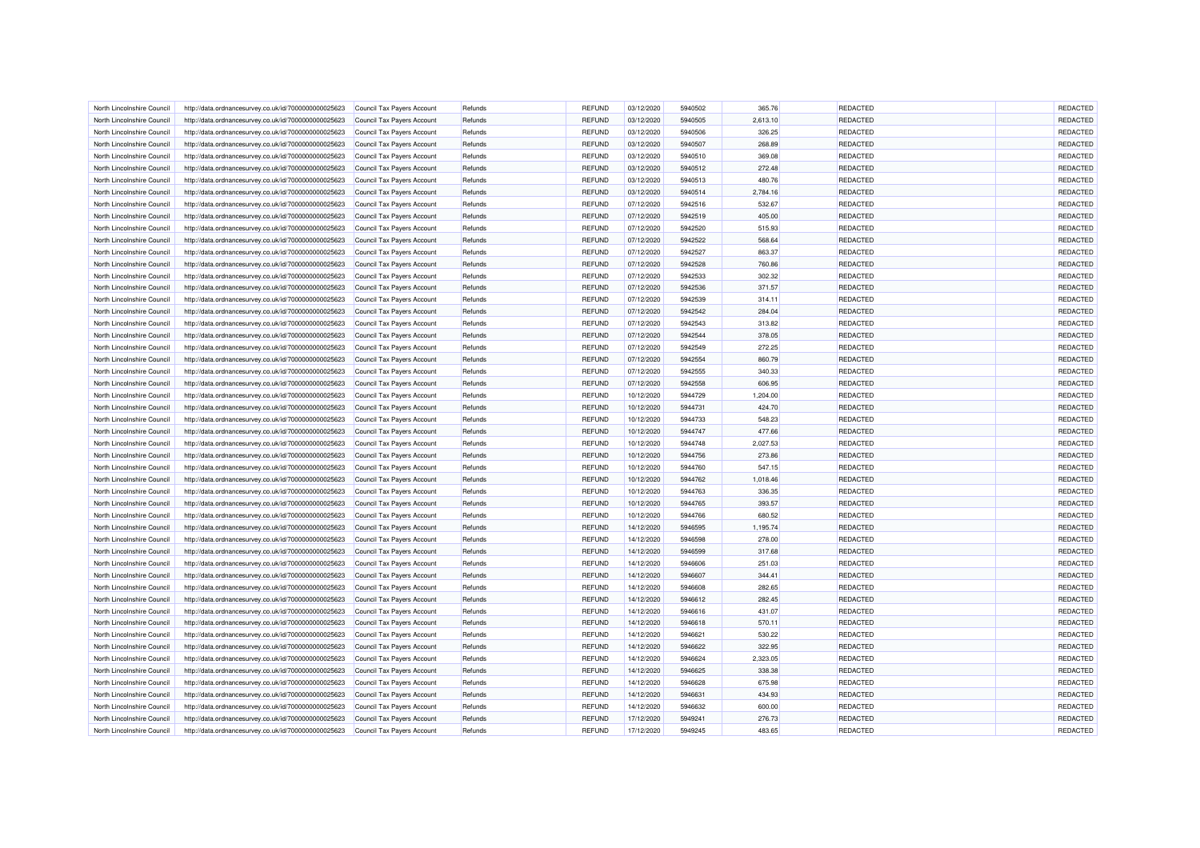| North Lincolnshire Council | http://data.ordnancesurvey.co.uk/id/7000000000025623 | Council Tax Payers Account | Refunds | REFUND | 03/12/2020 | 5940502 | 365.76 | REDACTED | REDACTED |
|---|---|---|---|---|---|---|---|---|---|
| North Lincolnshire Council | http://data.ordnancesurvey.co.uk/id/7000000000025623 | Council Tax Payers Account | Refunds | REFUND | 03/12/2020 | 5940505 | 2,613.10 | REDACTED | REDACTED |
| North Lincolnshire Council | http://data.ordnancesurvey.co.uk/id/7000000000025623 | Council Tax Payers Account | Refunds | REFUND | 03/12/2020 | 5940506 | 326.25 | REDACTED | REDACTED |
| North Lincolnshire Council | http://data.ordnancesurvey.co.uk/id/7000000000025623 | Council Tax Payers Account | Refunds | REFUND | 03/12/2020 | 5940507 | 268.89 | REDACTED | REDACTED |
| North Lincolnshire Council | http://data.ordnancesurvey.co.uk/id/7000000000025623 | Council Tax Payers Account | Refunds | REFUND | 03/12/2020 | 5940510 | 369.08 | REDACTED | REDACTED |
| North Lincolnshire Council | http://data.ordnancesurvey.co.uk/id/7000000000025623 | Council Tax Payers Account | Refunds | REFUND | 03/12/2020 | 5940512 | 272.48 | REDACTED | REDACTED |
| North Lincolnshire Council | http://data.ordnancesurvey.co.uk/id/7000000000025623 | Council Tax Payers Account | Refunds | REFUND | 03/12/2020 | 5940513 | 480.76 | REDACTED | REDACTED |
| North Lincolnshire Council | http://data.ordnancesurvey.co.uk/id/7000000000025623 | Council Tax Payers Account | Refunds | REFUND | 03/12/2020 | 5940514 | 2,784.16 | REDACTED | REDACTED |
| North Lincolnshire Council | http://data.ordnancesurvey.co.uk/id/7000000000025623 | Council Tax Payers Account | Refunds | REFUND | 07/12/2020 | 5942516 | 532.67 | REDACTED | REDACTED |
| North Lincolnshire Council | http://data.ordnancesurvey.co.uk/id/7000000000025623 | Council Tax Payers Account | Refunds | REFUND | 07/12/2020 | 5942519 | 405.00 | REDACTED | REDACTED |
| North Lincolnshire Council | http://data.ordnancesurvey.co.uk/id/7000000000025623 | Council Tax Payers Account | Refunds | REFUND | 07/12/2020 | 5942520 | 515.93 | REDACTED | REDACTED |
| North Lincolnshire Council | http://data.ordnancesurvey.co.uk/id/7000000000025623 | Council Tax Payers Account | Refunds | REFUND | 07/12/2020 | 5942522 | 568.64 | REDACTED | REDACTED |
| North Lincolnshire Council | http://data.ordnancesurvey.co.uk/id/7000000000025623 | Council Tax Payers Account | Refunds | REFUND | 07/12/2020 | 5942527 | 863.37 | REDACTED | REDACTED |
| North Lincolnshire Council | http://data.ordnancesurvey.co.uk/id/7000000000025623 | Council Tax Payers Account | Refunds | REFUND | 07/12/2020 | 5942528 | 760.86 | REDACTED | REDACTED |
| North Lincolnshire Council | http://data.ordnancesurvey.co.uk/id/7000000000025623 | Council Tax Payers Account | Refunds | REFUND | 07/12/2020 | 5942533 | 302.32 | REDACTED | REDACTED |
| North Lincolnshire Council | http://data.ordnancesurvey.co.uk/id/7000000000025623 | Council Tax Payers Account | Refunds | REFUND | 07/12/2020 | 5942536 | 371.57 | REDACTED | REDACTED |
| North Lincolnshire Council | http://data.ordnancesurvey.co.uk/id/7000000000025623 | Council Tax Payers Account | Refunds | REFUND | 07/12/2020 | 5942539 | 314.11 | REDACTED | REDACTED |
| North Lincolnshire Council | http://data.ordnancesurvey.co.uk/id/7000000000025623 | Council Tax Payers Account | Refunds | REFUND | 07/12/2020 | 5942542 | 284.04 | REDACTED | REDACTED |
| North Lincolnshire Council | http://data.ordnancesurvey.co.uk/id/7000000000025623 | Council Tax Payers Account | Refunds | REFUND | 07/12/2020 | 5942543 | 313.82 | REDACTED | REDACTED |
| North Lincolnshire Council | http://data.ordnancesurvey.co.uk/id/7000000000025623 | Council Tax Payers Account | Refunds | REFUND | 07/12/2020 | 5942544 | 378.05 | REDACTED | REDACTED |
| North Lincolnshire Council | http://data.ordnancesurvey.co.uk/id/7000000000025623 | Council Tax Payers Account | Refunds | REFUND | 07/12/2020 | 5942549 | 272.25 | REDACTED | REDACTED |
| North Lincolnshire Council | http://data.ordnancesurvey.co.uk/id/7000000000025623 | Council Tax Payers Account | Refunds | REFUND | 07/12/2020 | 5942554 | 860.79 | REDACTED | REDACTED |
| North Lincolnshire Council | http://data.ordnancesurvey.co.uk/id/7000000000025623 | Council Tax Payers Account | Refunds | REFUND | 07/12/2020 | 5942555 | 340.33 | REDACTED | REDACTED |
| North Lincolnshire Council | http://data.ordnancesurvey.co.uk/id/7000000000025623 | Council Tax Payers Account | Refunds | REFUND | 07/12/2020 | 5942558 | 606.95 | REDACTED | REDACTED |
| North Lincolnshire Council | http://data.ordnancesurvey.co.uk/id/7000000000025623 | Council Tax Payers Account | Refunds | REFUND | 10/12/2020 | 5944729 | 1,204.00 | REDACTED | REDACTED |
| North Lincolnshire Council | http://data.ordnancesurvey.co.uk/id/7000000000025623 | Council Tax Payers Account | Refunds | REFUND | 10/12/2020 | 5944731 | 424.70 | REDACTED | REDACTED |
| North Lincolnshire Council | http://data.ordnancesurvey.co.uk/id/7000000000025623 | Council Tax Payers Account | Refunds | REFUND | 10/12/2020 | 5944733 | 548.23 | REDACTED | REDACTED |
| North Lincolnshire Council | http://data.ordnancesurvey.co.uk/id/7000000000025623 | Council Tax Payers Account | Refunds | REFUND | 10/12/2020 | 5944747 | 477.66 | REDACTED | REDACTED |
| North Lincolnshire Council | http://data.ordnancesurvey.co.uk/id/7000000000025623 | Council Tax Payers Account | Refunds | REFUND | 10/12/2020 | 5944748 | 2,027.53 | REDACTED | REDACTED |
| North Lincolnshire Council | http://data.ordnancesurvey.co.uk/id/7000000000025623 | Council Tax Payers Account | Refunds | REFUND | 10/12/2020 | 5944756 | 273.86 | REDACTED | REDACTED |
| North Lincolnshire Council | http://data.ordnancesurvey.co.uk/id/7000000000025623 | Council Tax Payers Account | Refunds | REFUND | 10/12/2020 | 5944760 | 547.15 | REDACTED | REDACTED |
| North Lincolnshire Council | http://data.ordnancesurvey.co.uk/id/7000000000025623 | Council Tax Payers Account | Refunds | REFUND | 10/12/2020 | 5944762 | 1,018.46 | REDACTED | REDACTED |
| North Lincolnshire Council | http://data.ordnancesurvey.co.uk/id/7000000000025623 | Council Tax Payers Account | Refunds | REFUND | 10/12/2020 | 5944763 | 336.35 | REDACTED | REDACTED |
| North Lincolnshire Council | http://data.ordnancesurvey.co.uk/id/7000000000025623 | Council Tax Payers Account | Refunds | REFUND | 10/12/2020 | 5944765 | 393.57 | REDACTED | REDACTED |
| North Lincolnshire Council | http://data.ordnancesurvey.co.uk/id/7000000000025623 | Council Tax Payers Account | Refunds | REFUND | 10/12/2020 | 5944766 | 680.52 | REDACTED | REDACTED |
| North Lincolnshire Council | http://data.ordnancesurvey.co.uk/id/7000000000025623 | Council Tax Payers Account | Refunds | REFUND | 14/12/2020 | 5946595 | 1,195.74 | REDACTED | REDACTED |
| North Lincolnshire Council | http://data.ordnancesurvey.co.uk/id/7000000000025623 | Council Tax Payers Account | Refunds | REFUND | 14/12/2020 | 5946598 | 278.00 | REDACTED | REDACTED |
| North Lincolnshire Council | http://data.ordnancesurvey.co.uk/id/7000000000025623 | Council Tax Payers Account | Refunds | REFUND | 14/12/2020 | 5946599 | 317.68 | REDACTED | REDACTED |
| North Lincolnshire Council | http://data.ordnancesurvey.co.uk/id/7000000000025623 | Council Tax Payers Account | Refunds | REFUND | 14/12/2020 | 5946606 | 251.03 | REDACTED | REDACTED |
| North Lincolnshire Council | http://data.ordnancesurvey.co.uk/id/7000000000025623 | Council Tax Payers Account | Refunds | REFUND | 14/12/2020 | 5946607 | 344.41 | REDACTED | REDACTED |
| North Lincolnshire Council | http://data.ordnancesurvey.co.uk/id/7000000000025623 | Council Tax Payers Account | Refunds | REFUND | 14/12/2020 | 5946608 | 282.65 | REDACTED | REDACTED |
| North Lincolnshire Council | http://data.ordnancesurvey.co.uk/id/7000000000025623 | Council Tax Payers Account | Refunds | REFUND | 14/12/2020 | 5946612 | 282.45 | REDACTED | REDACTED |
| North Lincolnshire Council | http://data.ordnancesurvey.co.uk/id/7000000000025623 | Council Tax Payers Account | Refunds | REFUND | 14/12/2020 | 5946616 | 431.07 | REDACTED | REDACTED |
| North Lincolnshire Council | http://data.ordnancesurvey.co.uk/id/7000000000025623 | Council Tax Payers Account | Refunds | REFUND | 14/12/2020 | 5946618 | 570.11 | REDACTED | REDACTED |
| North Lincolnshire Council | http://data.ordnancesurvey.co.uk/id/7000000000025623 | Council Tax Payers Account | Refunds | REFUND | 14/12/2020 | 5946621 | 530.22 | REDACTED | REDACTED |
| North Lincolnshire Council | http://data.ordnancesurvey.co.uk/id/7000000000025623 | Council Tax Payers Account | Refunds | REFUND | 14/12/2020 | 5946622 | 322.95 | REDACTED | REDACTED |
| North Lincolnshire Council | http://data.ordnancesurvey.co.uk/id/7000000000025623 | Council Tax Payers Account | Refunds | REFUND | 14/12/2020 | 5946624 | 2,323.05 | REDACTED | REDACTED |
| North Lincolnshire Council | http://data.ordnancesurvey.co.uk/id/7000000000025623 | Council Tax Payers Account | Refunds | REFUND | 14/12/2020 | 5946625 | 338.38 | REDACTED | REDACTED |
| North Lincolnshire Council | http://data.ordnancesurvey.co.uk/id/7000000000025623 | Council Tax Payers Account | Refunds | REFUND | 14/12/2020 | 5946628 | 675.98 | REDACTED | REDACTED |
| North Lincolnshire Council | http://data.ordnancesurvey.co.uk/id/7000000000025623 | Council Tax Payers Account | Refunds | REFUND | 14/12/2020 | 5946631 | 434.93 | REDACTED | REDACTED |
| North Lincolnshire Council | http://data.ordnancesurvey.co.uk/id/7000000000025623 | Council Tax Payers Account | Refunds | REFUND | 14/12/2020 | 5946632 | 600.00 | REDACTED | REDACTED |
| North Lincolnshire Council | http://data.ordnancesurvey.co.uk/id/7000000000025623 | Council Tax Payers Account | Refunds | REFUND | 17/12/2020 | 5949241 | 276.73 | REDACTED | REDACTED |
| North Lincolnshire Council | http://data.ordnancesurvey.co.uk/id/7000000000025623 | Council Tax Payers Account | Refunds | REFUND | 17/12/2020 | 5949245 | 483.65 | REDACTED | REDACTED |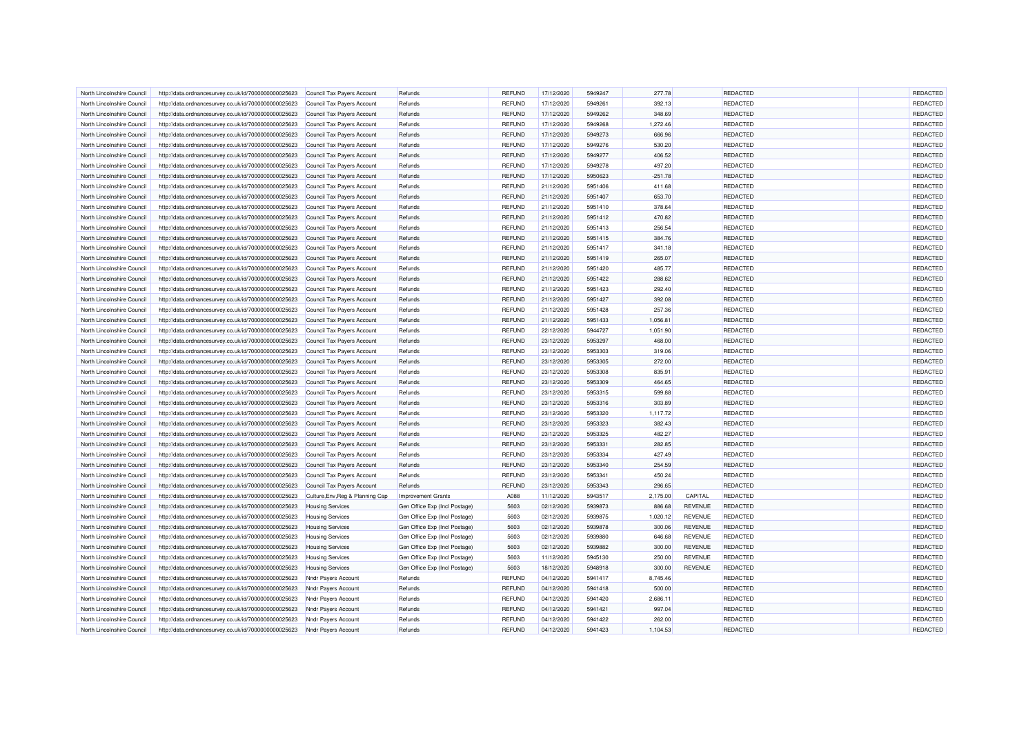| | | | | | | | | | | | |
|---|---|---|---|---|---|---|---|---|---|---|---|
| North Lincolnshire Council | http://data.ordnancesurvey.co.uk/id/7000000000025623 | Council Tax Payers Account | Refunds | REFUND | 17/12/2020 | 5949247 | 277.78 | | REDACTED | | REDACTED |
| North Lincolnshire Council | http://data.ordnancesurvey.co.uk/id/7000000000025623 | Council Tax Payers Account | Refunds | REFUND | 17/12/2020 | 5949261 | 392.13 | | REDACTED | | REDACTED |
| North Lincolnshire Council | http://data.ordnancesurvey.co.uk/id/7000000000025623 | Council Tax Payers Account | Refunds | REFUND | 17/12/2020 | 5949262 | 348.69 | | REDACTED | | REDACTED |
| North Lincolnshire Council | http://data.ordnancesurvey.co.uk/id/7000000000025623 | Council Tax Payers Account | Refunds | REFUND | 17/12/2020 | 5949268 | 1,272.46 | | REDACTED | | REDACTED |
| North Lincolnshire Council | http://data.ordnancesurvey.co.uk/id/7000000000025623 | Council Tax Payers Account | Refunds | REFUND | 17/12/2020 | 5949273 | 666.96 | | REDACTED | | REDACTED |
| North Lincolnshire Council | http://data.ordnancesurvey.co.uk/id/7000000000025623 | Council Tax Payers Account | Refunds | REFUND | 17/12/2020 | 5949276 | 530.20 | | REDACTED | | REDACTED |
| North Lincolnshire Council | http://data.ordnancesurvey.co.uk/id/7000000000025623 | Council Tax Payers Account | Refunds | REFUND | 17/12/2020 | 5949277 | 406.52 | | REDACTED | | REDACTED |
| North Lincolnshire Council | http://data.ordnancesurvey.co.uk/id/7000000000025623 | Council Tax Payers Account | Refunds | REFUND | 17/12/2020 | 5949278 | 497.20 | | REDACTED | | REDACTED |
| North Lincolnshire Council | http://data.ordnancesurvey.co.uk/id/7000000000025623 | Council Tax Payers Account | Refunds | REFUND | 17/12/2020 | 5950623 | -251.78 | | REDACTED | | REDACTED |
| North Lincolnshire Council | http://data.ordnancesurvey.co.uk/id/7000000000025623 | Council Tax Payers Account | Refunds | REFUND | 21/12/2020 | 5951406 | 411.68 | | REDACTED | | REDACTED |
| North Lincolnshire Council | http://data.ordnancesurvey.co.uk/id/7000000000025623 | Council Tax Payers Account | Refunds | REFUND | 21/12/2020 | 5951407 | 653.70 | | REDACTED | | REDACTED |
| North Lincolnshire Council | http://data.ordnancesurvey.co.uk/id/7000000000025623 | Council Tax Payers Account | Refunds | REFUND | 21/12/2020 | 5951410 | 378.64 | | REDACTED | | REDACTED |
| North Lincolnshire Council | http://data.ordnancesurvey.co.uk/id/7000000000025623 | Council Tax Payers Account | Refunds | REFUND | 21/12/2020 | 5951412 | 470.82 | | REDACTED | | REDACTED |
| North Lincolnshire Council | http://data.ordnancesurvey.co.uk/id/7000000000025623 | Council Tax Payers Account | Refunds | REFUND | 21/12/2020 | 5951413 | 256.54 | | REDACTED | | REDACTED |
| North Lincolnshire Council | http://data.ordnancesurvey.co.uk/id/7000000000025623 | Council Tax Payers Account | Refunds | REFUND | 21/12/2020 | 5951415 | 384.76 | | REDACTED | | REDACTED |
| North Lincolnshire Council | http://data.ordnancesurvey.co.uk/id/7000000000025623 | Council Tax Payers Account | Refunds | REFUND | 21/12/2020 | 5951417 | 341.18 | | REDACTED | | REDACTED |
| North Lincolnshire Council | http://data.ordnancesurvey.co.uk/id/7000000000025623 | Council Tax Payers Account | Refunds | REFUND | 21/12/2020 | 5951419 | 265.07 | | REDACTED | | REDACTED |
| North Lincolnshire Council | http://data.ordnancesurvey.co.uk/id/7000000000025623 | Council Tax Payers Account | Refunds | REFUND | 21/12/2020 | 5951420 | 485.77 | | REDACTED | | REDACTED |
| North Lincolnshire Council | http://data.ordnancesurvey.co.uk/id/7000000000025623 | Council Tax Payers Account | Refunds | REFUND | 21/12/2020 | 5951422 | 288.62 | | REDACTED | | REDACTED |
| North Lincolnshire Council | http://data.ordnancesurvey.co.uk/id/7000000000025623 | Council Tax Payers Account | Refunds | REFUND | 21/12/2020 | 5951423 | 292.40 | | REDACTED | | REDACTED |
| North Lincolnshire Council | http://data.ordnancesurvey.co.uk/id/7000000000025623 | Council Tax Payers Account | Refunds | REFUND | 21/12/2020 | 5951427 | 392.08 | | REDACTED | | REDACTED |
| North Lincolnshire Council | http://data.ordnancesurvey.co.uk/id/7000000000025623 | Council Tax Payers Account | Refunds | REFUND | 21/12/2020 | 5951428 | 257.36 | | REDACTED | | REDACTED |
| North Lincolnshire Council | http://data.ordnancesurvey.co.uk/id/7000000000025623 | Council Tax Payers Account | Refunds | REFUND | 21/12/2020 | 5951433 | 1,056.81 | | REDACTED | | REDACTED |
| North Lincolnshire Council | http://data.ordnancesurvey.co.uk/id/7000000000025623 | Council Tax Payers Account | Refunds | REFUND | 22/12/2020 | 5944727 | 1,051.90 | | REDACTED | | REDACTED |
| North Lincolnshire Council | http://data.ordnancesurvey.co.uk/id/7000000000025623 | Council Tax Payers Account | Refunds | REFUND | 23/12/2020 | 5953297 | 468.00 | | REDACTED | | REDACTED |
| North Lincolnshire Council | http://data.ordnancesurvey.co.uk/id/7000000000025623 | Council Tax Payers Account | Refunds | REFUND | 23/12/2020 | 5953303 | 319.06 | | REDACTED | | REDACTED |
| North Lincolnshire Council | http://data.ordnancesurvey.co.uk/id/7000000000025623 | Council Tax Payers Account | Refunds | REFUND | 23/12/2020 | 5953305 | 272.00 | | REDACTED | | REDACTED |
| North Lincolnshire Council | http://data.ordnancesurvey.co.uk/id/7000000000025623 | Council Tax Payers Account | Refunds | REFUND | 23/12/2020 | 5953308 | 835.91 | | REDACTED | | REDACTED |
| North Lincolnshire Council | http://data.ordnancesurvey.co.uk/id/7000000000025623 | Council Tax Payers Account | Refunds | REFUND | 23/12/2020 | 5953309 | 464.65 | | REDACTED | | REDACTED |
| North Lincolnshire Council | http://data.ordnancesurvey.co.uk/id/7000000000025623 | Council Tax Payers Account | Refunds | REFUND | 23/12/2020 | 5953315 | 599.88 | | REDACTED | | REDACTED |
| North Lincolnshire Council | http://data.ordnancesurvey.co.uk/id/7000000000025623 | Council Tax Payers Account | Refunds | REFUND | 23/12/2020 | 5953316 | 303.89 | | REDACTED | | REDACTED |
| North Lincolnshire Council | http://data.ordnancesurvey.co.uk/id/7000000000025623 | Council Tax Payers Account | Refunds | REFUND | 23/12/2020 | 5953320 | 1,117.72 | | REDACTED | | REDACTED |
| North Lincolnshire Council | http://data.ordnancesurvey.co.uk/id/7000000000025623 | Council Tax Payers Account | Refunds | REFUND | 23/12/2020 | 5953323 | 382.43 | | REDACTED | | REDACTED |
| North Lincolnshire Council | http://data.ordnancesurvey.co.uk/id/7000000000025623 | Council Tax Payers Account | Refunds | REFUND | 23/12/2020 | 5953325 | 482.27 | | REDACTED | | REDACTED |
| North Lincolnshire Council | http://data.ordnancesurvey.co.uk/id/7000000000025623 | Council Tax Payers Account | Refunds | REFUND | 23/12/2020 | 5953331 | 282.85 | | REDACTED | | REDACTED |
| North Lincolnshire Council | http://data.ordnancesurvey.co.uk/id/7000000000025623 | Council Tax Payers Account | Refunds | REFUND | 23/12/2020 | 5953334 | 427.49 | | REDACTED | | REDACTED |
| North Lincolnshire Council | http://data.ordnancesurvey.co.uk/id/7000000000025623 | Council Tax Payers Account | Refunds | REFUND | 23/12/2020 | 5953340 | 254.59 | | REDACTED | | REDACTED |
| North Lincolnshire Council | http://data.ordnancesurvey.co.uk/id/7000000000025623 | Council Tax Payers Account | Refunds | REFUND | 23/12/2020 | 5953341 | 450.24 | | REDACTED | | REDACTED |
| North Lincolnshire Council | http://data.ordnancesurvey.co.uk/id/7000000000025623 | Council Tax Payers Account | Refunds | REFUND | 23/12/2020 | 5953343 | 296.65 | | REDACTED | | REDACTED |
| North Lincolnshire Council | http://data.ordnancesurvey.co.uk/id/7000000000025623 | Culture,Env,Reg & Planning Cap | Improvement Grants | A088 | 11/12/2020 | 5943517 | 2,175.00 | CAPITAL | REDACTED | | REDACTED |
| North Lincolnshire Council | http://data.ordnancesurvey.co.uk/id/7000000000025623 | Housing Services | Gen Office Exp (Incl Postage) | 5603 | 02/12/2020 | 5939873 | 886.68 | REVENUE | REDACTED | | REDACTED |
| North Lincolnshire Council | http://data.ordnancesurvey.co.uk/id/7000000000025623 | Housing Services | Gen Office Exp (Incl Postage) | 5603 | 02/12/2020 | 5939875 | 1,020.12 | REVENUE | REDACTED | | REDACTED |
| North Lincolnshire Council | http://data.ordnancesurvey.co.uk/id/7000000000025623 | Housing Services | Gen Office Exp (Incl Postage) | 5603 | 02/12/2020 | 5939878 | 300.06 | REVENUE | REDACTED | | REDACTED |
| North Lincolnshire Council | http://data.ordnancesurvey.co.uk/id/7000000000025623 | Housing Services | Gen Office Exp (Incl Postage) | 5603 | 02/12/2020 | 5939880 | 646.68 | REVENUE | REDACTED | | REDACTED |
| North Lincolnshire Council | http://data.ordnancesurvey.co.uk/id/7000000000025623 | Housing Services | Gen Office Exp (Incl Postage) | 5603 | 02/12/2020 | 5939882 | 300.00 | REVENUE | REDACTED | | REDACTED |
| North Lincolnshire Council | http://data.ordnancesurvey.co.uk/id/7000000000025623 | Housing Services | Gen Office Exp (Incl Postage) | 5603 | 11/12/2020 | 5945130 | 250.00 | REVENUE | REDACTED | | REDACTED |
| North Lincolnshire Council | http://data.ordnancesurvey.co.uk/id/7000000000025623 | Housing Services | Gen Office Exp (Incl Postage) | 5603 | 18/12/2020 | 5948918 | 300.00 | REVENUE | REDACTED | | REDACTED |
| North Lincolnshire Council | http://data.ordnancesurvey.co.uk/id/7000000000025623 | Nndr Payers Account | Refunds | REFUND | 04/12/2020 | 5941417 | 8,745.46 | | REDACTED | | REDACTED |
| North Lincolnshire Council | http://data.ordnancesurvey.co.uk/id/7000000000025623 | Nndr Payers Account | Refunds | REFUND | 04/12/2020 | 5941418 | 500.00 | | REDACTED | | REDACTED |
| North Lincolnshire Council | http://data.ordnancesurvey.co.uk/id/7000000000025623 | Nndr Payers Account | Refunds | REFUND | 04/12/2020 | 5941420 | 2,686.11 | | REDACTED | | REDACTED |
| North Lincolnshire Council | http://data.ordnancesurvey.co.uk/id/7000000000025623 | Nndr Payers Account | Refunds | REFUND | 04/12/2020 | 5941421 | 997.04 | | REDACTED | | REDACTED |
| North Lincolnshire Council | http://data.ordnancesurvey.co.uk/id/7000000000025623 | Nndr Payers Account | Refunds | REFUND | 04/12/2020 | 5941422 | 262.00 | | REDACTED | | REDACTED |
| North Lincolnshire Council | http://data.ordnancesurvey.co.uk/id/7000000000025623 | Nndr Payers Account | Refunds | REFUND | 04/12/2020 | 5941423 | 1,104.53 | | REDACTED | | REDACTED |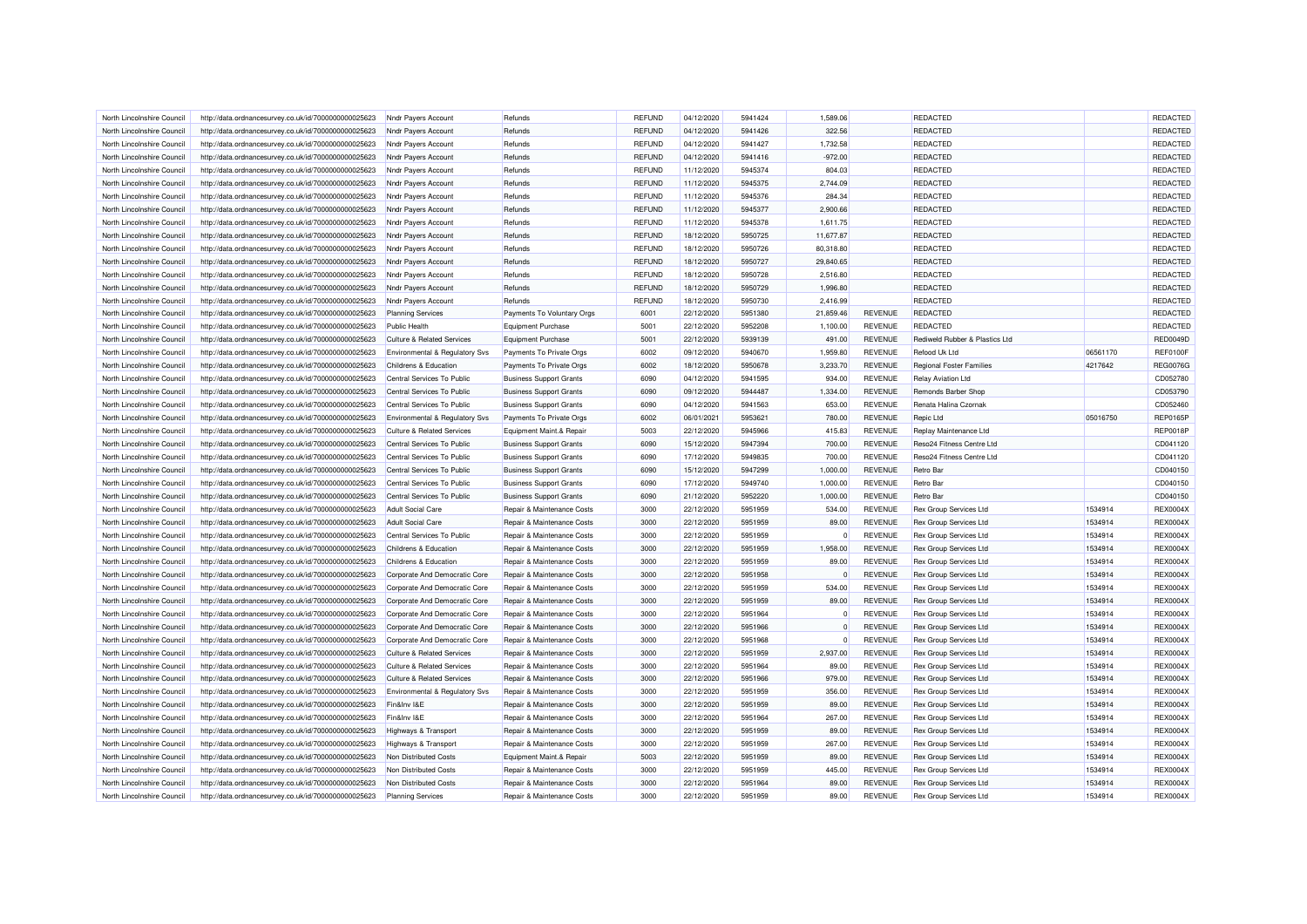| North Lincolnshire Council | http://data.ordnancesurvey.co.uk/id/7000000000025623 | Nndr Payers Account | Refunds | REFUND | 04/12/2020 | 5941424 | 1,589.06 | | REDACTED | | REDACTED |
|---|---|---|---|---|---|---|---|---|---|---|---|
| North Lincolnshire Council | http://data.ordnancesurvey.co.uk/id/7000000000025623 | Nndr Payers Account | Refunds | REFUND | 04/12/2020 | 5941426 | 322.56 | | REDACTED | | REDACTED |
| North Lincolnshire Council | http://data.ordnancesurvey.co.uk/id/7000000000025623 | Nndr Payers Account | Refunds | REFUND | 04/12/2020 | 5941427 | 1,732.58 | | REDACTED | | REDACTED |
| North Lincolnshire Council | http://data.ordnancesurvey.co.uk/id/7000000000025623 | Nndr Payers Account | Refunds | REFUND | 04/12/2020 | 5941416 | -972.00 | | REDACTED | | REDACTED |
| North Lincolnshire Council | http://data.ordnancesurvey.co.uk/id/7000000000025623 | Nndr Payers Account | Refunds | REFUND | 11/12/2020 | 5945374 | 804.03 | | REDACTED | | REDACTED |
| North Lincolnshire Council | http://data.ordnancesurvey.co.uk/id/7000000000025623 | Nndr Payers Account | Refunds | REFUND | 11/12/2020 | 5945375 | 2,744.09 | | REDACTED | | REDACTED |
| North Lincolnshire Council | http://data.ordnancesurvey.co.uk/id/7000000000025623 | Nndr Payers Account | Refunds | REFUND | 11/12/2020 | 5945376 | 284.34 | | REDACTED | | REDACTED |
| North Lincolnshire Council | http://data.ordnancesurvey.co.uk/id/7000000000025623 | Nndr Payers Account | Refunds | REFUND | 11/12/2020 | 5945377 | 2,900.66 | | REDACTED | | REDACTED |
| North Lincolnshire Council | http://data.ordnancesurvey.co.uk/id/7000000000025623 | Nndr Payers Account | Refunds | REFUND | 11/12/2020 | 5945378 | 1,611.75 | | REDACTED | | REDACTED |
| North Lincolnshire Council | http://data.ordnancesurvey.co.uk/id/7000000000025623 | Nndr Payers Account | Refunds | REFUND | 18/12/2020 | 5950725 | 11,677.87 | | REDACTED | | REDACTED |
| North Lincolnshire Council | http://data.ordnancesurvey.co.uk/id/7000000000025623 | Nndr Payers Account | Refunds | REFUND | 18/12/2020 | 5950726 | 80,318.80 | | REDACTED | | REDACTED |
| North Lincolnshire Council | http://data.ordnancesurvey.co.uk/id/7000000000025623 | Nndr Payers Account | Refunds | REFUND | 18/12/2020 | 5950727 | 29,840.65 | | REDACTED | | REDACTED |
| North Lincolnshire Council | http://data.ordnancesurvey.co.uk/id/7000000000025623 | Nndr Payers Account | Refunds | REFUND | 18/12/2020 | 5950728 | 2,516.80 | | REDACTED | | REDACTED |
| North Lincolnshire Council | http://data.ordnancesurvey.co.uk/id/7000000000025623 | Nndr Payers Account | Refunds | REFUND | 18/12/2020 | 5950729 | 1,996.80 | | REDACTED | | REDACTED |
| North Lincolnshire Council | http://data.ordnancesurvey.co.uk/id/7000000000025623 | Nndr Payers Account | Refunds | REFUND | 18/12/2020 | 5950730 | 2,416.99 | | REDACTED | | REDACTED |
| North Lincolnshire Council | http://data.ordnancesurvey.co.uk/id/7000000000025623 | Planning Services | Payments To Voluntary Orgs | 6001 | 22/12/2020 | 5951380 | 21,859.46 | REVENUE | REDACTED | | REDACTED |
| North Lincolnshire Council | http://data.ordnancesurvey.co.uk/id/7000000000025623 | Public Health | Equipment Purchase | 5001 | 22/12/2020 | 5952208 | 1,100.00 | REVENUE | REDACTED | | REDACTED |
| North Lincolnshire Council | http://data.ordnancesurvey.co.uk/id/7000000000025623 | Culture & Related Services | Equipment Purchase | 5001 | 22/12/2020 | 5939139 | 491.00 | REVENUE | Rediweld Rubber & Plastics Ltd | | RED0049D |
| North Lincolnshire Council | http://data.ordnancesurvey.co.uk/id/7000000000025623 | Environmental & Regulatory Svs | Payments To Private Orgs | 6002 | 09/12/2020 | 5940670 | 1,959.80 | REVENUE | Refood Uk Ltd | 06561170 | REF0100F |
| North Lincolnshire Council | http://data.ordnancesurvey.co.uk/id/7000000000025623 | Childrens & Education | Payments To Private Orgs | 6002 | 18/12/2020 | 5950678 | 3,233.70 | REVENUE | Regional Foster Families | 4217642 | REG0076G |
| North Lincolnshire Council | http://data.ordnancesurvey.co.uk/id/7000000000025623 | Central Services To Public | Business Support Grants | 6090 | 04/12/2020 | 5941595 | 934.00 | REVENUE | Relay Aviation Ltd | | CD052780 |
| North Lincolnshire Council | http://data.ordnancesurvey.co.uk/id/7000000000025623 | Central Services To Public | Business Support Grants | 6090 | 09/12/2020 | 5944487 | 1,334.00 | REVENUE | Remonds Barber Shop | | CD053790 |
| North Lincolnshire Council | http://data.ordnancesurvey.co.uk/id/7000000000025623 | Central Services To Public | Business Support Grants | 6090 | 04/12/2020 | 5941563 | 653.00 | REVENUE | Renata Halina Czornak | | CD052460 |
| North Lincolnshire Council | http://data.ordnancesurvey.co.uk/id/7000000000025623 | Environmental & Regulatory Svs | Payments To Private Orgs | 6002 | 06/01/2021 | 5953621 | 780.00 | REVENUE | Repic Ltd | 05016750 | REP0165P |
| North Lincolnshire Council | http://data.ordnancesurvey.co.uk/id/7000000000025623 | Culture & Related Services | Equipment Maint.& Repair | 5003 | 22/12/2020 | 5945966 | 415.83 | REVENUE | Replay Maintenance Ltd | | REP0018P |
| North Lincolnshire Council | http://data.ordnancesurvey.co.uk/id/7000000000025623 | Central Services To Public | Business Support Grants | 6090 | 15/12/2020 | 5947394 | 700.00 | REVENUE | Reso24 Fitness Centre Ltd | | CD041120 |
| North Lincolnshire Council | http://data.ordnancesurvey.co.uk/id/7000000000025623 | Central Services To Public | Business Support Grants | 6090 | 17/12/2020 | 5949835 | 700.00 | REVENUE | Reso24 Fitness Centre Ltd | | CD041120 |
| North Lincolnshire Council | http://data.ordnancesurvey.co.uk/id/7000000000025623 | Central Services To Public | Business Support Grants | 6090 | 15/12/2020 | 5947299 | 1,000.00 | REVENUE | Retro Bar | | CD040150 |
| North Lincolnshire Council | http://data.ordnancesurvey.co.uk/id/7000000000025623 | Central Services To Public | Business Support Grants | 6090 | 17/12/2020 | 5949740 | 1,000.00 | REVENUE | Retro Bar | | CD040150 |
| North Lincolnshire Council | http://data.ordnancesurvey.co.uk/id/7000000000025623 | Central Services To Public | Business Support Grants | 6090 | 21/12/2020 | 5952220 | 1,000.00 | REVENUE | Retro Bar | | CD040150 |
| North Lincolnshire Council | http://data.ordnancesurvey.co.uk/id/7000000000025623 | Adult Social Care | Repair & Maintenance Costs | 3000 | 22/12/2020 | 5951959 | 534.00 | REVENUE | Rex Group Services Ltd | 1534914 | REX0004X |
| North Lincolnshire Council | http://data.ordnancesurvey.co.uk/id/7000000000025623 | Adult Social Care | Repair & Maintenance Costs | 3000 | 22/12/2020 | 5951959 | 89.00 | REVENUE | Rex Group Services Ltd | 1534914 | REX0004X |
| North Lincolnshire Council | http://data.ordnancesurvey.co.uk/id/7000000000025623 | Central Services To Public | Repair & Maintenance Costs | 3000 | 22/12/2020 | 5951959 | 0 | REVENUE | Rex Group Services Ltd | 1534914 | REX0004X |
| North Lincolnshire Council | http://data.ordnancesurvey.co.uk/id/7000000000025623 | Childrens & Education | Repair & Maintenance Costs | 3000 | 22/12/2020 | 5951959 | 1,958.00 | REVENUE | Rex Group Services Ltd | 1534914 | REX0004X |
| North Lincolnshire Council | http://data.ordnancesurvey.co.uk/id/7000000000025623 | Childrens & Education | Repair & Maintenance Costs | 3000 | 22/12/2020 | 5951959 | 89.00 | REVENUE | Rex Group Services Ltd | 1534914 | REX0004X |
| North Lincolnshire Council | http://data.ordnancesurvey.co.uk/id/7000000000025623 | Corporate And Democratic Core | Repair & Maintenance Costs | 3000 | 22/12/2020 | 5951958 | 0 | REVENUE | Rex Group Services Ltd | 1534914 | REX0004X |
| North Lincolnshire Council | http://data.ordnancesurvey.co.uk/id/7000000000025623 | Corporate And Democratic Core | Repair & Maintenance Costs | 3000 | 22/12/2020 | 5951959 | 534.00 | REVENUE | Rex Group Services Ltd | 1534914 | REX0004X |
| North Lincolnshire Council | http://data.ordnancesurvey.co.uk/id/7000000000025623 | Corporate And Democratic Core | Repair & Maintenance Costs | 3000 | 22/12/2020 | 5951959 | 89.00 | REVENUE | Rex Group Services Ltd | 1534914 | REX0004X |
| North Lincolnshire Council | http://data.ordnancesurvey.co.uk/id/7000000000025623 | Corporate And Democratic Core | Repair & Maintenance Costs | 3000 | 22/12/2020 | 5951964 | 0 | REVENUE | Rex Group Services Ltd | 1534914 | REX0004X |
| North Lincolnshire Council | http://data.ordnancesurvey.co.uk/id/7000000000025623 | Corporate And Democratic Core | Repair & Maintenance Costs | 3000 | 22/12/2020 | 5951966 | 0 | REVENUE | Rex Group Services Ltd | 1534914 | REX0004X |
| North Lincolnshire Council | http://data.ordnancesurvey.co.uk/id/7000000000025623 | Corporate And Democratic Core | Repair & Maintenance Costs | 3000 | 22/12/2020 | 5951968 | 0 | REVENUE | Rex Group Services Ltd | 1534914 | REX0004X |
| North Lincolnshire Council | http://data.ordnancesurvey.co.uk/id/7000000000025623 | Culture & Related Services | Repair & Maintenance Costs | 3000 | 22/12/2020 | 5951959 | 2,937.00 | REVENUE | Rex Group Services Ltd | 1534914 | REX0004X |
| North Lincolnshire Council | http://data.ordnancesurvey.co.uk/id/7000000000025623 | Culture & Related Services | Repair & Maintenance Costs | 3000 | 22/12/2020 | 5951964 | 89.00 | REVENUE | Rex Group Services Ltd | 1534914 | REX0004X |
| North Lincolnshire Council | http://data.ordnancesurvey.co.uk/id/7000000000025623 | Culture & Related Services | Repair & Maintenance Costs | 3000 | 22/12/2020 | 5951966 | 979.00 | REVENUE | Rex Group Services Ltd | 1534914 | REX0004X |
| North Lincolnshire Council | http://data.ordnancesurvey.co.uk/id/7000000000025623 | Environmental & Regulatory Svs | Repair & Maintenance Costs | 3000 | 22/12/2020 | 5951959 | 356.00 | REVENUE | Rex Group Services Ltd | 1534914 | REX0004X |
| North Lincolnshire Council | http://data.ordnancesurvey.co.uk/id/7000000000025623 | Fin&Inv I&E | Repair & Maintenance Costs | 3000 | 22/12/2020 | 5951959 | 89.00 | REVENUE | Rex Group Services Ltd | 1534914 | REX0004X |
| North Lincolnshire Council | http://data.ordnancesurvey.co.uk/id/7000000000025623 | Fin&Inv I&E | Repair & Maintenance Costs | 3000 | 22/12/2020 | 5951964 | 267.00 | REVENUE | Rex Group Services Ltd | 1534914 | REX0004X |
| North Lincolnshire Council | http://data.ordnancesurvey.co.uk/id/7000000000025623 | Highways & Transport | Repair & Maintenance Costs | 3000 | 22/12/2020 | 5951959 | 89.00 | REVENUE | Rex Group Services Ltd | 1534914 | REX0004X |
| North Lincolnshire Council | http://data.ordnancesurvey.co.uk/id/7000000000025623 | Highways & Transport | Repair & Maintenance Costs | 3000 | 22/12/2020 | 5951959 | 267.00 | REVENUE | Rex Group Services Ltd | 1534914 | REX0004X |
| North Lincolnshire Council | http://data.ordnancesurvey.co.uk/id/7000000000025623 | Non Distributed Costs | Equipment Maint.& Repair | 5003 | 22/12/2020 | 5951959 | 89.00 | REVENUE | Rex Group Services Ltd | 1534914 | REX0004X |
| North Lincolnshire Council | http://data.ordnancesurvey.co.uk/id/7000000000025623 | Non Distributed Costs | Repair & Maintenance Costs | 3000 | 22/12/2020 | 5951959 | 445.00 | REVENUE | Rex Group Services Ltd | 1534914 | REX0004X |
| North Lincolnshire Council | http://data.ordnancesurvey.co.uk/id/7000000000025623 | Non Distributed Costs | Repair & Maintenance Costs | 3000 | 22/12/2020 | 5951964 | 89.00 | REVENUE | Rex Group Services Ltd | 1534914 | REX0004X |
| North Lincolnshire Council | http://data.ordnancesurvey.co.uk/id/7000000000025623 | Planning Services | Repair & Maintenance Costs | 3000 | 22/12/2020 | 5951959 | 89.00 | REVENUE | Rex Group Services Ltd | 1534914 | REX0004X |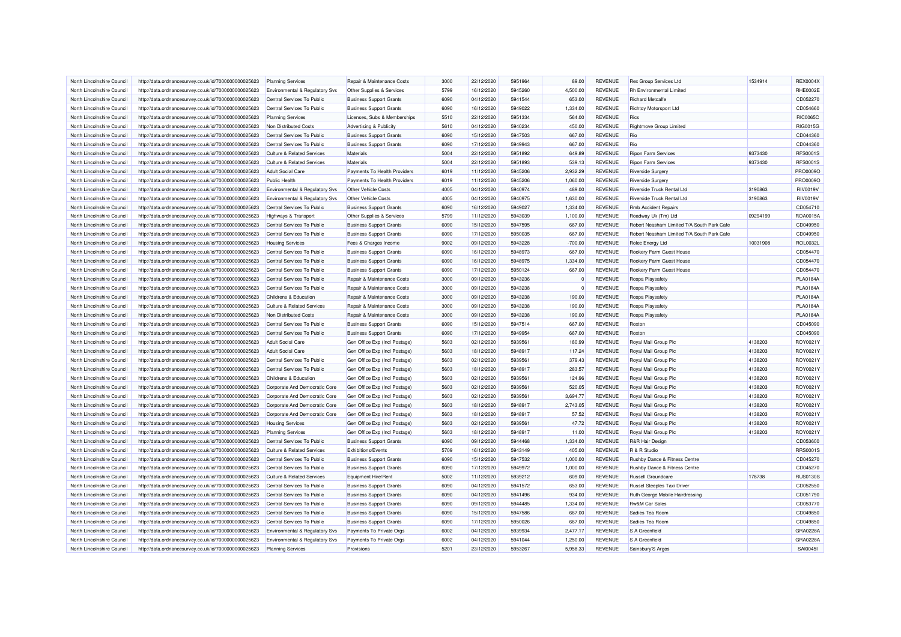| North Lincolnshire Council | http://data.ordnancesurvey.co.uk/id/7000000000025623 | Planning Services | Repair & Maintenance Costs | 3000 | 22/12/2020 | 5951964 | 89.00 | REVENUE | Rex Group Services Ltd | 1534914 | REX0004X |
|---|---|---|---|---|---|---|---|---|---|---|---|
| North Lincolnshire Council | http://data.ordnancesurvey.co.uk/id/7000000000025623 | Environmental & Regulatory Svs | Other Supplies & Services | 5799 | 16/12/2020 | 5945260 | 4,500.00 | REVENUE | Rh Environmental Limited | | RHE0002E |
| North Lincolnshire Council | http://data.ordnancesurvey.co.uk/id/7000000000025623 | Central Services To Public | Business Support Grants | 6090 | 04/12/2020 | 5941544 | 653.00 | REVENUE | Richard Metcalfe | | CD052270 |
| North Lincolnshire Council | http://data.ordnancesurvey.co.uk/id/7000000000025623 | Central Services To Public | Business Support Grants | 6090 | 16/12/2020 | 5949022 | 1,334.00 | REVENUE | Richtoy Motorsport Ltd | | CD054660 |
| North Lincolnshire Council | http://data.ordnancesurvey.co.uk/id/7000000000025623 | Planning Services | Licenses, Subs & Memberships | 5510 | 22/12/2020 | 5951334 | 564.00 | REVENUE | Rics | | RIC0065C |
| North Lincolnshire Council | http://data.ordnancesurvey.co.uk/id/7000000000025623 | Non Distributed Costs | Advertising & Publicity | 5610 | 04/12/2020 | 5940234 | 450.00 | REVENUE | Rightmove Group Limited | | RIG0015G |
| North Lincolnshire Council | http://data.ordnancesurvey.co.uk/id/7000000000025623 | Central Services To Public | Business Support Grants | 6090 | 15/12/2020 | 5947503 | 667.00 | REVENUE | Rio | | CD044360 |
| North Lincolnshire Council | http://data.ordnancesurvey.co.uk/id/7000000000025623 | Central Services To Public | Business Support Grants | 6090 | 17/12/2020 | 5949943 | 667.00 | REVENUE | Rio | | CD044360 |
| North Lincolnshire Council | http://data.ordnancesurvey.co.uk/id/7000000000025623 | Culture & Related Services | Materials | 5004 | 22/12/2020 | 5951892 | 649.89 | REVENUE | Ripon Farm Services | 9373430 | RFS0001S |
| North Lincolnshire Council | http://data.ordnancesurvey.co.uk/id/7000000000025623 | Culture & Related Services | Materials | 5004 | 22/12/2020 | 5951893 | 539.13 | REVENUE | Ripon Farm Services | 9373430 | RFS0001S |
| North Lincolnshire Council | http://data.ordnancesurvey.co.uk/id/7000000000025623 | Adult Social Care | Payments To Health Providers | 6019 | 11/12/2020 | 5945206 | 2,932.29 | REVENUE | Riverside Surgery | | PRO0009O |
| North Lincolnshire Council | http://data.ordnancesurvey.co.uk/id/7000000000025623 | Public Health | Payments To Health Providers | 6019 | 11/12/2020 | 5945206 | 1,060.00 | REVENUE | Riverside Surgery | | PRO0009O |
| North Lincolnshire Council | http://data.ordnancesurvey.co.uk/id/7000000000025623 | Environmental & Regulatory Svs | Other Vehicle Costs | 4005 | 04/12/2020 | 5940974 | 489.00 | REVENUE | Riverside Truck Rental Ltd | 3190863 | RIV0019V |
| North Lincolnshire Council | http://data.ordnancesurvey.co.uk/id/7000000000025623 | Environmental & Regulatory Svs | Other Vehicle Costs | 4005 | 04/12/2020 | 5940975 | 1,630.00 | REVENUE | Riverside Truck Rental Ltd | 3190863 | RIV0019V |
| North Lincolnshire Council | http://data.ordnancesurvey.co.uk/id/7000000000025623 | Central Services To Public | Business Support Grants | 6090 | 16/12/2020 | 5949027 | 1,334.00 | REVENUE | Rmb Accident Repairs | | CD054710 |
| North Lincolnshire Council | http://data.ordnancesurvey.co.uk/id/7000000000025623 | Highways & Transport | Other Supplies & Services | 5799 | 11/12/2020 | 5943039 | 1,100.00 | REVENUE | Roadway Uk (Tm) Ltd | 09294199 | ROA0015A |
| North Lincolnshire Council | http://data.ordnancesurvey.co.uk/id/7000000000025623 | Central Services To Public | Business Support Grants | 6090 | 15/12/2020 | 5947595 | 667.00 | REVENUE | Robert Neasham Limited T/A South Park Cafe | | CD049950 |
| North Lincolnshire Council | http://data.ordnancesurvey.co.uk/id/7000000000025623 | Central Services To Public | Business Support Grants | 6090 | 17/12/2020 | 5950035 | 667.00 | REVENUE | Robert Neasham Limited T/A South Park Cafe | | CD049950 |
| North Lincolnshire Council | http://data.ordnancesurvey.co.uk/id/7000000000025623 | Housing Services | Fees & Charges Income | 9002 | 09/12/2020 | 5943228 | -700.00 | REVENUE | Rolec Energy Ltd | 10031908 | ROL0032L |
| North Lincolnshire Council | http://data.ordnancesurvey.co.uk/id/7000000000025623 | Central Services To Public | Business Support Grants | 6090 | 16/12/2020 | 5948973 | 667.00 | REVENUE | Rookery Farm Guest House | | CD054470 |
| North Lincolnshire Council | http://data.ordnancesurvey.co.uk/id/7000000000025623 | Central Services To Public | Business Support Grants | 6090 | 16/12/2020 | 5948975 | 1,334.00 | REVENUE | Rookery Farm Guest House | | CD054470 |
| North Lincolnshire Council | http://data.ordnancesurvey.co.uk/id/7000000000025623 | Central Services To Public | Business Support Grants | 6090 | 17/12/2020 | 5950124 | 667.00 | REVENUE | Rookery Farm Guest House | | CD054470 |
| North Lincolnshire Council | http://data.ordnancesurvey.co.uk/id/7000000000025623 | Central Services To Public | Repair & Maintenance Costs | 3000 | 09/12/2020 | 5943236 | 0 | REVENUE | Rospa Playsafety | | PLA0184A |
| North Lincolnshire Council | http://data.ordnancesurvey.co.uk/id/7000000000025623 | Central Services To Public | Repair & Maintenance Costs | 3000 | 09/12/2020 | 5943238 | 0 | REVENUE | Rospa Playsafety | | PLA0184A |
| North Lincolnshire Council | http://data.ordnancesurvey.co.uk/id/7000000000025623 | Childrens & Education | Repair & Maintenance Costs | 3000 | 09/12/2020 | 5943238 | 190.00 | REVENUE | Rospa Playsafety | | PLA0184A |
| North Lincolnshire Council | http://data.ordnancesurvey.co.uk/id/7000000000025623 | Culture & Related Services | Repair & Maintenance Costs | 3000 | 09/12/2020 | 5943238 | 190.00 | REVENUE | Rospa Playsafety | | PLA0184A |
| North Lincolnshire Council | http://data.ordnancesurvey.co.uk/id/7000000000025623 | Non Distributed Costs | Repair & Maintenance Costs | 3000 | 09/12/2020 | 5943238 | 190.00 | REVENUE | Rospa Playsafety | | PLA0184A |
| North Lincolnshire Council | http://data.ordnancesurvey.co.uk/id/7000000000025623 | Central Services To Public | Business Support Grants | 6090 | 15/12/2020 | 5947514 | 667.00 | REVENUE | Roxton | | CD045090 |
| North Lincolnshire Council | http://data.ordnancesurvey.co.uk/id/7000000000025623 | Central Services To Public | Business Support Grants | 6090 | 17/12/2020 | 5949954 | 667.00 | REVENUE | Roxton | | CD045090 |
| North Lincolnshire Council | http://data.ordnancesurvey.co.uk/id/7000000000025623 | Adult Social Care | Gen Office Exp (Incl Postage) | 5603 | 02/12/2020 | 5939561 | 180.99 | REVENUE | Royal Mail Group Plc | 4138203 | ROY0021Y |
| North Lincolnshire Council | http://data.ordnancesurvey.co.uk/id/7000000000025623 | Adult Social Care | Gen Office Exp (Incl Postage) | 5603 | 18/12/2020 | 5948917 | 117.24 | REVENUE | Royal Mail Group Plc | 4138203 | ROY0021Y |
| North Lincolnshire Council | http://data.ordnancesurvey.co.uk/id/7000000000025623 | Central Services To Public | Gen Office Exp (Incl Postage) | 5603 | 02/12/2020 | 5939561 | 379.43 | REVENUE | Royal Mail Group Plc | 4138203 | ROY0021Y |
| North Lincolnshire Council | http://data.ordnancesurvey.co.uk/id/7000000000025623 | Central Services To Public | Gen Office Exp (Incl Postage) | 5603 | 18/12/2020 | 5948917 | 283.57 | REVENUE | Royal Mail Group Plc | 4138203 | ROY0021Y |
| North Lincolnshire Council | http://data.ordnancesurvey.co.uk/id/7000000000025623 | Childrens & Education | Gen Office Exp (Incl Postage) | 5603 | 02/12/2020 | 5939561 | 124.96 | REVENUE | Royal Mail Group Plc | 4138203 | ROY0021Y |
| North Lincolnshire Council | http://data.ordnancesurvey.co.uk/id/7000000000025623 | Corporate And Democratic Core | Gen Office Exp (Incl Postage) | 5603 | 02/12/2020 | 5939561 | 520.05 | REVENUE | Royal Mail Group Plc | 4138203 | ROY0021Y |
| North Lincolnshire Council | http://data.ordnancesurvey.co.uk/id/7000000000025623 | Corporate And Democratic Core | Gen Office Exp (Incl Postage) | 5603 | 02/12/2020 | 5939561 | 3,694.77 | REVENUE | Royal Mail Group Plc | 4138203 | ROY0021Y |
| North Lincolnshire Council | http://data.ordnancesurvey.co.uk/id/7000000000025623 | Corporate And Democratic Core | Gen Office Exp (Incl Postage) | 5603 | 18/12/2020 | 5948917 | 2,743.05 | REVENUE | Royal Mail Group Plc | 4138203 | ROY0021Y |
| North Lincolnshire Council | http://data.ordnancesurvey.co.uk/id/7000000000025623 | Corporate And Democratic Core | Gen Office Exp (Incl Postage) | 5603 | 18/12/2020 | 5948917 | 57.52 | REVENUE | Royal Mail Group Plc | 4138203 | ROY0021Y |
| North Lincolnshire Council | http://data.ordnancesurvey.co.uk/id/7000000000025623 | Housing Services | Gen Office Exp (Incl Postage) | 5603 | 02/12/2020 | 5939561 | 47.72 | REVENUE | Royal Mail Group Plc | 4138203 | ROY0021Y |
| North Lincolnshire Council | http://data.ordnancesurvey.co.uk/id/7000000000025623 | Planning Services | Gen Office Exp (Incl Postage) | 5603 | 18/12/2020 | 5948917 | 11.00 | REVENUE | Royal Mail Group Plc | 4138203 | ROY0021Y |
| North Lincolnshire Council | http://data.ordnancesurvey.co.uk/id/7000000000025623 | Central Services To Public | Business Support Grants | 6090 | 09/12/2020 | 5944468 | 1,334.00 | REVENUE | R&R Hair Design | | CD053600 |
| North Lincolnshire Council | http://data.ordnancesurvey.co.uk/id/7000000000025623 | Culture & Related Services | Exhibitions/Events | 5709 | 16/12/2020 | 5943149 | 405.00 | REVENUE | R & R Studio | | RRS0001S |
| North Lincolnshire Council | http://data.ordnancesurvey.co.uk/id/7000000000025623 | Central Services To Public | Business Support Grants | 6090 | 15/12/2020 | 5947532 | 1,000.00 | REVENUE | Rushby Dance & Fitness Centre | | CD045270 |
| North Lincolnshire Council | http://data.ordnancesurvey.co.uk/id/7000000000025623 | Central Services To Public | Business Support Grants | 6090 | 17/12/2020 | 5949972 | 1,000.00 | REVENUE | Rushby Dance & Fitness Centre | | CD045270 |
| North Lincolnshire Council | http://data.ordnancesurvey.co.uk/id/7000000000025623 | Culture & Related Services | Equipment Hire/Rent | 5002 | 11/12/2020 | 5939212 | 609.00 | REVENUE | Russell Groundcare | 178738 | RUS0130S |
| North Lincolnshire Council | http://data.ordnancesurvey.co.uk/id/7000000000025623 | Central Services To Public | Business Support Grants | 6090 | 04/12/2020 | 5941572 | 653.00 | REVENUE | Russel Steeples Taxi Driver | | CD052550 |
| North Lincolnshire Council | http://data.ordnancesurvey.co.uk/id/7000000000025623 | Central Services To Public | Business Support Grants | 6090 | 04/12/2020 | 5941496 | 934.00 | REVENUE | Ruth George Mobile Hairdressing | | CD051790 |
| North Lincolnshire Council | http://data.ordnancesurvey.co.uk/id/7000000000025623 | Central Services To Public | Business Support Grants | 6090 | 09/12/2020 | 5944485 | 1,334.00 | REVENUE | Rw&M Car Sales | | CD053770 |
| North Lincolnshire Council | http://data.ordnancesurvey.co.uk/id/7000000000025623 | Central Services To Public | Business Support Grants | 6090 | 15/12/2020 | 5947586 | 667.00 | REVENUE | Sadies Tea Room | | CD049850 |
| North Lincolnshire Council | http://data.ordnancesurvey.co.uk/id/7000000000025623 | Central Services To Public | Business Support Grants | 6090 | 17/12/2020 | 5950026 | 667.00 | REVENUE | Sadies Tea Room | | CD049850 |
| North Lincolnshire Council | http://data.ordnancesurvey.co.uk/id/7000000000025623 | Environmental & Regulatory Svs | Payments To Private Orgs | 6002 | 04/12/2020 | 5939934 | 2,477.17 | REVENUE | S A Greenfield | | GRA0228A |
| North Lincolnshire Council | http://data.ordnancesurvey.co.uk/id/7000000000025623 | Environmental & Regulatory Svs | Payments To Private Orgs | 6002 | 04/12/2020 | 5941044 | 1,250.00 | REVENUE | S A Greenfield | | GRA0228A |
| North Lincolnshire Council | http://data.ordnancesurvey.co.uk/id/7000000000025623 | Planning Services | Provisions | 5201 | 23/12/2020 | 5953267 | 5,958.33 | REVENUE | Sainsbury'S Argos | | SAI0045I |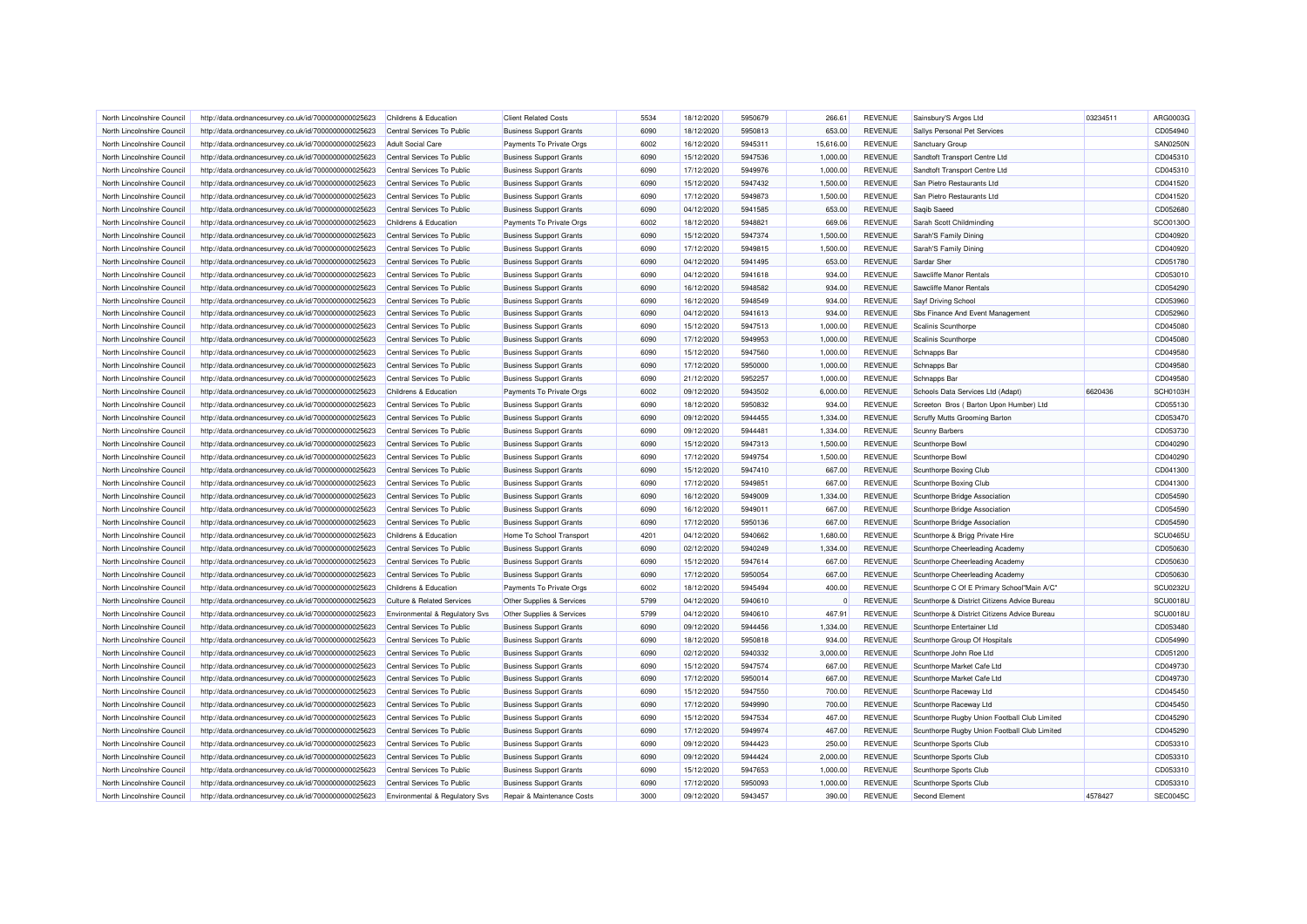| North Lincolnshire Council | http://data.ordnancesurvey.co.uk/id/7000000000025623 | Childrens & Education | Client Related Costs | 5534 | 18/12/2020 | 5950679 | 266.61 | REVENUE | Sainsbury'S Argos Ltd | 03234511 | ARG0003G |
|---|---|---|---|---|---|---|---|---|---|---|---|
| North Lincolnshire Council | http://data.ordnancesurvey.co.uk/id/7000000000025623 | Central Services To Public | Business Support Grants | 6090 | 18/12/2020 | 5950813 | 653.00 | REVENUE | Sallys Personal Pet Services | | CD054940 |
| North Lincolnshire Council | http://data.ordnancesurvey.co.uk/id/7000000000025623 | Adult Social Care | Payments To Private Orgs | 6002 | 16/12/2020 | 5945311 | 15,616.00 | REVENUE | Sanctuary Group | | SAN0250N |
| North Lincolnshire Council | http://data.ordnancesurvey.co.uk/id/7000000000025623 | Central Services To Public | Business Support Grants | 6090 | 15/12/2020 | 5947536 | 1,000.00 | REVENUE | Sandtoft Transport Centre Ltd | | CD045310 |
| North Lincolnshire Council | http://data.ordnancesurvey.co.uk/id/7000000000025623 | Central Services To Public | Business Support Grants | 6090 | 17/12/2020 | 5949976 | 1,000.00 | REVENUE | Sandtoft Transport Centre Ltd | | CD045310 |
| North Lincolnshire Council | http://data.ordnancesurvey.co.uk/id/7000000000025623 | Central Services To Public | Business Support Grants | 6090 | 15/12/2020 | 5947432 | 1,500.00 | REVENUE | San Pietro Restaurants Ltd | | CD041520 |
| North Lincolnshire Council | http://data.ordnancesurvey.co.uk/id/7000000000025623 | Central Services To Public | Business Support Grants | 6090 | 17/12/2020 | 5949873 | 1,500.00 | REVENUE | San Pietro Restaurants Ltd | | CD041520 |
| North Lincolnshire Council | http://data.ordnancesurvey.co.uk/id/7000000000025623 | Central Services To Public | Business Support Grants | 6090 | 04/12/2020 | 5941585 | 653.00 | REVENUE | Saqib Saeed | | CD052680 |
| North Lincolnshire Council | http://data.ordnancesurvey.co.uk/id/7000000000025623 | Childrens & Education | Payments To Private Orgs | 6002 | 18/12/2020 | 5948821 | 669.06 | REVENUE | Sarah Scott Childminding | | SCO0130O |
| North Lincolnshire Council | http://data.ordnancesurvey.co.uk/id/7000000000025623 | Central Services To Public | Business Support Grants | 6090 | 15/12/2020 | 5947374 | 1,500.00 | REVENUE | Sarah'S Family Dining | | CD040920 |
| North Lincolnshire Council | http://data.ordnancesurvey.co.uk/id/7000000000025623 | Central Services To Public | Business Support Grants | 6090 | 17/12/2020 | 5949815 | 1,500.00 | REVENUE | Sarah'S Family Dining | | CD040920 |
| North Lincolnshire Council | http://data.ordnancesurvey.co.uk/id/7000000000025623 | Central Services To Public | Business Support Grants | 6090 | 04/12/2020 | 5941495 | 653.00 | REVENUE | Sardar Sher | | CD051780 |
| North Lincolnshire Council | http://data.ordnancesurvey.co.uk/id/7000000000025623 | Central Services To Public | Business Support Grants | 6090 | 04/12/2020 | 5941618 | 934.00 | REVENUE | Sawcliffe Manor Rentals | | CD053010 |
| North Lincolnshire Council | http://data.ordnancesurvey.co.uk/id/7000000000025623 | Central Services To Public | Business Support Grants | 6090 | 16/12/2020 | 5948582 | 934.00 | REVENUE | Sawcliffe Manor Rentals | | CD054290 |
| North Lincolnshire Council | http://data.ordnancesurvey.co.uk/id/7000000000025623 | Central Services To Public | Business Support Grants | 6090 | 16/12/2020 | 5948549 | 934.00 | REVENUE | Sayf Driving School | | CD053960 |
| North Lincolnshire Council | http://data.ordnancesurvey.co.uk/id/7000000000025623 | Central Services To Public | Business Support Grants | 6090 | 04/12/2020 | 5941613 | 934.00 | REVENUE | Sbs Finance And Event Management | | CD052960 |
| North Lincolnshire Council | http://data.ordnancesurvey.co.uk/id/7000000000025623 | Central Services To Public | Business Support Grants | 6090 | 15/12/2020 | 5947513 | 1,000.00 | REVENUE | Scalinis Scunthorpe | | CD045080 |
| North Lincolnshire Council | http://data.ordnancesurvey.co.uk/id/7000000000025623 | Central Services To Public | Business Support Grants | 6090 | 17/12/2020 | 5949953 | 1,000.00 | REVENUE | Scalinis Scunthorpe | | CD045080 |
| North Lincolnshire Council | http://data.ordnancesurvey.co.uk/id/7000000000025623 | Central Services To Public | Business Support Grants | 6090 | 15/12/2020 | 5947560 | 1,000.00 | REVENUE | Schnapps Bar | | CD049580 |
| North Lincolnshire Council | http://data.ordnancesurvey.co.uk/id/7000000000025623 | Central Services To Public | Business Support Grants | 6090 | 17/12/2020 | 5950000 | 1,000.00 | REVENUE | Schnapps Bar | | CD049580 |
| North Lincolnshire Council | http://data.ordnancesurvey.co.uk/id/7000000000025623 | Central Services To Public | Business Support Grants | 6090 | 21/12/2020 | 5952257 | 1,000.00 | REVENUE | Schnapps Bar | | CD049580 |
| North Lincolnshire Council | http://data.ordnancesurvey.co.uk/id/7000000000025623 | Childrens & Education | Payments To Private Orgs | 6002 | 09/12/2020 | 5943502 | 6,000.00 | REVENUE | Schools Data Services Ltd (Adapt) | 6620436 | SCH0103H |
| North Lincolnshire Council | http://data.ordnancesurvey.co.uk/id/7000000000025623 | Central Services To Public | Business Support Grants | 6090 | 18/12/2020 | 5950832 | 934.00 | REVENUE | Screeton Bros ( Barton Upon Humber) Ltd | | CD055130 |
| North Lincolnshire Council | http://data.ordnancesurvey.co.uk/id/7000000000025623 | Central Services To Public | Business Support Grants | 6090 | 09/12/2020 | 5944455 | 1,334.00 | REVENUE | Scruffy Mutts Grooming Barton | | CD053470 |
| North Lincolnshire Council | http://data.ordnancesurvey.co.uk/id/7000000000025623 | Central Services To Public | Business Support Grants | 6090 | 09/12/2020 | 5944481 | 1,334.00 | REVENUE | Scunny Barbers | | CD053730 |
| North Lincolnshire Council | http://data.ordnancesurvey.co.uk/id/7000000000025623 | Central Services To Public | Business Support Grants | 6090 | 15/12/2020 | 5947313 | 1,500.00 | REVENUE | Scunthorpe Bowl | | CD040290 |
| North Lincolnshire Council | http://data.ordnancesurvey.co.uk/id/7000000000025623 | Central Services To Public | Business Support Grants | 6090 | 17/12/2020 | 5949754 | 1,500.00 | REVENUE | Scunthorpe Bowl | | CD040290 |
| North Lincolnshire Council | http://data.ordnancesurvey.co.uk/id/7000000000025623 | Central Services To Public | Business Support Grants | 6090 | 15/12/2020 | 5947410 | 667.00 | REVENUE | Scunthorpe Boxing Club | | CD041300 |
| North Lincolnshire Council | http://data.ordnancesurvey.co.uk/id/7000000000025623 | Central Services To Public | Business Support Grants | 6090 | 17/12/2020 | 5949851 | 667.00 | REVENUE | Scunthorpe Boxing Club | | CD041300 |
| North Lincolnshire Council | http://data.ordnancesurvey.co.uk/id/7000000000025623 | Central Services To Public | Business Support Grants | 6090 | 16/12/2020 | 5949009 | 1,334.00 | REVENUE | Scunthorpe Bridge Association | | CD054590 |
| North Lincolnshire Council | http://data.ordnancesurvey.co.uk/id/7000000000025623 | Central Services To Public | Business Support Grants | 6090 | 16/12/2020 | 5949011 | 667.00 | REVENUE | Scunthorpe Bridge Association | | CD054590 |
| North Lincolnshire Council | http://data.ordnancesurvey.co.uk/id/7000000000025623 | Central Services To Public | Business Support Grants | 6090 | 17/12/2020 | 5950136 | 667.00 | REVENUE | Scunthorpe Bridge Association | | CD054590 |
| North Lincolnshire Council | http://data.ordnancesurvey.co.uk/id/7000000000025623 | Childrens & Education | Home To School Transport | 4201 | 04/12/2020 | 5940662 | 1,680.00 | REVENUE | Scunthorpe & Brigg Private Hire | | SCU0465U |
| North Lincolnshire Council | http://data.ordnancesurvey.co.uk/id/7000000000025623 | Central Services To Public | Business Support Grants | 6090 | 02/12/2020 | 5940249 | 1,334.00 | REVENUE | Scunthorpe Cheerleading Academy | | CD050630 |
| North Lincolnshire Council | http://data.ordnancesurvey.co.uk/id/7000000000025623 | Central Services To Public | Business Support Grants | 6090 | 15/12/2020 | 5947614 | 667.00 | REVENUE | Scunthorpe Cheerleading Academy | | CD050630 |
| North Lincolnshire Council | http://data.ordnancesurvey.co.uk/id/7000000000025623 | Central Services To Public | Business Support Grants | 6090 | 17/12/2020 | 5950054 | 667.00 | REVENUE | Scunthorpe Cheerleading Academy | | CD050630 |
| North Lincolnshire Council | http://data.ordnancesurvey.co.uk/id/7000000000025623 | Childrens & Education | Payments To Private Orgs | 6002 | 18/12/2020 | 5945494 | 400.00 | REVENUE | Scunthorpe C Of E Primary School"Main A/C" | | SCU0232U |
| North Lincolnshire Council | http://data.ordnancesurvey.co.uk/id/7000000000025623 | Culture & Related Services | Other Supplies & Services | 5799 | 04/12/2020 | 5940610 | 0 | REVENUE | Scunthorpe & District Citizens Advice Bureau | | SCU0018U |
| North Lincolnshire Council | http://data.ordnancesurvey.co.uk/id/7000000000025623 | Environmental & Regulatory Svs | Other Supplies & Services | 5799 | 04/12/2020 | 5940610 | 467.91 | REVENUE | Scunthorpe & District Citizens Advice Bureau | | SCU0018U |
| North Lincolnshire Council | http://data.ordnancesurvey.co.uk/id/7000000000025623 | Central Services To Public | Business Support Grants | 6090 | 09/12/2020 | 5944456 | 1,334.00 | REVENUE | Scunthorpe Entertainer Ltd | | CD053480 |
| North Lincolnshire Council | http://data.ordnancesurvey.co.uk/id/7000000000025623 | Central Services To Public | Business Support Grants | 6090 | 18/12/2020 | 5950818 | 934.00 | REVENUE | Scunthorpe Group Of Hospitals | | CD054990 |
| North Lincolnshire Council | http://data.ordnancesurvey.co.uk/id/7000000000025623 | Central Services To Public | Business Support Grants | 6090 | 02/12/2020 | 5940332 | 3,000.00 | REVENUE | Scunthorpe John Roe Ltd | | CD051200 |
| North Lincolnshire Council | http://data.ordnancesurvey.co.uk/id/7000000000025623 | Central Services To Public | Business Support Grants | 6090 | 15/12/2020 | 5947574 | 667.00 | REVENUE | Scunthorpe Market Cafe Ltd | | CD049730 |
| North Lincolnshire Council | http://data.ordnancesurvey.co.uk/id/7000000000025623 | Central Services To Public | Business Support Grants | 6090 | 17/12/2020 | 5950014 | 667.00 | REVENUE | Scunthorpe Market Cafe Ltd | | CD049730 |
| North Lincolnshire Council | http://data.ordnancesurvey.co.uk/id/7000000000025623 | Central Services To Public | Business Support Grants | 6090 | 15/12/2020 | 5947550 | 700.00 | REVENUE | Scunthorpe Raceway Ltd | | CD045450 |
| North Lincolnshire Council | http://data.ordnancesurvey.co.uk/id/7000000000025623 | Central Services To Public | Business Support Grants | 6090 | 17/12/2020 | 5949990 | 700.00 | REVENUE | Scunthorpe Raceway Ltd | | CD045450 |
| North Lincolnshire Council | http://data.ordnancesurvey.co.uk/id/7000000000025623 | Central Services To Public | Business Support Grants | 6090 | 15/12/2020 | 5947534 | 467.00 | REVENUE | Scunthorpe Rugby Union Football Club Limited | | CD045290 |
| North Lincolnshire Council | http://data.ordnancesurvey.co.uk/id/7000000000025623 | Central Services To Public | Business Support Grants | 6090 | 17/12/2020 | 5949974 | 467.00 | REVENUE | Scunthorpe Rugby Union Football Club Limited | | CD045290 |
| North Lincolnshire Council | http://data.ordnancesurvey.co.uk/id/7000000000025623 | Central Services To Public | Business Support Grants | 6090 | 09/12/2020 | 5944423 | 250.00 | REVENUE | Scunthorpe Sports Club | | CD053310 |
| North Lincolnshire Council | http://data.ordnancesurvey.co.uk/id/7000000000025623 | Central Services To Public | Business Support Grants | 6090 | 09/12/2020 | 5944424 | 2,000.00 | REVENUE | Scunthorpe Sports Club | | CD053310 |
| North Lincolnshire Council | http://data.ordnancesurvey.co.uk/id/7000000000025623 | Central Services To Public | Business Support Grants | 6090 | 15/12/2020 | 5947653 | 1,000.00 | REVENUE | Scunthorpe Sports Club | | CD053310 |
| North Lincolnshire Council | http://data.ordnancesurvey.co.uk/id/7000000000025623 | Central Services To Public | Business Support Grants | 6090 | 17/12/2020 | 5950093 | 1,000.00 | REVENUE | Scunthorpe Sports Club | | CD053310 |
| North Lincolnshire Council | http://data.ordnancesurvey.co.uk/id/7000000000025623 | Environmental & Regulatory Svs | Repair & Maintenance Costs | 3000 | 09/12/2020 | 5943457 | 390.00 | REVENUE | Second Element | 4578427 | SEC0045C |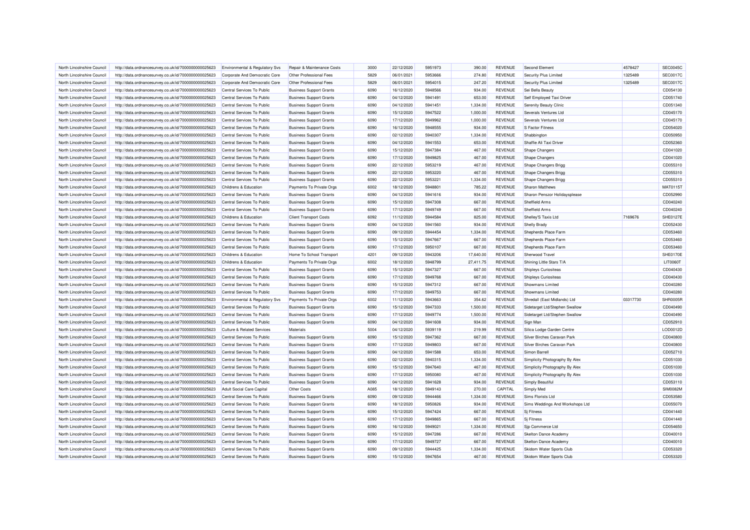| North Lincolnshire Council | http://data.ordnancesurvey.co.uk/id/7000000000025623 | Environmental & Regulatory Svs | Repair & Maintenance Costs | 3000 | 22/12/2020 | 5951973 | 390.00 | REVENUE | Second Element | 4578427 | SEC0045C |
|---|---|---|---|---|---|---|---|---|---|---|---|
| North Lincolnshire Council | http://data.ordnancesurvey.co.uk/id/7000000000025623 | Corporate And Democratic Core | Other Professional Fees | 5829 | 06/01/2021 | 5953666 | 274.80 | REVENUE | Security Plus Limited | 1325489 | SEC0017C |
| North Lincolnshire Council | http://data.ordnancesurvey.co.uk/id/7000000000025623 | Corporate And Democratic Core | Other Professional Fees | 5829 | 06/01/2021 | 5954015 | 247.20 | REVENUE | Security Plus Limited | 1325489 | SEC0017C |
| North Lincolnshire Council | http://data.ordnancesurvey.co.uk/id/7000000000025623 | Central Services To Public | Business Support Grants | 6090 | 16/12/2020 | 5948566 | 934.00 | REVENUE | Sei Bella Beauty | | CD054130 |
| North Lincolnshire Council | http://data.ordnancesurvey.co.uk/id/7000000000025623 | Central Services To Public | Business Support Grants | 6090 | 04/12/2020 | 5941491 | 653.00 | REVENUE | Self Employed Taxi Driver | | CD051740 |
| North Lincolnshire Council | http://data.ordnancesurvey.co.uk/id/7000000000025623 | Central Services To Public | Business Support Grants | 6090 | 04/12/2020 | 5941451 | 1,334.00 | REVENUE | Serenity Beauty Clinic | | CD051340 |
| North Lincolnshire Council | http://data.ordnancesurvey.co.uk/id/7000000000025623 | Central Services To Public | Business Support Grants | 6090 | 15/12/2020 | 5947522 | 1,000.00 | REVENUE | Severals Ventures Ltd | | CD045170 |
| North Lincolnshire Council | http://data.ordnancesurvey.co.uk/id/7000000000025623 | Central Services To Public | Business Support Grants | 6090 | 17/12/2020 | 5949962 | 1,000.00 | REVENUE | Severals Ventures Ltd | | CD045170 |
| North Lincolnshire Council | http://data.ordnancesurvey.co.uk/id/7000000000025623 | Central Services To Public | Business Support Grants | 6090 | 16/12/2020 | 5948555 | 934.00 | REVENUE | S Factor Fitness | | CD054020 |
| North Lincolnshire Council | http://data.ordnancesurvey.co.uk/id/7000000000025623 | Central Services To Public | Business Support Grants | 6090 | 02/12/2020 | 5940307 | 1,334.00 | REVENUE | Shabbington | | CD050950 |
| North Lincolnshire Council | http://data.ordnancesurvey.co.uk/id/7000000000025623 | Central Services To Public | Business Support Grants | 6090 | 04/12/2020 | 5941553 | 653.00 | REVENUE | Shaffie Ali Taxi Driver | | CD052360 |
| North Lincolnshire Council | http://data.ordnancesurvey.co.uk/id/7000000000025623 | Central Services To Public | Business Support Grants | 6090 | 15/12/2020 | 5947384 | 467.00 | REVENUE | Shape Changers | | CD041020 |
| North Lincolnshire Council | http://data.ordnancesurvey.co.uk/id/7000000000025623 | Central Services To Public | Business Support Grants | 6090 | 17/12/2020 | 5949825 | 467.00 | REVENUE | Shape Changers | | CD041020 |
| North Lincolnshire Council | http://data.ordnancesurvey.co.uk/id/7000000000025623 | Central Services To Public | Business Support Grants | 6090 | 22/12/2020 | 5953219 | 467.00 | REVENUE | Shape Changers Brigg | | CD055310 |
| North Lincolnshire Council | http://data.ordnancesurvey.co.uk/id/7000000000025623 | Central Services To Public | Business Support Grants | 6090 | 22/12/2020 | 5953220 | 467.00 | REVENUE | Shape Changers Brigg | | CD055310 |
| North Lincolnshire Council | http://data.ordnancesurvey.co.uk/id/7000000000025623 | Central Services To Public | Business Support Grants | 6090 | 22/12/2020 | 5953221 | 1,334.00 | REVENUE | Shape Changers Brigg | | CD055310 |
| North Lincolnshire Council | http://data.ordnancesurvey.co.uk/id/7000000000025623 | Childrens & Education | Payments To Private Orgs | 6002 | 18/12/2020 | 5948801 | 785.22 | REVENUE | Sharon Matthews | | MAT0115T |
| North Lincolnshire Council | http://data.ordnancesurvey.co.uk/id/7000000000025623 | Central Services To Public | Business Support Grants | 6090 | 04/12/2020 | 5941616 | 934.00 | REVENUE | Sharon Penszor Holidaysplease | | CD052990 |
| North Lincolnshire Council | http://data.ordnancesurvey.co.uk/id/7000000000025623 | Central Services To Public | Business Support Grants | 6090 | 15/12/2020 | 5947308 | 667.00 | REVENUE | Sheffield Arms | | CD040240 |
| North Lincolnshire Council | http://data.ordnancesurvey.co.uk/id/7000000000025623 | Central Services To Public | Business Support Grants | 6090 | 17/12/2020 | 5949749 | 667.00 | REVENUE | Sheffield Arms | | CD040240 |
| North Lincolnshire Council | http://data.ordnancesurvey.co.uk/id/7000000000025623 | Childrens & Education | Client Transport Costs | 6092 | 11/12/2020 | 5944584 | 825.00 | REVENUE | Shelley'S Taxis Ltd | 7169676 | SHE0127E |
| North Lincolnshire Council | http://data.ordnancesurvey.co.uk/id/7000000000025623 | Central Services To Public | Business Support Grants | 6090 | 04/12/2020 | 5941560 | 934.00 | REVENUE | Shelly Brady | | CD052430 |
| North Lincolnshire Council | http://data.ordnancesurvey.co.uk/id/7000000000025623 | Central Services To Public | Business Support Grants | 6090 | 09/12/2020 | 5944454 | 1,334.00 | REVENUE | Shepherds Place Farm | | CD053460 |
| North Lincolnshire Council | http://data.ordnancesurvey.co.uk/id/7000000000025623 | Central Services To Public | Business Support Grants | 6090 | 15/12/2020 | 5947667 | 667.00 | REVENUE | Shepherds Place Farm | | CD053460 |
| North Lincolnshire Council | http://data.ordnancesurvey.co.uk/id/7000000000025623 | Central Services To Public | Business Support Grants | 6090 | 17/12/2020 | 5950107 | 667.00 | REVENUE | Shepherds Place Farm | | CD053460 |
| North Lincolnshire Council | http://data.ordnancesurvey.co.uk/id/7000000000025623 | Childrens & Education | Home To School Transport | 4201 | 09/12/2020 | 5943206 | 17,640.00 | REVENUE | Sherwood Travel | | SHE0170E |
| North Lincolnshire Council | http://data.ordnancesurvey.co.uk/id/7000000000025623 | Childrens & Education | Payments To Private Orgs | 6002 | 18/12/2020 | 5948799 | 27,411.75 | REVENUE | Shining Little Stars T/A | | LIT0060T |
| North Lincolnshire Council | http://data.ordnancesurvey.co.uk/id/7000000000025623 | Central Services To Public | Business Support Grants | 6090 | 15/12/2020 | 5947327 | 667.00 | REVENUE | Shipleys Curiositeas | | CD040430 |
| North Lincolnshire Council | http://data.ordnancesurvey.co.uk/id/7000000000025623 | Central Services To Public | Business Support Grants | 6090 | 17/12/2020 | 5949768 | 667.00 | REVENUE | Shipleys Curiositeas | | CD040430 |
| North Lincolnshire Council | http://data.ordnancesurvey.co.uk/id/7000000000025623 | Central Services To Public | Business Support Grants | 6090 | 15/12/2020 | 5947312 | 667.00 | REVENUE | Showmans Limited | | CD040280 |
| North Lincolnshire Council | http://data.ordnancesurvey.co.uk/id/7000000000025623 | Central Services To Public | Business Support Grants | 6090 | 17/12/2020 | 5949753 | 667.00 | REVENUE | Showmans Limited | | CD040280 |
| North Lincolnshire Council | http://data.ordnancesurvey.co.uk/id/7000000000025623 | Environmental & Regulatory Svs | Payments To Private Orgs | 6002 | 11/12/2020 | 5943663 | 354.62 | REVENUE | Shredall (East Midlands) Ltd | 03317730 | SHR0005R |
| North Lincolnshire Council | http://data.ordnancesurvey.co.uk/id/7000000000025623 | Central Services To Public | Business Support Grants | 6090 | 15/12/2020 | 5947333 | 1,500.00 | REVENUE | Sidetarget Ltd/Stephen Swallow | | CD040490 |
| North Lincolnshire Council | http://data.ordnancesurvey.co.uk/id/7000000000025623 | Central Services To Public | Business Support Grants | 6090 | 17/12/2020 | 5949774 | 1,500.00 | REVENUE | Sidetarget Ltd/Stephen Swallow | | CD040490 |
| North Lincolnshire Council | http://data.ordnancesurvey.co.uk/id/7000000000025623 | Central Services To Public | Business Support Grants | 6090 | 04/12/2020 | 5941608 | 934.00 | REVENUE | Sign Man | | CD052910 |
| North Lincolnshire Council | http://data.ordnancesurvey.co.uk/id/7000000000025623 | Culture & Related Services | Materials | 5004 | 04/12/2020 | 5939119 | 219.99 | REVENUE | Silica Lodge Garden Centre | | LOD0012D |
| North Lincolnshire Council | http://data.ordnancesurvey.co.uk/id/7000000000025623 | Central Services To Public | Business Support Grants | 6090 | 15/12/2020 | 5947362 | 667.00 | REVENUE | Silver Birches Caravan Park | | CD040800 |
| North Lincolnshire Council | http://data.ordnancesurvey.co.uk/id/7000000000025623 | Central Services To Public | Business Support Grants | 6090 | 17/12/2020 | 5949803 | 667.00 | REVENUE | Silver Birches Caravan Park | | CD040800 |
| North Lincolnshire Council | http://data.ordnancesurvey.co.uk/id/7000000000025623 | Central Services To Public | Business Support Grants | 6090 | 04/12/2020 | 5941588 | 653.00 | REVENUE | Simon Barrell | | CD052710 |
| North Lincolnshire Council | http://data.ordnancesurvey.co.uk/id/7000000000025623 | Central Services To Public | Business Support Grants | 6090 | 02/12/2020 | 5940315 | 1,334.00 | REVENUE | Simplicity Photography By Alex | | CD051030 |
| North Lincolnshire Council | http://data.ordnancesurvey.co.uk/id/7000000000025623 | Central Services To Public | Business Support Grants | 6090 | 15/12/2020 | 5947640 | 467.00 | REVENUE | Simplicity Photography By Alex | | CD051030 |
| North Lincolnshire Council | http://data.ordnancesurvey.co.uk/id/7000000000025623 | Central Services To Public | Business Support Grants | 6090 | 17/12/2020 | 5950080 | 467.00 | REVENUE | Simplicity Photography By Alex | | CD051030 |
| North Lincolnshire Council | http://data.ordnancesurvey.co.uk/id/7000000000025623 | Central Services To Public | Business Support Grants | 6090 | 04/12/2020 | 5941628 | 934.00 | REVENUE | Simply Beautiful | | CD053110 |
| North Lincolnshire Council | http://data.ordnancesurvey.co.uk/id/7000000000025623 | Adult Social Care Capital | Other Costs | A085 | 18/12/2020 | 5949143 | 270.00 | CAPITAL | Simply Med | | SIM0082M |
| North Lincolnshire Council | http://data.ordnancesurvey.co.uk/id/7000000000025623 | Central Services To Public | Business Support Grants | 6090 | 09/12/2020 | 5944466 | 1,334.00 | REVENUE | Sims Florists Ltd | | CD053580 |
| North Lincolnshire Council | http://data.ordnancesurvey.co.uk/id/7000000000025623 | Central Services To Public | Business Support Grants | 6090 | 18/12/2020 | 5950826 | 934.00 | REVENUE | Sims Weddings And Workshops Ltd | | CD055070 |
| North Lincolnshire Council | http://data.ordnancesurvey.co.uk/id/7000000000025623 | Central Services To Public | Business Support Grants | 6090 | 15/12/2020 | 5947424 | 667.00 | REVENUE | Sj Fitness | | CD041440 |
| North Lincolnshire Council | http://data.ordnancesurvey.co.uk/id/7000000000025623 | Central Services To Public | Business Support Grants | 6090 | 17/12/2020 | 5949865 | 667.00 | REVENUE | Sj Fitness | | CD041440 |
| North Lincolnshire Council | http://data.ordnancesurvey.co.uk/id/7000000000025623 | Central Services To Public | Business Support Grants | 6090 | 16/12/2020 | 5949021 | 1,334.00 | REVENUE | Sjp Commerce Ltd | | CD054650 |
| North Lincolnshire Council | http://data.ordnancesurvey.co.uk/id/7000000000025623 | Central Services To Public | Business Support Grants | 6090 | 15/12/2020 | 5947286 | 667.00 | REVENUE | Skelton Dance Academy | | CD040010 |
| North Lincolnshire Council | http://data.ordnancesurvey.co.uk/id/7000000000025623 | Central Services To Public | Business Support Grants | 6090 | 17/12/2020 | 5949727 | 667.00 | REVENUE | Skelton Dance Academy | | CD040010 |
| North Lincolnshire Council | http://data.ordnancesurvey.co.uk/id/7000000000025623 | Central Services To Public | Business Support Grants | 6090 | 09/12/2020 | 5944425 | 1,334.00 | REVENUE | Skidom Water Sports Club | | CD053320 |
| North Lincolnshire Council | http://data.ordnancesurvey.co.uk/id/7000000000025623 | Central Services To Public | Business Support Grants | 6090 | 15/12/2020 | 5947654 | 467.00 | REVENUE | Skidom Water Sports Club | | CD053320 |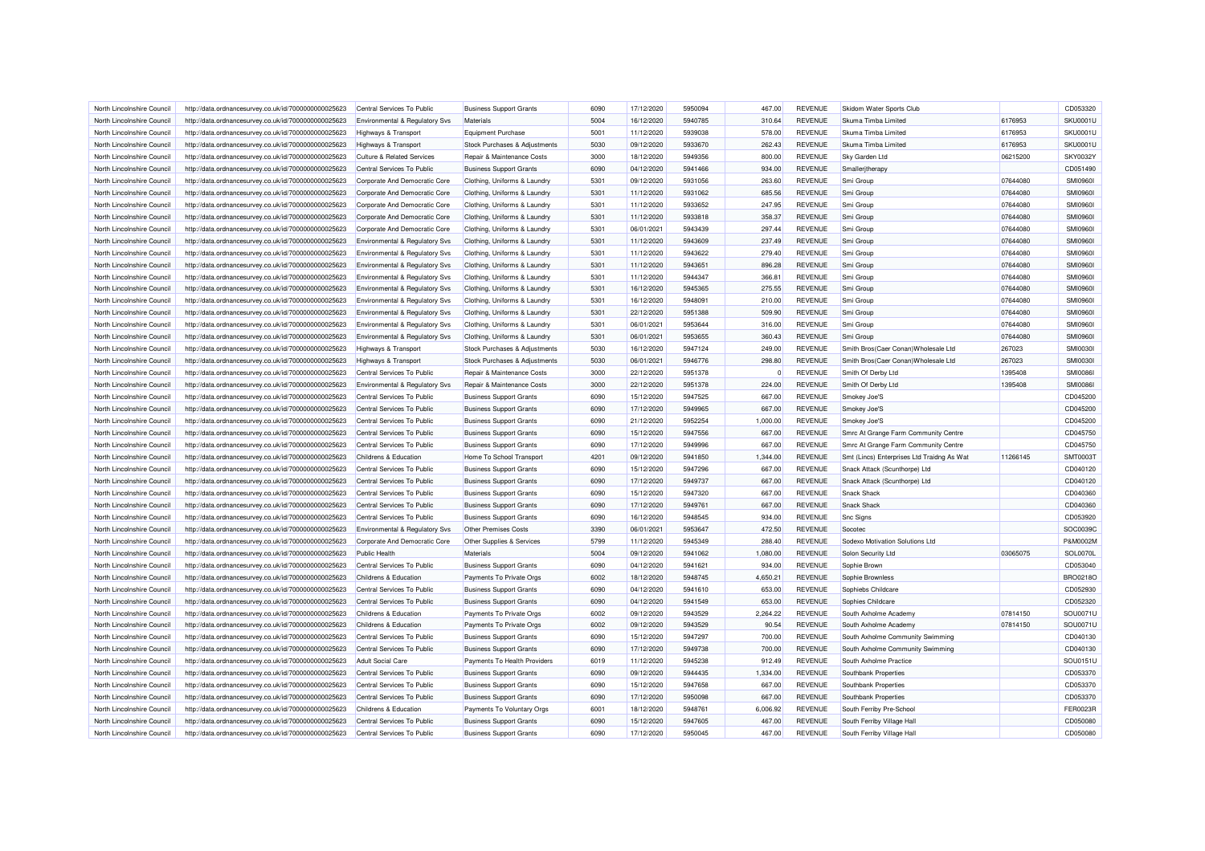| North Lincolnshire Council | http://data.ordnancesurvey.co.uk/id/7000000000025623 | Central Services To Public | Business Support Grants | 6090 | 17/12/2020 | 5950094 | 467.00 | REVENUE | Skidom Water Sports Club | | CD053320 |
|---|---|---|---|---|---|---|---|---|---|---|---|
| North Lincolnshire Council | http://data.ordnancesurvey.co.uk/id/7000000000025623 | Environmental & Regulatory Svs | Materials | 5004 | 16/12/2020 | 5940785 | 310.64 | REVENUE | Skuma Timba Limited | 6176953 | SKU0001U |
| North Lincolnshire Council | http://data.ordnancesurvey.co.uk/id/7000000000025623 | Highways & Transport | Equipment Purchase | 5001 | 11/12/2020 | 5939038 | 578.00 | REVENUE | Skuma Timba Limited | 6176953 | SKU0001U |
| North Lincolnshire Council | http://data.ordnancesurvey.co.uk/id/7000000000025623 | Highways & Transport | Stock Purchases & Adjustments | 5030 | 09/12/2020 | 5933670 | 262.43 | REVENUE | Skuma Timba Limited | 6176953 | SKU0001U |
| North Lincolnshire Council | http://data.ordnancesurvey.co.uk/id/7000000000025623 | Culture & Related Services | Repair & Maintenance Costs | 3000 | 18/12/2020 | 5949356 | 800.00 | REVENUE | Sky Garden Ltd | 06215200 | SKY0032Y |
| North Lincolnshire Council | http://data.ordnancesurvey.co.uk/id/7000000000025623 | Central Services To Public | Business Support Grants | 6090 | 04/12/2020 | 5941466 | 934.00 | REVENUE | Smallerjtherapy | | CD051490 |
| North Lincolnshire Council | http://data.ordnancesurvey.co.uk/id/7000000000025623 | Corporate And Democratic Core | Clothing, Uniforms & Laundry | 5301 | 09/12/2020 | 5931056 | 263.60 | REVENUE | Smi Group | 07644080 | SMI0960I |
| North Lincolnshire Council | http://data.ordnancesurvey.co.uk/id/7000000000025623 | Corporate And Democratic Core | Clothing, Uniforms & Laundry | 5301 | 11/12/2020 | 5931062 | 685.56 | REVENUE | Smi Group | 07644080 | SMI0960I |
| North Lincolnshire Council | http://data.ordnancesurvey.co.uk/id/7000000000025623 | Corporate And Democratic Core | Clothing, Uniforms & Laundry | 5301 | 11/12/2020 | 5933652 | 247.95 | REVENUE | Smi Group | 07644080 | SMI0960I |
| North Lincolnshire Council | http://data.ordnancesurvey.co.uk/id/7000000000025623 | Corporate And Democratic Core | Clothing, Uniforms & Laundry | 5301 | 11/12/2020 | 5933818 | 358.37 | REVENUE | Smi Group | 07644080 | SMI0960I |
| North Lincolnshire Council | http://data.ordnancesurvey.co.uk/id/7000000000025623 | Corporate And Democratic Core | Clothing, Uniforms & Laundry | 5301 | 06/01/2021 | 5943439 | 297.44 | REVENUE | Smi Group | 07644080 | SMI0960I |
| North Lincolnshire Council | http://data.ordnancesurvey.co.uk/id/7000000000025623 | Environmental & Regulatory Svs | Clothing, Uniforms & Laundry | 5301 | 11/12/2020 | 5943609 | 237.49 | REVENUE | Smi Group | 07644080 | SMI0960I |
| North Lincolnshire Council | http://data.ordnancesurvey.co.uk/id/7000000000025623 | Environmental & Regulatory Svs | Clothing, Uniforms & Laundry | 5301 | 11/12/2020 | 5943622 | 279.40 | REVENUE | Smi Group | 07644080 | SMI0960I |
| North Lincolnshire Council | http://data.ordnancesurvey.co.uk/id/7000000000025623 | Environmental & Regulatory Svs | Clothing, Uniforms & Laundry | 5301 | 11/12/2020 | 5943651 | 896.28 | REVENUE | Smi Group | 07644080 | SMI0960I |
| North Lincolnshire Council | http://data.ordnancesurvey.co.uk/id/7000000000025623 | Environmental & Regulatory Svs | Clothing, Uniforms & Laundry | 5301 | 11/12/2020 | 5944347 | 366.81 | REVENUE | Smi Group | 07644080 | SMI0960I |
| North Lincolnshire Council | http://data.ordnancesurvey.co.uk/id/7000000000025623 | Environmental & Regulatory Svs | Clothing, Uniforms & Laundry | 5301 | 16/12/2020 | 5945365 | 275.55 | REVENUE | Smi Group | 07644080 | SMI0960I |
| North Lincolnshire Council | http://data.ordnancesurvey.co.uk/id/7000000000025623 | Environmental & Regulatory Svs | Clothing, Uniforms & Laundry | 5301 | 16/12/2020 | 5948091 | 210.00 | REVENUE | Smi Group | 07644080 | SMI0960I |
| North Lincolnshire Council | http://data.ordnancesurvey.co.uk/id/7000000000025623 | Environmental & Regulatory Svs | Clothing, Uniforms & Laundry | 5301 | 22/12/2020 | 5951388 | 509.90 | REVENUE | Smi Group | 07644080 | SMI0960I |
| North Lincolnshire Council | http://data.ordnancesurvey.co.uk/id/7000000000025623 | Environmental & Regulatory Svs | Clothing, Uniforms & Laundry | 5301 | 06/01/2021 | 5953644 | 316.00 | REVENUE | Smi Group | 07644080 | SMI0960I |
| North Lincolnshire Council | http://data.ordnancesurvey.co.uk/id/7000000000025623 | Environmental & Regulatory Svs | Clothing, Uniforms & Laundry | 5301 | 06/01/2021 | 5953655 | 360.43 | REVENUE | Smi Group | 07644080 | SMI0960I |
| North Lincolnshire Council | http://data.ordnancesurvey.co.uk/id/7000000000025623 | Highways & Transport | Stock Purchases & Adjustments | 5030 | 16/12/2020 | 5947124 | 249.00 | REVENUE | Smith Bros(Caer Conan)Wholesale Ltd | 267023 | SMI0030I |
| North Lincolnshire Council | http://data.ordnancesurvey.co.uk/id/7000000000025623 | Highways & Transport | Stock Purchases & Adjustments | 5030 | 06/01/2021 | 5946776 | 298.80 | REVENUE | Smith Bros(Caer Conan)Wholesale Ltd | 267023 | SMI0030I |
| North Lincolnshire Council | http://data.ordnancesurvey.co.uk/id/7000000000025623 | Central Services To Public | Repair & Maintenance Costs | 3000 | 22/12/2020 | 5951378 | 0 | REVENUE | Smith Of Derby Ltd | 1395408 | SMI0086I |
| North Lincolnshire Council | http://data.ordnancesurvey.co.uk/id/7000000000025623 | Environmental & Regulatory Svs | Repair & Maintenance Costs | 3000 | 22/12/2020 | 5951378 | 224.00 | REVENUE | Smith Of Derby Ltd | 1395408 | SMI0086I |
| North Lincolnshire Council | http://data.ordnancesurvey.co.uk/id/7000000000025623 | Central Services To Public | Business Support Grants | 6090 | 15/12/2020 | 5947525 | 667.00 | REVENUE | Smokey Joe'S | | CD045200 |
| North Lincolnshire Council | http://data.ordnancesurvey.co.uk/id/7000000000025623 | Central Services To Public | Business Support Grants | 6090 | 17/12/2020 | 5949965 | 667.00 | REVENUE | Smokey Joe'S | | CD045200 |
| North Lincolnshire Council | http://data.ordnancesurvey.co.uk/id/7000000000025623 | Central Services To Public | Business Support Grants | 6090 | 21/12/2020 | 5952254 | 1,000.00 | REVENUE | Smokey Joe'S | | CD045200 |
| North Lincolnshire Council | http://data.ordnancesurvey.co.uk/id/7000000000025623 | Central Services To Public | Business Support Grants | 6090 | 15/12/2020 | 5947556 | 667.00 | REVENUE | Smrc At Grange Farm Community Centre | | CD045750 |
| North Lincolnshire Council | http://data.ordnancesurvey.co.uk/id/7000000000025623 | Central Services To Public | Business Support Grants | 6090 | 17/12/2020 | 5949996 | 667.00 | REVENUE | Smrc At Grange Farm Community Centre | | CD045750 |
| North Lincolnshire Council | http://data.ordnancesurvey.co.uk/id/7000000000025623 | Childrens & Education | Home To School Transport | 4201 | 09/12/2020 | 5941850 | 1,344.00 | REVENUE | Smt (Lincs) Enterprises Ltd Traidng As Wat | 11266145 | SMT0003T |
| North Lincolnshire Council | http://data.ordnancesurvey.co.uk/id/7000000000025623 | Central Services To Public | Business Support Grants | 6090 | 15/12/2020 | 5947296 | 667.00 | REVENUE | Snack Attack (Scunthorpe) Ltd | | CD040120 |
| North Lincolnshire Council | http://data.ordnancesurvey.co.uk/id/7000000000025623 | Central Services To Public | Business Support Grants | 6090 | 17/12/2020 | 5949737 | 667.00 | REVENUE | Snack Attack (Scunthorpe) Ltd | | CD040120 |
| North Lincolnshire Council | http://data.ordnancesurvey.co.uk/id/7000000000025623 | Central Services To Public | Business Support Grants | 6090 | 15/12/2020 | 5947320 | 667.00 | REVENUE | Snack Shack | | CD040360 |
| North Lincolnshire Council | http://data.ordnancesurvey.co.uk/id/7000000000025623 | Central Services To Public | Business Support Grants | 6090 | 17/12/2020 | 5949761 | 667.00 | REVENUE | Snack Shack | | CD040360 |
| North Lincolnshire Council | http://data.ordnancesurvey.co.uk/id/7000000000025623 | Central Services To Public | Business Support Grants | 6090 | 16/12/2020 | 5948545 | 934.00 | REVENUE | Snc Signs | | CD053920 |
| North Lincolnshire Council | http://data.ordnancesurvey.co.uk/id/7000000000025623 | Environmental & Regulatory Svs | Other Premises Costs | 3390 | 06/01/2021 | 5953647 | 472.50 | REVENUE | Socotec | | SOC0039C |
| North Lincolnshire Council | http://data.ordnancesurvey.co.uk/id/7000000000025623 | Corporate And Democratic Core | Other Supplies & Services | 5799 | 11/12/2020 | 5945349 | 288.40 | REVENUE | Sodexo Motivation Solutions Ltd | | P&M0002M |
| North Lincolnshire Council | http://data.ordnancesurvey.co.uk/id/7000000000025623 | Public Health | Materials | 5004 | 09/12/2020 | 5941062 | 1,080.00 | REVENUE | Solon Security Ltd | 03065075 | SOL0070L |
| North Lincolnshire Council | http://data.ordnancesurvey.co.uk/id/7000000000025623 | Central Services To Public | Business Support Grants | 6090 | 04/12/2020 | 5941621 | 934.00 | REVENUE | Sophie Brown | | CD053040 |
| North Lincolnshire Council | http://data.ordnancesurvey.co.uk/id/7000000000025623 | Childrens & Education | Payments To Private Orgs | 6002 | 18/12/2020 | 5948745 | 4,650.21 | REVENUE | Sophie Brownless | | BRO0218O |
| North Lincolnshire Council | http://data.ordnancesurvey.co.uk/id/7000000000025623 | Central Services To Public | Business Support Grants | 6090 | 04/12/2020 | 5941610 | 653.00 | REVENUE | Sophiebs Childcare | | CD052930 |
| North Lincolnshire Council | http://data.ordnancesurvey.co.uk/id/7000000000025623 | Central Services To Public | Business Support Grants | 6090 | 04/12/2020 | 5941549 | 653.00 | REVENUE | Sophies Childcare | | CD052320 |
| North Lincolnshire Council | http://data.ordnancesurvey.co.uk/id/7000000000025623 | Childrens & Education | Payments To Private Orgs | 6002 | 09/12/2020 | 5943529 | 2,264.22 | REVENUE | South Axholme Academy | 07814150 | SOU0071U |
| North Lincolnshire Council | http://data.ordnancesurvey.co.uk/id/7000000000025623 | Childrens & Education | Payments To Private Orgs | 6002 | 09/12/2020 | 5943529 | 90.54 | REVENUE | South Axholme Academy | 07814150 | SOU0071U |
| North Lincolnshire Council | http://data.ordnancesurvey.co.uk/id/7000000000025623 | Central Services To Public | Business Support Grants | 6090 | 15/12/2020 | 5947297 | 700.00 | REVENUE | South Axholme Community Swimming | | CD040130 |
| North Lincolnshire Council | http://data.ordnancesurvey.co.uk/id/7000000000025623 | Central Services To Public | Business Support Grants | 6090 | 17/12/2020 | 5949738 | 700.00 | REVENUE | South Axholme Community Swimming | | CD040130 |
| North Lincolnshire Council | http://data.ordnancesurvey.co.uk/id/7000000000025623 | Adult Social Care | Payments To Health Providers | 6019 | 11/12/2020 | 5945238 | 912.49 | REVENUE | South Axholme Practice | | SOU0151U |
| North Lincolnshire Council | http://data.ordnancesurvey.co.uk/id/7000000000025623 | Central Services To Public | Business Support Grants | 6090 | 09/12/2020 | 5944435 | 1,334.00 | REVENUE | Southbank Properties | | CD053370 |
| North Lincolnshire Council | http://data.ordnancesurvey.co.uk/id/7000000000025623 | Central Services To Public | Business Support Grants | 6090 | 15/12/2020 | 5947658 | 667.00 | REVENUE | Southbank Properties | | CD053370 |
| North Lincolnshire Council | http://data.ordnancesurvey.co.uk/id/7000000000025623 | Central Services To Public | Business Support Grants | 6090 | 17/12/2020 | 5950098 | 667.00 | REVENUE | Southbank Properties | | CD053370 |
| North Lincolnshire Council | http://data.ordnancesurvey.co.uk/id/7000000000025623 | Childrens & Education | Payments To Voluntary Orgs | 6001 | 18/12/2020 | 5948761 | 6,006.92 | REVENUE | South Ferriby Pre-School | | FER0023R |
| North Lincolnshire Council | http://data.ordnancesurvey.co.uk/id/7000000000025623 | Central Services To Public | Business Support Grants | 6090 | 15/12/2020 | 5947605 | 467.00 | REVENUE | South Ferriby Village Hall | | CD050080 |
| North Lincolnshire Council | http://data.ordnancesurvey.co.uk/id/7000000000025623 | Central Services To Public | Business Support Grants | 6090 | 17/12/2020 | 5950045 | 467.00 | REVENUE | South Ferriby Village Hall | | CD050080 |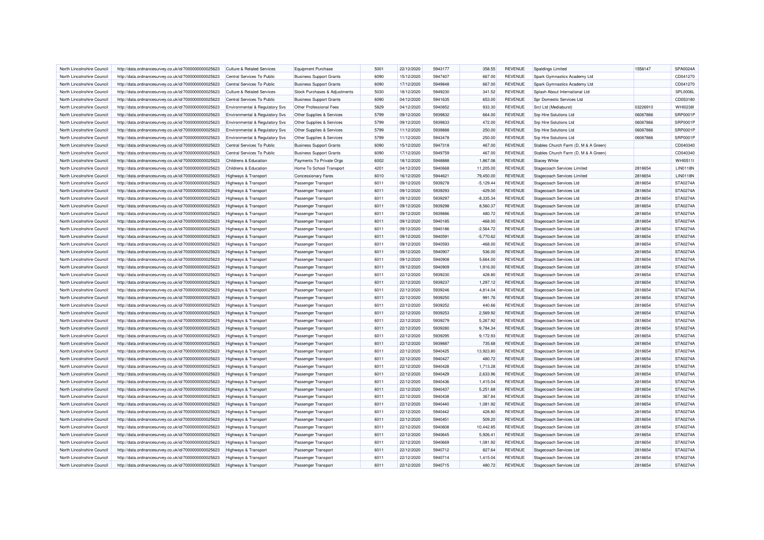| North Lincolnshire Council | http://data.ordnancesurvey.co.uk/id/7000000000025623 | Culture & Related Services | Equipment Purchase | 5001 | 22/12/2020 | 5943177 | 358.55 | REVENUE | Spaldings Limited | 1558147 | SPA0024A |
|---|---|---|---|---|---|---|---|---|---|---|---|
| North Lincolnshire Council | http://data.ordnancesurvey.co.uk/id/7000000000025623 | Central Services To Public | Business Support Grants | 6090 | 15/12/2020 | 5947407 | 667.00 | REVENUE | Spark Gymnastics Academy Ltd | | CD041270 |
| North Lincolnshire Council | http://data.ordnancesurvey.co.uk/id/7000000000025623 | Central Services To Public | Business Support Grants | 6090 | 17/12/2020 | 5949848 | 667.00 | REVENUE | Spark Gymnastics Academy Ltd | | CD041270 |
| North Lincolnshire Council | http://data.ordnancesurvey.co.uk/id/7000000000025623 | Culture & Related Services | Stock Purchases & Adjustments | 5030 | 18/12/2020 | 5949230 | 341.52 | REVENUE | Splash About International Ltd | | SPL0006L |
| North Lincolnshire Council | http://data.ordnancesurvey.co.uk/id/7000000000025623 | Central Services To Public | Business Support Grants | 6090 | 04/12/2020 | 5941635 | 653.00 | REVENUE | Spr Domestic Services Ltd | | CD053180 |
| North Lincolnshire Council | http://data.ordnancesurvey.co.uk/id/7000000000025623 | Environmental & Regulatory Svs | Other Professional Fees | 5829 | 04/12/2020 | 5940852 | 933.30 | REVENUE | Srcl Ltd (Mediaburst) | 03226910 | WHI0238I |
| North Lincolnshire Council | http://data.ordnancesurvey.co.uk/id/7000000000025623 | Environmental & Regulatory Svs | Other Supplies & Services | 5799 | 09/12/2020 | 5939832 | 664.00 | REVENUE | Srp Hire Solutions Ltd | 06087866 | SRP0001P |
| North Lincolnshire Council | http://data.ordnancesurvey.co.uk/id/7000000000025623 | Environmental & Regulatory Svs | Other Supplies & Services | 5799 | 09/12/2020 | 5939833 | 472.00 | REVENUE | Srp Hire Solutions Ltd | 06087866 | SRP0001P |
| North Lincolnshire Council | http://data.ordnancesurvey.co.uk/id/7000000000025623 | Environmental & Regulatory Svs | Other Supplies & Services | 5799 | 11/12/2020 | 5939888 | 250.00 | REVENUE | Srp Hire Solutions Ltd | 06087866 | SRP0001P |
| North Lincolnshire Council | http://data.ordnancesurvey.co.uk/id/7000000000025623 | Environmental & Regulatory Svs | Other Supplies & Services | 5799 | 11/12/2020 | 5943478 | 250.00 | REVENUE | Srp Hire Solutions Ltd | 06087866 | SRP0001P |
| North Lincolnshire Council | http://data.ordnancesurvey.co.uk/id/7000000000025623 | Central Services To Public | Business Support Grants | 6090 | 15/12/2020 | 5947318 | 467.00 | REVENUE | Stables Church Farm (D, M & A Green) | | CD040340 |
| North Lincolnshire Council | http://data.ordnancesurvey.co.uk/id/7000000000025623 | Central Services To Public | Business Support Grants | 6090 | 17/12/2020 | 5949759 | 467.00 | REVENUE | Stables Church Farm (D, M & A Green) | | CD040340 |
| North Lincolnshire Council | http://data.ordnancesurvey.co.uk/id/7000000000025623 | Childrens & Education | Payments To Private Orgs | 6002 | 18/12/2020 | 5948888 | 1,867.06 | REVENUE | Stacey White | | WHI0511I |
| North Lincolnshire Council | http://data.ordnancesurvey.co.uk/id/7000000000025623 | Childrens & Education | Home To School Transport | 4201 | 04/12/2020 | 5940668 | 11,205.00 | REVENUE | Stagecoach Services Limited | 2818654 | LIN0118N |
| North Lincolnshire Council | http://data.ordnancesurvey.co.uk/id/7000000000025623 | Highways & Transport | Concessionary Fares | 6010 | 16/12/2020 | 5944621 | 79,450.00 | REVENUE | Stagecoach Services Limited | 2818654 | LIN0118N |
| North Lincolnshire Council | http://data.ordnancesurvey.co.uk/id/7000000000025623 | Highways & Transport | Passenger Transport | 6011 | 09/12/2020 | 5939278 | -5,129.44 | REVENUE | Stagecoach Services Ltd | 2818654 | STA0274A |
| North Lincolnshire Council | http://data.ordnancesurvey.co.uk/id/7000000000025623 | Highways & Transport | Passenger Transport | 6011 | 09/12/2020 | 5939293 | -429.00 | REVENUE | Stagecoach Services Ltd | 2818654 | STA0274A |
| North Lincolnshire Council | http://data.ordnancesurvey.co.uk/id/7000000000025623 | Highways & Transport | Passenger Transport | 6011 | 09/12/2020 | 5939297 | -8,335.34 | REVENUE | Stagecoach Services Ltd | 2818654 | STA0274A |
| North Lincolnshire Council | http://data.ordnancesurvey.co.uk/id/7000000000025623 | Highways & Transport | Passenger Transport | 6011 | 09/12/2020 | 5939298 | 8,560.37 | REVENUE | Stagecoach Services Ltd | 2818654 | STA0274A |
| North Lincolnshire Council | http://data.ordnancesurvey.co.uk/id/7000000000025623 | Highways & Transport | Passenger Transport | 6011 | 09/12/2020 | 5939886 | 480.72 | REVENUE | Stagecoach Services Ltd | 2818654 | STA0274A |
| North Lincolnshire Council | http://data.ordnancesurvey.co.uk/id/7000000000025623 | Highways & Transport | Passenger Transport | 6011 | 09/12/2020 | 5940185 | -468.00 | REVENUE | Stagecoach Services Ltd | 2818654 | STA0274A |
| North Lincolnshire Council | http://data.ordnancesurvey.co.uk/id/7000000000025623 | Highways & Transport | Passenger Transport | 6011 | 09/12/2020 | 5940186 | -2,564.72 | REVENUE | Stagecoach Services Ltd | 2818654 | STA0274A |
| North Lincolnshire Council | http://data.ordnancesurvey.co.uk/id/7000000000025623 | Highways & Transport | Passenger Transport | 6011 | 09/12/2020 | 5940591 | -5,770.62 | REVENUE | Stagecoach Services Ltd | 2818654 | STA0274A |
| North Lincolnshire Council | http://data.ordnancesurvey.co.uk/id/7000000000025623 | Highways & Transport | Passenger Transport | 6011 | 09/12/2020 | 5940593 | -468.00 | REVENUE | Stagecoach Services Ltd | 2818654 | STA0274A |
| North Lincolnshire Council | http://data.ordnancesurvey.co.uk/id/7000000000025623 | Highways & Transport | Passenger Transport | 6011 | 09/12/2020 | 5940907 | 536.00 | REVENUE | Stagecoach Services Ltd | 2818654 | STA0274A |
| North Lincolnshire Council | http://data.ordnancesurvey.co.uk/id/7000000000025623 | Highways & Transport | Passenger Transport | 6011 | 09/12/2020 | 5940908 | 5,664.00 | REVENUE | Stagecoach Services Ltd | 2818654 | STA0274A |
| North Lincolnshire Council | http://data.ordnancesurvey.co.uk/id/7000000000025623 | Highways & Transport | Passenger Transport | 6011 | 09/12/2020 | 5940909 | 1,916.00 | REVENUE | Stagecoach Services Ltd | 2818654 | STA0274A |
| North Lincolnshire Council | http://data.ordnancesurvey.co.uk/id/7000000000025623 | Highways & Transport | Passenger Transport | 6011 | 22/12/2020 | 5939230 | 428.80 | REVENUE | Stagecoach Services Ltd | 2818654 | STA0274A |
| North Lincolnshire Council | http://data.ordnancesurvey.co.uk/id/7000000000025623 | Highways & Transport | Passenger Transport | 6011 | 22/12/2020 | 5939237 | 1,297.12 | REVENUE | Stagecoach Services Ltd | 2818654 | STA0274A |
| North Lincolnshire Council | http://data.ordnancesurvey.co.uk/id/7000000000025623 | Highways & Transport | Passenger Transport | 6011 | 22/12/2020 | 5939246 | 4,814.04 | REVENUE | Stagecoach Services Ltd | 2818654 | STA0274A |
| North Lincolnshire Council | http://data.ordnancesurvey.co.uk/id/7000000000025623 | Highways & Transport | Passenger Transport | 6011 | 22/12/2020 | 5939250 | 991.76 | REVENUE | Stagecoach Services Ltd | 2818654 | STA0274A |
| North Lincolnshire Council | http://data.ordnancesurvey.co.uk/id/7000000000025623 | Highways & Transport | Passenger Transport | 6011 | 22/12/2020 | 5939252 | 440.66 | REVENUE | Stagecoach Services Ltd | 2818654 | STA0274A |
| North Lincolnshire Council | http://data.ordnancesurvey.co.uk/id/7000000000025623 | Highways & Transport | Passenger Transport | 6011 | 22/12/2020 | 5939253 | 2,569.92 | REVENUE | Stagecoach Services Ltd | 2818654 | STA0274A |
| North Lincolnshire Council | http://data.ordnancesurvey.co.uk/id/7000000000025623 | Highways & Transport | Passenger Transport | 6011 | 22/12/2020 | 5939279 | 5,267.92 | REVENUE | Stagecoach Services Ltd | 2818654 | STA0274A |
| North Lincolnshire Council | http://data.ordnancesurvey.co.uk/id/7000000000025623 | Highways & Transport | Passenger Transport | 6011 | 22/12/2020 | 5939280 | 9,784.34 | REVENUE | Stagecoach Services Ltd | 2818654 | STA0274A |
| North Lincolnshire Council | http://data.ordnancesurvey.co.uk/id/7000000000025623 | Highways & Transport | Passenger Transport | 6011 | 22/12/2020 | 5939295 | 9,172.93 | REVENUE | Stagecoach Services Ltd | 2818654 | STA0274A |
| North Lincolnshire Council | http://data.ordnancesurvey.co.uk/id/7000000000025623 | Highways & Transport | Passenger Transport | 6011 | 22/12/2020 | 5939887 | 735.68 | REVENUE | Stagecoach Services Ltd | 2818654 | STA0274A |
| North Lincolnshire Council | http://data.ordnancesurvey.co.uk/id/7000000000025623 | Highways & Transport | Passenger Transport | 6011 | 22/12/2020 | 5940425 | 13,923.80 | REVENUE | Stagecoach Services Ltd | 2818654 | STA0274A |
| North Lincolnshire Council | http://data.ordnancesurvey.co.uk/id/7000000000025623 | Highways & Transport | Passenger Transport | 6011 | 22/12/2020 | 5940427 | 480.72 | REVENUE | Stagecoach Services Ltd | 2818654 | STA0274A |
| North Lincolnshire Council | http://data.ordnancesurvey.co.uk/id/7000000000025623 | Highways & Transport | Passenger Transport | 6011 | 22/12/2020 | 5940428 | 1,713.28 | REVENUE | Stagecoach Services Ltd | 2818654 | STA0274A |
| North Lincolnshire Council | http://data.ordnancesurvey.co.uk/id/7000000000025623 | Highways & Transport | Passenger Transport | 6011 | 22/12/2020 | 5940429 | 2,633.96 | REVENUE | Stagecoach Services Ltd | 2818654 | STA0274A |
| North Lincolnshire Council | http://data.ordnancesurvey.co.uk/id/7000000000025623 | Highways & Transport | Passenger Transport | 6011 | 22/12/2020 | 5940436 | 1,415.04 | REVENUE | Stagecoach Services Ltd | 2818654 | STA0274A |
| North Lincolnshire Council | http://data.ordnancesurvey.co.uk/id/7000000000025623 | Highways & Transport | Passenger Transport | 6011 | 22/12/2020 | 5940437 | 5,251.68 | REVENUE | Stagecoach Services Ltd | 2818654 | STA0274A |
| North Lincolnshire Council | http://data.ordnancesurvey.co.uk/id/7000000000025623 | Highways & Transport | Passenger Transport | 6011 | 22/12/2020 | 5940438 | 367.84 | REVENUE | Stagecoach Services Ltd | 2818654 | STA0274A |
| North Lincolnshire Council | http://data.ordnancesurvey.co.uk/id/7000000000025623 | Highways & Transport | Passenger Transport | 6011 | 22/12/2020 | 5940440 | 1,081.92 | REVENUE | Stagecoach Services Ltd | 2818654 | STA0274A |
| North Lincolnshire Council | http://data.ordnancesurvey.co.uk/id/7000000000025623 | Highways & Transport | Passenger Transport | 6011 | 22/12/2020 | 5940442 | 428.80 | REVENUE | Stagecoach Services Ltd | 2818654 | STA0274A |
| North Lincolnshire Council | http://data.ordnancesurvey.co.uk/id/7000000000025623 | Highways & Transport | Passenger Transport | 6011 | 22/12/2020 | 5940451 | 509.20 | REVENUE | Stagecoach Services Ltd | 2818654 | STA0274A |
| North Lincolnshire Council | http://data.ordnancesurvey.co.uk/id/7000000000025623 | Highways & Transport | Passenger Transport | 6011 | 22/12/2020 | 5940608 | 10,442.85 | REVENUE | Stagecoach Services Ltd | 2818654 | STA0274A |
| North Lincolnshire Council | http://data.ordnancesurvey.co.uk/id/7000000000025623 | Highways & Transport | Passenger Transport | 6011 | 22/12/2020 | 5940645 | 5,926.41 | REVENUE | Stagecoach Services Ltd | 2818654 | STA0274A |
| North Lincolnshire Council | http://data.ordnancesurvey.co.uk/id/7000000000025623 | Highways & Transport | Passenger Transport | 6011 | 22/12/2020 | 5940669 | 1,081.92 | REVENUE | Stagecoach Services Ltd | 2818654 | STA0274A |
| North Lincolnshire Council | http://data.ordnancesurvey.co.uk/id/7000000000025623 | Highways & Transport | Passenger Transport | 6011 | 22/12/2020 | 5940712 | 827.64 | REVENUE | Stagecoach Services Ltd | 2818654 | STA0274A |
| North Lincolnshire Council | http://data.ordnancesurvey.co.uk/id/7000000000025623 | Highways & Transport | Passenger Transport | 6011 | 22/12/2020 | 5940714 | 1,415.04 | REVENUE | Stagecoach Services Ltd | 2818654 | STA0274A |
| North Lincolnshire Council | http://data.ordnancesurvey.co.uk/id/7000000000025623 | Highways & Transport | Passenger Transport | 6011 | 22/12/2020 | 5940715 | 480.72 | REVENUE | Stagecoach Services Ltd | 2818654 | STA0274A |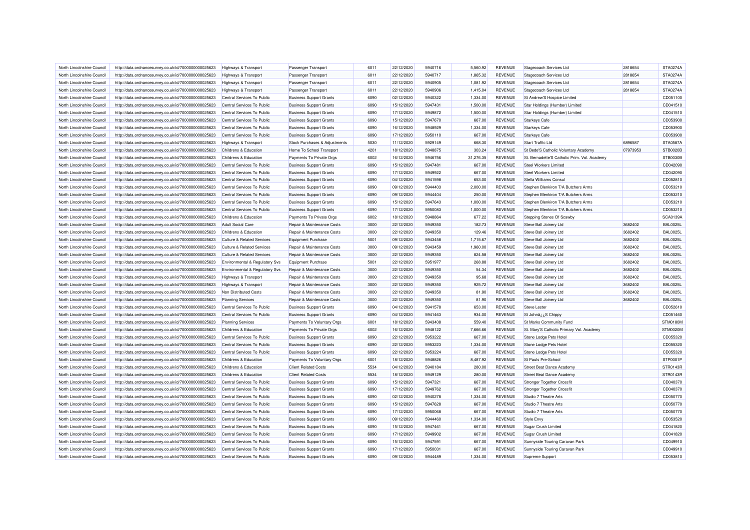| North Lincolnshire Council | http://data.ordnancesurvey.co.uk/id/7000000000025623 | Highways & Transport | Passenger Transport | 6011 | 22/12/2020 | 5940716 | 5,560.92 | REVENUE | Stagecoach Services Ltd | 2818654 | STA0274A |
|---|---|---|---|---|---|---|---|---|---|---|---|
| North Lincolnshire Council | http://data.ordnancesurvey.co.uk/id/7000000000025623 | Highways & Transport | Passenger Transport | 6011 | 22/12/2020 | 5940717 | 1,865.32 | REVENUE | Stagecoach Services Ltd | 2818654 | STA0274A |
| North Lincolnshire Council | http://data.ordnancesurvey.co.uk/id/7000000000025623 | Highways & Transport | Passenger Transport | 6011 | 22/12/2020 | 5940905 | 1,081.92 | REVENUE | Stagecoach Services Ltd | 2818654 | STA0274A |
| North Lincolnshire Council | http://data.ordnancesurvey.co.uk/id/7000000000025623 | Highways & Transport | Passenger Transport | 6011 | 22/12/2020 | 5940906 | 1,415.04 | REVENUE | Stagecoach Services Ltd | 2818654 | STA0274A |
| North Lincolnshire Council | http://data.ordnancesurvey.co.uk/id/7000000000025623 | Central Services To Public | Business Support Grants | 6090 | 02/12/2020 | 5940322 | 1,334.00 | REVENUE | St Andrew'S Hospice Limited | | CD051100 |
| North Lincolnshire Council | http://data.ordnancesurvey.co.uk/id/7000000000025623 | Central Services To Public | Business Support Grants | 6090 | 15/12/2020 | 5947431 | 1,500.00 | REVENUE | Star Holdings (Humber) Limited | | CD041510 |
| North Lincolnshire Council | http://data.ordnancesurvey.co.uk/id/7000000000025623 | Central Services To Public | Business Support Grants | 6090 | 17/12/2020 | 5949872 | 1,500.00 | REVENUE | Star Holdings (Humber) Limited | | CD041510 |
| North Lincolnshire Council | http://data.ordnancesurvey.co.uk/id/7000000000025623 | Central Services To Public | Business Support Grants | 6090 | 15/12/2020 | 5947670 | 667.00 | REVENUE | Starkeys Cafe | | CD053900 |
| North Lincolnshire Council | http://data.ordnancesurvey.co.uk/id/7000000000025623 | Central Services To Public | Business Support Grants | 6090 | 16/12/2020 | 5948929 | 1,334.00 | REVENUE | Starkeys Cafe | | CD053900 |
| North Lincolnshire Council | http://data.ordnancesurvey.co.uk/id/7000000000025623 | Central Services To Public | Business Support Grants | 6090 | 17/12/2020 | 5950110 | 667.00 | REVENUE | Starkeys Cafe | | CD053900 |
| North Lincolnshire Council | http://data.ordnancesurvey.co.uk/id/7000000000025623 | Highways & Transport | Stock Purchases & Adjustments | 5030 | 11/12/2020 | 5929149 | 668.30 | REVENUE | Start Traffic Ltd | 6896587 | STA0587A |
| North Lincolnshire Council | http://data.ordnancesurvey.co.uk/id/7000000000025623 | Childrens & Education | Home To School Transport | 4201 | 18/12/2020 | 5948875 | 303.24 | REVENUE | St Bede'S Catholic Voluntary Academy | 07973953 | STB0020B |
| North Lincolnshire Council | http://data.ordnancesurvey.co.uk/id/7000000000025623 | Childrens & Education | Payments To Private Orgs | 6002 | 16/12/2020 | 5946756 | 31,276.35 | REVENUE | St. Bernadette'S Catholic Prim. Vol. Academy | | STB0030B |
| North Lincolnshire Council | http://data.ordnancesurvey.co.uk/id/7000000000025623 | Central Services To Public | Business Support Grants | 6090 | 15/12/2020 | 5947481 | 667.00 | REVENUE | Steel Workers Limited | | CD042090 |
| North Lincolnshire Council | http://data.ordnancesurvey.co.uk/id/7000000000025623 | Central Services To Public | Business Support Grants | 6090 | 17/12/2020 | 5949922 | 667.00 | REVENUE | Steel Workers Limited | | CD042090 |
| North Lincolnshire Council | http://data.ordnancesurvey.co.uk/id/7000000000025623 | Central Services To Public | Business Support Grants | 6090 | 04/12/2020 | 5941598 | 653.00 | REVENUE | Stella Williams Consul | | CD052810 |
| North Lincolnshire Council | http://data.ordnancesurvey.co.uk/id/7000000000025623 | Central Services To Public | Business Support Grants | 6090 | 09/12/2020 | 5944403 | 2,000.00 | REVENUE | Stephen Blenkiron T/A Butchers Arms | | CD053210 |
| North Lincolnshire Council | http://data.ordnancesurvey.co.uk/id/7000000000025623 | Central Services To Public | Business Support Grants | 6090 | 09/12/2020 | 5944404 | 250.00 | REVENUE | Stephen Blenkiron T/A Butchers Arms | | CD053210 |
| North Lincolnshire Council | http://data.ordnancesurvey.co.uk/id/7000000000025623 | Central Services To Public | Business Support Grants | 6090 | 15/12/2020 | 5947643 | 1,000.00 | REVENUE | Stephen Blenkiron T/A Butchers Arms | | CD053210 |
| North Lincolnshire Council | http://data.ordnancesurvey.co.uk/id/7000000000025623 | Central Services To Public | Business Support Grants | 6090 | 17/12/2020 | 5950083 | 1,000.00 | REVENUE | Stephen Blenkiron T/A Butchers Arms | | CD053210 |
| North Lincolnshire Council | http://data.ordnancesurvey.co.uk/id/7000000000025623 | Childrens & Education | Payments To Private Orgs | 6002 | 18/12/2020 | 5948864 | 677.22 | REVENUE | Stepping Stones Of Scawby | | SCA0139A |
| North Lincolnshire Council | http://data.ordnancesurvey.co.uk/id/7000000000025623 | Adult Social Care | Repair & Maintenance Costs | 3000 | 22/12/2020 | 5949350 | 182.73 | REVENUE | Steve Ball Joinery Ltd | 3682402 | BAL0025L |
| North Lincolnshire Council | http://data.ordnancesurvey.co.uk/id/7000000000025623 | Childrens & Education | Repair & Maintenance Costs | 3000 | 22/12/2020 | 5949350 | 129.46 | REVENUE | Steve Ball Joinery Ltd | 3682402 | BAL0025L |
| North Lincolnshire Council | http://data.ordnancesurvey.co.uk/id/7000000000025623 | Culture & Related Services | Equipment Purchase | 5001 | 09/12/2020 | 5943458 | 1,715.67 | REVENUE | Steve Ball Joinery Ltd | 3682402 | BAL0025L |
| North Lincolnshire Council | http://data.ordnancesurvey.co.uk/id/7000000000025623 | Culture & Related Services | Repair & Maintenance Costs | 3000 | 09/12/2020 | 5943459 | 1,960.00 | REVENUE | Steve Ball Joinery Ltd | 3682402 | BAL0025L |
| North Lincolnshire Council | http://data.ordnancesurvey.co.uk/id/7000000000025623 | Culture & Related Services | Repair & Maintenance Costs | 3000 | 22/12/2020 | 5949350 | 824.58 | REVENUE | Steve Ball Joinery Ltd | 3682402 | BAL0025L |
| North Lincolnshire Council | http://data.ordnancesurvey.co.uk/id/7000000000025623 | Environmental & Regulatory Svs | Equipment Purchase | 5001 | 22/12/2020 | 5951977 | 268.88 | REVENUE | Steve Ball Joinery Ltd | 3682402 | BAL0025L |
| North Lincolnshire Council | http://data.ordnancesurvey.co.uk/id/7000000000025623 | Environmental & Regulatory Svs | Repair & Maintenance Costs | 3000 | 22/12/2020 | 5949350 | 54.34 | REVENUE | Steve Ball Joinery Ltd | 3682402 | BAL0025L |
| North Lincolnshire Council | http://data.ordnancesurvey.co.uk/id/7000000000025623 | Highways & Transport | Repair & Maintenance Costs | 3000 | 22/12/2020 | 5949350 | 95.68 | REVENUE | Steve Ball Joinery Ltd | 3682402 | BAL0025L |
| North Lincolnshire Council | http://data.ordnancesurvey.co.uk/id/7000000000025623 | Highways & Transport | Repair & Maintenance Costs | 3000 | 22/12/2020 | 5949350 | 925.72 | REVENUE | Steve Ball Joinery Ltd | 3682402 | BAL0025L |
| North Lincolnshire Council | http://data.ordnancesurvey.co.uk/id/7000000000025623 | Non Distributed Costs | Repair & Maintenance Costs | 3000 | 22/12/2020 | 5949350 | 81.90 | REVENUE | Steve Ball Joinery Ltd | 3682402 | BAL0025L |
| North Lincolnshire Council | http://data.ordnancesurvey.co.uk/id/7000000000025623 | Planning Services | Repair & Maintenance Costs | 3000 | 22/12/2020 | 5949350 | 81.90 | REVENUE | Steve Ball Joinery Ltd | 3682402 | BAL0025L |
| North Lincolnshire Council | http://data.ordnancesurvey.co.uk/id/7000000000025623 | Central Services To Public | Business Support Grants | 6090 | 04/12/2020 | 5941578 | 653.00 | REVENUE | Steve Lester | | CD052610 |
| North Lincolnshire Council | http://data.ordnancesurvey.co.uk/id/7000000000025623 | Central Services To Public | Business Support Grants | 6090 | 04/12/2020 | 5941463 | 934.00 | REVENUE | St Johnâ¿¿S Chippy | | CD051460 |
| North Lincolnshire Council | http://data.ordnancesurvey.co.uk/id/7000000000025623 | Planning Services | Payments To Voluntary Orgs | 6001 | 18/12/2020 | 5943408 | 559.40 | REVENUE | St Marks Community Fund | | STM0180M |
| North Lincolnshire Council | http://data.ordnancesurvey.co.uk/id/7000000000025623 | Childrens & Education | Payments To Private Orgs | 6002 | 16/12/2020 | 5948122 | 7,666.66 | REVENUE | St. Mary'S Catholic Primary Vol. Academy | | STM0020M |
| North Lincolnshire Council | http://data.ordnancesurvey.co.uk/id/7000000000025623 | Central Services To Public | Business Support Grants | 6090 | 22/12/2020 | 5953222 | 667.00 | REVENUE | Stone Lodge Pets Hotel | | CD055320 |
| North Lincolnshire Council | http://data.ordnancesurvey.co.uk/id/7000000000025623 | Central Services To Public | Business Support Grants | 6090 | 22/12/2020 | 5953223 | 1,334.00 | REVENUE | Stone Lodge Pets Hotel | | CD055320 |
| North Lincolnshire Council | http://data.ordnancesurvey.co.uk/id/7000000000025623 | Central Services To Public | Business Support Grants | 6090 | 22/12/2020 | 5953224 | 667.00 | REVENUE | Stone Lodge Pets Hotel | | CD055320 |
| North Lincolnshire Council | http://data.ordnancesurvey.co.uk/id/7000000000025623 | Childrens & Education | Payments To Voluntary Orgs | 6001 | 18/12/2020 | 5948826 | 8,487.92 | REVENUE | St Pauls Pre-School | | STP0001P |
| North Lincolnshire Council | http://data.ordnancesurvey.co.uk/id/7000000000025623 | Childrens & Education | Client Related Costs | 5534 | 04/12/2020 | 5940184 | 280.00 | REVENUE | Street Beat Dance Academy | | STR0143R |
| North Lincolnshire Council | http://data.ordnancesurvey.co.uk/id/7000000000025623 | Childrens & Education | Client Related Costs | 5534 | 18/12/2020 | 5949129 | 280.00 | REVENUE | Street Beat Dance Academy | | STR0143R |
| North Lincolnshire Council | http://data.ordnancesurvey.co.uk/id/7000000000025623 | Central Services To Public | Business Support Grants | 6090 | 15/12/2020 | 5947321 | 667.00 | REVENUE | Stronger Together Crossfit | | CD040370 |
| North Lincolnshire Council | http://data.ordnancesurvey.co.uk/id/7000000000025623 | Central Services To Public | Business Support Grants | 6090 | 17/12/2020 | 5949762 | 667.00 | REVENUE | Stronger Together Crossfit | | CD040370 |
| North Lincolnshire Council | http://data.ordnancesurvey.co.uk/id/7000000000025623 | Central Services To Public | Business Support Grants | 6090 | 02/12/2020 | 5940278 | 1,334.00 | REVENUE | Studio 7 Theatre Arts | | CD050770 |
| North Lincolnshire Council | http://data.ordnancesurvey.co.uk/id/7000000000025623 | Central Services To Public | Business Support Grants | 6090 | 15/12/2020 | 5947628 | 667.00 | REVENUE | Studio 7 Theatre Arts | | CD050770 |
| North Lincolnshire Council | http://data.ordnancesurvey.co.uk/id/7000000000025623 | Central Services To Public | Business Support Grants | 6090 | 17/12/2020 | 5950068 | 667.00 | REVENUE | Studio 7 Theatre Arts | | CD050770 |
| North Lincolnshire Council | http://data.ordnancesurvey.co.uk/id/7000000000025623 | Central Services To Public | Business Support Grants | 6090 | 09/12/2020 | 5944460 | 1,334.00 | REVENUE | Style Envy | | CD053520 |
| North Lincolnshire Council | http://data.ordnancesurvey.co.uk/id/7000000000025623 | Central Services To Public | Business Support Grants | 6090 | 15/12/2020 | 5947461 | 667.00 | REVENUE | Sugar Crush Limited | | CD041820 |
| North Lincolnshire Council | http://data.ordnancesurvey.co.uk/id/7000000000025623 | Central Services To Public | Business Support Grants | 6090 | 17/12/2020 | 5949902 | 667.00 | REVENUE | Sugar Crush Limited | | CD041820 |
| North Lincolnshire Council | http://data.ordnancesurvey.co.uk/id/7000000000025623 | Central Services To Public | Business Support Grants | 6090 | 15/12/2020 | 5947591 | 667.00 | REVENUE | Sunnyside Touring Caravan Park | | CD049910 |
| North Lincolnshire Council | http://data.ordnancesurvey.co.uk/id/7000000000025623 | Central Services To Public | Business Support Grants | 6090 | 17/12/2020 | 5950031 | 667.00 | REVENUE | Sunnyside Touring Caravan Park | | CD049910 |
| North Lincolnshire Council | http://data.ordnancesurvey.co.uk/id/7000000000025623 | Central Services To Public | Business Support Grants | 6090 | 09/12/2020 | 5944489 | 1,334.00 | REVENUE | Supreme Support | | CD053810 |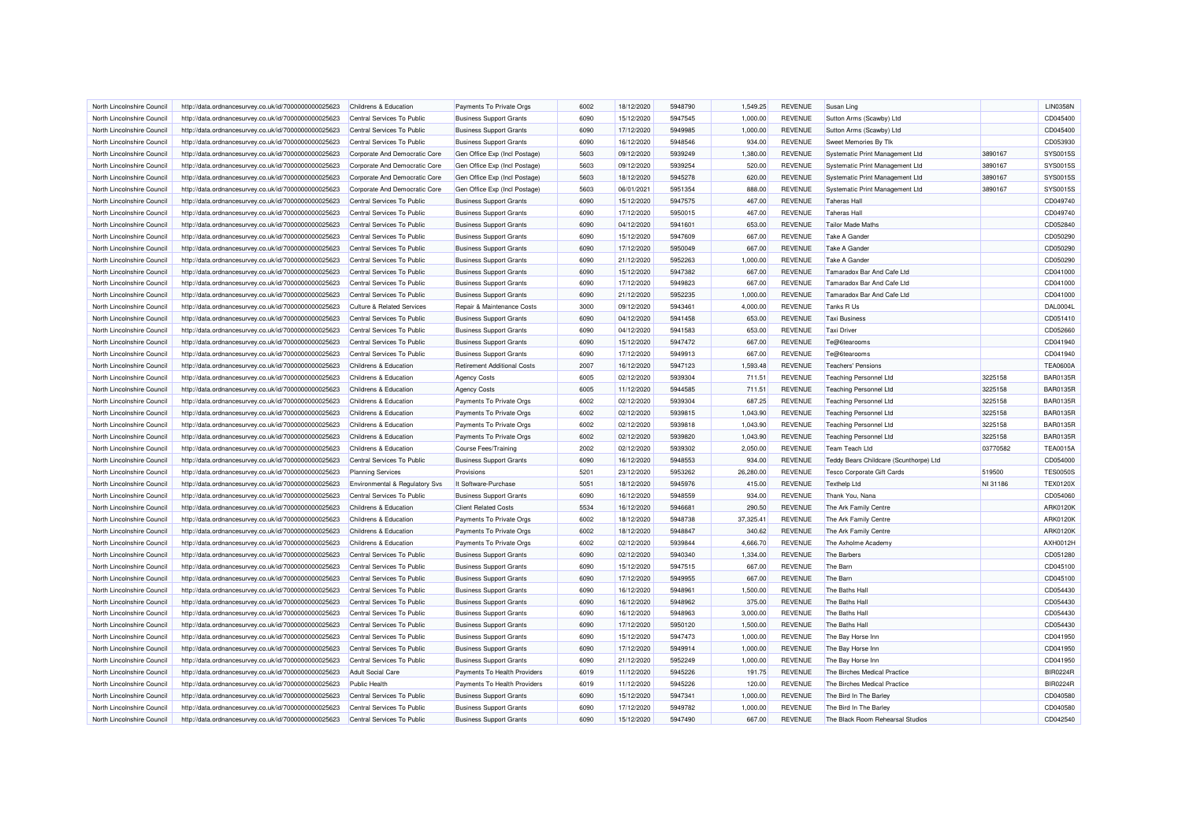| North Lincolnshire Council | http://data.ordnancesurvey.co.uk/id/7000000000025623 | Childrens & Education | Payments To Private Orgs | 6002 | 18/12/2020 | 5948790 | 1,549.25 | REVENUE | Susan Ling | | LIN0358N |
|---|---|---|---|---|---|---|---|---|---|---|---|
| North Lincolnshire Council | http://data.ordnancesurvey.co.uk/id/7000000000025623 | Central Services To Public | Business Support Grants | 6090 | 15/12/2020 | 5947545 | 1,000.00 | REVENUE | Sutton Arms (Scawby) Ltd | | CD045400 |
| North Lincolnshire Council | http://data.ordnancesurvey.co.uk/id/7000000000025623 | Central Services To Public | Business Support Grants | 6090 | 17/12/2020 | 5949985 | 1,000.00 | REVENUE | Sutton Arms (Scawby) Ltd | | CD045400 |
| North Lincolnshire Council | http://data.ordnancesurvey.co.uk/id/7000000000025623 | Central Services To Public | Business Support Grants | 6090 | 16/12/2020 | 5948546 | 934.00 | REVENUE | Sweet Memories By Tlk | | CD053930 |
| North Lincolnshire Council | http://data.ordnancesurvey.co.uk/id/7000000000025623 | Corporate And Democratic Core | Gen Office Exp (Incl Postage) | 5603 | 09/12/2020 | 5939249 | 1,380.00 | REVENUE | Systematic Print Management Ltd | 3890167 | SYS0015S |
| North Lincolnshire Council | http://data.ordnancesurvey.co.uk/id/7000000000025623 | Corporate And Democratic Core | Gen Office Exp (Incl Postage) | 5603 | 09/12/2020 | 5939254 | 520.00 | REVENUE | Systematic Print Management Ltd | 3890167 | SYS0015S |
| North Lincolnshire Council | http://data.ordnancesurvey.co.uk/id/7000000000025623 | Corporate And Democratic Core | Gen Office Exp (Incl Postage) | 5603 | 18/12/2020 | 5945278 | 620.00 | REVENUE | Systematic Print Management Ltd | 3890167 | SYS0015S |
| North Lincolnshire Council | http://data.ordnancesurvey.co.uk/id/7000000000025623 | Corporate And Democratic Core | Gen Office Exp (Incl Postage) | 5603 | 06/01/2021 | 5951354 | 888.00 | REVENUE | Systematic Print Management Ltd | 3890167 | SYS0015S |
| North Lincolnshire Council | http://data.ordnancesurvey.co.uk/id/7000000000025623 | Central Services To Public | Business Support Grants | 6090 | 15/12/2020 | 5947575 | 467.00 | REVENUE | Taheras Hall | | CD049740 |
| North Lincolnshire Council | http://data.ordnancesurvey.co.uk/id/7000000000025623 | Central Services To Public | Business Support Grants | 6090 | 17/12/2020 | 5950015 | 467.00 | REVENUE | Taheras Hall | | CD049740 |
| North Lincolnshire Council | http://data.ordnancesurvey.co.uk/id/7000000000025623 | Central Services To Public | Business Support Grants | 6090 | 04/12/2020 | 5941601 | 653.00 | REVENUE | Tailor Made Maths | | CD052840 |
| North Lincolnshire Council | http://data.ordnancesurvey.co.uk/id/7000000000025623 | Central Services To Public | Business Support Grants | 6090 | 15/12/2020 | 5947609 | 667.00 | REVENUE | Take A Gander | | CD050290 |
| North Lincolnshire Council | http://data.ordnancesurvey.co.uk/id/7000000000025623 | Central Services To Public | Business Support Grants | 6090 | 17/12/2020 | 5950049 | 667.00 | REVENUE | Take A Gander | | CD050290 |
| North Lincolnshire Council | http://data.ordnancesurvey.co.uk/id/7000000000025623 | Central Services To Public | Business Support Grants | 6090 | 21/12/2020 | 5952263 | 1,000.00 | REVENUE | Take A Gander | | CD050290 |
| North Lincolnshire Council | http://data.ordnancesurvey.co.uk/id/7000000000025623 | Central Services To Public | Business Support Grants | 6090 | 15/12/2020 | 5947382 | 667.00 | REVENUE | Tamaradox Bar And Cafe Ltd | | CD041000 |
| North Lincolnshire Council | http://data.ordnancesurvey.co.uk/id/7000000000025623 | Central Services To Public | Business Support Grants | 6090 | 17/12/2020 | 5949823 | 667.00 | REVENUE | Tamaradox Bar And Cafe Ltd | | CD041000 |
| North Lincolnshire Council | http://data.ordnancesurvey.co.uk/id/7000000000025623 | Central Services To Public | Business Support Grants | 6090 | 21/12/2020 | 5952235 | 1,000.00 | REVENUE | Tamaradox Bar And Cafe Ltd | | CD041000 |
| North Lincolnshire Council | http://data.ordnancesurvey.co.uk/id/7000000000025623 | Culture & Related Services | Repair & Maintenance Costs | 3000 | 09/12/2020 | 5943461 | 4,000.00 | REVENUE | Tanks R Us | | DAL0004L |
| North Lincolnshire Council | http://data.ordnancesurvey.co.uk/id/7000000000025623 | Central Services To Public | Business Support Grants | 6090 | 04/12/2020 | 5941458 | 653.00 | REVENUE | Taxi Business | | CD051410 |
| North Lincolnshire Council | http://data.ordnancesurvey.co.uk/id/7000000000025623 | Central Services To Public | Business Support Grants | 6090 | 04/12/2020 | 5941583 | 653.00 | REVENUE | Taxi Driver | | CD052660 |
| North Lincolnshire Council | http://data.ordnancesurvey.co.uk/id/7000000000025623 | Central Services To Public | Business Support Grants | 6090 | 15/12/2020 | 5947472 | 667.00 | REVENUE | Te@6tearooms | | CD041940 |
| North Lincolnshire Council | http://data.ordnancesurvey.co.uk/id/7000000000025623 | Central Services To Public | Business Support Grants | 6090 | 17/12/2020 | 5949913 | 667.00 | REVENUE | Te@6tearooms | | CD041940 |
| North Lincolnshire Council | http://data.ordnancesurvey.co.uk/id/7000000000025623 | Childrens & Education | Retirement Additional Costs | 2007 | 16/12/2020 | 5947123 | 1,593.48 | REVENUE | Teachers' Pensions | | TEA0600A |
| North Lincolnshire Council | http://data.ordnancesurvey.co.uk/id/7000000000025623 | Childrens & Education | Agency Costs | 6005 | 02/12/2020 | 5939304 | 711.51 | REVENUE | Teaching Personnel Ltd | 3225158 | BAR0135R |
| North Lincolnshire Council | http://data.ordnancesurvey.co.uk/id/7000000000025623 | Childrens & Education | Agency Costs | 6005 | 11/12/2020 | 5944585 | 711.51 | REVENUE | Teaching Personnel Ltd | 3225158 | BAR0135R |
| North Lincolnshire Council | http://data.ordnancesurvey.co.uk/id/7000000000025623 | Childrens & Education | Payments To Private Orgs | 6002 | 02/12/2020 | 5939304 | 687.25 | REVENUE | Teaching Personnel Ltd | 3225158 | BAR0135R |
| North Lincolnshire Council | http://data.ordnancesurvey.co.uk/id/7000000000025623 | Childrens & Education | Payments To Private Orgs | 6002 | 02/12/2020 | 5939815 | 1,043.90 | REVENUE | Teaching Personnel Ltd | 3225158 | BAR0135R |
| North Lincolnshire Council | http://data.ordnancesurvey.co.uk/id/7000000000025623 | Childrens & Education | Payments To Private Orgs | 6002 | 02/12/2020 | 5939818 | 1,043.90 | REVENUE | Teaching Personnel Ltd | 3225158 | BAR0135R |
| North Lincolnshire Council | http://data.ordnancesurvey.co.uk/id/7000000000025623 | Childrens & Education | Payments To Private Orgs | 6002 | 02/12/2020 | 5939820 | 1,043.90 | REVENUE | Teaching Personnel Ltd | 3225158 | BAR0135R |
| North Lincolnshire Council | http://data.ordnancesurvey.co.uk/id/7000000000025623 | Childrens & Education | Course Fees/Training | 2002 | 02/12/2020 | 5939302 | 2,050.00 | REVENUE | Team Teach Ltd | 03770582 | TEA0015A |
| North Lincolnshire Council | http://data.ordnancesurvey.co.uk/id/7000000000025623 | Central Services To Public | Business Support Grants | 6090 | 16/12/2020 | 5948553 | 934.00 | REVENUE | Teddy Bears Childcare (Scunthorpe) Ltd | | CD054000 |
| North Lincolnshire Council | http://data.ordnancesurvey.co.uk/id/7000000000025623 | Planning Services | Provisions | 5201 | 23/12/2020 | 5953262 | 26,280.00 | REVENUE | Tesco Corporate Gift Cards | 519500 | TES0050S |
| North Lincolnshire Council | http://data.ordnancesurvey.co.uk/id/7000000000025623 | Environmental & Regulatory Svs | It Software-Purchase | 5051 | 18/12/2020 | 5945976 | 415.00 | REVENUE | Texthelp Ltd | NI 31186 | TEX0120X |
| North Lincolnshire Council | http://data.ordnancesurvey.co.uk/id/7000000000025623 | Central Services To Public | Business Support Grants | 6090 | 16/12/2020 | 5948559 | 934.00 | REVENUE | Thank You, Nana | | CD054060 |
| North Lincolnshire Council | http://data.ordnancesurvey.co.uk/id/7000000000025623 | Childrens & Education | Client Related Costs | 5534 | 16/12/2020 | 5946681 | 290.50 | REVENUE | The Ark Family Centre | | ARK0120K |
| North Lincolnshire Council | http://data.ordnancesurvey.co.uk/id/7000000000025623 | Childrens & Education | Payments To Private Orgs | 6002 | 18/12/2020 | 5948738 | 37,325.41 | REVENUE | The Ark Family Centre | | ARK0120K |
| North Lincolnshire Council | http://data.ordnancesurvey.co.uk/id/7000000000025623 | Childrens & Education | Payments To Private Orgs | 6002 | 18/12/2020 | 5948847 | 340.62 | REVENUE | The Ark Family Centre | | ARK0120K |
| North Lincolnshire Council | http://data.ordnancesurvey.co.uk/id/7000000000025623 | Childrens & Education | Payments To Private Orgs | 6002 | 02/12/2020 | 5939844 | 4,666.70 | REVENUE | The Axholme Academy | | AXH0012H |
| North Lincolnshire Council | http://data.ordnancesurvey.co.uk/id/7000000000025623 | Central Services To Public | Business Support Grants | 6090 | 02/12/2020 | 5940340 | 1,334.00 | REVENUE | The Barbers | | CD051280 |
| North Lincolnshire Council | http://data.ordnancesurvey.co.uk/id/7000000000025623 | Central Services To Public | Business Support Grants | 6090 | 15/12/2020 | 5947515 | 667.00 | REVENUE | The Barn | | CD045100 |
| North Lincolnshire Council | http://data.ordnancesurvey.co.uk/id/7000000000025623 | Central Services To Public | Business Support Grants | 6090 | 17/12/2020 | 5949955 | 667.00 | REVENUE | The Barn | | CD045100 |
| North Lincolnshire Council | http://data.ordnancesurvey.co.uk/id/7000000000025623 | Central Services To Public | Business Support Grants | 6090 | 16/12/2020 | 5948961 | 1,500.00 | REVENUE | The Baths Hall | | CD054430 |
| North Lincolnshire Council | http://data.ordnancesurvey.co.uk/id/7000000000025623 | Central Services To Public | Business Support Grants | 6090 | 16/12/2020 | 5948962 | 375.00 | REVENUE | The Baths Hall | | CD054430 |
| North Lincolnshire Council | http://data.ordnancesurvey.co.uk/id/7000000000025623 | Central Services To Public | Business Support Grants | 6090 | 16/12/2020 | 5948963 | 3,000.00 | REVENUE | The Baths Hall | | CD054430 |
| North Lincolnshire Council | http://data.ordnancesurvey.co.uk/id/7000000000025623 | Central Services To Public | Business Support Grants | 6090 | 17/12/2020 | 5950120 | 1,500.00 | REVENUE | The Baths Hall | | CD054430 |
| North Lincolnshire Council | http://data.ordnancesurvey.co.uk/id/7000000000025623 | Central Services To Public | Business Support Grants | 6090 | 15/12/2020 | 5947473 | 1,000.00 | REVENUE | The Bay Horse Inn | | CD041950 |
| North Lincolnshire Council | http://data.ordnancesurvey.co.uk/id/7000000000025623 | Central Services To Public | Business Support Grants | 6090 | 17/12/2020 | 5949914 | 1,000.00 | REVENUE | The Bay Horse Inn | | CD041950 |
| North Lincolnshire Council | http://data.ordnancesurvey.co.uk/id/7000000000025623 | Central Services To Public | Business Support Grants | 6090 | 21/12/2020 | 5952249 | 1,000.00 | REVENUE | The Bay Horse Inn | | CD041950 |
| North Lincolnshire Council | http://data.ordnancesurvey.co.uk/id/7000000000025623 | Adult Social Care | Payments To Health Providers | 6019 | 11/12/2020 | 5945226 | 191.75 | REVENUE | The Birches Medical Practice | | BIR0224R |
| North Lincolnshire Council | http://data.ordnancesurvey.co.uk/id/7000000000025623 | Public Health | Payments To Health Providers | 6019 | 11/12/2020 | 5945226 | 120.00 | REVENUE | The Birches Medical Practice | | BIR0224R |
| North Lincolnshire Council | http://data.ordnancesurvey.co.uk/id/7000000000025623 | Central Services To Public | Business Support Grants | 6090 | 15/12/2020 | 5947341 | 1,000.00 | REVENUE | The Bird In The Barley | | CD040580 |
| North Lincolnshire Council | http://data.ordnancesurvey.co.uk/id/7000000000025623 | Central Services To Public | Business Support Grants | 6090 | 17/12/2020 | 5949782 | 1,000.00 | REVENUE | The Bird In The Barley | | CD040580 |
| North Lincolnshire Council | http://data.ordnancesurvey.co.uk/id/7000000000025623 | Central Services To Public | Business Support Grants | 6090 | 15/12/2020 | 5947490 | 667.00 | REVENUE | The Black Room Rehearsal Studios | | CD042540 |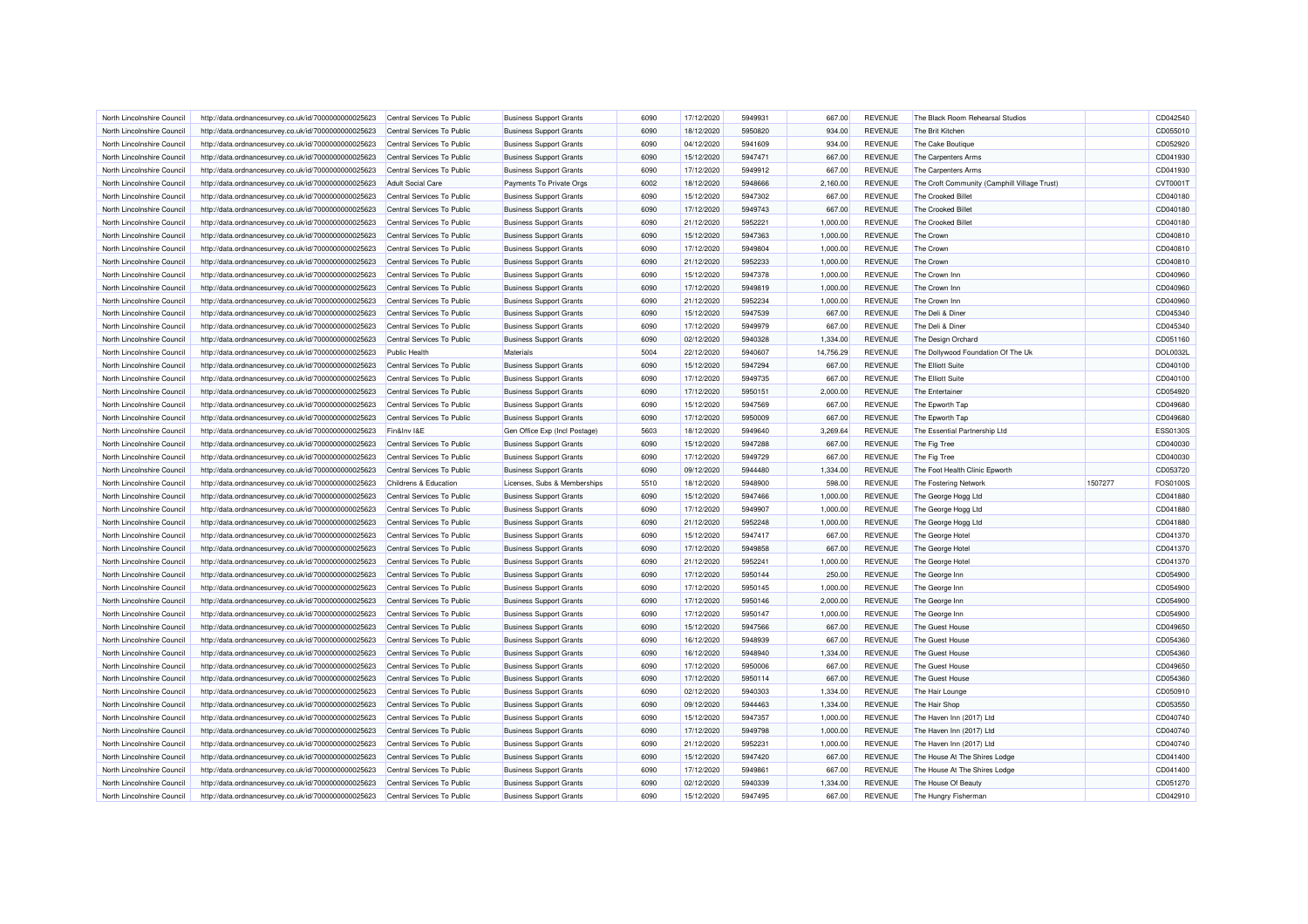| | | | | | | | | | | | |
|---|---|---|---|---|---|---|---|---|---|---|---|
| North Lincolnshire Council | http://data.ordnancesurvey.co.uk/id/7000000000025623 | Central Services To Public | Business Support Grants | 6090 | 17/12/2020 | 5949931 | 667.00 | REVENUE | The Black Room Rehearsal Studios | | CD042540 |
| North Lincolnshire Council | http://data.ordnancesurvey.co.uk/id/7000000000025623 | Central Services To Public | Business Support Grants | 6090 | 18/12/2020 | 5950820 | 934.00 | REVENUE | The Brit Kitchen | | CD055010 |
| North Lincolnshire Council | http://data.ordnancesurvey.co.uk/id/7000000000025623 | Central Services To Public | Business Support Grants | 6090 | 04/12/2020 | 5941609 | 934.00 | REVENUE | The Cake Boutique | | CD052920 |
| North Lincolnshire Council | http://data.ordnancesurvey.co.uk/id/7000000000025623 | Central Services To Public | Business Support Grants | 6090 | 15/12/2020 | 5947471 | 667.00 | REVENUE | The Carpenters Arms | | CD041930 |
| North Lincolnshire Council | http://data.ordnancesurvey.co.uk/id/7000000000025623 | Central Services To Public | Business Support Grants | 6090 | 17/12/2020 | 5949912 | 667.00 | REVENUE | The Carpenters Arms | | CD041930 |
| North Lincolnshire Council | http://data.ordnancesurvey.co.uk/id/7000000000025623 | Adult Social Care | Payments To Private Orgs | 6002 | 18/12/2020 | 5948666 | 2,160.00 | REVENUE | The Croft Community (Camphill Village Trust) | | CVT0001T |
| North Lincolnshire Council | http://data.ordnancesurvey.co.uk/id/7000000000025623 | Central Services To Public | Business Support Grants | 6090 | 15/12/2020 | 5947302 | 667.00 | REVENUE | The Crooked Billet | | CD040180 |
| North Lincolnshire Council | http://data.ordnancesurvey.co.uk/id/7000000000025623 | Central Services To Public | Business Support Grants | 6090 | 17/12/2020 | 5949743 | 667.00 | REVENUE | The Crooked Billet | | CD040180 |
| North Lincolnshire Council | http://data.ordnancesurvey.co.uk/id/7000000000025623 | Central Services To Public | Business Support Grants | 6090 | 21/12/2020 | 5952221 | 1,000.00 | REVENUE | The Crooked Billet | | CD040180 |
| North Lincolnshire Council | http://data.ordnancesurvey.co.uk/id/7000000000025623 | Central Services To Public | Business Support Grants | 6090 | 15/12/2020 | 5947363 | 1,000.00 | REVENUE | The Crown | | CD040810 |
| North Lincolnshire Council | http://data.ordnancesurvey.co.uk/id/7000000000025623 | Central Services To Public | Business Support Grants | 6090 | 17/12/2020 | 5949804 | 1,000.00 | REVENUE | The Crown | | CD040810 |
| North Lincolnshire Council | http://data.ordnancesurvey.co.uk/id/7000000000025623 | Central Services To Public | Business Support Grants | 6090 | 21/12/2020 | 5952233 | 1,000.00 | REVENUE | The Crown | | CD040810 |
| North Lincolnshire Council | http://data.ordnancesurvey.co.uk/id/7000000000025623 | Central Services To Public | Business Support Grants | 6090 | 15/12/2020 | 5947378 | 1,000.00 | REVENUE | The Crown Inn | | CD040960 |
| North Lincolnshire Council | http://data.ordnancesurvey.co.uk/id/7000000000025623 | Central Services To Public | Business Support Grants | 6090 | 17/12/2020 | 5949819 | 1,000.00 | REVENUE | The Crown Inn | | CD040960 |
| North Lincolnshire Council | http://data.ordnancesurvey.co.uk/id/7000000000025623 | Central Services To Public | Business Support Grants | 6090 | 21/12/2020 | 5952234 | 1,000.00 | REVENUE | The Crown Inn | | CD040960 |
| North Lincolnshire Council | http://data.ordnancesurvey.co.uk/id/7000000000025623 | Central Services To Public | Business Support Grants | 6090 | 15/12/2020 | 5947539 | 667.00 | REVENUE | The Deli & Diner | | CD045340 |
| North Lincolnshire Council | http://data.ordnancesurvey.co.uk/id/7000000000025623 | Central Services To Public | Business Support Grants | 6090 | 17/12/2020 | 5949979 | 667.00 | REVENUE | The Deli & Diner | | CD045340 |
| North Lincolnshire Council | http://data.ordnancesurvey.co.uk/id/7000000000025623 | Central Services To Public | Business Support Grants | 6090 | 02/12/2020 | 5940328 | 1,334.00 | REVENUE | The Design Orchard | | CD051160 |
| North Lincolnshire Council | http://data.ordnancesurvey.co.uk/id/7000000000025623 | Public Health | Materials | 5004 | 22/12/2020 | 5940607 | 14,756.29 | REVENUE | The Dollywood Foundation Of The Uk | | DOL0032L |
| North Lincolnshire Council | http://data.ordnancesurvey.co.uk/id/7000000000025623 | Central Services To Public | Business Support Grants | 6090 | 15/12/2020 | 5947294 | 667.00 | REVENUE | The Elliott Suite | | CD040100 |
| North Lincolnshire Council | http://data.ordnancesurvey.co.uk/id/7000000000025623 | Central Services To Public | Business Support Grants | 6090 | 17/12/2020 | 5949735 | 667.00 | REVENUE | The Elliott Suite | | CD040100 |
| North Lincolnshire Council | http://data.ordnancesurvey.co.uk/id/7000000000025623 | Central Services To Public | Business Support Grants | 6090 | 17/12/2020 | 5950151 | 2,000.00 | REVENUE | The Entertainer | | CD054920 |
| North Lincolnshire Council | http://data.ordnancesurvey.co.uk/id/7000000000025623 | Central Services To Public | Business Support Grants | 6090 | 15/12/2020 | 5947569 | 667.00 | REVENUE | The Epworth Tap | | CD049680 |
| North Lincolnshire Council | http://data.ordnancesurvey.co.uk/id/7000000000025623 | Central Services To Public | Business Support Grants | 6090 | 17/12/2020 | 5950009 | 667.00 | REVENUE | The Epworth Tap | | CD049680 |
| North Lincolnshire Council | http://data.ordnancesurvey.co.uk/id/7000000000025623 | Fin&Inv I&E | Gen Office Exp (Incl Postage) | 5603 | 18/12/2020 | 5949640 | 3,269.64 | REVENUE | The Essential Partnership Ltd | | ESS0130S |
| North Lincolnshire Council | http://data.ordnancesurvey.co.uk/id/7000000000025623 | Central Services To Public | Business Support Grants | 6090 | 15/12/2020 | 5947288 | 667.00 | REVENUE | The Fig Tree | | CD040030 |
| North Lincolnshire Council | http://data.ordnancesurvey.co.uk/id/7000000000025623 | Central Services To Public | Business Support Grants | 6090 | 17/12/2020 | 5949729 | 667.00 | REVENUE | The Fig Tree | | CD040030 |
| North Lincolnshire Council | http://data.ordnancesurvey.co.uk/id/7000000000025623 | Central Services To Public | Business Support Grants | 6090 | 09/12/2020 | 5944480 | 1,334.00 | REVENUE | The Foot Health Clinic Epworth | | CD053720 |
| North Lincolnshire Council | http://data.ordnancesurvey.co.uk/id/7000000000025623 | Childrens & Education | Licenses, Subs & Memberships | 5510 | 18/12/2020 | 5948900 | 598.00 | REVENUE | The Fostering Network | 1507277 | FOS0100S |
| North Lincolnshire Council | http://data.ordnancesurvey.co.uk/id/7000000000025623 | Central Services To Public | Business Support Grants | 6090 | 15/12/2020 | 5947466 | 1,000.00 | REVENUE | The George Hogg Ltd | | CD041880 |
| North Lincolnshire Council | http://data.ordnancesurvey.co.uk/id/7000000000025623 | Central Services To Public | Business Support Grants | 6090 | 17/12/2020 | 5949907 | 1,000.00 | REVENUE | The George Hogg Ltd | | CD041880 |
| North Lincolnshire Council | http://data.ordnancesurvey.co.uk/id/7000000000025623 | Central Services To Public | Business Support Grants | 6090 | 21/12/2020 | 5952248 | 1,000.00 | REVENUE | The George Hogg Ltd | | CD041880 |
| North Lincolnshire Council | http://data.ordnancesurvey.co.uk/id/7000000000025623 | Central Services To Public | Business Support Grants | 6090 | 15/12/2020 | 5947417 | 667.00 | REVENUE | The George Hotel | | CD041370 |
| North Lincolnshire Council | http://data.ordnancesurvey.co.uk/id/7000000000025623 | Central Services To Public | Business Support Grants | 6090 | 17/12/2020 | 5949858 | 667.00 | REVENUE | The George Hotel | | CD041370 |
| North Lincolnshire Council | http://data.ordnancesurvey.co.uk/id/7000000000025623 | Central Services To Public | Business Support Grants | 6090 | 21/12/2020 | 5952241 | 1,000.00 | REVENUE | The George Hotel | | CD041370 |
| North Lincolnshire Council | http://data.ordnancesurvey.co.uk/id/7000000000025623 | Central Services To Public | Business Support Grants | 6090 | 17/12/2020 | 5950144 | 250.00 | REVENUE | The George Inn | | CD054900 |
| North Lincolnshire Council | http://data.ordnancesurvey.co.uk/id/7000000000025623 | Central Services To Public | Business Support Grants | 6090 | 17/12/2020 | 5950145 | 1,000.00 | REVENUE | The George Inn | | CD054900 |
| North Lincolnshire Council | http://data.ordnancesurvey.co.uk/id/7000000000025623 | Central Services To Public | Business Support Grants | 6090 | 17/12/2020 | 5950146 | 2,000.00 | REVENUE | The George Inn | | CD054900 |
| North Lincolnshire Council | http://data.ordnancesurvey.co.uk/id/7000000000025623 | Central Services To Public | Business Support Grants | 6090 | 17/12/2020 | 5950147 | 1,000.00 | REVENUE | The George Inn | | CD054900 |
| North Lincolnshire Council | http://data.ordnancesurvey.co.uk/id/7000000000025623 | Central Services To Public | Business Support Grants | 6090 | 15/12/2020 | 5947566 | 667.00 | REVENUE | The Guest House | | CD049650 |
| North Lincolnshire Council | http://data.ordnancesurvey.co.uk/id/7000000000025623 | Central Services To Public | Business Support Grants | 6090 | 16/12/2020 | 5948939 | 667.00 | REVENUE | The Guest House | | CD054360 |
| North Lincolnshire Council | http://data.ordnancesurvey.co.uk/id/7000000000025623 | Central Services To Public | Business Support Grants | 6090 | 16/12/2020 | 5948940 | 1,334.00 | REVENUE | The Guest House | | CD054360 |
| North Lincolnshire Council | http://data.ordnancesurvey.co.uk/id/7000000000025623 | Central Services To Public | Business Support Grants | 6090 | 17/12/2020 | 5950006 | 667.00 | REVENUE | The Guest House | | CD049650 |
| North Lincolnshire Council | http://data.ordnancesurvey.co.uk/id/7000000000025623 | Central Services To Public | Business Support Grants | 6090 | 17/12/2020 | 5950114 | 667.00 | REVENUE | The Guest House | | CD054360 |
| North Lincolnshire Council | http://data.ordnancesurvey.co.uk/id/7000000000025623 | Central Services To Public | Business Support Grants | 6090 | 02/12/2020 | 5940303 | 1,334.00 | REVENUE | The Hair Lounge | | CD050910 |
| North Lincolnshire Council | http://data.ordnancesurvey.co.uk/id/7000000000025623 | Central Services To Public | Business Support Grants | 6090 | 09/12/2020 | 5944463 | 1,334.00 | REVENUE | The Hair Shop | | CD053550 |
| North Lincolnshire Council | http://data.ordnancesurvey.co.uk/id/7000000000025623 | Central Services To Public | Business Support Grants | 6090 | 15/12/2020 | 5947357 | 1,000.00 | REVENUE | The Haven Inn (2017) Ltd | | CD040740 |
| North Lincolnshire Council | http://data.ordnancesurvey.co.uk/id/7000000000025623 | Central Services To Public | Business Support Grants | 6090 | 17/12/2020 | 5949798 | 1,000.00 | REVENUE | The Haven Inn (2017) Ltd | | CD040740 |
| North Lincolnshire Council | http://data.ordnancesurvey.co.uk/id/7000000000025623 | Central Services To Public | Business Support Grants | 6090 | 21/12/2020 | 5952231 | 1,000.00 | REVENUE | The Haven Inn (2017) Ltd | | CD040740 |
| North Lincolnshire Council | http://data.ordnancesurvey.co.uk/id/7000000000025623 | Central Services To Public | Business Support Grants | 6090 | 15/12/2020 | 5947420 | 667.00 | REVENUE | The House At The Shires Lodge | | CD041400 |
| North Lincolnshire Council | http://data.ordnancesurvey.co.uk/id/7000000000025623 | Central Services To Public | Business Support Grants | 6090 | 17/12/2020 | 5949861 | 667.00 | REVENUE | The House At The Shires Lodge | | CD041400 |
| North Lincolnshire Council | http://data.ordnancesurvey.co.uk/id/7000000000025623 | Central Services To Public | Business Support Grants | 6090 | 02/12/2020 | 5940339 | 1,334.00 | REVENUE | The House Of Beauty | | CD051270 |
| North Lincolnshire Council | http://data.ordnancesurvey.co.uk/id/7000000000025623 | Central Services To Public | Business Support Grants | 6090 | 15/12/2020 | 5947495 | 667.00 | REVENUE | The Hungry Fisherman | | CD042910 |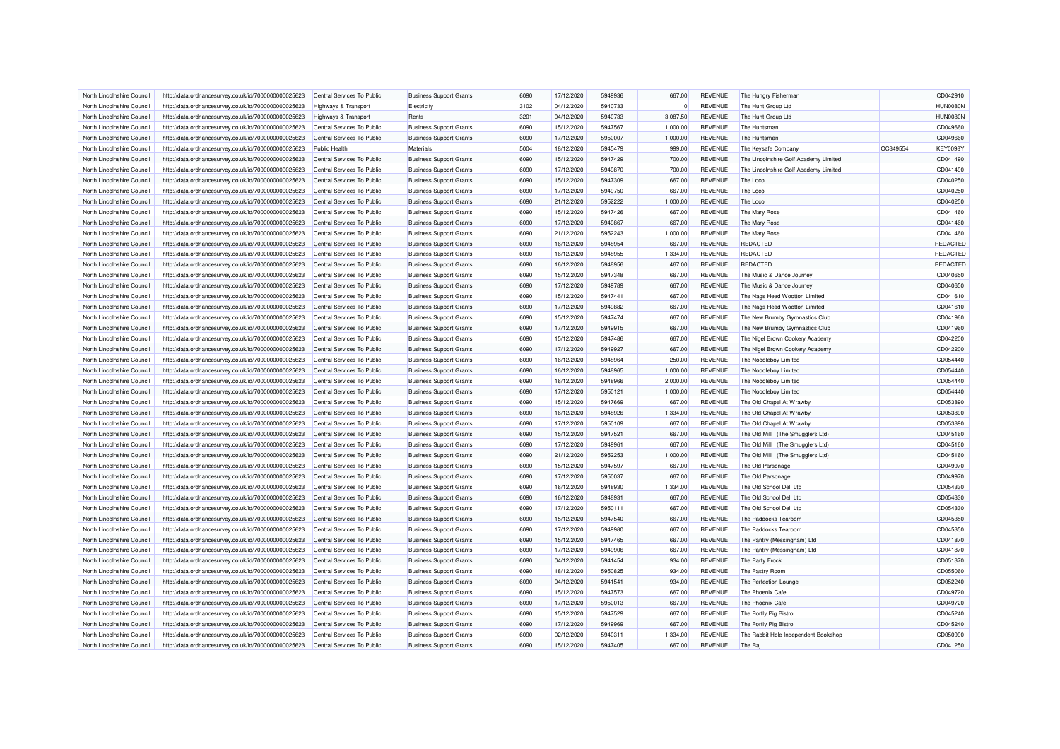| North Lincolnshire Council | http://data.ordnancesurvey.co.uk/id/7000000000025623 | Central Services To Public | Business Support Grants | 6090 | 17/12/2020 | 5949936 | 667.00 | REVENUE | The Hungry Fisherman | | CD042910 |
|---|---|---|---|---|---|---|---|---|---|---|---|
| North Lincolnshire Council | http://data.ordnancesurvey.co.uk/id/7000000000025623 | Highways & Transport | Electricity | 3102 | 04/12/2020 | 5940733 | 0 | REVENUE | The Hunt Group Ltd | | HUN0080N |
| North Lincolnshire Council | http://data.ordnancesurvey.co.uk/id/7000000000025623 | Highways & Transport | Rents | 3201 | 04/12/2020 | 5940733 | 3,087.50 | REVENUE | The Hunt Group Ltd | | HUN0080N |
| North Lincolnshire Council | http://data.ordnancesurvey.co.uk/id/7000000000025623 | Central Services To Public | Business Support Grants | 6090 | 15/12/2020 | 5947567 | 1,000.00 | REVENUE | The Huntsman | | CD049660 |
| North Lincolnshire Council | http://data.ordnancesurvey.co.uk/id/7000000000025623 | Central Services To Public | Business Support Grants | 6090 | 17/12/2020 | 5950007 | 1,000.00 | REVENUE | The Huntsman | | CD049660 |
| North Lincolnshire Council | http://data.ordnancesurvey.co.uk/id/7000000000025623 | Public Health | Materials | 5004 | 18/12/2020 | 5945479 | 999.00 | REVENUE | The Keysafe Company | OC349554 | KEY0098Y |
| North Lincolnshire Council | http://data.ordnancesurvey.co.uk/id/7000000000025623 | Central Services To Public | Business Support Grants | 6090 | 15/12/2020 | 5947429 | 700.00 | REVENUE | The Lincolnshire Golf Academy Limited | | CD041490 |
| North Lincolnshire Council | http://data.ordnancesurvey.co.uk/id/7000000000025623 | Central Services To Public | Business Support Grants | 6090 | 17/12/2020 | 5949870 | 700.00 | REVENUE | The Lincolnshire Golf Academy Limited | | CD041490 |
| North Lincolnshire Council | http://data.ordnancesurvey.co.uk/id/7000000000025623 | Central Services To Public | Business Support Grants | 6090 | 15/12/2020 | 5947309 | 667.00 | REVENUE | The Loco | | CD040250 |
| North Lincolnshire Council | http://data.ordnancesurvey.co.uk/id/7000000000025623 | Central Services To Public | Business Support Grants | 6090 | 17/12/2020 | 5949750 | 667.00 | REVENUE | The Loco | | CD040250 |
| North Lincolnshire Council | http://data.ordnancesurvey.co.uk/id/7000000000025623 | Central Services To Public | Business Support Grants | 6090 | 21/12/2020 | 5952222 | 1,000.00 | REVENUE | The Loco | | CD040250 |
| North Lincolnshire Council | http://data.ordnancesurvey.co.uk/id/7000000000025623 | Central Services To Public | Business Support Grants | 6090 | 15/12/2020 | 5947426 | 667.00 | REVENUE | The Mary Rose | | CD041460 |
| North Lincolnshire Council | http://data.ordnancesurvey.co.uk/id/7000000000025623 | Central Services To Public | Business Support Grants | 6090 | 17/12/2020 | 5949867 | 667.00 | REVENUE | The Mary Rose | | CD041460 |
| North Lincolnshire Council | http://data.ordnancesurvey.co.uk/id/7000000000025623 | Central Services To Public | Business Support Grants | 6090 | 21/12/2020 | 5952243 | 1,000.00 | REVENUE | The Mary Rose | | CD041460 |
| North Lincolnshire Council | http://data.ordnancesurvey.co.uk/id/7000000000025623 | Central Services To Public | Business Support Grants | 6090 | 16/12/2020 | 5948954 | 667.00 | REVENUE | REDACTED | | REDACTED |
| North Lincolnshire Council | http://data.ordnancesurvey.co.uk/id/7000000000025623 | Central Services To Public | Business Support Grants | 6090 | 16/12/2020 | 5948955 | 1,334.00 | REVENUE | REDACTED | | REDACTED |
| North Lincolnshire Council | http://data.ordnancesurvey.co.uk/id/7000000000025623 | Central Services To Public | Business Support Grants | 6090 | 16/12/2020 | 5948956 | 467.00 | REVENUE | REDACTED | | REDACTED |
| North Lincolnshire Council | http://data.ordnancesurvey.co.uk/id/7000000000025623 | Central Services To Public | Business Support Grants | 6090 | 15/12/2020 | 5947348 | 667.00 | REVENUE | The Music & Dance Journey | | CD040650 |
| North Lincolnshire Council | http://data.ordnancesurvey.co.uk/id/7000000000025623 | Central Services To Public | Business Support Grants | 6090 | 17/12/2020 | 5949789 | 667.00 | REVENUE | The Music & Dance Journey | | CD040650 |
| North Lincolnshire Council | http://data.ordnancesurvey.co.uk/id/7000000000025623 | Central Services To Public | Business Support Grants | 6090 | 15/12/2020 | 5947441 | 667.00 | REVENUE | The Nags Head Wootton Limited | | CD041610 |
| North Lincolnshire Council | http://data.ordnancesurvey.co.uk/id/7000000000025623 | Central Services To Public | Business Support Grants | 6090 | 17/12/2020 | 5949882 | 667.00 | REVENUE | The Nags Head Wootton Limited | | CD041610 |
| North Lincolnshire Council | http://data.ordnancesurvey.co.uk/id/7000000000025623 | Central Services To Public | Business Support Grants | 6090 | 15/12/2020 | 5947474 | 667.00 | REVENUE | The New Brumby Gymnastics Club | | CD041960 |
| North Lincolnshire Council | http://data.ordnancesurvey.co.uk/id/7000000000025623 | Central Services To Public | Business Support Grants | 6090 | 17/12/2020 | 5949915 | 667.00 | REVENUE | The New Brumby Gymnastics Club | | CD041960 |
| North Lincolnshire Council | http://data.ordnancesurvey.co.uk/id/7000000000025623 | Central Services To Public | Business Support Grants | 6090 | 15/12/2020 | 5947486 | 667.00 | REVENUE | The Nigel Brown Cookery Academy | | CD042200 |
| North Lincolnshire Council | http://data.ordnancesurvey.co.uk/id/7000000000025623 | Central Services To Public | Business Support Grants | 6090 | 17/12/2020 | 5949927 | 667.00 | REVENUE | The Nigel Brown Cookery Academy | | CD042200 |
| North Lincolnshire Council | http://data.ordnancesurvey.co.uk/id/7000000000025623 | Central Services To Public | Business Support Grants | 6090 | 16/12/2020 | 5948964 | 250.00 | REVENUE | The Noodleboy Limited | | CD054440 |
| North Lincolnshire Council | http://data.ordnancesurvey.co.uk/id/7000000000025623 | Central Services To Public | Business Support Grants | 6090 | 16/12/2020 | 5948965 | 1,000.00 | REVENUE | The Noodleboy Limited | | CD054440 |
| North Lincolnshire Council | http://data.ordnancesurvey.co.uk/id/7000000000025623 | Central Services To Public | Business Support Grants | 6090 | 16/12/2020 | 5948966 | 2,000.00 | REVENUE | The Noodleboy Limited | | CD054440 |
| North Lincolnshire Council | http://data.ordnancesurvey.co.uk/id/7000000000025623 | Central Services To Public | Business Support Grants | 6090 | 17/12/2020 | 5950121 | 1,000.00 | REVENUE | The Noodleboy Limited | | CD054440 |
| North Lincolnshire Council | http://data.ordnancesurvey.co.uk/id/7000000000025623 | Central Services To Public | Business Support Grants | 6090 | 15/12/2020 | 5947669 | 667.00 | REVENUE | The Old Chapel At Wrawby | | CD053890 |
| North Lincolnshire Council | http://data.ordnancesurvey.co.uk/id/7000000000025623 | Central Services To Public | Business Support Grants | 6090 | 16/12/2020 | 5948926 | 1,334.00 | REVENUE | The Old Chapel At Wrawby | | CD053890 |
| North Lincolnshire Council | http://data.ordnancesurvey.co.uk/id/7000000000025623 | Central Services To Public | Business Support Grants | 6090 | 17/12/2020 | 5950109 | 667.00 | REVENUE | The Old Chapel At Wrawby | | CD053890 |
| North Lincolnshire Council | http://data.ordnancesurvey.co.uk/id/7000000000025623 | Central Services To Public | Business Support Grants | 6090 | 15/12/2020 | 5947521 | 667.00 | REVENUE | The Old Mill   (The Smugglers Ltd) | | CD045160 |
| North Lincolnshire Council | http://data.ordnancesurvey.co.uk/id/7000000000025623 | Central Services To Public | Business Support Grants | 6090 | 17/12/2020 | 5949961 | 667.00 | REVENUE | The Old Mill   (The Smugglers Ltd) | | CD045160 |
| North Lincolnshire Council | http://data.ordnancesurvey.co.uk/id/7000000000025623 | Central Services To Public | Business Support Grants | 6090 | 21/12/2020 | 5952253 | 1,000.00 | REVENUE | The Old Mill   (The Smugglers Ltd) | | CD045160 |
| North Lincolnshire Council | http://data.ordnancesurvey.co.uk/id/7000000000025623 | Central Services To Public | Business Support Grants | 6090 | 15/12/2020 | 5947597 | 667.00 | REVENUE | The Old Parsonage | | CD049970 |
| North Lincolnshire Council | http://data.ordnancesurvey.co.uk/id/7000000000025623 | Central Services To Public | Business Support Grants | 6090 | 17/12/2020 | 5950037 | 667.00 | REVENUE | The Old Parsonage | | CD049970 |
| North Lincolnshire Council | http://data.ordnancesurvey.co.uk/id/7000000000025623 | Central Services To Public | Business Support Grants | 6090 | 16/12/2020 | 5948930 | 1,334.00 | REVENUE | The Old School Deli Ltd | | CD054330 |
| North Lincolnshire Council | http://data.ordnancesurvey.co.uk/id/7000000000025623 | Central Services To Public | Business Support Grants | 6090 | 16/12/2020 | 5948931 | 667.00 | REVENUE | The Old School Deli Ltd | | CD054330 |
| North Lincolnshire Council | http://data.ordnancesurvey.co.uk/id/7000000000025623 | Central Services To Public | Business Support Grants | 6090 | 17/12/2020 | 5950111 | 667.00 | REVENUE | The Old School Deli Ltd | | CD054330 |
| North Lincolnshire Council | http://data.ordnancesurvey.co.uk/id/7000000000025623 | Central Services To Public | Business Support Grants | 6090 | 15/12/2020 | 5947540 | 667.00 | REVENUE | The Paddocks Tearoom | | CD045350 |
| North Lincolnshire Council | http://data.ordnancesurvey.co.uk/id/7000000000025623 | Central Services To Public | Business Support Grants | 6090 | 17/12/2020 | 5949980 | 667.00 | REVENUE | The Paddocks Tearoom | | CD045350 |
| North Lincolnshire Council | http://data.ordnancesurvey.co.uk/id/7000000000025623 | Central Services To Public | Business Support Grants | 6090 | 15/12/2020 | 5947465 | 667.00 | REVENUE | The Pantry (Messingham) Ltd | | CD041870 |
| North Lincolnshire Council | http://data.ordnancesurvey.co.uk/id/7000000000025623 | Central Services To Public | Business Support Grants | 6090 | 17/12/2020 | 5949906 | 667.00 | REVENUE | The Pantry (Messingham) Ltd | | CD041870 |
| North Lincolnshire Council | http://data.ordnancesurvey.co.uk/id/7000000000025623 | Central Services To Public | Business Support Grants | 6090 | 04/12/2020 | 5941454 | 934.00 | REVENUE | The Party Frock | | CD051370 |
| North Lincolnshire Council | http://data.ordnancesurvey.co.uk/id/7000000000025623 | Central Services To Public | Business Support Grants | 6090 | 18/12/2020 | 5950825 | 934.00 | REVENUE | The Pastry Room | | CD055060 |
| North Lincolnshire Council | http://data.ordnancesurvey.co.uk/id/7000000000025623 | Central Services To Public | Business Support Grants | 6090 | 04/12/2020 | 5941541 | 934.00 | REVENUE | The Perfection Lounge | | CD052240 |
| North Lincolnshire Council | http://data.ordnancesurvey.co.uk/id/7000000000025623 | Central Services To Public | Business Support Grants | 6090 | 15/12/2020 | 5947573 | 667.00 | REVENUE | The Phoenix Cafe | | CD049720 |
| North Lincolnshire Council | http://data.ordnancesurvey.co.uk/id/7000000000025623 | Central Services To Public | Business Support Grants | 6090 | 17/12/2020 | 5950013 | 667.00 | REVENUE | The Phoenix Cafe | | CD049720 |
| North Lincolnshire Council | http://data.ordnancesurvey.co.uk/id/7000000000025623 | Central Services To Public | Business Support Grants | 6090 | 15/12/2020 | 5947529 | 667.00 | REVENUE | The Portly Pig Bistro | | CD045240 |
| North Lincolnshire Council | http://data.ordnancesurvey.co.uk/id/7000000000025623 | Central Services To Public | Business Support Grants | 6090 | 17/12/2020 | 5949969 | 667.00 | REVENUE | The Portly Pig Bistro | | CD045240 |
| North Lincolnshire Council | http://data.ordnancesurvey.co.uk/id/7000000000025623 | Central Services To Public | Business Support Grants | 6090 | 02/12/2020 | 5940311 | 1,334.00 | REVENUE | The Rabbit Hole Independent Bookshop | | CD050990 |
| North Lincolnshire Council | http://data.ordnancesurvey.co.uk/id/7000000000025623 | Central Services To Public | Business Support Grants | 6090 | 15/12/2020 | 5947405 | 667.00 | REVENUE | The Raj | | CD041250 |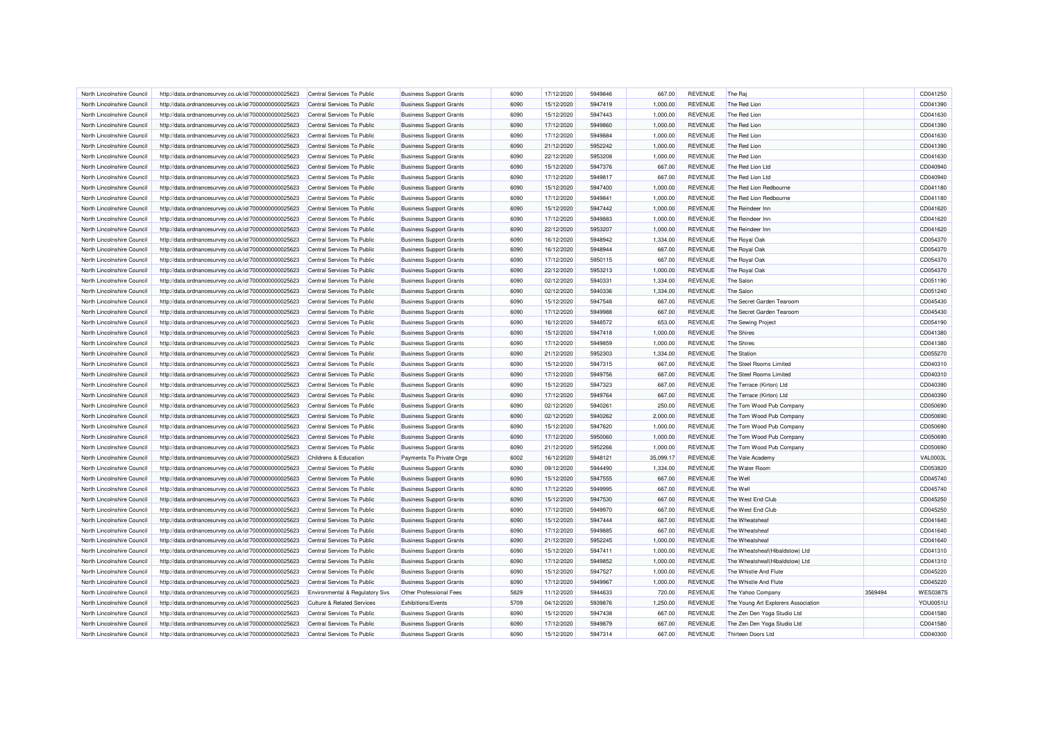| | | | | | | | | | | | | |
|---|---|---|---|---|---|---|---|---|---|---|---|---|
| North Lincolnshire Council | http://data.ordnancesurvey.co.uk/id/7000000000025623 | Central Services To Public | Business Support Grants | 6090 | 17/12/2020 | 5949846 | 667.00 | REVENUE | The Raj | | CD041250 |
| North Lincolnshire Council | http://data.ordnancesurvey.co.uk/id/7000000000025623 | Central Services To Public | Business Support Grants | 6090 | 15/12/2020 | 5947419 | 1,000.00 | REVENUE | The Red Lion | | CD041390 |
| North Lincolnshire Council | http://data.ordnancesurvey.co.uk/id/7000000000025623 | Central Services To Public | Business Support Grants | 6090 | 15/12/2020 | 5947443 | 1,000.00 | REVENUE | The Red Lion | | CD041630 |
| North Lincolnshire Council | http://data.ordnancesurvey.co.uk/id/7000000000025623 | Central Services To Public | Business Support Grants | 6090 | 17/12/2020 | 5949860 | 1,000.00 | REVENUE | The Red Lion | | CD041390 |
| North Lincolnshire Council | http://data.ordnancesurvey.co.uk/id/7000000000025623 | Central Services To Public | Business Support Grants | 6090 | 17/12/2020 | 5949884 | 1,000.00 | REVENUE | The Red Lion | | CD041630 |
| North Lincolnshire Council | http://data.ordnancesurvey.co.uk/id/7000000000025623 | Central Services To Public | Business Support Grants | 6090 | 21/12/2020 | 5952242 | 1,000.00 | REVENUE | The Red Lion | | CD041390 |
| North Lincolnshire Council | http://data.ordnancesurvey.co.uk/id/7000000000025623 | Central Services To Public | Business Support Grants | 6090 | 22/12/2020 | 5953208 | 1,000.00 | REVENUE | The Red Lion | | CD041630 |
| North Lincolnshire Council | http://data.ordnancesurvey.co.uk/id/7000000000025623 | Central Services To Public | Business Support Grants | 6090 | 15/12/2020 | 5947376 | 667.00 | REVENUE | The Red Lion Ltd | | CD040940 |
| North Lincolnshire Council | http://data.ordnancesurvey.co.uk/id/7000000000025623 | Central Services To Public | Business Support Grants | 6090 | 17/12/2020 | 5949817 | 667.00 | REVENUE | The Red Lion Ltd | | CD040940 |
| North Lincolnshire Council | http://data.ordnancesurvey.co.uk/id/7000000000025623 | Central Services To Public | Business Support Grants | 6090 | 15/12/2020 | 5947400 | 1,000.00 | REVENUE | The Red Lion Redbourne | | CD041180 |
| North Lincolnshire Council | http://data.ordnancesurvey.co.uk/id/7000000000025623 | Central Services To Public | Business Support Grants | 6090 | 17/12/2020 | 5949841 | 1,000.00 | REVENUE | The Red Lion Redbourne | | CD041180 |
| North Lincolnshire Council | http://data.ordnancesurvey.co.uk/id/7000000000025623 | Central Services To Public | Business Support Grants | 6090 | 15/12/2020 | 5947442 | 1,000.00 | REVENUE | The Reindeer Inn | | CD041620 |
| North Lincolnshire Council | http://data.ordnancesurvey.co.uk/id/7000000000025623 | Central Services To Public | Business Support Grants | 6090 | 17/12/2020 | 5949883 | 1,000.00 | REVENUE | The Reindeer Inn | | CD041620 |
| North Lincolnshire Council | http://data.ordnancesurvey.co.uk/id/7000000000025623 | Central Services To Public | Business Support Grants | 6090 | 22/12/2020 | 5953207 | 1,000.00 | REVENUE | The Reindeer Inn | | CD041620 |
| North Lincolnshire Council | http://data.ordnancesurvey.co.uk/id/7000000000025623 | Central Services To Public | Business Support Grants | 6090 | 16/12/2020 | 5948942 | 1,334.00 | REVENUE | The Royal Oak | | CD054370 |
| North Lincolnshire Council | http://data.ordnancesurvey.co.uk/id/7000000000025623 | Central Services To Public | Business Support Grants | 6090 | 16/12/2020 | 5948944 | 667.00 | REVENUE | The Royal Oak | | CD054370 |
| North Lincolnshire Council | http://data.ordnancesurvey.co.uk/id/7000000000025623 | Central Services To Public | Business Support Grants | 6090 | 17/12/2020 | 5950115 | 667.00 | REVENUE | The Royal Oak | | CD054370 |
| North Lincolnshire Council | http://data.ordnancesurvey.co.uk/id/7000000000025623 | Central Services To Public | Business Support Grants | 6090 | 22/12/2020 | 5953213 | 1,000.00 | REVENUE | The Royal Oak | | CD054370 |
| North Lincolnshire Council | http://data.ordnancesurvey.co.uk/id/7000000000025623 | Central Services To Public | Business Support Grants | 6090 | 02/12/2020 | 5940331 | 1,334.00 | REVENUE | The Salon | | CD051190 |
| North Lincolnshire Council | http://data.ordnancesurvey.co.uk/id/7000000000025623 | Central Services To Public | Business Support Grants | 6090 | 02/12/2020 | 5940336 | 1,334.00 | REVENUE | The Salon | | CD051240 |
| North Lincolnshire Council | http://data.ordnancesurvey.co.uk/id/7000000000025623 | Central Services To Public | Business Support Grants | 6090 | 15/12/2020 | 5947548 | 667.00 | REVENUE | The Secret Garden Tearoom | | CD045430 |
| North Lincolnshire Council | http://data.ordnancesurvey.co.uk/id/7000000000025623 | Central Services To Public | Business Support Grants | 6090 | 17/12/2020 | 5949988 | 667.00 | REVENUE | The Secret Garden Tearoom | | CD045430 |
| North Lincolnshire Council | http://data.ordnancesurvey.co.uk/id/7000000000025623 | Central Services To Public | Business Support Grants | 6090 | 16/12/2020 | 5948572 | 653.00 | REVENUE | The Sewing Project | | CD054190 |
| North Lincolnshire Council | http://data.ordnancesurvey.co.uk/id/7000000000025623 | Central Services To Public | Business Support Grants | 6090 | 15/12/2020 | 5947418 | 1,000.00 | REVENUE | The Shires | | CD041380 |
| North Lincolnshire Council | http://data.ordnancesurvey.co.uk/id/7000000000025623 | Central Services To Public | Business Support Grants | 6090 | 17/12/2020 | 5949859 | 1,000.00 | REVENUE | The Shires | | CD041380 |
| North Lincolnshire Council | http://data.ordnancesurvey.co.uk/id/7000000000025623 | Central Services To Public | Business Support Grants | 6090 | 21/12/2020 | 5952303 | 1,334.00 | REVENUE | The Station | | CD055270 |
| North Lincolnshire Council | http://data.ordnancesurvey.co.uk/id/7000000000025623 | Central Services To Public | Business Support Grants | 6090 | 15/12/2020 | 5947315 | 667.00 | REVENUE | The Steel Rooms Limited | | CD040310 |
| North Lincolnshire Council | http://data.ordnancesurvey.co.uk/id/7000000000025623 | Central Services To Public | Business Support Grants | 6090 | 17/12/2020 | 5949756 | 667.00 | REVENUE | The Steel Rooms Limited | | CD040310 |
| North Lincolnshire Council | http://data.ordnancesurvey.co.uk/id/7000000000025623 | Central Services To Public | Business Support Grants | 6090 | 15/12/2020 | 5947323 | 667.00 | REVENUE | The Terrace (Kirton) Ltd | | CD040390 |
| North Lincolnshire Council | http://data.ordnancesurvey.co.uk/id/7000000000025623 | Central Services To Public | Business Support Grants | 6090 | 17/12/2020 | 5949764 | 667.00 | REVENUE | The Terrace (Kirton) Ltd | | CD040390 |
| North Lincolnshire Council | http://data.ordnancesurvey.co.uk/id/7000000000025623 | Central Services To Public | Business Support Grants | 6090 | 02/12/2020 | 5940261 | 250.00 | REVENUE | The Tom Wood Pub Company | | CD050690 |
| North Lincolnshire Council | http://data.ordnancesurvey.co.uk/id/7000000000025623 | Central Services To Public | Business Support Grants | 6090 | 02/12/2020 | 5940262 | 2,000.00 | REVENUE | The Tom Wood Pub Company | | CD050690 |
| North Lincolnshire Council | http://data.ordnancesurvey.co.uk/id/7000000000025623 | Central Services To Public | Business Support Grants | 6090 | 15/12/2020 | 5947620 | 1,000.00 | REVENUE | The Tom Wood Pub Company | | CD050690 |
| North Lincolnshire Council | http://data.ordnancesurvey.co.uk/id/7000000000025623 | Central Services To Public | Business Support Grants | 6090 | 17/12/2020 | 5950060 | 1,000.00 | REVENUE | The Tom Wood Pub Company | | CD050690 |
| North Lincolnshire Council | http://data.ordnancesurvey.co.uk/id/7000000000025623 | Central Services To Public | Business Support Grants | 6090 | 21/12/2020 | 5952266 | 1,000.00 | REVENUE | The Tom Wood Pub Company | | CD050690 |
| North Lincolnshire Council | http://data.ordnancesurvey.co.uk/id/7000000000025623 | Childrens & Education | Payments To Private Orgs | 6002 | 16/12/2020 | 5948121 | 35,099.17 | REVENUE | The Vale Academy | | VAL0003L |
| North Lincolnshire Council | http://data.ordnancesurvey.co.uk/id/7000000000025623 | Central Services To Public | Business Support Grants | 6090 | 09/12/2020 | 5944490 | 1,334.00 | REVENUE | The Water Room | | CD053820 |
| North Lincolnshire Council | http://data.ordnancesurvey.co.uk/id/7000000000025623 | Central Services To Public | Business Support Grants | 6090 | 15/12/2020 | 5947555 | 667.00 | REVENUE | The Well | | CD045740 |
| North Lincolnshire Council | http://data.ordnancesurvey.co.uk/id/7000000000025623 | Central Services To Public | Business Support Grants | 6090 | 17/12/2020 | 5949995 | 667.00 | REVENUE | The Well | | CD045740 |
| North Lincolnshire Council | http://data.ordnancesurvey.co.uk/id/7000000000025623 | Central Services To Public | Business Support Grants | 6090 | 15/12/2020 | 5947530 | 667.00 | REVENUE | The West End Club | | CD045250 |
| North Lincolnshire Council | http://data.ordnancesurvey.co.uk/id/7000000000025623 | Central Services To Public | Business Support Grants | 6090 | 17/12/2020 | 5949970 | 667.00 | REVENUE | The West End Club | | CD045250 |
| North Lincolnshire Council | http://data.ordnancesurvey.co.uk/id/7000000000025623 | Central Services To Public | Business Support Grants | 6090 | 15/12/2020 | 5947444 | 667.00 | REVENUE | The Wheatsheaf | | CD041640 |
| North Lincolnshire Council | http://data.ordnancesurvey.co.uk/id/7000000000025623 | Central Services To Public | Business Support Grants | 6090 | 17/12/2020 | 5949885 | 667.00 | REVENUE | The Wheatsheaf | | CD041640 |
| North Lincolnshire Council | http://data.ordnancesurvey.co.uk/id/7000000000025623 | Central Services To Public | Business Support Grants | 6090 | 21/12/2020 | 5952245 | 1,000.00 | REVENUE | The Wheatsheaf | | CD041640 |
| North Lincolnshire Council | http://data.ordnancesurvey.co.uk/id/7000000000025623 | Central Services To Public | Business Support Grants | 6090 | 15/12/2020 | 5947411 | 1,000.00 | REVENUE | The Wheatsheaf(Hibaldstow) Ltd | | CD041310 |
| North Lincolnshire Council | http://data.ordnancesurvey.co.uk/id/7000000000025623 | Central Services To Public | Business Support Grants | 6090 | 17/12/2020 | 5949852 | 1,000.00 | REVENUE | The Wheatsheaf(Hibaldstow) Ltd | | CD041310 |
| North Lincolnshire Council | http://data.ordnancesurvey.co.uk/id/7000000000025623 | Central Services To Public | Business Support Grants | 6090 | 15/12/2020 | 5947527 | 1,000.00 | REVENUE | The Whistle And Flute | | CD045220 |
| North Lincolnshire Council | http://data.ordnancesurvey.co.uk/id/7000000000025623 | Central Services To Public | Business Support Grants | 6090 | 17/12/2020 | 5949967 | 1,000.00 | REVENUE | The Whistle And Flute | | CD045220 |
| North Lincolnshire Council | http://data.ordnancesurvey.co.uk/id/7000000000025623 | Environmental & Regulatory Svs | Other Professional Fees | 5829 | 11/12/2020 | 5944633 | 720.00 | REVENUE | The Yahoo Company | 3569494 | WES0387S |
| North Lincolnshire Council | http://data.ordnancesurvey.co.uk/id/7000000000025623 | Culture & Related Services | Exhibitions/Events | 5709 | 04/12/2020 | 5939876 | 1,250.00 | REVENUE | The Young Art Explorers Association | | YOU0051U |
| North Lincolnshire Council | http://data.ordnancesurvey.co.uk/id/7000000000025623 | Central Services To Public | Business Support Grants | 6090 | 15/12/2020 | 5947438 | 667.00 | REVENUE | The Zen Den Yoga Studio Ltd | | CD041580 |
| North Lincolnshire Council | http://data.ordnancesurvey.co.uk/id/7000000000025623 | Central Services To Public | Business Support Grants | 6090 | 17/12/2020 | 5949879 | 667.00 | REVENUE | The Zen Den Yoga Studio Ltd | | CD041580 |
| North Lincolnshire Council | http://data.ordnancesurvey.co.uk/id/7000000000025623 | Central Services To Public | Business Support Grants | 6090 | 15/12/2020 | 5947314 | 667.00 | REVENUE | Thirteen Doors Ltd | | CD040300 |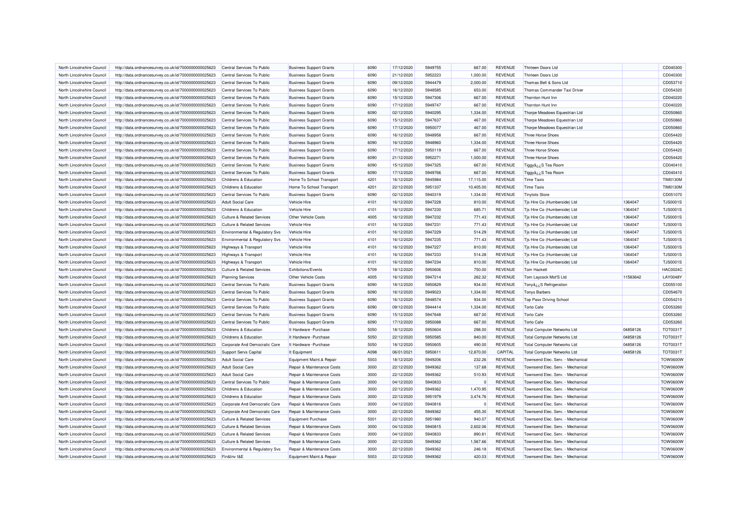| North Lincolnshire Council | http://data.ordnancesurvey.co.uk/id/7000000000025623 | Central Services To Public | Business Support Grants | 6090 | 17/12/2020 | 5949755 | 667.00 | REVENUE | Thirteen Doors Ltd | | CD040300 |
|---|---|---|---|---|---|---|---|---|---|---|---|
| North Lincolnshire Council | http://data.ordnancesurvey.co.uk/id/7000000000025623 | Central Services To Public | Business Support Grants | 6090 | 21/12/2020 | 5952223 | 1,000.00 | REVENUE | Thirteen Doors Ltd | | CD040300 |
| North Lincolnshire Council | http://data.ordnancesurvey.co.uk/id/7000000000025623 | Central Services To Public | Business Support Grants | 6090 | 09/12/2020 | 5944479 | 2,000.00 | REVENUE | Thomas Bell & Sons Ltd | | CD053710 |
| North Lincolnshire Council | http://data.ordnancesurvey.co.uk/id/7000000000025623 | Central Services To Public | Business Support Grants | 6090 | 16/12/2020 | 5948585 | 653.00 | REVENUE | Thomas Commander Taxi Driver | | CD054320 |
| North Lincolnshire Council | http://data.ordnancesurvey.co.uk/id/7000000000025623 | Central Services To Public | Business Support Grants | 6090 | 15/12/2020 | 5947306 | 667.00 | REVENUE | Thornton Hunt Inn | | CD040220 |
| North Lincolnshire Council | http://data.ordnancesurvey.co.uk/id/7000000000025623 | Central Services To Public | Business Support Grants | 6090 | 17/12/2020 | 5949747 | 667.00 | REVENUE | Thornton Hunt Inn | | CD040220 |
| North Lincolnshire Council | http://data.ordnancesurvey.co.uk/id/7000000000025623 | Central Services To Public | Business Support Grants | 6090 | 02/12/2020 | 5940295 | 1,334.00 | REVENUE | Thorpe Meadows Equestrian Ltd | | CD050860 |
| North Lincolnshire Council | http://data.ordnancesurvey.co.uk/id/7000000000025623 | Central Services To Public | Business Support Grants | 6090 | 15/12/2020 | 5947637 | 467.00 | REVENUE | Thorpe Meadows Equestrian Ltd | | CD050860 |
| North Lincolnshire Council | http://data.ordnancesurvey.co.uk/id/7000000000025623 | Central Services To Public | Business Support Grants | 6090 | 17/12/2020 | 5950077 | 467.00 | REVENUE | Thorpe Meadows Equestrian Ltd | | CD050860 |
| North Lincolnshire Council | http://data.ordnancesurvey.co.uk/id/7000000000025623 | Central Services To Public | Business Support Grants | 6090 | 16/12/2020 | 5948958 | 667.00 | REVENUE | Three Horse Shoes | | CD054420 |
| North Lincolnshire Council | http://data.ordnancesurvey.co.uk/id/7000000000025623 | Central Services To Public | Business Support Grants | 6090 | 16/12/2020 | 5948960 | 1,334.00 | REVENUE | Three Horse Shoes | | CD054420 |
| North Lincolnshire Council | http://data.ordnancesurvey.co.uk/id/7000000000025623 | Central Services To Public | Business Support Grants | 6090 | 17/12/2020 | 5950119 | 667.00 | REVENUE | Three Horse Shoes | | CD054420 |
| North Lincolnshire Council | http://data.ordnancesurvey.co.uk/id/7000000000025623 | Central Services To Public | Business Support Grants | 6090 | 21/12/2020 | 5952271 | 1,000.00 | REVENUE | Three Horse Shoes | | CD054420 |
| North Lincolnshire Council | http://data.ordnancesurvey.co.uk/id/7000000000025623 | Central Services To Public | Business Support Grants | 6090 | 15/12/2020 | 5947325 | 667.00 | REVENUE | Tiggyâ¿¿S Tea Room | | CD040410 |
| North Lincolnshire Council | http://data.ordnancesurvey.co.uk/id/7000000000025623 | Central Services To Public | Business Support Grants | 6090 | 17/12/2020 | 5949766 | 667.00 | REVENUE | Tiggyâ¿¿S Tea Room | | CD040410 |
| North Lincolnshire Council | http://data.ordnancesurvey.co.uk/id/7000000000025623 | Childrens & Education | Home To School Transport | 4201 | 16/12/2020 | 5945984 | 17,115.00 | REVENUE | Time Taxis | | TIM0130M |
| North Lincolnshire Council | http://data.ordnancesurvey.co.uk/id/7000000000025623 | Childrens & Education | Home To School Transport | 4201 | 22/12/2020 | 5951337 | 10,405.00 | REVENUE | Time Taxis | | TIM0130M |
| North Lincolnshire Council | http://data.ordnancesurvey.co.uk/id/7000000000025623 | Central Services To Public | Business Support Grants | 6090 | 02/12/2020 | 5940319 | 1,334.00 | REVENUE | Tinytots Store | | CD051070 |
| North Lincolnshire Council | http://data.ordnancesurvey.co.uk/id/7000000000025623 | Adult Social Care | Vehicle Hire | 4101 | 16/12/2020 | 5947228 | 810.00 | REVENUE | Tjs Hire Co (Humberside) Ltd | 1364047 | TJS0001S |
| North Lincolnshire Council | http://data.ordnancesurvey.co.uk/id/7000000000025623 | Childrens & Education | Vehicle Hire | 4101 | 16/12/2020 | 5947230 | 685.71 | REVENUE | Tjs Hire Co (Humberside) Ltd | 1364047 | TJS0001S |
| North Lincolnshire Council | http://data.ordnancesurvey.co.uk/id/7000000000025623 | Culture & Related Services | Other Vehicle Costs | 4005 | 16/12/2020 | 5947232 | 771.43 | REVENUE | Tjs Hire Co (Humberside) Ltd | 1364047 | TJS0001S |
| North Lincolnshire Council | http://data.ordnancesurvey.co.uk/id/7000000000025623 | Culture & Related Services | Vehicle Hire | 4101 | 16/12/2020 | 5947231 | 771.43 | REVENUE | Tjs Hire Co (Humberside) Ltd | 1364047 | TJS0001S |
| North Lincolnshire Council | http://data.ordnancesurvey.co.uk/id/7000000000025623 | Environmental & Regulatory Svs | Vehicle Hire | 4101 | 16/12/2020 | 5947229 | 514.29 | REVENUE | Tjs Hire Co (Humberside) Ltd | 1364047 | TJS0001S |
| North Lincolnshire Council | http://data.ordnancesurvey.co.uk/id/7000000000025623 | Environmental & Regulatory Svs | Vehicle Hire | 4101 | 16/12/2020 | 5947235 | 771.43 | REVENUE | Tjs Hire Co (Humberside) Ltd | 1364047 | TJS0001S |
| North Lincolnshire Council | http://data.ordnancesurvey.co.uk/id/7000000000025623 | Highways & Transport | Vehicle Hire | 4101 | 16/12/2020 | 5947227 | 810.00 | REVENUE | Tjs Hire Co (Humberside) Ltd | 1364047 | TJS0001S |
| North Lincolnshire Council | http://data.ordnancesurvey.co.uk/id/7000000000025623 | Highways & Transport | Vehicle Hire | 4101 | 16/12/2020 | 5947233 | 514.28 | REVENUE | Tjs Hire Co (Humberside) Ltd | 1364047 | TJS0001S |
| North Lincolnshire Council | http://data.ordnancesurvey.co.uk/id/7000000000025623 | Highways & Transport | Vehicle Hire | 4101 | 16/12/2020 | 5947234 | 810.00 | REVENUE | Tjs Hire Co (Humberside) Ltd | 1364047 | TJS0001S |
| North Lincolnshire Council | http://data.ordnancesurvey.co.uk/id/7000000000025623 | Culture & Related Services | Exhibitions/Events | 5709 | 18/12/2020 | 5950606 | 750.00 | REVENUE | Tom Hackett | | HAC0024C |
| North Lincolnshire Council | http://data.ordnancesurvey.co.uk/id/7000000000025623 | Planning Services | Other Vehicle Costs | 4005 | 16/12/2020 | 5947214 | 262.32 | REVENUE | Tom Laycock Mot'S Ltd | 11583642 | LAY0048Y |
| North Lincolnshire Council | http://data.ordnancesurvey.co.uk/id/7000000000025623 | Central Services To Public | Business Support Grants | 6090 | 18/12/2020 | 5950829 | 934.00 | REVENUE | Tonyâ¿¿S Refrigeration | | CD055100 |
| North Lincolnshire Council | http://data.ordnancesurvey.co.uk/id/7000000000025623 | Central Services To Public | Business Support Grants | 6090 | 16/12/2020 | 5949023 | 1,334.00 | REVENUE | Tonys Barbers | | CD054670 |
| North Lincolnshire Council | http://data.ordnancesurvey.co.uk/id/7000000000025623 | Central Services To Public | Business Support Grants | 6090 | 16/12/2020 | 5948574 | 934.00 | REVENUE | Top Pass Driving School | | CD054210 |
| North Lincolnshire Council | http://data.ordnancesurvey.co.uk/id/7000000000025623 | Central Services To Public | Business Support Grants | 6090 | 09/12/2020 | 5944414 | 1,334.00 | REVENUE | Torto Cafe | | CD053260 |
| North Lincolnshire Council | http://data.ordnancesurvey.co.uk/id/7000000000025623 | Central Services To Public | Business Support Grants | 6090 | 15/12/2020 | 5947648 | 667.00 | REVENUE | Torto Cafe | | CD053260 |
| North Lincolnshire Council | http://data.ordnancesurvey.co.uk/id/7000000000025623 | Central Services To Public | Business Support Grants | 6090 | 17/12/2020 | 5950088 | 667.00 | REVENUE | Torto Cafe | | CD053260 |
| North Lincolnshire Council | http://data.ordnancesurvey.co.uk/id/7000000000025623 | Childrens & Education | It Hardware - Purchase | 5050 | 18/12/2020 | 5950604 | 298.00 | REVENUE | Total Computer Networks Ltd | 04858126 | TOT0031T |
| North Lincolnshire Council | http://data.ordnancesurvey.co.uk/id/7000000000025623 | Childrens & Education | It Hardware - Purchase | 5050 | 22/12/2020 | 5950585 | 840.00 | REVENUE | Total Computer Networks Ltd | 04858126 | TOT0031T |
| North Lincolnshire Council | http://data.ordnancesurvey.co.uk/id/7000000000025623 | Corporate And Democratic Core | It Hardware - Purchase | 5050 | 18/12/2020 | 5950605 | 490.00 | REVENUE | Total Computer Networks Ltd | 04858126 | TOT0031T |
| North Lincolnshire Council | http://data.ordnancesurvey.co.uk/id/7000000000025623 | Support Servs Capital | It Equipment | A098 | 06/01/2021 | 5950611 | 12,870.00 | CAPITAL | Total Computer Networks Ltd | 04858126 | TOT0031T |
| North Lincolnshire Council | http://data.ordnancesurvey.co.uk/id/7000000000025623 | Adult Social Care | Equipment Maint.& Repair | 5003 | 18/12/2020 | 5949206 | 232.26 | REVENUE | Townsend Elec. Serv. - Mechanical | | TOW0600W |
| North Lincolnshire Council | http://data.ordnancesurvey.co.uk/id/7000000000025623 | Adult Social Care | Repair & Maintenance Costs | 3000 | 22/12/2020 | 5949362 | 137.68 | REVENUE | Townsend Elec. Serv. - Mechanical | | TOW0600W |
| North Lincolnshire Council | http://data.ordnancesurvey.co.uk/id/7000000000025623 | Adult Social Care | Repair & Maintenance Costs | 3000 | 22/12/2020 | 5949362 | 510.93 | REVENUE | Townsend Elec. Serv. - Mechanical | | TOW0600W |
| North Lincolnshire Council | http://data.ordnancesurvey.co.uk/id/7000000000025623 | Central Services To Public | Repair & Maintenance Costs | 3000 | 04/12/2020 | 5940833 | 0 | REVENUE | Townsend Elec. Serv. - Mechanical | | TOW0600W |
| North Lincolnshire Council | http://data.ordnancesurvey.co.uk/id/7000000000025623 | Childrens & Education | Repair & Maintenance Costs | 3000 | 22/12/2020 | 5949362 | 1,470.95 | REVENUE | Townsend Elec. Serv. - Mechanical | | TOW0600W |
| North Lincolnshire Council | http://data.ordnancesurvey.co.uk/id/7000000000025623 | Childrens & Education | Repair & Maintenance Costs | 3000 | 22/12/2020 | 5951979 | 3,474.76 | REVENUE | Townsend Elec. Serv. - Mechanical | | TOW0600W |
| North Lincolnshire Council | http://data.ordnancesurvey.co.uk/id/7000000000025623 | Corporate And Democratic Core | Repair & Maintenance Costs | 3000 | 04/12/2020 | 5940816 | 0 | REVENUE | Townsend Elec. Serv. - Mechanical | | TOW0600W |
| North Lincolnshire Council | http://data.ordnancesurvey.co.uk/id/7000000000025623 | Corporate And Democratic Core | Repair & Maintenance Costs | 3000 | 22/12/2020 | 5949362 | 455.30 | REVENUE | Townsend Elec. Serv. - Mechanical | | TOW0600W |
| North Lincolnshire Council | http://data.ordnancesurvey.co.uk/id/7000000000025623 | Culture & Related Services | Equipment Purchase | 5001 | 22/12/2020 | 5951980 | 940.07 | REVENUE | Townsend Elec. Serv. - Mechanical | | TOW0600W |
| North Lincolnshire Council | http://data.ordnancesurvey.co.uk/id/7000000000025623 | Culture & Related Services | Repair & Maintenance Costs | 3000 | 04/12/2020 | 5940815 | 2,602.06 | REVENUE | Townsend Elec. Serv. - Mechanical | | TOW0600W |
| North Lincolnshire Council | http://data.ordnancesurvey.co.uk/id/7000000000025623 | Culture & Related Services | Repair & Maintenance Costs | 3000 | 04/12/2020 | 5940833 | 890.81 | REVENUE | Townsend Elec. Serv. - Mechanical | | TOW0600W |
| North Lincolnshire Council | http://data.ordnancesurvey.co.uk/id/7000000000025623 | Culture & Related Services | Repair & Maintenance Costs | 3000 | 22/12/2020 | 5949362 | 1,567.66 | REVENUE | Townsend Elec. Serv. - Mechanical | | TOW0600W |
| North Lincolnshire Council | http://data.ordnancesurvey.co.uk/id/7000000000025623 | Environmental & Regulatory Svs | Repair & Maintenance Costs | 3000 | 22/12/2020 | 5949362 | 246.18 | REVENUE | Townsend Elec. Serv. - Mechanical | | TOW0600W |
| North Lincolnshire Council | http://data.ordnancesurvey.co.uk/id/7000000000025623 | Fin&Inv I&E | Equipment Maint.& Repair | 5003 | 22/12/2020 | 5949362 | 420.03 | REVENUE | Townsend Elec. Serv. - Mechanical | | TOW0600W |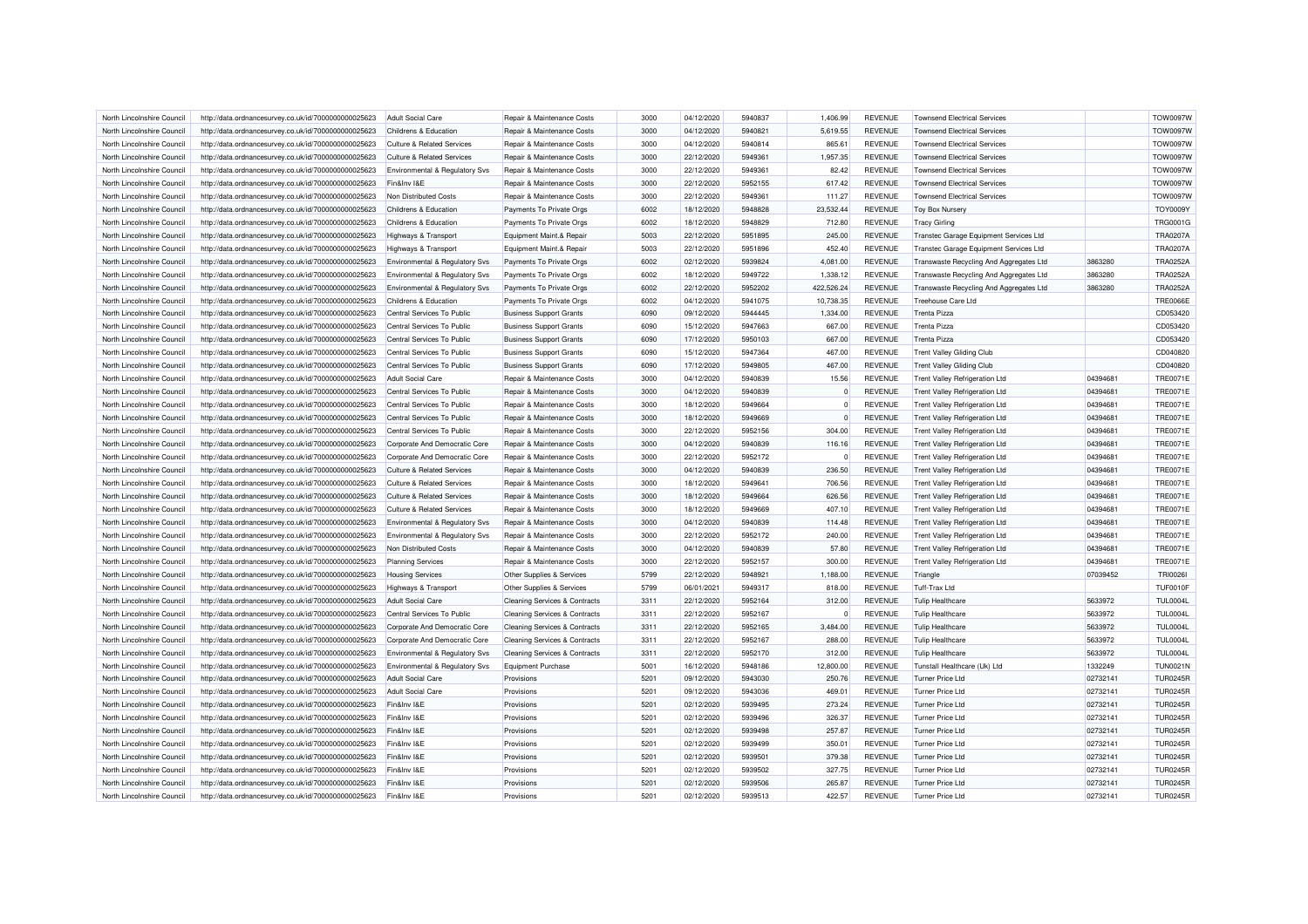| North Lincolnshire Council | http://data.ordnancesurvey.co.uk/id/7000000000025623 | Adult Social Care | Repair & Maintenance Costs | 3000 | 04/12/2020 | 5940837 | 1,406.99 | REVENUE | Townsend Electrical Services | | TOW0097W |
|---|---|---|---|---|---|---|---|---|---|---|---|
| North Lincolnshire Council | http://data.ordnancesurvey.co.uk/id/7000000000025623 | Childrens & Education | Repair & Maintenance Costs | 3000 | 04/12/2020 | 5940821 | 5,619.55 | REVENUE | Townsend Electrical Services | | TOW0097W |
| North Lincolnshire Council | http://data.ordnancesurvey.co.uk/id/7000000000025623 | Culture & Related Services | Repair & Maintenance Costs | 3000 | 04/12/2020 | 5940814 | 865.61 | REVENUE | Townsend Electrical Services | | TOW0097W |
| North Lincolnshire Council | http://data.ordnancesurvey.co.uk/id/7000000000025623 | Culture & Related Services | Repair & Maintenance Costs | 3000 | 22/12/2020 | 5949361 | 1,957.35 | REVENUE | Townsend Electrical Services | | TOW0097W |
| North Lincolnshire Council | http://data.ordnancesurvey.co.uk/id/7000000000025623 | Environmental & Regulatory Svs | Repair & Maintenance Costs | 3000 | 22/12/2020 | 5949361 | 82.42 | REVENUE | Townsend Electrical Services | | TOW0097W |
| North Lincolnshire Council | http://data.ordnancesurvey.co.uk/id/7000000000025623 | Fin&Inv I&E | Repair & Maintenance Costs | 3000 | 22/12/2020 | 5952155 | 617.42 | REVENUE | Townsend Electrical Services | | TOW0097W |
| North Lincolnshire Council | http://data.ordnancesurvey.co.uk/id/7000000000025623 | Non Distributed Costs | Repair & Maintenance Costs | 3000 | 22/12/2020 | 5949361 | 111.27 | REVENUE | Townsend Electrical Services | | TOW0097W |
| North Lincolnshire Council | http://data.ordnancesurvey.co.uk/id/7000000000025623 | Childrens & Education | Payments To Private Orgs | 6002 | 18/12/2020 | 5948828 | 23,532.44 | REVENUE | Toy Box Nursery | | TOY0009Y |
| North Lincolnshire Council | http://data.ordnancesurvey.co.uk/id/7000000000025623 | Childrens & Education | Payments To Private Orgs | 6002 | 18/12/2020 | 5948829 | 712.80 | REVENUE | Tracy Girling | | TRG0001G |
| North Lincolnshire Council | http://data.ordnancesurvey.co.uk/id/7000000000025623 | Highways & Transport | Equipment Maint.& Repair | 5003 | 22/12/2020 | 5951895 | 245.00 | REVENUE | Transtec Garage Equipment Services Ltd | | TRA0207A |
| North Lincolnshire Council | http://data.ordnancesurvey.co.uk/id/7000000000025623 | Highways & Transport | Equipment Maint.& Repair | 5003 | 22/12/2020 | 5951896 | 452.40 | REVENUE | Transtec Garage Equipment Services Ltd | | TRA0207A |
| North Lincolnshire Council | http://data.ordnancesurvey.co.uk/id/7000000000025623 | Environmental & Regulatory Svs | Payments To Private Orgs | 6002 | 02/12/2020 | 5939824 | 4,081.00 | REVENUE | Transwaste Recycling And Aggregates Ltd | 3863280 | TRA0252A |
| North Lincolnshire Council | http://data.ordnancesurvey.co.uk/id/7000000000025623 | Environmental & Regulatory Svs | Payments To Private Orgs | 6002 | 18/12/2020 | 5949722 | 1,338.12 | REVENUE | Transwaste Recycling And Aggregates Ltd | 3863280 | TRA0252A |
| North Lincolnshire Council | http://data.ordnancesurvey.co.uk/id/7000000000025623 | Environmental & Regulatory Svs | Payments To Private Orgs | 6002 | 22/12/2020 | 5952202 | 422,526.24 | REVENUE | Transwaste Recycling And Aggregates Ltd | 3863280 | TRA0252A |
| North Lincolnshire Council | http://data.ordnancesurvey.co.uk/id/7000000000025623 | Childrens & Education | Payments To Private Orgs | 6002 | 04/12/2020 | 5941075 | 10,738.35 | REVENUE | Treehouse Care Ltd | | TRE0066E |
| North Lincolnshire Council | http://data.ordnancesurvey.co.uk/id/7000000000025623 | Central Services To Public | Business Support Grants | 6090 | 09/12/2020 | 5944445 | 1,334.00 | REVENUE | Trenta Pizza | | CD053420 |
| North Lincolnshire Council | http://data.ordnancesurvey.co.uk/id/7000000000025623 | Central Services To Public | Business Support Grants | 6090 | 15/12/2020 | 5947663 | 667.00 | REVENUE | Trenta Pizza | | CD053420 |
| North Lincolnshire Council | http://data.ordnancesurvey.co.uk/id/7000000000025623 | Central Services To Public | Business Support Grants | 6090 | 17/12/2020 | 5950103 | 667.00 | REVENUE | Trenta Pizza | | CD053420 |
| North Lincolnshire Council | http://data.ordnancesurvey.co.uk/id/7000000000025623 | Central Services To Public | Business Support Grants | 6090 | 15/12/2020 | 5947364 | 467.00 | REVENUE | Trent Valley Gliding Club | | CD040820 |
| North Lincolnshire Council | http://data.ordnancesurvey.co.uk/id/7000000000025623 | Central Services To Public | Business Support Grants | 6090 | 17/12/2020 | 5949805 | 467.00 | REVENUE | Trent Valley Gliding Club | | CD040820 |
| North Lincolnshire Council | http://data.ordnancesurvey.co.uk/id/7000000000025623 | Adult Social Care | Repair & Maintenance Costs | 3000 | 04/12/2020 | 5940839 | 15.56 | REVENUE | Trent Valley Refrigeration Ltd | 04394681 | TRE0071E |
| North Lincolnshire Council | http://data.ordnancesurvey.co.uk/id/7000000000025623 | Central Services To Public | Repair & Maintenance Costs | 3000 | 04/12/2020 | 5940839 | 0 | REVENUE | Trent Valley Refrigeration Ltd | 04394681 | TRE0071E |
| North Lincolnshire Council | http://data.ordnancesurvey.co.uk/id/7000000000025623 | Central Services To Public | Repair & Maintenance Costs | 3000 | 18/12/2020 | 5949664 | 0 | REVENUE | Trent Valley Refrigeration Ltd | 04394681 | TRE0071E |
| North Lincolnshire Council | http://data.ordnancesurvey.co.uk/id/7000000000025623 | Central Services To Public | Repair & Maintenance Costs | 3000 | 18/12/2020 | 5949669 | 0 | REVENUE | Trent Valley Refrigeration Ltd | 04394681 | TRE0071E |
| North Lincolnshire Council | http://data.ordnancesurvey.co.uk/id/7000000000025623 | Central Services To Public | Repair & Maintenance Costs | 3000 | 22/12/2020 | 5952156 | 304.00 | REVENUE | Trent Valley Refrigeration Ltd | 04394681 | TRE0071E |
| North Lincolnshire Council | http://data.ordnancesurvey.co.uk/id/7000000000025623 | Corporate And Democratic Core | Repair & Maintenance Costs | 3000 | 04/12/2020 | 5940839 | 116.16 | REVENUE | Trent Valley Refrigeration Ltd | 04394681 | TRE0071E |
| North Lincolnshire Council | http://data.ordnancesurvey.co.uk/id/7000000000025623 | Corporate And Democratic Core | Repair & Maintenance Costs | 3000 | 22/12/2020 | 5952172 | 0 | REVENUE | Trent Valley Refrigeration Ltd | 04394681 | TRE0071E |
| North Lincolnshire Council | http://data.ordnancesurvey.co.uk/id/7000000000025623 | Culture & Related Services | Repair & Maintenance Costs | 3000 | 04/12/2020 | 5940839 | 236.50 | REVENUE | Trent Valley Refrigeration Ltd | 04394681 | TRE0071E |
| North Lincolnshire Council | http://data.ordnancesurvey.co.uk/id/7000000000025623 | Culture & Related Services | Repair & Maintenance Costs | 3000 | 18/12/2020 | 5949641 | 706.56 | REVENUE | Trent Valley Refrigeration Ltd | 04394681 | TRE0071E |
| North Lincolnshire Council | http://data.ordnancesurvey.co.uk/id/7000000000025623 | Culture & Related Services | Repair & Maintenance Costs | 3000 | 18/12/2020 | 5949664 | 626.56 | REVENUE | Trent Valley Refrigeration Ltd | 04394681 | TRE0071E |
| North Lincolnshire Council | http://data.ordnancesurvey.co.uk/id/7000000000025623 | Culture & Related Services | Repair & Maintenance Costs | 3000 | 18/12/2020 | 5949669 | 407.10 | REVENUE | Trent Valley Refrigeration Ltd | 04394681 | TRE0071E |
| North Lincolnshire Council | http://data.ordnancesurvey.co.uk/id/7000000000025623 | Environmental & Regulatory Svs | Repair & Maintenance Costs | 3000 | 04/12/2020 | 5940839 | 114.48 | REVENUE | Trent Valley Refrigeration Ltd | 04394681 | TRE0071E |
| North Lincolnshire Council | http://data.ordnancesurvey.co.uk/id/7000000000025623 | Environmental & Regulatory Svs | Repair & Maintenance Costs | 3000 | 22/12/2020 | 5952172 | 240.00 | REVENUE | Trent Valley Refrigeration Ltd | 04394681 | TRE0071E |
| North Lincolnshire Council | http://data.ordnancesurvey.co.uk/id/7000000000025623 | Non Distributed Costs | Repair & Maintenance Costs | 3000 | 04/12/2020 | 5940839 | 57.80 | REVENUE | Trent Valley Refrigeration Ltd | 04394681 | TRE0071E |
| North Lincolnshire Council | http://data.ordnancesurvey.co.uk/id/7000000000025623 | Planning Services | Repair & Maintenance Costs | 3000 | 22/12/2020 | 5952157 | 300.00 | REVENUE | Trent Valley Refrigeration Ltd | 04394681 | TRE0071E |
| North Lincolnshire Council | http://data.ordnancesurvey.co.uk/id/7000000000025623 | Housing Services | Other Supplies & Services | 5799 | 22/12/2020 | 5948921 | 1,188.00 | REVENUE | Triangle | 07039452 | TRI0026I |
| North Lincolnshire Council | http://data.ordnancesurvey.co.uk/id/7000000000025623 | Highways & Transport | Other Supplies & Services | 5799 | 06/01/2021 | 5949317 | 818.00 | REVENUE | Tuff-Trax Ltd | | TUF0010F |
| North Lincolnshire Council | http://data.ordnancesurvey.co.uk/id/7000000000025623 | Adult Social Care | Cleaning Services & Contracts | 3311 | 22/12/2020 | 5952164 | 312.00 | REVENUE | Tulip Healthcare | 5633972 | TUL0004L |
| North Lincolnshire Council | http://data.ordnancesurvey.co.uk/id/7000000000025623 | Central Services To Public | Cleaning Services & Contracts | 3311 | 22/12/2020 | 5952167 | 0 | REVENUE | Tulip Healthcare | 5633972 | TUL0004L |
| North Lincolnshire Council | http://data.ordnancesurvey.co.uk/id/7000000000025623 | Corporate And Democratic Core | Cleaning Services & Contracts | 3311 | 22/12/2020 | 5952165 | 3,484.00 | REVENUE | Tulip Healthcare | 5633972 | TUL0004L |
| North Lincolnshire Council | http://data.ordnancesurvey.co.uk/id/7000000000025623 | Corporate And Democratic Core | Cleaning Services & Contracts | 3311 | 22/12/2020 | 5952167 | 288.00 | REVENUE | Tulip Healthcare | 5633972 | TUL0004L |
| North Lincolnshire Council | http://data.ordnancesurvey.co.uk/id/7000000000025623 | Environmental & Regulatory Svs | Cleaning Services & Contracts | 3311 | 22/12/2020 | 5952170 | 312.00 | REVENUE | Tulip Healthcare | 5633972 | TUL0004L |
| North Lincolnshire Council | http://data.ordnancesurvey.co.uk/id/7000000000025623 | Environmental & Regulatory Svs | Equipment Purchase | 5001 | 16/12/2020 | 5948186 | 12,800.00 | REVENUE | Tunstall Healthcare (Uk) Ltd | 1332249 | TUN0021N |
| North Lincolnshire Council | http://data.ordnancesurvey.co.uk/id/7000000000025623 | Adult Social Care | Provisions | 5201 | 09/12/2020 | 5943030 | 250.76 | REVENUE | Turner Price Ltd | 02732141 | TUR0245R |
| North Lincolnshire Council | http://data.ordnancesurvey.co.uk/id/7000000000025623 | Adult Social Care | Provisions | 5201 | 09/12/2020 | 5943036 | 469.01 | REVENUE | Turner Price Ltd | 02732141 | TUR0245R |
| North Lincolnshire Council | http://data.ordnancesurvey.co.uk/id/7000000000025623 | Fin&Inv I&E | Provisions | 5201 | 02/12/2020 | 5939495 | 273.24 | REVENUE | Turner Price Ltd | 02732141 | TUR0245R |
| North Lincolnshire Council | http://data.ordnancesurvey.co.uk/id/7000000000025623 | Fin&Inv I&E | Provisions | 5201 | 02/12/2020 | 5939496 | 326.37 | REVENUE | Turner Price Ltd | 02732141 | TUR0245R |
| North Lincolnshire Council | http://data.ordnancesurvey.co.uk/id/7000000000025623 | Fin&Inv I&E | Provisions | 5201 | 02/12/2020 | 5939498 | 257.87 | REVENUE | Turner Price Ltd | 02732141 | TUR0245R |
| North Lincolnshire Council | http://data.ordnancesurvey.co.uk/id/7000000000025623 | Fin&Inv I&E | Provisions | 5201 | 02/12/2020 | 5939499 | 350.01 | REVENUE | Turner Price Ltd | 02732141 | TUR0245R |
| North Lincolnshire Council | http://data.ordnancesurvey.co.uk/id/7000000000025623 | Fin&Inv I&E | Provisions | 5201 | 02/12/2020 | 5939501 | 379.38 | REVENUE | Turner Price Ltd | 02732141 | TUR0245R |
| North Lincolnshire Council | http://data.ordnancesurvey.co.uk/id/7000000000025623 | Fin&Inv I&E | Provisions | 5201 | 02/12/2020 | 5939502 | 327.75 | REVENUE | Turner Price Ltd | 02732141 | TUR0245R |
| North Lincolnshire Council | http://data.ordnancesurvey.co.uk/id/7000000000025623 | Fin&Inv I&E | Provisions | 5201 | 02/12/2020 | 5939506 | 265.87 | REVENUE | Turner Price Ltd | 02732141 | TUR0245R |
| North Lincolnshire Council | http://data.ordnancesurvey.co.uk/id/7000000000025623 | Fin&Inv I&E | Provisions | 5201 | 02/12/2020 | 5939513 | 422.57 | REVENUE | Turner Price Ltd | 02732141 | TUR0245R |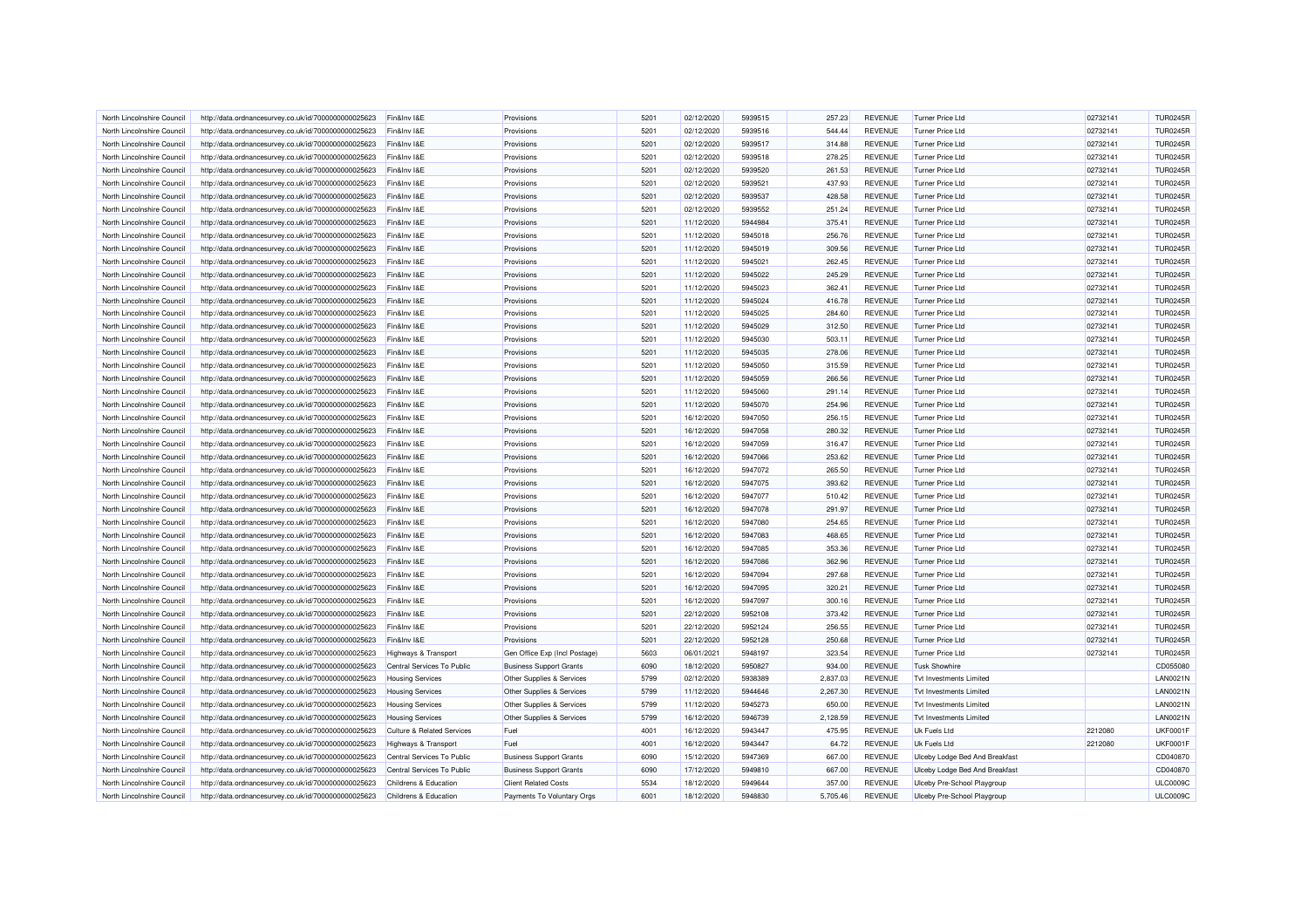| North Lincolnshire Council | http://data.ordnancesurvey.co.uk/id/7000000000025623 | Fin&Inv I&E | Provisions | 5201 | 02/12/2020 | 5939515 | 257.23 | REVENUE | Turner Price Ltd | 02732141 | TUR0245R |
|---|---|---|---|---|---|---|---|---|---|---|---|
| North Lincolnshire Council | http://data.ordnancesurvey.co.uk/id/7000000000025623 | Fin&Inv I&E | Provisions | 5201 | 02/12/2020 | 5939516 | 544.44 | REVENUE | Turner Price Ltd | 02732141 | TUR0245R |
| North Lincolnshire Council | http://data.ordnancesurvey.co.uk/id/7000000000025623 | Fin&Inv I&E | Provisions | 5201 | 02/12/2020 | 5939517 | 314.88 | REVENUE | Turner Price Ltd | 02732141 | TUR0245R |
| North Lincolnshire Council | http://data.ordnancesurvey.co.uk/id/7000000000025623 | Fin&Inv I&E | Provisions | 5201 | 02/12/2020 | 5939518 | 278.25 | REVENUE | Turner Price Ltd | 02732141 | TUR0245R |
| North Lincolnshire Council | http://data.ordnancesurvey.co.uk/id/7000000000025623 | Fin&Inv I&E | Provisions | 5201 | 02/12/2020 | 5939520 | 261.53 | REVENUE | Turner Price Ltd | 02732141 | TUR0245R |
| North Lincolnshire Council | http://data.ordnancesurvey.co.uk/id/7000000000025623 | Fin&Inv I&E | Provisions | 5201 | 02/12/2020 | 5939521 | 437.93 | REVENUE | Turner Price Ltd | 02732141 | TUR0245R |
| North Lincolnshire Council | http://data.ordnancesurvey.co.uk/id/7000000000025623 | Fin&Inv I&E | Provisions | 5201 | 02/12/2020 | 5939537 | 428.58 | REVENUE | Turner Price Ltd | 02732141 | TUR0245R |
| North Lincolnshire Council | http://data.ordnancesurvey.co.uk/id/7000000000025623 | Fin&Inv I&E | Provisions | 5201 | 02/12/2020 | 5939552 | 251.24 | REVENUE | Turner Price Ltd | 02732141 | TUR0245R |
| North Lincolnshire Council | http://data.ordnancesurvey.co.uk/id/7000000000025623 | Fin&Inv I&E | Provisions | 5201 | 11/12/2020 | 5944984 | 375.41 | REVENUE | Turner Price Ltd | 02732141 | TUR0245R |
| North Lincolnshire Council | http://data.ordnancesurvey.co.uk/id/7000000000025623 | Fin&Inv I&E | Provisions | 5201 | 11/12/2020 | 5945018 | 256.76 | REVENUE | Turner Price Ltd | 02732141 | TUR0245R |
| North Lincolnshire Council | http://data.ordnancesurvey.co.uk/id/7000000000025623 | Fin&Inv I&E | Provisions | 5201 | 11/12/2020 | 5945019 | 309.56 | REVENUE | Turner Price Ltd | 02732141 | TUR0245R |
| North Lincolnshire Council | http://data.ordnancesurvey.co.uk/id/7000000000025623 | Fin&Inv I&E | Provisions | 5201 | 11/12/2020 | 5945021 | 262.45 | REVENUE | Turner Price Ltd | 02732141 | TUR0245R |
| North Lincolnshire Council | http://data.ordnancesurvey.co.uk/id/7000000000025623 | Fin&Inv I&E | Provisions | 5201 | 11/12/2020 | 5945022 | 245.29 | REVENUE | Turner Price Ltd | 02732141 | TUR0245R |
| North Lincolnshire Council | http://data.ordnancesurvey.co.uk/id/7000000000025623 | Fin&Inv I&E | Provisions | 5201 | 11/12/2020 | 5945023 | 362.41 | REVENUE | Turner Price Ltd | 02732141 | TUR0245R |
| North Lincolnshire Council | http://data.ordnancesurvey.co.uk/id/7000000000025623 | Fin&Inv I&E | Provisions | 5201 | 11/12/2020 | 5945024 | 416.78 | REVENUE | Turner Price Ltd | 02732141 | TUR0245R |
| North Lincolnshire Council | http://data.ordnancesurvey.co.uk/id/7000000000025623 | Fin&Inv I&E | Provisions | 5201 | 11/12/2020 | 5945025 | 284.60 | REVENUE | Turner Price Ltd | 02732141 | TUR0245R |
| North Lincolnshire Council | http://data.ordnancesurvey.co.uk/id/7000000000025623 | Fin&Inv I&E | Provisions | 5201 | 11/12/2020 | 5945029 | 312.50 | REVENUE | Turner Price Ltd | 02732141 | TUR0245R |
| North Lincolnshire Council | http://data.ordnancesurvey.co.uk/id/7000000000025623 | Fin&Inv I&E | Provisions | 5201 | 11/12/2020 | 5945030 | 503.11 | REVENUE | Turner Price Ltd | 02732141 | TUR0245R |
| North Lincolnshire Council | http://data.ordnancesurvey.co.uk/id/7000000000025623 | Fin&Inv I&E | Provisions | 5201 | 11/12/2020 | 5945035 | 278.06 | REVENUE | Turner Price Ltd | 02732141 | TUR0245R |
| North Lincolnshire Council | http://data.ordnancesurvey.co.uk/id/7000000000025623 | Fin&Inv I&E | Provisions | 5201 | 11/12/2020 | 5945050 | 315.59 | REVENUE | Turner Price Ltd | 02732141 | TUR0245R |
| North Lincolnshire Council | http://data.ordnancesurvey.co.uk/id/7000000000025623 | Fin&Inv I&E | Provisions | 5201 | 11/12/2020 | 5945059 | 266.56 | REVENUE | Turner Price Ltd | 02732141 | TUR0245R |
| North Lincolnshire Council | http://data.ordnancesurvey.co.uk/id/7000000000025623 | Fin&Inv I&E | Provisions | 5201 | 11/12/2020 | 5945060 | 291.14 | REVENUE | Turner Price Ltd | 02732141 | TUR0245R |
| North Lincolnshire Council | http://data.ordnancesurvey.co.uk/id/7000000000025623 | Fin&Inv I&E | Provisions | 5201 | 11/12/2020 | 5945070 | 254.96 | REVENUE | Turner Price Ltd | 02732141 | TUR0245R |
| North Lincolnshire Council | http://data.ordnancesurvey.co.uk/id/7000000000025623 | Fin&Inv I&E | Provisions | 5201 | 16/12/2020 | 5947050 | 256.15 | REVENUE | Turner Price Ltd | 02732141 | TUR0245R |
| North Lincolnshire Council | http://data.ordnancesurvey.co.uk/id/7000000000025623 | Fin&Inv I&E | Provisions | 5201 | 16/12/2020 | 5947058 | 280.32 | REVENUE | Turner Price Ltd | 02732141 | TUR0245R |
| North Lincolnshire Council | http://data.ordnancesurvey.co.uk/id/7000000000025623 | Fin&Inv I&E | Provisions | 5201 | 16/12/2020 | 5947059 | 316.47 | REVENUE | Turner Price Ltd | 02732141 | TUR0245R |
| North Lincolnshire Council | http://data.ordnancesurvey.co.uk/id/7000000000025623 | Fin&Inv I&E | Provisions | 5201 | 16/12/2020 | 5947066 | 253.62 | REVENUE | Turner Price Ltd | 02732141 | TUR0245R |
| North Lincolnshire Council | http://data.ordnancesurvey.co.uk/id/7000000000025623 | Fin&Inv I&E | Provisions | 5201 | 16/12/2020 | 5947072 | 265.50 | REVENUE | Turner Price Ltd | 02732141 | TUR0245R |
| North Lincolnshire Council | http://data.ordnancesurvey.co.uk/id/7000000000025623 | Fin&Inv I&E | Provisions | 5201 | 16/12/2020 | 5947075 | 393.62 | REVENUE | Turner Price Ltd | 02732141 | TUR0245R |
| North Lincolnshire Council | http://data.ordnancesurvey.co.uk/id/7000000000025623 | Fin&Inv I&E | Provisions | 5201 | 16/12/2020 | 5947077 | 510.42 | REVENUE | Turner Price Ltd | 02732141 | TUR0245R |
| North Lincolnshire Council | http://data.ordnancesurvey.co.uk/id/7000000000025623 | Fin&Inv I&E | Provisions | 5201 | 16/12/2020 | 5947078 | 291.97 | REVENUE | Turner Price Ltd | 02732141 | TUR0245R |
| North Lincolnshire Council | http://data.ordnancesurvey.co.uk/id/7000000000025623 | Fin&Inv I&E | Provisions | 5201 | 16/12/2020 | 5947080 | 254.65 | REVENUE | Turner Price Ltd | 02732141 | TUR0245R |
| North Lincolnshire Council | http://data.ordnancesurvey.co.uk/id/7000000000025623 | Fin&Inv I&E | Provisions | 5201 | 16/12/2020 | 5947083 | 468.65 | REVENUE | Turner Price Ltd | 02732141 | TUR0245R |
| North Lincolnshire Council | http://data.ordnancesurvey.co.uk/id/7000000000025623 | Fin&Inv I&E | Provisions | 5201 | 16/12/2020 | 5947085 | 353.36 | REVENUE | Turner Price Ltd | 02732141 | TUR0245R |
| North Lincolnshire Council | http://data.ordnancesurvey.co.uk/id/7000000000025623 | Fin&Inv I&E | Provisions | 5201 | 16/12/2020 | 5947086 | 362.96 | REVENUE | Turner Price Ltd | 02732141 | TUR0245R |
| North Lincolnshire Council | http://data.ordnancesurvey.co.uk/id/7000000000025623 | Fin&Inv I&E | Provisions | 5201 | 16/12/2020 | 5947094 | 297.68 | REVENUE | Turner Price Ltd | 02732141 | TUR0245R |
| North Lincolnshire Council | http://data.ordnancesurvey.co.uk/id/7000000000025623 | Fin&Inv I&E | Provisions | 5201 | 16/12/2020 | 5947095 | 320.21 | REVENUE | Turner Price Ltd | 02732141 | TUR0245R |
| North Lincolnshire Council | http://data.ordnancesurvey.co.uk/id/7000000000025623 | Fin&Inv I&E | Provisions | 5201 | 16/12/2020 | 5947097 | 300.16 | REVENUE | Turner Price Ltd | 02732141 | TUR0245R |
| North Lincolnshire Council | http://data.ordnancesurvey.co.uk/id/7000000000025623 | Fin&Inv I&E | Provisions | 5201 | 22/12/2020 | 5952108 | 373.42 | REVENUE | Turner Price Ltd | 02732141 | TUR0245R |
| North Lincolnshire Council | http://data.ordnancesurvey.co.uk/id/7000000000025623 | Fin&Inv I&E | Provisions | 5201 | 22/12/2020 | 5952124 | 256.55 | REVENUE | Turner Price Ltd | 02732141 | TUR0245R |
| North Lincolnshire Council | http://data.ordnancesurvey.co.uk/id/7000000000025623 | Fin&Inv I&E | Provisions | 5201 | 22/12/2020 | 5952128 | 250.68 | REVENUE | Turner Price Ltd | 02732141 | TUR0245R |
| North Lincolnshire Council | http://data.ordnancesurvey.co.uk/id/7000000000025623 | Highways & Transport | Gen Office Exp (Incl Postage) | 5603 | 06/01/2021 | 5948197 | 323.54 | REVENUE | Turner Price Ltd | 02732141 | TUR0245R |
| North Lincolnshire Council | http://data.ordnancesurvey.co.uk/id/7000000000025623 | Central Services To Public | Business Support Grants | 6090 | 18/12/2020 | 5950827 | 934.00 | REVENUE | Tusk Showhire | | CD055080 |
| North Lincolnshire Council | http://data.ordnancesurvey.co.uk/id/7000000000025623 | Housing Services | Other Supplies & Services | 5799 | 02/12/2020 | 5938389 | 2,837.03 | REVENUE | Tvt Investments Limited | | LAN0021N |
| North Lincolnshire Council | http://data.ordnancesurvey.co.uk/id/7000000000025623 | Housing Services | Other Supplies & Services | 5799 | 11/12/2020 | 5944646 | 2,267.30 | REVENUE | Tvt Investments Limited | | LAN0021N |
| North Lincolnshire Council | http://data.ordnancesurvey.co.uk/id/7000000000025623 | Housing Services | Other Supplies & Services | 5799 | 11/12/2020 | 5945273 | 650.00 | REVENUE | Tvt Investments Limited | | LAN0021N |
| North Lincolnshire Council | http://data.ordnancesurvey.co.uk/id/7000000000025623 | Housing Services | Other Supplies & Services | 5799 | 16/12/2020 | 5946739 | 2,128.59 | REVENUE | Tvt Investments Limited | | LAN0021N |
| North Lincolnshire Council | http://data.ordnancesurvey.co.uk/id/7000000000025623 | Culture & Related Services | Fuel | 4001 | 16/12/2020 | 5943447 | 475.95 | REVENUE | Uk Fuels Ltd | 2212080 | UKF0001F |
| North Lincolnshire Council | http://data.ordnancesurvey.co.uk/id/7000000000025623 | Highways & Transport | Fuel | 4001 | 16/12/2020 | 5943447 | 64.72 | REVENUE | Uk Fuels Ltd | 2212080 | UKF0001F |
| North Lincolnshire Council | http://data.ordnancesurvey.co.uk/id/7000000000025623 | Central Services To Public | Business Support Grants | 6090 | 15/12/2020 | 5947369 | 667.00 | REVENUE | Ulceby Lodge Bed And Breakfast | | CD040870 |
| North Lincolnshire Council | http://data.ordnancesurvey.co.uk/id/7000000000025623 | Central Services To Public | Business Support Grants | 6090 | 17/12/2020 | 5949810 | 667.00 | REVENUE | Ulceby Lodge Bed And Breakfast | | CD040870 |
| North Lincolnshire Council | http://data.ordnancesurvey.co.uk/id/7000000000025623 | Childrens & Education | Client Related Costs | 5534 | 18/12/2020 | 5949644 | 357.00 | REVENUE | Ulceby Pre-School Playgroup | | ULC0009C |
| North Lincolnshire Council | http://data.ordnancesurvey.co.uk/id/7000000000025623 | Childrens & Education | Payments To Voluntary Orgs | 6001 | 18/12/2020 | 5948830 | 5,705.46 | REVENUE | Ulceby Pre-School Playgroup | | ULC0009C |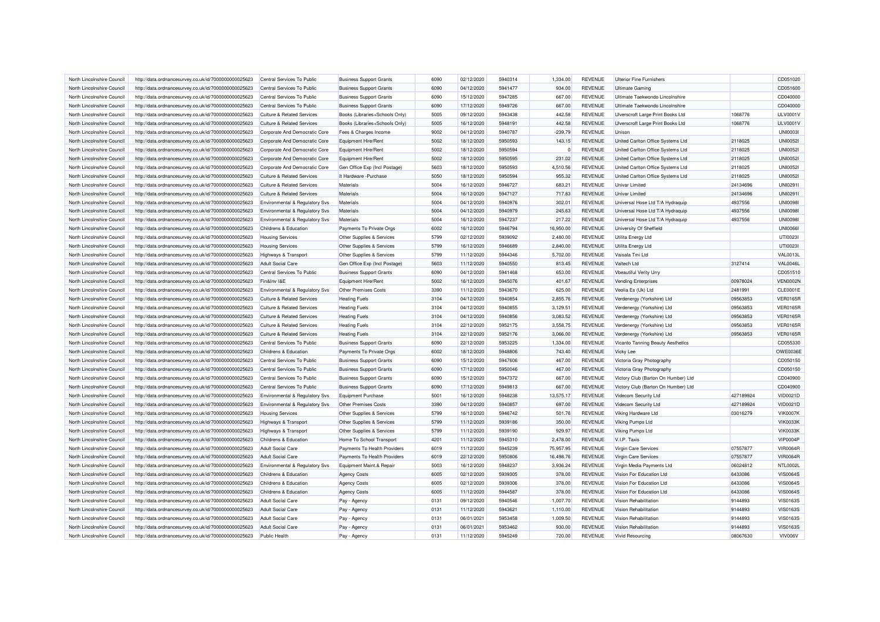| North Lincolnshire Council | http://data.ordnancesurvey.co.uk/id/7000000000025623 | Central Services To Public | Business Support Grants | 6090 | 02/12/2020 | 5940314 | 1,334.00 | REVENUE | Ulterior Fine Furnishers | | CD051020 |
|---|---|---|---|---|---|---|---|---|---|---|---|
| North Lincolnshire Council | http://data.ordnancesurvey.co.uk/id/7000000000025623 | Central Services To Public | Business Support Grants | 6090 | 04/12/2020 | 5941477 | 934.00 | REVENUE | Ultimate Gaming | | CD051600 |
| North Lincolnshire Council | http://data.ordnancesurvey.co.uk/id/7000000000025623 | Central Services To Public | Business Support Grants | 6090 | 15/12/2020 | 5947285 | 667.00 | REVENUE | Ultimate Taekwondo Lincolnshire | | CD040000 |
| North Lincolnshire Council | http://data.ordnancesurvey.co.uk/id/7000000000025623 | Central Services To Public | Business Support Grants | 6090 | 17/12/2020 | 5949726 | 667.00 | REVENUE | Ultimate Taekwondo Lincolnshire | | CD040000 |
| North Lincolnshire Council | http://data.ordnancesurvey.co.uk/id/7000000000025623 | Culture & Related Services | Books (Libraries+Schools Only) | 5005 | 09/12/2020 | 5943438 | 442.58 | REVENUE | Ulverscroft Large Print Books Ltd | 1068776 | ULV0001V |
| North Lincolnshire Council | http://data.ordnancesurvey.co.uk/id/7000000000025623 | Culture & Related Services | Books (Libraries+Schools Only) | 5005 | 16/12/2020 | 5948191 | 442.58 | REVENUE | Ulverscroft Large Print Books Ltd | 1068776 | ULV0001V |
| North Lincolnshire Council | http://data.ordnancesurvey.co.uk/id/7000000000025623 | Corporate And Democratic Core | Fees & Charges Income | 9002 | 04/12/2020 | 5940787 | -239.79 | REVENUE | Unison | | UNI0003I |
| North Lincolnshire Council | http://data.ordnancesurvey.co.uk/id/7000000000025623 | Corporate And Democratic Core | Equipment Hire/Rent | 5002 | 18/12/2020 | 5950593 | 143.15 | REVENUE | United Carlton Office Systems Ltd | 2118025 | UNI0052I |
| North Lincolnshire Council | http://data.ordnancesurvey.co.uk/id/7000000000025623 | Corporate And Democratic Core | Equipment Hire/Rent | 5002 | 18/12/2020 | 5950594 | 0 | REVENUE | United Carlton Office Systems Ltd | 2118025 | UNI0052I |
| North Lincolnshire Council | http://data.ordnancesurvey.co.uk/id/7000000000025623 | Corporate And Democratic Core | Equipment Hire/Rent | 5002 | 18/12/2020 | 5950595 | 231.02 | REVENUE | United Carlton Office Systems Ltd | 2118025 | UNI0052I |
| North Lincolnshire Council | http://data.ordnancesurvey.co.uk/id/7000000000025623 | Corporate And Democratic Core | Gen Office Exp (Incl Postage) | 5603 | 18/12/2020 | 5950593 | 4,510.56 | REVENUE | United Carlton Office Systems Ltd | 2118025 | UNI0052I |
| North Lincolnshire Council | http://data.ordnancesurvey.co.uk/id/7000000000025623 | Culture & Related Services | It Hardware -Purchase | 5050 | 18/12/2020 | 5950594 | 955.32 | REVENUE | United Carlton Office Systems Ltd | 2118025 | UNI0052I |
| North Lincolnshire Council | http://data.ordnancesurvey.co.uk/id/7000000000025623 | Culture & Related Services | Materials | 5004 | 16/12/2020 | 5946727 | 683.21 | REVENUE | Univar Limited | 24134696 | UNI0291I |
| North Lincolnshire Council | http://data.ordnancesurvey.co.uk/id/7000000000025623 | Culture & Related Services | Materials | 5004 | 16/12/2020 | 5947127 | 717.83 | REVENUE | Univar Limited | 24134696 | UNI0291I |
| North Lincolnshire Council | http://data.ordnancesurvey.co.uk/id/7000000000025623 | Environmental & Regulatory Svs | Materials | 5004 | 04/12/2020 | 5940976 | 302.01 | REVENUE | Universal Hose Ltd T/A Hydraquip | 4937556 | UNI0098I |
| North Lincolnshire Council | http://data.ordnancesurvey.co.uk/id/7000000000025623 | Environmental & Regulatory Svs | Materials | 5004 | 04/12/2020 | 5940979 | 245.63 | REVENUE | Universal Hose Ltd T/A Hydraquip | 4937556 | UNI0098I |
| North Lincolnshire Council | http://data.ordnancesurvey.co.uk/id/7000000000025623 | Environmental & Regulatory Svs | Materials | 5004 | 16/12/2020 | 5947237 | 217.22 | REVENUE | Universal Hose Ltd T/A Hydraquip | 4937556 | UNI0098I |
| North Lincolnshire Council | http://data.ordnancesurvey.co.uk/id/7000000000025623 | Childrens & Education | Payments To Private Orgs | 6002 | 16/12/2020 | 5946794 | 16,950.00 | REVENUE | University Of Sheffield | | UNI0066I |
| North Lincolnshire Council | http://data.ordnancesurvey.co.uk/id/7000000000025623 | Housing Services | Other Supplies & Services | 5799 | 02/12/2020 | 5939092 | 2,480.00 | REVENUE | Utilita Energy Ltd | | UTI0023I |
| North Lincolnshire Council | http://data.ordnancesurvey.co.uk/id/7000000000025623 | Housing Services | Other Supplies & Services | 5799 | 16/12/2020 | 5946689 | 2,840.00 | REVENUE | Utilita Energy Ltd | | UTI0023I |
| North Lincolnshire Council | http://data.ordnancesurvey.co.uk/id/7000000000025623 | Highways & Transport | Other Supplies & Services | 5799 | 11/12/2020 | 5944346 | 5,702.00 | REVENUE | Vaisala Tmi Ltd | | VAL0013L |
| North Lincolnshire Council | http://data.ordnancesurvey.co.uk/id/7000000000025623 | Adult Social Care | Gen Office Exp (Incl Postage) | 5603 | 11/12/2020 | 5940550 | 813.45 | REVENUE | Valtech Ltd | 3127414 | VAL0046L |
| North Lincolnshire Council | http://data.ordnancesurvey.co.uk/id/7000000000025623 | Central Services To Public | Business Support Grants | 6090 | 04/12/2020 | 5941468 | 653.00 | REVENUE | Vbeautiful Verity Urry | | CD051510 |
| North Lincolnshire Council | http://data.ordnancesurvey.co.uk/id/7000000000025623 | Fin&Inv I&E | Equipment Hire/Rent | 5002 | 16/12/2020 | 5945076 | 401.67 | REVENUE | Vending Enterprises | 00978024 | VEN0002N |
| North Lincolnshire Council | http://data.ordnancesurvey.co.uk/id/7000000000025623 | Environmental & Regulatory Svs | Other Premises Costs | 3390 | 11/12/2020 | 5943670 | 625.00 | REVENUE | Veolia Es (Uk) Ltd | 2481991 | CLE0001E |
| North Lincolnshire Council | http://data.ordnancesurvey.co.uk/id/7000000000025623 | Culture & Related Services | Heating Fuels | 3104 | 04/12/2020 | 5940854 | 2,855.76 | REVENUE | Verdenergy (Yorkshire) Ltd | 09563853 | VER0165R |
| North Lincolnshire Council | http://data.ordnancesurvey.co.uk/id/7000000000025623 | Culture & Related Services | Heating Fuels | 3104 | 04/12/2020 | 5940855 | 3,129.51 | REVENUE | Verdenergy (Yorkshire) Ltd | 09563853 | VER0165R |
| North Lincolnshire Council | http://data.ordnancesurvey.co.uk/id/7000000000025623 | Culture & Related Services | Heating Fuels | 3104 | 04/12/2020 | 5940856 | 3,083.52 | REVENUE | Verdenergy (Yorkshire) Ltd | 09563853 | VER0165R |
| North Lincolnshire Council | http://data.ordnancesurvey.co.uk/id/7000000000025623 | Culture & Related Services | Heating Fuels | 3104 | 22/12/2020 | 5952175 | 3,558.75 | REVENUE | Verdenergy (Yorkshire) Ltd | 09563853 | VER0165R |
| North Lincolnshire Council | http://data.ordnancesurvey.co.uk/id/7000000000025623 | Culture & Related Services | Heating Fuels | 3104 | 22/12/2020 | 5952176 | 3,066.00 | REVENUE | Verdenergy (Yorkshire) Ltd | 09563853 | VER0165R |
| North Lincolnshire Council | http://data.ordnancesurvey.co.uk/id/7000000000025623 | Central Services To Public | Business Support Grants | 6090 | 22/12/2020 | 5953225 | 1,334.00 | REVENUE | Vicanto Tanning Beauty Aesthetics | | CD055330 |
| North Lincolnshire Council | http://data.ordnancesurvey.co.uk/id/7000000000025623 | Childrens & Education | Payments To Private Orgs | 6002 | 18/12/2020 | 5948806 | 743.40 | REVENUE | Vicky Lee | | OWE0036E |
| North Lincolnshire Council | http://data.ordnancesurvey.co.uk/id/7000000000025623 | Central Services To Public | Business Support Grants | 6090 | 15/12/2020 | 5947606 | 467.00 | REVENUE | Victoria Gray Photography | | CD050150 |
| North Lincolnshire Council | http://data.ordnancesurvey.co.uk/id/7000000000025623 | Central Services To Public | Business Support Grants | 6090 | 17/12/2020 | 5950046 | 467.00 | REVENUE | Victoria Gray Photography | | CD050150 |
| North Lincolnshire Council | http://data.ordnancesurvey.co.uk/id/7000000000025623 | Central Services To Public | Business Support Grants | 6090 | 15/12/2020 | 5947372 | 667.00 | REVENUE | Victory Club (Barton On Humber) Ltd | | CD040900 |
| North Lincolnshire Council | http://data.ordnancesurvey.co.uk/id/7000000000025623 | Central Services To Public | Business Support Grants | 6090 | 17/12/2020 | 5949813 | 667.00 | REVENUE | Victory Club (Barton On Humber) Ltd | | CD040900 |
| North Lincolnshire Council | http://data.ordnancesurvey.co.uk/id/7000000000025623 | Environmental & Regulatory Svs | Equipment Purchase | 5001 | 16/12/2020 | 5948238 | 13,575.17 | REVENUE | Videcom Security Ltd | 427189924 | VID0021D |
| North Lincolnshire Council | http://data.ordnancesurvey.co.uk/id/7000000000025623 | Environmental & Regulatory Svs | Other Premises Costs | 3390 | 04/12/2020 | 5940857 | 697.00 | REVENUE | Videcom Security Ltd | 427189924 | VID0021D |
| North Lincolnshire Council | http://data.ordnancesurvey.co.uk/id/7000000000025623 | Housing Services | Other Supplies & Services | 5799 | 16/12/2020 | 5946742 | 501.76 | REVENUE | Viking Hardware Ltd | 03016279 | VIK0007K |
| North Lincolnshire Council | http://data.ordnancesurvey.co.uk/id/7000000000025623 | Highways & Transport | Other Supplies & Services | 5799 | 11/12/2020 | 5939186 | 350.00 | REVENUE | Viking Pumps Ltd | | VIK0033K |
| North Lincolnshire Council | http://data.ordnancesurvey.co.uk/id/7000000000025623 | Highways & Transport | Other Supplies & Services | 5799 | 11/12/2020 | 5939190 | 929.97 | REVENUE | Viking Pumps Ltd | | VIK0033K |
| North Lincolnshire Council | http://data.ordnancesurvey.co.uk/id/7000000000025623 | Childrens & Education | Home To School Transport | 4201 | 11/12/2020 | 5945310 | 2,478.00 | REVENUE | V.I.P. Taxis | | VIP0004P |
| North Lincolnshire Council | http://data.ordnancesurvey.co.uk/id/7000000000025623 | Adult Social Care | Payments To Health Providers | 6019 | 11/12/2020 | 5945239 | 75,957.95 | REVENUE | Virgin Care Services | 07557877 | VIR0064R |
| North Lincolnshire Council | http://data.ordnancesurvey.co.uk/id/7000000000025623 | Adult Social Care | Payments To Health Providers | 6019 | 22/12/2020 | 5950806 | 16,498.76 | REVENUE | Virgin Care Services | 07557877 | VIR0064R |
| North Lincolnshire Council | http://data.ordnancesurvey.co.uk/id/7000000000025623 | Environmental & Regulatory Svs | Equipment Maint.& Repair | 5003 | 16/12/2020 | 5948237 | 3,936.24 | REVENUE | Virgin Media Payments Ltd | 06024812 | NTL0002L |
| North Lincolnshire Council | http://data.ordnancesurvey.co.uk/id/7000000000025623 | Childrens & Education | Agency Costs | 6005 | 02/12/2020 | 5939305 | 378.00 | REVENUE | Vision For Education Ltd | 6433086 | VIS0064S |
| North Lincolnshire Council | http://data.ordnancesurvey.co.uk/id/7000000000025623 | Childrens & Education | Agency Costs | 6005 | 02/12/2020 | 5939306 | 378.00 | REVENUE | Vision For Education Ltd | 6433086 | VIS0064S |
| North Lincolnshire Council | http://data.ordnancesurvey.co.uk/id/7000000000025623 | Childrens & Education | Agency Costs | 6005 | 11/12/2020 | 5944587 | 378.00 | REVENUE | Vision For Education Ltd | 6433086 | VIS0064S |
| North Lincolnshire Council | http://data.ordnancesurvey.co.uk/id/7000000000025623 | Adult Social Care | Pay - Agency | 0131 | 09/12/2020 | 5940546 | 1,007.70 | REVENUE | Vision Rehabilitation | 9144893 | VIS0163S |
| North Lincolnshire Council | http://data.ordnancesurvey.co.uk/id/7000000000025623 | Adult Social Care | Pay - Agency | 0131 | 11/12/2020 | 5943621 | 1,110.00 | REVENUE | Vision Rehabilitation | 9144893 | VIS0163S |
| North Lincolnshire Council | http://data.ordnancesurvey.co.uk/id/7000000000025623 | Adult Social Care | Pay - Agency | 0131 | 06/01/2021 | 5953458 | 1,009.50 | REVENUE | Vision Rehabilitation | 9144893 | VIS0163S |
| North Lincolnshire Council | http://data.ordnancesurvey.co.uk/id/7000000000025623 | Adult Social Care | Pay - Agency | 0131 | 06/01/2021 | 5953462 | 930.00 | REVENUE | Vision Rehabilitation | 9144893 | VIS0163S |
| North Lincolnshire Council | http://data.ordnancesurvey.co.uk/id/7000000000025623 | Public Health | Pay - Agency | 0131 | 11/12/2020 | 5945249 | 720.00 | REVENUE | Vivid Resourcing | 08067630 | VIV006V |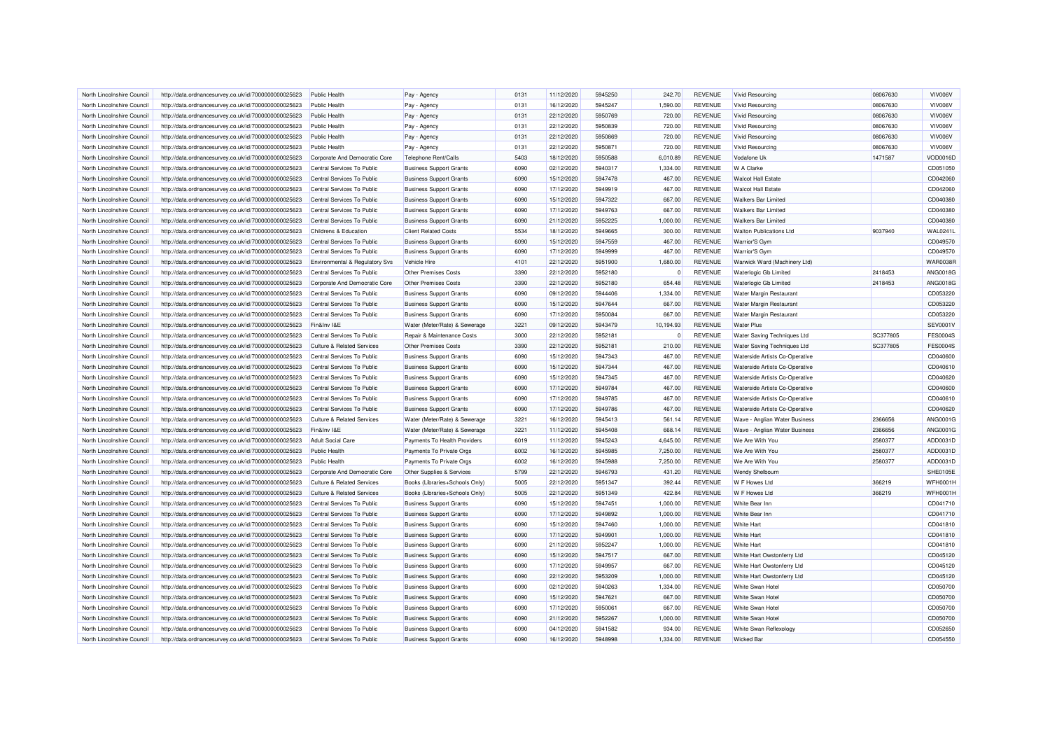| North Lincolnshire Council | http://data.ordnancesurvey.co.uk/id/7000000000025623 | Public Health | Pay - Agency | 0131 | 11/12/2020 | 5945250 | 242.70 | REVENUE | Vivid Resourcing | 08067630 | VIV006V |
|---|---|---|---|---|---|---|---|---|---|---|---|
| North Lincolnshire Council | http://data.ordnancesurvey.co.uk/id/7000000000025623 | Public Health | Pay - Agency | 0131 | 16/12/2020 | 5945247 | 1,590.00 | REVENUE | Vivid Resourcing | 08067630 | VIV006V |
| North Lincolnshire Council | http://data.ordnancesurvey.co.uk/id/7000000000025623 | Public Health | Pay - Agency | 0131 | 22/12/2020 | 5950769 | 720.00 | REVENUE | Vivid Resourcing | 08067630 | VIV006V |
| North Lincolnshire Council | http://data.ordnancesurvey.co.uk/id/7000000000025623 | Public Health | Pay - Agency | 0131 | 22/12/2020 | 5950839 | 720.00 | REVENUE | Vivid Resourcing | 08067630 | VIV006V |
| North Lincolnshire Council | http://data.ordnancesurvey.co.uk/id/7000000000025623 | Public Health | Pay - Agency | 0131 | 22/12/2020 | 5950869 | 720.00 | REVENUE | Vivid Resourcing | 08067630 | VIV006V |
| North Lincolnshire Council | http://data.ordnancesurvey.co.uk/id/7000000000025623 | Public Health | Pay - Agency | 0131 | 22/12/2020 | 5950871 | 720.00 | REVENUE | Vivid Resourcing | 08067630 | VIV006V |
| North Lincolnshire Council | http://data.ordnancesurvey.co.uk/id/7000000000025623 | Corporate And Democratic Core | Telephone Rent/Calls | 5403 | 18/12/2020 | 5950588 | 6,010.89 | REVENUE | Vodafone Uk | 1471587 | VOD0016D |
| North Lincolnshire Council | http://data.ordnancesurvey.co.uk/id/7000000000025623 | Central Services To Public | Business Support Grants | 6090 | 02/12/2020 | 5940317 | 1,334.00 | REVENUE | W A Clarke | | CD051050 |
| North Lincolnshire Council | http://data.ordnancesurvey.co.uk/id/7000000000025623 | Central Services To Public | Business Support Grants | 6090 | 15/12/2020 | 5947478 | 467.00 | REVENUE | Walcot Hall Estate | | CD042060 |
| North Lincolnshire Council | http://data.ordnancesurvey.co.uk/id/7000000000025623 | Central Services To Public | Business Support Grants | 6090 | 17/12/2020 | 5949919 | 467.00 | REVENUE | Walcot Hall Estate | | CD042060 |
| North Lincolnshire Council | http://data.ordnancesurvey.co.uk/id/7000000000025623 | Central Services To Public | Business Support Grants | 6090 | 15/12/2020 | 5947322 | 667.00 | REVENUE | Walkers Bar Limited | | CD040380 |
| North Lincolnshire Council | http://data.ordnancesurvey.co.uk/id/7000000000025623 | Central Services To Public | Business Support Grants | 6090 | 17/12/2020 | 5949763 | 667.00 | REVENUE | Walkers Bar Limited | | CD040380 |
| North Lincolnshire Council | http://data.ordnancesurvey.co.uk/id/7000000000025623 | Central Services To Public | Business Support Grants | 6090 | 21/12/2020 | 5952225 | 1,000.00 | REVENUE | Walkers Bar Limited | | CD040380 |
| North Lincolnshire Council | http://data.ordnancesurvey.co.uk/id/7000000000025623 | Childrens & Education | Client Related Costs | 5534 | 18/12/2020 | 5949665 | 300.00 | REVENUE | Walton Publications Ltd | 9037940 | WAL0241L |
| North Lincolnshire Council | http://data.ordnancesurvey.co.uk/id/7000000000025623 | Central Services To Public | Business Support Grants | 6090 | 15/12/2020 | 5947559 | 467.00 | REVENUE | Warrior'S Gym | | CD049570 |
| North Lincolnshire Council | http://data.ordnancesurvey.co.uk/id/7000000000025623 | Central Services To Public | Business Support Grants | 6090 | 17/12/2020 | 5949999 | 467.00 | REVENUE | Warrior'S Gym | | CD049570 |
| North Lincolnshire Council | http://data.ordnancesurvey.co.uk/id/7000000000025623 | Environmental & Regulatory Svs | Vehicle Hire | 4101 | 22/12/2020 | 5951900 | 1,680.00 | REVENUE | Warwick Ward (Machinery Ltd) | | WAR0038R |
| North Lincolnshire Council | http://data.ordnancesurvey.co.uk/id/7000000000025623 | Central Services To Public | Other Premises Costs | 3390 | 22/12/2020 | 5952180 | 0 | REVENUE | Waterlogic Gb Limited | 2418453 | ANG0018G |
| North Lincolnshire Council | http://data.ordnancesurvey.co.uk/id/7000000000025623 | Corporate And Democratic Core | Other Premises Costs | 3390 | 22/12/2020 | 5952180 | 654.48 | REVENUE | Waterlogic Gb Limited | 2418453 | ANG0018G |
| North Lincolnshire Council | http://data.ordnancesurvey.co.uk/id/7000000000025623 | Central Services To Public | Business Support Grants | 6090 | 09/12/2020 | 5944406 | 1,334.00 | REVENUE | Water Margin Restaurant | | CD053220 |
| North Lincolnshire Council | http://data.ordnancesurvey.co.uk/id/7000000000025623 | Central Services To Public | Business Support Grants | 6090 | 15/12/2020 | 5947644 | 667.00 | REVENUE | Water Margin Restaurant | | CD053220 |
| North Lincolnshire Council | http://data.ordnancesurvey.co.uk/id/7000000000025623 | Central Services To Public | Business Support Grants | 6090 | 17/12/2020 | 5950084 | 667.00 | REVENUE | Water Margin Restaurant | | CD053220 |
| North Lincolnshire Council | http://data.ordnancesurvey.co.uk/id/7000000000025623 | Fin&Inv I&E | Water (Meter/Rate) & Sewerage | 3221 | 09/12/2020 | 5943479 | 10,194.93 | REVENUE | Water Plus | | SEV0001V |
| North Lincolnshire Council | http://data.ordnancesurvey.co.uk/id/7000000000025623 | Central Services To Public | Repair & Maintenance Costs | 3000 | 22/12/2020 | 5952181 | 0 | REVENUE | Water Saving Techniques Ltd | SC377805 | FES0004S |
| North Lincolnshire Council | http://data.ordnancesurvey.co.uk/id/7000000000025623 | Culture & Related Services | Other Premises Costs | 3390 | 22/12/2020 | 5952181 | 210.00 | REVENUE | Water Saving Techniques Ltd | SC377805 | FES0004S |
| North Lincolnshire Council | http://data.ordnancesurvey.co.uk/id/7000000000025623 | Central Services To Public | Business Support Grants | 6090 | 15/12/2020 | 5947343 | 467.00 | REVENUE | Waterside Artists Co-Operative | | CD040600 |
| North Lincolnshire Council | http://data.ordnancesurvey.co.uk/id/7000000000025623 | Central Services To Public | Business Support Grants | 6090 | 15/12/2020 | 5947344 | 467.00 | REVENUE | Waterside Artists Co-Operative | | CD040610 |
| North Lincolnshire Council | http://data.ordnancesurvey.co.uk/id/7000000000025623 | Central Services To Public | Business Support Grants | 6090 | 15/12/2020 | 5947345 | 467.00 | REVENUE | Waterside Artists Co-Operative | | CD040620 |
| North Lincolnshire Council | http://data.ordnancesurvey.co.uk/id/7000000000025623 | Central Services To Public | Business Support Grants | 6090 | 17/12/2020 | 5949784 | 467.00 | REVENUE | Waterside Artists Co-Operative | | CD040600 |
| North Lincolnshire Council | http://data.ordnancesurvey.co.uk/id/7000000000025623 | Central Services To Public | Business Support Grants | 6090 | 17/12/2020 | 5949785 | 467.00 | REVENUE | Waterside Artists Co-Operative | | CD040610 |
| North Lincolnshire Council | http://data.ordnancesurvey.co.uk/id/7000000000025623 | Central Services To Public | Business Support Grants | 6090 | 17/12/2020 | 5949786 | 467.00 | REVENUE | Waterside Artists Co-Operative | | CD040620 |
| North Lincolnshire Council | http://data.ordnancesurvey.co.uk/id/7000000000025623 | Culture & Related Services | Water (Meter/Rate) & Sewerage | 3221 | 16/12/2020 | 5945413 | 561.14 | REVENUE | Wave - Anglian Water Business | 2366656 | ANG0001G |
| North Lincolnshire Council | http://data.ordnancesurvey.co.uk/id/7000000000025623 | Fin&Inv I&E | Water (Meter/Rate) & Sewerage | 3221 | 11/12/2020 | 5945408 | 668.14 | REVENUE | Wave - Anglian Water Business | 2366656 | ANG0001G |
| North Lincolnshire Council | http://data.ordnancesurvey.co.uk/id/7000000000025623 | Adult Social Care | Payments To Health Providers | 6019 | 11/12/2020 | 5945243 | 4,645.00 | REVENUE | We Are With You | 2580377 | ADD0031D |
| North Lincolnshire Council | http://data.ordnancesurvey.co.uk/id/7000000000025623 | Public Health | Payments To Private Orgs | 6002 | 16/12/2020 | 5945985 | 7,250.00 | REVENUE | We Are With You | 2580377 | ADD0031D |
| North Lincolnshire Council | http://data.ordnancesurvey.co.uk/id/7000000000025623 | Public Health | Payments To Private Orgs | 6002 | 16/12/2020 | 5945988 | 7,250.00 | REVENUE | We Are With You | 2580377 | ADD0031D |
| North Lincolnshire Council | http://data.ordnancesurvey.co.uk/id/7000000000025623 | Corporate And Democratic Core | Other Supplies & Services | 5799 | 22/12/2020 | 5946793 | 431.20 | REVENUE | Wendy Shelbourn | | SHE0105E |
| North Lincolnshire Council | http://data.ordnancesurvey.co.uk/id/7000000000025623 | Culture & Related Services | Books (Libraries+Schools Only) | 5005 | 22/12/2020 | 5951347 | 392.44 | REVENUE | W F Howes Ltd | 366219 | WFH0001H |
| North Lincolnshire Council | http://data.ordnancesurvey.co.uk/id/7000000000025623 | Culture & Related Services | Books (Libraries+Schools Only) | 5005 | 22/12/2020 | 5951349 | 422.84 | REVENUE | W F Howes Ltd | 366219 | WFH0001H |
| North Lincolnshire Council | http://data.ordnancesurvey.co.uk/id/7000000000025623 | Central Services To Public | Business Support Grants | 6090 | 15/12/2020 | 5947451 | 1,000.00 | REVENUE | White Bear Inn | | CD041710 |
| North Lincolnshire Council | http://data.ordnancesurvey.co.uk/id/7000000000025623 | Central Services To Public | Business Support Grants | 6090 | 17/12/2020 | 5949892 | 1,000.00 | REVENUE | White Bear Inn | | CD041710 |
| North Lincolnshire Council | http://data.ordnancesurvey.co.uk/id/7000000000025623 | Central Services To Public | Business Support Grants | 6090 | 15/12/2020 | 5947460 | 1,000.00 | REVENUE | White Hart | | CD041810 |
| North Lincolnshire Council | http://data.ordnancesurvey.co.uk/id/7000000000025623 | Central Services To Public | Business Support Grants | 6090 | 17/12/2020 | 5949901 | 1,000.00 | REVENUE | White Hart | | CD041810 |
| North Lincolnshire Council | http://data.ordnancesurvey.co.uk/id/7000000000025623 | Central Services To Public | Business Support Grants | 6090 | 21/12/2020 | 5952247 | 1,000.00 | REVENUE | White Hart | | CD041810 |
| North Lincolnshire Council | http://data.ordnancesurvey.co.uk/id/7000000000025623 | Central Services To Public | Business Support Grants | 6090 | 15/12/2020 | 5947517 | 667.00 | REVENUE | White Hart Owstonferry Ltd | | CD045120 |
| North Lincolnshire Council | http://data.ordnancesurvey.co.uk/id/7000000000025623 | Central Services To Public | Business Support Grants | 6090 | 17/12/2020 | 5949957 | 667.00 | REVENUE | White Hart Owstonferry Ltd | | CD045120 |
| North Lincolnshire Council | http://data.ordnancesurvey.co.uk/id/7000000000025623 | Central Services To Public | Business Support Grants | 6090 | 22/12/2020 | 5953209 | 1,000.00 | REVENUE | White Hart Owstonferry Ltd | | CD045120 |
| North Lincolnshire Council | http://data.ordnancesurvey.co.uk/id/7000000000025623 | Central Services To Public | Business Support Grants | 6090 | 02/12/2020 | 5940263 | 1,334.00 | REVENUE | White Swan Hotel | | CD050700 |
| North Lincolnshire Council | http://data.ordnancesurvey.co.uk/id/7000000000025623 | Central Services To Public | Business Support Grants | 6090 | 15/12/2020 | 5947621 | 667.00 | REVENUE | White Swan Hotel | | CD050700 |
| North Lincolnshire Council | http://data.ordnancesurvey.co.uk/id/7000000000025623 | Central Services To Public | Business Support Grants | 6090 | 17/12/2020 | 5950061 | 667.00 | REVENUE | White Swan Hotel | | CD050700 |
| North Lincolnshire Council | http://data.ordnancesurvey.co.uk/id/7000000000025623 | Central Services To Public | Business Support Grants | 6090 | 21/12/2020 | 5952267 | 1,000.00 | REVENUE | White Swan Hotel | | CD050700 |
| North Lincolnshire Council | http://data.ordnancesurvey.co.uk/id/7000000000025623 | Central Services To Public | Business Support Grants | 6090 | 04/12/2020 | 5941582 | 934.00 | REVENUE | White Swan Reflexology | | CD052650 |
| North Lincolnshire Council | http://data.ordnancesurvey.co.uk/id/7000000000025623 | Central Services To Public | Business Support Grants | 6090 | 16/12/2020 | 5948998 | 1,334.00 | REVENUE | Wicked Bar | | CD054550 |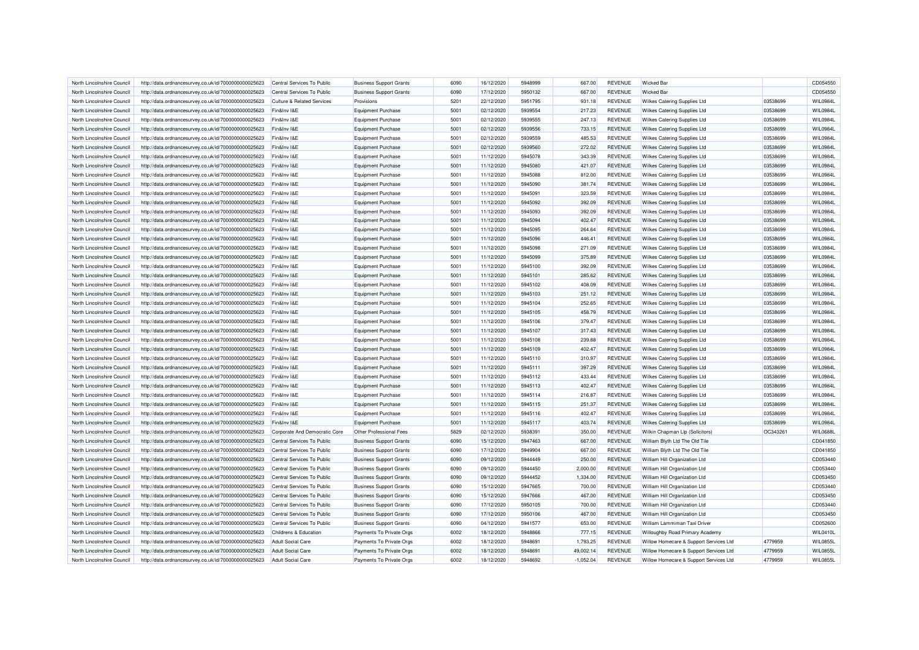| North Lincolnshire Council | http://data.ordnancesurvey.co.uk/id/7000000000025623 | Central Services To Public | Business Support Grants | 6090 | 16/12/2020 | 5948999 | 667.00 | REVENUE | Wicked Bar | | CD054550 |
|---|---|---|---|---|---|---|---|---|---|---|---|
| North Lincolnshire Council | http://data.ordnancesurvey.co.uk/id/7000000000025623 | Central Services To Public | Business Support Grants | 6090 | 17/12/2020 | 5950132 | 667.00 | REVENUE | Wicked Bar | | CD054550 |
| North Lincolnshire Council | http://data.ordnancesurvey.co.uk/id/7000000000025623 | Culture & Related Services | Provisions | 5201 | 22/12/2020 | 5951795 | 931.18 | REVENUE | Wilkes Catering Supplies Ltd | 03538699 | WIL0984L |
| North Lincolnshire Council | http://data.ordnancesurvey.co.uk/id/7000000000025623 | Fin&Inv I&E | Equipment Purchase | 5001 | 02/12/2020 | 5939554 | 217.23 | REVENUE | Wilkes Catering Supplies Ltd | 03538699 | WIL0984L |
| North Lincolnshire Council | http://data.ordnancesurvey.co.uk/id/7000000000025623 | Fin&Inv I&E | Equipment Purchase | 5001 | 02/12/2020 | 5939555 | 247.13 | REVENUE | Wilkes Catering Supplies Ltd | 03538699 | WIL0984L |
| North Lincolnshire Council | http://data.ordnancesurvey.co.uk/id/7000000000025623 | Fin&Inv I&E | Equipment Purchase | 5001 | 02/12/2020 | 5939556 | 733.15 | REVENUE | Wilkes Catering Supplies Ltd | 03538699 | WIL0984L |
| North Lincolnshire Council | http://data.ordnancesurvey.co.uk/id/7000000000025623 | Fin&Inv I&E | Equipment Purchase | 5001 | 02/12/2020 | 5939559 | 485.53 | REVENUE | Wilkes Catering Supplies Ltd | 03538699 | WIL0984L |
| North Lincolnshire Council | http://data.ordnancesurvey.co.uk/id/7000000000025623 | Fin&Inv I&E | Equipment Purchase | 5001 | 02/12/2020 | 5939560 | 272.02 | REVENUE | Wilkes Catering Supplies Ltd | 03538699 | WIL0984L |
| North Lincolnshire Council | http://data.ordnancesurvey.co.uk/id/7000000000025623 | Fin&Inv I&E | Equipment Purchase | 5001 | 11/12/2020 | 5945078 | 343.39 | REVENUE | Wilkes Catering Supplies Ltd | 03538699 | WIL0984L |
| North Lincolnshire Council | http://data.ordnancesurvey.co.uk/id/7000000000025623 | Fin&Inv I&E | Equipment Purchase | 5001 | 11/12/2020 | 5945080 | 421.07 | REVENUE | Wilkes Catering Supplies Ltd | 03538699 | WIL0984L |
| North Lincolnshire Council | http://data.ordnancesurvey.co.uk/id/7000000000025623 | Fin&Inv I&E | Equipment Purchase | 5001 | 11/12/2020 | 5945088 | 812.00 | REVENUE | Wilkes Catering Supplies Ltd | 03538699 | WIL0984L |
| North Lincolnshire Council | http://data.ordnancesurvey.co.uk/id/7000000000025623 | Fin&Inv I&E | Equipment Purchase | 5001 | 11/12/2020 | 5945090 | 381.74 | REVENUE | Wilkes Catering Supplies Ltd | 03538699 | WIL0984L |
| North Lincolnshire Council | http://data.ordnancesurvey.co.uk/id/7000000000025623 | Fin&Inv I&E | Equipment Purchase | 5001 | 11/12/2020 | 5945091 | 323.59 | REVENUE | Wilkes Catering Supplies Ltd | 03538699 | WIL0984L |
| North Lincolnshire Council | http://data.ordnancesurvey.co.uk/id/7000000000025623 | Fin&Inv I&E | Equipment Purchase | 5001 | 11/12/2020 | 5945092 | 392.09 | REVENUE | Wilkes Catering Supplies Ltd | 03538699 | WIL0984L |
| North Lincolnshire Council | http://data.ordnancesurvey.co.uk/id/7000000000025623 | Fin&Inv I&E | Equipment Purchase | 5001 | 11/12/2020 | 5945093 | 392.09 | REVENUE | Wilkes Catering Supplies Ltd | 03538699 | WIL0984L |
| North Lincolnshire Council | http://data.ordnancesurvey.co.uk/id/7000000000025623 | Fin&Inv I&E | Equipment Purchase | 5001 | 11/12/2020 | 5945094 | 402.47 | REVENUE | Wilkes Catering Supplies Ltd | 03538699 | WIL0984L |
| North Lincolnshire Council | http://data.ordnancesurvey.co.uk/id/7000000000025623 | Fin&Inv I&E | Equipment Purchase | 5001 | 11/12/2020 | 5945095 | 264.64 | REVENUE | Wilkes Catering Supplies Ltd | 03538699 | WIL0984L |
| North Lincolnshire Council | http://data.ordnancesurvey.co.uk/id/7000000000025623 | Fin&Inv I&E | Equipment Purchase | 5001 | 11/12/2020 | 5945096 | 446.41 | REVENUE | Wilkes Catering Supplies Ltd | 03538699 | WIL0984L |
| North Lincolnshire Council | http://data.ordnancesurvey.co.uk/id/7000000000025623 | Fin&Inv I&E | Equipment Purchase | 5001 | 11/12/2020 | 5945098 | 271.09 | REVENUE | Wilkes Catering Supplies Ltd | 03538699 | WIL0984L |
| North Lincolnshire Council | http://data.ordnancesurvey.co.uk/id/7000000000025623 | Fin&Inv I&E | Equipment Purchase | 5001 | 11/12/2020 | 5945099 | 375.89 | REVENUE | Wilkes Catering Supplies Ltd | 03538699 | WIL0984L |
| North Lincolnshire Council | http://data.ordnancesurvey.co.uk/id/7000000000025623 | Fin&Inv I&E | Equipment Purchase | 5001 | 11/12/2020 | 5945100 | 392.09 | REVENUE | Wilkes Catering Supplies Ltd | 03538699 | WIL0984L |
| North Lincolnshire Council | http://data.ordnancesurvey.co.uk/id/7000000000025623 | Fin&Inv I&E | Equipment Purchase | 5001 | 11/12/2020 | 5945101 | 285.62 | REVENUE | Wilkes Catering Supplies Ltd | 03538699 | WIL0984L |
| North Lincolnshire Council | http://data.ordnancesurvey.co.uk/id/7000000000025623 | Fin&Inv I&E | Equipment Purchase | 5001 | 11/12/2020 | 5945102 | 408.09 | REVENUE | Wilkes Catering Supplies Ltd | 03538699 | WIL0984L |
| North Lincolnshire Council | http://data.ordnancesurvey.co.uk/id/7000000000025623 | Fin&Inv I&E | Equipment Purchase | 5001 | 11/12/2020 | 5945103 | 251.12 | REVENUE | Wilkes Catering Supplies Ltd | 03538699 | WIL0984L |
| North Lincolnshire Council | http://data.ordnancesurvey.co.uk/id/7000000000025623 | Fin&Inv I&E | Equipment Purchase | 5001 | 11/12/2020 | 5945104 | 252.65 | REVENUE | Wilkes Catering Supplies Ltd | 03538699 | WIL0984L |
| North Lincolnshire Council | http://data.ordnancesurvey.co.uk/id/7000000000025623 | Fin&Inv I&E | Equipment Purchase | 5001 | 11/12/2020 | 5945105 | 458.79 | REVENUE | Wilkes Catering Supplies Ltd | 03538699 | WIL0984L |
| North Lincolnshire Council | http://data.ordnancesurvey.co.uk/id/7000000000025623 | Fin&Inv I&E | Equipment Purchase | 5001 | 11/12/2020 | 5945106 | 379.47 | REVENUE | Wilkes Catering Supplies Ltd | 03538699 | WIL0984L |
| North Lincolnshire Council | http://data.ordnancesurvey.co.uk/id/7000000000025623 | Fin&Inv I&E | Equipment Purchase | 5001 | 11/12/2020 | 5945107 | 317.43 | REVENUE | Wilkes Catering Supplies Ltd | 03538699 | WIL0984L |
| North Lincolnshire Council | http://data.ordnancesurvey.co.uk/id/7000000000025623 | Fin&Inv I&E | Equipment Purchase | 5001 | 11/12/2020 | 5945108 | 239.88 | REVENUE | Wilkes Catering Supplies Ltd | 03538699 | WIL0984L |
| North Lincolnshire Council | http://data.ordnancesurvey.co.uk/id/7000000000025623 | Fin&Inv I&E | Equipment Purchase | 5001 | 11/12/2020 | 5945109 | 402.47 | REVENUE | Wilkes Catering Supplies Ltd | 03538699 | WIL0984L |
| North Lincolnshire Council | http://data.ordnancesurvey.co.uk/id/7000000000025623 | Fin&Inv I&E | Equipment Purchase | 5001 | 11/12/2020 | 5945110 | 310.97 | REVENUE | Wilkes Catering Supplies Ltd | 03538699 | WIL0984L |
| North Lincolnshire Council | http://data.ordnancesurvey.co.uk/id/7000000000025623 | Fin&Inv I&E | Equipment Purchase | 5001 | 11/12/2020 | 5945111 | 397.29 | REVENUE | Wilkes Catering Supplies Ltd | 03538699 | WIL0984L |
| North Lincolnshire Council | http://data.ordnancesurvey.co.uk/id/7000000000025623 | Fin&Inv I&E | Equipment Purchase | 5001 | 11/12/2020 | 5945112 | 433.44 | REVENUE | Wilkes Catering Supplies Ltd | 03538699 | WIL0984L |
| North Lincolnshire Council | http://data.ordnancesurvey.co.uk/id/7000000000025623 | Fin&Inv I&E | Equipment Purchase | 5001 | 11/12/2020 | 5945113 | 402.47 | REVENUE | Wilkes Catering Supplies Ltd | 03538699 | WIL0984L |
| North Lincolnshire Council | http://data.ordnancesurvey.co.uk/id/7000000000025623 | Fin&Inv I&E | Equipment Purchase | 5001 | 11/12/2020 | 5945114 | 216.87 | REVENUE | Wilkes Catering Supplies Ltd | 03538699 | WIL0984L |
| North Lincolnshire Council | http://data.ordnancesurvey.co.uk/id/7000000000025623 | Fin&Inv I&E | Equipment Purchase | 5001 | 11/12/2020 | 5945115 | 251.37 | REVENUE | Wilkes Catering Supplies Ltd | 03538699 | WIL0984L |
| North Lincolnshire Council | http://data.ordnancesurvey.co.uk/id/7000000000025623 | Fin&Inv I&E | Equipment Purchase | 5001 | 11/12/2020 | 5945116 | 402.47 | REVENUE | Wilkes Catering Supplies Ltd | 03538699 | WIL0984L |
| North Lincolnshire Council | http://data.ordnancesurvey.co.uk/id/7000000000025623 | Fin&Inv I&E | Equipment Purchase | 5001 | 11/12/2020 | 5945117 | 403.74 | REVENUE | Wilkes Catering Supplies Ltd | 03538699 | WIL0984L |
| North Lincolnshire Council | http://data.ordnancesurvey.co.uk/id/7000000000025623 | Corporate And Democratic Core | Other Professional Fees | 5829 | 02/12/2020 | 5938391 | 350.00 | REVENUE | Wilkin Chapman Llp (Solicitors) | OC343261 | WIL0688L |
| North Lincolnshire Council | http://data.ordnancesurvey.co.uk/id/7000000000025623 | Central Services To Public | Business Support Grants | 6090 | 15/12/2020 | 5947463 | 667.00 | REVENUE | William Blyth Ltd The Old Tile | | CD041850 |
| North Lincolnshire Council | http://data.ordnancesurvey.co.uk/id/7000000000025623 | Central Services To Public | Business Support Grants | 6090 | 17/12/2020 | 5949904 | 667.00 | REVENUE | William Blyth Ltd The Old Tile | | CD041850 |
| North Lincolnshire Council | http://data.ordnancesurvey.co.uk/id/7000000000025623 | Central Services To Public | Business Support Grants | 6090 | 09/12/2020 | 5944449 | 250.00 | REVENUE | William Hill Organization Ltd | | CD053440 |
| North Lincolnshire Council | http://data.ordnancesurvey.co.uk/id/7000000000025623 | Central Services To Public | Business Support Grants | 6090 | 09/12/2020 | 5944450 | 2,000.00 | REVENUE | William Hill Organization Ltd | | CD053440 |
| North Lincolnshire Council | http://data.ordnancesurvey.co.uk/id/7000000000025623 | Central Services To Public | Business Support Grants | 6090 | 09/12/2020 | 5944452 | 1,334.00 | REVENUE | William Hill Organization Ltd | | CD053450 |
| North Lincolnshire Council | http://data.ordnancesurvey.co.uk/id/7000000000025623 | Central Services To Public | Business Support Grants | 6090 | 15/12/2020 | 5947665 | 700.00 | REVENUE | William Hill Organization Ltd | | CD053440 |
| North Lincolnshire Council | http://data.ordnancesurvey.co.uk/id/7000000000025623 | Central Services To Public | Business Support Grants | 6090 | 15/12/2020 | 5947666 | 467.00 | REVENUE | William Hill Organization Ltd | | CD053450 |
| North Lincolnshire Council | http://data.ordnancesurvey.co.uk/id/7000000000025623 | Central Services To Public | Business Support Grants | 6090 | 17/12/2020 | 5950105 | 700.00 | REVENUE | William Hill Organization Ltd | | CD053440 |
| North Lincolnshire Council | http://data.ordnancesurvey.co.uk/id/7000000000025623 | Central Services To Public | Business Support Grants | 6090 | 17/12/2020 | 5950106 | 467.00 | REVENUE | William Hill Organization Ltd | | CD053450 |
| North Lincolnshire Council | http://data.ordnancesurvey.co.uk/id/7000000000025623 | Central Services To Public | Business Support Grants | 6090 | 04/12/2020 | 5941577 | 653.00 | REVENUE | William Lammiman Taxi Driver | | CD052600 |
| North Lincolnshire Council | http://data.ordnancesurvey.co.uk/id/7000000000025623 | Childrens & Education | Payments To Private Orgs | 6002 | 18/12/2020 | 5948866 | 777.15 | REVENUE | Willoughby Road Primary Academy | | WIL0410L |
| North Lincolnshire Council | http://data.ordnancesurvey.co.uk/id/7000000000025623 | Adult Social Care | Payments To Private Orgs | 6002 | 18/12/2020 | 5948691 | 1,793.25 | REVENUE | Willow Homecare & Support Services Ltd | 4779959 | WIL0855L |
| North Lincolnshire Council | http://data.ordnancesurvey.co.uk/id/7000000000025623 | Adult Social Care | Payments To Private Orgs | 6002 | 18/12/2020 | 5948691 | 49,002.14 | REVENUE | Willow Homecare & Support Services Ltd | 4779959 | WIL0855L |
| North Lincolnshire Council | http://data.ordnancesurvey.co.uk/id/7000000000025623 | Adult Social Care | Payments To Private Orgs | 6002 | 18/12/2020 | 5948692 | -1,052.04 | REVENUE | Willow Homecare & Support Services Ltd | 4779959 | WIL0855L |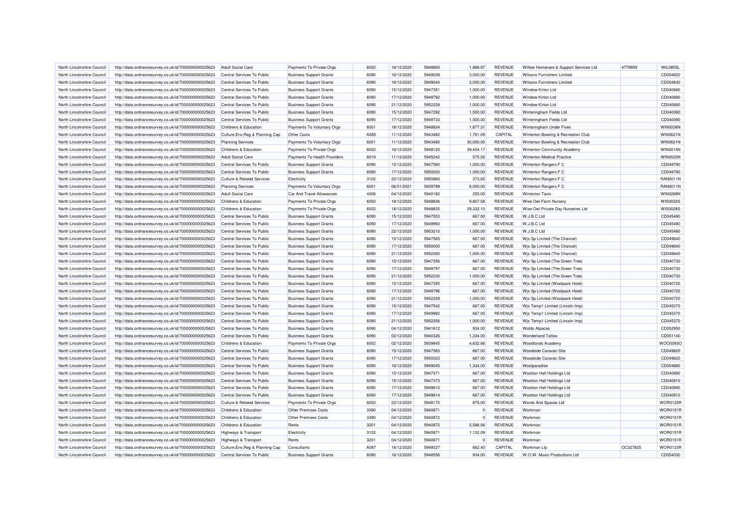| North Lincolnshire Council | http://data.ordnancesurvey.co.uk/id/7000000000025623 | Adult Social Care | Payments To Private Orgs | 6002 | 18/12/2020 | 5948693 | 1,888.97 | REVENUE | Willow Homecare & Support Services Ltd | 4779959 | WIL0855L |
|---|---|---|---|---|---|---|---|---|---|---|---|
| North Lincolnshire Council | http://data.ordnancesurvey.co.uk/id/7000000000025623 | Central Services To Public | Business Support Grants | 6090 | 16/12/2020 | 5949039 | 3,000.00 | REVENUE | Wilsons Furnishers Limited | | CD054820 |
| North Lincolnshire Council | http://data.ordnancesurvey.co.uk/id/7000000000025623 | Central Services To Public | Business Support Grants | 6090 | 16/12/2020 | 5949040 | 2,000.00 | REVENUE | Wilsons Furnishers Limited | | CD054830 |
| North Lincolnshire Council | http://data.ordnancesurvey.co.uk/id/7000000000025623 | Central Services To Public | Business Support Grants | 6090 | 15/12/2020 | 5947351 | 1,000.00 | REVENUE | Window Kirton Ltd | | CD040680 |
| North Lincolnshire Council | http://data.ordnancesurvey.co.uk/id/7000000000025623 | Central Services To Public | Business Support Grants | 6090 | 17/12/2020 | 5949792 | 1,000.00 | REVENUE | Window Kirton Ltd | | CD040680 |
| North Lincolnshire Council | http://data.ordnancesurvey.co.uk/id/7000000000025623 | Central Services To Public | Business Support Grants | 6090 | 21/12/2020 | 5952228 | 1,000.00 | REVENUE | Window Kirton Ltd | | CD040680 |
| North Lincolnshire Council | http://data.ordnancesurvey.co.uk/id/7000000000025623 | Central Services To Public | Business Support Grants | 6090 | 15/12/2020 | 5947292 | 1,500.00 | REVENUE | Winteringham Fields Ltd | | CD040080 |
| North Lincolnshire Council | http://data.ordnancesurvey.co.uk/id/7000000000025623 | Central Services To Public | Business Support Grants | 6090 | 17/12/2020 | 5949733 | 1,500.00 | REVENUE | Winteringham Fields Ltd | | CD040080 |
| North Lincolnshire Council | http://data.ordnancesurvey.co.uk/id/7000000000025623 | Childrens & Education | Payments To Voluntary Orgs | 6001 | 18/12/2020 | 5948834 | 1,877.31 | REVENUE | Winteringham Under Fives | | WIN0036N |
| North Lincolnshire Council | http://data.ordnancesurvey.co.uk/id/7000000000025623 | Culture,Env,Reg & Planning Cap | Other Costs | A085 | 11/12/2020 | 5943482 | 1,781.09 | CAPITAL | Winterton Bowling & Recreation Club | | WIN0621N |
| North Lincolnshire Council | http://data.ordnancesurvey.co.uk/id/7000000000025623 | Planning Services | Payments To Voluntary Orgs | 6001 | 11/12/2020 | 5943480 | 30,000.00 | REVENUE | Winterton Bowling & Recreation Club | | WIN0621N |
| North Lincolnshire Council | http://data.ordnancesurvey.co.uk/id/7000000000025623 | Childrens & Education | Payments To Private Orgs | 6002 | 16/12/2020 | 5948120 | 39,404.17 | REVENUE | Winterton Community Academy | | WIN0014N |
| North Lincolnshire Council | http://data.ordnancesurvey.co.uk/id/7000000000025623 | Adult Social Care | Payments To Health Providers | 6019 | 11/12/2020 | 5945242 | 575.02 | REVENUE | Winterton Medical Practice | | WIN0022N |
| North Lincolnshire Council | http://data.ordnancesurvey.co.uk/id/7000000000025623 | Central Services To Public | Business Support Grants | 6090 | 15/12/2020 | 5947580 | 1,000.00 | REVENUE | Winterton Rangers F C | | CD049790 |
| North Lincolnshire Council | http://data.ordnancesurvey.co.uk/id/7000000000025623 | Central Services To Public | Business Support Grants | 6090 | 17/12/2020 | 5950020 | 1,000.00 | REVENUE | Winterton Rangers F C | | CD049790 |
| North Lincolnshire Council | http://data.ordnancesurvey.co.uk/id/7000000000025623 | Culture & Related Services | Electricity | 3102 | 22/12/2020 | 5950883 | 373.65 | REVENUE | Winterton Rangers F C | | RAN0011N |
| North Lincolnshire Council | http://data.ordnancesurvey.co.uk/id/7000000000025623 | Planning Services | Payments To Voluntary Orgs | 6001 | 06/01/2021 | 5939799 | 6,000.00 | REVENUE | Winterton Rangers F C | | RAN0011N |
| North Lincolnshire Council | http://data.ordnancesurvey.co.uk/id/7000000000025623 | Adult Social Care | Car And Travel Allowances | 4306 | 04/12/2020 | 5940182 | 255.00 | REVENUE | Winterton Taxis | | WIN0289N |
| North Lincolnshire Council | http://data.ordnancesurvey.co.uk/id/7000000000025623 | Childrens & Education | Payments To Private Orgs | 6002 | 18/12/2020 | 5948836 | 9,807.58 | REVENUE | Wise Owl Farm Nursery | | WIS0032S |
| North Lincolnshire Council | http://data.ordnancesurvey.co.uk/id/7000000000025623 | Childrens & Education | Payments To Private Orgs | 6002 | 18/12/2020 | 5948835 | 29,332.10 | REVENUE | Wise Owl Private Day Nurseries Ltd | | WIS0028S |
| North Lincolnshire Council | http://data.ordnancesurvey.co.uk/id/7000000000025623 | Central Services To Public | Business Support Grants | 6090 | 15/12/2020 | 5947553 | 667.00 | REVENUE | W.J.B.C Ltd | | CD045480 |
| North Lincolnshire Council | http://data.ordnancesurvey.co.uk/id/7000000000025623 | Central Services To Public | Business Support Grants | 6090 | 17/12/2020 | 5949993 | 667.00 | REVENUE | W.J.B.C Ltd | | CD045480 |
| North Lincolnshire Council | http://data.ordnancesurvey.co.uk/id/7000000000025623 | Central Services To Public | Business Support Grants | 6090 | 22/12/2020 | 5953210 | 1,000.00 | REVENUE | W.J.B.C Ltd | | CD045480 |
| North Lincolnshire Council | http://data.ordnancesurvey.co.uk/id/7000000000025623 | Central Services To Public | Business Support Grants | 6090 | 15/12/2020 | 5947565 | 667.00 | REVENUE | Wjs Sp Limited (The Chancel) | | CD049640 |
| North Lincolnshire Council | http://data.ordnancesurvey.co.uk/id/7000000000025623 | Central Services To Public | Business Support Grants | 6090 | 17/12/2020 | 5950005 | 667.00 | REVENUE | Wjs Sp Limited (The Chancel) | | CD049640 |
| North Lincolnshire Council | http://data.ordnancesurvey.co.uk/id/7000000000025623 | Central Services To Public | Business Support Grants | 6090 | 21/12/2020 | 5952260 | 1,000.00 | REVENUE | Wjs Sp Limited (The Chancel) | | CD049640 |
| North Lincolnshire Council | http://data.ordnancesurvey.co.uk/id/7000000000025623 | Central Services To Public | Business Support Grants | 6090 | 15/12/2020 | 5947356 | 667.00 | REVENUE | Wjs Sp Limited (The Green Tree) | | CD040730 |
| North Lincolnshire Council | http://data.ordnancesurvey.co.uk/id/7000000000025623 | Central Services To Public | Business Support Grants | 6090 | 17/12/2020 | 5949797 | 667.00 | REVENUE | Wjs Sp Limited (The Green Tree) | | CD040730 |
| North Lincolnshire Council | http://data.ordnancesurvey.co.uk/id/7000000000025623 | Central Services To Public | Business Support Grants | 6090 | 21/12/2020 | 5952230 | 1,000.00 | REVENUE | Wjs Sp Limited (The Green Tree) | | CD040730 |
| North Lincolnshire Council | http://data.ordnancesurvey.co.uk/id/7000000000025623 | Central Services To Public | Business Support Grants | 6090 | 15/12/2020 | 5947355 | 667.00 | REVENUE | Wjs Sp Limited (Woolpack Hotel) | | CD040720 |
| North Lincolnshire Council | http://data.ordnancesurvey.co.uk/id/7000000000025623 | Central Services To Public | Business Support Grants | 6090 | 17/12/2020 | 5949796 | 667.00 | REVENUE | Wjs Sp Limited (Woolpack Hotel) | | CD040720 |
| North Lincolnshire Council | http://data.ordnancesurvey.co.uk/id/7000000000025623 | Central Services To Public | Business Support Grants | 6090 | 21/12/2020 | 5952229 | 1,000.00 | REVENUE | Wjs Sp Limited (Woolpack Hotel) | | CD040720 |
| North Lincolnshire Council | http://data.ordnancesurvey.co.uk/id/7000000000025623 | Central Services To Public | Business Support Grants | 6090 | 15/12/2020 | 5947542 | 667.00 | REVENUE | Wjs Temp1 Limited (Lincoln Imp) | | CD045370 |
| North Lincolnshire Council | http://data.ordnancesurvey.co.uk/id/7000000000025623 | Central Services To Public | Business Support Grants | 6090 | 17/12/2020 | 5949982 | 667.00 | REVENUE | Wjs Temp1 Limited (Lincoln Imp) | | CD045370 |
| North Lincolnshire Council | http://data.ordnancesurvey.co.uk/id/7000000000025623 | Central Services To Public | Business Support Grants | 6090 | 21/12/2020 | 5952256 | 1,000.00 | REVENUE | Wjs Temp1 Limited (Lincoln Imp) | | CD045370 |
| North Lincolnshire Council | http://data.ordnancesurvey.co.uk/id/7000000000025623 | Central Services To Public | Business Support Grants | 6090 | 04/12/2020 | 5941612 | 934.00 | REVENUE | Wolds Alpacas | | CD052950 |
| North Lincolnshire Council | http://data.ordnancesurvey.co.uk/id/7000000000025623 | Central Services To Public | Business Support Grants | 6090 | 02/12/2020 | 5940326 | 1,334.00 | REVENUE | Wonderland Tattoo | | CD051140 |
| North Lincolnshire Council | http://data.ordnancesurvey.co.uk/id/7000000000025623 | Childrens & Education | Payments To Private Orgs | 6002 | 02/12/2020 | 5939845 | 4,632.66 | REVENUE | Woodlands Academy | | WOO0093O |
| North Lincolnshire Council | http://data.ordnancesurvey.co.uk/id/7000000000025623 | Central Services To Public | Business Support Grants | 6090 | 15/12/2020 | 5947583 | 667.00 | REVENUE | Woodside Caravan Site | | CD049820 |
| North Lincolnshire Council | http://data.ordnancesurvey.co.uk/id/7000000000025623 | Central Services To Public | Business Support Grants | 6090 | 17/12/2020 | 5950023 | 667.00 | REVENUE | Woodside Caravan Site | | CD049820 |
| North Lincolnshire Council | http://data.ordnancesurvey.co.uk/id/7000000000025623 | Central Services To Public | Business Support Grants | 6090 | 16/12/2020 | 5949045 | 1,334.00 | REVENUE | Woolparadise | | CD054880 |
| North Lincolnshire Council | http://data.ordnancesurvey.co.uk/id/7000000000025623 | Central Services To Public | Business Support Grants | 6090 | 15/12/2020 | 5947371 | 667.00 | REVENUE | Wootton Hall Holdings Ltd | | CD040890 |
| North Lincolnshire Council | http://data.ordnancesurvey.co.uk/id/7000000000025623 | Central Services To Public | Business Support Grants | 6090 | 15/12/2020 | 5947373 | 667.00 | REVENUE | Wootton Hall Holdings Ltd | | CD040910 |
| North Lincolnshire Council | http://data.ordnancesurvey.co.uk/id/7000000000025623 | Central Services To Public | Business Support Grants | 6090 | 17/12/2020 | 5949812 | 667.00 | REVENUE | Wootton Hall Holdings Ltd | | CD040890 |
| North Lincolnshire Council | http://data.ordnancesurvey.co.uk/id/7000000000025623 | Central Services To Public | Business Support Grants | 6090 | 17/12/2020 | 5949814 | 667.00 | REVENUE | Wootton Hall Holdings Ltd | | CD040910 |
| North Lincolnshire Council | http://data.ordnancesurvey.co.uk/id/7000000000025623 | Culture & Related Services | Payments To Private Orgs | 6002 | 22/12/2020 | 5948170 | 875.00 | REVENUE | Words And Spaces Ltd | | WOR0125R |
| North Lincolnshire Council | http://data.ordnancesurvey.co.uk/id/7000000000025623 | Childrens & Education | Other Premises Costs | 3390 | 04/12/2020 | 5940871 | 0 | REVENUE | Workman | | WOR0151R |
| North Lincolnshire Council | http://data.ordnancesurvey.co.uk/id/7000000000025623 | Childrens & Education | Other Premises Costs | 3390 | 04/12/2020 | 5940872 | 0 | REVENUE | Workman | | WOR0151R |
| North Lincolnshire Council | http://data.ordnancesurvey.co.uk/id/7000000000025623 | Childrens & Education | Rents | 3201 | 04/12/2020 | 5940872 | 5,586.06 | REVENUE | Workman | | WOR0151R |
| North Lincolnshire Council | http://data.ordnancesurvey.co.uk/id/7000000000025623 | Highways & Transport | Electricity | 3102 | 04/12/2020 | 5940871 | 1,132.09 | REVENUE | Workman | | WOR0151R |
| North Lincolnshire Council | http://data.ordnancesurvey.co.uk/id/7000000000025623 | Highways & Transport | Rents | 3201 | 04/12/2020 | 5940871 | 0 | REVENUE | Workman | | WOR0151R |
| North Lincolnshire Council | http://data.ordnancesurvey.co.uk/id/7000000000025623 | Culture,Env,Reg & Planning Cap | Consultants | A087 | 18/12/2020 | 5949327 | 662.40 | CAPITAL | Workman Llp | OC327825 | WOR0123R |
| North Lincolnshire Council | http://data.ordnancesurvey.co.uk/id/7000000000025623 | Central Services To Public | Business Support Grants | 6090 | 16/12/2020 | 5948556 | 934.00 | REVENUE | W.O.W. Music Productions Ltd | | CD054030 |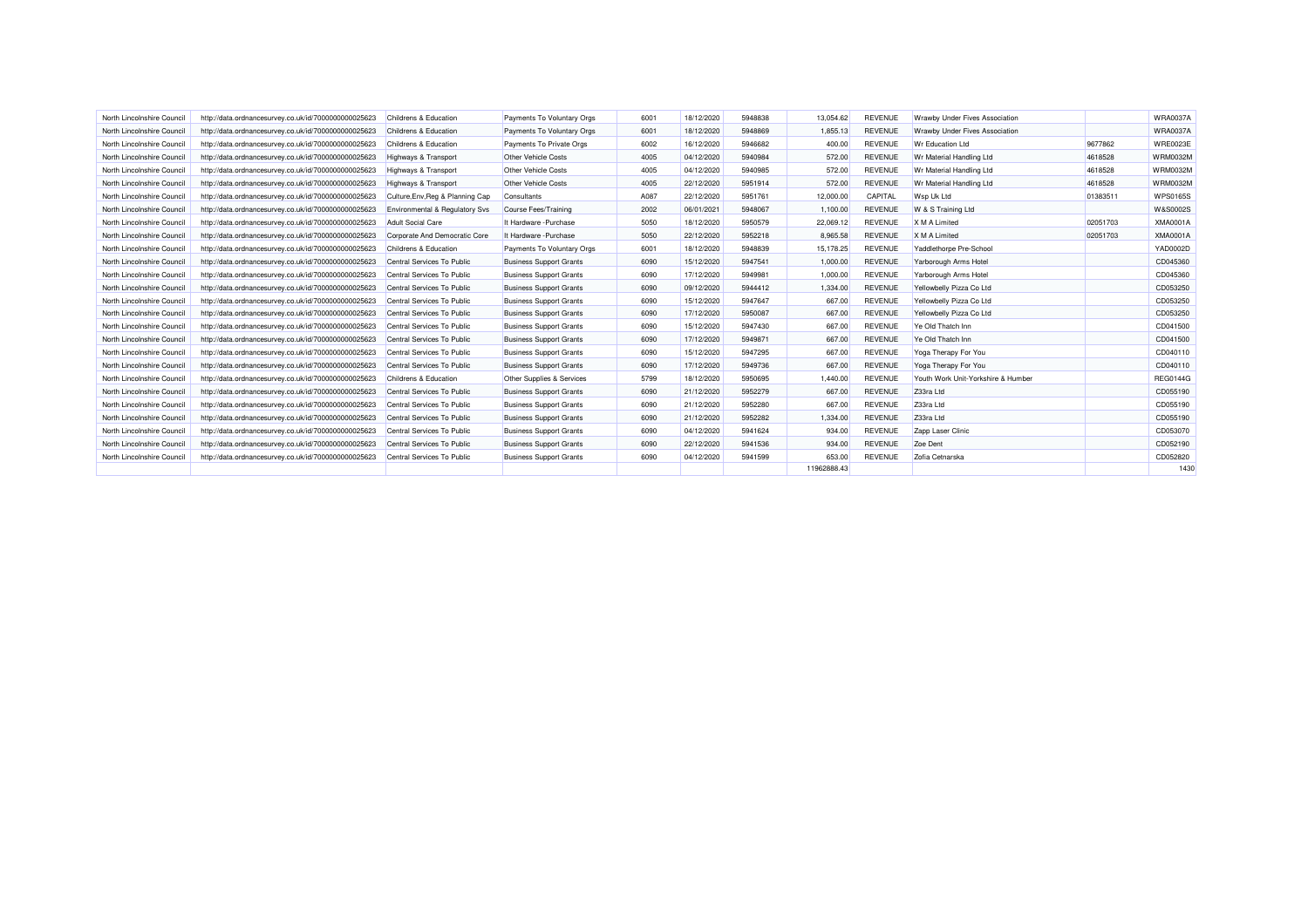| | | | | | | | | | | | |
|---|---|---|---|---|---|---|---|---|---|---|---|
| North Lincolnshire Council | http://data.ordnancesurvey.co.uk/id/7000000000025623 | Childrens & Education | Payments To Voluntary Orgs | 6001 | 18/12/2020 | 5948838 | 13,054.62 | REVENUE | Wrawby Under Fives Association | | WRA0037A |
| North Lincolnshire Council | http://data.ordnancesurvey.co.uk/id/7000000000025623 | Childrens & Education | Payments To Voluntary Orgs | 6001 | 18/12/2020 | 5948869 | 1,855.13 | REVENUE | Wrawby Under Fives Association | | WRA0037A |
| North Lincolnshire Council | http://data.ordnancesurvey.co.uk/id/7000000000025623 | Childrens & Education | Payments To Private Orgs | 6002 | 16/12/2020 | 5946682 | 400.00 | REVENUE | Wr Education Ltd | 9677862 | WRE0023E |
| North Lincolnshire Council | http://data.ordnancesurvey.co.uk/id/7000000000025623 | Highways & Transport | Other Vehicle Costs | 4005 | 04/12/2020 | 5940984 | 572.00 | REVENUE | Wr Material Handling Ltd | 4618528 | WRM0032M |
| North Lincolnshire Council | http://data.ordnancesurvey.co.uk/id/7000000000025623 | Highways & Transport | Other Vehicle Costs | 4005 | 04/12/2020 | 5940985 | 572.00 | REVENUE | Wr Material Handling Ltd | 4618528 | WRM0032M |
| North Lincolnshire Council | http://data.ordnancesurvey.co.uk/id/7000000000025623 | Highways & Transport | Other Vehicle Costs | 4005 | 22/12/2020 | 5951914 | 572.00 | REVENUE | Wr Material Handling Ltd | 4618528 | WRM0032M |
| North Lincolnshire Council | http://data.ordnancesurvey.co.uk/id/7000000000025623 | Culture,Env,Reg & Planning Cap | Consultants | A087 | 22/12/2020 | 5951761 | 12,000.00 | CAPITAL | Wsp Uk Ltd | 01383511 | WPS0165S |
| North Lincolnshire Council | http://data.ordnancesurvey.co.uk/id/7000000000025623 | Environmental & Regulatory Svs | Course Fees/Training | 2002 | 06/01/2021 | 5948067 | 1,100.00 | REVENUE | W & S Training Ltd | | W&S0002S |
| North Lincolnshire Council | http://data.ordnancesurvey.co.uk/id/7000000000025623 | Adult Social Care | It Hardware -Purchase | 5050 | 18/12/2020 | 5950579 | 22,069.12 | REVENUE | X M A Limited | 02051703 | XMA0001A |
| North Lincolnshire Council | http://data.ordnancesurvey.co.uk/id/7000000000025623 | Corporate And Democratic Core | It Hardware -Purchase | 5050 | 22/12/2020 | 5952218 | 8,965.58 | REVENUE | X M A Limited | 02051703 | XMA0001A |
| North Lincolnshire Council | http://data.ordnancesurvey.co.uk/id/7000000000025623 | Childrens & Education | Payments To Voluntary Orgs | 6001 | 18/12/2020 | 5948839 | 15,178.25 | REVENUE | Yaddlethorpe Pre-School | | YAD0002D |
| North Lincolnshire Council | http://data.ordnancesurvey.co.uk/id/7000000000025623 | Central Services To Public | Business Support Grants | 6090 | 15/12/2020 | 5947541 | 1,000.00 | REVENUE | Yarborough Arms Hotel | | CD045360 |
| North Lincolnshire Council | http://data.ordnancesurvey.co.uk/id/7000000000025623 | Central Services To Public | Business Support Grants | 6090 | 17/12/2020 | 5949981 | 1,000.00 | REVENUE | Yarborough Arms Hotel | | CD045360 |
| North Lincolnshire Council | http://data.ordnancesurvey.co.uk/id/7000000000025623 | Central Services To Public | Business Support Grants | 6090 | 09/12/2020 | 5944412 | 1,334.00 | REVENUE | Yellowbelly Pizza Co Ltd | | CD053250 |
| North Lincolnshire Council | http://data.ordnancesurvey.co.uk/id/7000000000025623 | Central Services To Public | Business Support Grants | 6090 | 15/12/2020 | 5947647 | 667.00 | REVENUE | Yellowbelly Pizza Co Ltd | | CD053250 |
| North Lincolnshire Council | http://data.ordnancesurvey.co.uk/id/7000000000025623 | Central Services To Public | Business Support Grants | 6090 | 17/12/2020 | 5950087 | 667.00 | REVENUE | Yellowbelly Pizza Co Ltd | | CD053250 |
| North Lincolnshire Council | http://data.ordnancesurvey.co.uk/id/7000000000025623 | Central Services To Public | Business Support Grants | 6090 | 15/12/2020 | 5947430 | 667.00 | REVENUE | Ye Old Thatch Inn | | CD041500 |
| North Lincolnshire Council | http://data.ordnancesurvey.co.uk/id/7000000000025623 | Central Services To Public | Business Support Grants | 6090 | 17/12/2020 | 5949871 | 667.00 | REVENUE | Ye Old Thatch Inn | | CD041500 |
| North Lincolnshire Council | http://data.ordnancesurvey.co.uk/id/7000000000025623 | Central Services To Public | Business Support Grants | 6090 | 15/12/2020 | 5947295 | 667.00 | REVENUE | Yoga Therapy For You | | CD040110 |
| North Lincolnshire Council | http://data.ordnancesurvey.co.uk/id/7000000000025623 | Central Services To Public | Business Support Grants | 6090 | 17/12/2020 | 5949736 | 667.00 | REVENUE | Yoga Therapy For You | | CD040110 |
| North Lincolnshire Council | http://data.ordnancesurvey.co.uk/id/7000000000025623 | Childrens & Education | Other Supplies & Services | 5799 | 18/12/2020 | 5950695 | 1,440.00 | REVENUE | Youth Work Unit-Yorkshire & Humber | | REG0144G |
| North Lincolnshire Council | http://data.ordnancesurvey.co.uk/id/7000000000025623 | Central Services To Public | Business Support Grants | 6090 | 21/12/2020 | 5952279 | 667.00 | REVENUE | Z33ra Ltd | | CD055190 |
| North Lincolnshire Council | http://data.ordnancesurvey.co.uk/id/7000000000025623 | Central Services To Public | Business Support Grants | 6090 | 21/12/2020 | 5952280 | 667.00 | REVENUE | Z33ra Ltd | | CD055190 |
| North Lincolnshire Council | http://data.ordnancesurvey.co.uk/id/7000000000025623 | Central Services To Public | Business Support Grants | 6090 | 21/12/2020 | 5952282 | 1,334.00 | REVENUE | Z33ra Ltd | | CD055190 |
| North Lincolnshire Council | http://data.ordnancesurvey.co.uk/id/7000000000025623 | Central Services To Public | Business Support Grants | 6090 | 04/12/2020 | 5941624 | 934.00 | REVENUE | Zapp Laser Clinic | | CD053070 |
| North Lincolnshire Council | http://data.ordnancesurvey.co.uk/id/7000000000025623 | Central Services To Public | Business Support Grants | 6090 | 22/12/2020 | 5941536 | 934.00 | REVENUE | Zoe Dent | | CD052190 |
| North Lincolnshire Council | http://data.ordnancesurvey.co.uk/id/7000000000025623 | Central Services To Public | Business Support Grants | 6090 | 04/12/2020 | 5941599 | 653.00 | REVENUE | Zofia Cetnarska | | CD052820 |
| | | | | | | | 11962888.43 | | | | 1430 |